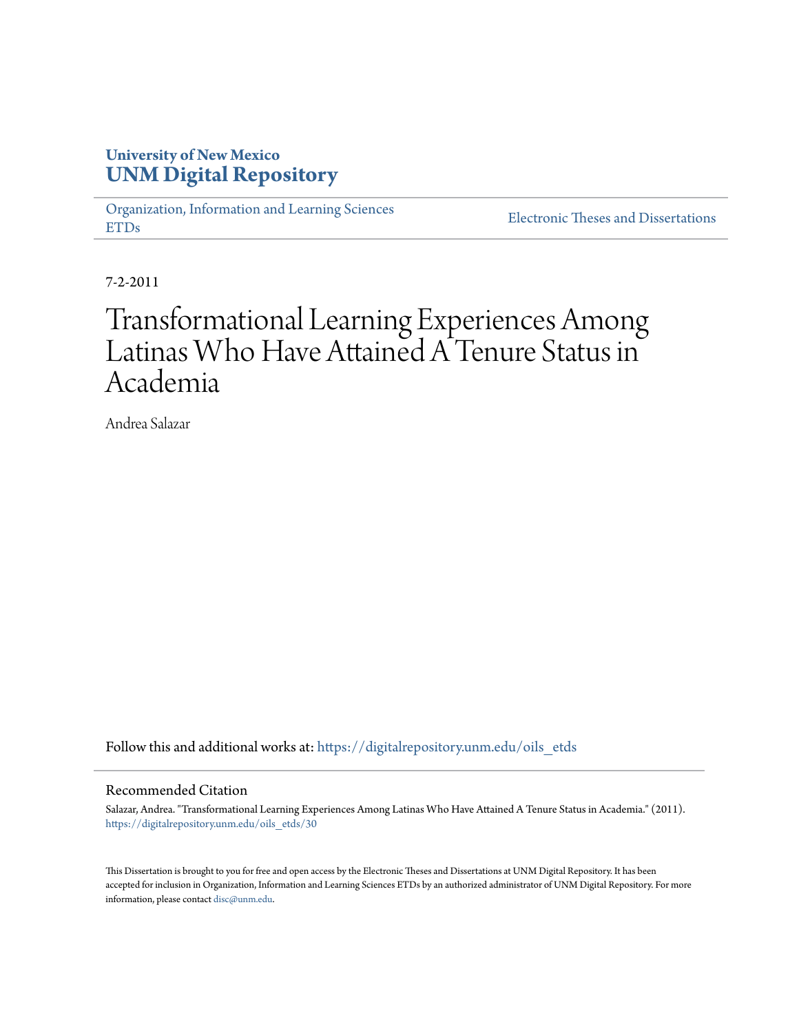University of New Mexico
**UNM Digital Repository**

Organization, Information and Learning Sciences ETDs

Electronic Theses and Dissertations

7-2-2011

# Transformational Learning Experiences Among Latinas Who Have Attained A Tenure Status in Academia

Andrea Salazar

Follow this and additional works at: https://digitalrepository.unm.edu/oils_etds

## Recommended Citation

Salazar, Andrea. "Transformational Learning Experiences Among Latinas Who Have Attained A Tenure Status in Academia." (2011). https://digitalrepository.unm.edu/oils_etds/30

This Dissertation is brought to you for free and open access by the Electronic Theses and Dissertations at UNM Digital Repository. It has been accepted for inclusion in Organization, Information and Learning Sciences ETDs by an authorized administrator of UNM Digital Repository. For more information, please contact disc@unm.edu.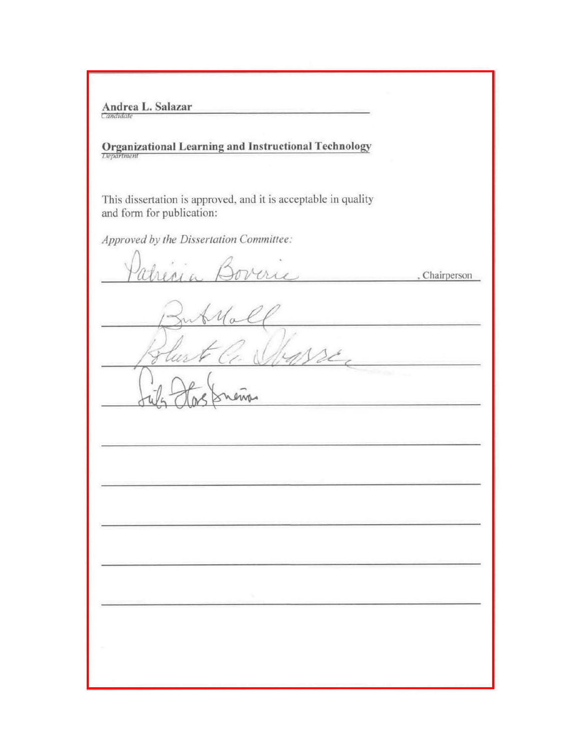**Andrea L. Salazar**
*Candidate*

**Organizational Learning and Instructional Technology**
*Department*

This dissertation is approved, and it is acceptable in quality and form for publication:

*Approved by the Dissertation Committee:*

Patricia Boverie, Chairperson

Bert Moll

Robert G. Grassé

Lily Flores Brennan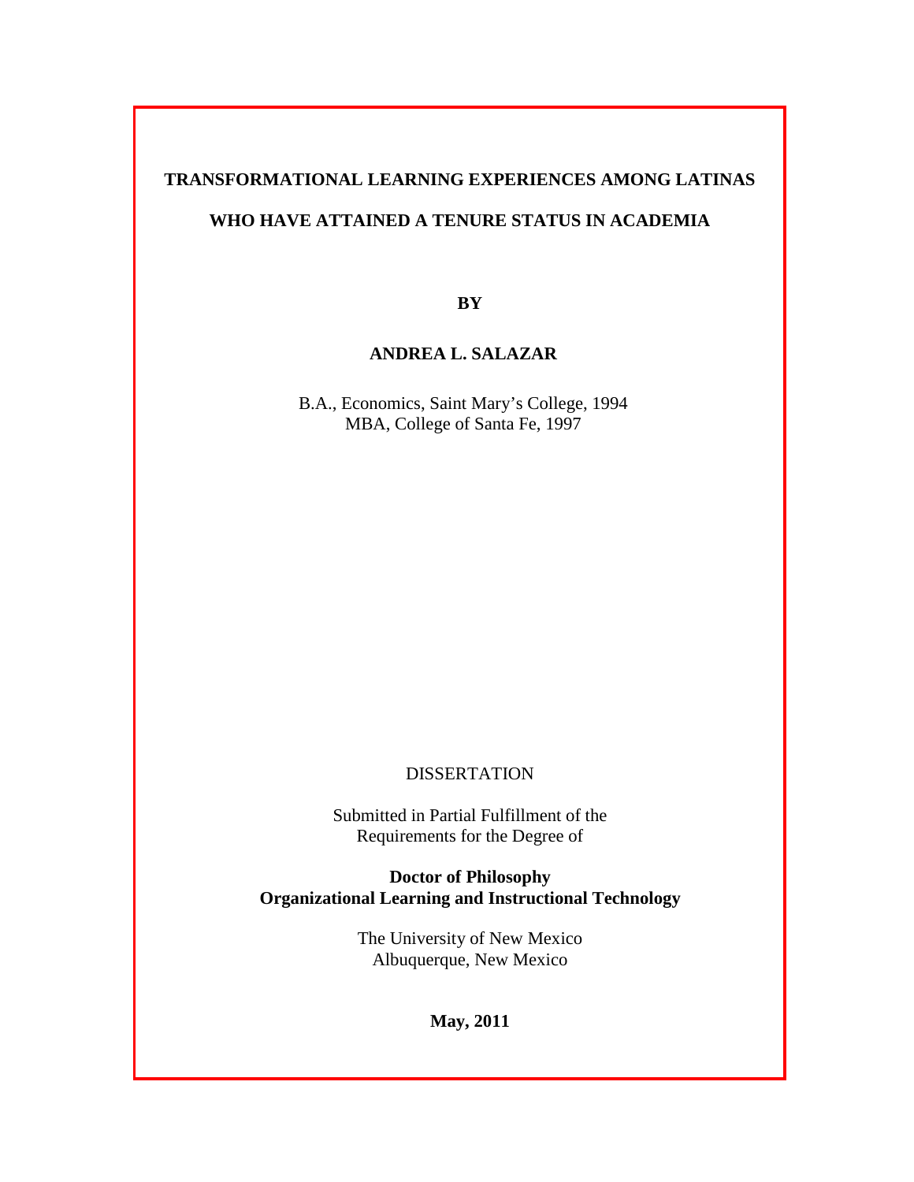# TRANSFORMATIONAL LEARNING EXPERIENCES AMONG LATINAS WHO HAVE ATTAINED A TENURE STATUS IN ACADEMIA

**BY**

**ANDREA L. SALAZAR**

B.A., Economics, Saint Mary's College, 1994
MBA, College of Santa Fe, 1997

DISSERTATION

Submitted in Partial Fulfillment of the
Requirements for the Degree of

**Doctor of Philosophy**
**Organizational Learning and Instructional Technology**

The University of New Mexico
Albuquerque, New Mexico

**May, 2011**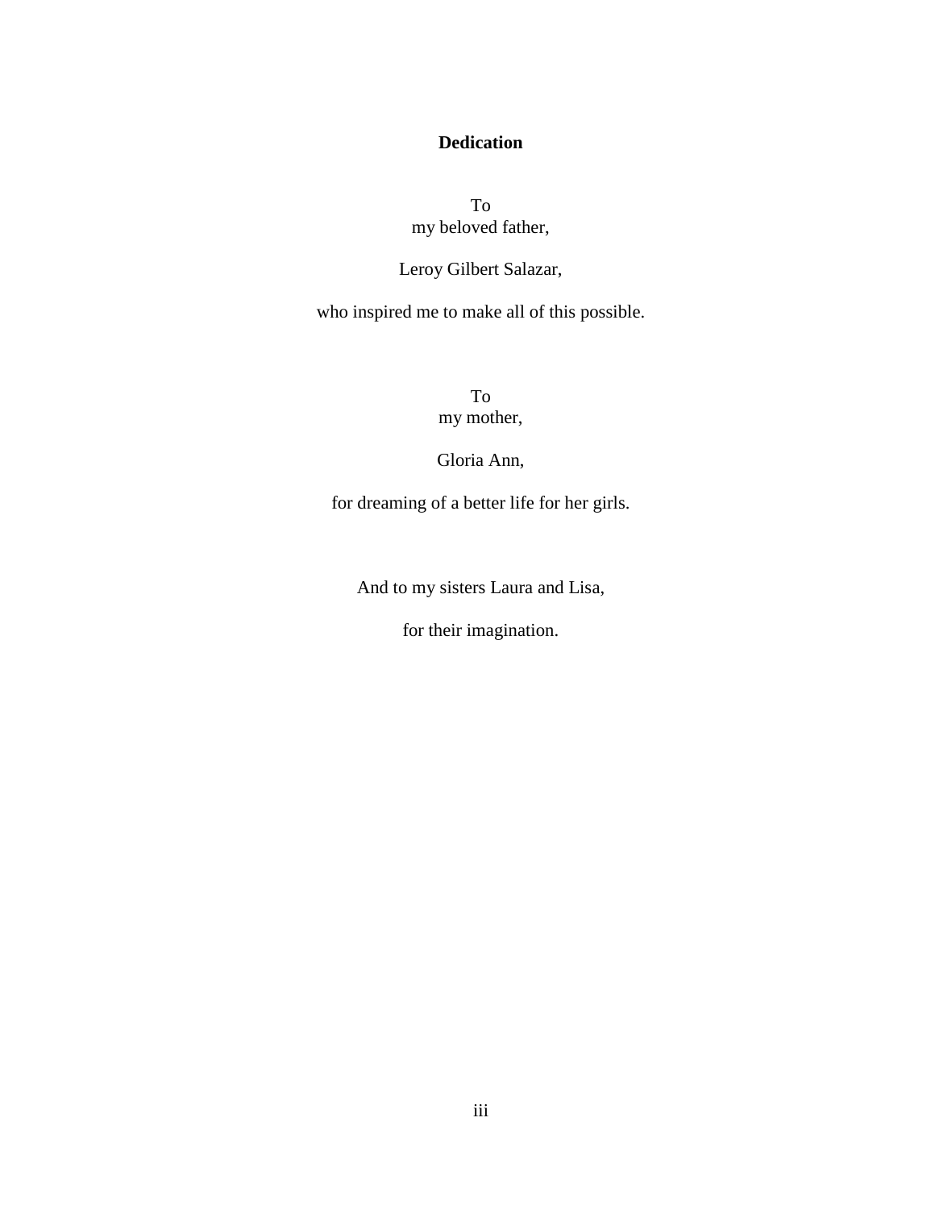# Dedication

To
my beloved father,

Leroy Gilbert Salazar,

who inspired me to make all of this possible.

To
my mother,

Gloria Ann,

for dreaming of a better life for her girls.

And to my sisters Laura and Lisa,

for their imagination.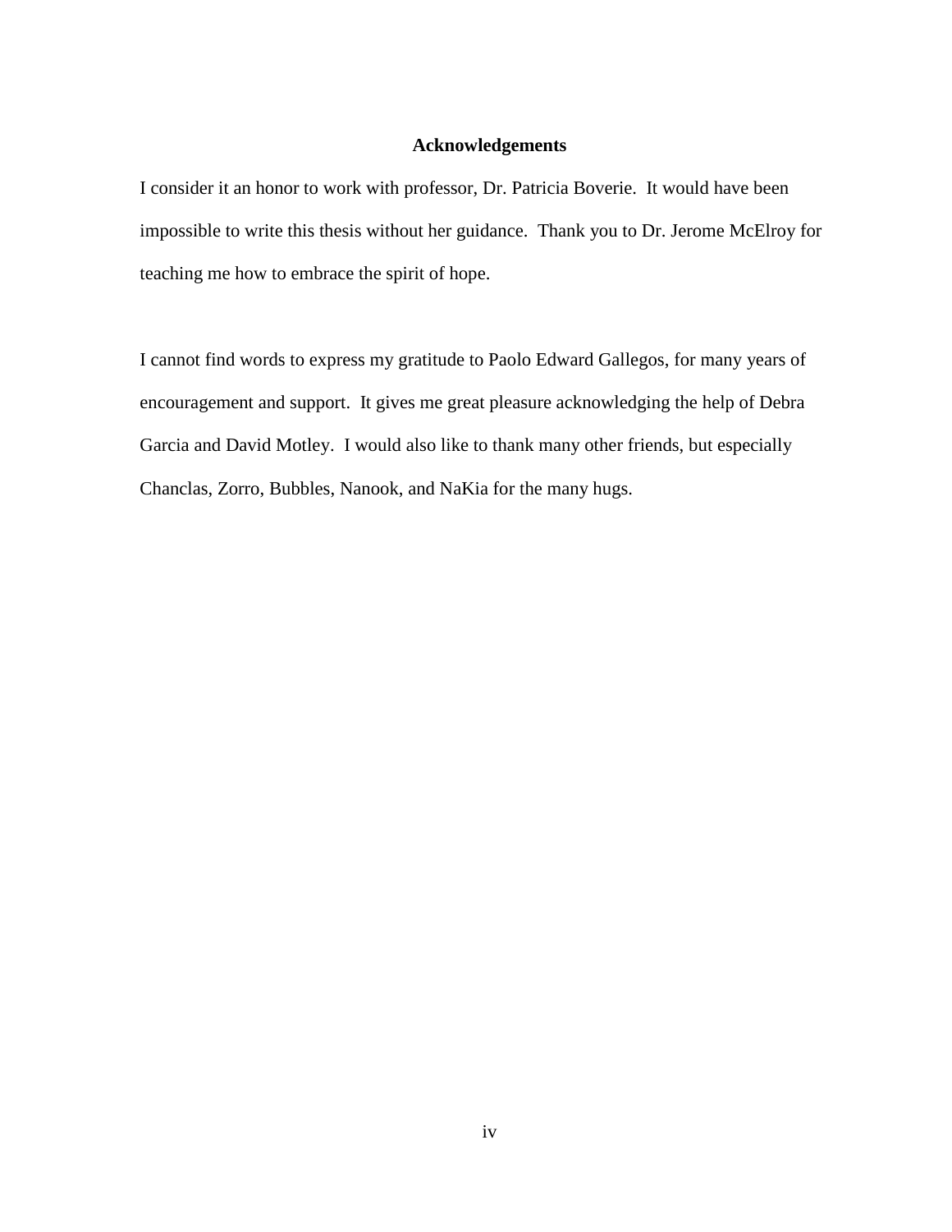# Acknowledgements

I consider it an honor to work with professor, Dr. Patricia Boverie. It would have been impossible to write this thesis without her guidance. Thank you to Dr. Jerome McElroy for teaching me how to embrace the spirit of hope.

I cannot find words to express my gratitude to Paolo Edward Gallegos, for many years of encouragement and support. It gives me great pleasure acknowledging the help of Debra Garcia and David Motley. I would also like to thank many other friends, but especially Chanclas, Zorro, Bubbles, Nanook, and NaKia for the many hugs.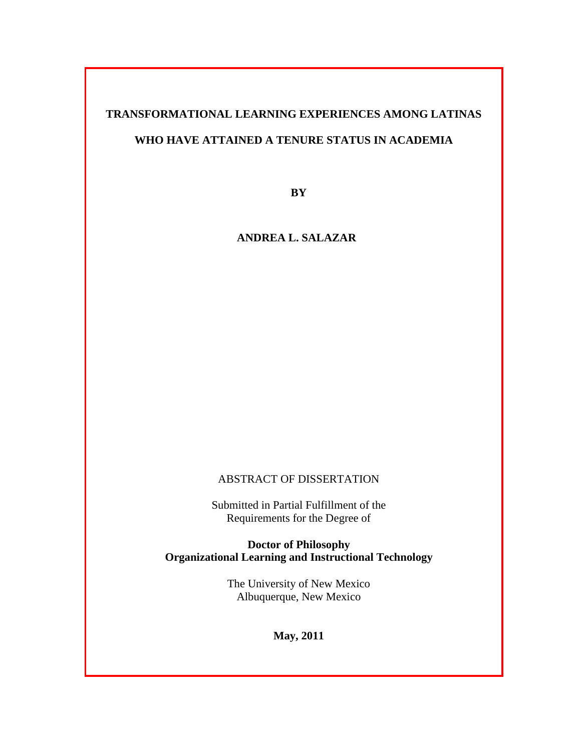**TRANSFORMATIONAL LEARNING EXPERIENCES AMONG LATINAS WHO HAVE ATTAINED A TENURE STATUS IN ACADEMIA**

**BY**

**ANDREA L. SALAZAR**

ABSTRACT OF DISSERTATION

Submitted in Partial Fulfillment of the
Requirements for the Degree of

**Doctor of Philosophy**
**Organizational Learning and Instructional Technology**

The University of New Mexico
Albuquerque, New Mexico

**May, 2011**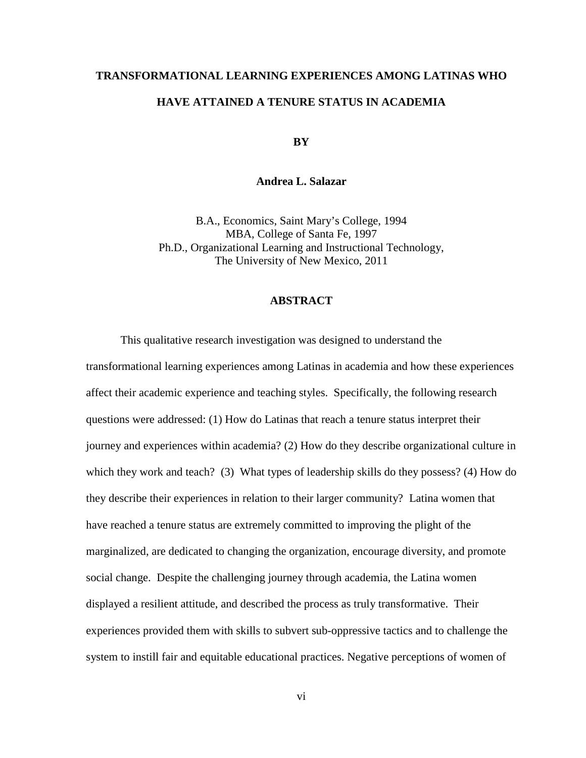**TRANSFORMATIONAL LEARNING EXPERIENCES AMONG LATINAS WHO HAVE ATTAINED A TENURE STATUS IN ACADEMIA**

**BY**

**Andrea L. Salazar**

B.A., Economics, Saint Mary's College, 1994
MBA, College of Santa Fe, 1997
Ph.D., Organizational Learning and Instructional Technology,
The University of New Mexico, 2011

## ABSTRACT

This qualitative research investigation was designed to understand the transformational learning experiences among Latinas in academia and how these experiences affect their academic experience and teaching styles. Specifically, the following research questions were addressed: (1) How do Latinas that reach a tenure status interpret their journey and experiences within academia? (2) How do they describe organizational culture in which they work and teach? (3) What types of leadership skills do they possess? (4) How do they describe their experiences in relation to their larger community? Latina women that have reached a tenure status are extremely committed to improving the plight of the marginalized, are dedicated to changing the organization, encourage diversity, and promote social change. Despite the challenging journey through academia, the Latina women displayed a resilient attitude, and described the process as truly transformative. Their experiences provided them with skills to subvert sub-oppressive tactics and to challenge the system to instill fair and equitable educational practices. Negative perceptions of women of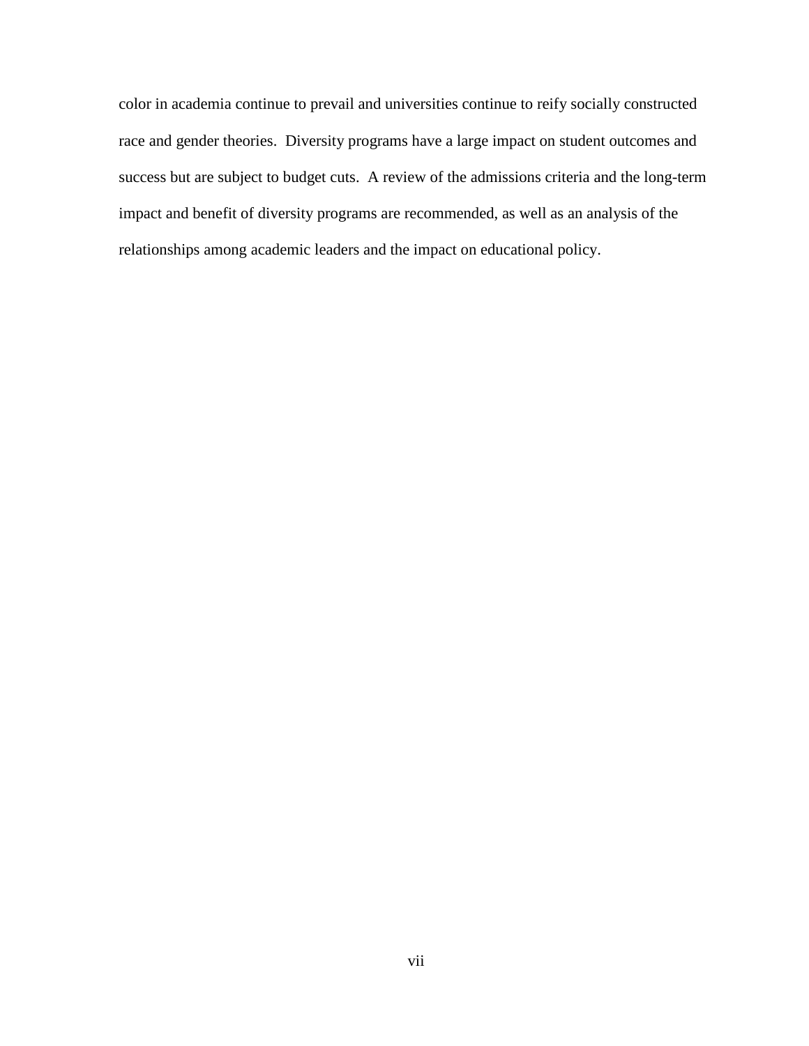color in academia continue to prevail and universities continue to reify socially constructed race and gender theories. Diversity programs have a large impact on student outcomes and success but are subject to budget cuts. A review of the admissions criteria and the long-term impact and benefit of diversity programs are recommended, as well as an analysis of the relationships among academic leaders and the impact on educational policy.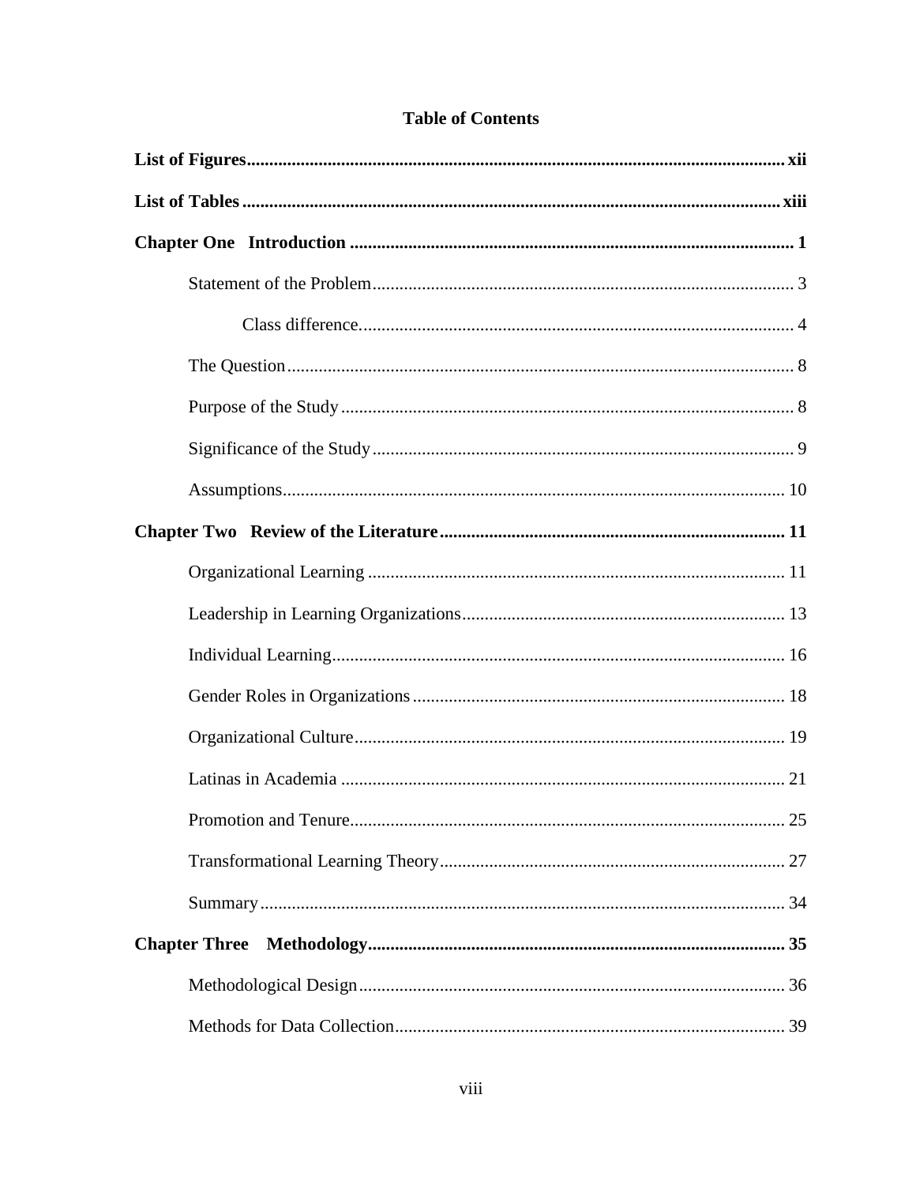## Table of Contents

**List of Figures** ..... **xii**

**List of Tables** ..... **xiii**

**Chapter One Introduction** ..... **1**

- Statement of the Problem ..... 3
  - Class difference. ..... 4
- The Question ..... 8
- Purpose of the Study ..... 8
- Significance of the Study ..... 9
- Assumptions ..... 10

**Chapter Two Review of the Literature** ..... **11**

- Organizational Learning ..... 11
- Leadership in Learning Organizations ..... 13
- Individual Learning ..... 16
- Gender Roles in Organizations ..... 18
- Organizational Culture ..... 19
- Latinas in Academia ..... 21
- Promotion and Tenure ..... 25
- Transformational Learning Theory ..... 27
- Summary ..... 34

**Chapter Three Methodology** ..... **35**

- Methodological Design ..... 36
- Methods for Data Collection ..... 39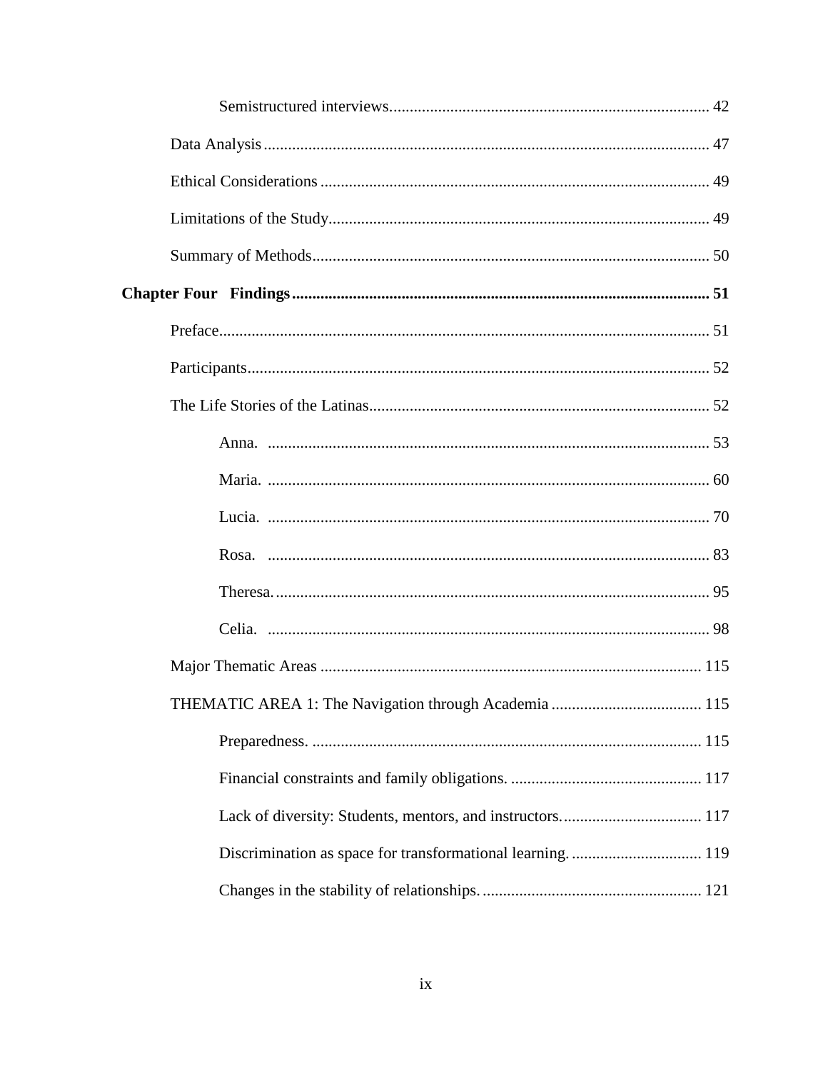Semistructured interviews .............................................................................. 42

Data Analysis ............................................................................................................. 47

Ethical Considerations ............................................................................................... 49

Limitations of the Study ............................................................................................. 49

Summary of Methods ................................................................................................. 50

**Chapter Four Findings ...................................................................................................... 51**

Preface ....................................................................................................................... 51

Participants ................................................................................................................ 52

The Life Stories of the Latinas ................................................................................... 52

Anna. ............................................................................................................ 53

Maria. ............................................................................................................ 60

Lucia. ............................................................................................................ 70

Rosa. ............................................................................................................ 83

Theresa. .......................................................................................................... 95

Celia. ............................................................................................................ 98

Major Thematic Areas ............................................................................................. 115

THEMATIC AREA 1: The Navigation through Academia ..................................... 115

Preparedness. ............................................................................................... 115

Financial constraints and family obligations. ............................................... 117

Lack of diversity: Students, mentors, and instructors. .................................. 117

Discrimination as space for transformational learning. ................................ 119

Changes in the stability of relationships. ...................................................... 121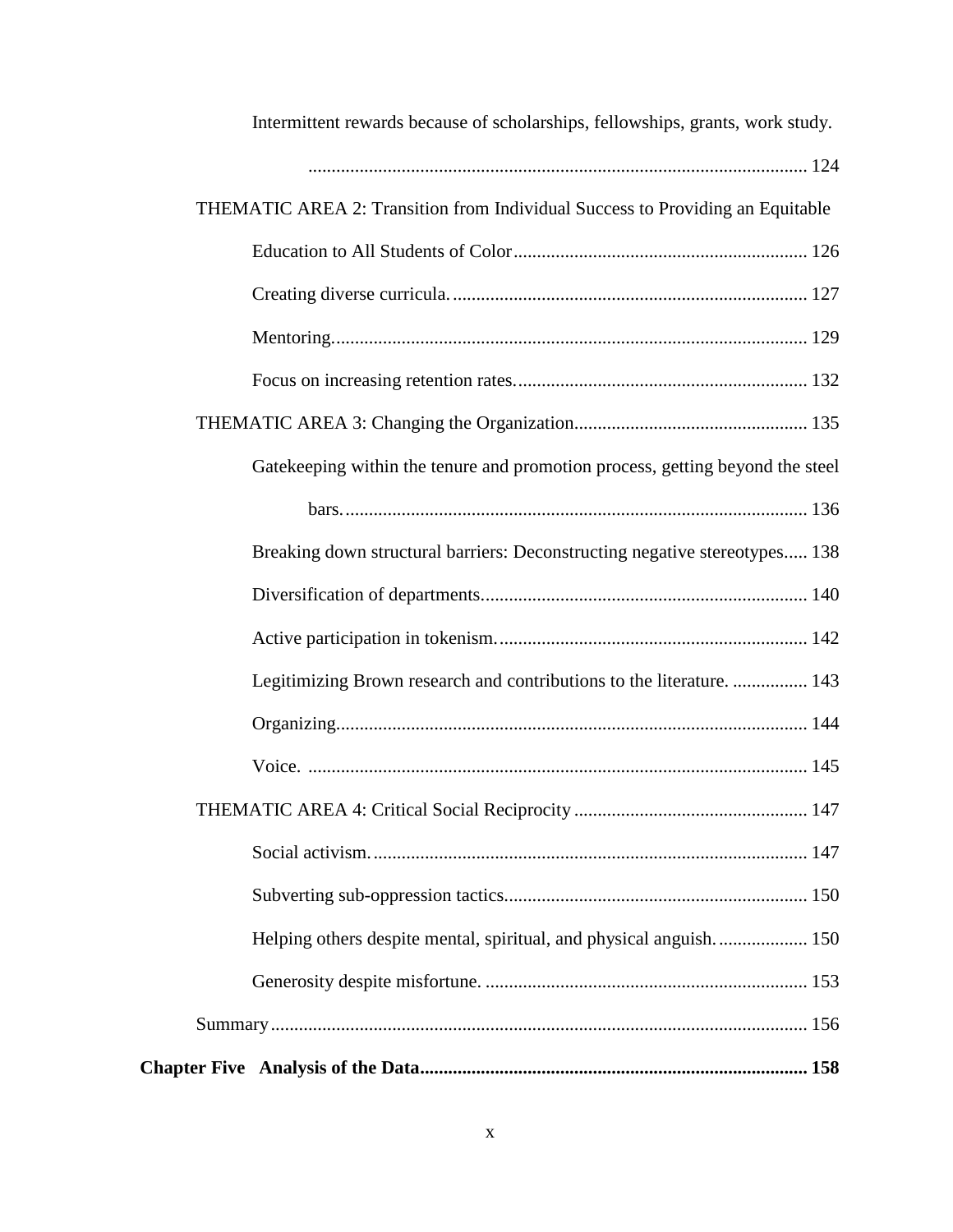Intermittent rewards because of scholarships, fellowships, grants, work study. ........ 124

THEMATIC AREA 2: Transition from Individual Success to Providing an Equitable Education to All Students of Color ........ 126

Creating diverse curricula. ........ 127

Mentoring. ........ 129

Focus on increasing retention rates. ........ 132

THEMATIC AREA 3: Changing the Organization ........ 135

Gatekeeping within the tenure and promotion process, getting beyond the steel bars. ........ 136

Breaking down structural barriers: Deconstructing negative stereotypes ........ 138

Diversification of departments. ........ 140

Active participation in tokenism. ........ 142

Legitimizing Brown research and contributions to the literature. ........ 143

Organizing. ........ 144

Voice. ........ 145

THEMATIC AREA 4: Critical Social Reciprocity ........ 147

Social activism. ........ 147

Subverting sub-oppression tactics. ........ 150

Helping others despite mental, spiritual, and physical anguish. ........ 150

Generosity despite misfortune. ........ 153

Summary ........ 156

**Chapter Five Analysis of the Data ........ 158**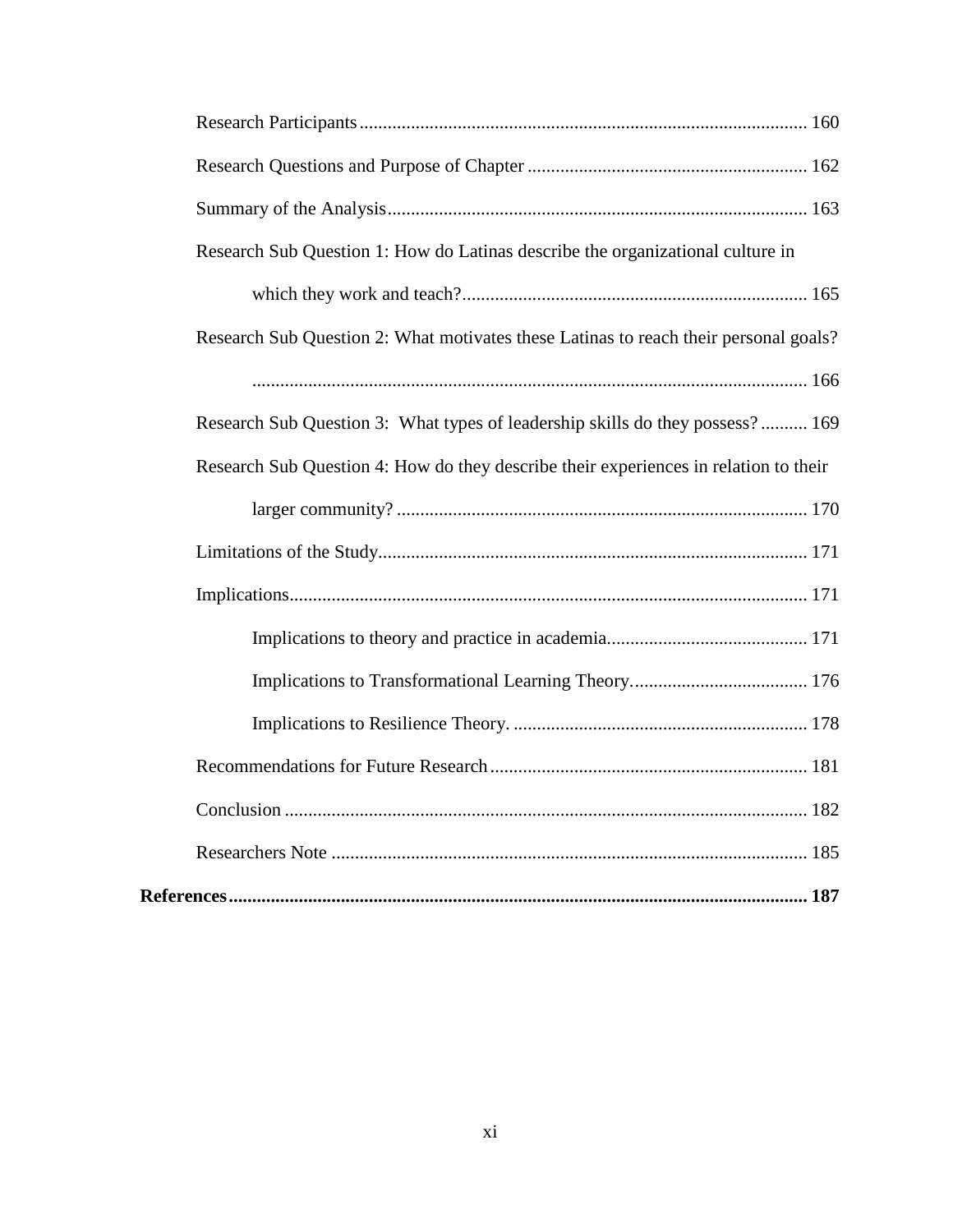Research Participants ... 160

Research Questions and Purpose of Chapter ... 162

Summary of the Analysis ... 163

Research Sub Question 1: How do Latinas describe the organizational culture in which they work and teach? ... 165

Research Sub Question 2: What motivates these Latinas to reach their personal goals? ... 166

Research Sub Question 3: What types of leadership skills do they possess? ... 169

Research Sub Question 4: How do they describe their experiences in relation to their larger community? ... 170

Limitations of the Study ... 171

Implications ... 171

- Implications to theory and practice in academia ... 171
- Implications to Transformational Learning Theory. ... 176
- Implications to Resilience Theory. ... 178

Recommendations for Future Research ... 181

Conclusion ... 182

Researchers Note ... 185

**References ... 187**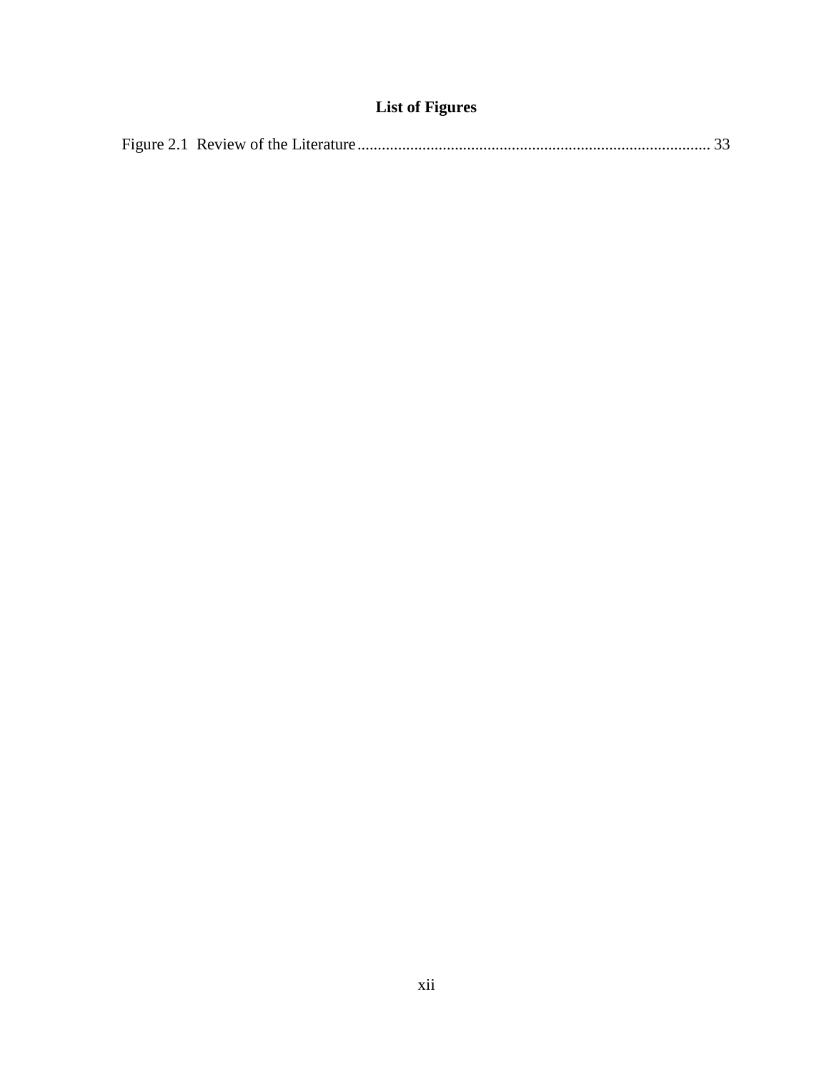# List of Figures

Figure 2.1 Review of the Literature ........................................................................................ 33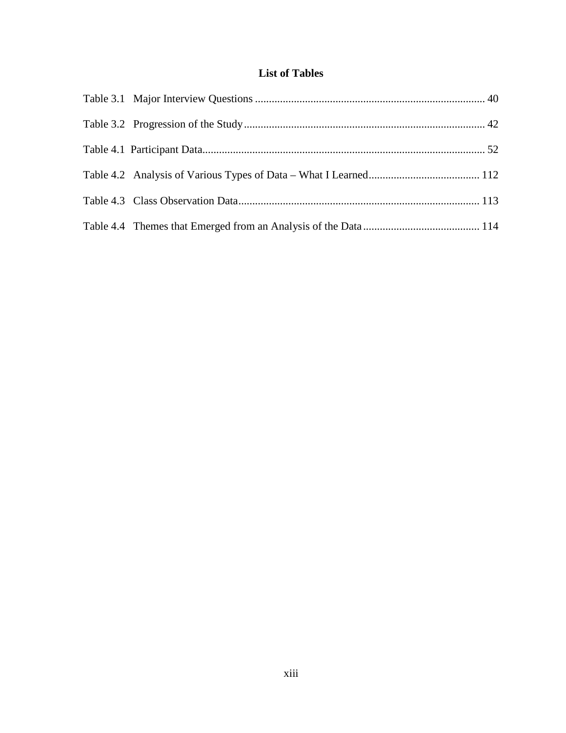# List of Tables

Table 3.1 Major Interview Questions .................................................................................. 40

Table 3.2 Progression of the Study ...................................................................................... 42

Table 4.1 Participant Data..................................................................................................... 52

Table 4.2 Analysis of Various Types of Data – What I Learned........................................ 112

Table 4.3 Class Observation Data....................................................................................... 113

Table 4.4 Themes that Emerged from an Analysis of the Data .......................................... 114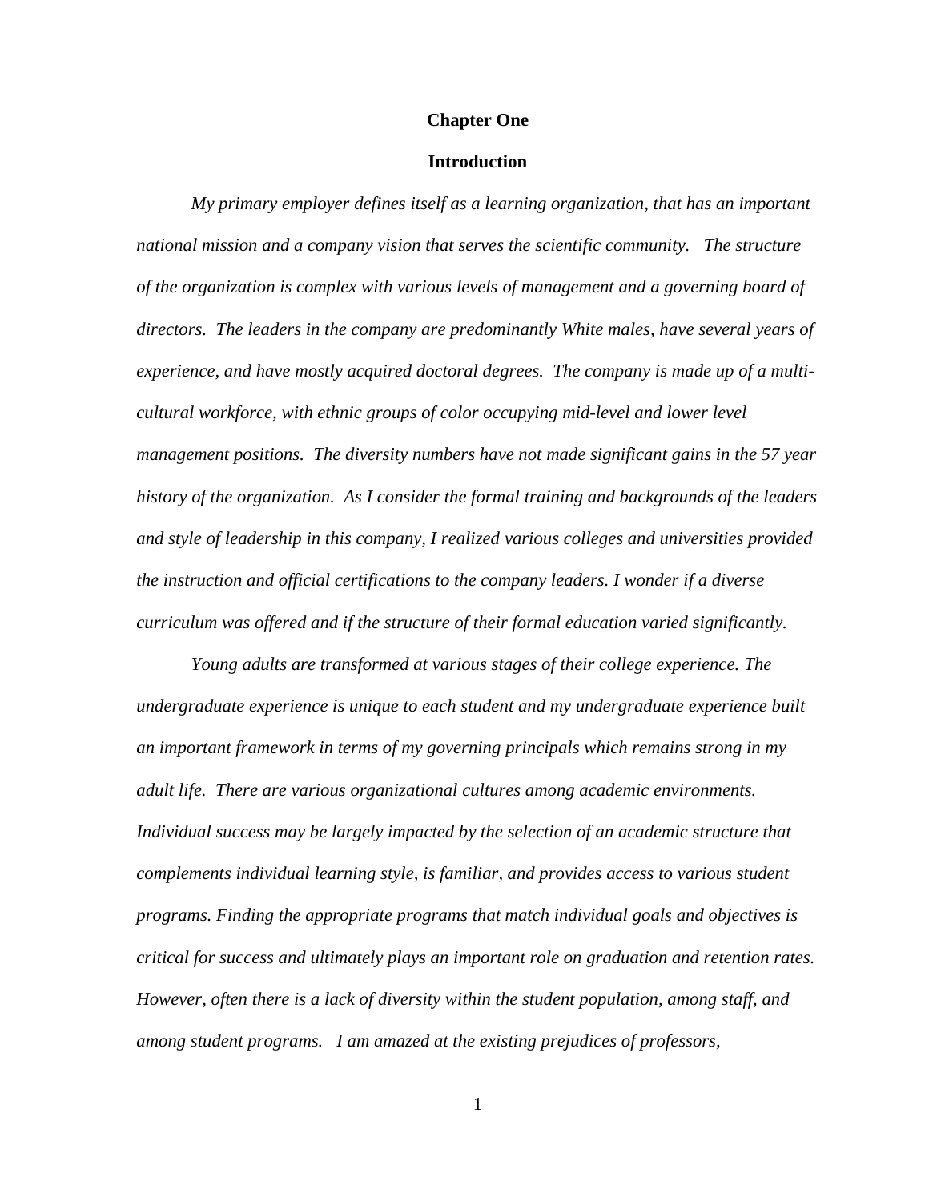# Chapter One

## Introduction

*My primary employer defines itself as a learning organization, that has an important national mission and a company vision that serves the scientific community. The structure of the organization is complex with various levels of management and a governing board of directors. The leaders in the company are predominantly White males, have several years of experience, and have mostly acquired doctoral degrees. The company is made up of a multi-cultural workforce, with ethnic groups of color occupying mid-level and lower level management positions. The diversity numbers have not made significant gains in the 57 year history of the organization. As I consider the formal training and backgrounds of the leaders and style of leadership in this company, I realized various colleges and universities provided the instruction and official certifications to the company leaders. I wonder if a diverse curriculum was offered and if the structure of their formal education varied significantly.*

*Young adults are transformed at various stages of their college experience. The undergraduate experience is unique to each student and my undergraduate experience built an important framework in terms of my governing principals which remains strong in my adult life. There are various organizational cultures among academic environments. Individual success may be largely impacted by the selection of an academic structure that complements individual learning style, is familiar, and provides access to various student programs. Finding the appropriate programs that match individual goals and objectives is critical for success and ultimately plays an important role on graduation and retention rates. However, often there is a lack of diversity within the student population, among staff, and among student programs. I am amazed at the existing prejudices of professors,*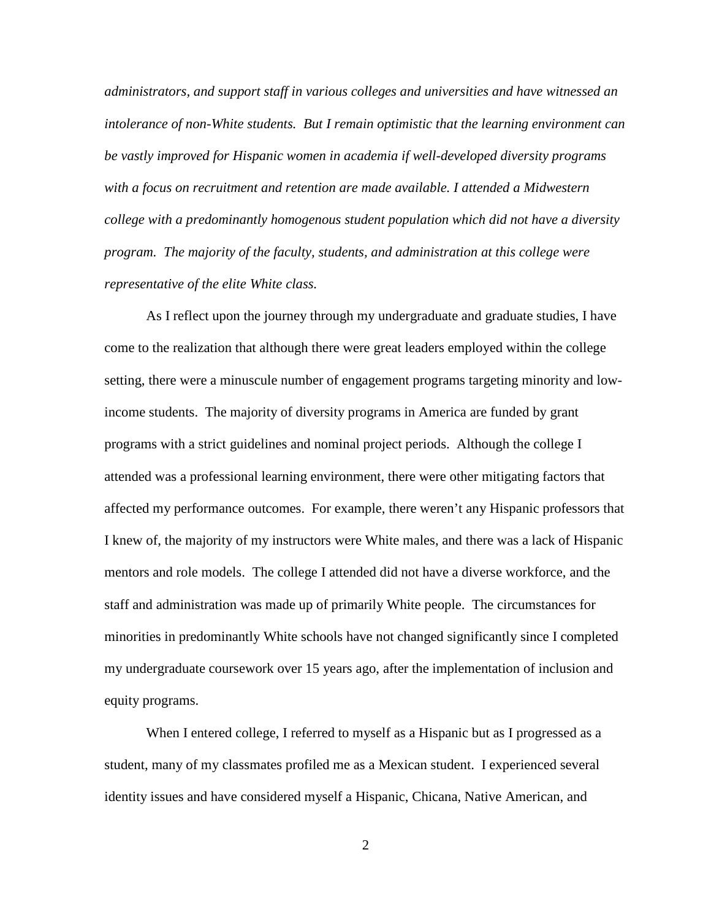*administrators, and support staff in various colleges and universities and have witnessed an intolerance of non-White students. But I remain optimistic that the learning environment can be vastly improved for Hispanic women in academia if well-developed diversity programs with a focus on recruitment and retention are made available. I attended a Midwestern college with a predominantly homogenous student population which did not have a diversity program. The majority of the faculty, students, and administration at this college were representative of the elite White class.*

As I reflect upon the journey through my undergraduate and graduate studies, I have come to the realization that although there were great leaders employed within the college setting, there were a minuscule number of engagement programs targeting minority and low-income students. The majority of diversity programs in America are funded by grant programs with a strict guidelines and nominal project periods. Although the college I attended was a professional learning environment, there were other mitigating factors that affected my performance outcomes. For example, there weren't any Hispanic professors that I knew of, the majority of my instructors were White males, and there was a lack of Hispanic mentors and role models. The college I attended did not have a diverse workforce, and the staff and administration was made up of primarily White people. The circumstances for minorities in predominantly White schools have not changed significantly since I completed my undergraduate coursework over 15 years ago, after the implementation of inclusion and equity programs.

When I entered college, I referred to myself as a Hispanic but as I progressed as a student, many of my classmates profiled me as a Mexican student. I experienced several identity issues and have considered myself a Hispanic, Chicana, Native American, and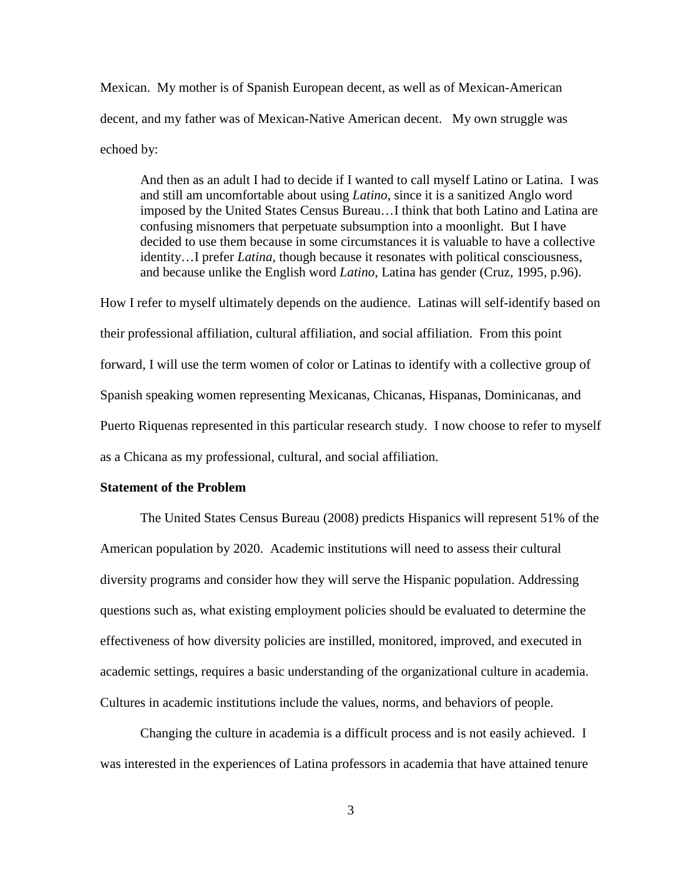Mexican. My mother is of Spanish European decent, as well as of Mexican-American decent, and my father was of Mexican-Native American decent. My own struggle was echoed by:

> And then as an adult I had to decide if I wanted to call myself Latino or Latina. I was and still am uncomfortable about using *Latino*, since it is a sanitized Anglo word imposed by the United States Census Bureau…I think that both Latino and Latina are confusing misnomers that perpetuate subsumption into a moonlight. But I have decided to use them because in some circumstances it is valuable to have a collective identity…I prefer *Latina*, though because it resonates with political consciousness, and because unlike the English word *Latino*, Latina has gender (Cruz, 1995, p.96).

How I refer to myself ultimately depends on the audience. Latinas will self-identify based on their professional affiliation, cultural affiliation, and social affiliation. From this point forward, I will use the term women of color or Latinas to identify with a collective group of Spanish speaking women representing Mexicanas, Chicanas, Hispanas, Dominicanas, and Puerto Riquenas represented in this particular research study. I now choose to refer to myself as a Chicana as my professional, cultural, and social affiliation.

**Statement of the Problem**

The United States Census Bureau (2008) predicts Hispanics will represent 51% of the American population by 2020. Academic institutions will need to assess their cultural diversity programs and consider how they will serve the Hispanic population. Addressing questions such as, what existing employment policies should be evaluated to determine the effectiveness of how diversity policies are instilled, monitored, improved, and executed in academic settings, requires a basic understanding of the organizational culture in academia. Cultures in academic institutions include the values, norms, and behaviors of people.

Changing the culture in academia is a difficult process and is not easily achieved. I was interested in the experiences of Latina professors in academia that have attained tenure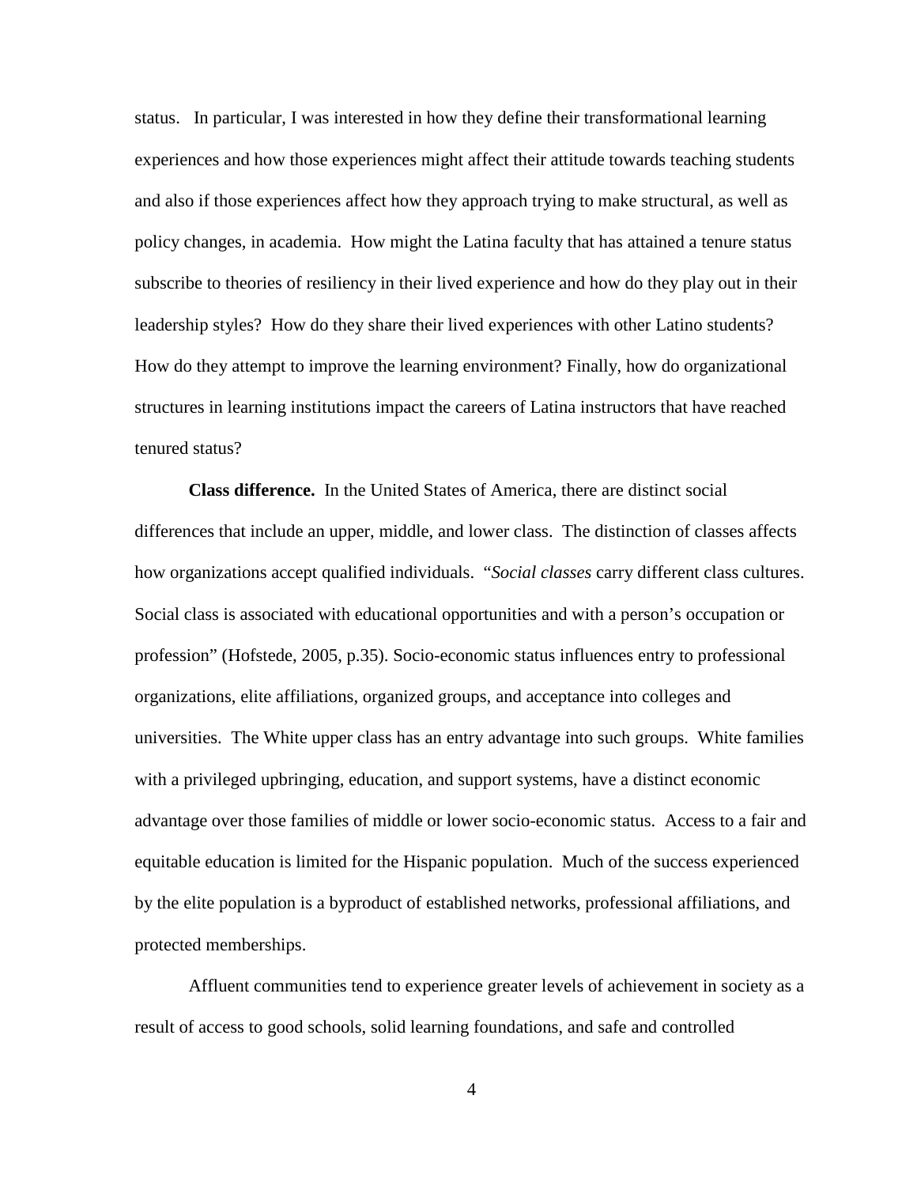status. In particular, I was interested in how they define their transformational learning experiences and how those experiences might affect their attitude towards teaching students and also if those experiences affect how they approach trying to make structural, as well as policy changes, in academia. How might the Latina faculty that has attained a tenure status subscribe to theories of resiliency in their lived experience and how do they play out in their leadership styles? How do they share their lived experiences with other Latino students? How do they attempt to improve the learning environment? Finally, how do organizational structures in learning institutions impact the careers of Latina instructors that have reached tenured status?

**Class difference.** In the United States of America, there are distinct social differences that include an upper, middle, and lower class. The distinction of classes affects how organizations accept qualified individuals. "*Social classes* carry different class cultures. Social class is associated with educational opportunities and with a person's occupation or profession" (Hofstede, 2005, p.35). Socio-economic status influences entry to professional organizations, elite affiliations, organized groups, and acceptance into colleges and universities. The White upper class has an entry advantage into such groups. White families with a privileged upbringing, education, and support systems, have a distinct economic advantage over those families of middle or lower socio-economic status. Access to a fair and equitable education is limited for the Hispanic population. Much of the success experienced by the elite population is a byproduct of established networks, professional affiliations, and protected memberships.

Affluent communities tend to experience greater levels of achievement in society as a result of access to good schools, solid learning foundations, and safe and controlled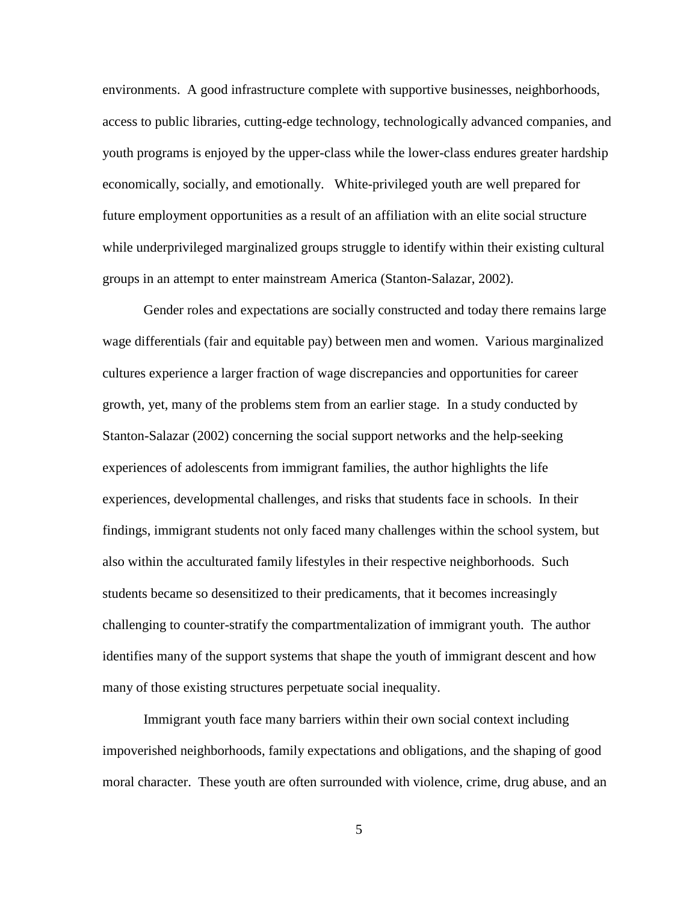environments. A good infrastructure complete with supportive businesses, neighborhoods, access to public libraries, cutting-edge technology, technologically advanced companies, and youth programs is enjoyed by the upper-class while the lower-class endures greater hardship economically, socially, and emotionally. White-privileged youth are well prepared for future employment opportunities as a result of an affiliation with an elite social structure while underprivileged marginalized groups struggle to identify within their existing cultural groups in an attempt to enter mainstream America (Stanton-Salazar, 2002).

Gender roles and expectations are socially constructed and today there remains large wage differentials (fair and equitable pay) between men and women. Various marginalized cultures experience a larger fraction of wage discrepancies and opportunities for career growth, yet, many of the problems stem from an earlier stage. In a study conducted by Stanton-Salazar (2002) concerning the social support networks and the help-seeking experiences of adolescents from immigrant families, the author highlights the life experiences, developmental challenges, and risks that students face in schools. In their findings, immigrant students not only faced many challenges within the school system, but also within the acculturated family lifestyles in their respective neighborhoods. Such students became so desensitized to their predicaments, that it becomes increasingly challenging to counter-stratify the compartmentalization of immigrant youth. The author identifies many of the support systems that shape the youth of immigrant descent and how many of those existing structures perpetuate social inequality.

Immigrant youth face many barriers within their own social context including impoverished neighborhoods, family expectations and obligations, and the shaping of good moral character. These youth are often surrounded with violence, crime, drug abuse, and an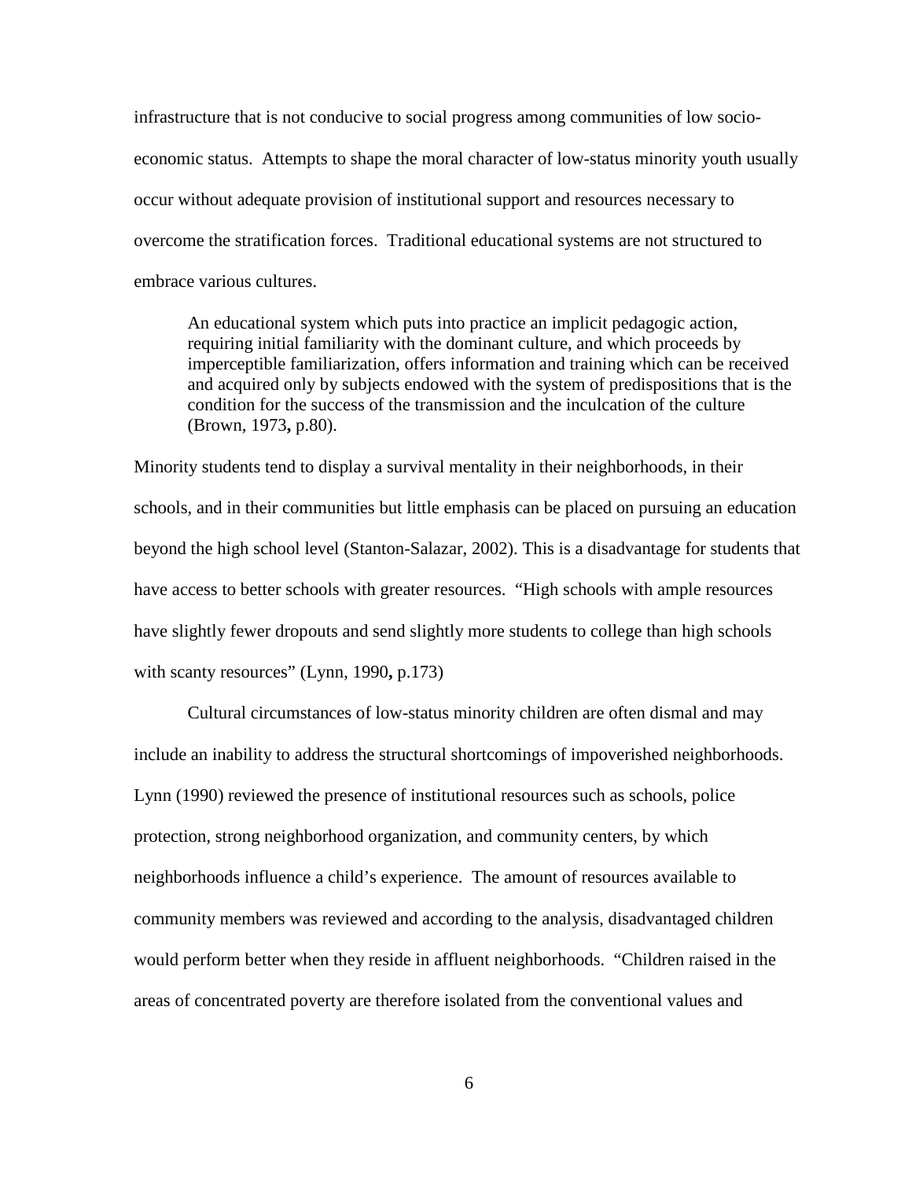infrastructure that is not conducive to social progress among communities of low socio-economic status. Attempts to shape the moral character of low-status minority youth usually occur without adequate provision of institutional support and resources necessary to overcome the stratification forces. Traditional educational systems are not structured to embrace various cultures.

> An educational system which puts into practice an implicit pedagogic action, requiring initial familiarity with the dominant culture, and which proceeds by imperceptible familiarization, offers information and training which can be received and acquired only by subjects endowed with the system of predispositions that is the condition for the success of the transmission and the inculcation of the culture (Brown, 1973**,** p.80).

Minority students tend to display a survival mentality in their neighborhoods, in their schools, and in their communities but little emphasis can be placed on pursuing an education beyond the high school level (Stanton-Salazar, 2002). This is a disadvantage for students that have access to better schools with greater resources. "High schools with ample resources have slightly fewer dropouts and send slightly more students to college than high schools with scanty resources" (Lynn, 1990**,** p.173)

Cultural circumstances of low-status minority children are often dismal and may include an inability to address the structural shortcomings of impoverished neighborhoods. Lynn (1990) reviewed the presence of institutional resources such as schools, police protection, strong neighborhood organization, and community centers, by which neighborhoods influence a child's experience. The amount of resources available to community members was reviewed and according to the analysis, disadvantaged children would perform better when they reside in affluent neighborhoods. "Children raised in the areas of concentrated poverty are therefore isolated from the conventional values and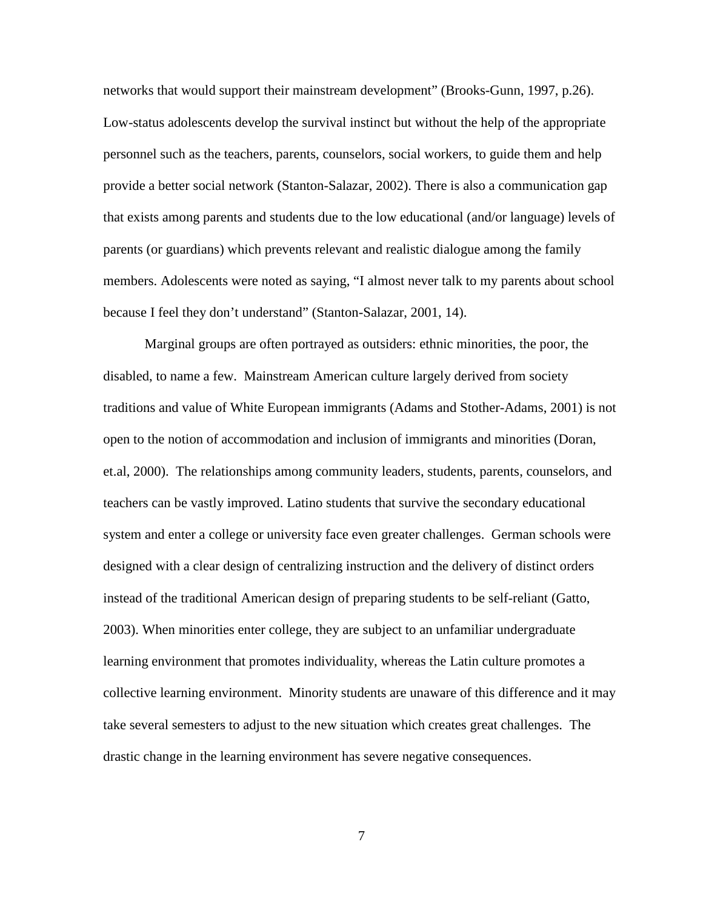networks that would support their mainstream development" (Brooks-Gunn, 1997, p.26). Low-status adolescents develop the survival instinct but without the help of the appropriate personnel such as the teachers, parents, counselors, social workers, to guide them and help provide a better social network (Stanton-Salazar, 2002). There is also a communication gap that exists among parents and students due to the low educational (and/or language) levels of parents (or guardians) which prevents relevant and realistic dialogue among the family members. Adolescents were noted as saying, "I almost never talk to my parents about school because I feel they don't understand" (Stanton-Salazar, 2001, 14).

Marginal groups are often portrayed as outsiders: ethnic minorities, the poor, the disabled, to name a few. Mainstream American culture largely derived from society traditions and value of White European immigrants (Adams and Stother-Adams, 2001) is not open to the notion of accommodation and inclusion of immigrants and minorities (Doran, et.al, 2000). The relationships among community leaders, students, parents, counselors, and teachers can be vastly improved. Latino students that survive the secondary educational system and enter a college or university face even greater challenges. German schools were designed with a clear design of centralizing instruction and the delivery of distinct orders instead of the traditional American design of preparing students to be self-reliant (Gatto, 2003). When minorities enter college, they are subject to an unfamiliar undergraduate learning environment that promotes individuality, whereas the Latin culture promotes a collective learning environment. Minority students are unaware of this difference and it may take several semesters to adjust to the new situation which creates great challenges. The drastic change in the learning environment has severe negative consequences.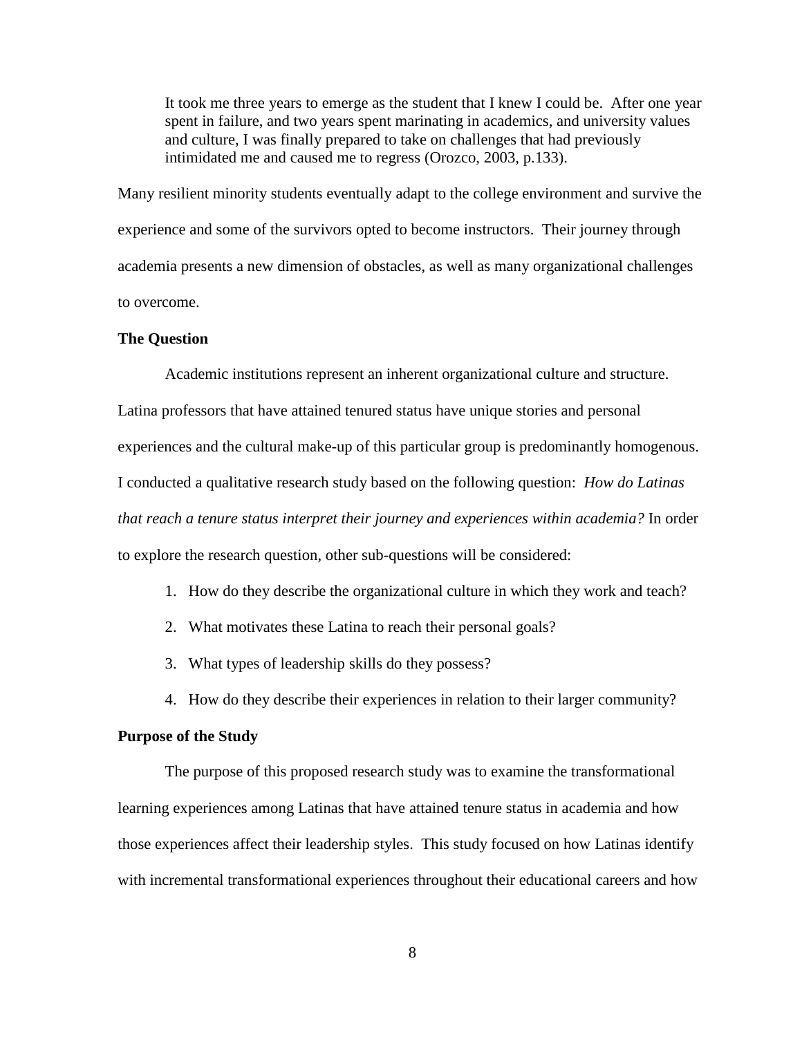> It took me three years to emerge as the student that I knew I could be. After one year spent in failure, and two years spent marinating in academics, and university values and culture, I was finally prepared to take on challenges that had previously intimidated me and caused me to regress (Orozco, 2003, p.133).

Many resilient minority students eventually adapt to the college environment and survive the experience and some of the survivors opted to become instructors. Their journey through academia presents a new dimension of obstacles, as well as many organizational challenges to overcome.

**The Question**

Academic institutions represent an inherent organizational culture and structure. Latina professors that have attained tenured status have unique stories and personal experiences and the cultural make-up of this particular group is predominantly homogenous. I conducted a qualitative research study based on the following question: *How do Latinas that reach a tenure status interpret their journey and experiences within academia?* In order to explore the research question, other sub-questions will be considered:

1. How do they describe the organizational culture in which they work and teach?
2. What motivates these Latina to reach their personal goals?
3. What types of leadership skills do they possess?
4. How do they describe their experiences in relation to their larger community?

**Purpose of the Study**

The purpose of this proposed research study was to examine the transformational learning experiences among Latinas that have attained tenure status in academia and how those experiences affect their leadership styles. This study focused on how Latinas identify with incremental transformational experiences throughout their educational careers and how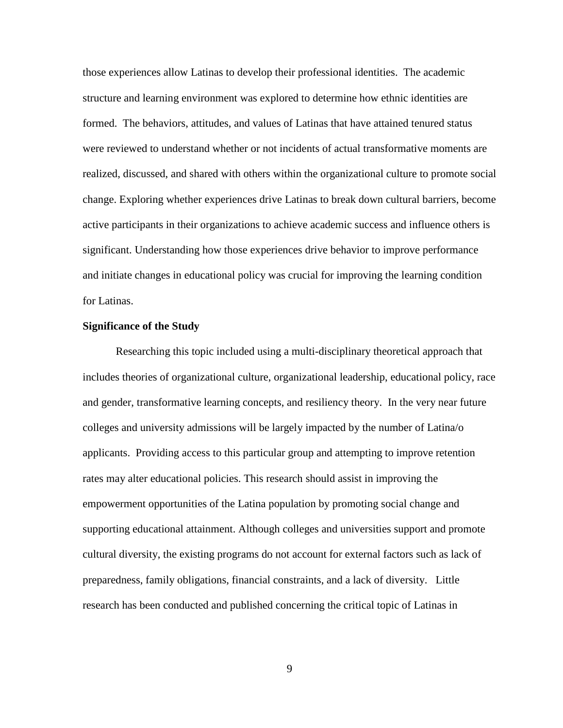those experiences allow Latinas to develop their professional identities. The academic structure and learning environment was explored to determine how ethnic identities are formed. The behaviors, attitudes, and values of Latinas that have attained tenured status were reviewed to understand whether or not incidents of actual transformative moments are realized, discussed, and shared with others within the organizational culture to promote social change. Exploring whether experiences drive Latinas to break down cultural barriers, become active participants in their organizations to achieve academic success and influence others is significant. Understanding how those experiences drive behavior to improve performance and initiate changes in educational policy was crucial for improving the learning condition for Latinas.

**Significance of the Study**

Researching this topic included using a multi-disciplinary theoretical approach that includes theories of organizational culture, organizational leadership, educational policy, race and gender, transformative learning concepts, and resiliency theory. In the very near future colleges and university admissions will be largely impacted by the number of Latina/o applicants. Providing access to this particular group and attempting to improve retention rates may alter educational policies. This research should assist in improving the empowerment opportunities of the Latina population by promoting social change and supporting educational attainment. Although colleges and universities support and promote cultural diversity, the existing programs do not account for external factors such as lack of preparedness, family obligations, financial constraints, and a lack of diversity. Little research has been conducted and published concerning the critical topic of Latinas in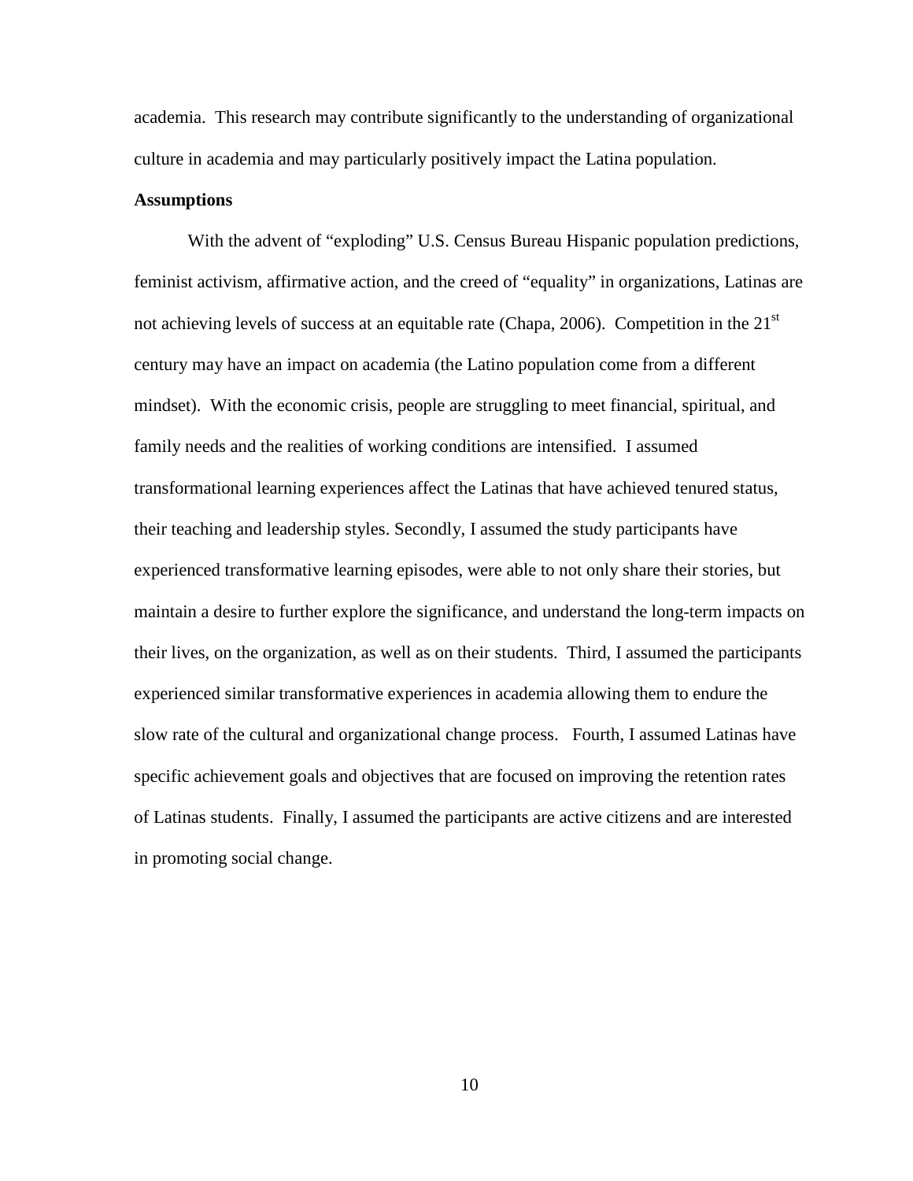academia. This research may contribute significantly to the understanding of organizational culture in academia and may particularly positively impact the Latina population.

**Assumptions**

With the advent of "exploding" U.S. Census Bureau Hispanic population predictions, feminist activism, affirmative action, and the creed of "equality" in organizations, Latinas are not achieving levels of success at an equitable rate (Chapa, 2006). Competition in the 21st century may have an impact on academia (the Latino population come from a different mindset). With the economic crisis, people are struggling to meet financial, spiritual, and family needs and the realities of working conditions are intensified. I assumed transformational learning experiences affect the Latinas that have achieved tenured status, their teaching and leadership styles. Secondly, I assumed the study participants have experienced transformative learning episodes, were able to not only share their stories, but maintain a desire to further explore the significance, and understand the long-term impacts on their lives, on the organization, as well as on their students. Third, I assumed the participants experienced similar transformative experiences in academia allowing them to endure the slow rate of the cultural and organizational change process. Fourth, I assumed Latinas have specific achievement goals and objectives that are focused on improving the retention rates of Latinas students. Finally, I assumed the participants are active citizens and are interested in promoting social change.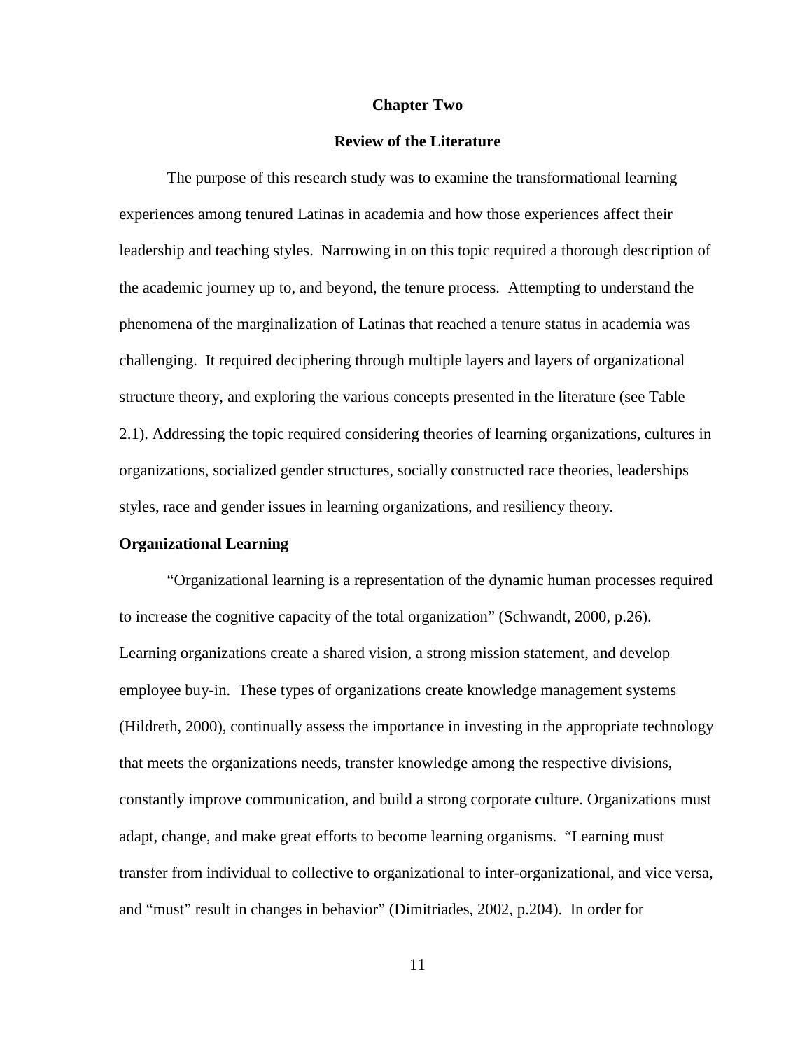# Chapter Two

# Review of the Literature

The purpose of this research study was to examine the transformational learning experiences among tenured Latinas in academia and how those experiences affect their leadership and teaching styles. Narrowing in on this topic required a thorough description of the academic journey up to, and beyond, the tenure process. Attempting to understand the phenomena of the marginalization of Latinas that reached a tenure status in academia was challenging. It required deciphering through multiple layers and layers of organizational structure theory, and exploring the various concepts presented in the literature (see Table 2.1). Addressing the topic required considering theories of learning organizations, cultures in organizations, socialized gender structures, socially constructed race theories, leaderships styles, race and gender issues in learning organizations, and resiliency theory.

## Organizational Learning

"Organizational learning is a representation of the dynamic human processes required to increase the cognitive capacity of the total organization" (Schwandt, 2000, p.26). Learning organizations create a shared vision, a strong mission statement, and develop employee buy-in. These types of organizations create knowledge management systems (Hildreth, 2000), continually assess the importance in investing in the appropriate technology that meets the organizations needs, transfer knowledge among the respective divisions, constantly improve communication, and build a strong corporate culture. Organizations must adapt, change, and make great efforts to become learning organisms. "Learning must transfer from individual to collective to organizational to inter-organizational, and vice versa, and "must" result in changes in behavior" (Dimitriades, 2002, p.204). In order for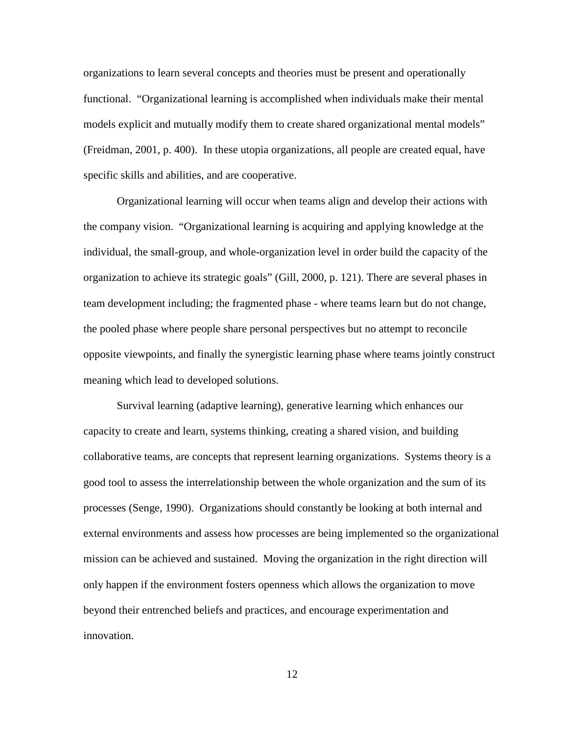organizations to learn several concepts and theories must be present and operationally functional. "Organizational learning is accomplished when individuals make their mental models explicit and mutually modify them to create shared organizational mental models" (Freidman, 2001, p. 400). In these utopia organizations, all people are created equal, have specific skills and abilities, and are cooperative.

Organizational learning will occur when teams align and develop their actions with the company vision. "Organizational learning is acquiring and applying knowledge at the individual, the small-group, and whole-organization level in order build the capacity of the organization to achieve its strategic goals" (Gill, 2000, p. 121). There are several phases in team development including; the fragmented phase - where teams learn but do not change, the pooled phase where people share personal perspectives but no attempt to reconcile opposite viewpoints, and finally the synergistic learning phase where teams jointly construct meaning which lead to developed solutions.

Survival learning (adaptive learning), generative learning which enhances our capacity to create and learn, systems thinking, creating a shared vision, and building collaborative teams, are concepts that represent learning organizations. Systems theory is a good tool to assess the interrelationship between the whole organization and the sum of its processes (Senge, 1990). Organizations should constantly be looking at both internal and external environments and assess how processes are being implemented so the organizational mission can be achieved and sustained. Moving the organization in the right direction will only happen if the environment fosters openness which allows the organization to move beyond their entrenched beliefs and practices, and encourage experimentation and innovation.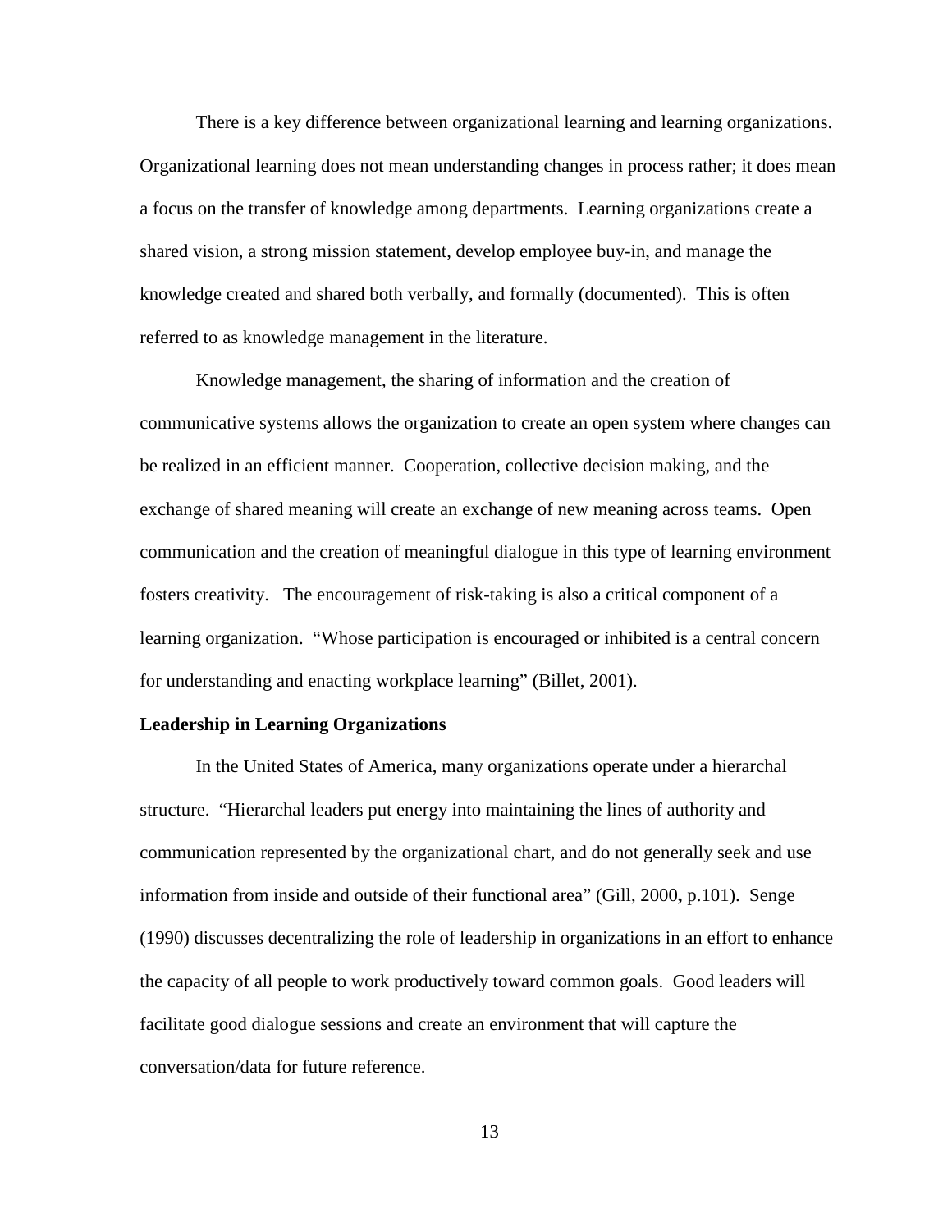There is a key difference between organizational learning and learning organizations. Organizational learning does not mean understanding changes in process rather; it does mean a focus on the transfer of knowledge among departments. Learning organizations create a shared vision, a strong mission statement, develop employee buy-in, and manage the knowledge created and shared both verbally, and formally (documented). This is often referred to as knowledge management in the literature.

Knowledge management, the sharing of information and the creation of communicative systems allows the organization to create an open system where changes can be realized in an efficient manner. Cooperation, collective decision making, and the exchange of shared meaning will create an exchange of new meaning across teams. Open communication and the creation of meaningful dialogue in this type of learning environment fosters creativity. The encouragement of risk-taking is also a critical component of a learning organization. "Whose participation is encouraged or inhibited is a central concern for understanding and enacting workplace learning" (Billet, 2001).

**Leadership in Learning Organizations**

In the United States of America, many organizations operate under a hierarchal structure. "Hierarchal leaders put energy into maintaining the lines of authority and communication represented by the organizational chart, and do not generally seek and use information from inside and outside of their functional area" (Gill, 2000**,** p.101). Senge (1990) discusses decentralizing the role of leadership in organizations in an effort to enhance the capacity of all people to work productively toward common goals. Good leaders will facilitate good dialogue sessions and create an environment that will capture the conversation/data for future reference.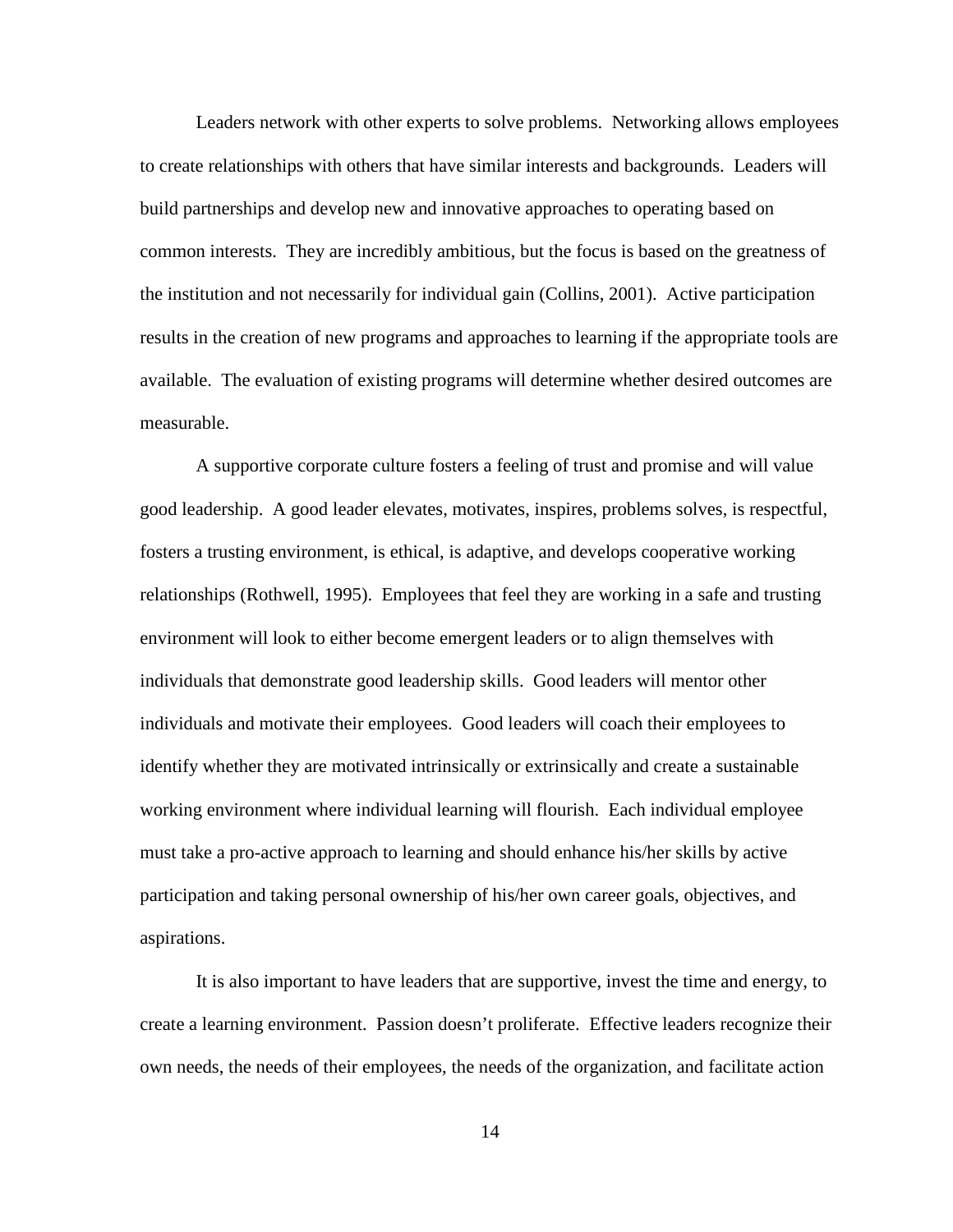Leaders network with other experts to solve problems. Networking allows employees to create relationships with others that have similar interests and backgrounds. Leaders will build partnerships and develop new and innovative approaches to operating based on common interests. They are incredibly ambitious, but the focus is based on the greatness of the institution and not necessarily for individual gain (Collins, 2001). Active participation results in the creation of new programs and approaches to learning if the appropriate tools are available. The evaluation of existing programs will determine whether desired outcomes are measurable.

A supportive corporate culture fosters a feeling of trust and promise and will value good leadership. A good leader elevates, motivates, inspires, problems solves, is respectful, fosters a trusting environment, is ethical, is adaptive, and develops cooperative working relationships (Rothwell, 1995). Employees that feel they are working in a safe and trusting environment will look to either become emergent leaders or to align themselves with individuals that demonstrate good leadership skills. Good leaders will mentor other individuals and motivate their employees. Good leaders will coach their employees to identify whether they are motivated intrinsically or extrinsically and create a sustainable working environment where individual learning will flourish. Each individual employee must take a pro-active approach to learning and should enhance his/her skills by active participation and taking personal ownership of his/her own career goals, objectives, and aspirations.

It is also important to have leaders that are supportive, invest the time and energy, to create a learning environment. Passion doesn't proliferate. Effective leaders recognize their own needs, the needs of their employees, the needs of the organization, and facilitate action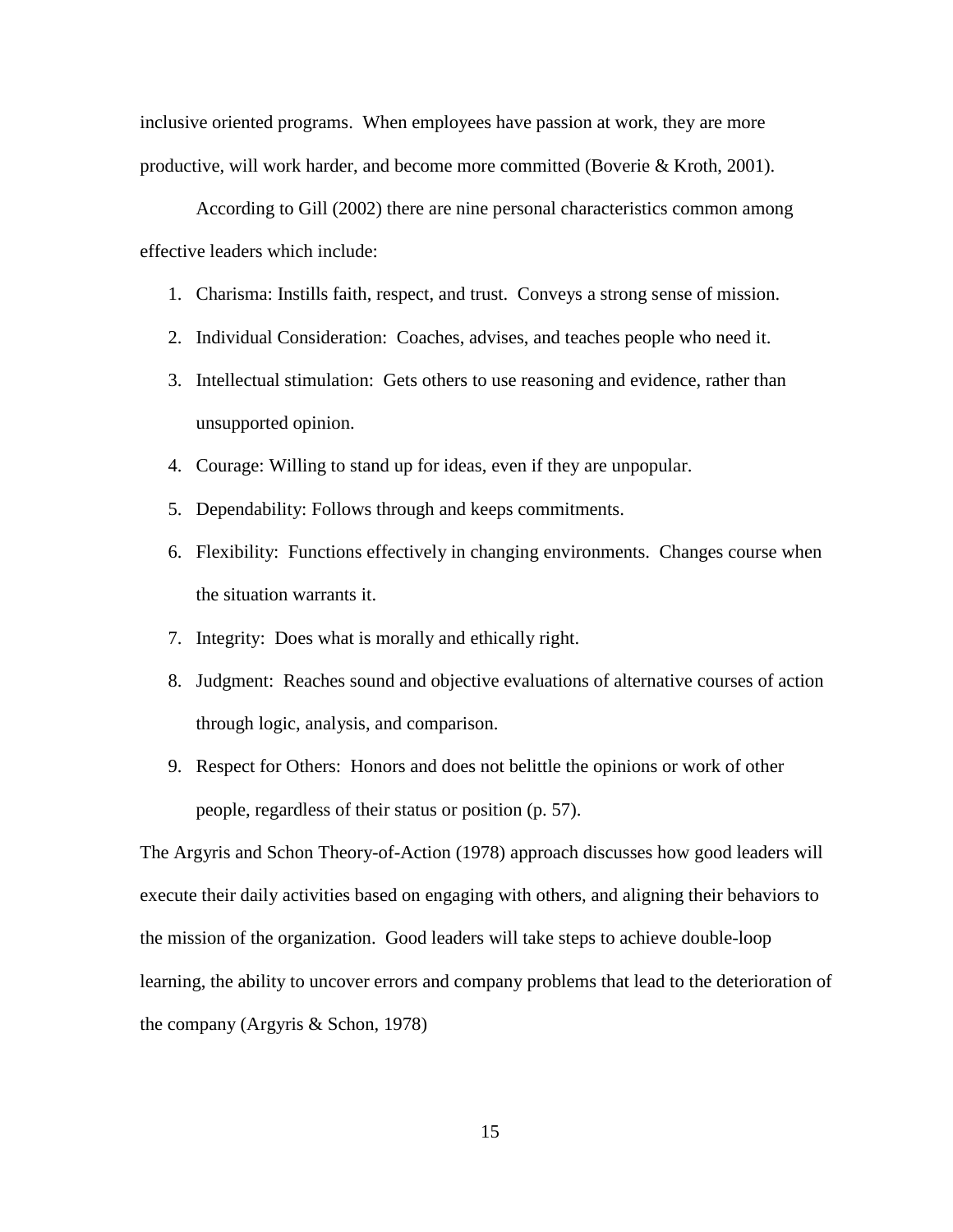inclusive oriented programs. When employees have passion at work, they are more productive, will work harder, and become more committed (Boverie & Kroth, 2001).

According to Gill (2002) there are nine personal characteristics common among effective leaders which include:

1. Charisma: Instills faith, respect, and trust. Conveys a strong sense of mission.
2. Individual Consideration: Coaches, advises, and teaches people who need it.
3. Intellectual stimulation: Gets others to use reasoning and evidence, rather than unsupported opinion.
4. Courage: Willing to stand up for ideas, even if they are unpopular.
5. Dependability: Follows through and keeps commitments.
6. Flexibility: Functions effectively in changing environments. Changes course when the situation warrants it.
7. Integrity: Does what is morally and ethically right.
8. Judgment: Reaches sound and objective evaluations of alternative courses of action through logic, analysis, and comparison.
9. Respect for Others: Honors and does not belittle the opinions or work of other people, regardless of their status or position (p. 57).

The Argyris and Schon Theory-of-Action (1978) approach discusses how good leaders will execute their daily activities based on engaging with others, and aligning their behaviors to the mission of the organization. Good leaders will take steps to achieve double-loop learning, the ability to uncover errors and company problems that lead to the deterioration of the company (Argyris & Schon, 1978)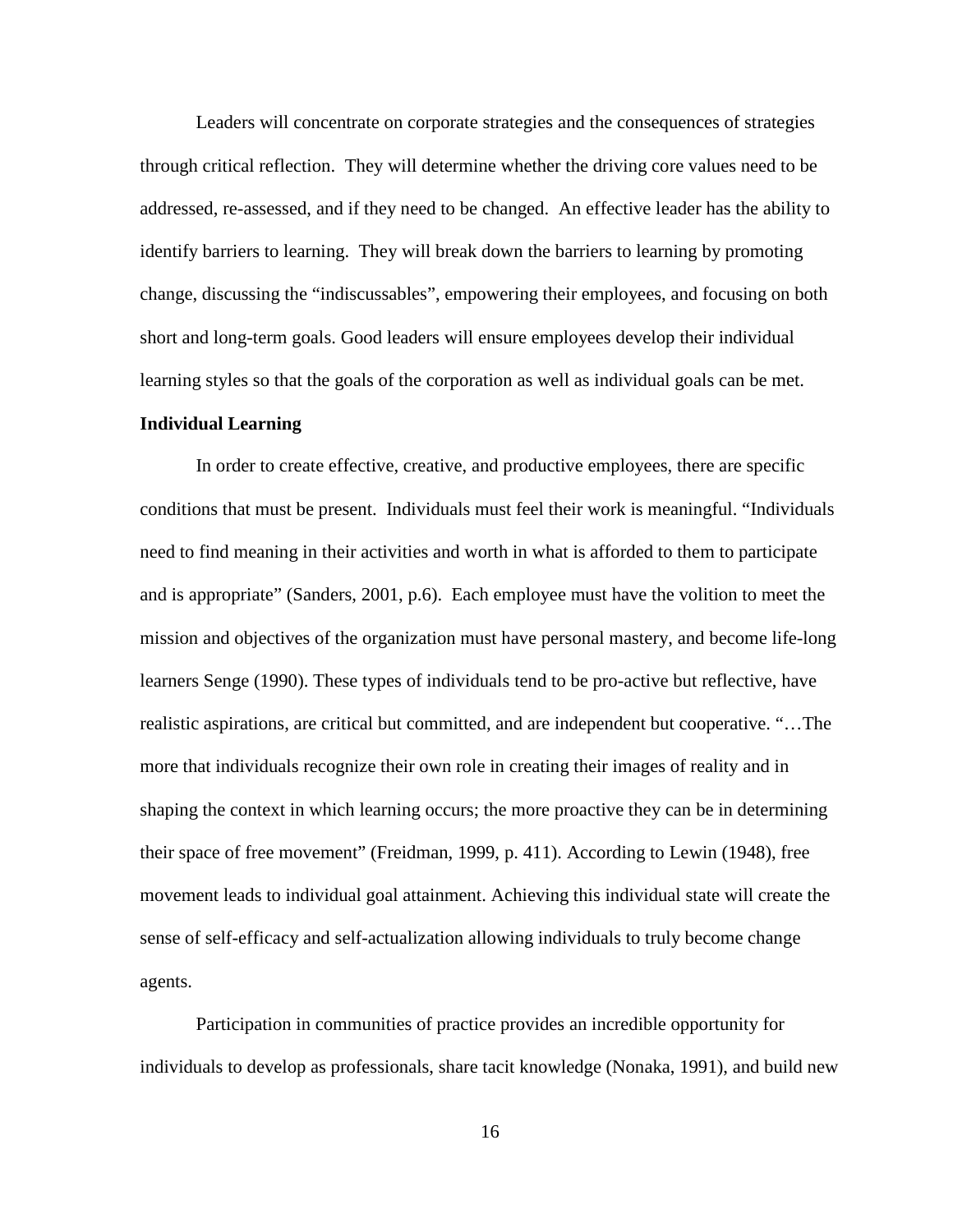Leaders will concentrate on corporate strategies and the consequences of strategies through critical reflection. They will determine whether the driving core values need to be addressed, re-assessed, and if they need to be changed. An effective leader has the ability to identify barriers to learning. They will break down the barriers to learning by promoting change, discussing the "indiscussables", empowering their employees, and focusing on both short and long-term goals. Good leaders will ensure employees develop their individual learning styles so that the goals of the corporation as well as individual goals can be met.

**Individual Learning**

In order to create effective, creative, and productive employees, there are specific conditions that must be present. Individuals must feel their work is meaningful. "Individuals need to find meaning in their activities and worth in what is afforded to them to participate and is appropriate" (Sanders, 2001, p.6). Each employee must have the volition to meet the mission and objectives of the organization must have personal mastery, and become life-long learners Senge (1990). These types of individuals tend to be pro-active but reflective, have realistic aspirations, are critical but committed, and are independent but cooperative. "…The more that individuals recognize their own role in creating their images of reality and in shaping the context in which learning occurs; the more proactive they can be in determining their space of free movement" (Freidman, 1999, p. 411). According to Lewin (1948), free movement leads to individual goal attainment. Achieving this individual state will create the sense of self-efficacy and self-actualization allowing individuals to truly become change agents.

Participation in communities of practice provides an incredible opportunity for individuals to develop as professionals, share tacit knowledge (Nonaka, 1991), and build new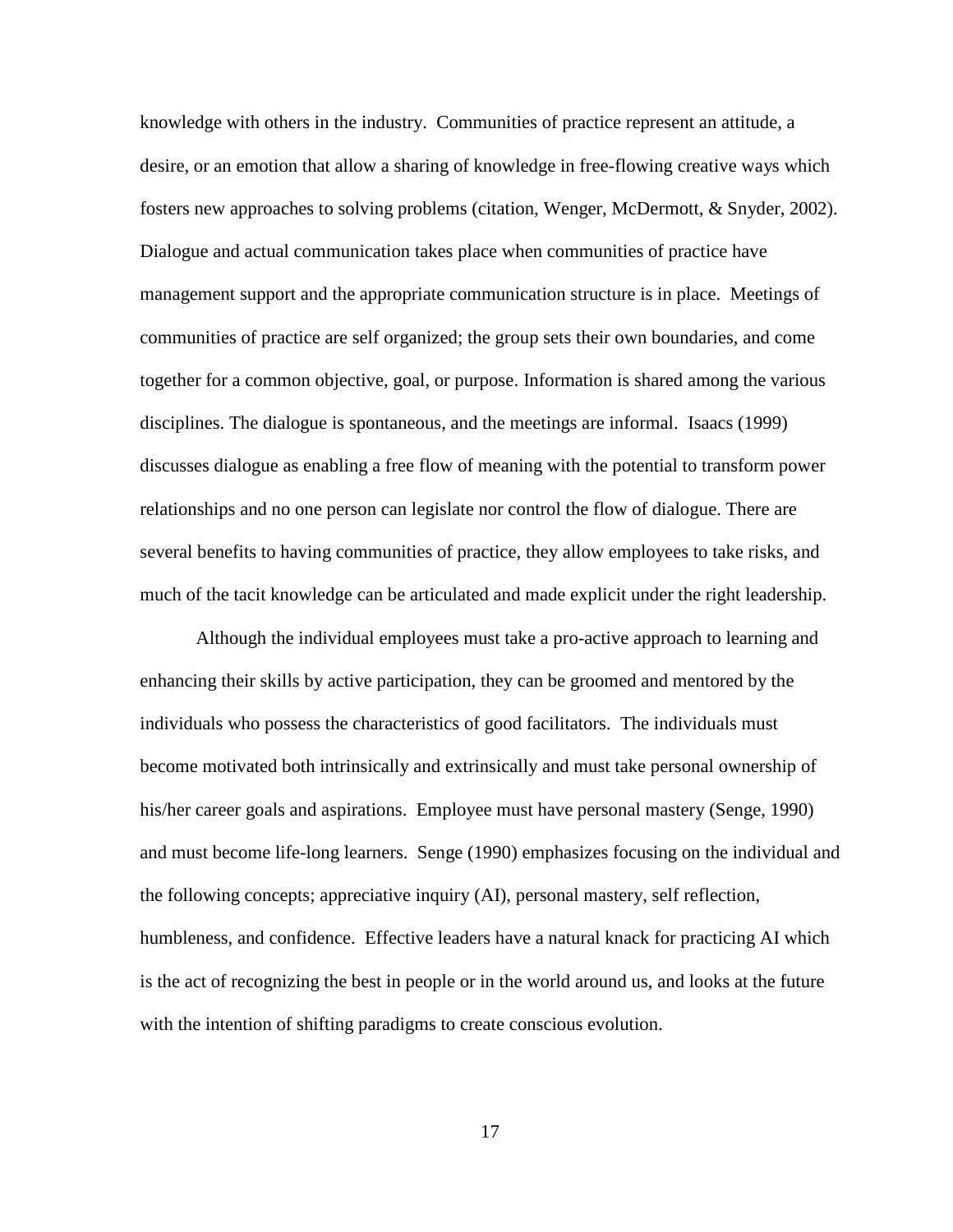knowledge with others in the industry. Communities of practice represent an attitude, a desire, or an emotion that allow a sharing of knowledge in free-flowing creative ways which fosters new approaches to solving problems (citation, Wenger, McDermott, & Snyder, 2002). Dialogue and actual communication takes place when communities of practice have management support and the appropriate communication structure is in place. Meetings of communities of practice are self organized; the group sets their own boundaries, and come together for a common objective, goal, or purpose. Information is shared among the various disciplines. The dialogue is spontaneous, and the meetings are informal. Isaacs (1999) discusses dialogue as enabling a free flow of meaning with the potential to transform power relationships and no one person can legislate nor control the flow of dialogue. There are several benefits to having communities of practice, they allow employees to take risks, and much of the tacit knowledge can be articulated and made explicit under the right leadership.

Although the individual employees must take a pro-active approach to learning and enhancing their skills by active participation, they can be groomed and mentored by the individuals who possess the characteristics of good facilitators. The individuals must become motivated both intrinsically and extrinsically and must take personal ownership of his/her career goals and aspirations. Employee must have personal mastery (Senge, 1990) and must become life-long learners. Senge (1990) emphasizes focusing on the individual and the following concepts; appreciative inquiry (AI), personal mastery, self reflection, humbleness, and confidence. Effective leaders have a natural knack for practicing AI which is the act of recognizing the best in people or in the world around us, and looks at the future with the intention of shifting paradigms to create conscious evolution.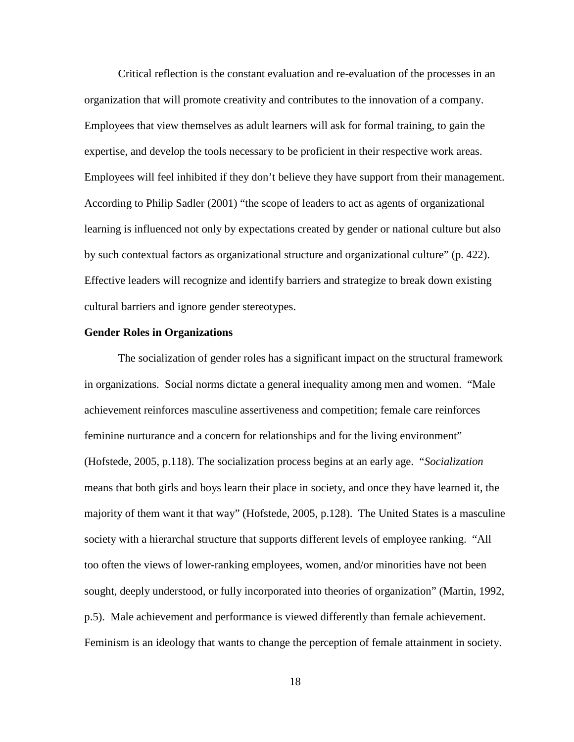Critical reflection is the constant evaluation and re-evaluation of the processes in an organization that will promote creativity and contributes to the innovation of a company. Employees that view themselves as adult learners will ask for formal training, to gain the expertise, and develop the tools necessary to be proficient in their respective work areas. Employees will feel inhibited if they don't believe they have support from their management. According to Philip Sadler (2001) "the scope of leaders to act as agents of organizational learning is influenced not only by expectations created by gender or national culture but also by such contextual factors as organizational structure and organizational culture" (p. 422). Effective leaders will recognize and identify barriers and strategize to break down existing cultural barriers and ignore gender stereotypes.

**Gender Roles in Organizations**

The socialization of gender roles has a significant impact on the structural framework in organizations. Social norms dictate a general inequality among men and women. "Male achievement reinforces masculine assertiveness and competition; female care reinforces feminine nurturance and a concern for relationships and for the living environment" (Hofstede, 2005, p.118). The socialization process begins at an early age. "*Socialization* means that both girls and boys learn their place in society, and once they have learned it, the majority of them want it that way" (Hofstede, 2005, p.128). The United States is a masculine society with a hierarchal structure that supports different levels of employee ranking. "All too often the views of lower-ranking employees, women, and/or minorities have not been sought, deeply understood, or fully incorporated into theories of organization" (Martin, 1992, p.5). Male achievement and performance is viewed differently than female achievement. Feminism is an ideology that wants to change the perception of female attainment in society.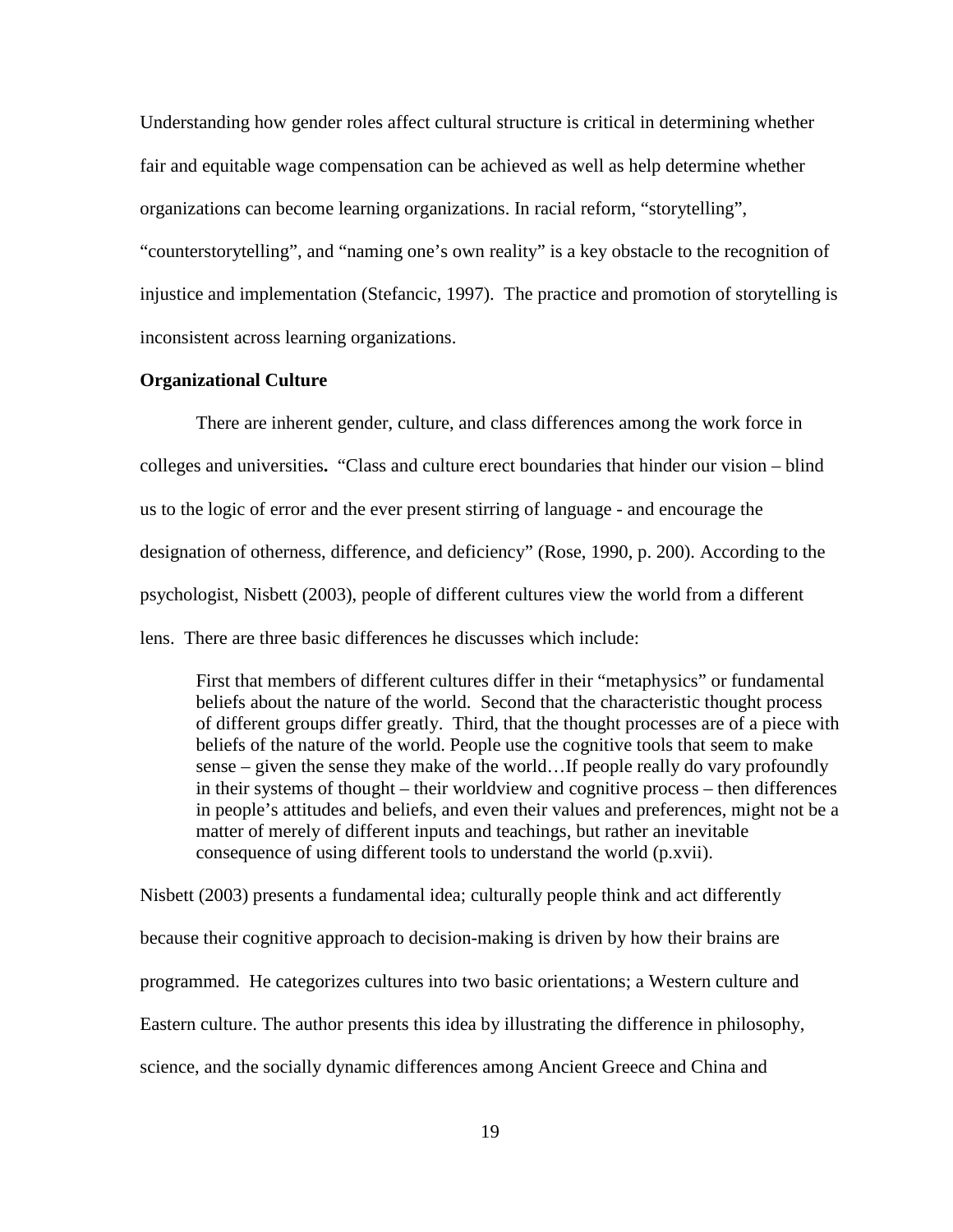Understanding how gender roles affect cultural structure is critical in determining whether fair and equitable wage compensation can be achieved as well as help determine whether organizations can become learning organizations. In racial reform, "storytelling", "counterstorytelling", and "naming one's own reality" is a key obstacle to the recognition of injustice and implementation (Stefancic, 1997). The practice and promotion of storytelling is inconsistent across learning organizations.

**Organizational Culture**

There are inherent gender, culture, and class differences among the work force in colleges and universities**.** "Class and culture erect boundaries that hinder our vision – blind us to the logic of error and the ever present stirring of language - and encourage the designation of otherness, difference, and deficiency" (Rose, 1990, p. 200). According to the psychologist, Nisbett (2003), people of different cultures view the world from a different lens. There are three basic differences he discusses which include:

> First that members of different cultures differ in their "metaphysics" or fundamental beliefs about the nature of the world. Second that the characteristic thought process of different groups differ greatly. Third, that the thought processes are of a piece with beliefs of the nature of the world. People use the cognitive tools that seem to make sense – given the sense they make of the world…If people really do vary profoundly in their systems of thought – their worldview and cognitive process – then differences in people's attitudes and beliefs, and even their values and preferences, might not be a matter of merely of different inputs and teachings, but rather an inevitable consequence of using different tools to understand the world (p.xvii).

Nisbett (2003) presents a fundamental idea; culturally people think and act differently because their cognitive approach to decision-making is driven by how their brains are programmed. He categorizes cultures into two basic orientations; a Western culture and Eastern culture. The author presents this idea by illustrating the difference in philosophy, science, and the socially dynamic differences among Ancient Greece and China and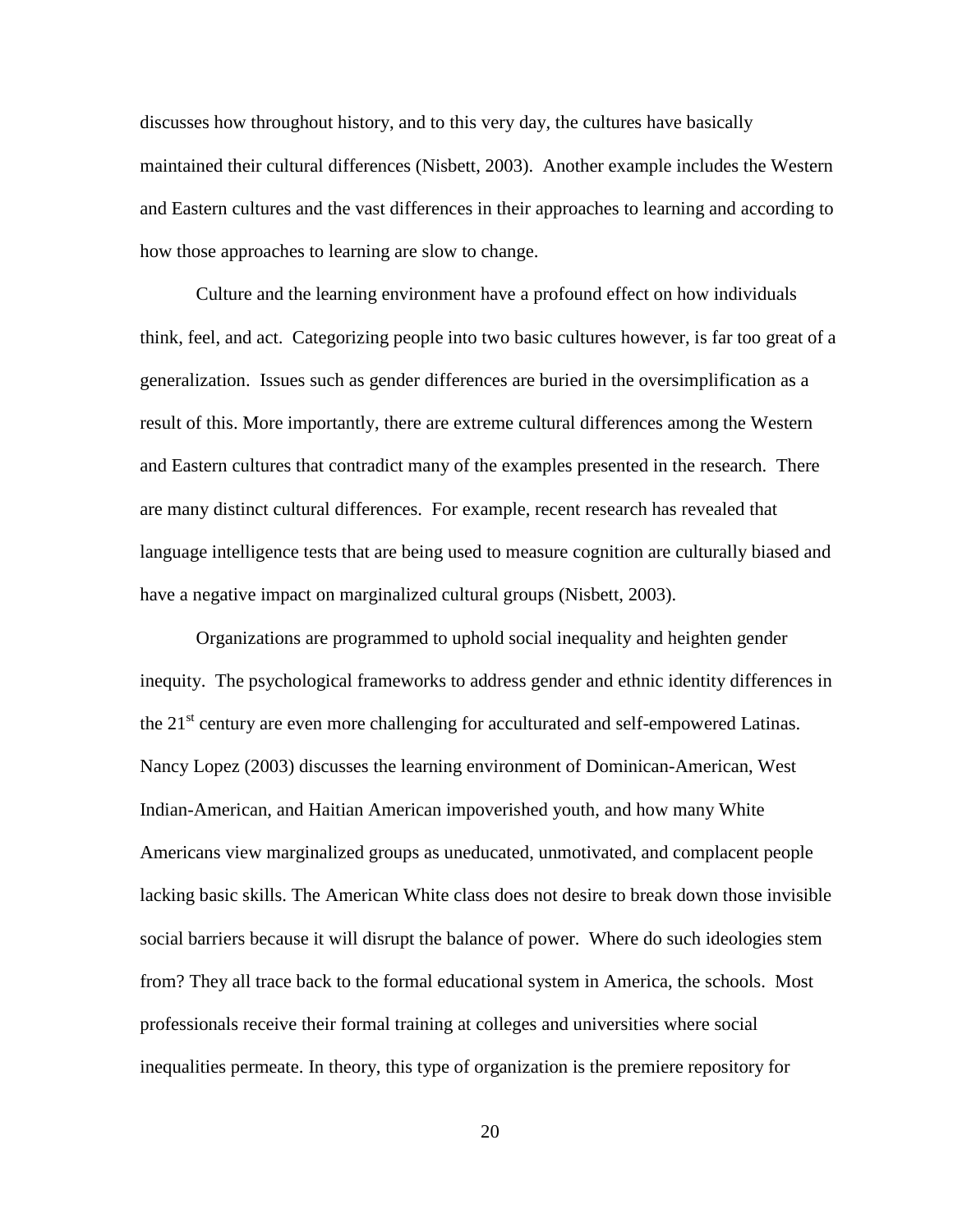discusses how throughout history, and to this very day, the cultures have basically maintained their cultural differences (Nisbett, 2003). Another example includes the Western and Eastern cultures and the vast differences in their approaches to learning and according to how those approaches to learning are slow to change.

Culture and the learning environment have a profound effect on how individuals think, feel, and act. Categorizing people into two basic cultures however, is far too great of a generalization. Issues such as gender differences are buried in the oversimplification as a result of this. More importantly, there are extreme cultural differences among the Western and Eastern cultures that contradict many of the examples presented in the research. There are many distinct cultural differences. For example, recent research has revealed that language intelligence tests that are being used to measure cognition are culturally biased and have a negative impact on marginalized cultural groups (Nisbett, 2003).

Organizations are programmed to uphold social inequality and heighten gender inequity. The psychological frameworks to address gender and ethnic identity differences in the 21st century are even more challenging for acculturated and self-empowered Latinas. Nancy Lopez (2003) discusses the learning environment of Dominican-American, West Indian-American, and Haitian American impoverished youth, and how many White Americans view marginalized groups as uneducated, unmotivated, and complacent people lacking basic skills. The American White class does not desire to break down those invisible social barriers because it will disrupt the balance of power. Where do such ideologies stem from? They all trace back to the formal educational system in America, the schools. Most professionals receive their formal training at colleges and universities where social inequalities permeate. In theory, this type of organization is the premiere repository for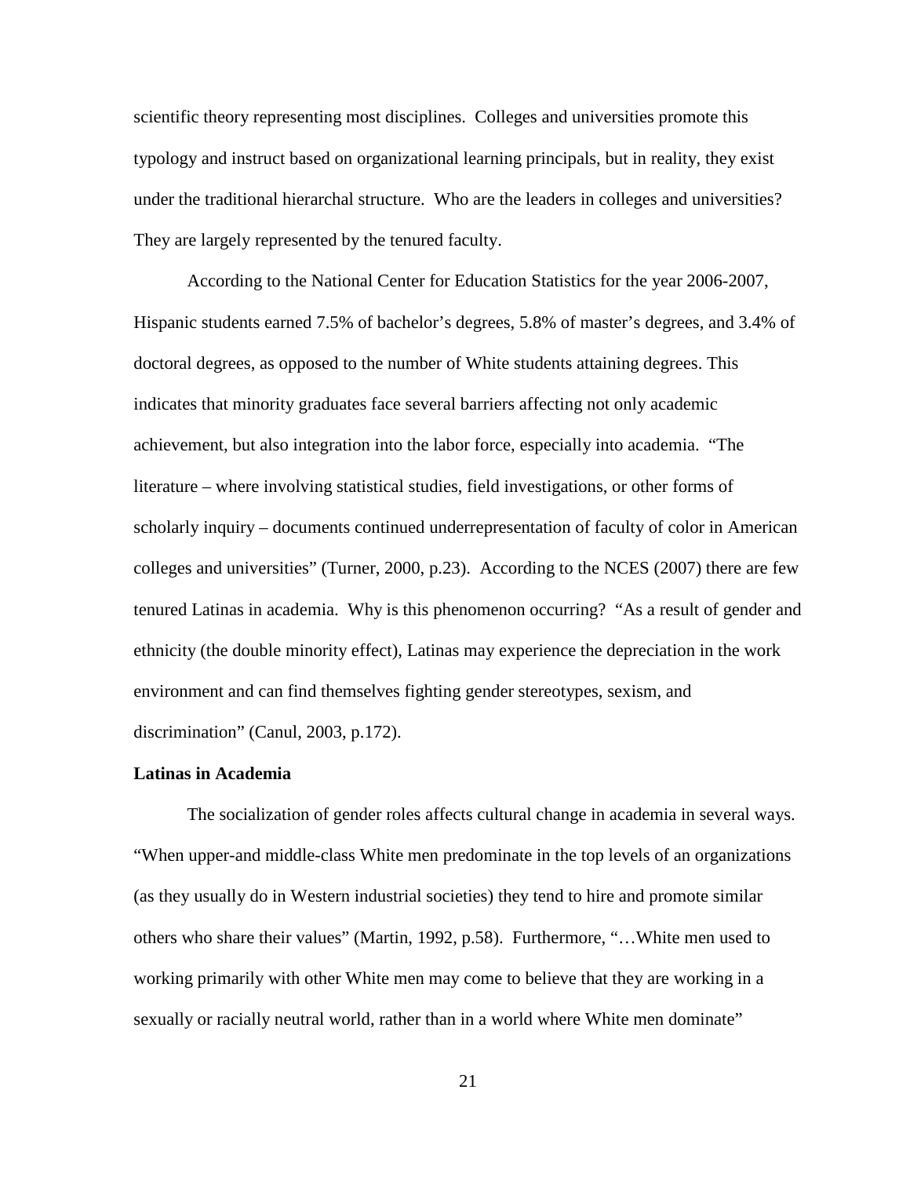scientific theory representing most disciplines. Colleges and universities promote this typology and instruct based on organizational learning principals, but in reality, they exist under the traditional hierarchal structure. Who are the leaders in colleges and universities? They are largely represented by the tenured faculty.

According to the National Center for Education Statistics for the year 2006-2007, Hispanic students earned 7.5% of bachelor's degrees, 5.8% of master's degrees, and 3.4% of doctoral degrees, as opposed to the number of White students attaining degrees. This indicates that minority graduates face several barriers affecting not only academic achievement, but also integration into the labor force, especially into academia. "The literature – where involving statistical studies, field investigations, or other forms of scholarly inquiry – documents continued underrepresentation of faculty of color in American colleges and universities" (Turner, 2000, p.23). According to the NCES (2007) there are few tenured Latinas in academia. Why is this phenomenon occurring? "As a result of gender and ethnicity (the double minority effect), Latinas may experience the depreciation in the work environment and can find themselves fighting gender stereotypes, sexism, and discrimination" (Canul, 2003, p.172).

**Latinas in Academia**

The socialization of gender roles affects cultural change in academia in several ways. "When upper-and middle-class White men predominate in the top levels of an organizations (as they usually do in Western industrial societies) they tend to hire and promote similar others who share their values" (Martin, 1992, p.58). Furthermore, "…White men used to working primarily with other White men may come to believe that they are working in a sexually or racially neutral world, rather than in a world where White men dominate"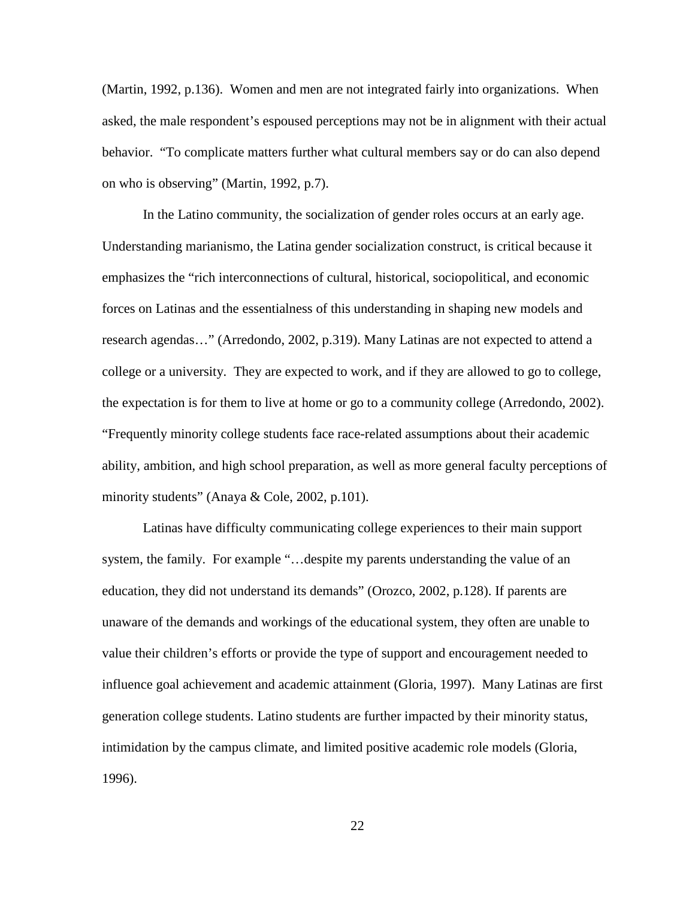(Martin, 1992, p.136). Women and men are not integrated fairly into organizations. When asked, the male respondent's espoused perceptions may not be in alignment with their actual behavior. "To complicate matters further what cultural members say or do can also depend on who is observing" (Martin, 1992, p.7).

In the Latino community, the socialization of gender roles occurs at an early age. Understanding marianismo, the Latina gender socialization construct, is critical because it emphasizes the "rich interconnections of cultural, historical, sociopolitical, and economic forces on Latinas and the essentialness of this understanding in shaping new models and research agendas…" (Arredondo, 2002, p.319). Many Latinas are not expected to attend a college or a university. They are expected to work, and if they are allowed to go to college, the expectation is for them to live at home or go to a community college (Arredondo, 2002). "Frequently minority college students face race-related assumptions about their academic ability, ambition, and high school preparation, as well as more general faculty perceptions of minority students" (Anaya & Cole, 2002, p.101).

Latinas have difficulty communicating college experiences to their main support system, the family. For example "…despite my parents understanding the value of an education, they did not understand its demands" (Orozco, 2002, p.128). If parents are unaware of the demands and workings of the educational system, they often are unable to value their children's efforts or provide the type of support and encouragement needed to influence goal achievement and academic attainment (Gloria, 1997). Many Latinas are first generation college students. Latino students are further impacted by their minority status, intimidation by the campus climate, and limited positive academic role models (Gloria, 1996).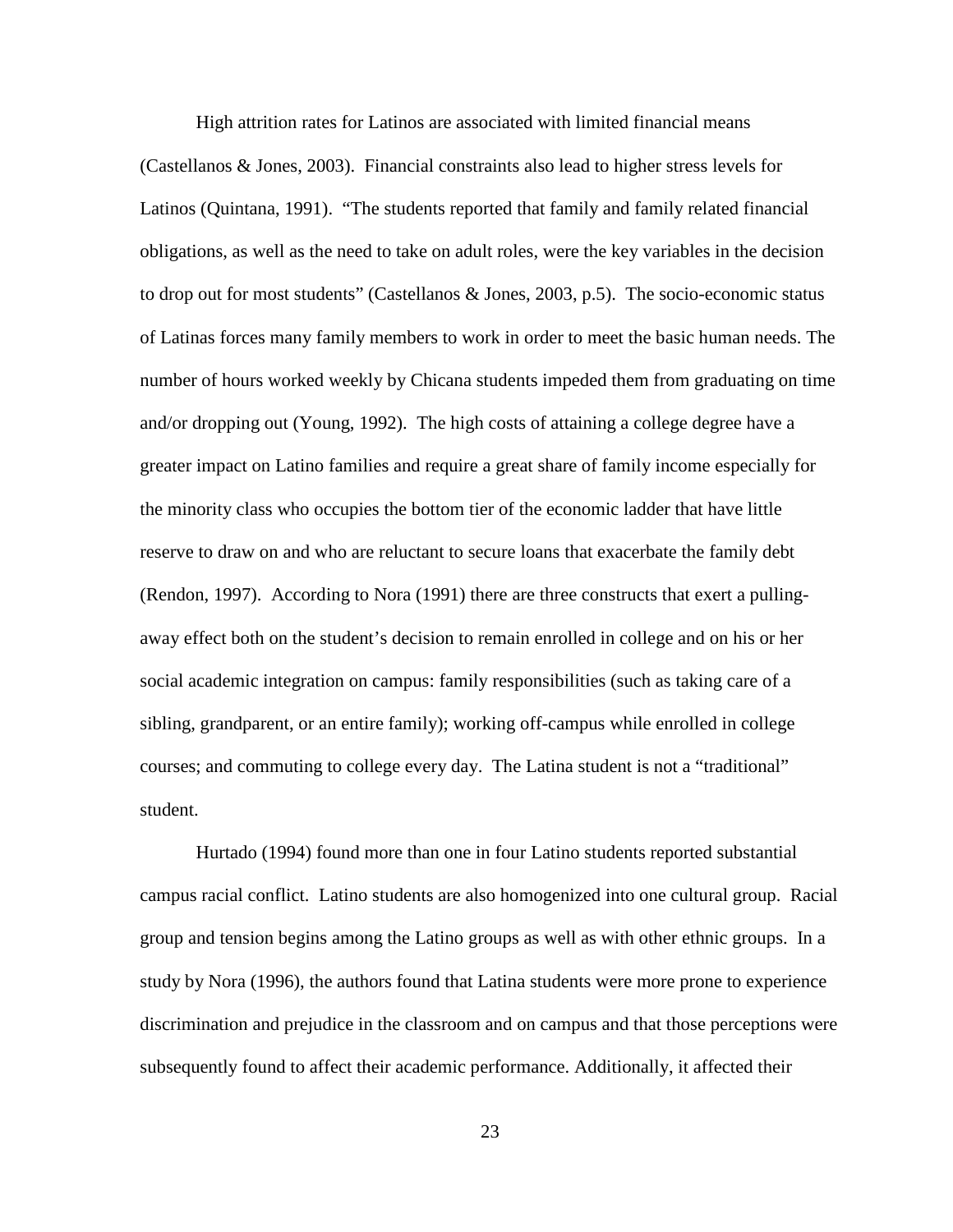High attrition rates for Latinos are associated with limited financial means (Castellanos & Jones, 2003). Financial constraints also lead to higher stress levels for Latinos (Quintana, 1991). "The students reported that family and family related financial obligations, as well as the need to take on adult roles, were the key variables in the decision to drop out for most students" (Castellanos & Jones, 2003, p.5). The socio-economic status of Latinas forces many family members to work in order to meet the basic human needs. The number of hours worked weekly by Chicana students impeded them from graduating on time and/or dropping out (Young, 1992). The high costs of attaining a college degree have a greater impact on Latino families and require a great share of family income especially for the minority class who occupies the bottom tier of the economic ladder that have little reserve to draw on and who are reluctant to secure loans that exacerbate the family debt (Rendon, 1997). According to Nora (1991) there are three constructs that exert a pulling-away effect both on the student's decision to remain enrolled in college and on his or her social academic integration on campus: family responsibilities (such as taking care of a sibling, grandparent, or an entire family); working off-campus while enrolled in college courses; and commuting to college every day. The Latina student is not a "traditional" student.

Hurtado (1994) found more than one in four Latino students reported substantial campus racial conflict. Latino students are also homogenized into one cultural group. Racial group and tension begins among the Latino groups as well as with other ethnic groups. In a study by Nora (1996), the authors found that Latina students were more prone to experience discrimination and prejudice in the classroom and on campus and that those perceptions were subsequently found to affect their academic performance. Additionally, it affected their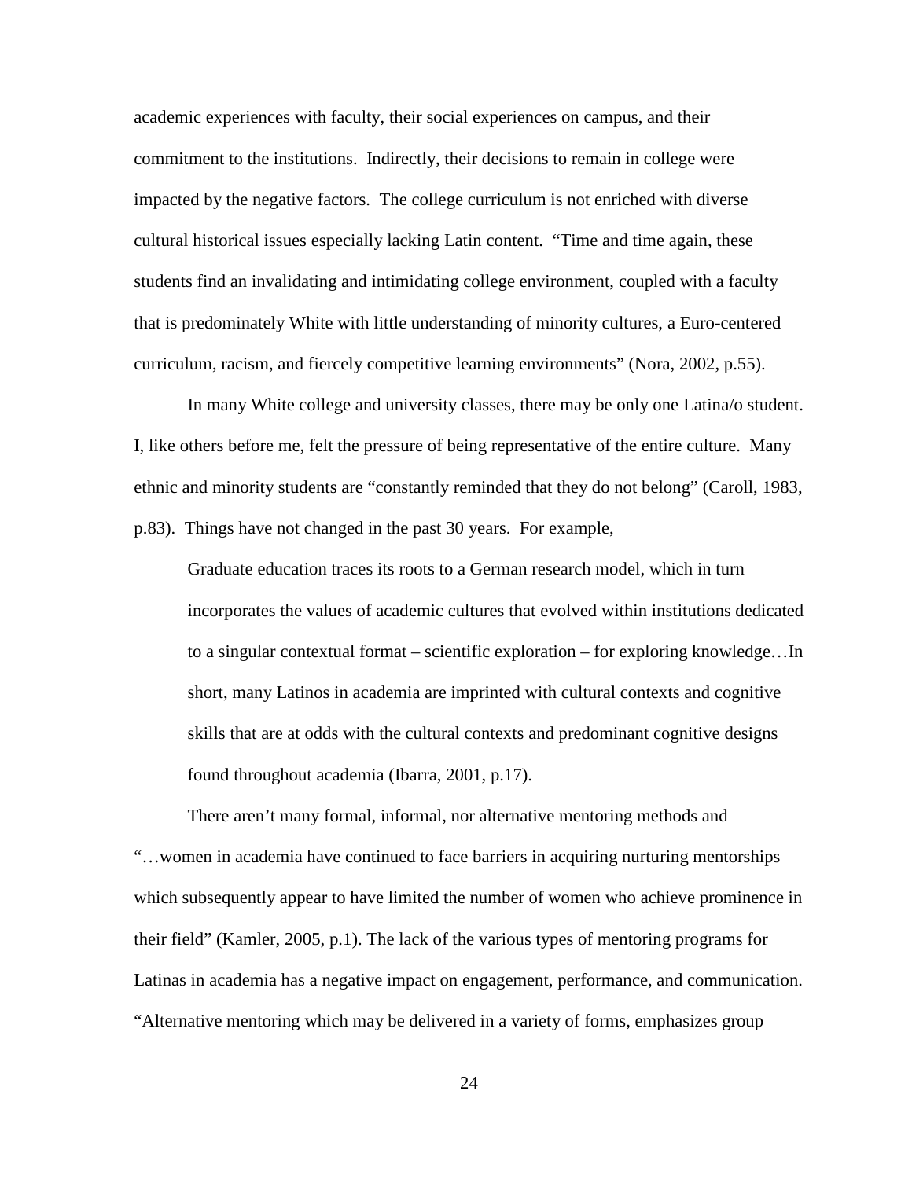academic experiences with faculty, their social experiences on campus, and their commitment to the institutions. Indirectly, their decisions to remain in college were impacted by the negative factors. The college curriculum is not enriched with diverse cultural historical issues especially lacking Latin content. "Time and time again, these students find an invalidating and intimidating college environment, coupled with a faculty that is predominately White with little understanding of minority cultures, a Euro-centered curriculum, racism, and fiercely competitive learning environments" (Nora, 2002, p.55).

In many White college and university classes, there may be only one Latina/o student. I, like others before me, felt the pressure of being representative of the entire culture. Many ethnic and minority students are "constantly reminded that they do not belong" (Caroll, 1983, p.83). Things have not changed in the past 30 years. For example,

> Graduate education traces its roots to a German research model, which in turn incorporates the values of academic cultures that evolved within institutions dedicated to a singular contextual format – scientific exploration – for exploring knowledge…In short, many Latinos in academia are imprinted with cultural contexts and cognitive skills that are at odds with the cultural contexts and predominant cognitive designs found throughout academia (Ibarra, 2001, p.17).

There aren't many formal, informal, nor alternative mentoring methods and "…women in academia have continued to face barriers in acquiring nurturing mentorships which subsequently appear to have limited the number of women who achieve prominence in their field" (Kamler, 2005, p.1). The lack of the various types of mentoring programs for Latinas in academia has a negative impact on engagement, performance, and communication. "Alternative mentoring which may be delivered in a variety of forms, emphasizes group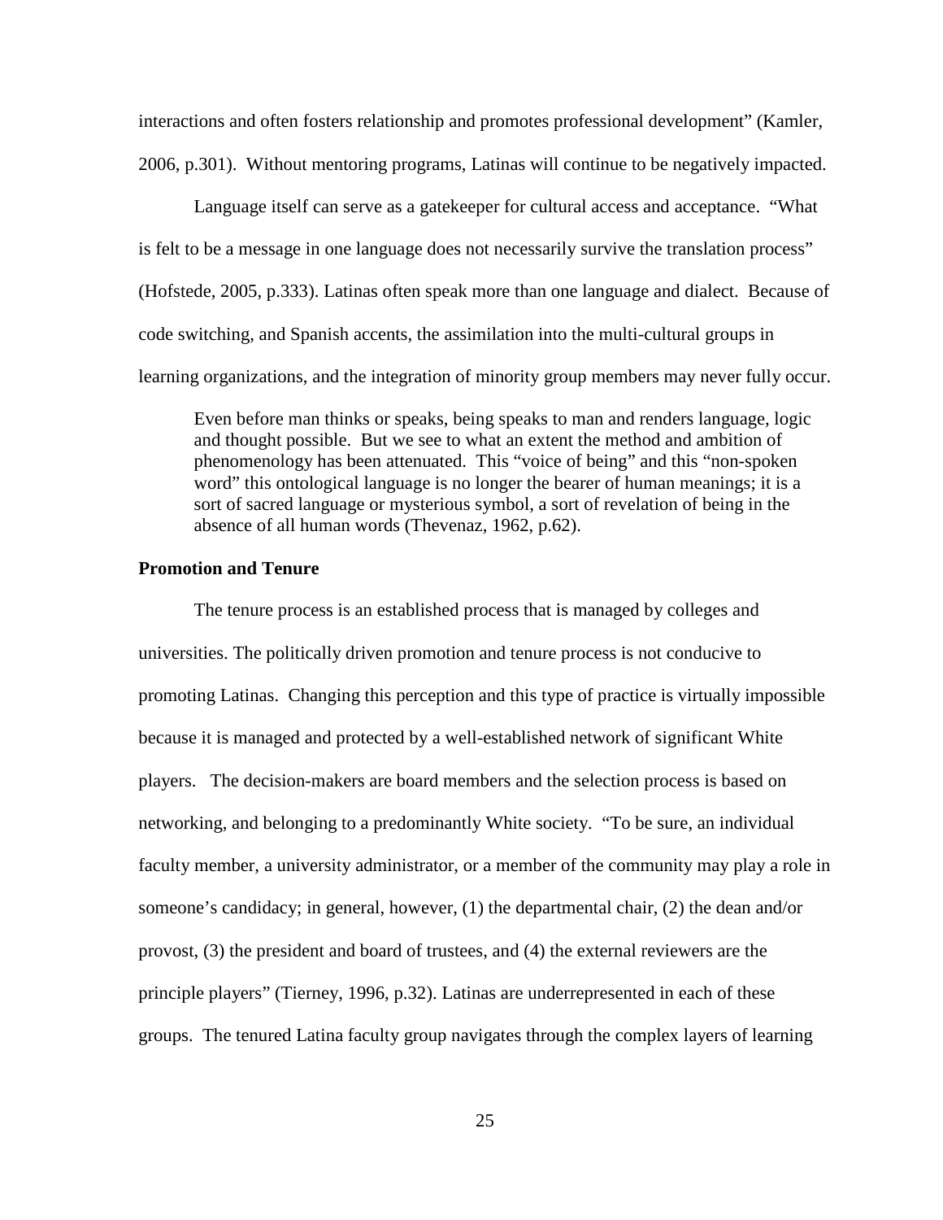interactions and often fosters relationship and promotes professional development" (Kamler, 2006, p.301). Without mentoring programs, Latinas will continue to be negatively impacted.

Language itself can serve as a gatekeeper for cultural access and acceptance. "What is felt to be a message in one language does not necessarily survive the translation process" (Hofstede, 2005, p.333). Latinas often speak more than one language and dialect. Because of code switching, and Spanish accents, the assimilation into the multi-cultural groups in learning organizations, and the integration of minority group members may never fully occur.

> Even before man thinks or speaks, being speaks to man and renders language, logic and thought possible. But we see to what an extent the method and ambition of phenomenology has been attenuated. This "voice of being" and this "non-spoken word" this ontological language is no longer the bearer of human meanings; it is a sort of sacred language or mysterious symbol, a sort of revelation of being in the absence of all human words (Thevenaz, 1962, p.62).

### Promotion and Tenure

The tenure process is an established process that is managed by colleges and universities. The politically driven promotion and tenure process is not conducive to promoting Latinas. Changing this perception and this type of practice is virtually impossible because it is managed and protected by a well-established network of significant White players. The decision-makers are board members and the selection process is based on networking, and belonging to a predominantly White society. "To be sure, an individual faculty member, a university administrator, or a member of the community may play a role in someone's candidacy; in general, however, (1) the departmental chair, (2) the dean and/or provost, (3) the president and board of trustees, and (4) the external reviewers are the principle players" (Tierney, 1996, p.32). Latinas are underrepresented in each of these groups. The tenured Latina faculty group navigates through the complex layers of learning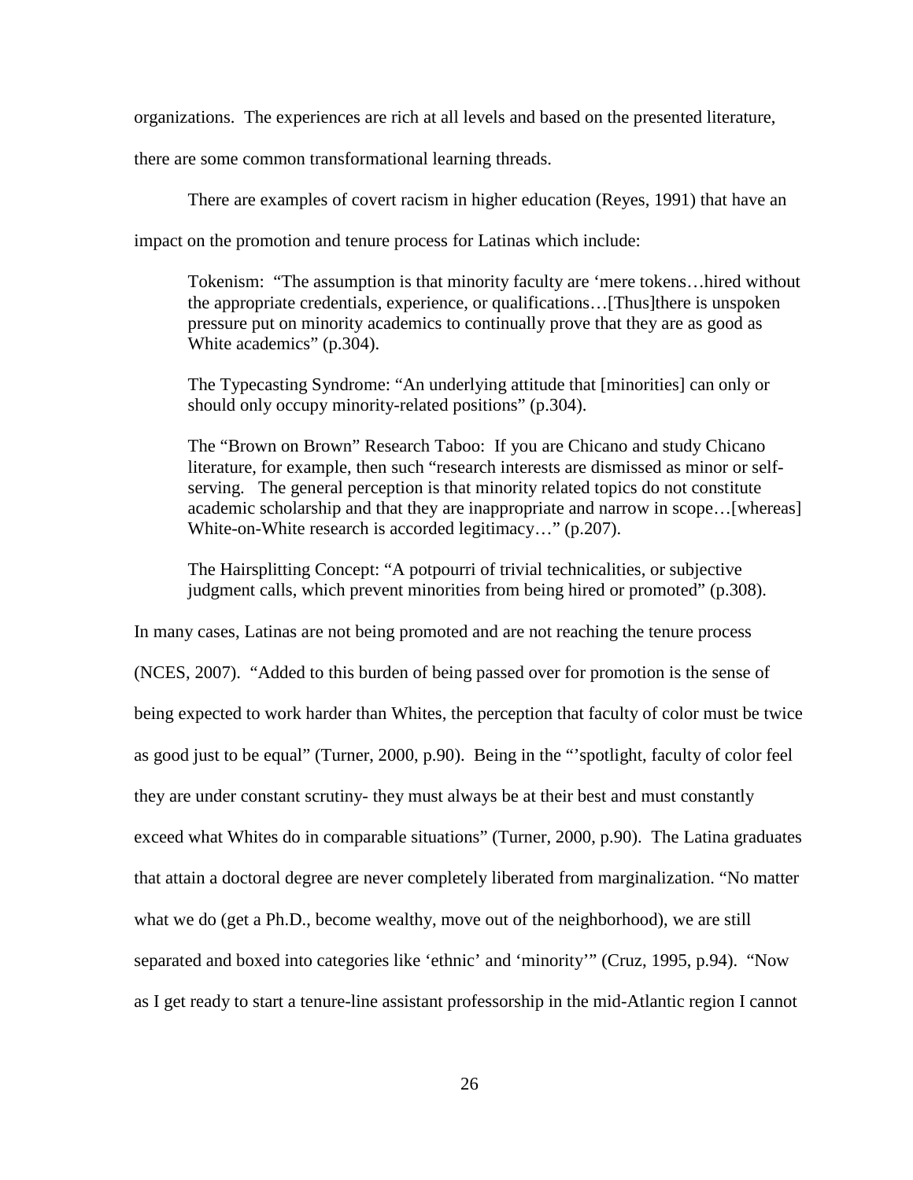organizations. The experiences are rich at all levels and based on the presented literature, there are some common transformational learning threads.

There are examples of covert racism in higher education (Reyes, 1991) that have an impact on the promotion and tenure process for Latinas which include:

> Tokenism: "The assumption is that minority faculty are 'mere tokens…hired without the appropriate credentials, experience, or qualifications…[Thus]there is unspoken pressure put on minority academics to continually prove that they are as good as White academics" (p.304).
>
> The Typecasting Syndrome: "An underlying attitude that [minorities] can only or should only occupy minority-related positions" (p.304).
>
> The "Brown on Brown" Research Taboo: If you are Chicano and study Chicano literature, for example, then such "research interests are dismissed as minor or self-serving. The general perception is that minority related topics do not constitute academic scholarship and that they are inappropriate and narrow in scope…[whereas] White-on-White research is accorded legitimacy…" (p.207).
>
> The Hairsplitting Concept: "A potpourri of trivial technicalities, or subjective judgment calls, which prevent minorities from being hired or promoted" (p.308).

In many cases, Latinas are not being promoted and are not reaching the tenure process (NCES, 2007). "Added to this burden of being passed over for promotion is the sense of being expected to work harder than Whites, the perception that faculty of color must be twice as good just to be equal" (Turner, 2000, p.90). Being in the "'spotlight, faculty of color feel they are under constant scrutiny- they must always be at their best and must constantly exceed what Whites do in comparable situations" (Turner, 2000, p.90). The Latina graduates that attain a doctoral degree are never completely liberated from marginalization. "No matter what we do (get a Ph.D., become wealthy, move out of the neighborhood), we are still separated and boxed into categories like 'ethnic' and 'minority'" (Cruz, 1995, p.94). "Now as I get ready to start a tenure-line assistant professorship in the mid-Atlantic region I cannot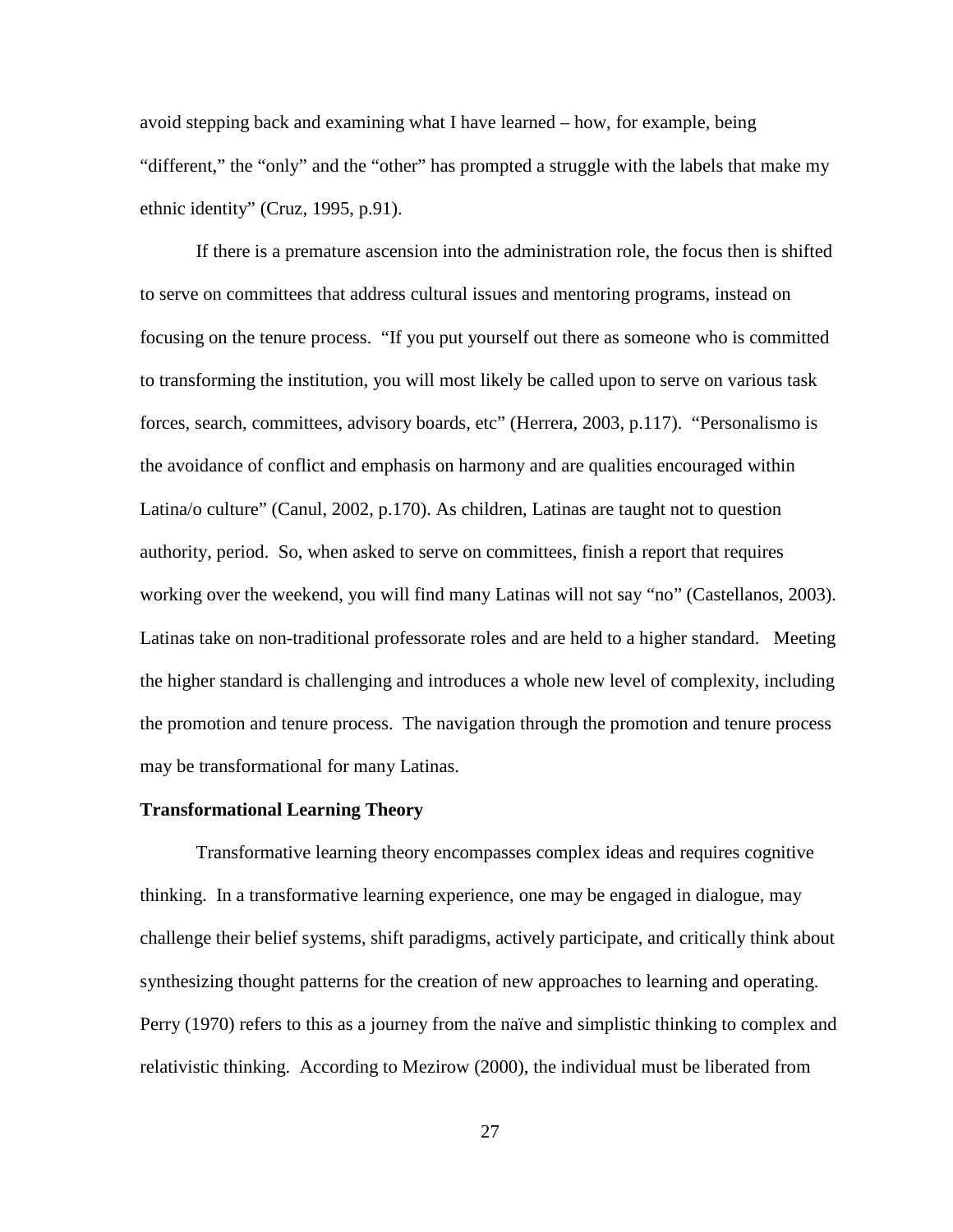avoid stepping back and examining what I have learned – how, for example, being "different," the "only" and the "other" has prompted a struggle with the labels that make my ethnic identity" (Cruz, 1995, p.91).

If there is a premature ascension into the administration role, the focus then is shifted to serve on committees that address cultural issues and mentoring programs, instead on focusing on the tenure process. "If you put yourself out there as someone who is committed to transforming the institution, you will most likely be called upon to serve on various task forces, search, committees, advisory boards, etc" (Herrera, 2003, p.117). "Personalismo is the avoidance of conflict and emphasis on harmony and are qualities encouraged within Latina/o culture" (Canul, 2002, p.170). As children, Latinas are taught not to question authority, period. So, when asked to serve on committees, finish a report that requires working over the weekend, you will find many Latinas will not say "no" (Castellanos, 2003). Latinas take on non-traditional professorate roles and are held to a higher standard. Meeting the higher standard is challenging and introduces a whole new level of complexity, including the promotion and tenure process. The navigation through the promotion and tenure process may be transformational for many Latinas.

**Transformational Learning Theory**

Transformative learning theory encompasses complex ideas and requires cognitive thinking. In a transformative learning experience, one may be engaged in dialogue, may challenge their belief systems, shift paradigms, actively participate, and critically think about synthesizing thought patterns for the creation of new approaches to learning and operating. Perry (1970) refers to this as a journey from the naïve and simplistic thinking to complex and relativistic thinking. According to Mezirow (2000), the individual must be liberated from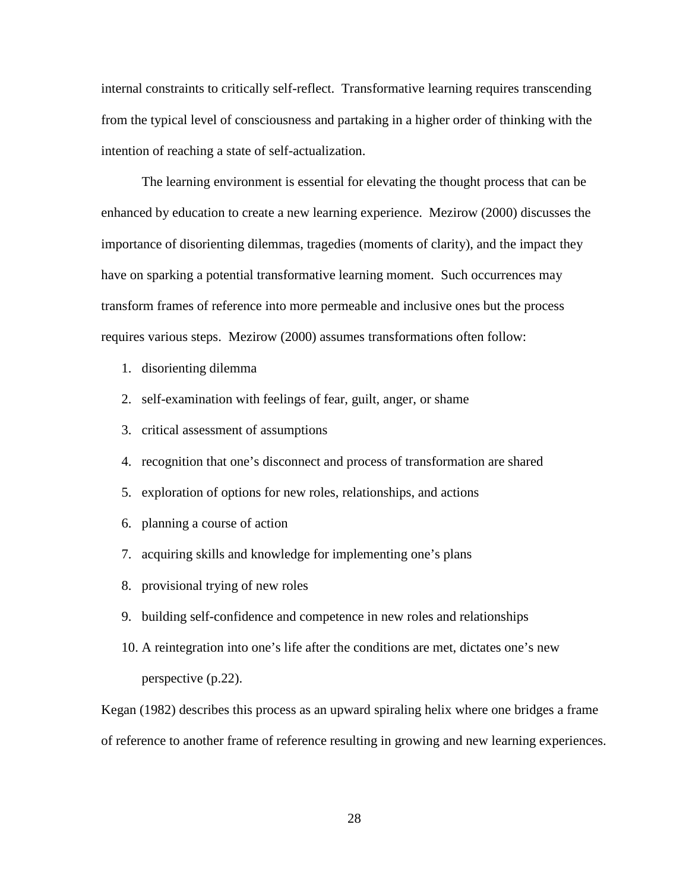internal constraints to critically self-reflect. Transformative learning requires transcending from the typical level of consciousness and partaking in a higher order of thinking with the intention of reaching a state of self-actualization.

The learning environment is essential for elevating the thought process that can be enhanced by education to create a new learning experience. Mezirow (2000) discusses the importance of disorienting dilemmas, tragedies (moments of clarity), and the impact they have on sparking a potential transformative learning moment. Such occurrences may transform frames of reference into more permeable and inclusive ones but the process requires various steps. Mezirow (2000) assumes transformations often follow:

1. disorienting dilemma
2. self-examination with feelings of fear, guilt, anger, or shame
3. critical assessment of assumptions
4. recognition that one's disconnect and process of transformation are shared
5. exploration of options for new roles, relationships, and actions
6. planning a course of action
7. acquiring skills and knowledge for implementing one's plans
8. provisional trying of new roles
9. building self-confidence and competence in new roles and relationships
10. A reintegration into one's life after the conditions are met, dictates one's new perspective (p.22).

Kegan (1982) describes this process as an upward spiraling helix where one bridges a frame of reference to another frame of reference resulting in growing and new learning experiences.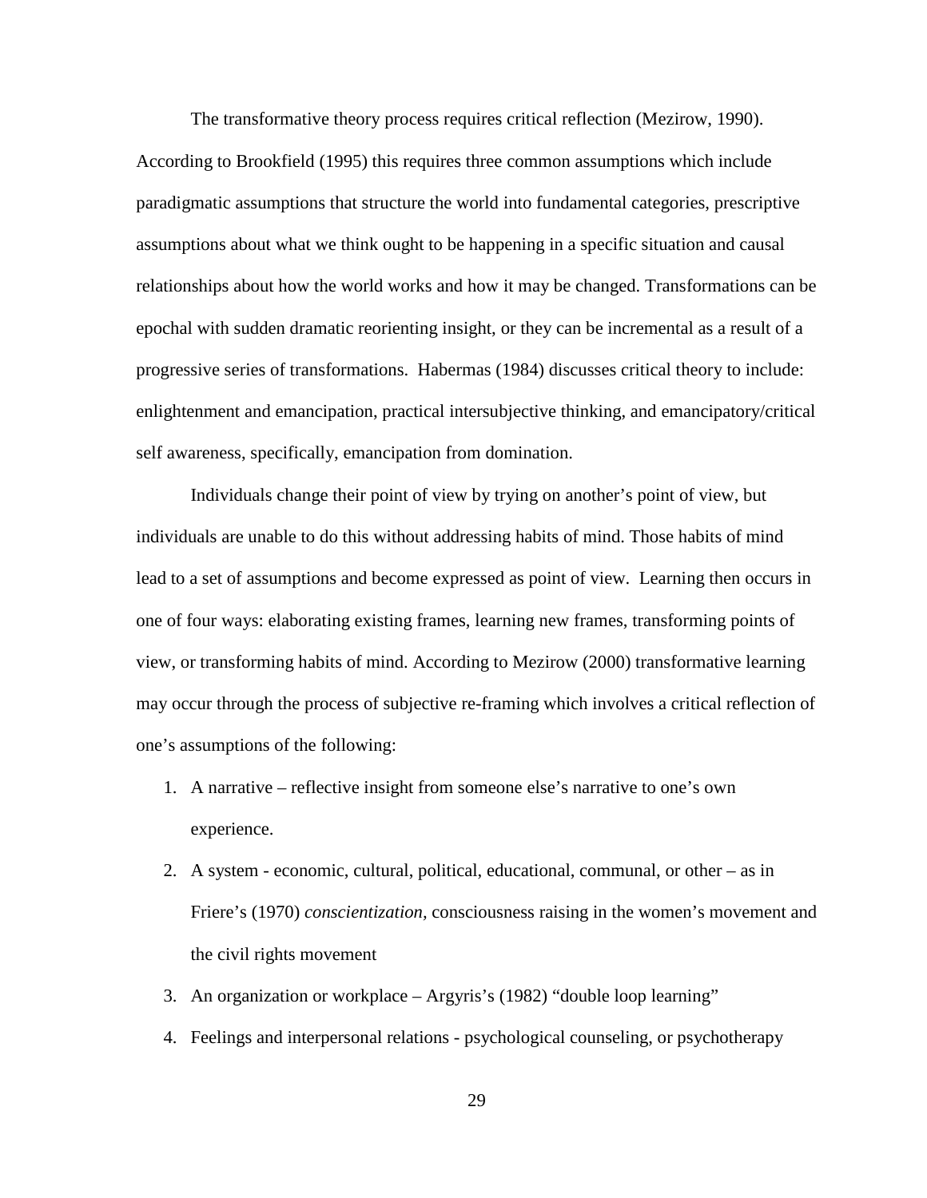The transformative theory process requires critical reflection (Mezirow, 1990). According to Brookfield (1995) this requires three common assumptions which include paradigmatic assumptions that structure the world into fundamental categories, prescriptive assumptions about what we think ought to be happening in a specific situation and causal relationships about how the world works and how it may be changed. Transformations can be epochal with sudden dramatic reorienting insight, or they can be incremental as a result of a progressive series of transformations. Habermas (1984) discusses critical theory to include: enlightenment and emancipation, practical intersubjective thinking, and emancipatory/critical self awareness, specifically, emancipation from domination.

Individuals change their point of view by trying on another's point of view, but individuals are unable to do this without addressing habits of mind. Those habits of mind lead to a set of assumptions and become expressed as point of view. Learning then occurs in one of four ways: elaborating existing frames, learning new frames, transforming points of view, or transforming habits of mind. According to Mezirow (2000) transformative learning may occur through the process of subjective re-framing which involves a critical reflection of one's assumptions of the following:

1. A narrative – reflective insight from someone else's narrative to one's own experience.
2. A system - economic, cultural, political, educational, communal, or other – as in Friere's (1970) *conscientization*, consciousness raising in the women's movement and the civil rights movement
3. An organization or workplace – Argyris's (1982) "double loop learning"
4. Feelings and interpersonal relations - psychological counseling, or psychotherapy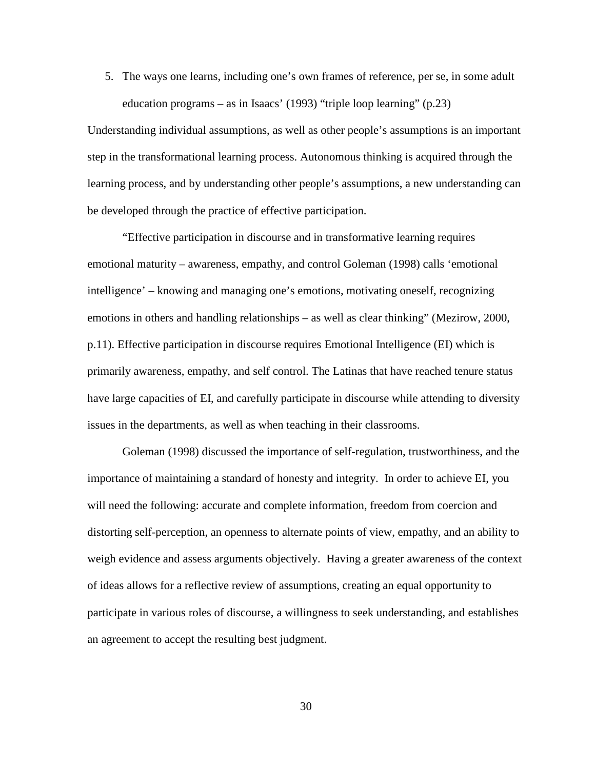5. The ways one learns, including one's own frames of reference, per se, in some adult education programs – as in Isaacs' (1993) "triple loop learning" (p.23)

Understanding individual assumptions, as well as other people's assumptions is an important step in the transformational learning process. Autonomous thinking is acquired through the learning process, and by understanding other people's assumptions, a new understanding can be developed through the practice of effective participation.

"Effective participation in discourse and in transformative learning requires emotional maturity – awareness, empathy, and control Goleman (1998) calls 'emotional intelligence' – knowing and managing one's emotions, motivating oneself, recognizing emotions in others and handling relationships – as well as clear thinking" (Mezirow, 2000, p.11). Effective participation in discourse requires Emotional Intelligence (EI) which is primarily awareness, empathy, and self control. The Latinas that have reached tenure status have large capacities of EI, and carefully participate in discourse while attending to diversity issues in the departments, as well as when teaching in their classrooms.

Goleman (1998) discussed the importance of self-regulation, trustworthiness, and the importance of maintaining a standard of honesty and integrity. In order to achieve EI, you will need the following: accurate and complete information, freedom from coercion and distorting self-perception, an openness to alternate points of view, empathy, and an ability to weigh evidence and assess arguments objectively. Having a greater awareness of the context of ideas allows for a reflective review of assumptions, creating an equal opportunity to participate in various roles of discourse, a willingness to seek understanding, and establishes an agreement to accept the resulting best judgment.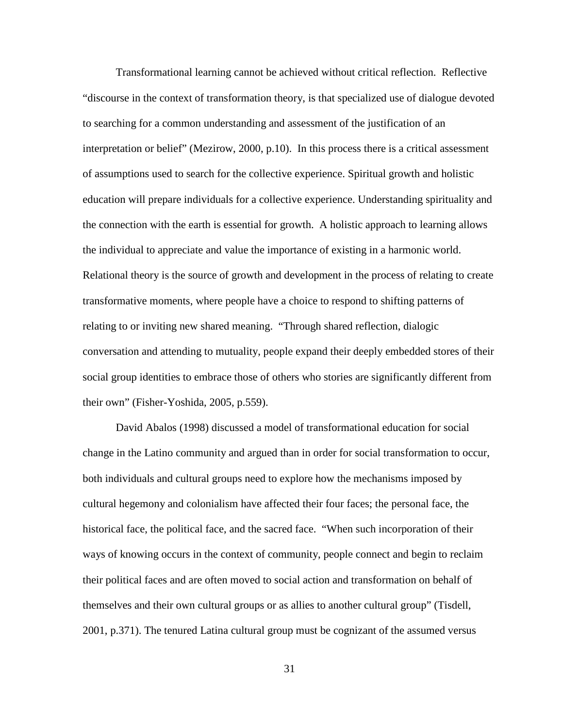Transformational learning cannot be achieved without critical reflection. Reflective "discourse in the context of transformation theory, is that specialized use of dialogue devoted to searching for a common understanding and assessment of the justification of an interpretation or belief" (Mezirow, 2000, p.10). In this process there is a critical assessment of assumptions used to search for the collective experience. Spiritual growth and holistic education will prepare individuals for a collective experience. Understanding spirituality and the connection with the earth is essential for growth. A holistic approach to learning allows the individual to appreciate and value the importance of existing in a harmonic world. Relational theory is the source of growth and development in the process of relating to create transformative moments, where people have a choice to respond to shifting patterns of relating to or inviting new shared meaning. "Through shared reflection, dialogic conversation and attending to mutuality, people expand their deeply embedded stores of their social group identities to embrace those of others who stories are significantly different from their own" (Fisher-Yoshida, 2005, p.559).

David Abalos (1998) discussed a model of transformational education for social change in the Latino community and argued than in order for social transformation to occur, both individuals and cultural groups need to explore how the mechanisms imposed by cultural hegemony and colonialism have affected their four faces; the personal face, the historical face, the political face, and the sacred face. "When such incorporation of their ways of knowing occurs in the context of community, people connect and begin to reclaim their political faces and are often moved to social action and transformation on behalf of themselves and their own cultural groups or as allies to another cultural group" (Tisdell, 2001, p.371). The tenured Latina cultural group must be cognizant of the assumed versus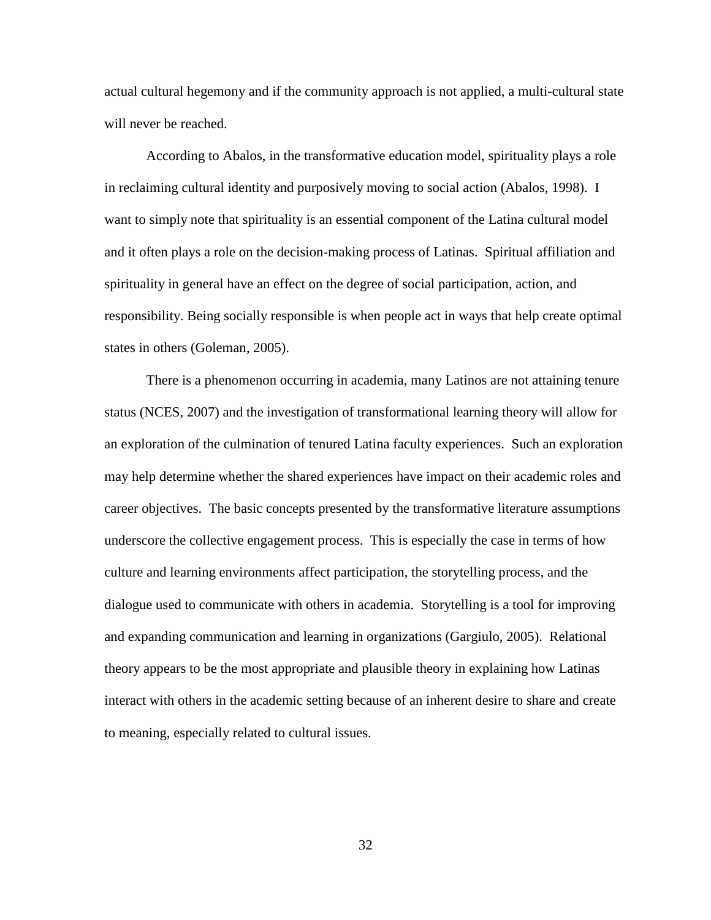actual cultural hegemony and if the community approach is not applied, a multi-cultural state will never be reached.

According to Abalos, in the transformative education model, spirituality plays a role in reclaiming cultural identity and purposively moving to social action (Abalos, 1998). I want to simply note that spirituality is an essential component of the Latina cultural model and it often plays a role on the decision-making process of Latinas. Spiritual affiliation and spirituality in general have an effect on the degree of social participation, action, and responsibility. Being socially responsible is when people act in ways that help create optimal states in others (Goleman, 2005).

There is a phenomenon occurring in academia, many Latinos are not attaining tenure status (NCES, 2007) and the investigation of transformational learning theory will allow for an exploration of the culmination of tenured Latina faculty experiences. Such an exploration may help determine whether the shared experiences have impact on their academic roles and career objectives. The basic concepts presented by the transformative literature assumptions underscore the collective engagement process. This is especially the case in terms of how culture and learning environments affect participation, the storytelling process, and the dialogue used to communicate with others in academia. Storytelling is a tool for improving and expanding communication and learning in organizations (Gargiulo, 2005). Relational theory appears to be the most appropriate and plausible theory in explaining how Latinas interact with others in the academic setting because of an inherent desire to share and create to meaning, especially related to cultural issues.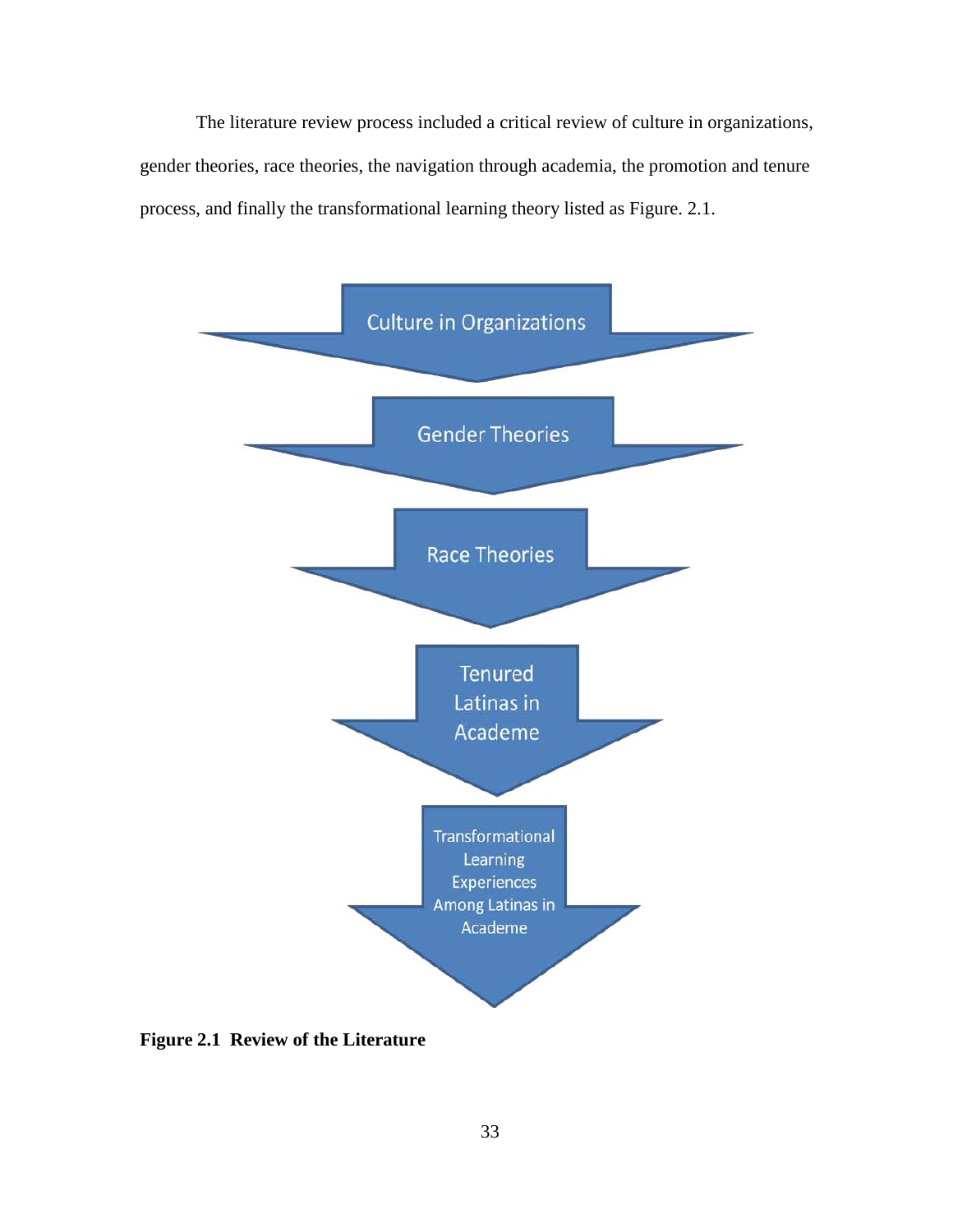The literature review process included a critical review of culture in organizations, gender theories, race theories, the navigation through academia, the promotion and tenure process, and finally the transformational learning theory listed as Figure. 2.1.

Culture in Organizations

Gender Theories

Race Theories

Tenured Latinas in Academe

Transformational Learning Experiences Among Latinas in Academe

**Figure 2.1 Review of the Literature**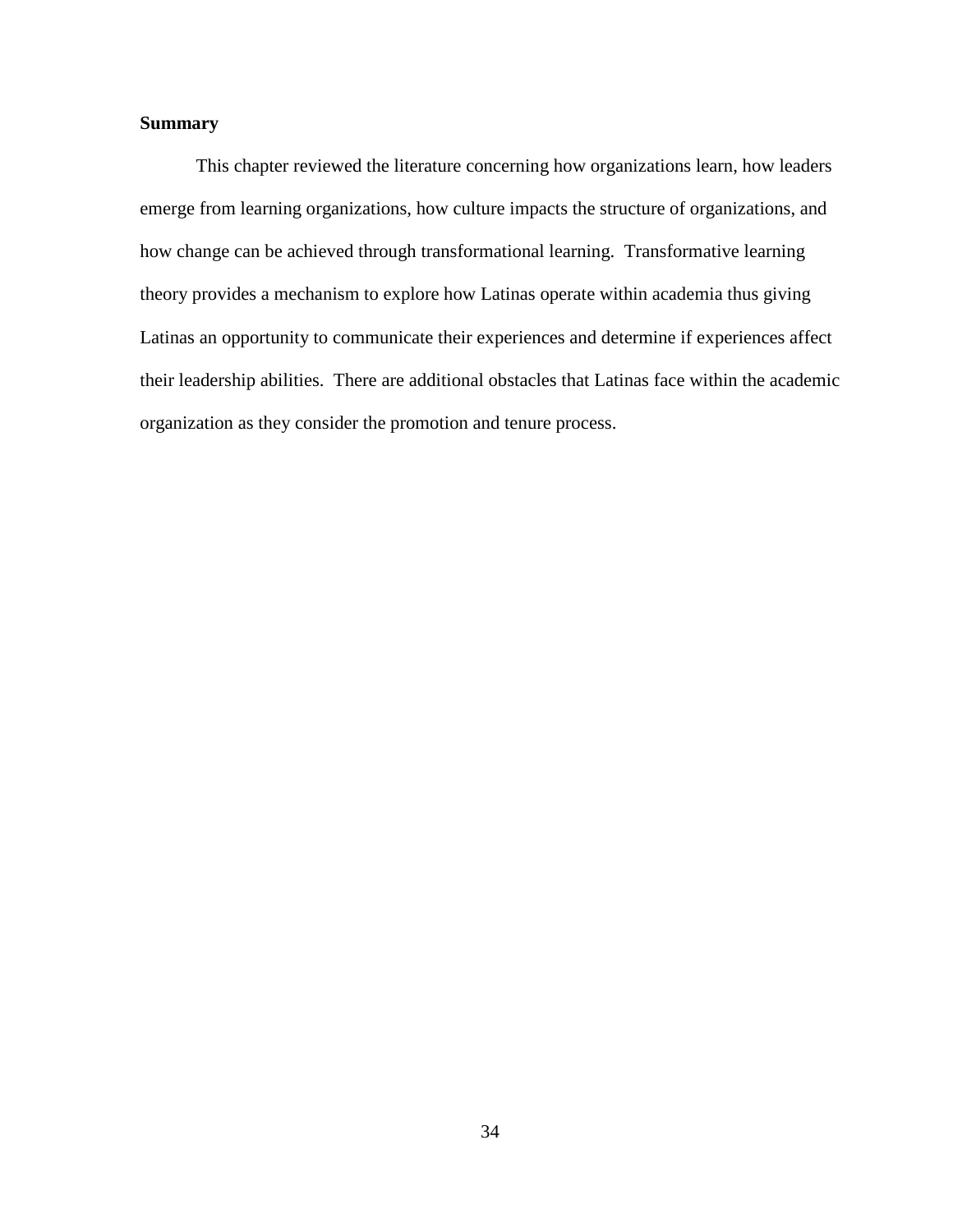**Summary**

This chapter reviewed the literature concerning how organizations learn, how leaders emerge from learning organizations, how culture impacts the structure of organizations, and how change can be achieved through transformational learning. Transformative learning theory provides a mechanism to explore how Latinas operate within academia thus giving Latinas an opportunity to communicate their experiences and determine if experiences affect their leadership abilities. There are additional obstacles that Latinas face within the academic organization as they consider the promotion and tenure process.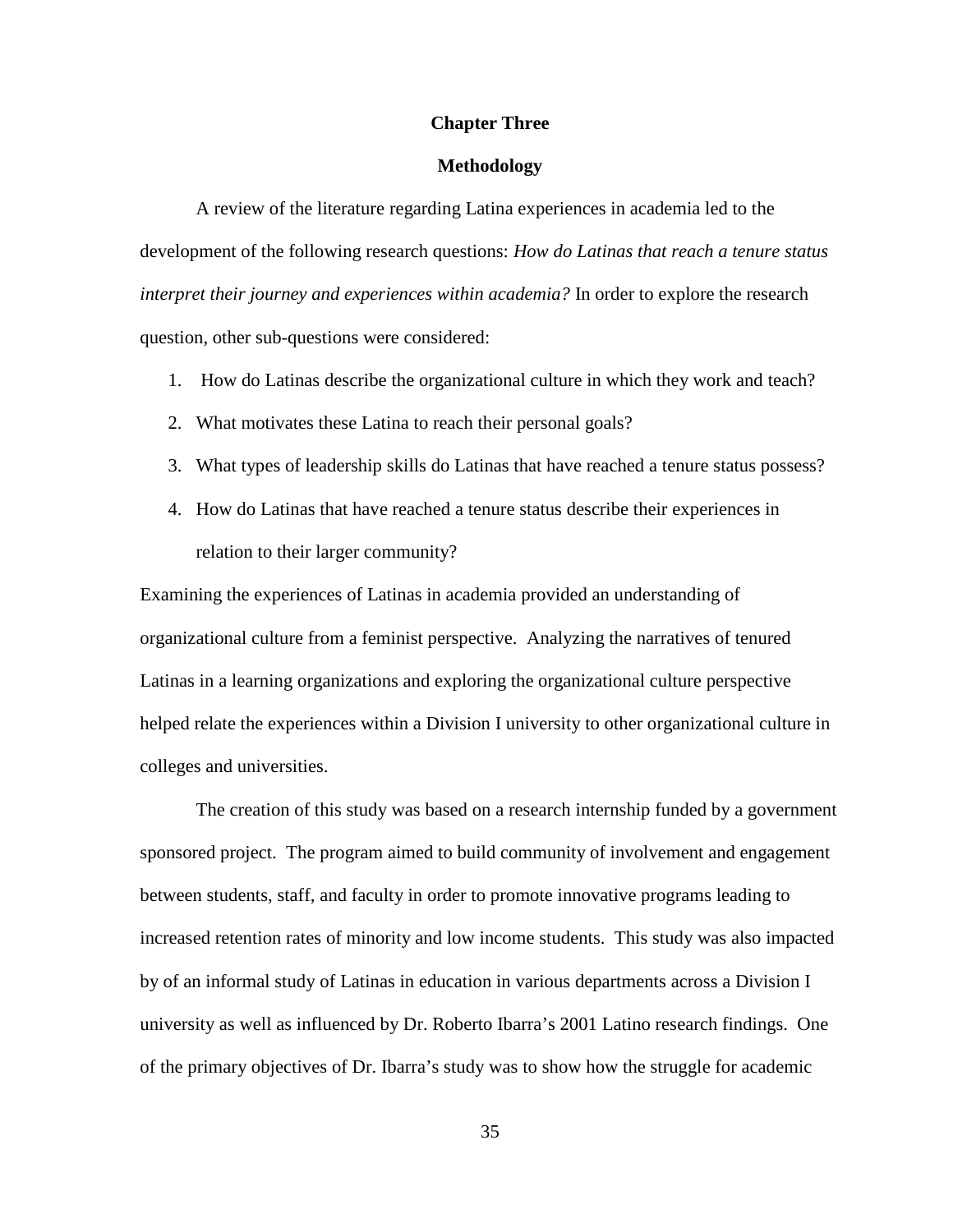# Chapter Three

## Methodology

A review of the literature regarding Latina experiences in academia led to the development of the following research questions: *How do Latinas that reach a tenure status interpret their journey and experiences within academia?* In order to explore the research question, other sub-questions were considered:

1. How do Latinas describe the organizational culture in which they work and teach?
2. What motivates these Latina to reach their personal goals?
3. What types of leadership skills do Latinas that have reached a tenure status possess?
4. How do Latinas that have reached a tenure status describe their experiences in relation to their larger community?

Examining the experiences of Latinas in academia provided an understanding of organizational culture from a feminist perspective. Analyzing the narratives of tenured Latinas in a learning organizations and exploring the organizational culture perspective helped relate the experiences within a Division I university to other organizational culture in colleges and universities.

The creation of this study was based on a research internship funded by a government sponsored project. The program aimed to build community of involvement and engagement between students, staff, and faculty in order to promote innovative programs leading to increased retention rates of minority and low income students. This study was also impacted by of an informal study of Latinas in education in various departments across a Division I university as well as influenced by Dr. Roberto Ibarra's 2001 Latino research findings. One of the primary objectives of Dr. Ibarra's study was to show how the struggle for academic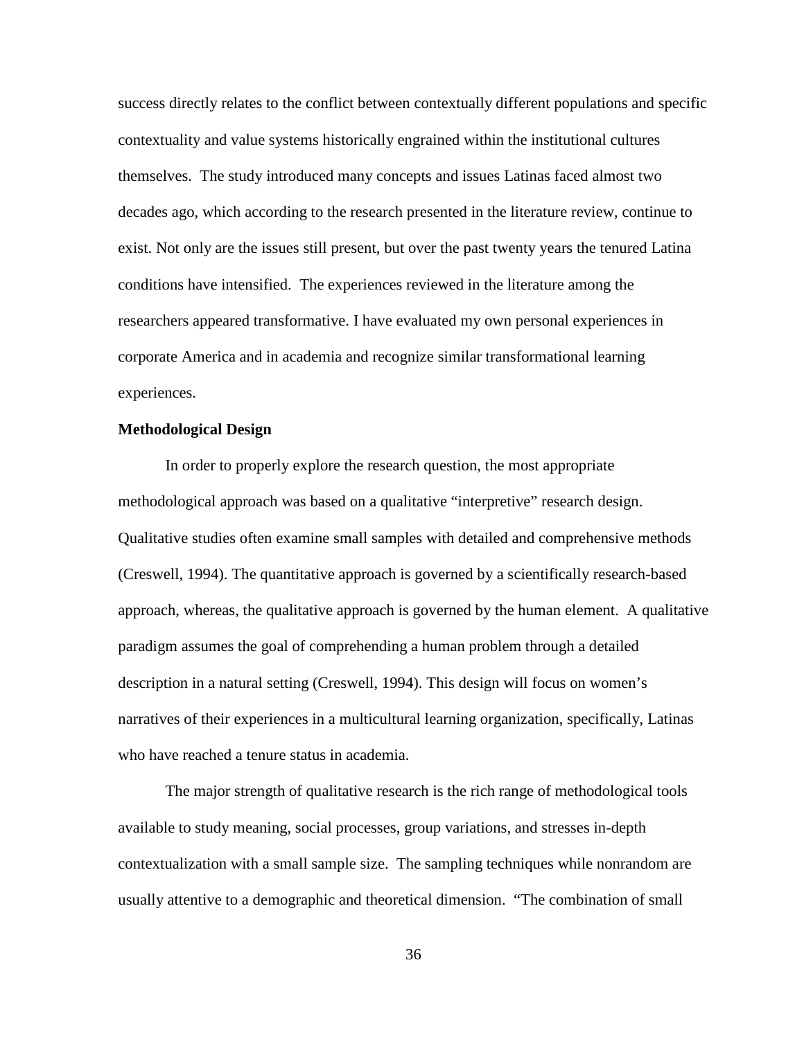success directly relates to the conflict between contextually different populations and specific contextuality and value systems historically engrained within the institutional cultures themselves. The study introduced many concepts and issues Latinas faced almost two decades ago, which according to the research presented in the literature review, continue to exist. Not only are the issues still present, but over the past twenty years the tenured Latina conditions have intensified. The experiences reviewed in the literature among the researchers appeared transformative. I have evaluated my own personal experiences in corporate America and in academia and recognize similar transformational learning experiences.

**Methodological Design**

In order to properly explore the research question, the most appropriate methodological approach was based on a qualitative "interpretive" research design. Qualitative studies often examine small samples with detailed and comprehensive methods (Creswell, 1994). The quantitative approach is governed by a scientifically research-based approach, whereas, the qualitative approach is governed by the human element. A qualitative paradigm assumes the goal of comprehending a human problem through a detailed description in a natural setting (Creswell, 1994). This design will focus on women's narratives of their experiences in a multicultural learning organization, specifically, Latinas who have reached a tenure status in academia.

The major strength of qualitative research is the rich range of methodological tools available to study meaning, social processes, group variations, and stresses in-depth contextualization with a small sample size. The sampling techniques while nonrandom are usually attentive to a demographic and theoretical dimension. "The combination of small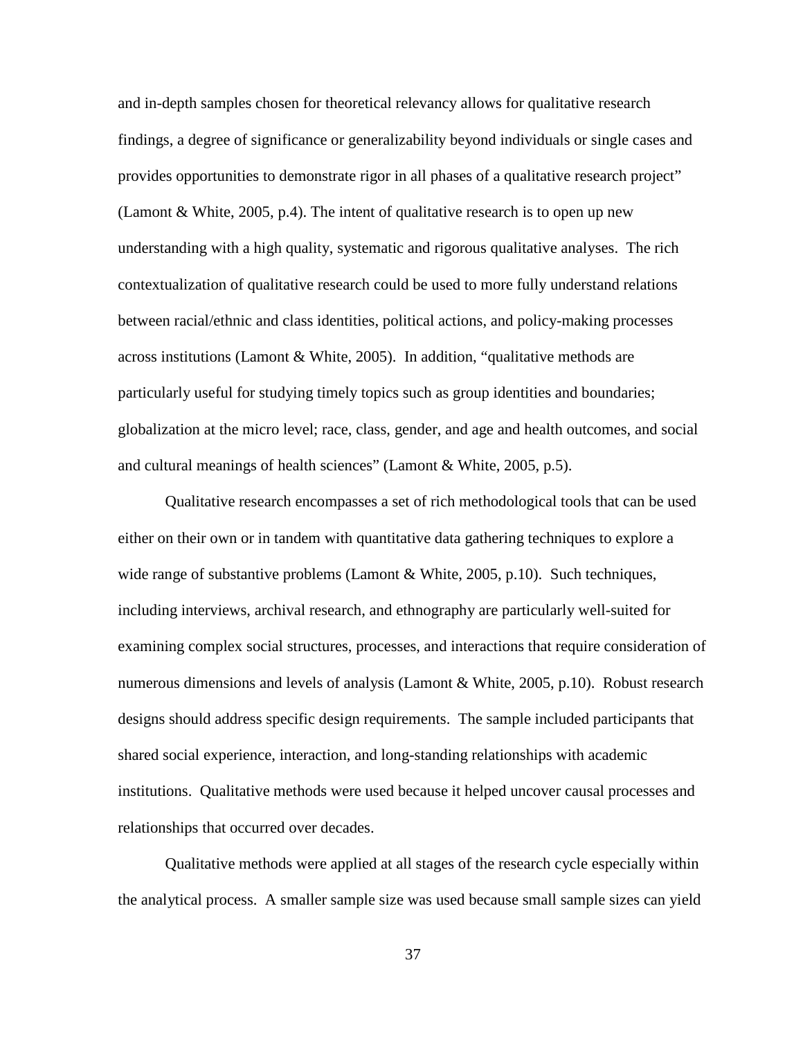and in-depth samples chosen for theoretical relevancy allows for qualitative research findings, a degree of significance or generalizability beyond individuals or single cases and provides opportunities to demonstrate rigor in all phases of a qualitative research project" (Lamont & White, 2005, p.4). The intent of qualitative research is to open up new understanding with a high quality, systematic and rigorous qualitative analyses. The rich contextualization of qualitative research could be used to more fully understand relations between racial/ethnic and class identities, political actions, and policy-making processes across institutions (Lamont & White, 2005). In addition, "qualitative methods are particularly useful for studying timely topics such as group identities and boundaries; globalization at the micro level; race, class, gender, and age and health outcomes, and social and cultural meanings of health sciences" (Lamont & White, 2005, p.5).

Qualitative research encompasses a set of rich methodological tools that can be used either on their own or in tandem with quantitative data gathering techniques to explore a wide range of substantive problems (Lamont & White, 2005, p.10). Such techniques, including interviews, archival research, and ethnography are particularly well-suited for examining complex social structures, processes, and interactions that require consideration of numerous dimensions and levels of analysis (Lamont & White, 2005, p.10). Robust research designs should address specific design requirements. The sample included participants that shared social experience, interaction, and long-standing relationships with academic institutions. Qualitative methods were used because it helped uncover causal processes and relationships that occurred over decades.

Qualitative methods were applied at all stages of the research cycle especially within the analytical process. A smaller sample size was used because small sample sizes can yield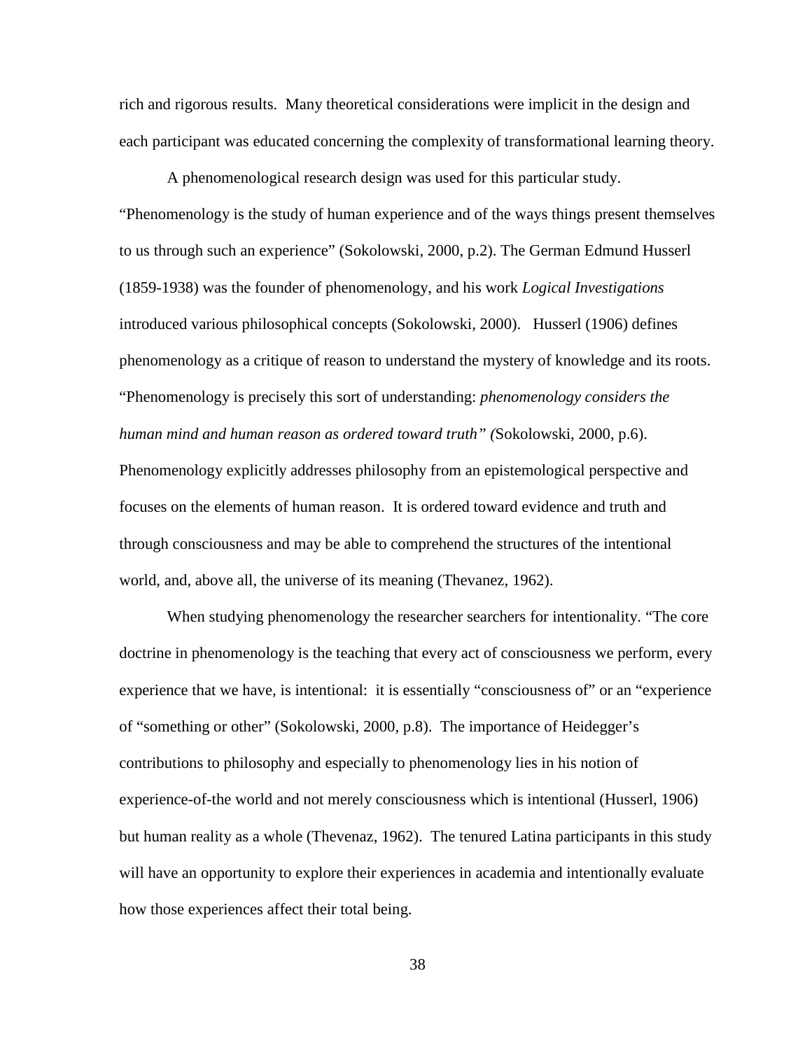rich and rigorous results. Many theoretical considerations were implicit in the design and each participant was educated concerning the complexity of transformational learning theory.

A phenomenological research design was used for this particular study. "Phenomenology is the study of human experience and of the ways things present themselves to us through such an experience" (Sokolowski, 2000, p.2). The German Edmund Husserl (1859-1938) was the founder of phenomenology, and his work *Logical Investigations* introduced various philosophical concepts (Sokolowski, 2000). Husserl (1906) defines phenomenology as a critique of reason to understand the mystery of knowledge and its roots. "Phenomenology is precisely this sort of understanding: *phenomenology considers the human mind and human reason as ordered toward truth" (*Sokolowski, 2000, p.6). Phenomenology explicitly addresses philosophy from an epistemological perspective and focuses on the elements of human reason. It is ordered toward evidence and truth and through consciousness and may be able to comprehend the structures of the intentional world, and, above all, the universe of its meaning (Thevanez, 1962).

When studying phenomenology the researcher searchers for intentionality. "The core doctrine in phenomenology is the teaching that every act of consciousness we perform, every experience that we have, is intentional: it is essentially "consciousness of" or an "experience of "something or other" (Sokolowski, 2000, p.8). The importance of Heidegger's contributions to philosophy and especially to phenomenology lies in his notion of experience-of-the world and not merely consciousness which is intentional (Husserl, 1906) but human reality as a whole (Thevenaz, 1962). The tenured Latina participants in this study will have an opportunity to explore their experiences in academia and intentionally evaluate how those experiences affect their total being.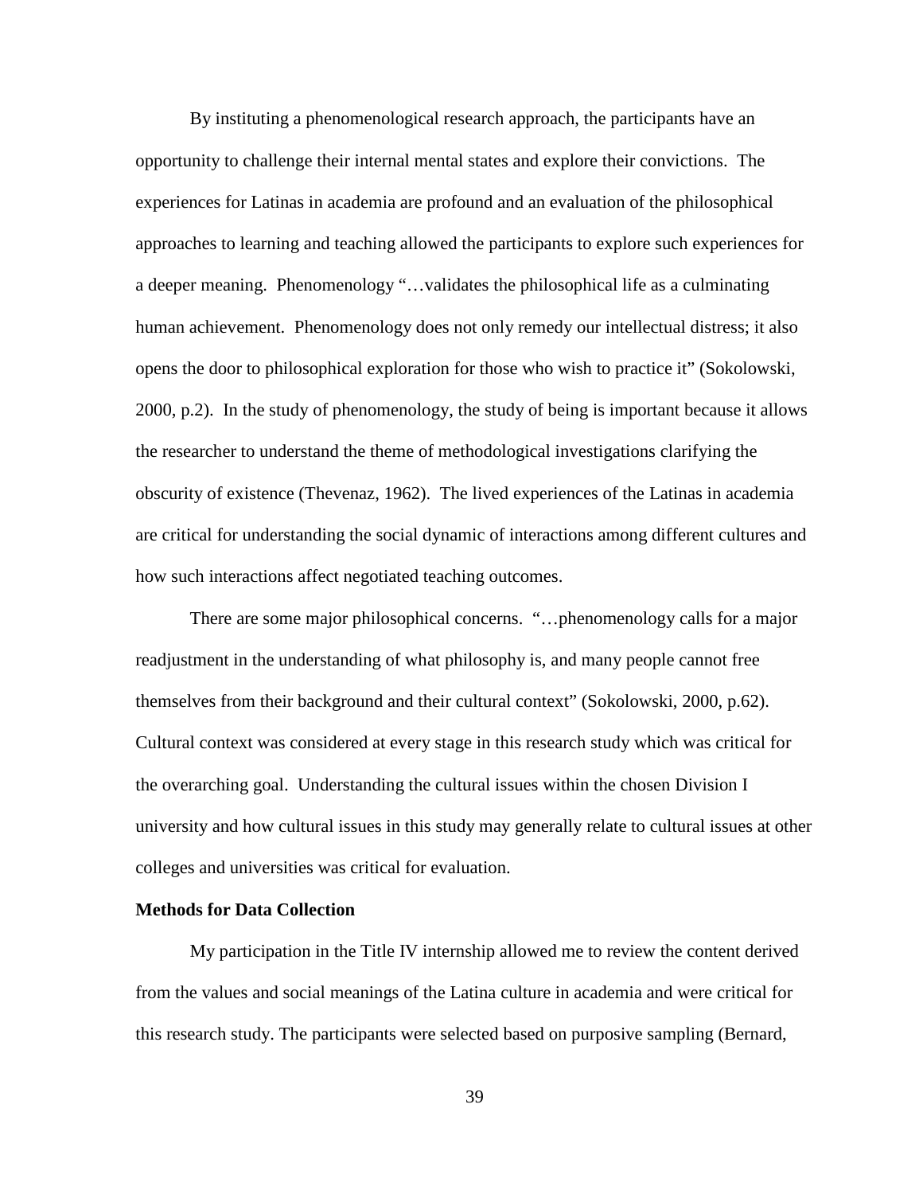By instituting a phenomenological research approach, the participants have an opportunity to challenge their internal mental states and explore their convictions. The experiences for Latinas in academia are profound and an evaluation of the philosophical approaches to learning and teaching allowed the participants to explore such experiences for a deeper meaning. Phenomenology "…validates the philosophical life as a culminating human achievement. Phenomenology does not only remedy our intellectual distress; it also opens the door to philosophical exploration for those who wish to practice it" (Sokolowski, 2000, p.2). In the study of phenomenology, the study of being is important because it allows the researcher to understand the theme of methodological investigations clarifying the obscurity of existence (Thevenaz, 1962). The lived experiences of the Latinas in academia are critical for understanding the social dynamic of interactions among different cultures and how such interactions affect negotiated teaching outcomes.

There are some major philosophical concerns. "…phenomenology calls for a major readjustment in the understanding of what philosophy is, and many people cannot free themselves from their background and their cultural context" (Sokolowski, 2000, p.62). Cultural context was considered at every stage in this research study which was critical for the overarching goal. Understanding the cultural issues within the chosen Division I university and how cultural issues in this study may generally relate to cultural issues at other colleges and universities was critical for evaluation.

**Methods for Data Collection**

My participation in the Title IV internship allowed me to review the content derived from the values and social meanings of the Latina culture in academia and were critical for this research study. The participants were selected based on purposive sampling (Bernard,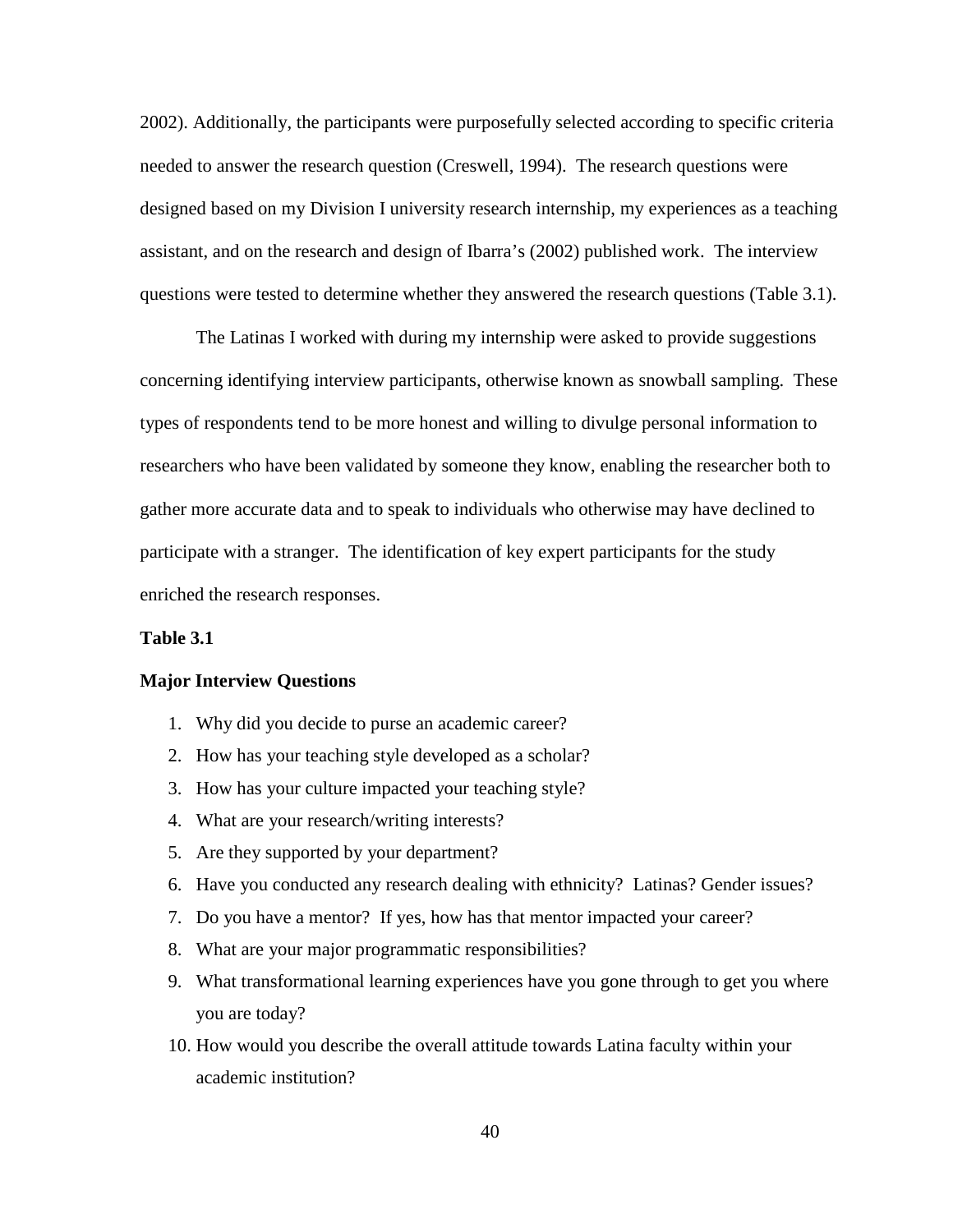2002). Additionally, the participants were purposefully selected according to specific criteria needed to answer the research question (Creswell, 1994). The research questions were designed based on my Division I university research internship, my experiences as a teaching assistant, and on the research and design of Ibarra's (2002) published work. The interview questions were tested to determine whether they answered the research questions (Table 3.1).

The Latinas I worked with during my internship were asked to provide suggestions concerning identifying interview participants, otherwise known as snowball sampling. These types of respondents tend to be more honest and willing to divulge personal information to researchers who have been validated by someone they know, enabling the researcher both to gather more accurate data and to speak to individuals who otherwise may have declined to participate with a stranger. The identification of key expert participants for the study enriched the research responses.

**Table 3.1**

**Major Interview Questions**

1. Why did you decide to purse an academic career?
2. How has your teaching style developed as a scholar?
3. How has your culture impacted your teaching style?
4. What are your research/writing interests?
5. Are they supported by your department?
6. Have you conducted any research dealing with ethnicity? Latinas? Gender issues?
7. Do you have a mentor? If yes, how has that mentor impacted your career?
8. What are your major programmatic responsibilities?
9. What transformational learning experiences have you gone through to get you where you are today?
10. How would you describe the overall attitude towards Latina faculty within your academic institution?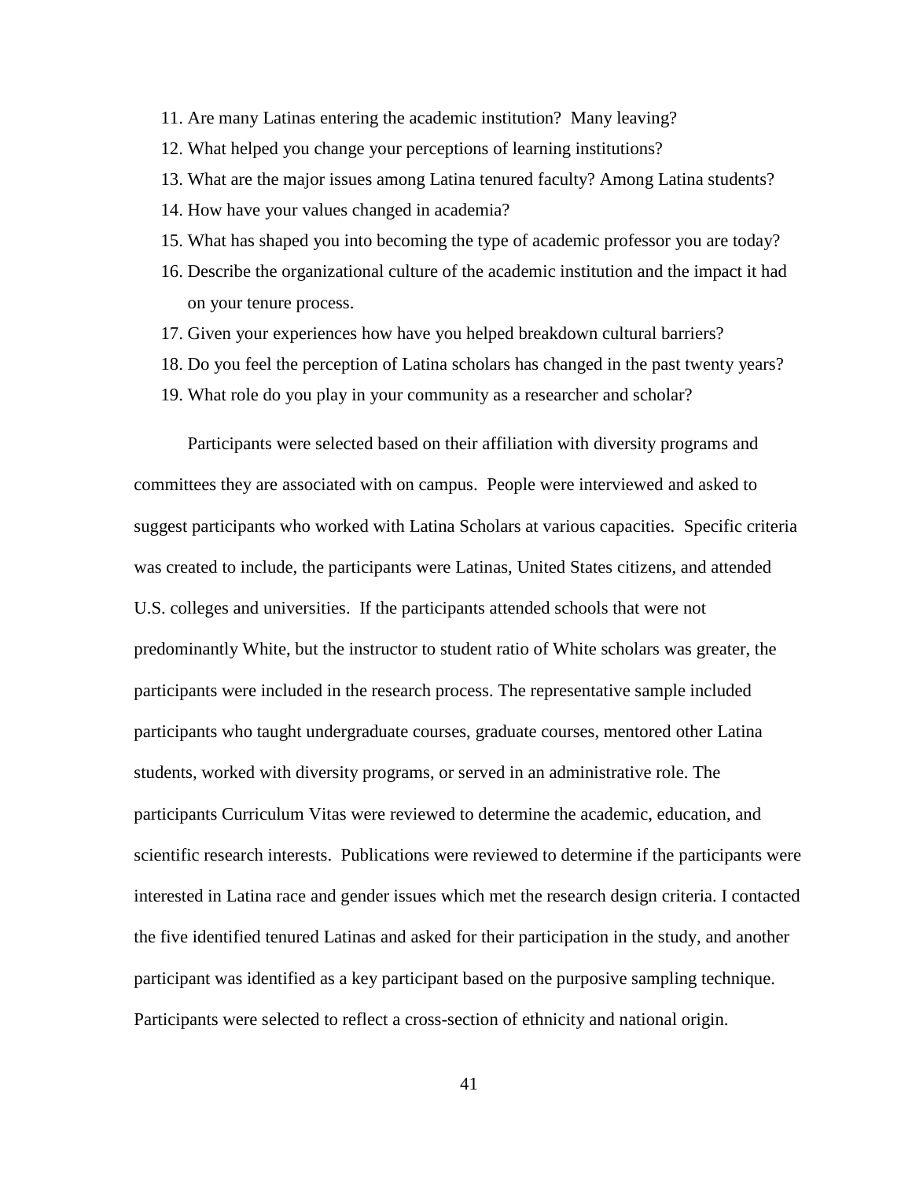11. Are many Latinas entering the academic institution? Many leaving?
12. What helped you change your perceptions of learning institutions?
13. What are the major issues among Latina tenured faculty? Among Latina students?
14. How have your values changed in academia?
15. What has shaped you into becoming the type of academic professor you are today?
16. Describe the organizational culture of the academic institution and the impact it had on your tenure process.
17. Given your experiences how have you helped breakdown cultural barriers?
18. Do you feel the perception of Latina scholars has changed in the past twenty years?
19. What role do you play in your community as a researcher and scholar?

Participants were selected based on their affiliation with diversity programs and committees they are associated with on campus. People were interviewed and asked to suggest participants who worked with Latina Scholars at various capacities. Specific criteria was created to include, the participants were Latinas, United States citizens, and attended U.S. colleges and universities. If the participants attended schools that were not predominantly White, but the instructor to student ratio of White scholars was greater, the participants were included in the research process. The representative sample included participants who taught undergraduate courses, graduate courses, mentored other Latina students, worked with diversity programs, or served in an administrative role. The participants Curriculum Vitas were reviewed to determine the academic, education, and scientific research interests. Publications were reviewed to determine if the participants were interested in Latina race and gender issues which met the research design criteria. I contacted the five identified tenured Latinas and asked for their participation in the study, and another participant was identified as a key participant based on the purposive sampling technique. Participants were selected to reflect a cross-section of ethnicity and national origin.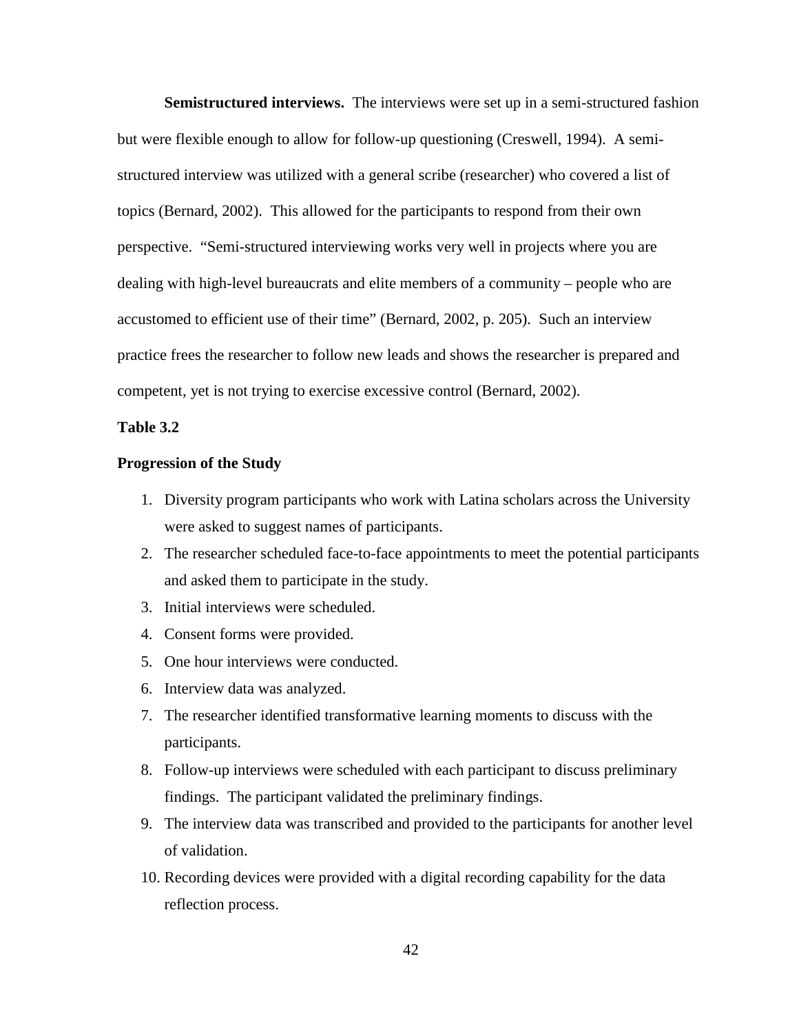**Semistructured interviews.** The interviews were set up in a semi-structured fashion but were flexible enough to allow for follow-up questioning (Creswell, 1994). A semi-structured interview was utilized with a general scribe (researcher) who covered a list of topics (Bernard, 2002). This allowed for the participants to respond from their own perspective. "Semi-structured interviewing works very well in projects where you are dealing with high-level bureaucrats and elite members of a community – people who are accustomed to efficient use of their time" (Bernard, 2002, p. 205). Such an interview practice frees the researcher to follow new leads and shows the researcher is prepared and competent, yet is not trying to exercise excessive control (Bernard, 2002).

**Table 3.2**

**Progression of the Study**

1. Diversity program participants who work with Latina scholars across the University were asked to suggest names of participants.
2. The researcher scheduled face-to-face appointments to meet the potential participants and asked them to participate in the study.
3. Initial interviews were scheduled.
4. Consent forms were provided.
5. One hour interviews were conducted.
6. Interview data was analyzed.
7. The researcher identified transformative learning moments to discuss with the participants.
8. Follow-up interviews were scheduled with each participant to discuss preliminary findings. The participant validated the preliminary findings.
9. The interview data was transcribed and provided to the participants for another level of validation.
10. Recording devices were provided with a digital recording capability for the data reflection process.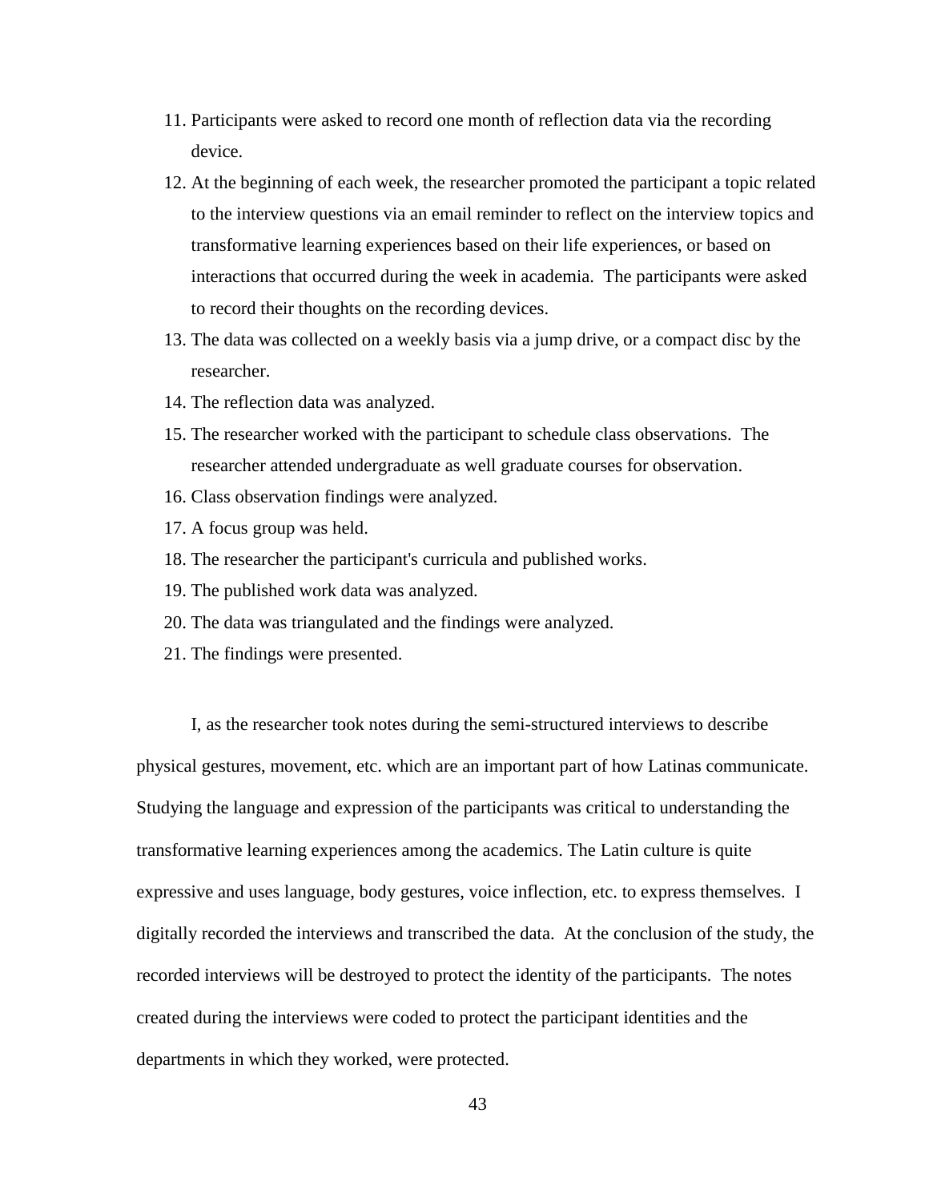11. Participants were asked to record one month of reflection data via the recording device.
12. At the beginning of each week, the researcher promoted the participant a topic related to the interview questions via an email reminder to reflect on the interview topics and transformative learning experiences based on their life experiences, or based on interactions that occurred during the week in academia. The participants were asked to record their thoughts on the recording devices.
13. The data was collected on a weekly basis via a jump drive, or a compact disc by the researcher.
14. The reflection data was analyzed.
15. The researcher worked with the participant to schedule class observations. The researcher attended undergraduate as well graduate courses for observation.
16. Class observation findings were analyzed.
17. A focus group was held.
18. The researcher the participant's curricula and published works.
19. The published work data was analyzed.
20. The data was triangulated and the findings were analyzed.
21. The findings were presented.

I, as the researcher took notes during the semi-structured interviews to describe physical gestures, movement, etc. which are an important part of how Latinas communicate. Studying the language and expression of the participants was critical to understanding the transformative learning experiences among the academics. The Latin culture is quite expressive and uses language, body gestures, voice inflection, etc. to express themselves. I digitally recorded the interviews and transcribed the data. At the conclusion of the study, the recorded interviews will be destroyed to protect the identity of the participants. The notes created during the interviews were coded to protect the participant identities and the departments in which they worked, were protected.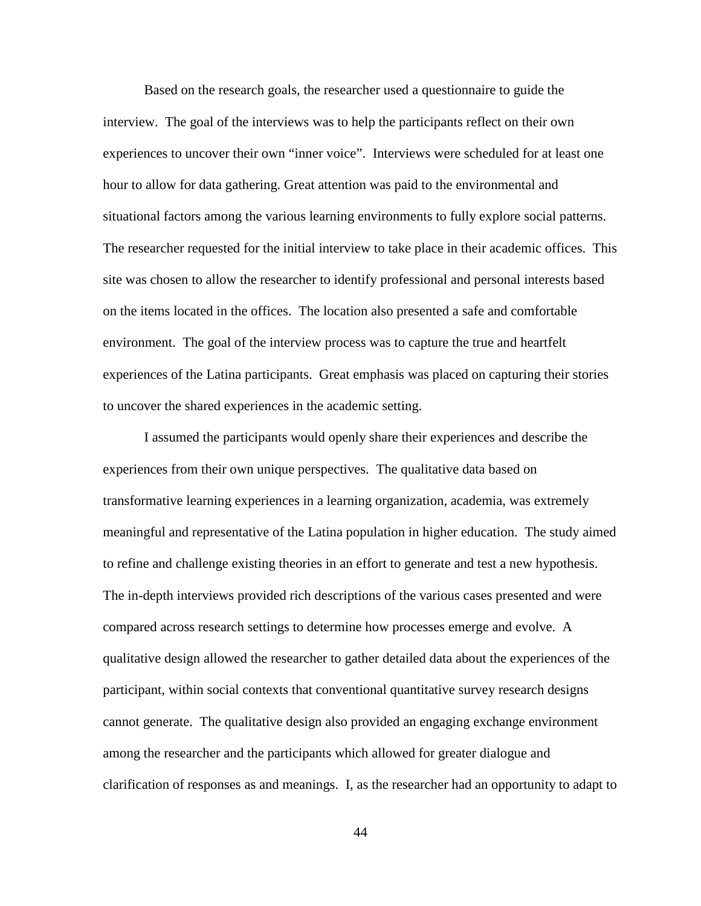Based on the research goals, the researcher used a questionnaire to guide the interview. The goal of the interviews was to help the participants reflect on their own experiences to uncover their own "inner voice". Interviews were scheduled for at least one hour to allow for data gathering. Great attention was paid to the environmental and situational factors among the various learning environments to fully explore social patterns. The researcher requested for the initial interview to take place in their academic offices. This site was chosen to allow the researcher to identify professional and personal interests based on the items located in the offices. The location also presented a safe and comfortable environment. The goal of the interview process was to capture the true and heartfelt experiences of the Latina participants. Great emphasis was placed on capturing their stories to uncover the shared experiences in the academic setting.

I assumed the participants would openly share their experiences and describe the experiences from their own unique perspectives. The qualitative data based on transformative learning experiences in a learning organization, academia, was extremely meaningful and representative of the Latina population in higher education. The study aimed to refine and challenge existing theories in an effort to generate and test a new hypothesis. The in-depth interviews provided rich descriptions of the various cases presented and were compared across research settings to determine how processes emerge and evolve. A qualitative design allowed the researcher to gather detailed data about the experiences of the participant, within social contexts that conventional quantitative survey research designs cannot generate. The qualitative design also provided an engaging exchange environment among the researcher and the participants which allowed for greater dialogue and clarification of responses as and meanings. I, as the researcher had an opportunity to adapt to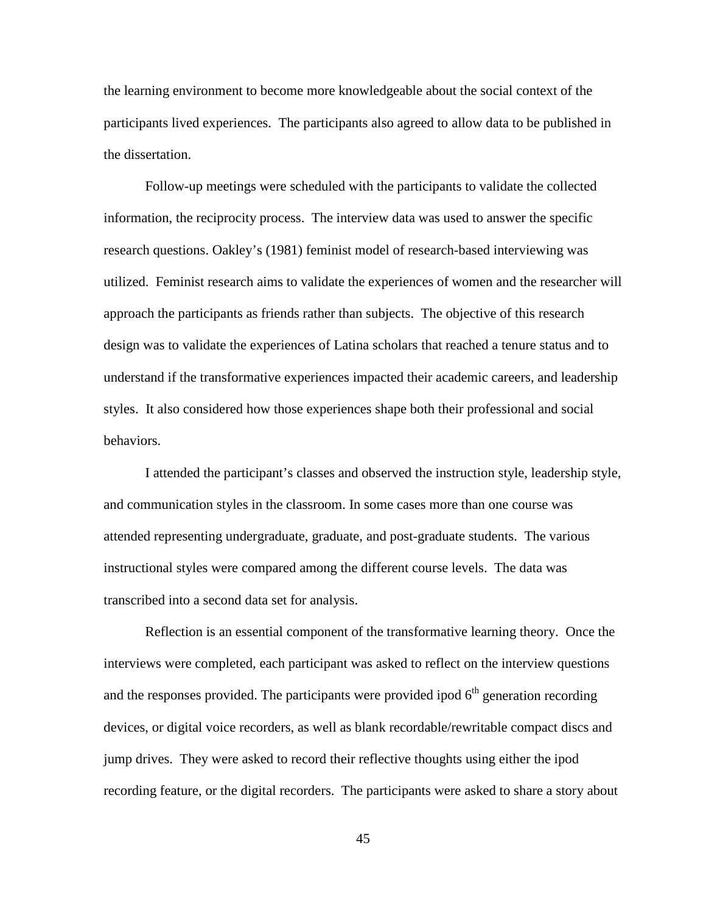the learning environment to become more knowledgeable about the social context of the participants lived experiences. The participants also agreed to allow data to be published in the dissertation.

Follow-up meetings were scheduled with the participants to validate the collected information, the reciprocity process. The interview data was used to answer the specific research questions. Oakley's (1981) feminist model of research-based interviewing was utilized. Feminist research aims to validate the experiences of women and the researcher will approach the participants as friends rather than subjects. The objective of this research design was to validate the experiences of Latina scholars that reached a tenure status and to understand if the transformative experiences impacted their academic careers, and leadership styles. It also considered how those experiences shape both their professional and social behaviors.

I attended the participant's classes and observed the instruction style, leadership style, and communication styles in the classroom. In some cases more than one course was attended representing undergraduate, graduate, and post-graduate students. The various instructional styles were compared among the different course levels. The data was transcribed into a second data set for analysis.

Reflection is an essential component of the transformative learning theory. Once the interviews were completed, each participant was asked to reflect on the interview questions and the responses provided. The participants were provided ipod 6th generation recording devices, or digital voice recorders, as well as blank recordable/rewritable compact discs and jump drives. They were asked to record their reflective thoughts using either the ipod recording feature, or the digital recorders. The participants were asked to share a story about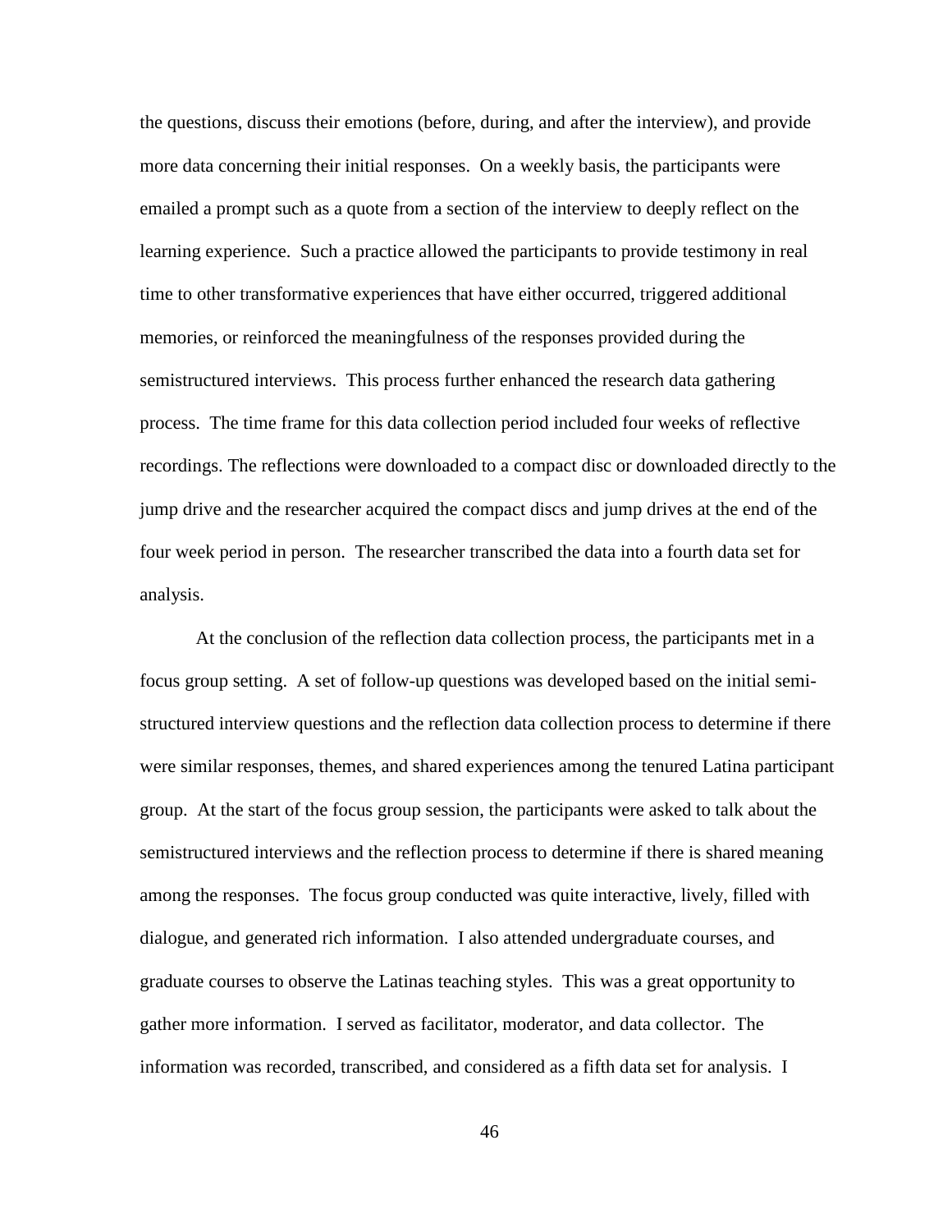the questions, discuss their emotions (before, during, and after the interview), and provide more data concerning their initial responses. On a weekly basis, the participants were emailed a prompt such as a quote from a section of the interview to deeply reflect on the learning experience. Such a practice allowed the participants to provide testimony in real time to other transformative experiences that have either occurred, triggered additional memories, or reinforced the meaningfulness of the responses provided during the semistructured interviews. This process further enhanced the research data gathering process. The time frame for this data collection period included four weeks of reflective recordings. The reflections were downloaded to a compact disc or downloaded directly to the jump drive and the researcher acquired the compact discs and jump drives at the end of the four week period in person. The researcher transcribed the data into a fourth data set for analysis.

At the conclusion of the reflection data collection process, the participants met in a focus group setting. A set of follow-up questions was developed based on the initial semi-structured interview questions and the reflection data collection process to determine if there were similar responses, themes, and shared experiences among the tenured Latina participant group. At the start of the focus group session, the participants were asked to talk about the semistructured interviews and the reflection process to determine if there is shared meaning among the responses. The focus group conducted was quite interactive, lively, filled with dialogue, and generated rich information. I also attended undergraduate courses, and graduate courses to observe the Latinas teaching styles. This was a great opportunity to gather more information. I served as facilitator, moderator, and data collector. The information was recorded, transcribed, and considered as a fifth data set for analysis. I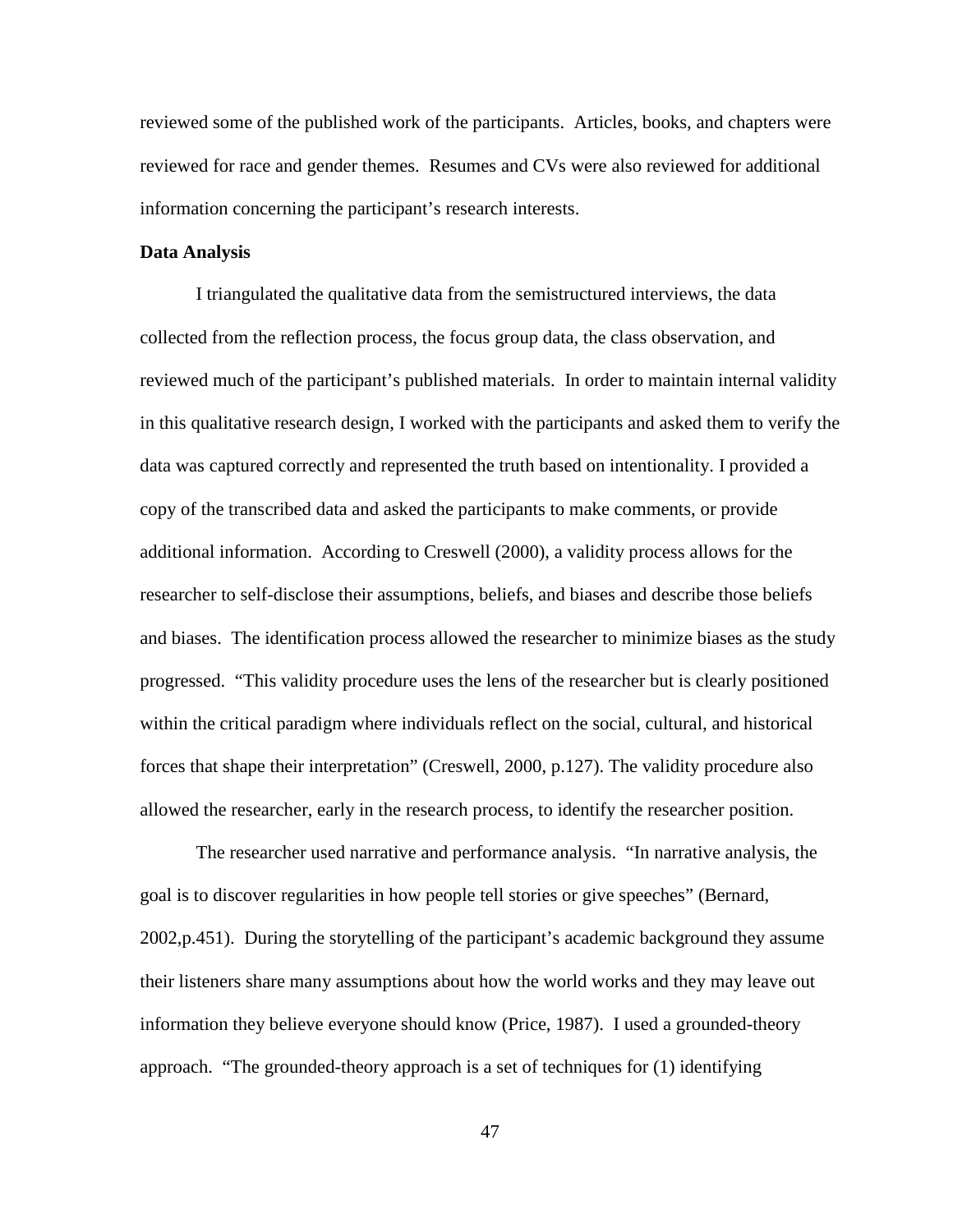reviewed some of the published work of the participants. Articles, books, and chapters were reviewed for race and gender themes. Resumes and CVs were also reviewed for additional information concerning the participant's research interests.

**Data Analysis**

I triangulated the qualitative data from the semistructured interviews, the data collected from the reflection process, the focus group data, the class observation, and reviewed much of the participant's published materials. In order to maintain internal validity in this qualitative research design, I worked with the participants and asked them to verify the data was captured correctly and represented the truth based on intentionality. I provided a copy of the transcribed data and asked the participants to make comments, or provide additional information. According to Creswell (2000), a validity process allows for the researcher to self-disclose their assumptions, beliefs, and biases and describe those beliefs and biases. The identification process allowed the researcher to minimize biases as the study progressed. "This validity procedure uses the lens of the researcher but is clearly positioned within the critical paradigm where individuals reflect on the social, cultural, and historical forces that shape their interpretation" (Creswell, 2000, p.127). The validity procedure also allowed the researcher, early in the research process, to identify the researcher position.

The researcher used narrative and performance analysis. "In narrative analysis, the goal is to discover regularities in how people tell stories or give speeches" (Bernard, 2002,p.451). During the storytelling of the participant's academic background they assume their listeners share many assumptions about how the world works and they may leave out information they believe everyone should know (Price, 1987). I used a grounded-theory approach. "The grounded-theory approach is a set of techniques for (1) identifying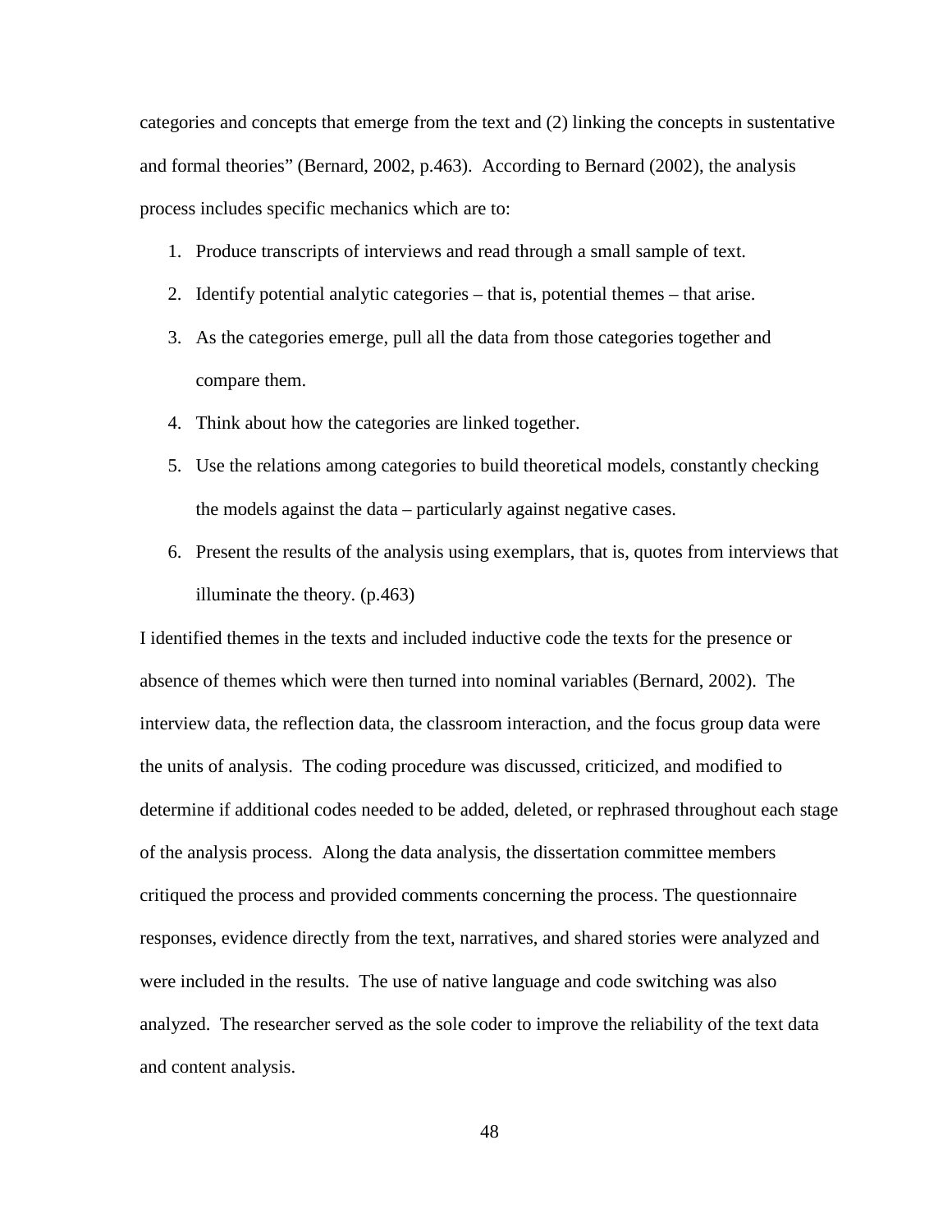categories and concepts that emerge from the text and (2) linking the concepts in sustentative and formal theories" (Bernard, 2002, p.463). According to Bernard (2002), the analysis process includes specific mechanics which are to:

1. Produce transcripts of interviews and read through a small sample of text.
2. Identify potential analytic categories – that is, potential themes – that arise.
3. As the categories emerge, pull all the data from those categories together and compare them.
4. Think about how the categories are linked together.
5. Use the relations among categories to build theoretical models, constantly checking the models against the data – particularly against negative cases.
6. Present the results of the analysis using exemplars, that is, quotes from interviews that illuminate the theory. (p.463)

I identified themes in the texts and included inductive code the texts for the presence or absence of themes which were then turned into nominal variables (Bernard, 2002). The interview data, the reflection data, the classroom interaction, and the focus group data were the units of analysis. The coding procedure was discussed, criticized, and modified to determine if additional codes needed to be added, deleted, or rephrased throughout each stage of the analysis process. Along the data analysis, the dissertation committee members critiqued the process and provided comments concerning the process. The questionnaire responses, evidence directly from the text, narratives, and shared stories were analyzed and were included in the results. The use of native language and code switching was also analyzed. The researcher served as the sole coder to improve the reliability of the text data and content analysis.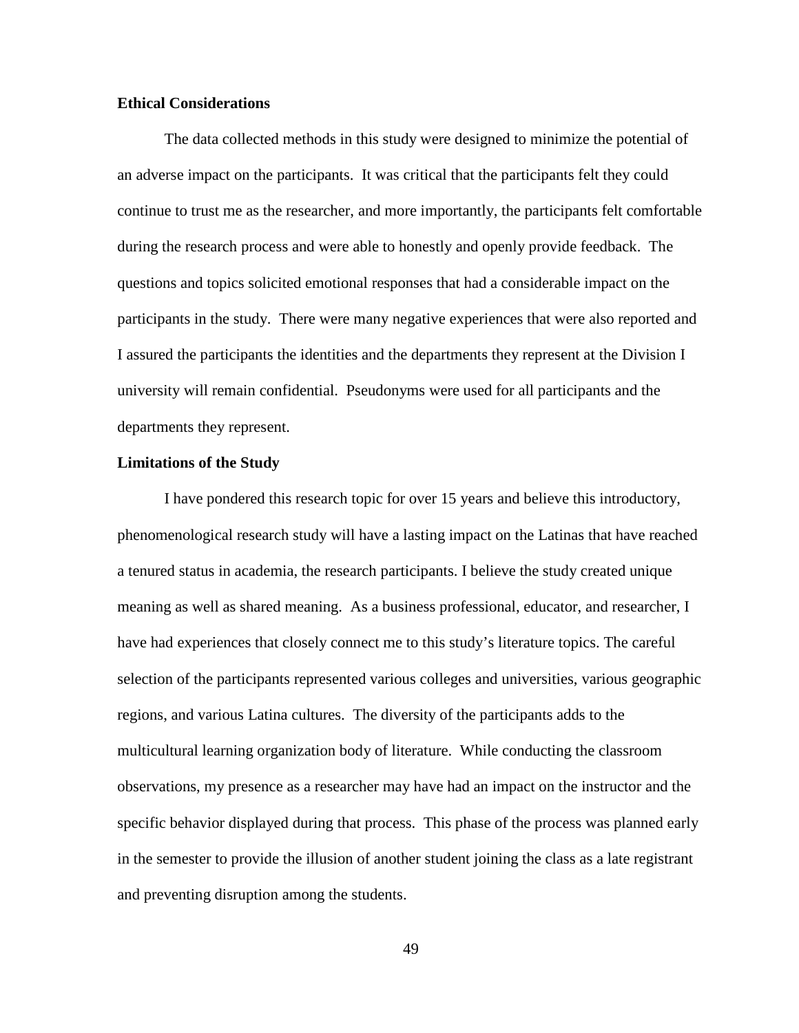**Ethical Considerations**

The data collected methods in this study were designed to minimize the potential of an adverse impact on the participants. It was critical that the participants felt they could continue to trust me as the researcher, and more importantly, the participants felt comfortable during the research process and were able to honestly and openly provide feedback. The questions and topics solicited emotional responses that had a considerable impact on the participants in the study. There were many negative experiences that were also reported and I assured the participants the identities and the departments they represent at the Division I university will remain confidential. Pseudonyms were used for all participants and the departments they represent.

**Limitations of the Study**

I have pondered this research topic for over 15 years and believe this introductory, phenomenological research study will have a lasting impact on the Latinas that have reached a tenured status in academia, the research participants. I believe the study created unique meaning as well as shared meaning. As a business professional, educator, and researcher, I have had experiences that closely connect me to this study's literature topics. The careful selection of the participants represented various colleges and universities, various geographic regions, and various Latina cultures. The diversity of the participants adds to the multicultural learning organization body of literature. While conducting the classroom observations, my presence as a researcher may have had an impact on the instructor and the specific behavior displayed during that process. This phase of the process was planned early in the semester to provide the illusion of another student joining the class as a late registrant and preventing disruption among the students.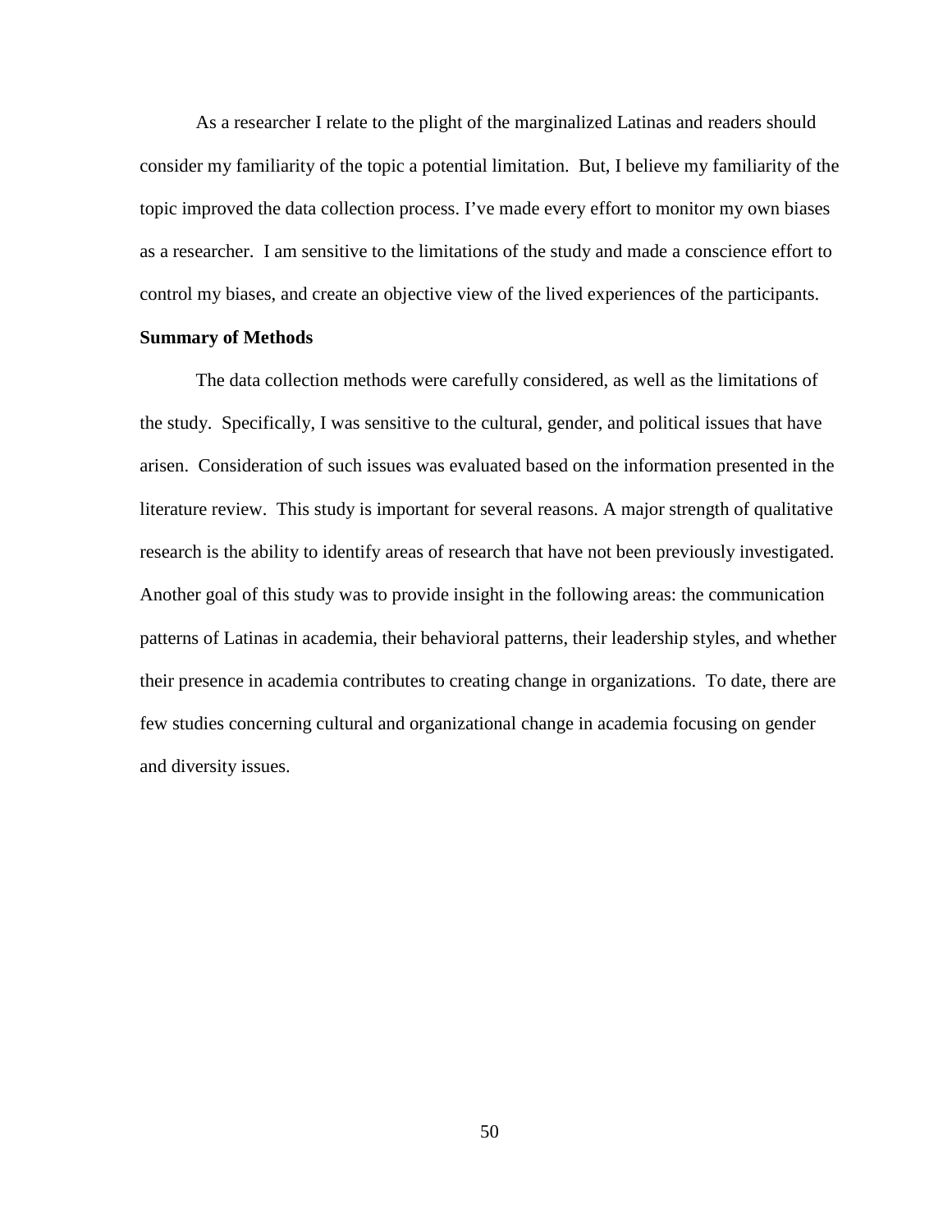As a researcher I relate to the plight of the marginalized Latinas and readers should consider my familiarity of the topic a potential limitation. But, I believe my familiarity of the topic improved the data collection process. I've made every effort to monitor my own biases as a researcher. I am sensitive to the limitations of the study and made a conscience effort to control my biases, and create an objective view of the lived experiences of the participants.

**Summary of Methods**

The data collection methods were carefully considered, as well as the limitations of the study. Specifically, I was sensitive to the cultural, gender, and political issues that have arisen. Consideration of such issues was evaluated based on the information presented in the literature review. This study is important for several reasons. A major strength of qualitative research is the ability to identify areas of research that have not been previously investigated. Another goal of this study was to provide insight in the following areas: the communication patterns of Latinas in academia, their behavioral patterns, their leadership styles, and whether their presence in academia contributes to creating change in organizations. To date, there are few studies concerning cultural and organizational change in academia focusing on gender and diversity issues.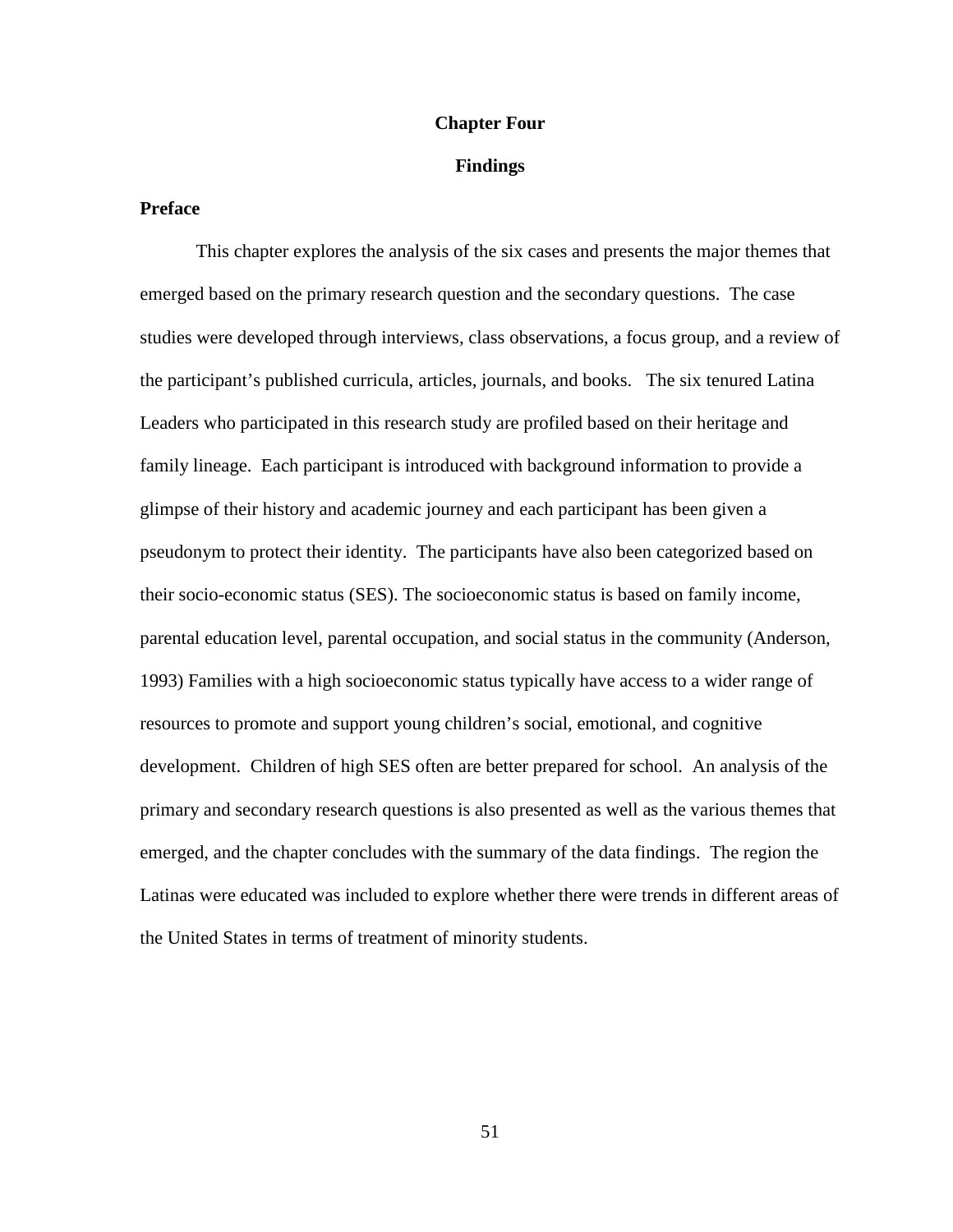# Chapter Four

# Findings

## Preface

This chapter explores the analysis of the six cases and presents the major themes that emerged based on the primary research question and the secondary questions. The case studies were developed through interviews, class observations, a focus group, and a review of the participant's published curricula, articles, journals, and books. The six tenured Latina Leaders who participated in this research study are profiled based on their heritage and family lineage. Each participant is introduced with background information to provide a glimpse of their history and academic journey and each participant has been given a pseudonym to protect their identity. The participants have also been categorized based on their socio-economic status (SES). The socioeconomic status is based on family income, parental education level, parental occupation, and social status in the community (Anderson, 1993) Families with a high socioeconomic status typically have access to a wider range of resources to promote and support young children's social, emotional, and cognitive development. Children of high SES often are better prepared for school. An analysis of the primary and secondary research questions is also presented as well as the various themes that emerged, and the chapter concludes with the summary of the data findings. The region the Latinas were educated was included to explore whether there were trends in different areas of the United States in terms of treatment of minority students.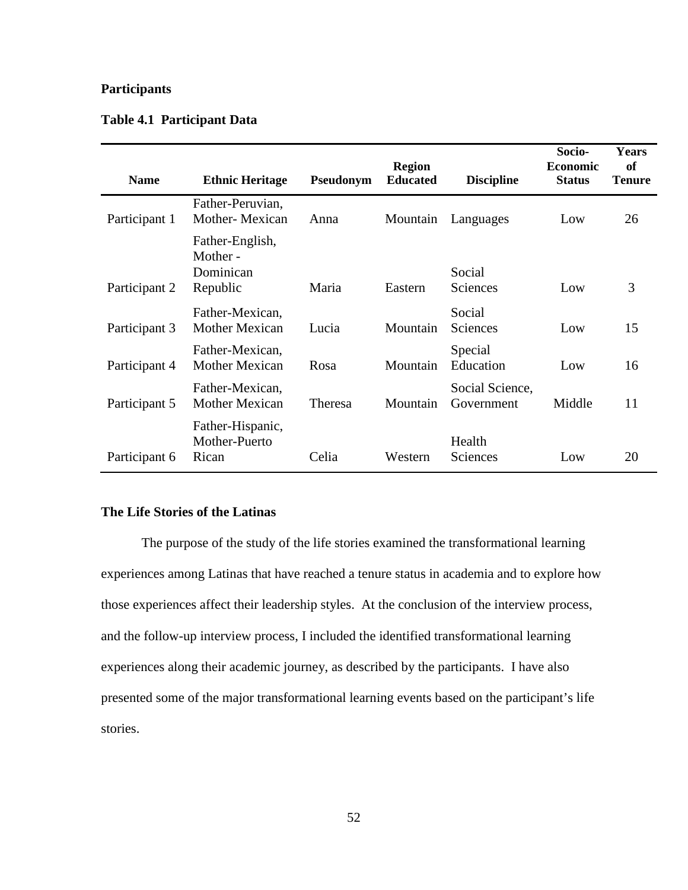**Participants**

**Table 4.1 Participant Data**

| Name | Ethnic Heritage | Pseudonym | Region Educated | Discipline | Socio-Economic Status | Years of Tenure |
|---|---|---|---|---|---|---|
| Participant 1 | Father-Peruvian, Mother- Mexican | Anna | Mountain | Languages | Low | 26 |
| Participant 2 | Father-English, Mother - Dominican Republic | Maria | Eastern | Social Sciences | Low | 3 |
| Participant 3 | Father-Mexican, Mother Mexican | Lucia | Mountain | Social Sciences | Low | 15 |
| Participant 4 | Father-Mexican, Mother Mexican | Rosa | Mountain | Special Education | Low | 16 |
| Participant 5 | Father-Mexican, Mother Mexican | Theresa | Mountain | Social Science, Government | Middle | 11 |
| Participant 6 | Father-Hispanic, Mother-Puerto Rican | Celia | Western | Health Sciences | Low | 20 |

**The Life Stories of the Latinas**

The purpose of the study of the life stories examined the transformational learning experiences among Latinas that have reached a tenure status in academia and to explore how those experiences affect their leadership styles. At the conclusion of the interview process, and the follow-up interview process, I included the identified transformational learning experiences along their academic journey, as described by the participants. I have also presented some of the major transformational learning events based on the participant's life stories.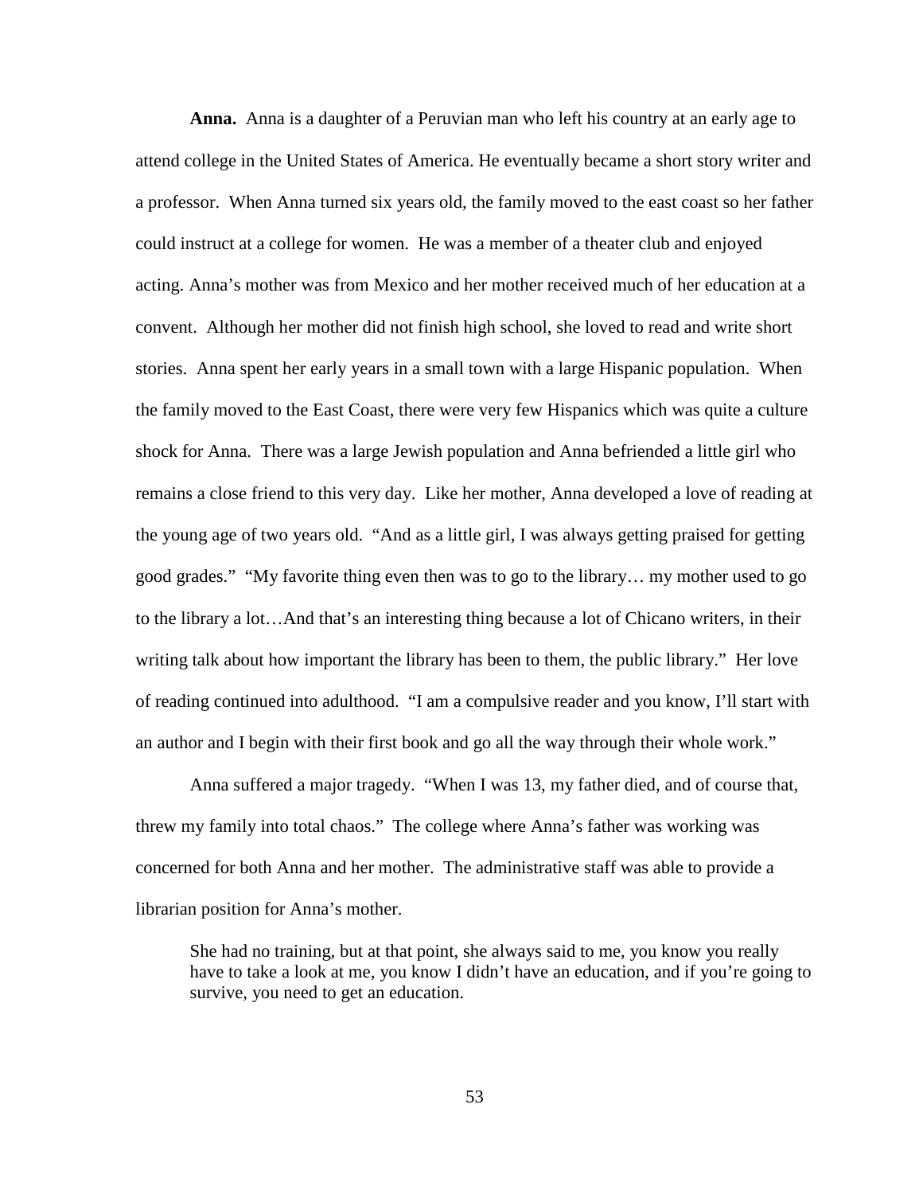**Anna.** Anna is a daughter of a Peruvian man who left his country at an early age to attend college in the United States of America. He eventually became a short story writer and a professor. When Anna turned six years old, the family moved to the east coast so her father could instruct at a college for women. He was a member of a theater club and enjoyed acting. Anna's mother was from Mexico and her mother received much of her education at a convent. Although her mother did not finish high school, she loved to read and write short stories. Anna spent her early years in a small town with a large Hispanic population. When the family moved to the East Coast, there were very few Hispanics which was quite a culture shock for Anna. There was a large Jewish population and Anna befriended a little girl who remains a close friend to this very day. Like her mother, Anna developed a love of reading at the young age of two years old. "And as a little girl, I was always getting praised for getting good grades." "My favorite thing even then was to go to the library… my mother used to go to the library a lot…And that's an interesting thing because a lot of Chicano writers, in their writing talk about how important the library has been to them, the public library." Her love of reading continued into adulthood. "I am a compulsive reader and you know, I'll start with an author and I begin with their first book and go all the way through their whole work."

Anna suffered a major tragedy. "When I was 13, my father died, and of course that, threw my family into total chaos." The college where Anna's father was working was concerned for both Anna and her mother. The administrative staff was able to provide a librarian position for Anna's mother.

> She had no training, but at that point, she always said to me, you know you really have to take a look at me, you know I didn't have an education, and if you're going to survive, you need to get an education.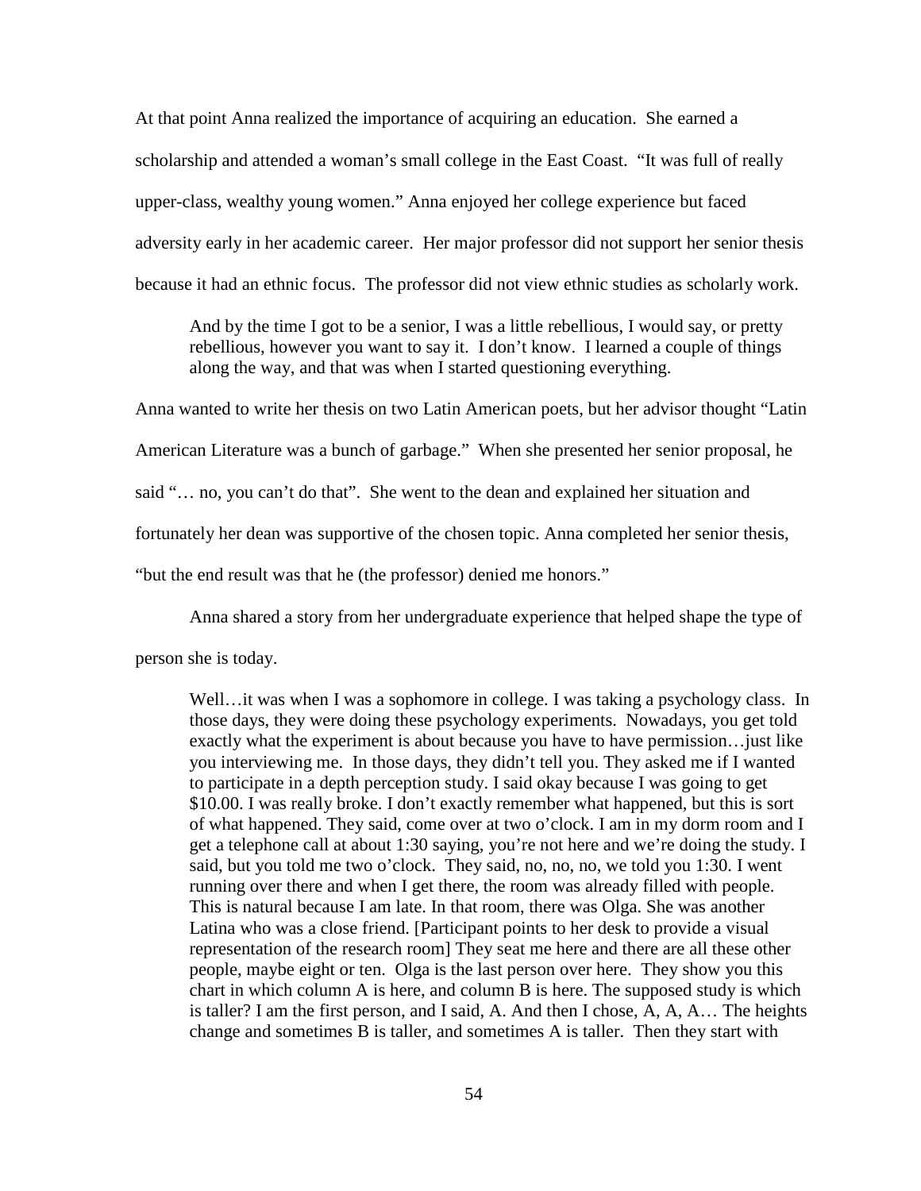At that point Anna realized the importance of acquiring an education. She earned a scholarship and attended a woman's small college in the East Coast. "It was full of really upper-class, wealthy young women." Anna enjoyed her college experience but faced adversity early in her academic career. Her major professor did not support her senior thesis because it had an ethnic focus. The professor did not view ethnic studies as scholarly work.

> And by the time I got to be a senior, I was a little rebellious, I would say, or pretty rebellious, however you want to say it. I don't know. I learned a couple of things along the way, and that was when I started questioning everything.

Anna wanted to write her thesis on two Latin American poets, but her advisor thought "Latin American Literature was a bunch of garbage." When she presented her senior proposal, he said "… no, you can't do that". She went to the dean and explained her situation and fortunately her dean was supportive of the chosen topic. Anna completed her senior thesis, "but the end result was that he (the professor) denied me honors."

Anna shared a story from her undergraduate experience that helped shape the type of person she is today.

> Well…it was when I was a sophomore in college. I was taking a psychology class. In those days, they were doing these psychology experiments. Nowadays, you get told exactly what the experiment is about because you have to have permission…just like you interviewing me. In those days, they didn't tell you. They asked me if I wanted to participate in a depth perception study. I said okay because I was going to get $10.00. I was really broke. I don't exactly remember what happened, but this is sort of what happened. They said, come over at two o'clock. I am in my dorm room and I get a telephone call at about 1:30 saying, you're not here and we're doing the study. I said, but you told me two o'clock. They said, no, no, no, we told you 1:30. I went running over there and when I get there, the room was already filled with people. This is natural because I am late. In that room, there was Olga. She was another Latina who was a close friend. [Participant points to her desk to provide a visual representation of the research room] They seat me here and there are all these other people, maybe eight or ten. Olga is the last person over here. They show you this chart in which column A is here, and column B is here. The supposed study is which is taller? I am the first person, and I said, A. And then I chose, A, A, A… The heights change and sometimes B is taller, and sometimes A is taller. Then they start with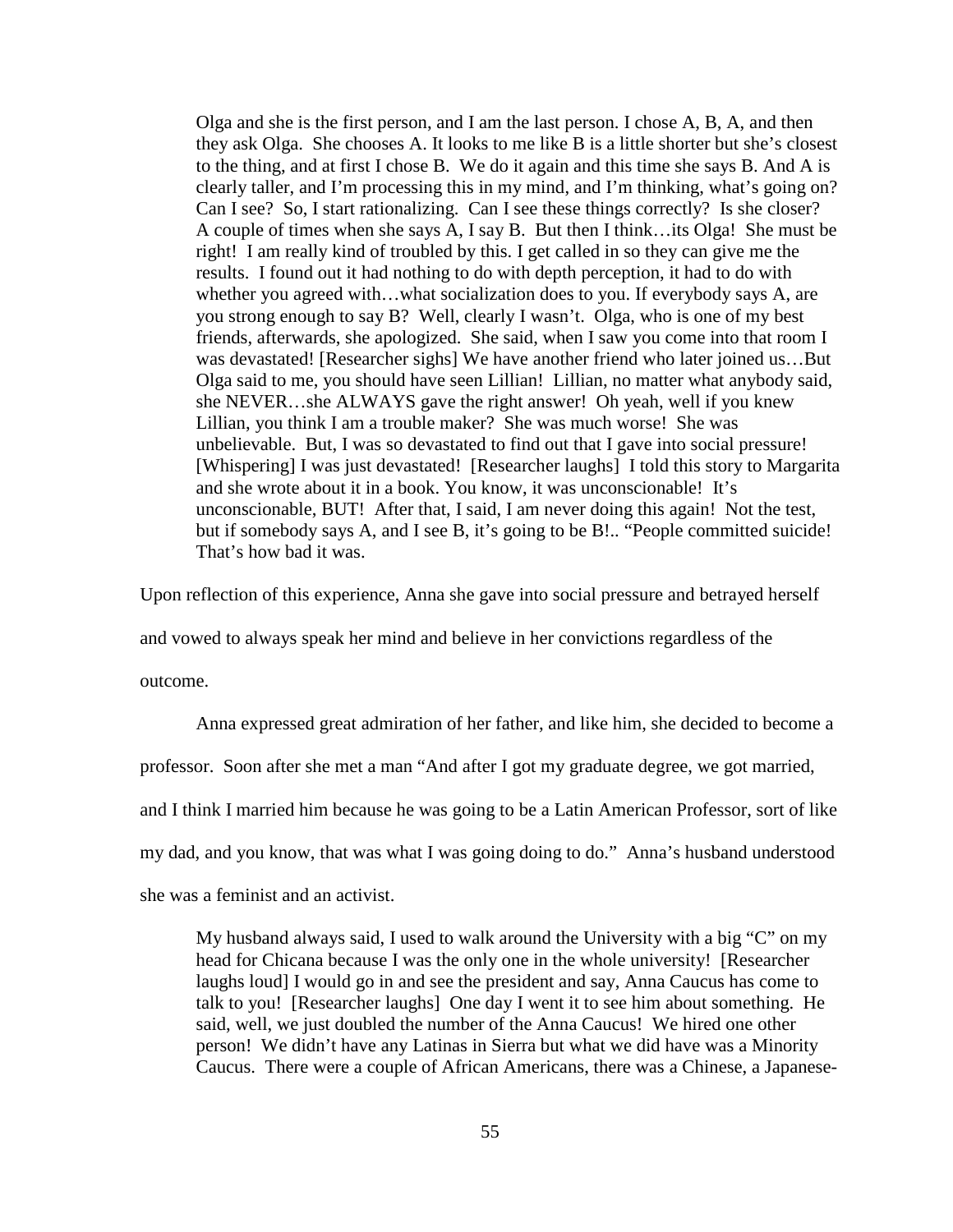> Olga and she is the first person, and I am the last person. I chose A, B, A, and then they ask Olga. She chooses A. It looks to me like B is a little shorter but she's closest to the thing, and at first I chose B. We do it again and this time she says B. And A is clearly taller, and I'm processing this in my mind, and I'm thinking, what's going on? Can I see? So, I start rationalizing. Can I see these things correctly? Is she closer? A couple of times when she says A, I say B. But then I think…its Olga! She must be right! I am really kind of troubled by this. I get called in so they can give me the results. I found out it had nothing to do with depth perception, it had to do with whether you agreed with…what socialization does to you. If everybody says A, are you strong enough to say B? Well, clearly I wasn't. Olga, who is one of my best friends, afterwards, she apologized. She said, when I saw you come into that room I was devastated! [Researcher sighs] We have another friend who later joined us…But Olga said to me, you should have seen Lillian! Lillian, no matter what anybody said, she NEVER…she ALWAYS gave the right answer! Oh yeah, well if you knew Lillian, you think I am a trouble maker? She was much worse! She was unbelievable. But, I was so devastated to find out that I gave into social pressure! [Whispering] I was just devastated! [Researcher laughs] I told this story to Margarita and she wrote about it in a book. You know, it was unconscionable! It's unconscionable, BUT! After that, I said, I am never doing this again! Not the test, but if somebody says A, and I see B, it's going to be B!.. "People committed suicide! That's how bad it was.

Upon reflection of this experience, Anna she gave into social pressure and betrayed herself and vowed to always speak her mind and believe in her convictions regardless of the outcome.

Anna expressed great admiration of her father, and like him, she decided to become a professor. Soon after she met a man "And after I got my graduate degree, we got married, and I think I married him because he was going to be a Latin American Professor, sort of like my dad, and you know, that was what I was going doing to do." Anna's husband understood she was a feminist and an activist.

> My husband always said, I used to walk around the University with a big "C" on my head for Chicana because I was the only one in the whole university! [Researcher laughs loud] I would go in and see the president and say, Anna Caucus has come to talk to you! [Researcher laughs] One day I went it to see him about something. He said, well, we just doubled the number of the Anna Caucus! We hired one other person! We didn't have any Latinas in Sierra but what we did have was a Minority Caucus. There were a couple of African Americans, there was a Chinese, a Japanese-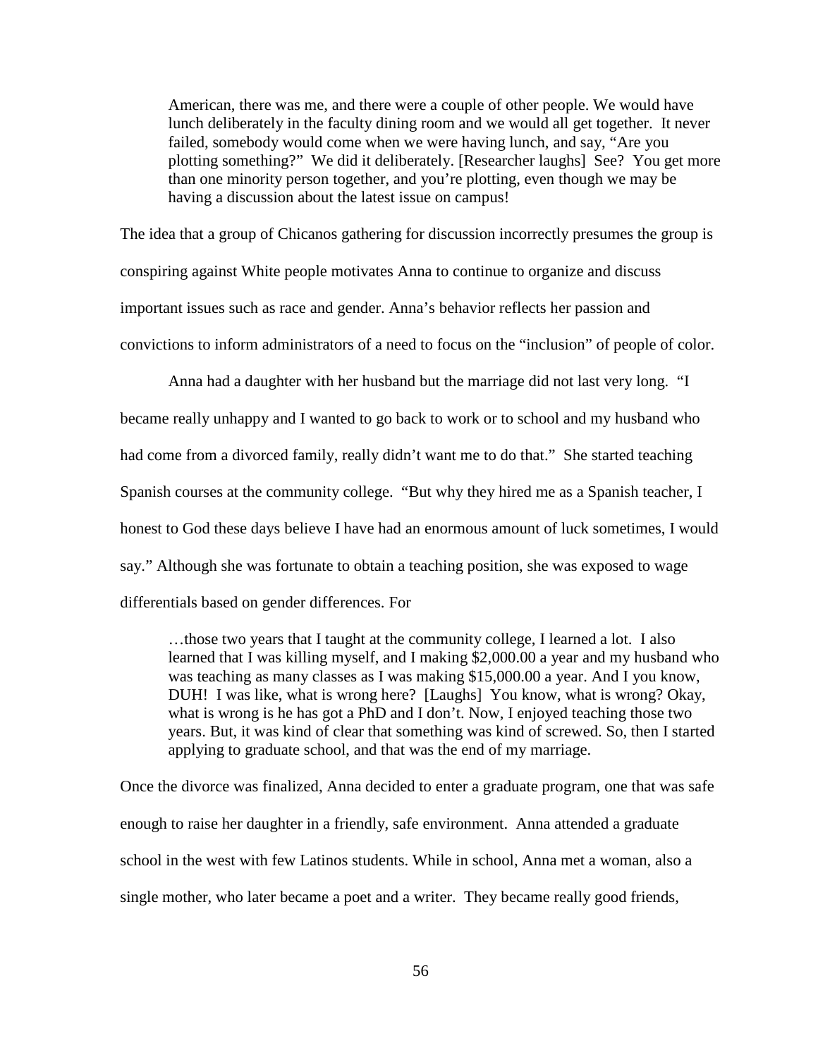> American, there was me, and there were a couple of other people. We would have lunch deliberately in the faculty dining room and we would all get together. It never failed, somebody would come when we were having lunch, and say, "Are you plotting something?" We did it deliberately. [Researcher laughs] See? You get more than one minority person together, and you're plotting, even though we may be having a discussion about the latest issue on campus!

The idea that a group of Chicanos gathering for discussion incorrectly presumes the group is conspiring against White people motivates Anna to continue to organize and discuss important issues such as race and gender. Anna's behavior reflects her passion and convictions to inform administrators of a need to focus on the "inclusion" of people of color.

Anna had a daughter with her husband but the marriage did not last very long. "I became really unhappy and I wanted to go back to work or to school and my husband who had come from a divorced family, really didn't want me to do that." She started teaching Spanish courses at the community college. "But why they hired me as a Spanish teacher, I honest to God these days believe I have had an enormous amount of luck sometimes, I would say." Although she was fortunate to obtain a teaching position, she was exposed to wage differentials based on gender differences. For

> …those two years that I taught at the community college, I learned a lot. I also learned that I was killing myself, and I making $2,000.00 a year and my husband who was teaching as many classes as I was making $15,000.00 a year. And I you know, DUH! I was like, what is wrong here? [Laughs] You know, what is wrong? Okay, what is wrong is he has got a PhD and I don't. Now, I enjoyed teaching those two years. But, it was kind of clear that something was kind of screwed. So, then I started applying to graduate school, and that was the end of my marriage.

Once the divorce was finalized, Anna decided to enter a graduate program, one that was safe enough to raise her daughter in a friendly, safe environment. Anna attended a graduate school in the west with few Latinos students. While in school, Anna met a woman, also a single mother, who later became a poet and a writer. They became really good friends,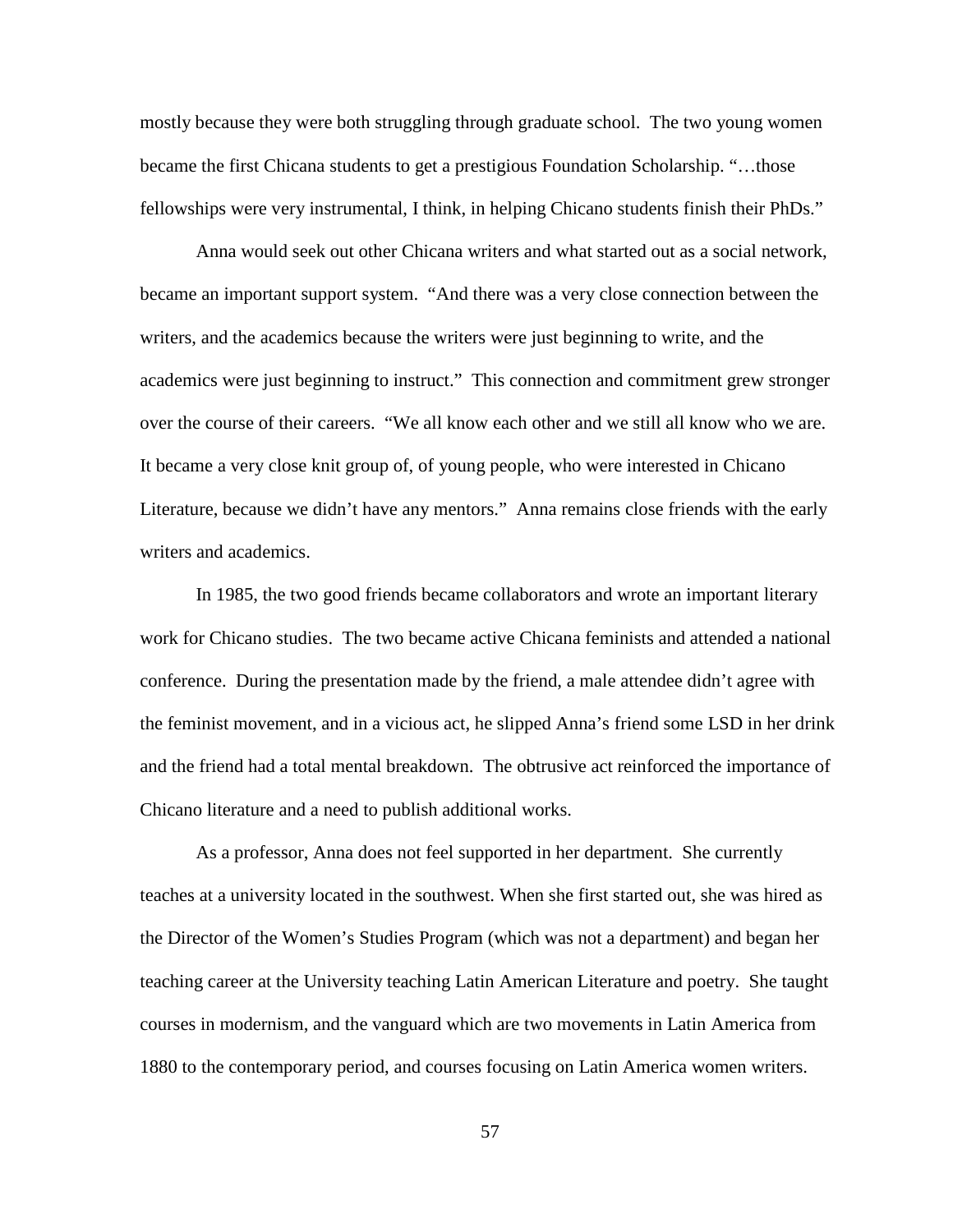mostly because they were both struggling through graduate school. The two young women became the first Chicana students to get a prestigious Foundation Scholarship. "…those fellowships were very instrumental, I think, in helping Chicano students finish their PhDs."

Anna would seek out other Chicana writers and what started out as a social network, became an important support system. "And there was a very close connection between the writers, and the academics because the writers were just beginning to write, and the academics were just beginning to instruct." This connection and commitment grew stronger over the course of their careers. "We all know each other and we still all know who we are. It became a very close knit group of, of young people, who were interested in Chicano Literature, because we didn't have any mentors." Anna remains close friends with the early writers and academics.

In 1985, the two good friends became collaborators and wrote an important literary work for Chicano studies. The two became active Chicana feminists and attended a national conference. During the presentation made by the friend, a male attendee didn't agree with the feminist movement, and in a vicious act, he slipped Anna's friend some LSD in her drink and the friend had a total mental breakdown. The obtrusive act reinforced the importance of Chicano literature and a need to publish additional works.

As a professor, Anna does not feel supported in her department. She currently teaches at a university located in the southwest. When she first started out, she was hired as the Director of the Women's Studies Program (which was not a department) and began her teaching career at the University teaching Latin American Literature and poetry. She taught courses in modernism, and the vanguard which are two movements in Latin America from 1880 to the contemporary period, and courses focusing on Latin America women writers.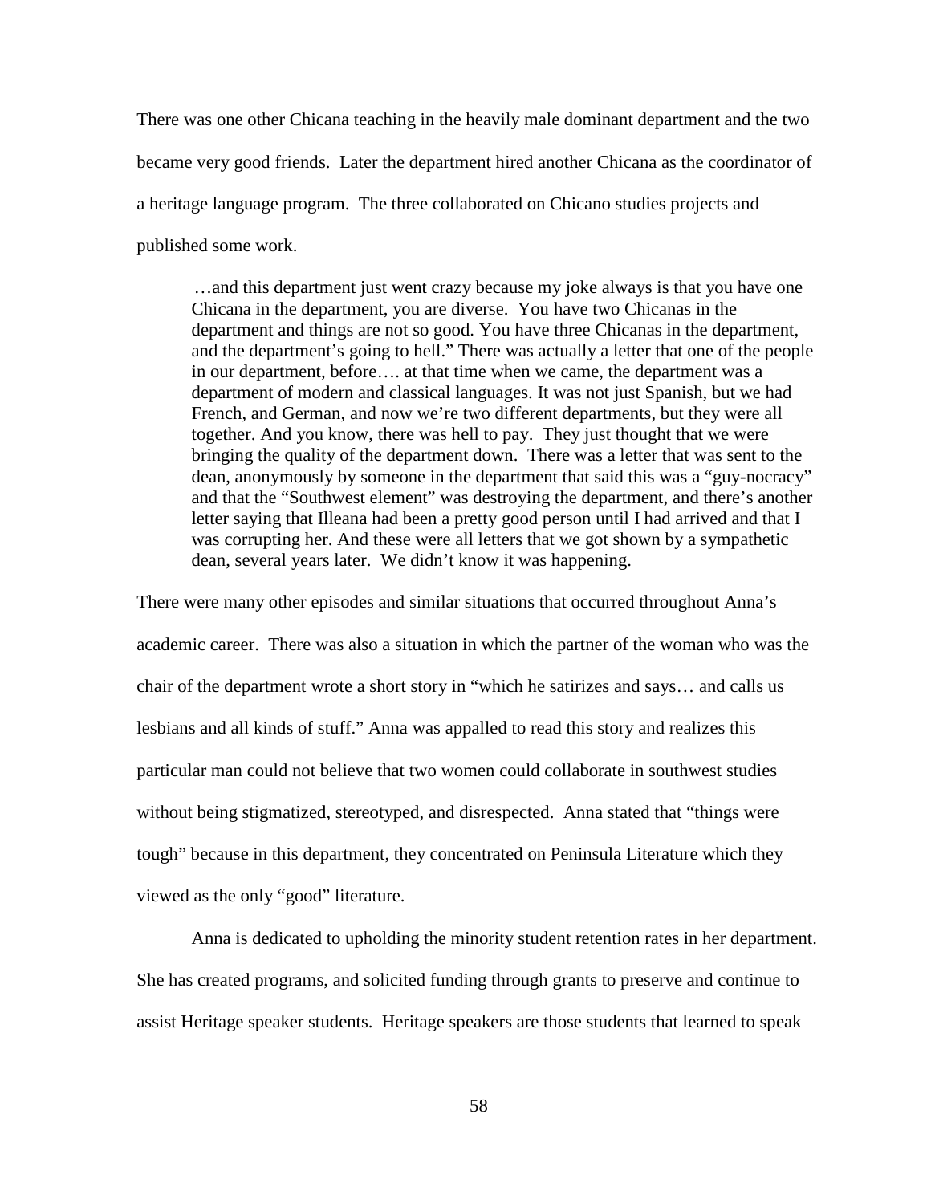There was one other Chicana teaching in the heavily male dominant department and the two became very good friends. Later the department hired another Chicana as the coordinator of a heritage language program. The three collaborated on Chicano studies projects and published some work.

> …and this department just went crazy because my joke always is that you have one Chicana in the department, you are diverse. You have two Chicanas in the department and things are not so good. You have three Chicanas in the department, and the department's going to hell." There was actually a letter that one of the people in our department, before…. at that time when we came, the department was a department of modern and classical languages. It was not just Spanish, but we had French, and German, and now we're two different departments, but they were all together. And you know, there was hell to pay. They just thought that we were bringing the quality of the department down. There was a letter that was sent to the dean, anonymously by someone in the department that said this was a "guy-nocracy" and that the "Southwest element" was destroying the department, and there's another letter saying that Illeana had been a pretty good person until I had arrived and that I was corrupting her. And these were all letters that we got shown by a sympathetic dean, several years later. We didn't know it was happening.

There were many other episodes and similar situations that occurred throughout Anna's academic career. There was also a situation in which the partner of the woman who was the chair of the department wrote a short story in "which he satirizes and says… and calls us lesbians and all kinds of stuff." Anna was appalled to read this story and realizes this particular man could not believe that two women could collaborate in southwest studies without being stigmatized, stereotyped, and disrespected. Anna stated that "things were tough" because in this department, they concentrated on Peninsula Literature which they viewed as the only "good" literature.

Anna is dedicated to upholding the minority student retention rates in her department. She has created programs, and solicited funding through grants to preserve and continue to assist Heritage speaker students. Heritage speakers are those students that learned to speak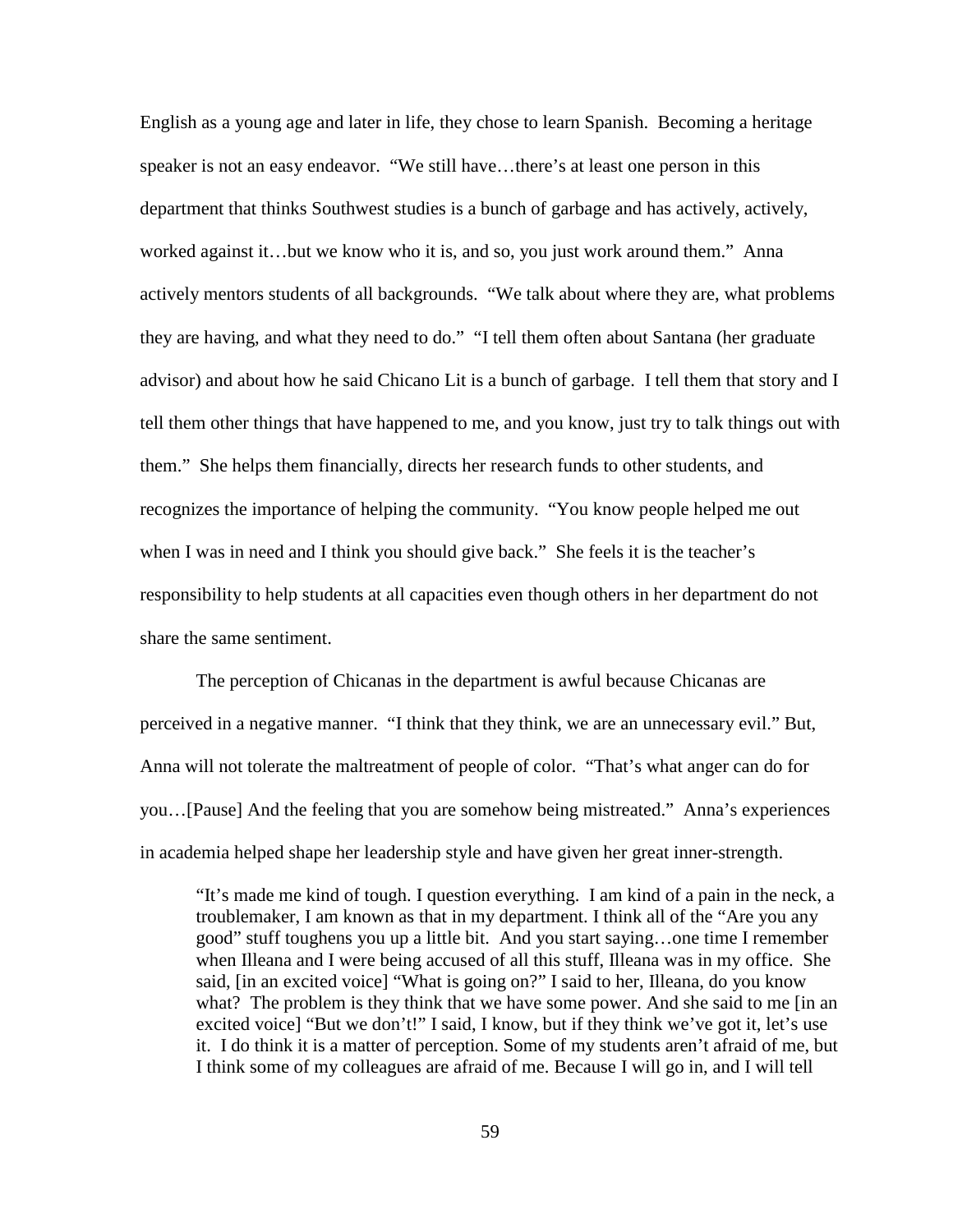English as a young age and later in life, they chose to learn Spanish. Becoming a heritage speaker is not an easy endeavor. "We still have…there's at least one person in this department that thinks Southwest studies is a bunch of garbage and has actively, actively, worked against it…but we know who it is, and so, you just work around them." Anna actively mentors students of all backgrounds. "We talk about where they are, what problems they are having, and what they need to do." "I tell them often about Santana (her graduate advisor) and about how he said Chicano Lit is a bunch of garbage. I tell them that story and I tell them other things that have happened to me, and you know, just try to talk things out with them." She helps them financially, directs her research funds to other students, and recognizes the importance of helping the community. "You know people helped me out when I was in need and I think you should give back." She feels it is the teacher's responsibility to help students at all capacities even though others in her department do not share the same sentiment.

The perception of Chicanas in the department is awful because Chicanas are perceived in a negative manner. "I think that they think, we are an unnecessary evil." But, Anna will not tolerate the maltreatment of people of color. "That's what anger can do for you…[Pause] And the feeling that you are somehow being mistreated." Anna's experiences in academia helped shape her leadership style and have given her great inner-strength.

> "It's made me kind of tough. I question everything. I am kind of a pain in the neck, a troublemaker, I am known as that in my department. I think all of the "Are you any good" stuff toughens you up a little bit. And you start saying…one time I remember when Illeana and I were being accused of all this stuff, Illeana was in my office. She said, [in an excited voice] "What is going on?" I said to her, Illeana, do you know what? The problem is they think that we have some power. And she said to me [in an excited voice] "But we don't!" I said, I know, but if they think we've got it, let's use it. I do think it is a matter of perception. Some of my students aren't afraid of me, but I think some of my colleagues are afraid of me. Because I will go in, and I will tell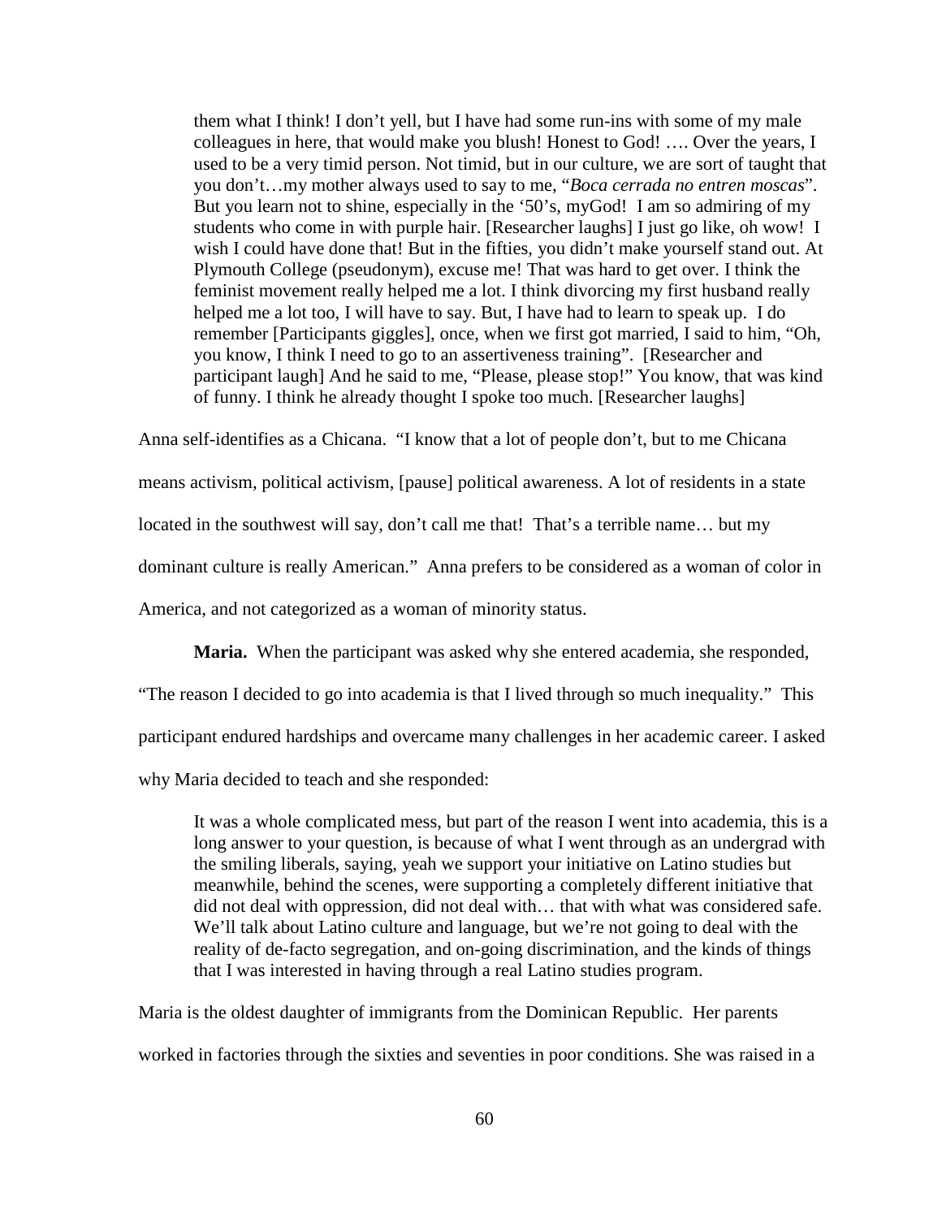> them what I think! I don't yell, but I have had some run-ins with some of my male colleagues in here, that would make you blush! Honest to God! …. Over the years, I used to be a very timid person. Not timid, but in our culture, we are sort of taught that you don't…my mother always used to say to me, "*Boca cerrada no entren moscas*". But you learn not to shine, especially in the '50's, myGod! I am so admiring of my students who come in with purple hair. [Researcher laughs] I just go like, oh wow! I wish I could have done that! But in the fifties, you didn't make yourself stand out. At Plymouth College (pseudonym), excuse me! That was hard to get over. I think the feminist movement really helped me a lot. I think divorcing my first husband really helped me a lot too, I will have to say. But, I have had to learn to speak up. I do remember [Participants giggles], once, when we first got married, I said to him, "Oh, you know, I think I need to go to an assertiveness training". [Researcher and participant laugh] And he said to me, "Please, please stop!" You know, that was kind of funny. I think he already thought I spoke too much. [Researcher laughs]

Anna self-identifies as a Chicana. "I know that a lot of people don't, but to me Chicana means activism, political activism, [pause] political awareness. A lot of residents in a state located in the southwest will say, don't call me that! That's a terrible name… but my dominant culture is really American." Anna prefers to be considered as a woman of color in America, and not categorized as a woman of minority status.

**Maria.** When the participant was asked why she entered academia, she responded, "The reason I decided to go into academia is that I lived through so much inequality." This participant endured hardships and overcame many challenges in her academic career. I asked why Maria decided to teach and she responded:

> It was a whole complicated mess, but part of the reason I went into academia, this is a long answer to your question, is because of what I went through as an undergrad with the smiling liberals, saying, yeah we support your initiative on Latino studies but meanwhile, behind the scenes, were supporting a completely different initiative that did not deal with oppression, did not deal with… that with what was considered safe. We'll talk about Latino culture and language, but we're not going to deal with the reality of de-facto segregation, and on-going discrimination, and the kinds of things that I was interested in having through a real Latino studies program.

Maria is the oldest daughter of immigrants from the Dominican Republic. Her parents worked in factories through the sixties and seventies in poor conditions. She was raised in a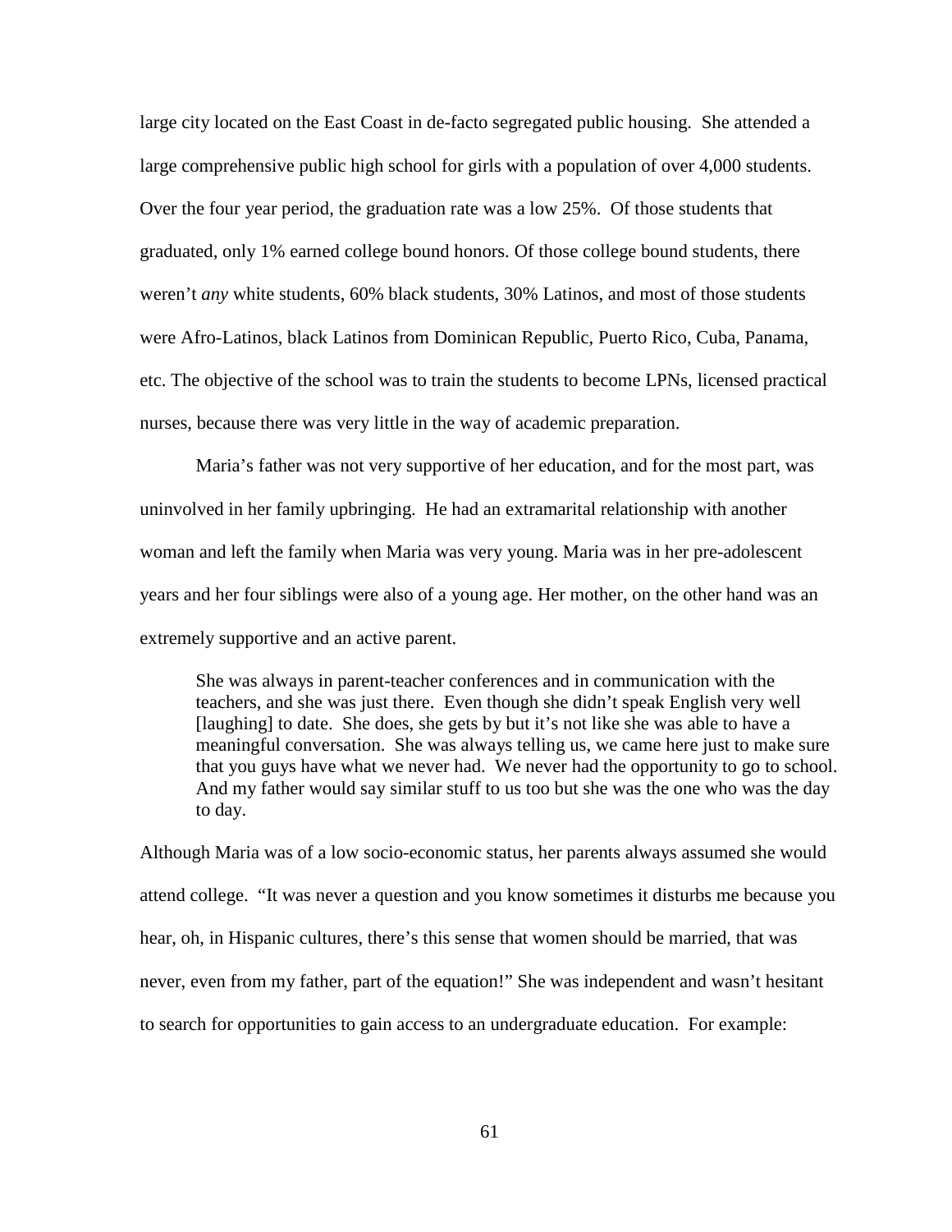large city located on the East Coast in de-facto segregated public housing. She attended a large comprehensive public high school for girls with a population of over 4,000 students. Over the four year period, the graduation rate was a low 25%. Of those students that graduated, only 1% earned college bound honors. Of those college bound students, there weren't *any* white students, 60% black students, 30% Latinos, and most of those students were Afro-Latinos, black Latinos from Dominican Republic, Puerto Rico, Cuba, Panama, etc. The objective of the school was to train the students to become LPNs, licensed practical nurses, because there was very little in the way of academic preparation.

Maria's father was not very supportive of her education, and for the most part, was uninvolved in her family upbringing. He had an extramarital relationship with another woman and left the family when Maria was very young. Maria was in her pre-adolescent years and her four siblings were also of a young age. Her mother, on the other hand was an extremely supportive and an active parent.

> She was always in parent-teacher conferences and in communication with the teachers, and she was just there. Even though she didn't speak English very well [laughing] to date. She does, she gets by but it's not like she was able to have a meaningful conversation. She was always telling us, we came here just to make sure that you guys have what we never had. We never had the opportunity to go to school. And my father would say similar stuff to us too but she was the one who was the day to day.

Although Maria was of a low socio-economic status, her parents always assumed she would attend college. "It was never a question and you know sometimes it disturbs me because you hear, oh, in Hispanic cultures, there's this sense that women should be married, that was never, even from my father, part of the equation!" She was independent and wasn't hesitant to search for opportunities to gain access to an undergraduate education. For example: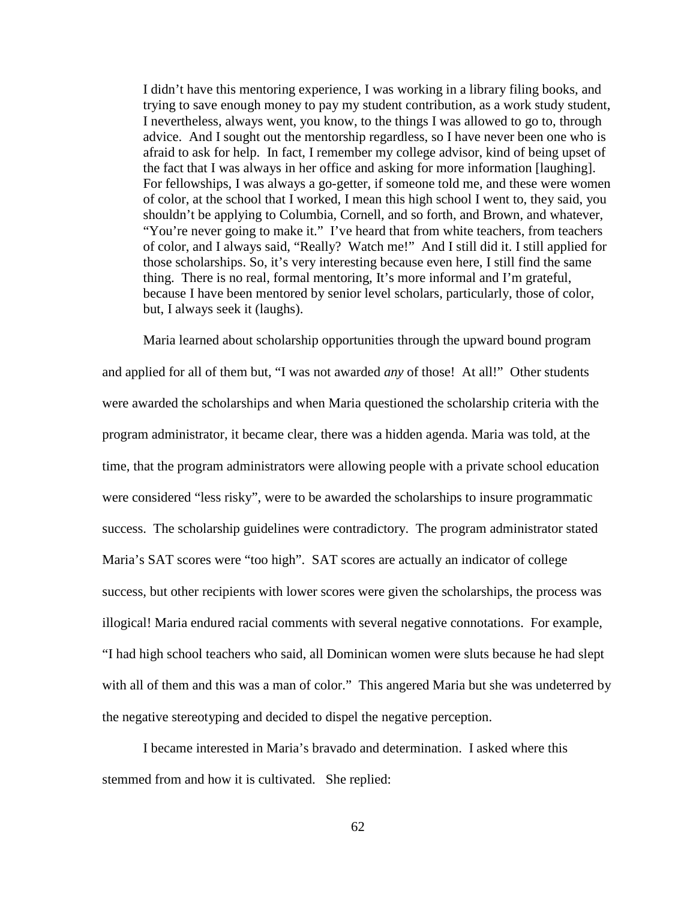> I didn't have this mentoring experience, I was working in a library filing books, and trying to save enough money to pay my student contribution, as a work study student, I nevertheless, always went, you know, to the things I was allowed to go to, through advice. And I sought out the mentorship regardless, so I have never been one who is afraid to ask for help. In fact, I remember my college advisor, kind of being upset of the fact that I was always in her office and asking for more information [laughing]. For fellowships, I was always a go-getter, if someone told me, and these were women of color, at the school that I worked, I mean this high school I went to, they said, you shouldn't be applying to Columbia, Cornell, and so forth, and Brown, and whatever, "You're never going to make it." I've heard that from white teachers, from teachers of color, and I always said, "Really? Watch me!" And I still did it. I still applied for those scholarships. So, it's very interesting because even here, I still find the same thing. There is no real, formal mentoring, It's more informal and I'm grateful, because I have been mentored by senior level scholars, particularly, those of color, but, I always seek it (laughs).

Maria learned about scholarship opportunities through the upward bound program and applied for all of them but, "I was not awarded *any* of those! At all!" Other students were awarded the scholarships and when Maria questioned the scholarship criteria with the program administrator, it became clear, there was a hidden agenda. Maria was told, at the time, that the program administrators were allowing people with a private school education were considered "less risky", were to be awarded the scholarships to insure programmatic success. The scholarship guidelines were contradictory. The program administrator stated Maria's SAT scores were "too high". SAT scores are actually an indicator of college success, but other recipients with lower scores were given the scholarships, the process was illogical! Maria endured racial comments with several negative connotations. For example, "I had high school teachers who said, all Dominican women were sluts because he had slept with all of them and this was a man of color." This angered Maria but she was undeterred by the negative stereotyping and decided to dispel the negative perception.

I became interested in Maria's bravado and determination. I asked where this stemmed from and how it is cultivated. She replied: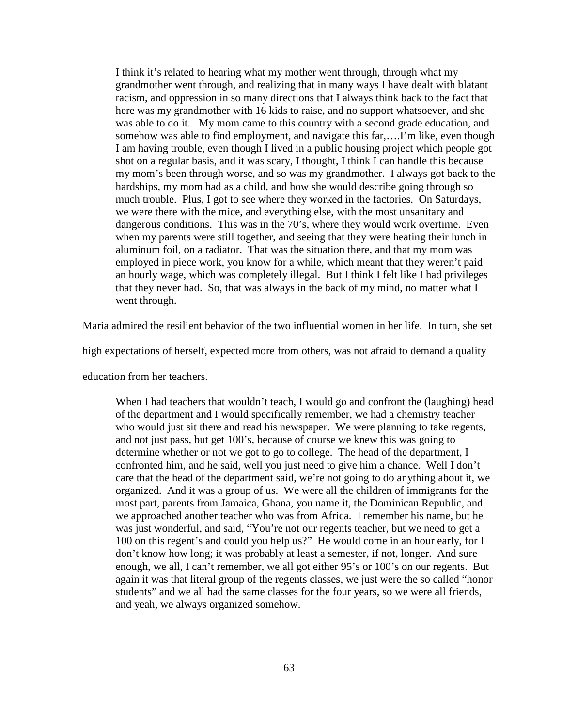> I think it's related to hearing what my mother went through, through what my grandmother went through, and realizing that in many ways I have dealt with blatant racism, and oppression in so many directions that I always think back to the fact that here was my grandmother with 16 kids to raise, and no support whatsoever, and she was able to do it. My mom came to this country with a second grade education, and somehow was able to find employment, and navigate this far,….I'm like, even though I am having trouble, even though I lived in a public housing project which people got shot on a regular basis, and it was scary, I thought, I think I can handle this because my mom's been through worse, and so was my grandmother. I always got back to the hardships, my mom had as a child, and how she would describe going through so much trouble. Plus, I got to see where they worked in the factories. On Saturdays, we were there with the mice, and everything else, with the most unsanitary and dangerous conditions. This was in the 70's, where they would work overtime. Even when my parents were still together, and seeing that they were heating their lunch in aluminum foil, on a radiator. That was the situation there, and that my mom was employed in piece work, you know for a while, which meant that they weren't paid an hourly wage, which was completely illegal. But I think I felt like I had privileges that they never had. So, that was always in the back of my mind, no matter what I went through.

Maria admired the resilient behavior of the two influential women in her life. In turn, she set high expectations of herself, expected more from others, was not afraid to demand a quality education from her teachers.

> When I had teachers that wouldn't teach, I would go and confront the (laughing) head of the department and I would specifically remember, we had a chemistry teacher who would just sit there and read his newspaper. We were planning to take regents, and not just pass, but get 100's, because of course we knew this was going to determine whether or not we got to go to college. The head of the department, I confronted him, and he said, well you just need to give him a chance. Well I don't care that the head of the department said, we're not going to do anything about it, we organized. And it was a group of us. We were all the children of immigrants for the most part, parents from Jamaica, Ghana, you name it, the Dominican Republic, and we approached another teacher who was from Africa. I remember his name, but he was just wonderful, and said, "You're not our regents teacher, but we need to get a 100 on this regent's and could you help us?" He would come in an hour early, for I don't know how long; it was probably at least a semester, if not, longer. And sure enough, we all, I can't remember, we all got either 95's or 100's on our regents. But again it was that literal group of the regents classes, we just were the so called "honor students" and we all had the same classes for the four years, so we were all friends, and yeah, we always organized somehow.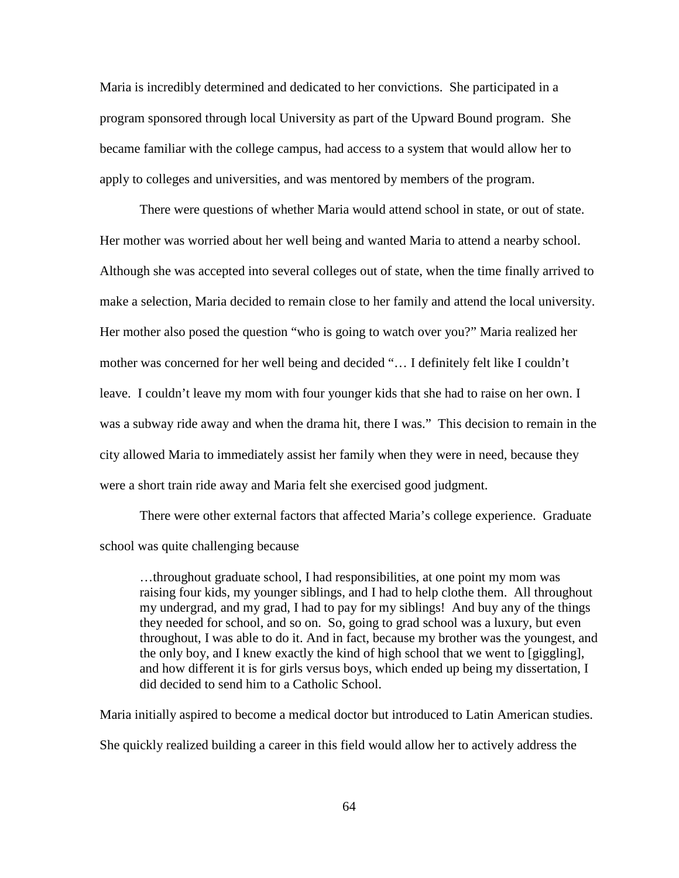Maria is incredibly determined and dedicated to her convictions. She participated in a program sponsored through local University as part of the Upward Bound program. She became familiar with the college campus, had access to a system that would allow her to apply to colleges and universities, and was mentored by members of the program.

There were questions of whether Maria would attend school in state, or out of state. Her mother was worried about her well being and wanted Maria to attend a nearby school. Although she was accepted into several colleges out of state, when the time finally arrived to make a selection, Maria decided to remain close to her family and attend the local university. Her mother also posed the question "who is going to watch over you?" Maria realized her mother was concerned for her well being and decided "… I definitely felt like I couldn't leave. I couldn't leave my mom with four younger kids that she had to raise on her own. I was a subway ride away and when the drama hit, there I was." This decision to remain in the city allowed Maria to immediately assist her family when they were in need, because they were a short train ride away and Maria felt she exercised good judgment.

There were other external factors that affected Maria's college experience. Graduate school was quite challenging because

> …throughout graduate school, I had responsibilities, at one point my mom was raising four kids, my younger siblings, and I had to help clothe them. All throughout my undergrad, and my grad, I had to pay for my siblings! And buy any of the things they needed for school, and so on. So, going to grad school was a luxury, but even throughout, I was able to do it. And in fact, because my brother was the youngest, and the only boy, and I knew exactly the kind of high school that we went to [giggling], and how different it is for girls versus boys, which ended up being my dissertation, I did decided to send him to a Catholic School.

Maria initially aspired to become a medical doctor but introduced to Latin American studies. She quickly realized building a career in this field would allow her to actively address the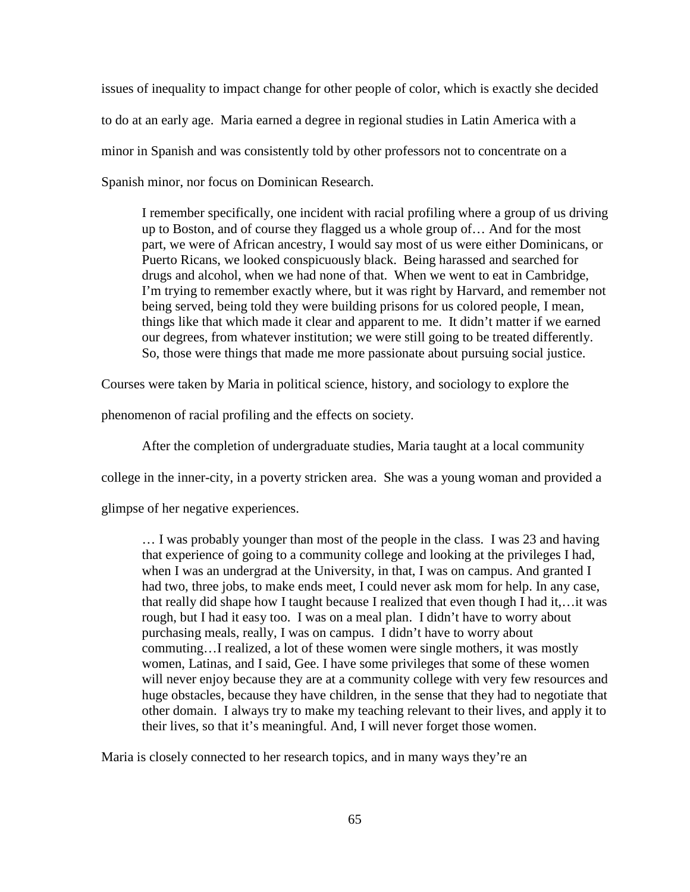issues of inequality to impact change for other people of color, which is exactly she decided to do at an early age. Maria earned a degree in regional studies in Latin America with a minor in Spanish and was consistently told by other professors not to concentrate on a Spanish minor, nor focus on Dominican Research.

> I remember specifically, one incident with racial profiling where a group of us driving up to Boston, and of course they flagged us a whole group of… And for the most part, we were of African ancestry, I would say most of us were either Dominicans, or Puerto Ricans, we looked conspicuously black. Being harassed and searched for drugs and alcohol, when we had none of that. When we went to eat in Cambridge, I'm trying to remember exactly where, but it was right by Harvard, and remember not being served, being told they were building prisons for us colored people, I mean, things like that which made it clear and apparent to me. It didn't matter if we earned our degrees, from whatever institution; we were still going to be treated differently. So, those were things that made me more passionate about pursuing social justice.

Courses were taken by Maria in political science, history, and sociology to explore the phenomenon of racial profiling and the effects on society.

After the completion of undergraduate studies, Maria taught at a local community college in the inner-city, in a poverty stricken area. She was a young woman and provided a glimpse of her negative experiences.

> … I was probably younger than most of the people in the class. I was 23 and having that experience of going to a community college and looking at the privileges I had, when I was an undergrad at the University, in that, I was on campus. And granted I had two, three jobs, to make ends meet, I could never ask mom for help. In any case, that really did shape how I taught because I realized that even though I had it,…it was rough, but I had it easy too. I was on a meal plan. I didn't have to worry about purchasing meals, really, I was on campus. I didn't have to worry about commuting…I realized, a lot of these women were single mothers, it was mostly women, Latinas, and I said, Gee. I have some privileges that some of these women will never enjoy because they are at a community college with very few resources and huge obstacles, because they have children, in the sense that they had to negotiate that other domain. I always try to make my teaching relevant to their lives, and apply it to their lives, so that it's meaningful. And, I will never forget those women.

Maria is closely connected to her research topics, and in many ways they're an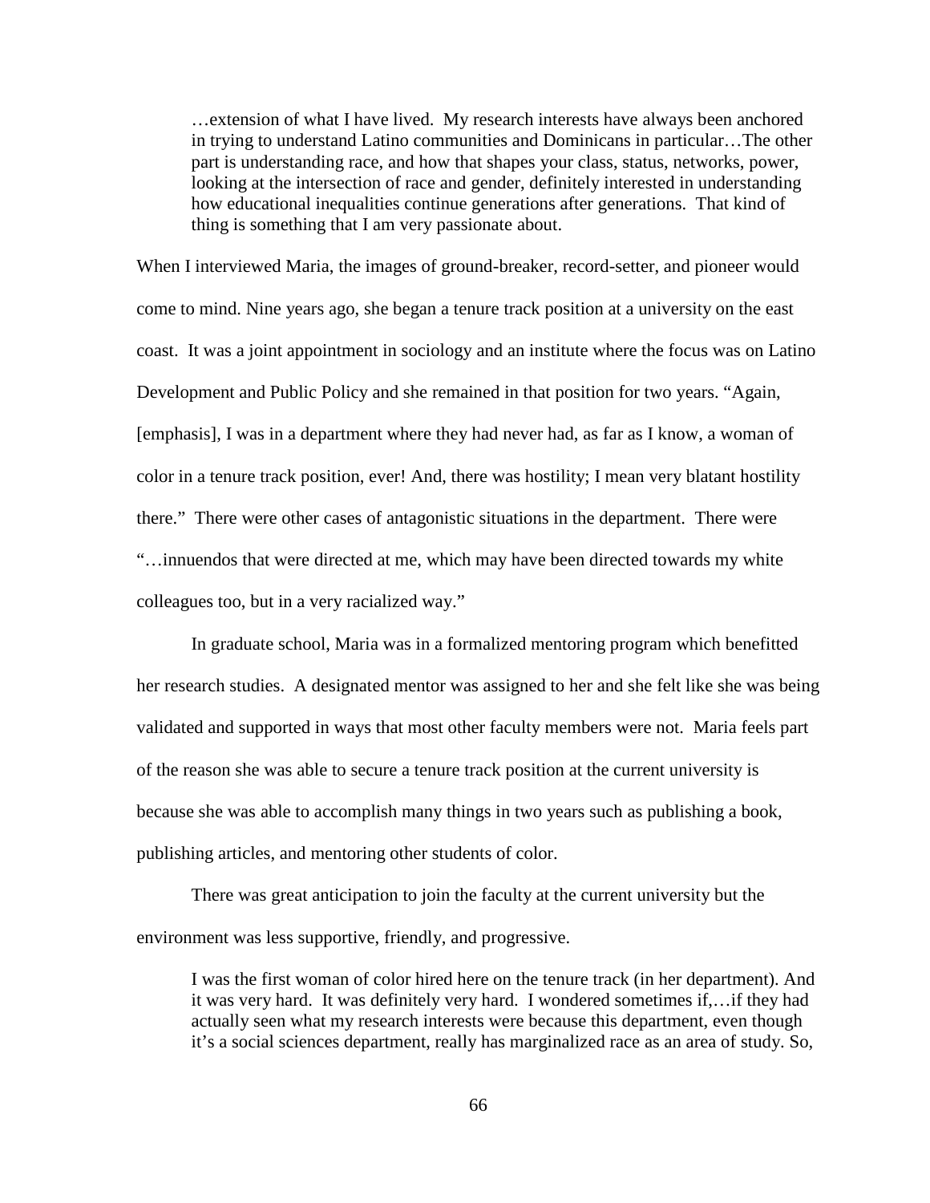> …extension of what I have lived. My research interests have always been anchored in trying to understand Latino communities and Dominicans in particular…The other part is understanding race, and how that shapes your class, status, networks, power, looking at the intersection of race and gender, definitely interested in understanding how educational inequalities continue generations after generations. That kind of thing is something that I am very passionate about.

When I interviewed Maria, the images of ground-breaker, record-setter, and pioneer would come to mind. Nine years ago, she began a tenure track position at a university on the east coast. It was a joint appointment in sociology and an institute where the focus was on Latino Development and Public Policy and she remained in that position for two years. "Again, [emphasis], I was in a department where they had never had, as far as I know, a woman of color in a tenure track position, ever! And, there was hostility; I mean very blatant hostility there." There were other cases of antagonistic situations in the department. There were "…innuendos that were directed at me, which may have been directed towards my white colleagues too, but in a very racialized way."

In graduate school, Maria was in a formalized mentoring program which benefitted her research studies. A designated mentor was assigned to her and she felt like she was being validated and supported in ways that most other faculty members were not. Maria feels part of the reason she was able to secure a tenure track position at the current university is because she was able to accomplish many things in two years such as publishing a book, publishing articles, and mentoring other students of color.

There was great anticipation to join the faculty at the current university but the environment was less supportive, friendly, and progressive.

> I was the first woman of color hired here on the tenure track (in her department). And it was very hard. It was definitely very hard. I wondered sometimes if,…if they had actually seen what my research interests were because this department, even though it's a social sciences department, really has marginalized race as an area of study. So,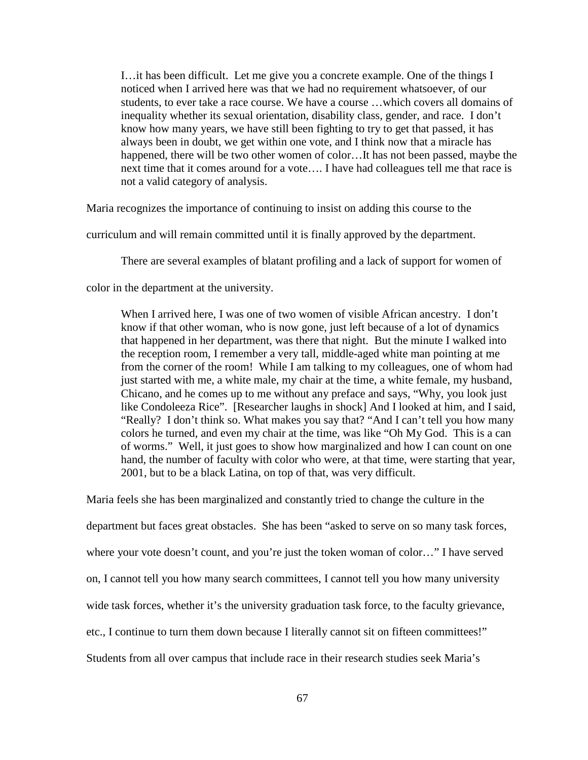> I…it has been difficult. Let me give you a concrete example. One of the things I noticed when I arrived here was that we had no requirement whatsoever, of our students, to ever take a race course. We have a course …which covers all domains of inequality whether its sexual orientation, disability class, gender, and race. I don't know how many years, we have still been fighting to try to get that passed, it has always been in doubt, we get within one vote, and I think now that a miracle has happened, there will be two other women of color…It has not been passed, maybe the next time that it comes around for a vote…. I have had colleagues tell me that race is not a valid category of analysis.

Maria recognizes the importance of continuing to insist on adding this course to the curriculum and will remain committed until it is finally approved by the department.

There are several examples of blatant profiling and a lack of support for women of color in the department at the university.

> When I arrived here, I was one of two women of visible African ancestry. I don't know if that other woman, who is now gone, just left because of a lot of dynamics that happened in her department, was there that night. But the minute I walked into the reception room, I remember a very tall, middle-aged white man pointing at me from the corner of the room! While I am talking to my colleagues, one of whom had just started with me, a white male, my chair at the time, a white female, my husband, Chicano, and he comes up to me without any preface and says, "Why, you look just like Condoleeza Rice". [Researcher laughs in shock] And I looked at him, and I said, "Really? I don't think so. What makes you say that? "And I can't tell you how many colors he turned, and even my chair at the time, was like "Oh My God. This is a can of worms." Well, it just goes to show how marginalized and how I can count on one hand, the number of faculty with color who were, at that time, were starting that year, 2001, but to be a black Latina, on top of that, was very difficult.

Maria feels she has been marginalized and constantly tried to change the culture in the department but faces great obstacles. She has been "asked to serve on so many task forces, where your vote doesn't count, and you're just the token woman of color…" I have served on, I cannot tell you how many search committees, I cannot tell you how many university wide task forces, whether it's the university graduation task force, to the faculty grievance, etc., I continue to turn them down because I literally cannot sit on fifteen committees!" Students from all over campus that include race in their research studies seek Maria's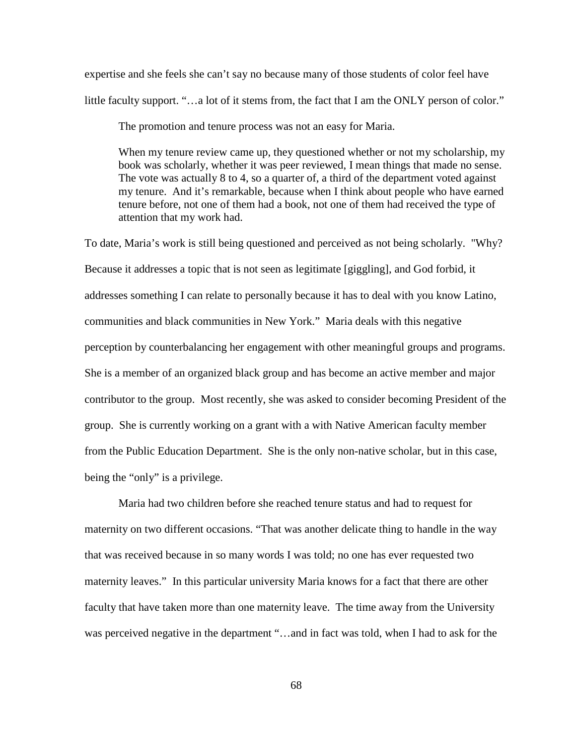expertise and she feels she can't say no because many of those students of color feel have little faculty support. "…a lot of it stems from, the fact that I am the ONLY person of color."

The promotion and tenure process was not an easy for Maria.

> When my tenure review came up, they questioned whether or not my scholarship, my book was scholarly, whether it was peer reviewed, I mean things that made no sense. The vote was actually 8 to 4, so a quarter of, a third of the department voted against my tenure. And it's remarkable, because when I think about people who have earned tenure before, not one of them had a book, not one of them had received the type of attention that my work had.

To date, Maria's work is still being questioned and perceived as not being scholarly. "Why? Because it addresses a topic that is not seen as legitimate [giggling], and God forbid, it addresses something I can relate to personally because it has to deal with you know Latino, communities and black communities in New York." Maria deals with this negative perception by counterbalancing her engagement with other meaningful groups and programs. She is a member of an organized black group and has become an active member and major contributor to the group. Most recently, she was asked to consider becoming President of the group. She is currently working on a grant with a with Native American faculty member from the Public Education Department. She is the only non-native scholar, but in this case, being the "only" is a privilege.

Maria had two children before she reached tenure status and had to request for maternity on two different occasions. "That was another delicate thing to handle in the way that was received because in so many words I was told; no one has ever requested two maternity leaves." In this particular university Maria knows for a fact that there are other faculty that have taken more than one maternity leave. The time away from the University was perceived negative in the department "…and in fact was told, when I had to ask for the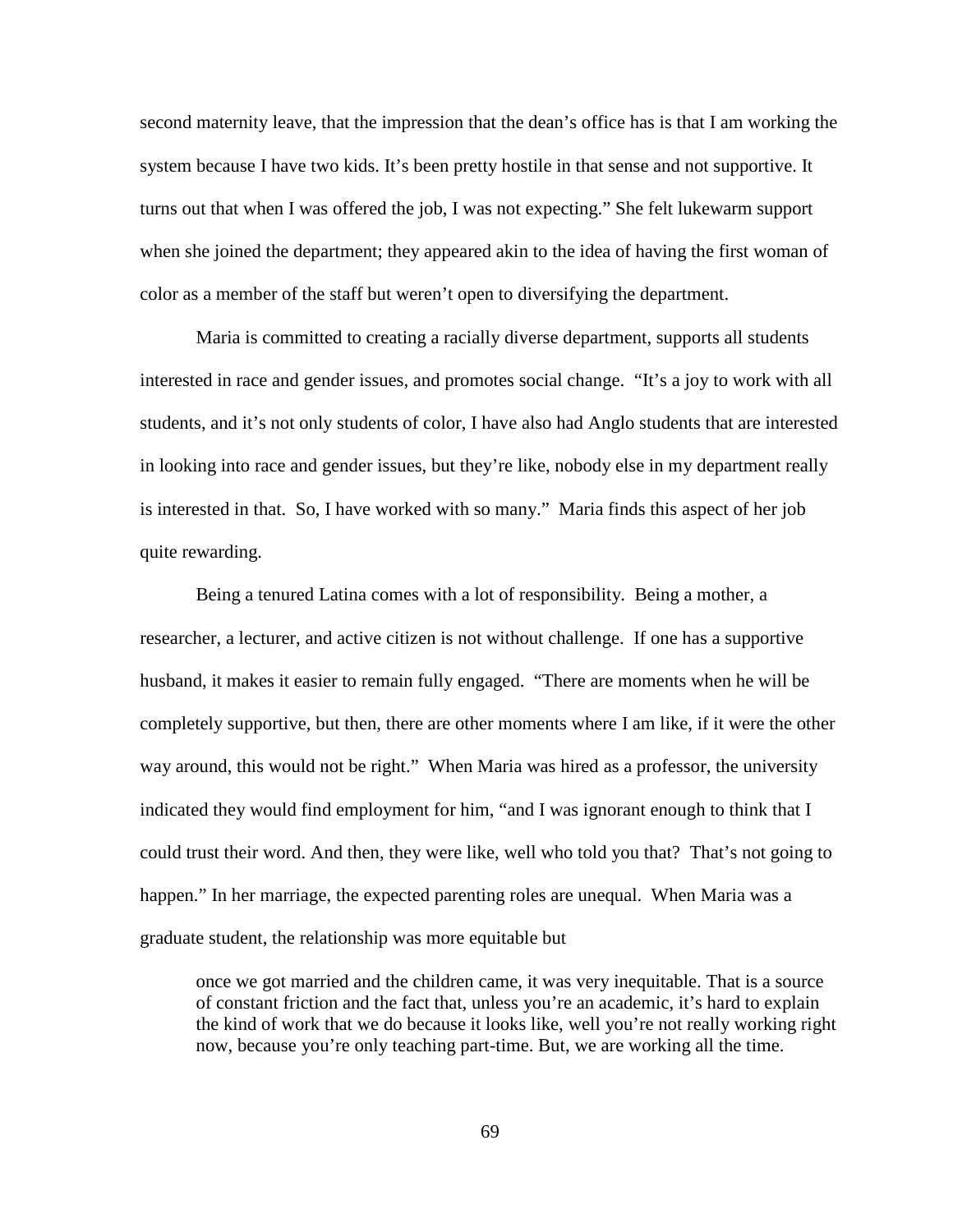second maternity leave, that the impression that the dean's office has is that I am working the system because I have two kids. It's been pretty hostile in that sense and not supportive. It turns out that when I was offered the job, I was not expecting." She felt lukewarm support when she joined the department; they appeared akin to the idea of having the first woman of color as a member of the staff but weren't open to diversifying the department.

Maria is committed to creating a racially diverse department, supports all students interested in race and gender issues, and promotes social change. "It's a joy to work with all students, and it's not only students of color, I have also had Anglo students that are interested in looking into race and gender issues, but they're like, nobody else in my department really is interested in that. So, I have worked with so many." Maria finds this aspect of her job quite rewarding.

Being a tenured Latina comes with a lot of responsibility. Being a mother, a researcher, a lecturer, and active citizen is not without challenge. If one has a supportive husband, it makes it easier to remain fully engaged. "There are moments when he will be completely supportive, but then, there are other moments where I am like, if it were the other way around, this would not be right." When Maria was hired as a professor, the university indicated they would find employment for him, "and I was ignorant enough to think that I could trust their word. And then, they were like, well who told you that? That's not going to happen." In her marriage, the expected parenting roles are unequal. When Maria was a graduate student, the relationship was more equitable but

> once we got married and the children came, it was very inequitable. That is a source of constant friction and the fact that, unless you're an academic, it's hard to explain the kind of work that we do because it looks like, well you're not really working right now, because you're only teaching part-time. But, we are working all the time.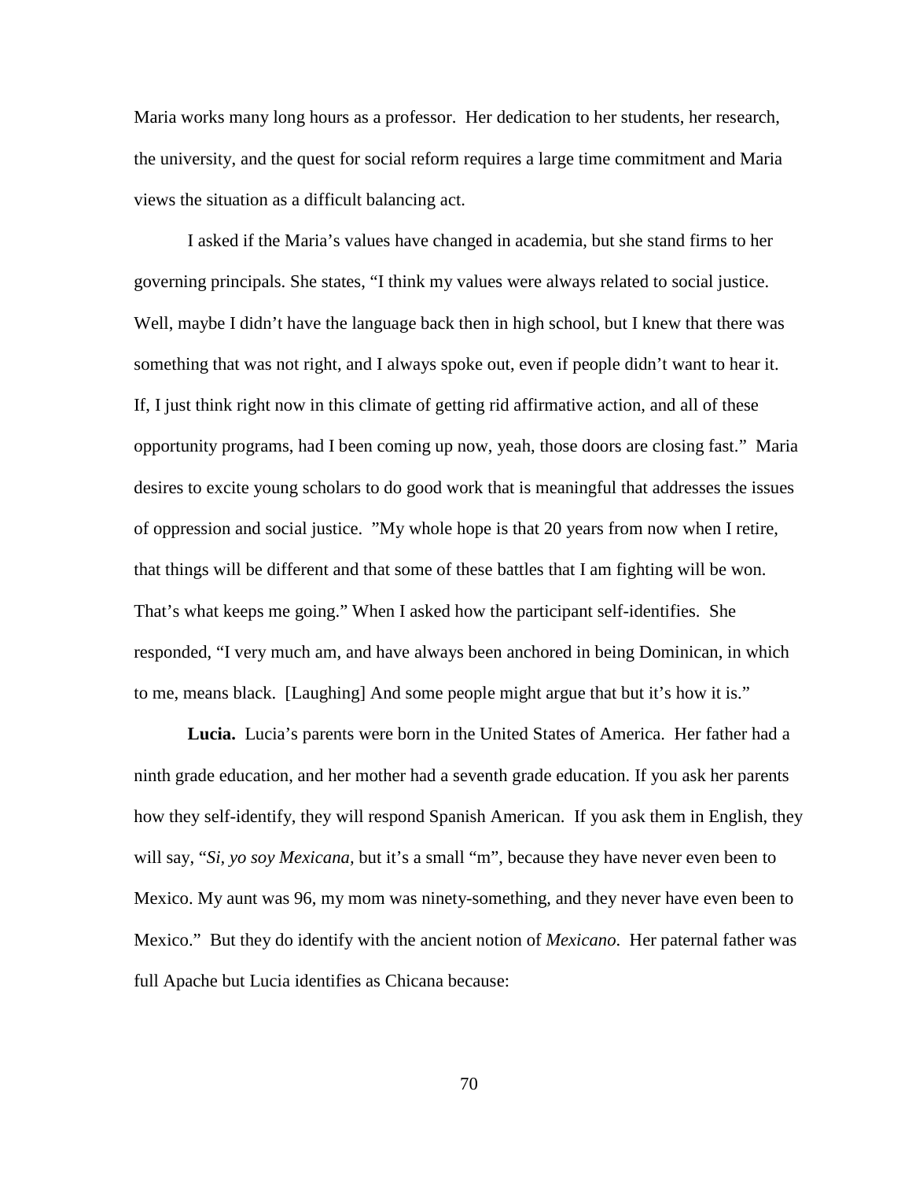Maria works many long hours as a professor. Her dedication to her students, her research, the university, and the quest for social reform requires a large time commitment and Maria views the situation as a difficult balancing act.

I asked if the Maria's values have changed in academia, but she stand firms to her governing principals. She states, "I think my values were always related to social justice. Well, maybe I didn't have the language back then in high school, but I knew that there was something that was not right, and I always spoke out, even if people didn't want to hear it. If, I just think right now in this climate of getting rid affirmative action, and all of these opportunity programs, had I been coming up now, yeah, those doors are closing fast." Maria desires to excite young scholars to do good work that is meaningful that addresses the issues of oppression and social justice. "My whole hope is that 20 years from now when I retire, that things will be different and that some of these battles that I am fighting will be won. That's what keeps me going." When I asked how the participant self-identifies. She responded, "I very much am, and have always been anchored in being Dominican, in which to me, means black. [Laughing] And some people might argue that but it's how it is."

**Lucia.** Lucia's parents were born in the United States of America. Her father had a ninth grade education, and her mother had a seventh grade education. If you ask her parents how they self-identify, they will respond Spanish American. If you ask them in English, they will say, "*Si, yo soy Mexicana,* but it's a small "m", because they have never even been to Mexico. My aunt was 96, my mom was ninety-something, and they never have even been to Mexico." But they do identify with the ancient notion of *Mexicano.* Her paternal father was full Apache but Lucia identifies as Chicana because: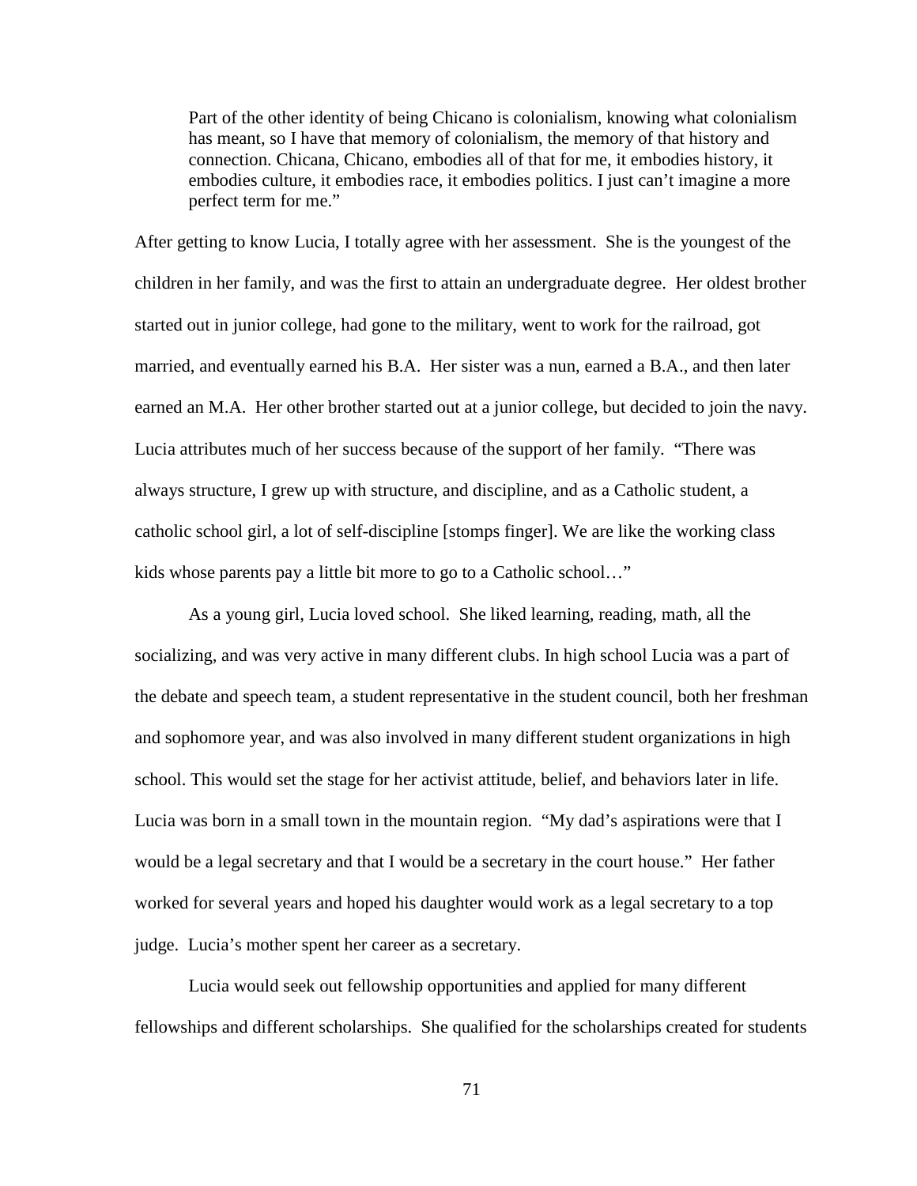> Part of the other identity of being Chicano is colonialism, knowing what colonialism has meant, so I have that memory of colonialism, the memory of that history and connection. Chicana, Chicano, embodies all of that for me, it embodies history, it embodies culture, it embodies race, it embodies politics. I just can't imagine a more perfect term for me."

After getting to know Lucia, I totally agree with her assessment. She is the youngest of the children in her family, and was the first to attain an undergraduate degree. Her oldest brother started out in junior college, had gone to the military, went to work for the railroad, got married, and eventually earned his B.A. Her sister was a nun, earned a B.A., and then later earned an M.A. Her other brother started out at a junior college, but decided to join the navy. Lucia attributes much of her success because of the support of her family. "There was always structure, I grew up with structure, and discipline, and as a Catholic student, a catholic school girl, a lot of self-discipline [stomps finger]. We are like the working class kids whose parents pay a little bit more to go to a Catholic school…"

As a young girl, Lucia loved school. She liked learning, reading, math, all the socializing, and was very active in many different clubs. In high school Lucia was a part of the debate and speech team, a student representative in the student council, both her freshman and sophomore year, and was also involved in many different student organizations in high school. This would set the stage for her activist attitude, belief, and behaviors later in life. Lucia was born in a small town in the mountain region. "My dad's aspirations were that I would be a legal secretary and that I would be a secretary in the court house." Her father worked for several years and hoped his daughter would work as a legal secretary to a top judge. Lucia's mother spent her career as a secretary.

Lucia would seek out fellowship opportunities and applied for many different fellowships and different scholarships. She qualified for the scholarships created for students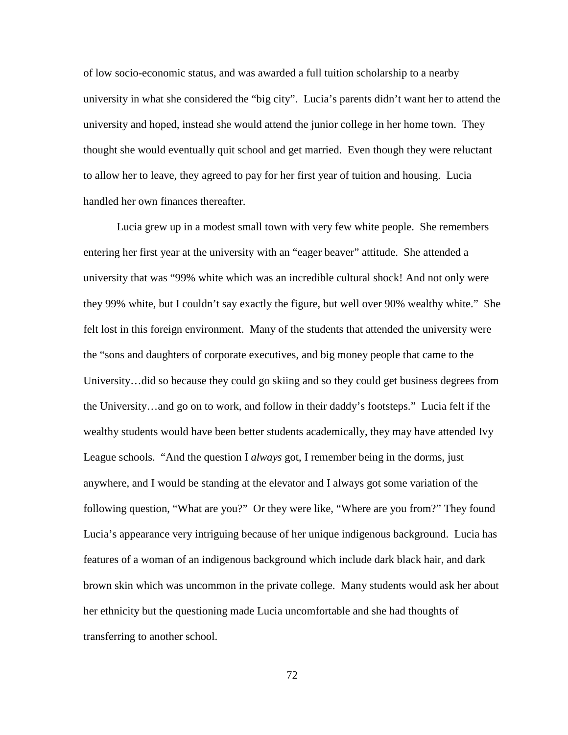of low socio-economic status, and was awarded a full tuition scholarship to a nearby university in what she considered the "big city". Lucia's parents didn't want her to attend the university and hoped, instead she would attend the junior college in her home town. They thought she would eventually quit school and get married. Even though they were reluctant to allow her to leave, they agreed to pay for her first year of tuition and housing. Lucia handled her own finances thereafter.

Lucia grew up in a modest small town with very few white people. She remembers entering her first year at the university with an "eager beaver" attitude. She attended a university that was "99% white which was an incredible cultural shock! And not only were they 99% white, but I couldn't say exactly the figure, but well over 90% wealthy white." She felt lost in this foreign environment. Many of the students that attended the university were the "sons and daughters of corporate executives, and big money people that came to the University…did so because they could go skiing and so they could get business degrees from the University…and go on to work, and follow in their daddy's footsteps." Lucia felt if the wealthy students would have been better students academically, they may have attended Ivy League schools. "And the question I *always* got, I remember being in the dorms, just anywhere, and I would be standing at the elevator and I always got some variation of the following question, "What are you?" Or they were like, "Where are you from?" They found Lucia's appearance very intriguing because of her unique indigenous background. Lucia has features of a woman of an indigenous background which include dark black hair, and dark brown skin which was uncommon in the private college. Many students would ask her about her ethnicity but the questioning made Lucia uncomfortable and she had thoughts of transferring to another school.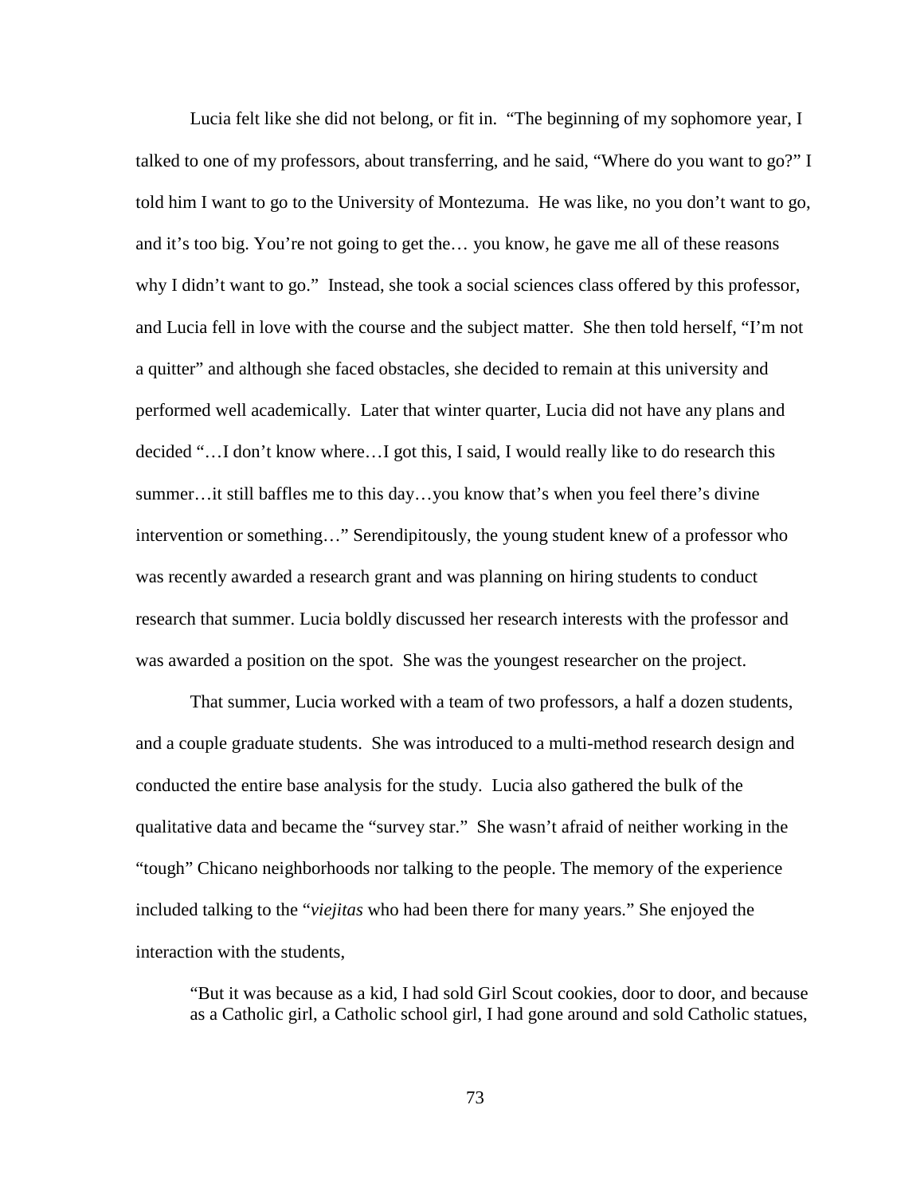Lucia felt like she did not belong, or fit in. "The beginning of my sophomore year, I talked to one of my professors, about transferring, and he said, "Where do you want to go?" I told him I want to go to the University of Montezuma. He was like, no you don't want to go, and it's too big. You're not going to get the… you know, he gave me all of these reasons why I didn't want to go." Instead, she took a social sciences class offered by this professor, and Lucia fell in love with the course and the subject matter. She then told herself, "I'm not a quitter" and although she faced obstacles, she decided to remain at this university and performed well academically. Later that winter quarter, Lucia did not have any plans and decided "…I don't know where…I got this, I said, I would really like to do research this summer…it still baffles me to this day…you know that's when you feel there's divine intervention or something…" Serendipitously, the young student knew of a professor who was recently awarded a research grant and was planning on hiring students to conduct research that summer. Lucia boldly discussed her research interests with the professor and was awarded a position on the spot. She was the youngest researcher on the project.

That summer, Lucia worked with a team of two professors, a half a dozen students, and a couple graduate students. She was introduced to a multi-method research design and conducted the entire base analysis for the study. Lucia also gathered the bulk of the qualitative data and became the "survey star." She wasn't afraid of neither working in the "tough" Chicano neighborhoods nor talking to the people. The memory of the experience included talking to the "*viejitas* who had been there for many years." She enjoyed the interaction with the students,

> "But it was because as a kid, I had sold Girl Scout cookies, door to door, and because as a Catholic girl, a Catholic school girl, I had gone around and sold Catholic statues,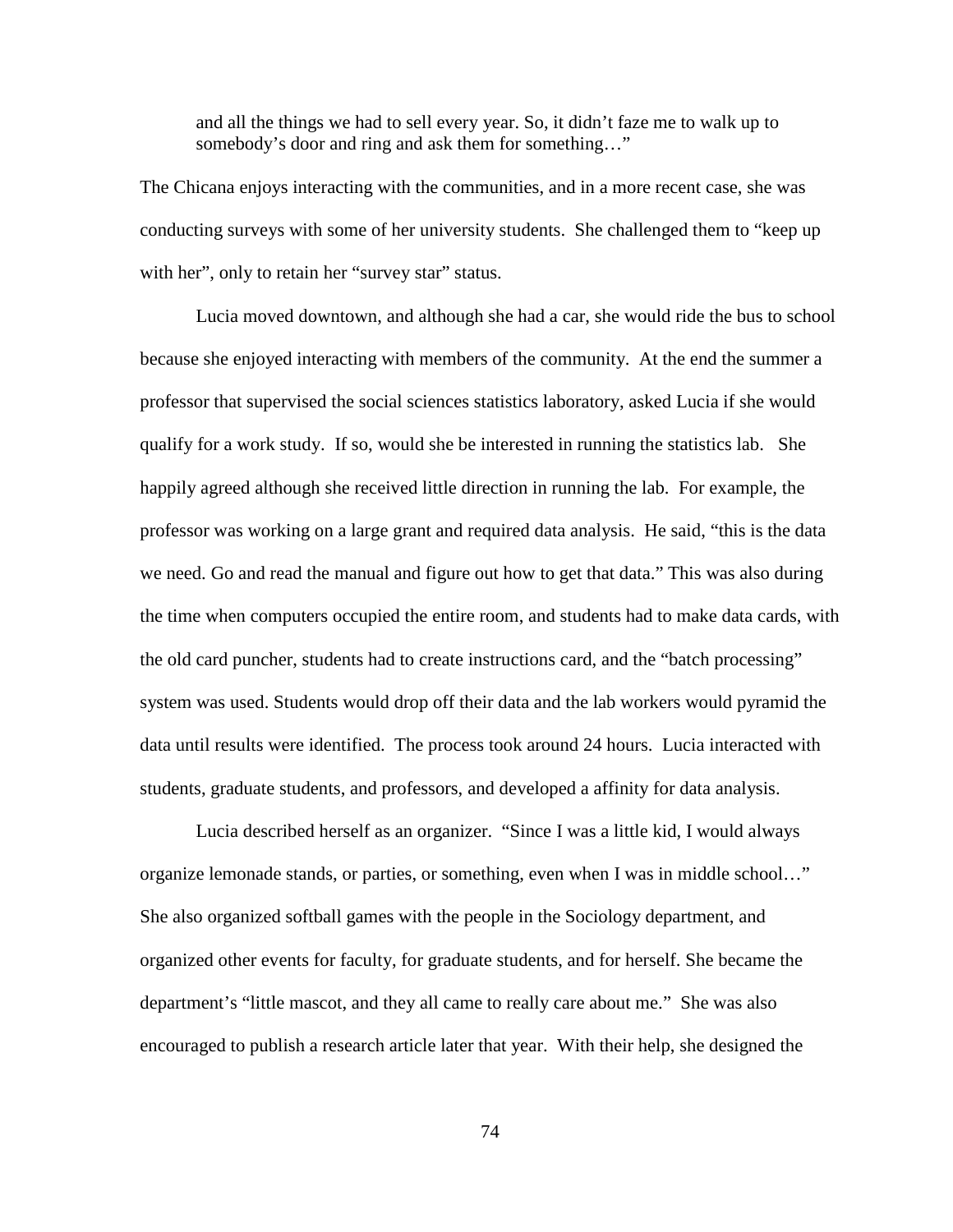> and all the things we had to sell every year. So, it didn't faze me to walk up to somebody's door and ring and ask them for something…"

The Chicana enjoys interacting with the communities, and in a more recent case, she was conducting surveys with some of her university students. She challenged them to "keep up with her", only to retain her "survey star" status.

Lucia moved downtown, and although she had a car, she would ride the bus to school because she enjoyed interacting with members of the community. At the end the summer a professor that supervised the social sciences statistics laboratory, asked Lucia if she would qualify for a work study. If so, would she be interested in running the statistics lab. She happily agreed although she received little direction in running the lab. For example, the professor was working on a large grant and required data analysis. He said, "this is the data we need. Go and read the manual and figure out how to get that data." This was also during the time when computers occupied the entire room, and students had to make data cards, with the old card puncher, students had to create instructions card, and the "batch processing" system was used. Students would drop off their data and the lab workers would pyramid the data until results were identified. The process took around 24 hours. Lucia interacted with students, graduate students, and professors, and developed a affinity for data analysis.

Lucia described herself as an organizer. "Since I was a little kid, I would always organize lemonade stands, or parties, or something, even when I was in middle school…" She also organized softball games with the people in the Sociology department, and organized other events for faculty, for graduate students, and for herself. She became the department's "little mascot, and they all came to really care about me." She was also encouraged to publish a research article later that year. With their help, she designed the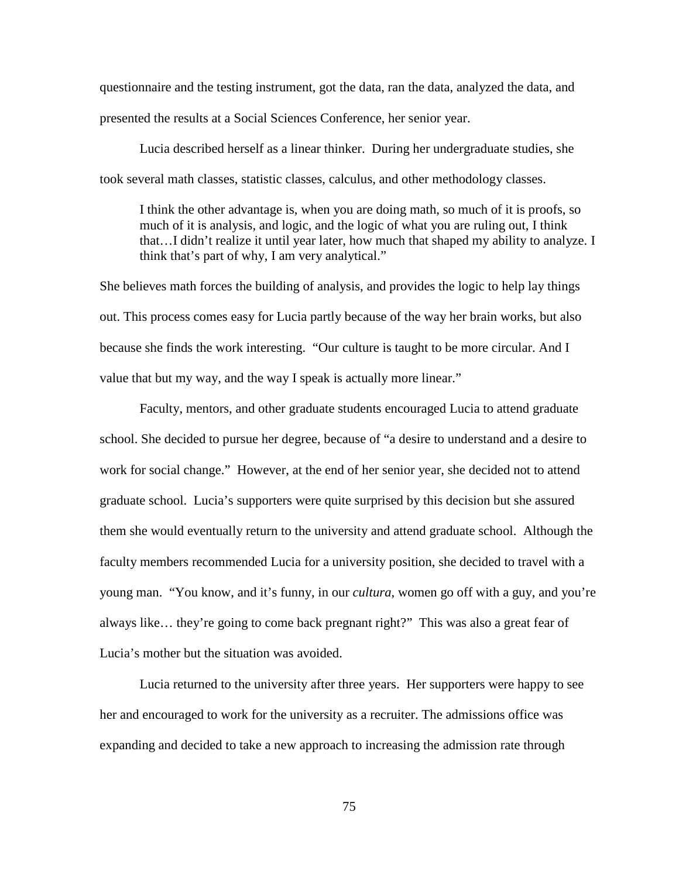questionnaire and the testing instrument, got the data, ran the data, analyzed the data, and presented the results at a Social Sciences Conference, her senior year.

Lucia described herself as a linear thinker. During her undergraduate studies, she took several math classes, statistic classes, calculus, and other methodology classes.

> I think the other advantage is, when you are doing math, so much of it is proofs, so much of it is analysis, and logic, and the logic of what you are ruling out, I think that…I didn't realize it until year later, how much that shaped my ability to analyze. I think that's part of why, I am very analytical."

She believes math forces the building of analysis, and provides the logic to help lay things out. This process comes easy for Lucia partly because of the way her brain works, but also because she finds the work interesting. "Our culture is taught to be more circular. And I value that but my way, and the way I speak is actually more linear."

Faculty, mentors, and other graduate students encouraged Lucia to attend graduate school. She decided to pursue her degree, because of "a desire to understand and a desire to work for social change." However, at the end of her senior year, she decided not to attend graduate school. Lucia's supporters were quite surprised by this decision but she assured them she would eventually return to the university and attend graduate school. Although the faculty members recommended Lucia for a university position, she decided to travel with a young man. "You know, and it's funny, in our *cultura*, women go off with a guy, and you're always like… they're going to come back pregnant right?" This was also a great fear of Lucia's mother but the situation was avoided.

Lucia returned to the university after three years. Her supporters were happy to see her and encouraged to work for the university as a recruiter. The admissions office was expanding and decided to take a new approach to increasing the admission rate through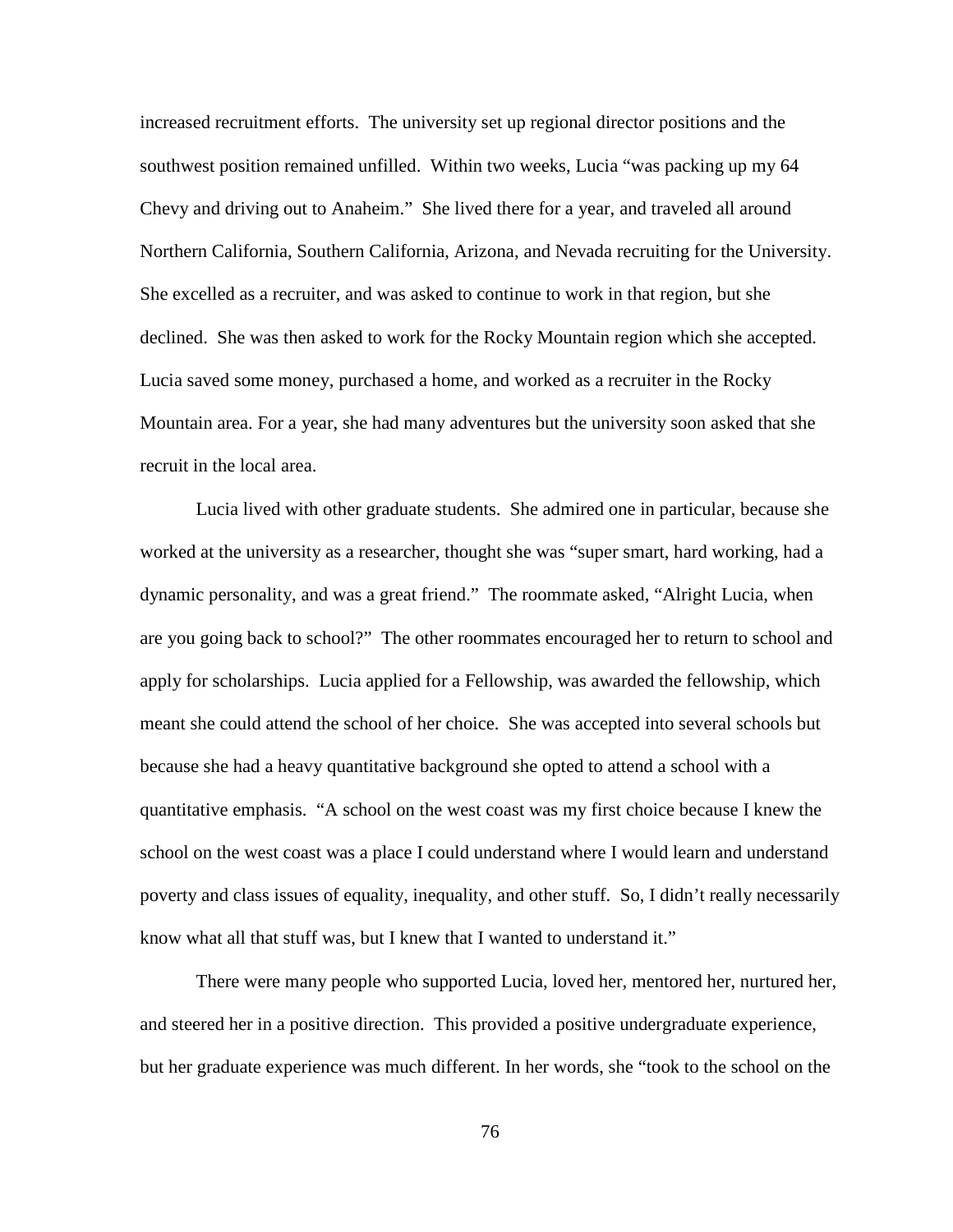increased recruitment efforts. The university set up regional director positions and the southwest position remained unfilled. Within two weeks, Lucia "was packing up my 64 Chevy and driving out to Anaheim." She lived there for a year, and traveled all around Northern California, Southern California, Arizona, and Nevada recruiting for the University. She excelled as a recruiter, and was asked to continue to work in that region, but she declined. She was then asked to work for the Rocky Mountain region which she accepted. Lucia saved some money, purchased a home, and worked as a recruiter in the Rocky Mountain area. For a year, she had many adventures but the university soon asked that she recruit in the local area.

Lucia lived with other graduate students. She admired one in particular, because she worked at the university as a researcher, thought she was "super smart, hard working, had a dynamic personality, and was a great friend." The roommate asked, "Alright Lucia, when are you going back to school?" The other roommates encouraged her to return to school and apply for scholarships. Lucia applied for a Fellowship, was awarded the fellowship, which meant she could attend the school of her choice. She was accepted into several schools but because she had a heavy quantitative background she opted to attend a school with a quantitative emphasis. "A school on the west coast was my first choice because I knew the school on the west coast was a place I could understand where I would learn and understand poverty and class issues of equality, inequality, and other stuff. So, I didn't really necessarily know what all that stuff was, but I knew that I wanted to understand it."

There were many people who supported Lucia, loved her, mentored her, nurtured her, and steered her in a positive direction. This provided a positive undergraduate experience, but her graduate experience was much different. In her words, she "took to the school on the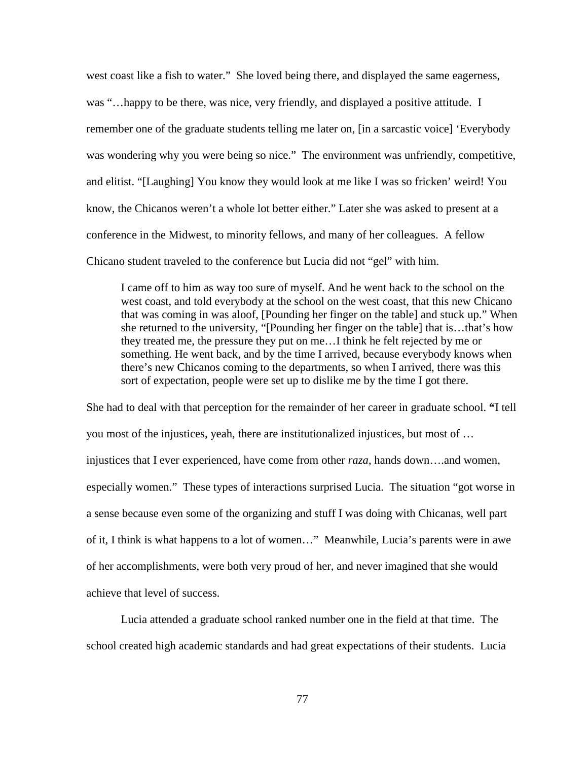west coast like a fish to water." She loved being there, and displayed the same eagerness, was "…happy to be there, was nice, very friendly, and displayed a positive attitude. I remember one of the graduate students telling me later on, [in a sarcastic voice] 'Everybody was wondering why you were being so nice." The environment was unfriendly, competitive, and elitist. "[Laughing] You know they would look at me like I was so fricken' weird! You know, the Chicanos weren't a whole lot better either." Later she was asked to present at a conference in the Midwest, to minority fellows, and many of her colleagues. A fellow Chicano student traveled to the conference but Lucia did not "gel" with him.

> I came off to him as way too sure of myself. And he went back to the school on the west coast, and told everybody at the school on the west coast, that this new Chicano that was coming in was aloof, [Pounding her finger on the table] and stuck up." When she returned to the university, "[Pounding her finger on the table] that is…that's how they treated me, the pressure they put on me…I think he felt rejected by me or something. He went back, and by the time I arrived, because everybody knows when there's new Chicanos coming to the departments, so when I arrived, there was this sort of expectation, people were set up to dislike me by the time I got there.

She had to deal with that perception for the remainder of her career in graduate school. **"**I tell you most of the injustices, yeah, there are institutionalized injustices, but most of … injustices that I ever experienced, have come from other *raza*, hands down….and women, especially women." These types of interactions surprised Lucia. The situation "got worse in a sense because even some of the organizing and stuff I was doing with Chicanas, well part of it, I think is what happens to a lot of women…" Meanwhile, Lucia's parents were in awe of her accomplishments, were both very proud of her, and never imagined that she would achieve that level of success.

Lucia attended a graduate school ranked number one in the field at that time. The school created high academic standards and had great expectations of their students. Lucia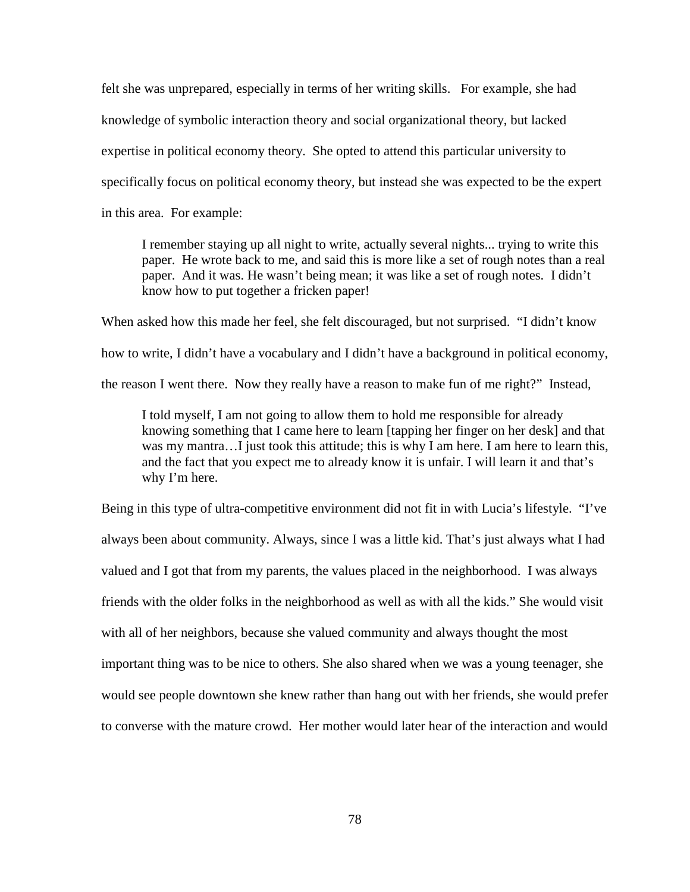felt she was unprepared, especially in terms of her writing skills. For example, she had knowledge of symbolic interaction theory and social organizational theory, but lacked expertise in political economy theory. She opted to attend this particular university to specifically focus on political economy theory, but instead she was expected to be the expert in this area. For example:

> I remember staying up all night to write, actually several nights... trying to write this paper. He wrote back to me, and said this is more like a set of rough notes than a real paper. And it was. He wasn't being mean; it was like a set of rough notes. I didn't know how to put together a fricken paper!

When asked how this made her feel, she felt discouraged, but not surprised. "I didn't know how to write, I didn't have a vocabulary and I didn't have a background in political economy, the reason I went there. Now they really have a reason to make fun of me right?" Instead,

> I told myself, I am not going to allow them to hold me responsible for already knowing something that I came here to learn [tapping her finger on her desk] and that was my mantra…I just took this attitude; this is why I am here. I am here to learn this, and the fact that you expect me to already know it is unfair. I will learn it and that's why I'm here.

Being in this type of ultra-competitive environment did not fit in with Lucia's lifestyle. "I've always been about community. Always, since I was a little kid. That's just always what I had valued and I got that from my parents, the values placed in the neighborhood. I was always friends with the older folks in the neighborhood as well as with all the kids." She would visit with all of her neighbors, because she valued community and always thought the most important thing was to be nice to others. She also shared when we was a young teenager, she would see people downtown she knew rather than hang out with her friends, she would prefer to converse with the mature crowd. Her mother would later hear of the interaction and would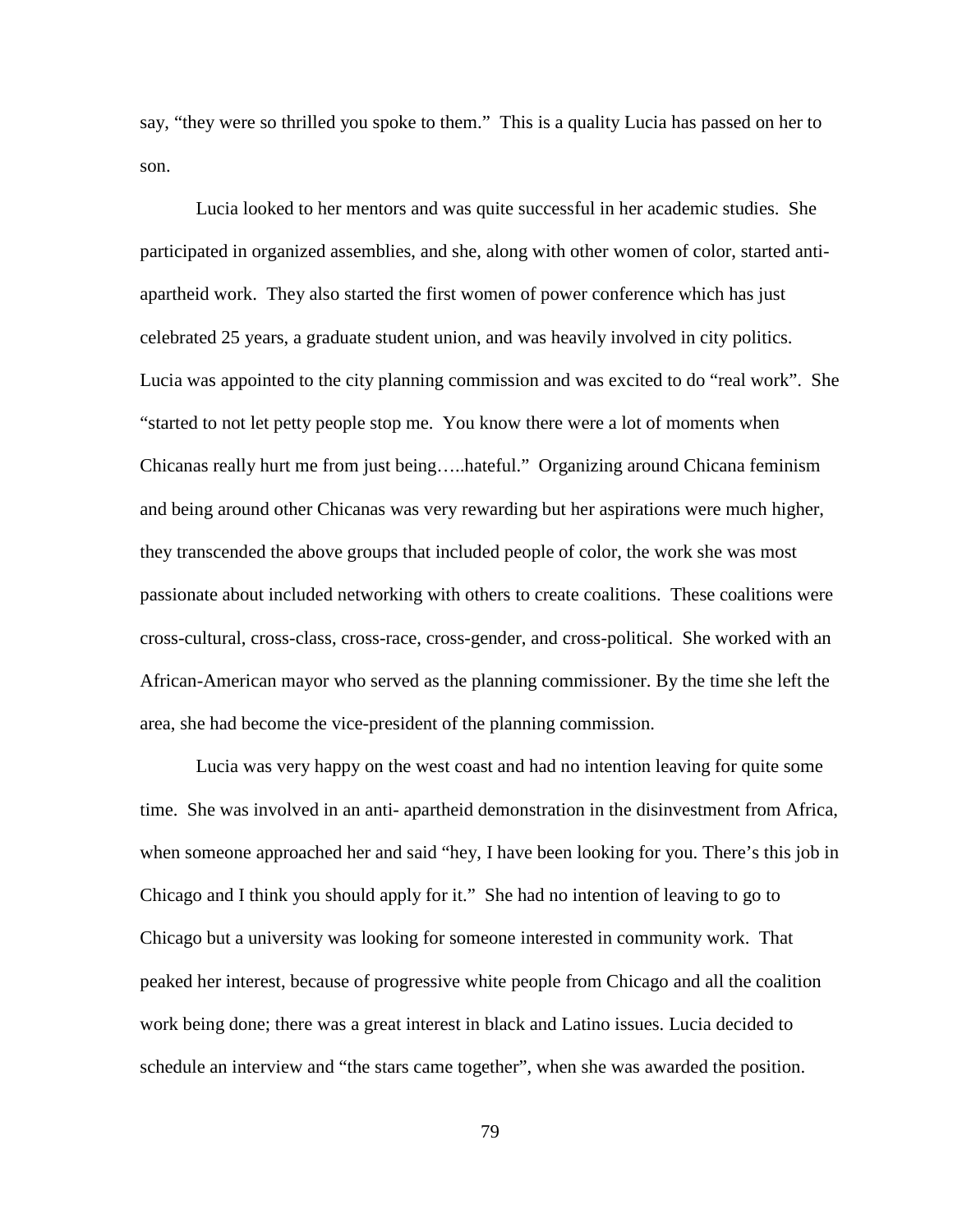say, "they were so thrilled you spoke to them." This is a quality Lucia has passed on her to son.

Lucia looked to her mentors and was quite successful in her academic studies. She participated in organized assemblies, and she, along with other women of color, started anti-apartheid work. They also started the first women of power conference which has just celebrated 25 years, a graduate student union, and was heavily involved in city politics. Lucia was appointed to the city planning commission and was excited to do "real work". She "started to not let petty people stop me. You know there were a lot of moments when Chicanas really hurt me from just being…..hateful." Organizing around Chicana feminism and being around other Chicanas was very rewarding but her aspirations were much higher, they transcended the above groups that included people of color, the work she was most passionate about included networking with others to create coalitions. These coalitions were cross-cultural, cross-class, cross-race, cross-gender, and cross-political. She worked with an African-American mayor who served as the planning commissioner. By the time she left the area, she had become the vice-president of the planning commission.

Lucia was very happy on the west coast and had no intention leaving for quite some time. She was involved in an anti- apartheid demonstration in the disinvestment from Africa, when someone approached her and said "hey, I have been looking for you. There's this job in Chicago and I think you should apply for it." She had no intention of leaving to go to Chicago but a university was looking for someone interested in community work. That peaked her interest, because of progressive white people from Chicago and all the coalition work being done; there was a great interest in black and Latino issues. Lucia decided to schedule an interview and "the stars came together", when she was awarded the position.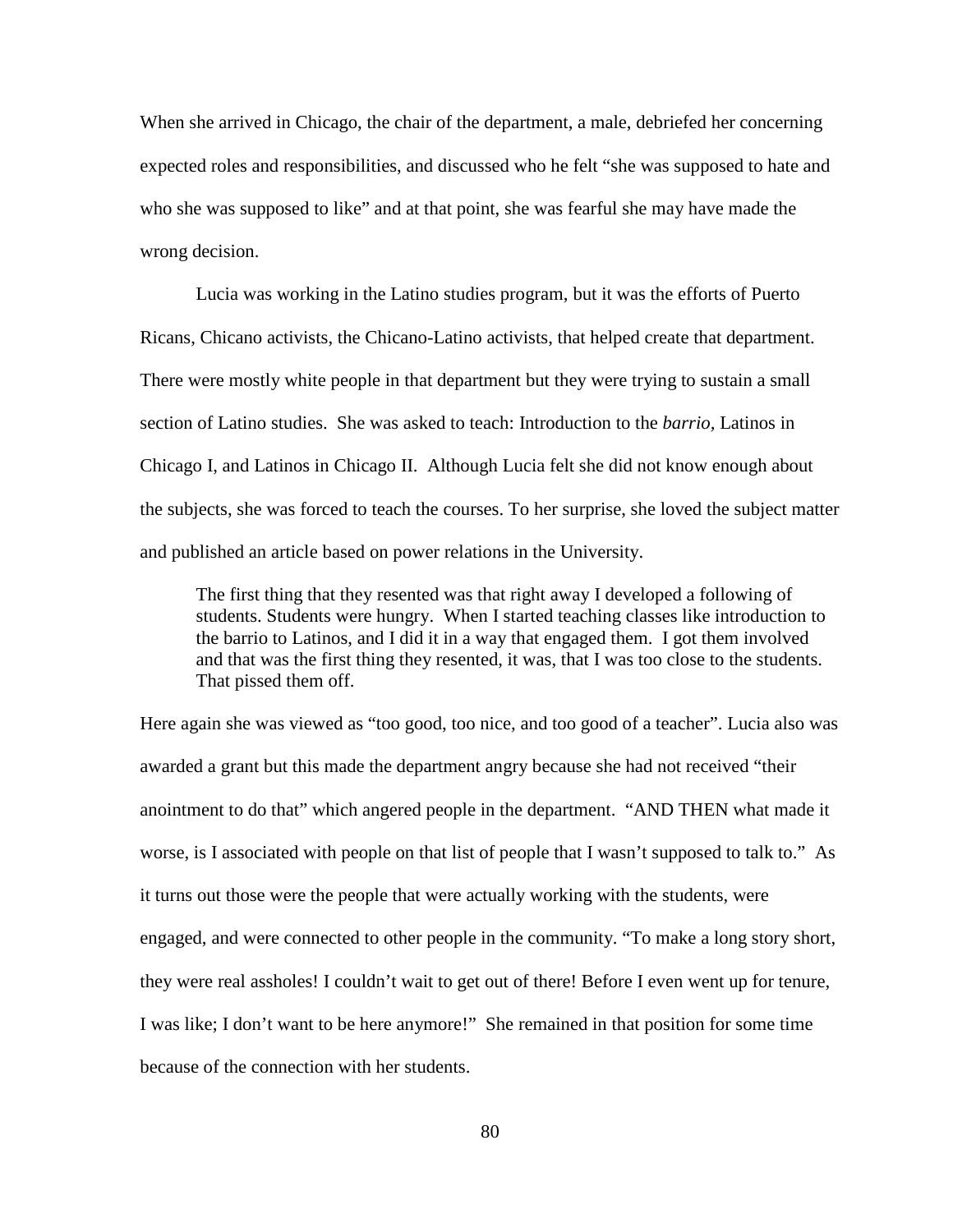When she arrived in Chicago, the chair of the department, a male, debriefed her concerning expected roles and responsibilities, and discussed who he felt "she was supposed to hate and who she was supposed to like" and at that point, she was fearful she may have made the wrong decision.

Lucia was working in the Latino studies program, but it was the efforts of Puerto Ricans, Chicano activists, the Chicano-Latino activists, that helped create that department. There were mostly white people in that department but they were trying to sustain a small section of Latino studies. She was asked to teach: Introduction to the *barrio*, Latinos in Chicago I, and Latinos in Chicago II. Although Lucia felt she did not know enough about the subjects, she was forced to teach the courses. To her surprise, she loved the subject matter and published an article based on power relations in the University.

> The first thing that they resented was that right away I developed a following of students. Students were hungry. When I started teaching classes like introduction to the barrio to Latinos, and I did it in a way that engaged them. I got them involved and that was the first thing they resented, it was, that I was too close to the students. That pissed them off.

Here again she was viewed as "too good, too nice, and too good of a teacher". Lucia also was awarded a grant but this made the department angry because she had not received "their anointment to do that" which angered people in the department. "AND THEN what made it worse, is I associated with people on that list of people that I wasn't supposed to talk to." As it turns out those were the people that were actually working with the students, were engaged, and were connected to other people in the community. "To make a long story short, they were real assholes! I couldn't wait to get out of there! Before I even went up for tenure, I was like; I don't want to be here anymore!" She remained in that position for some time because of the connection with her students.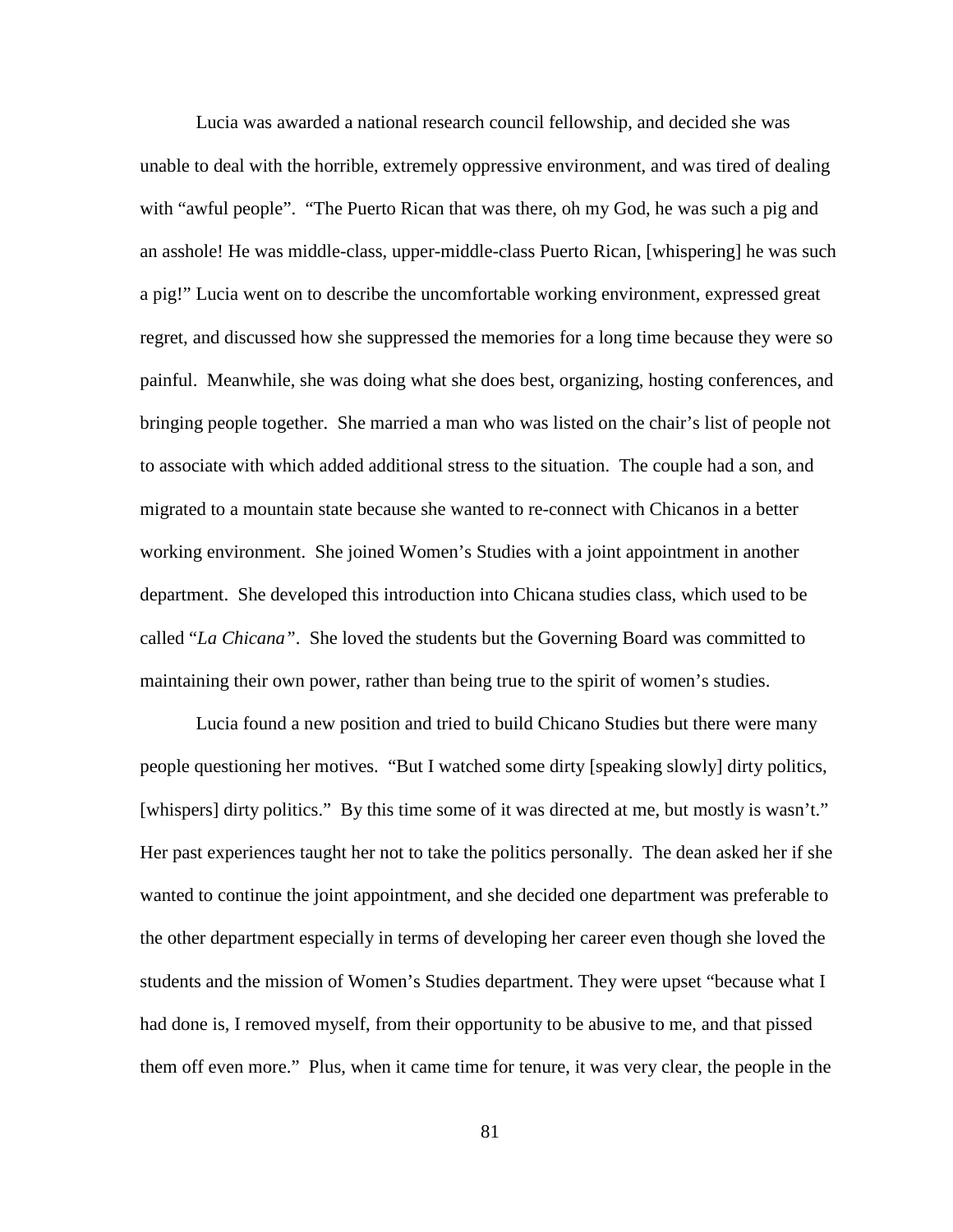Lucia was awarded a national research council fellowship, and decided she was unable to deal with the horrible, extremely oppressive environment, and was tired of dealing with "awful people". "The Puerto Rican that was there, oh my God, he was such a pig and an asshole! He was middle-class, upper-middle-class Puerto Rican, [whispering] he was such a pig!" Lucia went on to describe the uncomfortable working environment, expressed great regret, and discussed how she suppressed the memories for a long time because they were so painful. Meanwhile, she was doing what she does best, organizing, hosting conferences, and bringing people together. She married a man who was listed on the chair's list of people not to associate with which added additional stress to the situation. The couple had a son, and migrated to a mountain state because she wanted to re-connect with Chicanos in a better working environment. She joined Women's Studies with a joint appointment in another department. She developed this introduction into Chicana studies class, which used to be called "*La Chicana*". She loved the students but the Governing Board was committed to maintaining their own power, rather than being true to the spirit of women's studies.

Lucia found a new position and tried to build Chicano Studies but there were many people questioning her motives. "But I watched some dirty [speaking slowly] dirty politics, [whispers] dirty politics." By this time some of it was directed at me, but mostly is wasn't." Her past experiences taught her not to take the politics personally. The dean asked her if she wanted to continue the joint appointment, and she decided one department was preferable to the other department especially in terms of developing her career even though she loved the students and the mission of Women's Studies department. They were upset "because what I had done is, I removed myself, from their opportunity to be abusive to me, and that pissed them off even more." Plus, when it came time for tenure, it was very clear, the people in the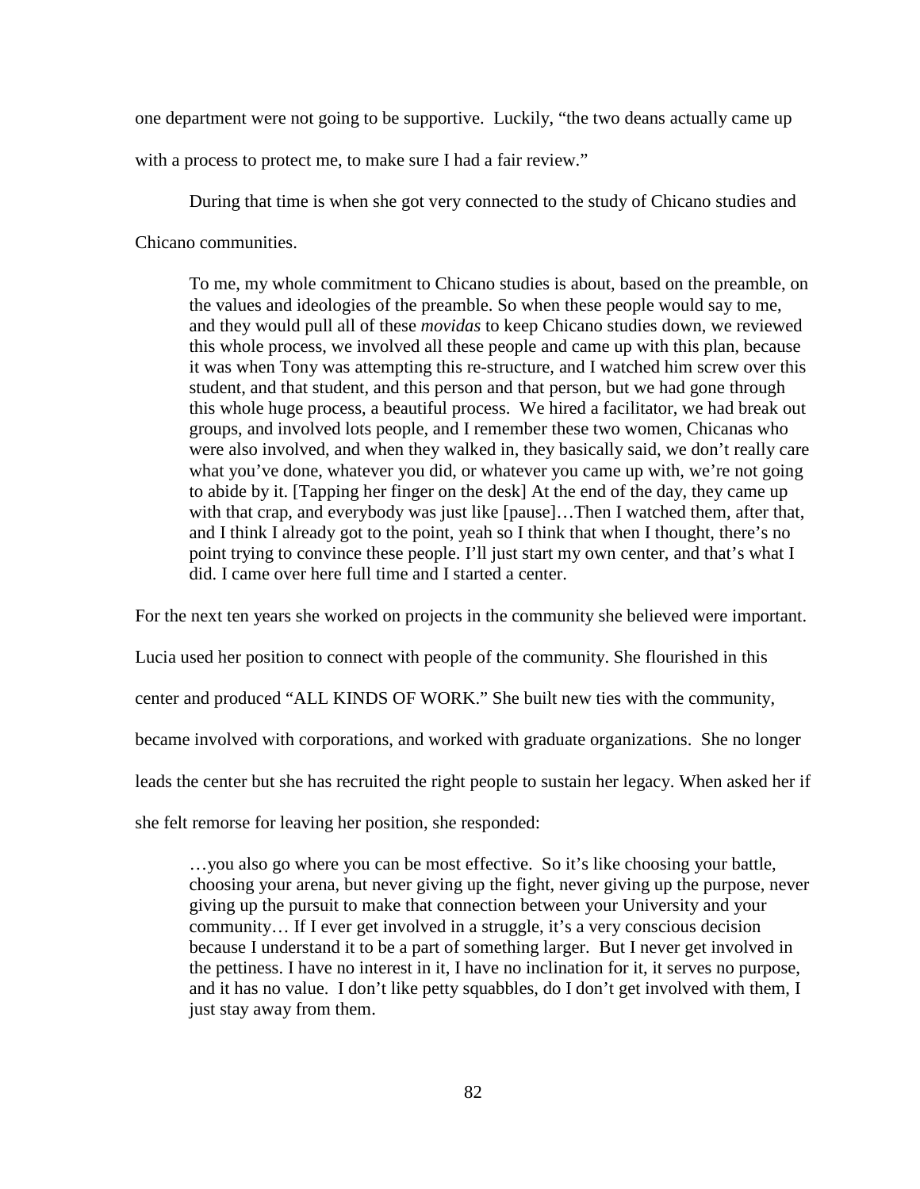one department were not going to be supportive. Luckily, "the two deans actually came up with a process to protect me, to make sure I had a fair review."

During that time is when she got very connected to the study of Chicano studies and Chicano communities.

> To me, my whole commitment to Chicano studies is about, based on the preamble, on the values and ideologies of the preamble. So when these people would say to me, and they would pull all of these *movidas* to keep Chicano studies down, we reviewed this whole process, we involved all these people and came up with this plan, because it was when Tony was attempting this re-structure, and I watched him screw over this student, and that student, and this person and that person, but we had gone through this whole huge process, a beautiful process. We hired a facilitator, we had break out groups, and involved lots people, and I remember these two women, Chicanas who were also involved, and when they walked in, they basically said, we don't really care what you've done, whatever you did, or whatever you came up with, we're not going to abide by it. [Tapping her finger on the desk] At the end of the day, they came up with that crap, and everybody was just like [pause]…Then I watched them, after that, and I think I already got to the point, yeah so I think that when I thought, there's no point trying to convince these people. I'll just start my own center, and that's what I did. I came over here full time and I started a center.

For the next ten years she worked on projects in the community she believed were important. Lucia used her position to connect with people of the community. She flourished in this center and produced "ALL KINDS OF WORK." She built new ties with the community, became involved with corporations, and worked with graduate organizations. She no longer leads the center but she has recruited the right people to sustain her legacy. When asked her if she felt remorse for leaving her position, she responded:

> …you also go where you can be most effective. So it's like choosing your battle, choosing your arena, but never giving up the fight, never giving up the purpose, never giving up the pursuit to make that connection between your University and your community… If I ever get involved in a struggle, it's a very conscious decision because I understand it to be a part of something larger. But I never get involved in the pettiness. I have no interest in it, I have no inclination for it, it serves no purpose, and it has no value. I don't like petty squabbles, do I don't get involved with them, I just stay away from them.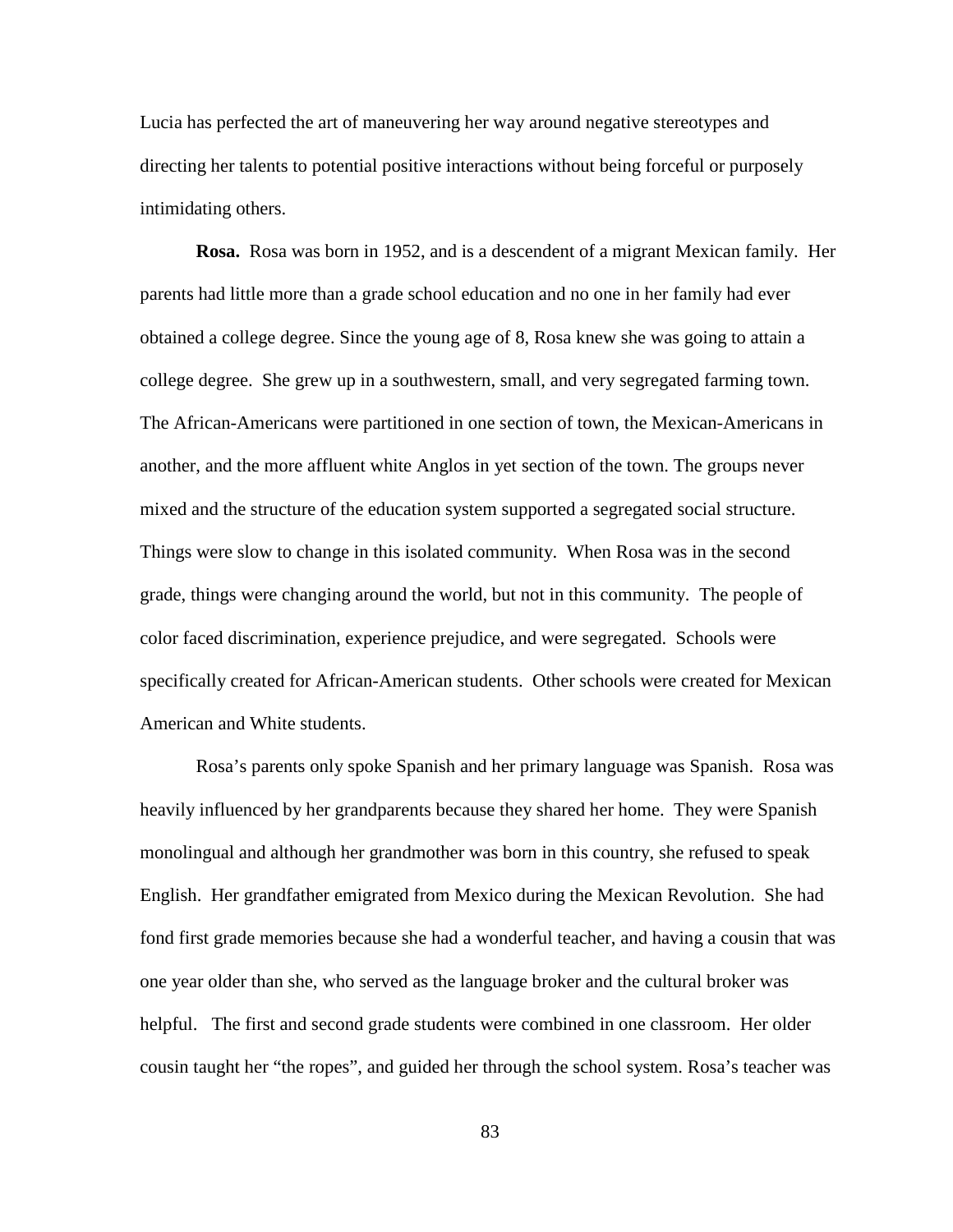Lucia has perfected the art of maneuvering her way around negative stereotypes and directing her talents to potential positive interactions without being forceful or purposely intimidating others.

**Rosa.** Rosa was born in 1952, and is a descendent of a migrant Mexican family. Her parents had little more than a grade school education and no one in her family had ever obtained a college degree. Since the young age of 8, Rosa knew she was going to attain a college degree. She grew up in a southwestern, small, and very segregated farming town. The African-Americans were partitioned in one section of town, the Mexican-Americans in another, and the more affluent white Anglos in yet section of the town. The groups never mixed and the structure of the education system supported a segregated social structure. Things were slow to change in this isolated community. When Rosa was in the second grade, things were changing around the world, but not in this community. The people of color faced discrimination, experience prejudice, and were segregated. Schools were specifically created for African-American students. Other schools were created for Mexican American and White students.

Rosa's parents only spoke Spanish and her primary language was Spanish. Rosa was heavily influenced by her grandparents because they shared her home. They were Spanish monolingual and although her grandmother was born in this country, she refused to speak English. Her grandfather emigrated from Mexico during the Mexican Revolution. She had fond first grade memories because she had a wonderful teacher, and having a cousin that was one year older than she, who served as the language broker and the cultural broker was helpful. The first and second grade students were combined in one classroom. Her older cousin taught her "the ropes", and guided her through the school system. Rosa's teacher was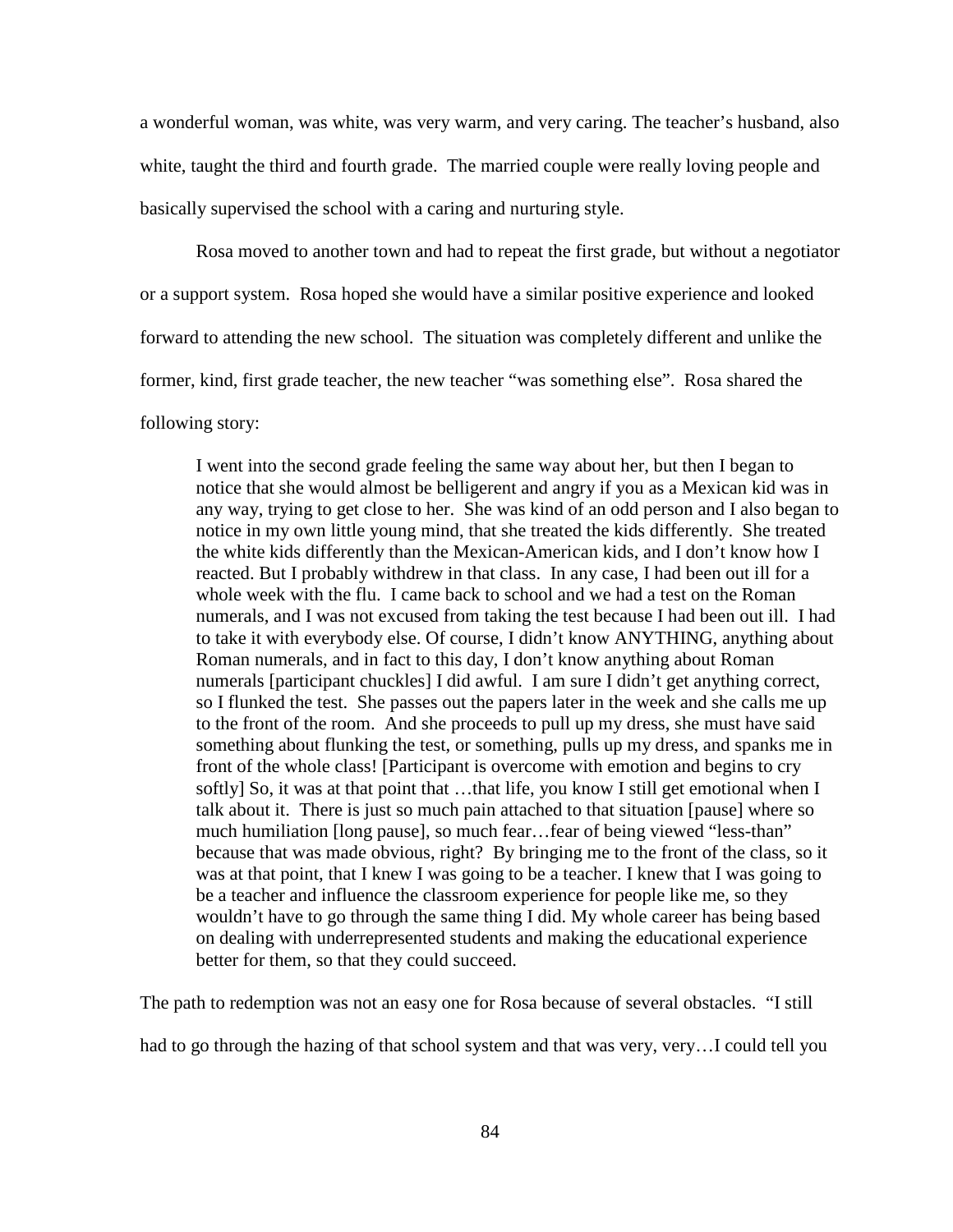a wonderful woman, was white, was very warm, and very caring. The teacher's husband, also white, taught the third and fourth grade. The married couple were really loving people and basically supervised the school with a caring and nurturing style.

Rosa moved to another town and had to repeat the first grade, but without a negotiator or a support system. Rosa hoped she would have a similar positive experience and looked forward to attending the new school. The situation was completely different and unlike the former, kind, first grade teacher, the new teacher "was something else". Rosa shared the following story:

> I went into the second grade feeling the same way about her, but then I began to notice that she would almost be belligerent and angry if you as a Mexican kid was in any way, trying to get close to her. She was kind of an odd person and I also began to notice in my own little young mind, that she treated the kids differently. She treated the white kids differently than the Mexican-American kids, and I don't know how I reacted. But I probably withdrew in that class. In any case, I had been out ill for a whole week with the flu. I came back to school and we had a test on the Roman numerals, and I was not excused from taking the test because I had been out ill. I had to take it with everybody else. Of course, I didn't know ANYTHING, anything about Roman numerals, and in fact to this day, I don't know anything about Roman numerals [participant chuckles] I did awful. I am sure I didn't get anything correct, so I flunked the test. She passes out the papers later in the week and she calls me up to the front of the room. And she proceeds to pull up my dress, she must have said something about flunking the test, or something, pulls up my dress, and spanks me in front of the whole class! [Participant is overcome with emotion and begins to cry softly] So, it was at that point that …that life, you know I still get emotional when I talk about it. There is just so much pain attached to that situation [pause] where so much humiliation [long pause], so much fear…fear of being viewed "less-than" because that was made obvious, right? By bringing me to the front of the class, so it was at that point, that I knew I was going to be a teacher. I knew that I was going to be a teacher and influence the classroom experience for people like me, so they wouldn't have to go through the same thing I did. My whole career has being based on dealing with underrepresented students and making the educational experience better for them, so that they could succeed.

The path to redemption was not an easy one for Rosa because of several obstacles. "I still had to go through the hazing of that school system and that was very, very…I could tell you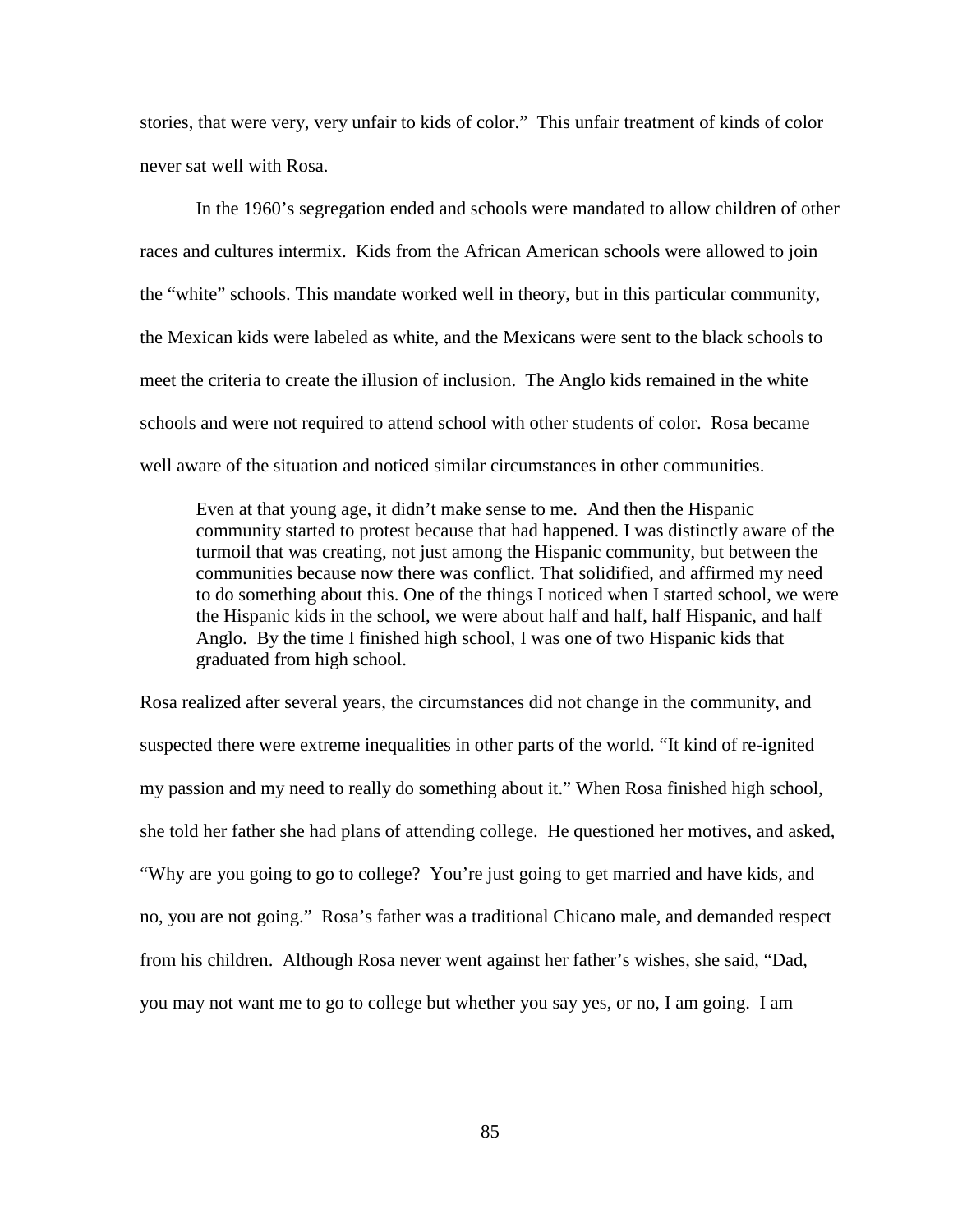stories, that were very, very unfair to kids of color." This unfair treatment of kinds of color never sat well with Rosa.

In the 1960's segregation ended and schools were mandated to allow children of other races and cultures intermix. Kids from the African American schools were allowed to join the "white" schools. This mandate worked well in theory, but in this particular community, the Mexican kids were labeled as white, and the Mexicans were sent to the black schools to meet the criteria to create the illusion of inclusion. The Anglo kids remained in the white schools and were not required to attend school with other students of color. Rosa became well aware of the situation and noticed similar circumstances in other communities.

> Even at that young age, it didn't make sense to me. And then the Hispanic community started to protest because that had happened. I was distinctly aware of the turmoil that was creating, not just among the Hispanic community, but between the communities because now there was conflict. That solidified, and affirmed my need to do something about this. One of the things I noticed when I started school, we were the Hispanic kids in the school, we were about half and half, half Hispanic, and half Anglo. By the time I finished high school, I was one of two Hispanic kids that graduated from high school.

Rosa realized after several years, the circumstances did not change in the community, and suspected there were extreme inequalities in other parts of the world. "It kind of re-ignited my passion and my need to really do something about it." When Rosa finished high school, she told her father she had plans of attending college. He questioned her motives, and asked, "Why are you going to go to college? You're just going to get married and have kids, and no, you are not going." Rosa's father was a traditional Chicano male, and demanded respect from his children. Although Rosa never went against her father's wishes, she said, "Dad, you may not want me to go to college but whether you say yes, or no, I am going. I am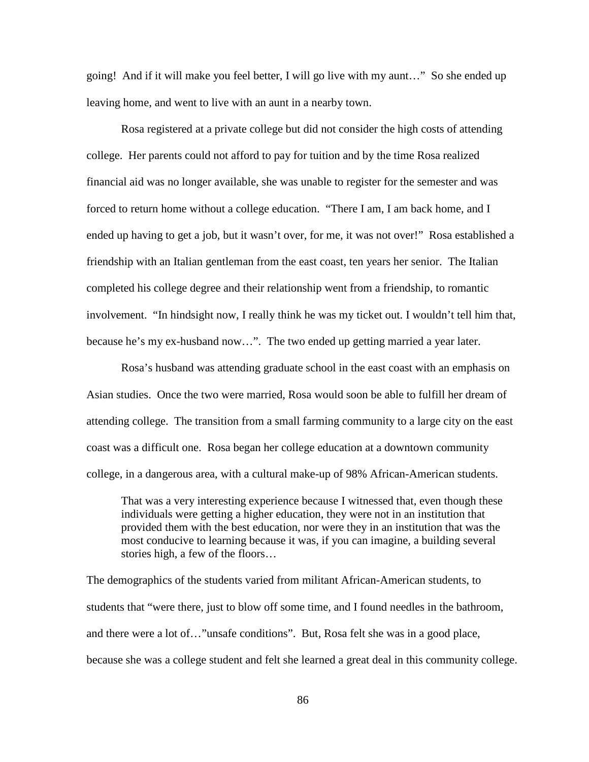going! And if it will make you feel better, I will go live with my aunt…" So she ended up leaving home, and went to live with an aunt in a nearby town.

Rosa registered at a private college but did not consider the high costs of attending college. Her parents could not afford to pay for tuition and by the time Rosa realized financial aid was no longer available, she was unable to register for the semester and was forced to return home without a college education. "There I am, I am back home, and I ended up having to get a job, but it wasn't over, for me, it was not over!" Rosa established a friendship with an Italian gentleman from the east coast, ten years her senior. The Italian completed his college degree and their relationship went from a friendship, to romantic involvement. "In hindsight now, I really think he was my ticket out. I wouldn't tell him that, because he's my ex-husband now…". The two ended up getting married a year later.

Rosa's husband was attending graduate school in the east coast with an emphasis on Asian studies. Once the two were married, Rosa would soon be able to fulfill her dream of attending college. The transition from a small farming community to a large city on the east coast was a difficult one. Rosa began her college education at a downtown community college, in a dangerous area, with a cultural make-up of 98% African-American students.

> That was a very interesting experience because I witnessed that, even though these individuals were getting a higher education, they were not in an institution that provided them with the best education, nor were they in an institution that was the most conducive to learning because it was, if you can imagine, a building several stories high, a few of the floors…

The demographics of the students varied from militant African-American students, to students that "were there, just to blow off some time, and I found needles in the bathroom, and there were a lot of…"unsafe conditions". But, Rosa felt she was in a good place, because she was a college student and felt she learned a great deal in this community college.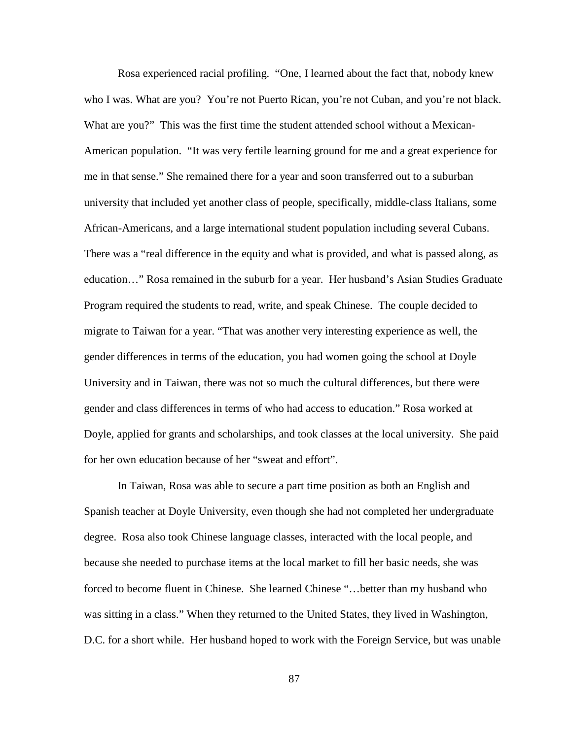Rosa experienced racial profiling. "One, I learned about the fact that, nobody knew who I was. What are you? You're not Puerto Rican, you're not Cuban, and you're not black. What are you?" This was the first time the student attended school without a Mexican-American population. "It was very fertile learning ground for me and a great experience for me in that sense." She remained there for a year and soon transferred out to a suburban university that included yet another class of people, specifically, middle-class Italians, some African-Americans, and a large international student population including several Cubans. There was a "real difference in the equity and what is provided, and what is passed along, as education…" Rosa remained in the suburb for a year. Her husband's Asian Studies Graduate Program required the students to read, write, and speak Chinese. The couple decided to migrate to Taiwan for a year. "That was another very interesting experience as well, the gender differences in terms of the education, you had women going the school at Doyle University and in Taiwan, there was not so much the cultural differences, but there were gender and class differences in terms of who had access to education." Rosa worked at Doyle, applied for grants and scholarships, and took classes at the local university. She paid for her own education because of her "sweat and effort".

In Taiwan, Rosa was able to secure a part time position as both an English and Spanish teacher at Doyle University, even though she had not completed her undergraduate degree. Rosa also took Chinese language classes, interacted with the local people, and because she needed to purchase items at the local market to fill her basic needs, she was forced to become fluent in Chinese. She learned Chinese "…better than my husband who was sitting in a class." When they returned to the United States, they lived in Washington, D.C. for a short while. Her husband hoped to work with the Foreign Service, but was unable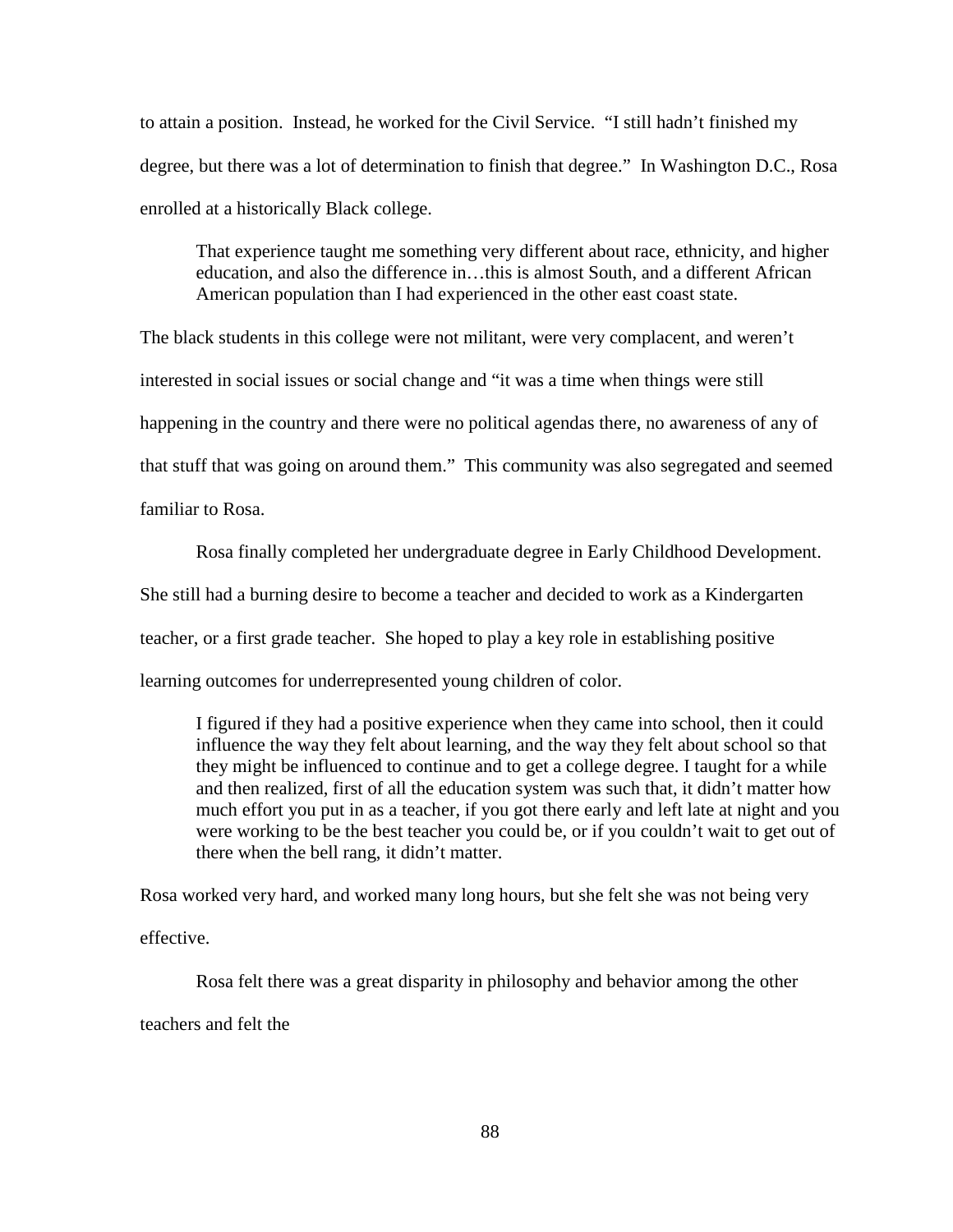to attain a position. Instead, he worked for the Civil Service. "I still hadn't finished my degree, but there was a lot of determination to finish that degree." In Washington D.C., Rosa enrolled at a historically Black college.

> That experience taught me something very different about race, ethnicity, and higher education, and also the difference in…this is almost South, and a different African American population than I had experienced in the other east coast state.

The black students in this college were not militant, were very complacent, and weren't interested in social issues or social change and "it was a time when things were still happening in the country and there were no political agendas there, no awareness of any of that stuff that was going on around them." This community was also segregated and seemed familiar to Rosa.

Rosa finally completed her undergraduate degree in Early Childhood Development. She still had a burning desire to become a teacher and decided to work as a Kindergarten teacher, or a first grade teacher. She hoped to play a key role in establishing positive learning outcomes for underrepresented young children of color.

> I figured if they had a positive experience when they came into school, then it could influence the way they felt about learning, and the way they felt about school so that they might be influenced to continue and to get a college degree. I taught for a while and then realized, first of all the education system was such that, it didn't matter how much effort you put in as a teacher, if you got there early and left late at night and you were working to be the best teacher you could be, or if you couldn't wait to get out of there when the bell rang, it didn't matter.

Rosa worked very hard, and worked many long hours, but she felt she was not being very effective.

Rosa felt there was a great disparity in philosophy and behavior among the other teachers and felt the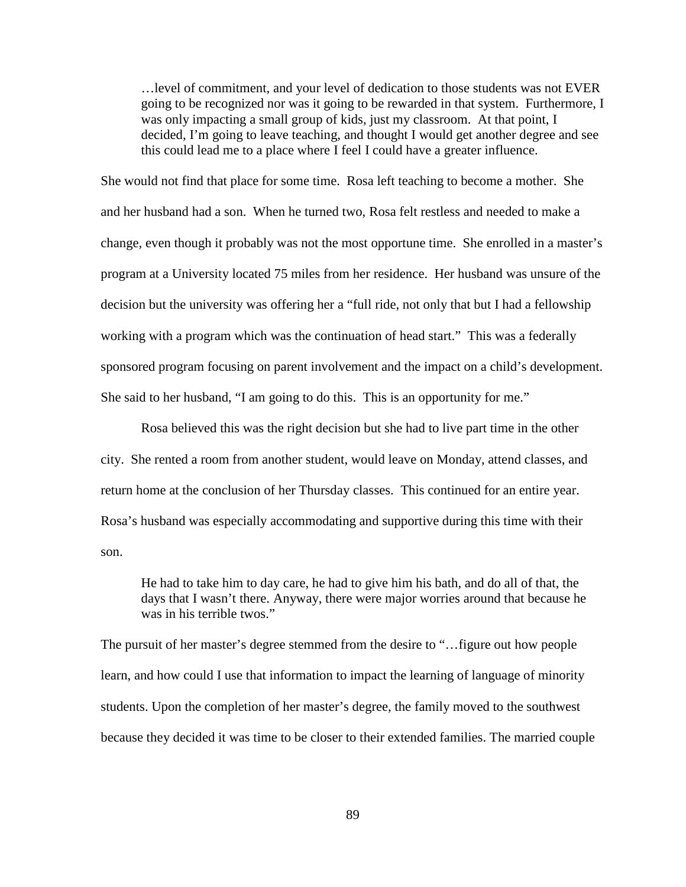> …level of commitment, and your level of dedication to those students was not EVER going to be recognized nor was it going to be rewarded in that system. Furthermore, I was only impacting a small group of kids, just my classroom. At that point, I decided, I'm going to leave teaching, and thought I would get another degree and see this could lead me to a place where I feel I could have a greater influence.

She would not find that place for some time. Rosa left teaching to become a mother. She and her husband had a son. When he turned two, Rosa felt restless and needed to make a change, even though it probably was not the most opportune time. She enrolled in a master's program at a University located 75 miles from her residence. Her husband was unsure of the decision but the university was offering her a "full ride, not only that but I had a fellowship working with a program which was the continuation of head start." This was a federally sponsored program focusing on parent involvement and the impact on a child's development. She said to her husband, "I am going to do this. This is an opportunity for me."

Rosa believed this was the right decision but she had to live part time in the other city. She rented a room from another student, would leave on Monday, attend classes, and return home at the conclusion of her Thursday classes. This continued for an entire year. Rosa's husband was especially accommodating and supportive during this time with their son.

> He had to take him to day care, he had to give him his bath, and do all of that, the days that I wasn't there. Anyway, there were major worries around that because he was in his terrible twos."

The pursuit of her master's degree stemmed from the desire to "…figure out how people learn, and how could I use that information to impact the learning of language of minority students. Upon the completion of her master's degree, the family moved to the southwest because they decided it was time to be closer to their extended families. The married couple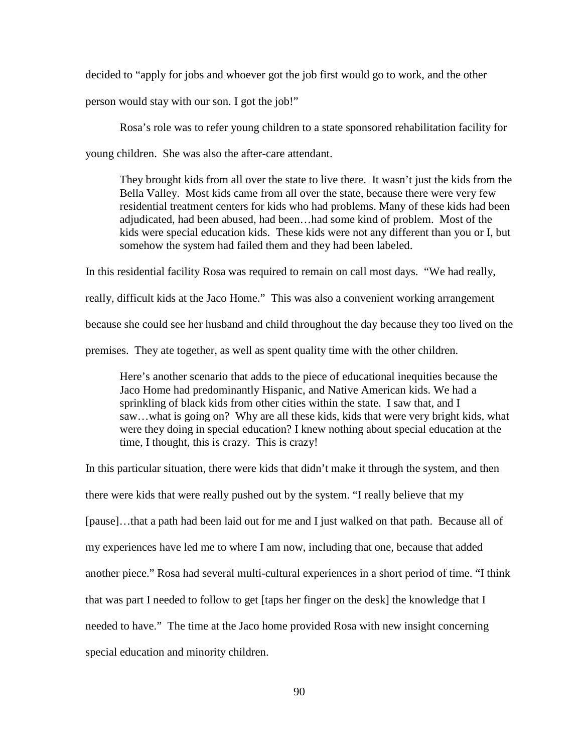decided to "apply for jobs and whoever got the job first would go to work, and the other person would stay with our son. I got the job!"

Rosa's role was to refer young children to a state sponsored rehabilitation facility for young children. She was also the after-care attendant.

> They brought kids from all over the state to live there. It wasn't just the kids from the Bella Valley. Most kids came from all over the state, because there were very few residential treatment centers for kids who had problems. Many of these kids had been adjudicated, had been abused, had been…had some kind of problem. Most of the kids were special education kids. These kids were not any different than you or I, but somehow the system had failed them and they had been labeled.

In this residential facility Rosa was required to remain on call most days. "We had really, really, difficult kids at the Jaco Home." This was also a convenient working arrangement because she could see her husband and child throughout the day because they too lived on the premises. They ate together, as well as spent quality time with the other children.

> Here's another scenario that adds to the piece of educational inequities because the Jaco Home had predominantly Hispanic, and Native American kids. We had a sprinkling of black kids from other cities within the state. I saw that, and I saw…what is going on? Why are all these kids, kids that were very bright kids, what were they doing in special education? I knew nothing about special education at the time, I thought, this is crazy. This is crazy!

In this particular situation, there were kids that didn't make it through the system, and then there were kids that were really pushed out by the system. "I really believe that my [pause]…that a path had been laid out for me and I just walked on that path. Because all of my experiences have led me to where I am now, including that one, because that added another piece." Rosa had several multi-cultural experiences in a short period of time. "I think that was part I needed to follow to get [taps her finger on the desk] the knowledge that I needed to have." The time at the Jaco home provided Rosa with new insight concerning special education and minority children.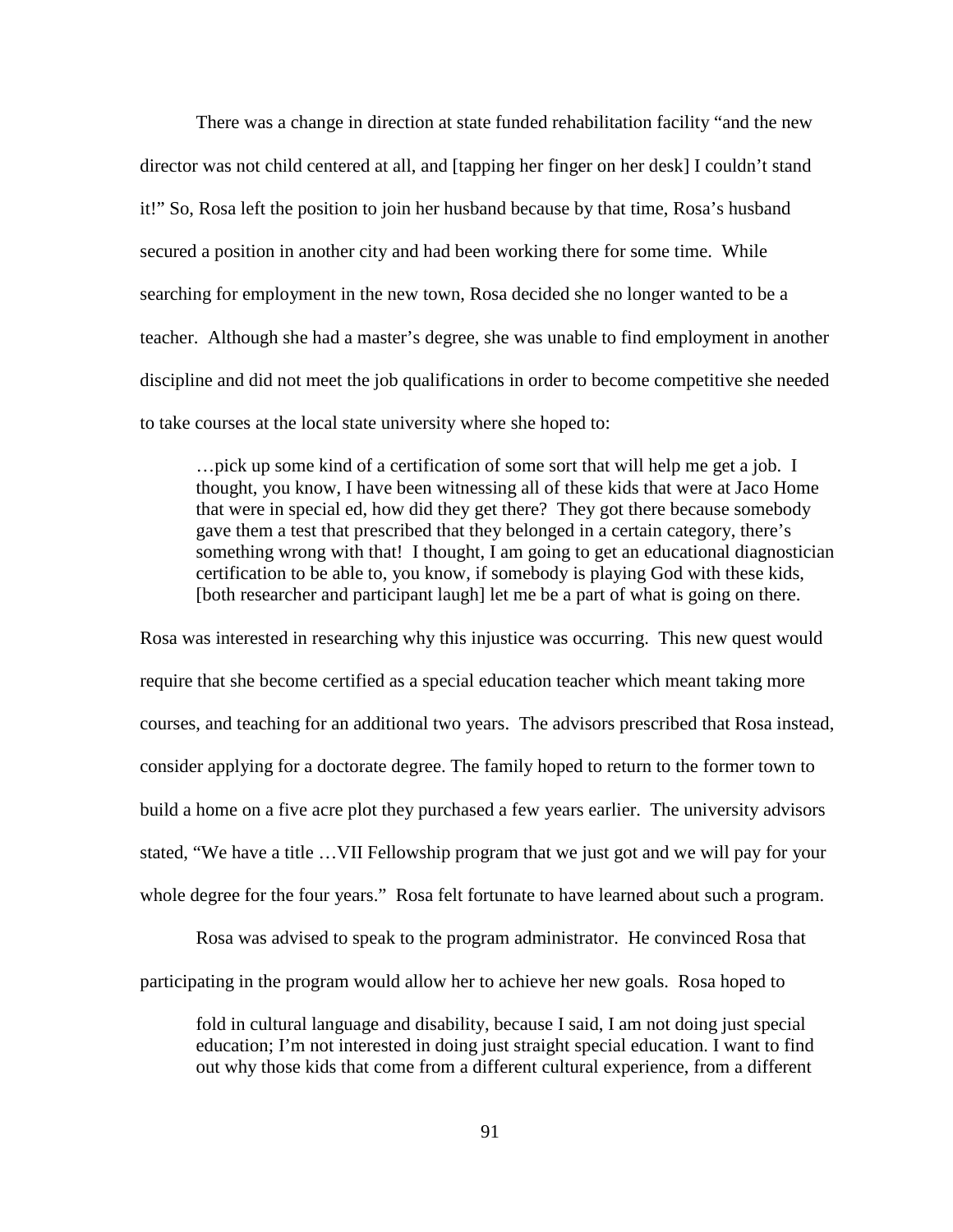There was a change in direction at state funded rehabilitation facility "and the new director was not child centered at all, and [tapping her finger on her desk] I couldn't stand it!" So, Rosa left the position to join her husband because by that time, Rosa's husband secured a position in another city and had been working there for some time. While searching for employment in the new town, Rosa decided she no longer wanted to be a teacher. Although she had a master's degree, she was unable to find employment in another discipline and did not meet the job qualifications in order to become competitive she needed to take courses at the local state university where she hoped to:

> …pick up some kind of a certification of some sort that will help me get a job. I thought, you know, I have been witnessing all of these kids that were at Jaco Home that were in special ed, how did they get there? They got there because somebody gave them a test that prescribed that they belonged in a certain category, there's something wrong with that! I thought, I am going to get an educational diagnostician certification to be able to, you know, if somebody is playing God with these kids, [both researcher and participant laugh] let me be a part of what is going on there.

Rosa was interested in researching why this injustice was occurring. This new quest would require that she become certified as a special education teacher which meant taking more courses, and teaching for an additional two years. The advisors prescribed that Rosa instead, consider applying for a doctorate degree. The family hoped to return to the former town to build a home on a five acre plot they purchased a few years earlier. The university advisors stated, "We have a title …VII Fellowship program that we just got and we will pay for your whole degree for the four years." Rosa felt fortunate to have learned about such a program.

Rosa was advised to speak to the program administrator. He convinced Rosa that participating in the program would allow her to achieve her new goals. Rosa hoped to

> fold in cultural language and disability, because I said, I am not doing just special education; I'm not interested in doing just straight special education. I want to find out why those kids that come from a different cultural experience, from a different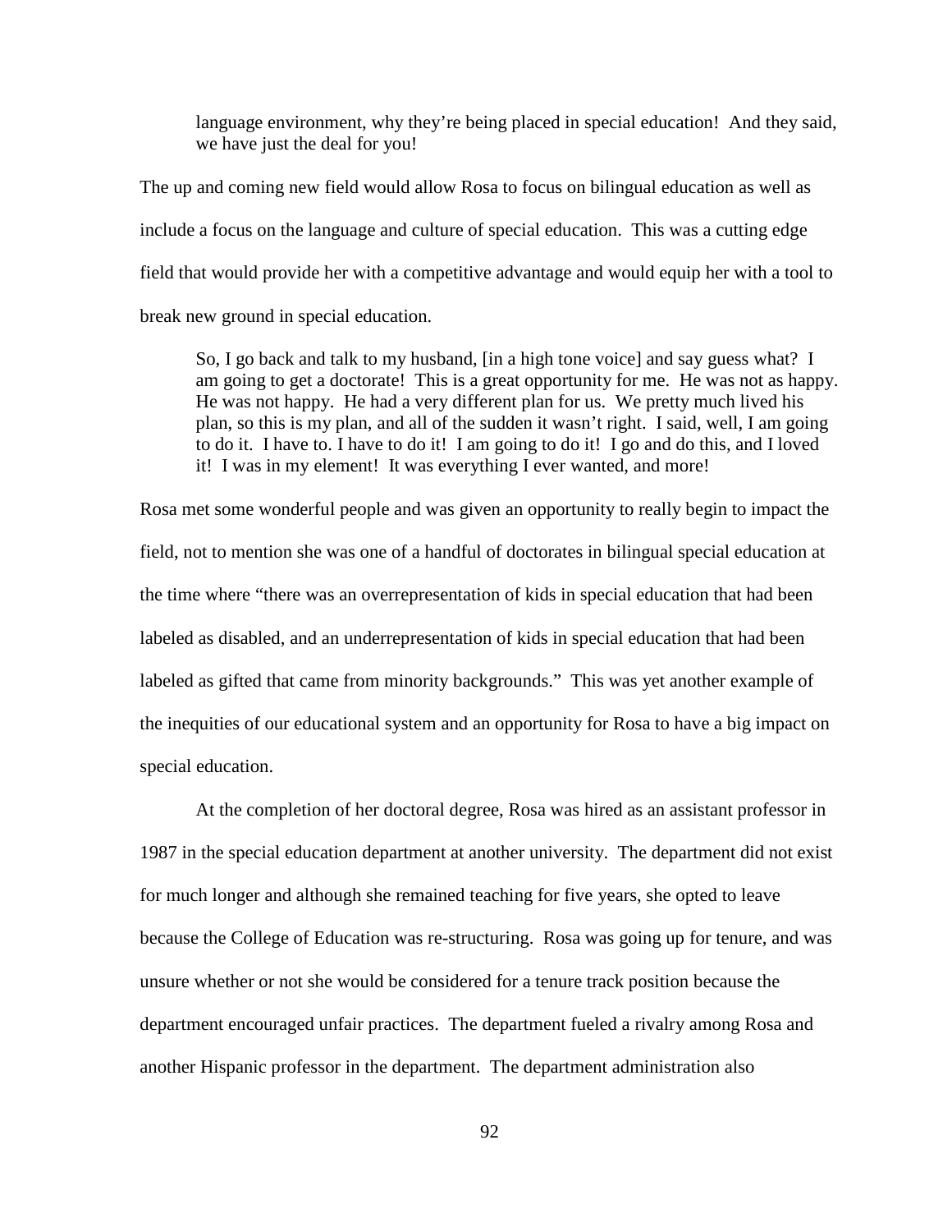> language environment, why they're being placed in special education! And they said, we have just the deal for you!

The up and coming new field would allow Rosa to focus on bilingual education as well as include a focus on the language and culture of special education. This was a cutting edge field that would provide her with a competitive advantage and would equip her with a tool to break new ground in special education.

> So, I go back and talk to my husband, [in a high tone voice] and say guess what? I am going to get a doctorate! This is a great opportunity for me. He was not as happy. He was not happy. He had a very different plan for us. We pretty much lived his plan, so this is my plan, and all of the sudden it wasn't right. I said, well, I am going to do it. I have to. I have to do it! I am going to do it! I go and do this, and I loved it! I was in my element! It was everything I ever wanted, and more!

Rosa met some wonderful people and was given an opportunity to really begin to impact the field, not to mention she was one of a handful of doctorates in bilingual special education at the time where "there was an overrepresentation of kids in special education that had been labeled as disabled, and an underrepresentation of kids in special education that had been labeled as gifted that came from minority backgrounds." This was yet another example of the inequities of our educational system and an opportunity for Rosa to have a big impact on special education.

At the completion of her doctoral degree, Rosa was hired as an assistant professor in 1987 in the special education department at another university. The department did not exist for much longer and although she remained teaching for five years, she opted to leave because the College of Education was re-structuring. Rosa was going up for tenure, and was unsure whether or not she would be considered for a tenure track position because the department encouraged unfair practices. The department fueled a rivalry among Rosa and another Hispanic professor in the department. The department administration also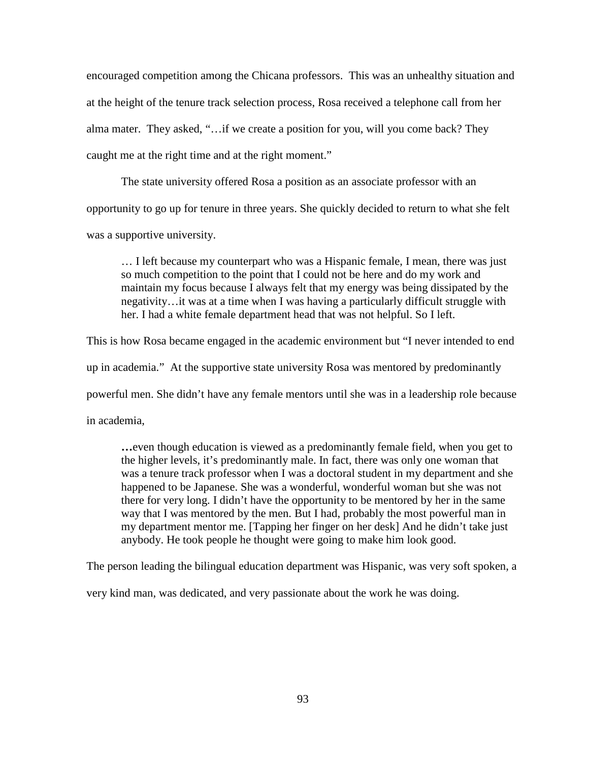encouraged competition among the Chicana professors. This was an unhealthy situation and at the height of the tenure track selection process, Rosa received a telephone call from her alma mater. They asked, "…if we create a position for you, will you come back? They caught me at the right time and at the right moment."

The state university offered Rosa a position as an associate professor with an opportunity to go up for tenure in three years. She quickly decided to return to what she felt was a supportive university.

> … I left because my counterpart who was a Hispanic female, I mean, there was just so much competition to the point that I could not be here and do my work and maintain my focus because I always felt that my energy was being dissipated by the negativity…it was at a time when I was having a particularly difficult struggle with her. I had a white female department head that was not helpful. So I left.

This is how Rosa became engaged in the academic environment but "I never intended to end up in academia." At the supportive state university Rosa was mentored by predominantly powerful men. She didn't have any female mentors until she was in a leadership role because in academia,

> **…**even though education is viewed as a predominantly female field, when you get to the higher levels, it's predominantly male. In fact, there was only one woman that was a tenure track professor when I was a doctoral student in my department and she happened to be Japanese. She was a wonderful, wonderful woman but she was not there for very long. I didn't have the opportunity to be mentored by her in the same way that I was mentored by the men. But I had, probably the most powerful man in my department mentor me. [Tapping her finger on her desk] And he didn't take just anybody. He took people he thought were going to make him look good.

The person leading the bilingual education department was Hispanic, was very soft spoken, a very kind man, was dedicated, and very passionate about the work he was doing.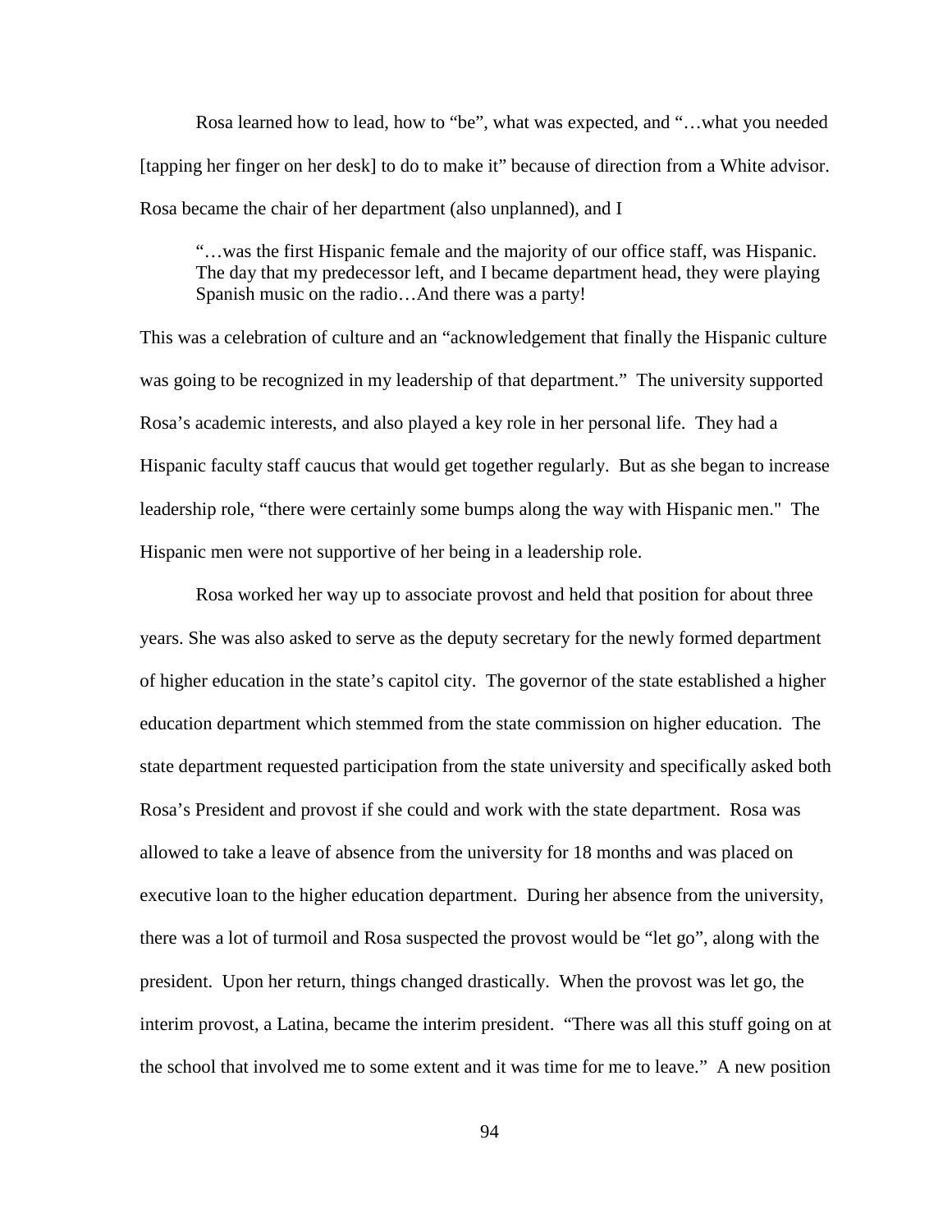Rosa learned how to lead, how to "be", what was expected, and "…what you needed [tapping her finger on her desk] to do to make it" because of direction from a White advisor. Rosa became the chair of her department (also unplanned), and I

> "…was the first Hispanic female and the majority of our office staff, was Hispanic. The day that my predecessor left, and I became department head, they were playing Spanish music on the radio…And there was a party!

This was a celebration of culture and an "acknowledgement that finally the Hispanic culture was going to be recognized in my leadership of that department." The university supported Rosa's academic interests, and also played a key role in her personal life. They had a Hispanic faculty staff caucus that would get together regularly. But as she began to increase leadership role, "there were certainly some bumps along the way with Hispanic men." The Hispanic men were not supportive of her being in a leadership role.

Rosa worked her way up to associate provost and held that position for about three years. She was also asked to serve as the deputy secretary for the newly formed department of higher education in the state's capitol city. The governor of the state established a higher education department which stemmed from the state commission on higher education. The state department requested participation from the state university and specifically asked both Rosa's President and provost if she could and work with the state department. Rosa was allowed to take a leave of absence from the university for 18 months and was placed on executive loan to the higher education department. During her absence from the university, there was a lot of turmoil and Rosa suspected the provost would be "let go", along with the president. Upon her return, things changed drastically. When the provost was let go, the interim provost, a Latina, became the interim president. "There was all this stuff going on at the school that involved me to some extent and it was time for me to leave." A new position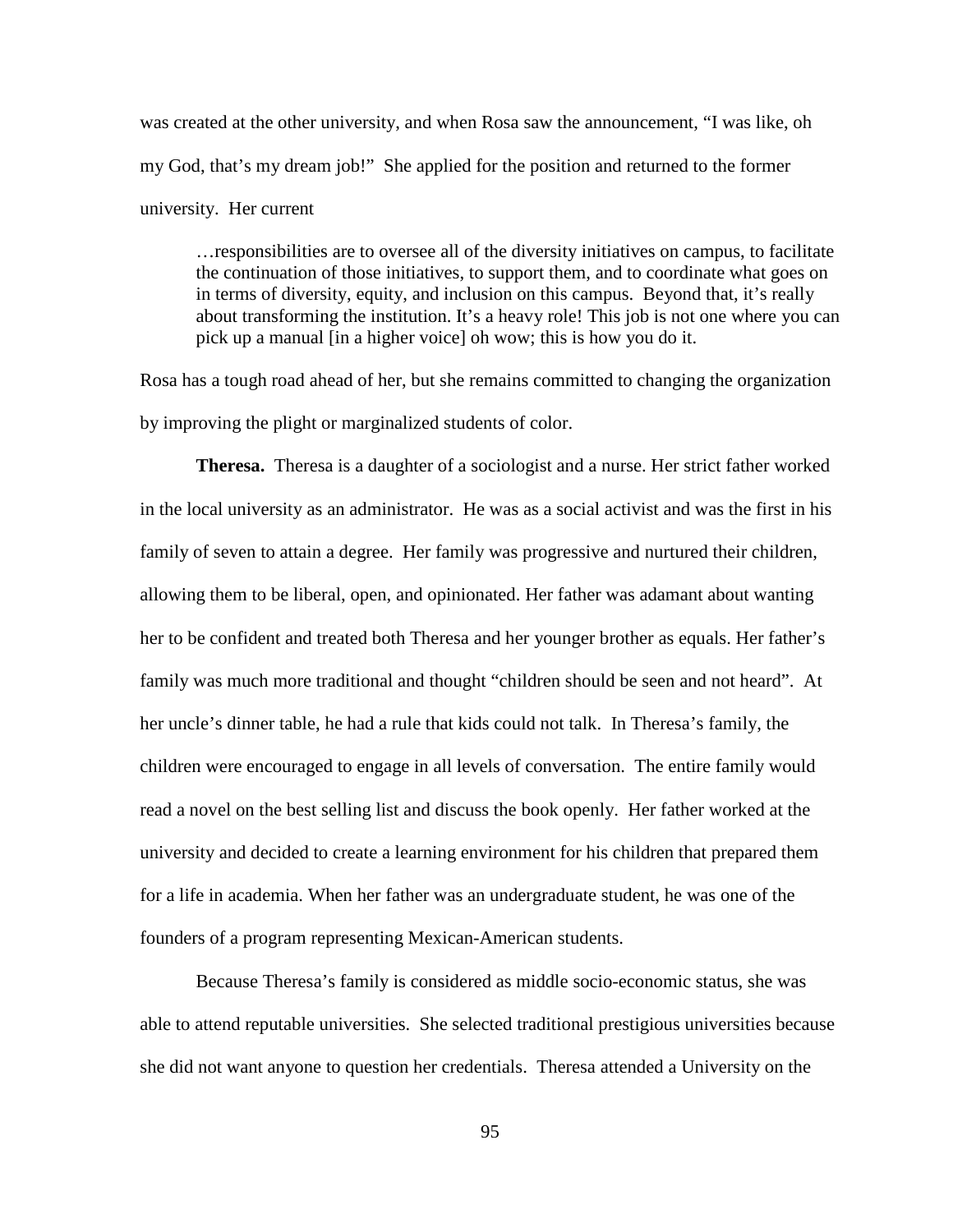was created at the other university, and when Rosa saw the announcement, "I was like, oh my God, that's my dream job!" She applied for the position and returned to the former university. Her current

> …responsibilities are to oversee all of the diversity initiatives on campus, to facilitate the continuation of those initiatives, to support them, and to coordinate what goes on in terms of diversity, equity, and inclusion on this campus. Beyond that, it's really about transforming the institution. It's a heavy role! This job is not one where you can pick up a manual [in a higher voice] oh wow; this is how you do it.

Rosa has a tough road ahead of her, but she remains committed to changing the organization by improving the plight or marginalized students of color.

**Theresa.** Theresa is a daughter of a sociologist and a nurse. Her strict father worked in the local university as an administrator. He was as a social activist and was the first in his family of seven to attain a degree. Her family was progressive and nurtured their children, allowing them to be liberal, open, and opinionated. Her father was adamant about wanting her to be confident and treated both Theresa and her younger brother as equals. Her father's family was much more traditional and thought "children should be seen and not heard". At her uncle's dinner table, he had a rule that kids could not talk. In Theresa's family, the children were encouraged to engage in all levels of conversation. The entire family would read a novel on the best selling list and discuss the book openly. Her father worked at the university and decided to create a learning environment for his children that prepared them for a life in academia. When her father was an undergraduate student, he was one of the founders of a program representing Mexican-American students.

Because Theresa's family is considered as middle socio-economic status, she was able to attend reputable universities. She selected traditional prestigious universities because she did not want anyone to question her credentials. Theresa attended a University on the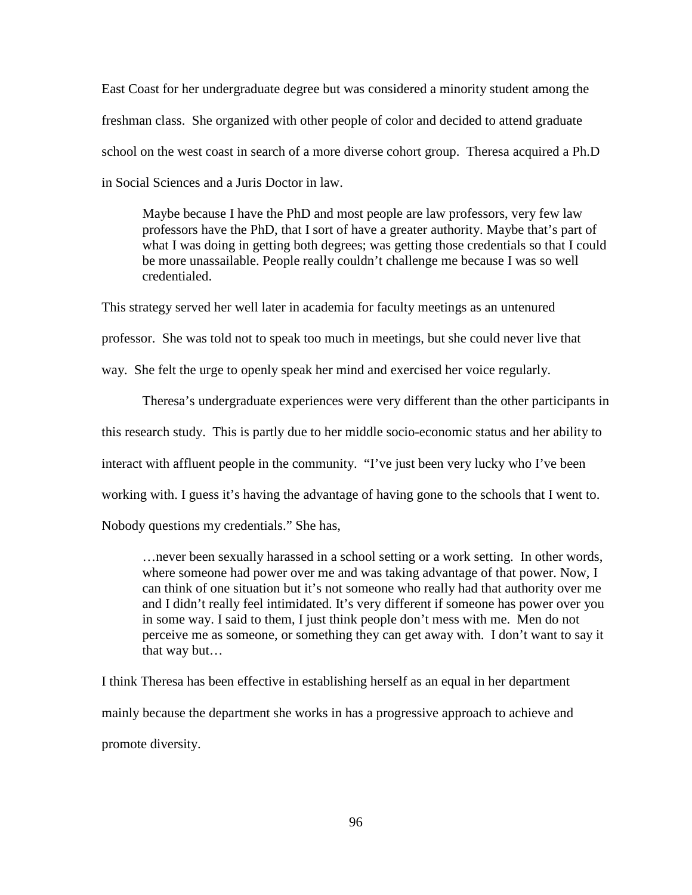East Coast for her undergraduate degree but was considered a minority student among the freshman class. She organized with other people of color and decided to attend graduate school on the west coast in search of a more diverse cohort group. Theresa acquired a Ph.D in Social Sciences and a Juris Doctor in law.

> Maybe because I have the PhD and most people are law professors, very few law professors have the PhD, that I sort of have a greater authority. Maybe that's part of what I was doing in getting both degrees; was getting those credentials so that I could be more unassailable. People really couldn't challenge me because I was so well credentialed.

This strategy served her well later in academia for faculty meetings as an untenured professor. She was told not to speak too much in meetings, but she could never live that way. She felt the urge to openly speak her mind and exercised her voice regularly.

Theresa's undergraduate experiences were very different than the other participants in this research study. This is partly due to her middle socio-economic status and her ability to interact with affluent people in the community. "I've just been very lucky who I've been working with. I guess it's having the advantage of having gone to the schools that I went to. Nobody questions my credentials." She has,

> …never been sexually harassed in a school setting or a work setting. In other words, where someone had power over me and was taking advantage of that power. Now, I can think of one situation but it's not someone who really had that authority over me and I didn't really feel intimidated. It's very different if someone has power over you in some way. I said to them, I just think people don't mess with me. Men do not perceive me as someone, or something they can get away with. I don't want to say it that way but…

I think Theresa has been effective in establishing herself as an equal in her department mainly because the department she works in has a progressive approach to achieve and promote diversity.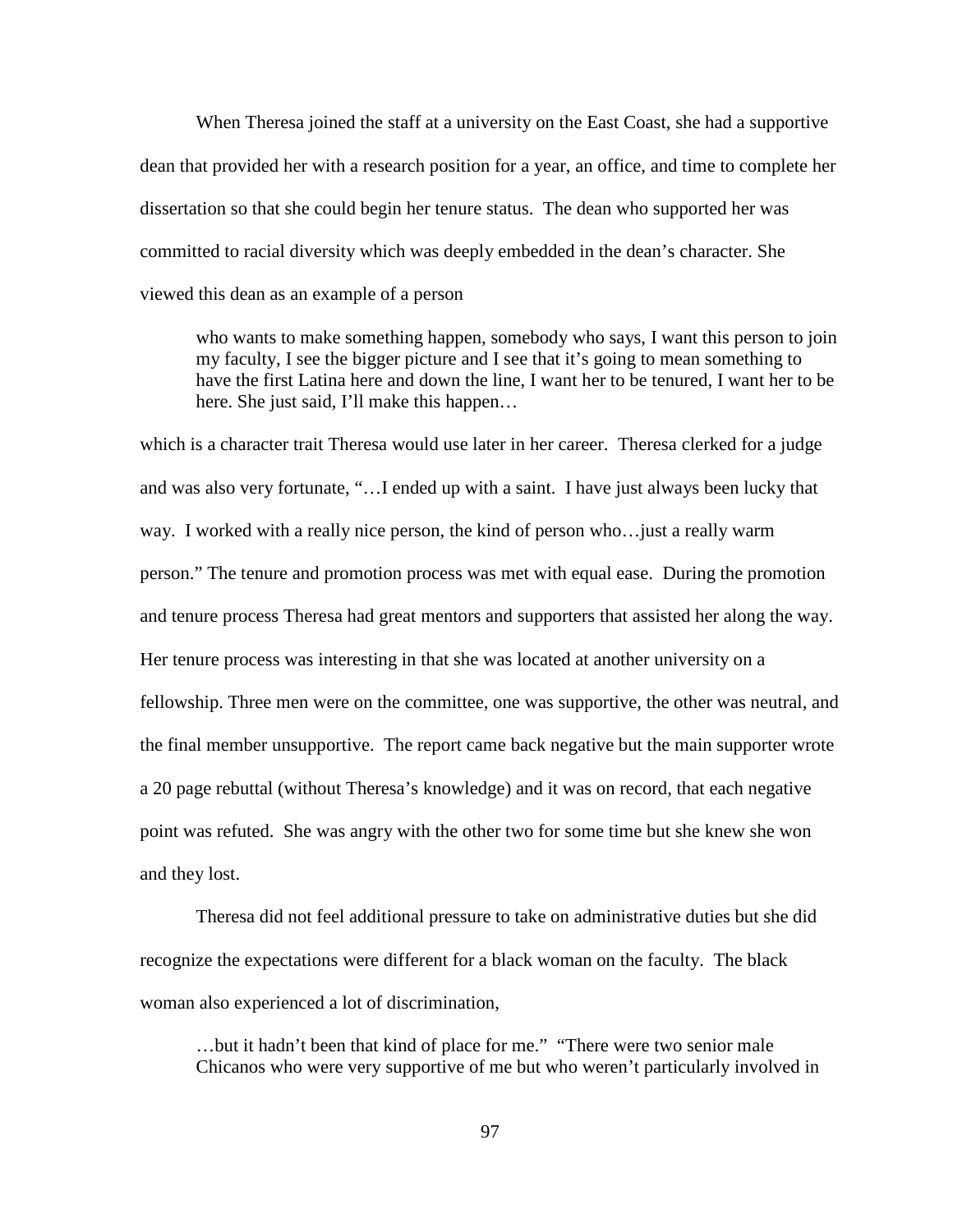When Theresa joined the staff at a university on the East Coast, she had a supportive dean that provided her with a research position for a year, an office, and time to complete her dissertation so that she could begin her tenure status. The dean who supported her was committed to racial diversity which was deeply embedded in the dean's character. She viewed this dean as an example of a person

> who wants to make something happen, somebody who says, I want this person to join my faculty, I see the bigger picture and I see that it's going to mean something to have the first Latina here and down the line, I want her to be tenured, I want her to be here. She just said, I'll make this happen…

which is a character trait Theresa would use later in her career. Theresa clerked for a judge and was also very fortunate, "…I ended up with a saint. I have just always been lucky that way. I worked with a really nice person, the kind of person who…just a really warm person." The tenure and promotion process was met with equal ease. During the promotion and tenure process Theresa had great mentors and supporters that assisted her along the way. Her tenure process was interesting in that she was located at another university on a fellowship. Three men were on the committee, one was supportive, the other was neutral, and the final member unsupportive. The report came back negative but the main supporter wrote a 20 page rebuttal (without Theresa's knowledge) and it was on record, that each negative point was refuted. She was angry with the other two for some time but she knew she won and they lost.

Theresa did not feel additional pressure to take on administrative duties but she did recognize the expectations were different for a black woman on the faculty. The black woman also experienced a lot of discrimination,

> …but it hadn't been that kind of place for me." "There were two senior male Chicanos who were very supportive of me but who weren't particularly involved in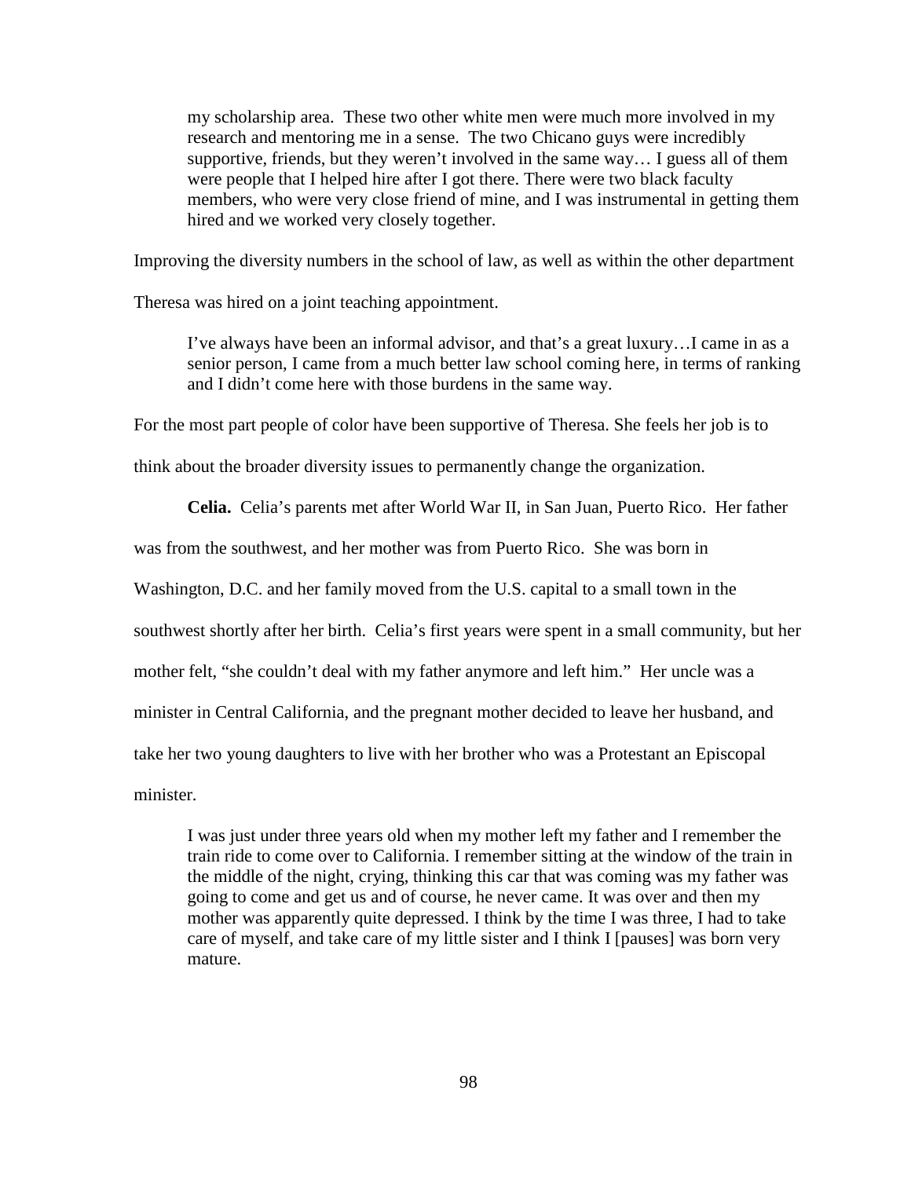> my scholarship area. These two other white men were much more involved in my research and mentoring me in a sense. The two Chicano guys were incredibly supportive, friends, but they weren't involved in the same way… I guess all of them were people that I helped hire after I got there. There were two black faculty members, who were very close friend of mine, and I was instrumental in getting them hired and we worked very closely together.

Improving the diversity numbers in the school of law, as well as within the other department Theresa was hired on a joint teaching appointment.

> I've always have been an informal advisor, and that's a great luxury…I came in as a senior person, I came from a much better law school coming here, in terms of ranking and I didn't come here with those burdens in the same way.

For the most part people of color have been supportive of Theresa. She feels her job is to think about the broader diversity issues to permanently change the organization.

**Celia.** Celia's parents met after World War II, in San Juan, Puerto Rico. Her father was from the southwest, and her mother was from Puerto Rico. She was born in Washington, D.C. and her family moved from the U.S. capital to a small town in the southwest shortly after her birth. Celia's first years were spent in a small community, but her mother felt, "she couldn't deal with my father anymore and left him." Her uncle was a minister in Central California, and the pregnant mother decided to leave her husband, and take her two young daughters to live with her brother who was a Protestant an Episcopal minister.

> I was just under three years old when my mother left my father and I remember the train ride to come over to California. I remember sitting at the window of the train in the middle of the night, crying, thinking this car that was coming was my father was going to come and get us and of course, he never came. It was over and then my mother was apparently quite depressed. I think by the time I was three, I had to take care of myself, and take care of my little sister and I think I [pauses] was born very mature.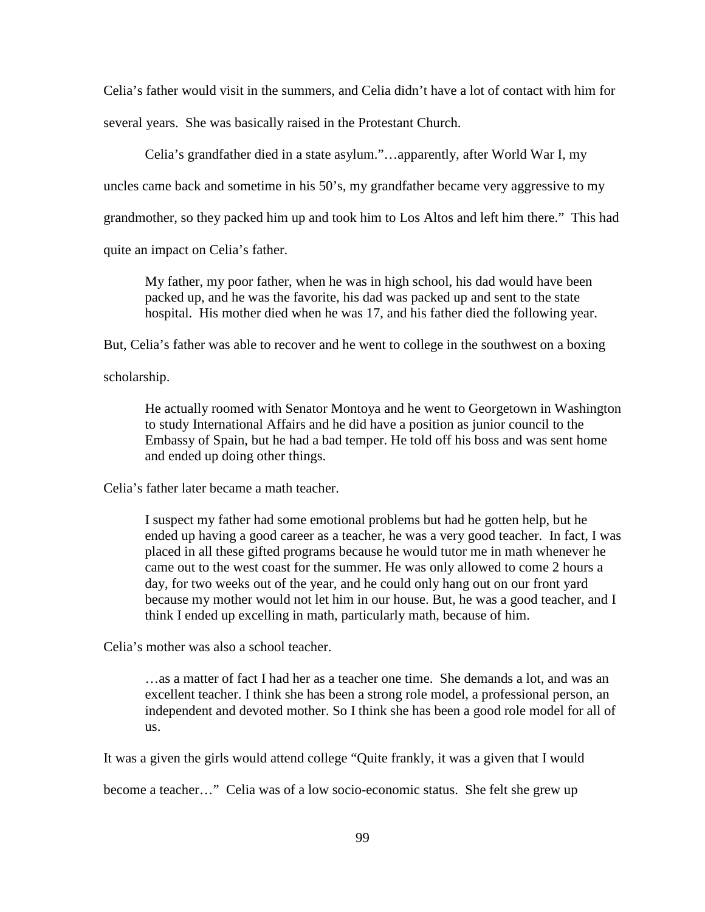Celia's father would visit in the summers, and Celia didn't have a lot of contact with him for several years. She was basically raised in the Protestant Church.

Celia's grandfather died in a state asylum."…apparently, after World War I, my uncles came back and sometime in his 50's, my grandfather became very aggressive to my grandmother, so they packed him up and took him to Los Altos and left him there." This had quite an impact on Celia's father.

> My father, my poor father, when he was in high school, his dad would have been packed up, and he was the favorite, his dad was packed up and sent to the state hospital. His mother died when he was 17, and his father died the following year.

But, Celia's father was able to recover and he went to college in the southwest on a boxing scholarship.

> He actually roomed with Senator Montoya and he went to Georgetown in Washington to study International Affairs and he did have a position as junior council to the Embassy of Spain, but he had a bad temper. He told off his boss and was sent home and ended up doing other things.

Celia's father later became a math teacher.

> I suspect my father had some emotional problems but had he gotten help, but he ended up having a good career as a teacher, he was a very good teacher. In fact, I was placed in all these gifted programs because he would tutor me in math whenever he came out to the west coast for the summer. He was only allowed to come 2 hours a day, for two weeks out of the year, and he could only hang out on our front yard because my mother would not let him in our house. But, he was a good teacher, and I think I ended up excelling in math, particularly math, because of him.

Celia's mother was also a school teacher.

> …as a matter of fact I had her as a teacher one time. She demands a lot, and was an excellent teacher. I think she has been a strong role model, a professional person, an independent and devoted mother. So I think she has been a good role model for all of us.

It was a given the girls would attend college "Quite frankly, it was a given that I would become a teacher…" Celia was of a low socio-economic status. She felt she grew up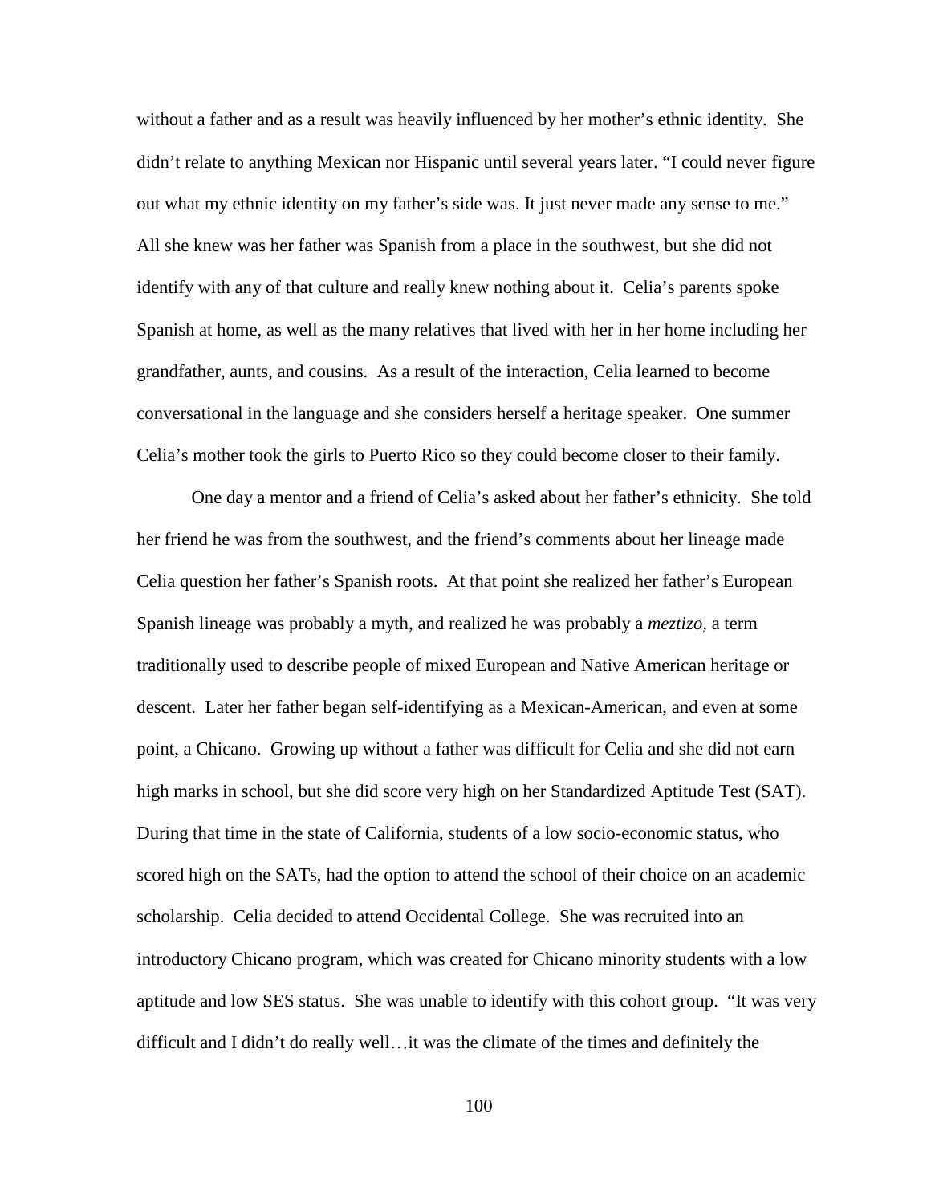without a father and as a result was heavily influenced by her mother's ethnic identity. She didn't relate to anything Mexican nor Hispanic until several years later. "I could never figure out what my ethnic identity on my father's side was. It just never made any sense to me." All she knew was her father was Spanish from a place in the southwest, but she did not identify with any of that culture and really knew nothing about it. Celia's parents spoke Spanish at home, as well as the many relatives that lived with her in her home including her grandfather, aunts, and cousins. As a result of the interaction, Celia learned to become conversational in the language and she considers herself a heritage speaker. One summer Celia's mother took the girls to Puerto Rico so they could become closer to their family.

One day a mentor and a friend of Celia's asked about her father's ethnicity. She told her friend he was from the southwest, and the friend's comments about her lineage made Celia question her father's Spanish roots. At that point she realized her father's European Spanish lineage was probably a myth, and realized he was probably a *meztizo,* a term traditionally used to describe people of mixed European and Native American heritage or descent. Later her father began self-identifying as a Mexican-American, and even at some point, a Chicano. Growing up without a father was difficult for Celia and she did not earn high marks in school, but she did score very high on her Standardized Aptitude Test (SAT). During that time in the state of California, students of a low socio-economic status, who scored high on the SATs, had the option to attend the school of their choice on an academic scholarship. Celia decided to attend Occidental College. She was recruited into an introductory Chicano program, which was created for Chicano minority students with a low aptitude and low SES status. She was unable to identify with this cohort group. "It was very difficult and I didn't do really well…it was the climate of the times and definitely the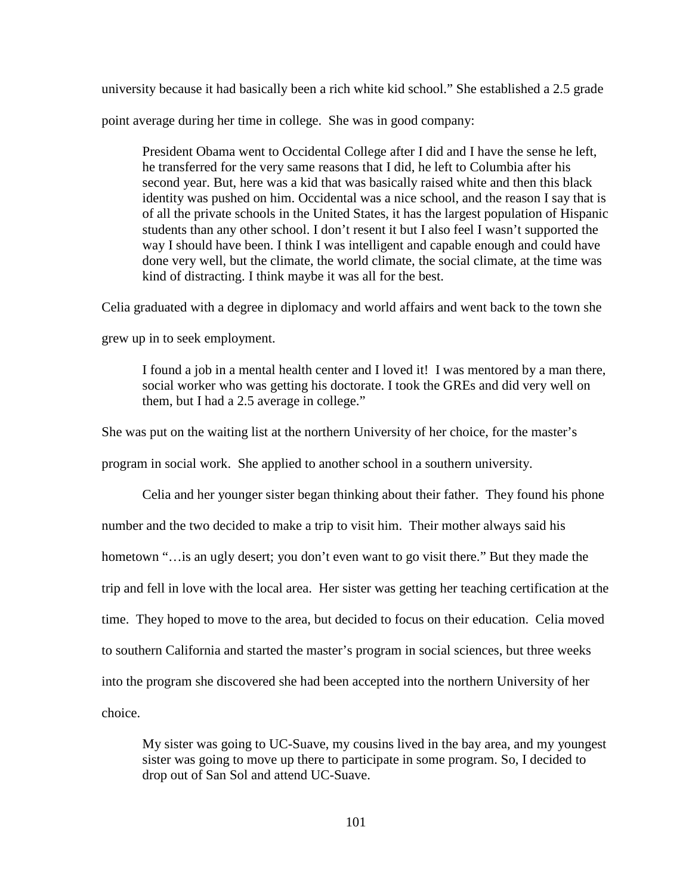university because it had basically been a rich white kid school." She established a 2.5 grade point average during her time in college. She was in good company:

> President Obama went to Occidental College after I did and I have the sense he left, he transferred for the very same reasons that I did, he left to Columbia after his second year. But, here was a kid that was basically raised white and then this black identity was pushed on him. Occidental was a nice school, and the reason I say that is of all the private schools in the United States, it has the largest population of Hispanic students than any other school. I don't resent it but I also feel I wasn't supported the way I should have been. I think I was intelligent and capable enough and could have done very well, but the climate, the world climate, the social climate, at the time was kind of distracting. I think maybe it was all for the best.

Celia graduated with a degree in diplomacy and world affairs and went back to the town she grew up in to seek employment.

> I found a job in a mental health center and I loved it! I was mentored by a man there, social worker who was getting his doctorate. I took the GREs and did very well on them, but I had a 2.5 average in college."

She was put on the waiting list at the northern University of her choice, for the master's program in social work. She applied to another school in a southern university.

Celia and her younger sister began thinking about their father. They found his phone number and the two decided to make a trip to visit him. Their mother always said his hometown "…is an ugly desert; you don't even want to go visit there." But they made the trip and fell in love with the local area. Her sister was getting her teaching certification at the time. They hoped to move to the area, but decided to focus on their education. Celia moved to southern California and started the master's program in social sciences, but three weeks into the program she discovered she had been accepted into the northern University of her choice.

> My sister was going to UC-Suave, my cousins lived in the bay area, and my youngest sister was going to move up there to participate in some program. So, I decided to drop out of San Sol and attend UC-Suave.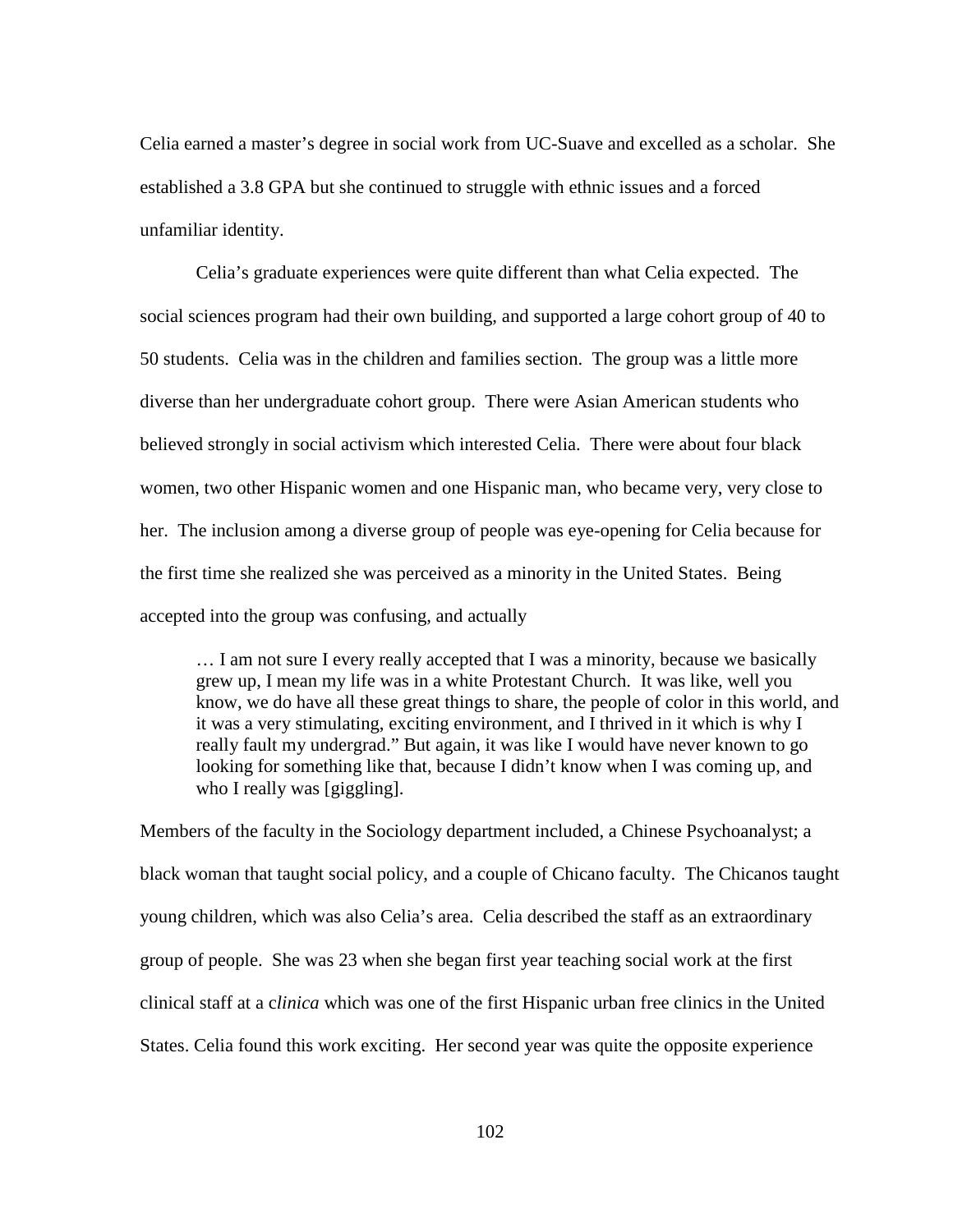Celia earned a master's degree in social work from UC-Suave and excelled as a scholar. She established a 3.8 GPA but she continued to struggle with ethnic issues and a forced unfamiliar identity.

Celia's graduate experiences were quite different than what Celia expected. The social sciences program had their own building, and supported a large cohort group of 40 to 50 students. Celia was in the children and families section. The group was a little more diverse than her undergraduate cohort group. There were Asian American students who believed strongly in social activism which interested Celia. There were about four black women, two other Hispanic women and one Hispanic man, who became very, very close to her. The inclusion among a diverse group of people was eye-opening for Celia because for the first time she realized she was perceived as a minority in the United States. Being accepted into the group was confusing, and actually

> … I am not sure I every really accepted that I was a minority, because we basically grew up, I mean my life was in a white Protestant Church. It was like, well you know, we do have all these great things to share, the people of color in this world, and it was a very stimulating, exciting environment, and I thrived in it which is why I really fault my undergrad." But again, it was like I would have never known to go looking for something like that, because I didn't know when I was coming up, and who I really was [giggling].

Members of the faculty in the Sociology department included, a Chinese Psychoanalyst; a black woman that taught social policy, and a couple of Chicano faculty. The Chicanos taught young children, which was also Celia's area. Celia described the staff as an extraordinary group of people. She was 23 when she began first year teaching social work at the first clinical staff at a c*linica* which was one of the first Hispanic urban free clinics in the United States. Celia found this work exciting. Her second year was quite the opposite experience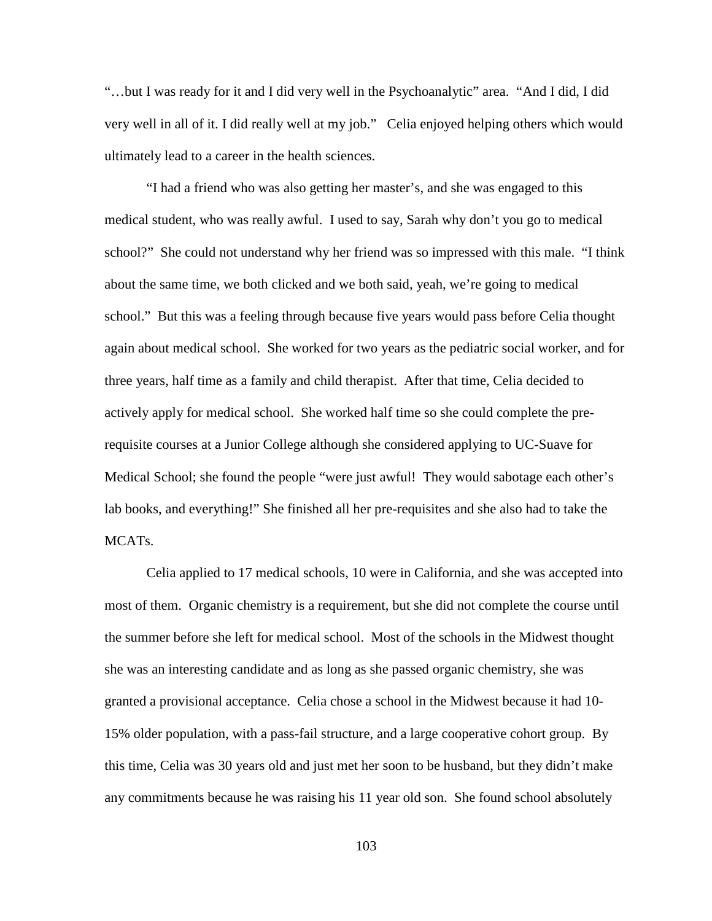"…but I was ready for it and I did very well in the Psychoanalytic" area. "And I did, I did very well in all of it. I did really well at my job." Celia enjoyed helping others which would ultimately lead to a career in the health sciences.

"I had a friend who was also getting her master's, and she was engaged to this medical student, who was really awful. I used to say, Sarah why don't you go to medical school?" She could not understand why her friend was so impressed with this male. "I think about the same time, we both clicked and we both said, yeah, we're going to medical school." But this was a feeling through because five years would pass before Celia thought again about medical school. She worked for two years as the pediatric social worker, and for three years, half time as a family and child therapist. After that time, Celia decided to actively apply for medical school. She worked half time so she could complete the pre-requisite courses at a Junior College although she considered applying to UC-Suave for Medical School; she found the people "were just awful! They would sabotage each other's lab books, and everything!" She finished all her pre-requisites and she also had to take the MCATs.

Celia applied to 17 medical schools, 10 were in California, and she was accepted into most of them. Organic chemistry is a requirement, but she did not complete the course until the summer before she left for medical school. Most of the schools in the Midwest thought she was an interesting candidate and as long as she passed organic chemistry, she was granted a provisional acceptance. Celia chose a school in the Midwest because it had 10-15% older population, with a pass-fail structure, and a large cooperative cohort group. By this time, Celia was 30 years old and just met her soon to be husband, but they didn't make any commitments because he was raising his 11 year old son. She found school absolutely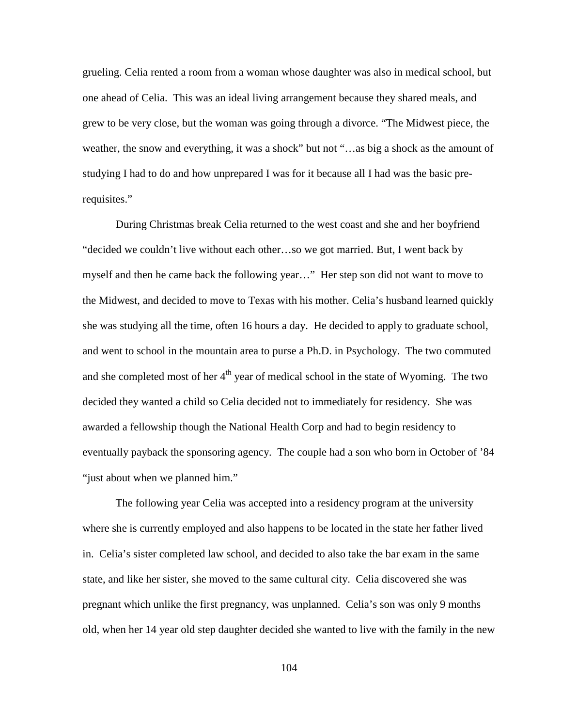grueling. Celia rented a room from a woman whose daughter was also in medical school, but one ahead of Celia. This was an ideal living arrangement because they shared meals, and grew to be very close, but the woman was going through a divorce. "The Midwest piece, the weather, the snow and everything, it was a shock" but not "…as big a shock as the amount of studying I had to do and how unprepared I was for it because all I had was the basic pre-requisites."

During Christmas break Celia returned to the west coast and she and her boyfriend "decided we couldn't live without each other…so we got married. But, I went back by myself and then he came back the following year…" Her step son did not want to move to the Midwest, and decided to move to Texas with his mother. Celia's husband learned quickly she was studying all the time, often 16 hours a day. He decided to apply to graduate school, and went to school in the mountain area to purse a Ph.D. in Psychology. The two commuted and she completed most of her 4th year of medical school in the state of Wyoming. The two decided they wanted a child so Celia decided not to immediately for residency. She was awarded a fellowship though the National Health Corp and had to begin residency to eventually payback the sponsoring agency. The couple had a son who born in October of '84 "just about when we planned him."

The following year Celia was accepted into a residency program at the university where she is currently employed and also happens to be located in the state her father lived in. Celia's sister completed law school, and decided to also take the bar exam in the same state, and like her sister, she moved to the same cultural city. Celia discovered she was pregnant which unlike the first pregnancy, was unplanned. Celia's son was only 9 months old, when her 14 year old step daughter decided she wanted to live with the family in the new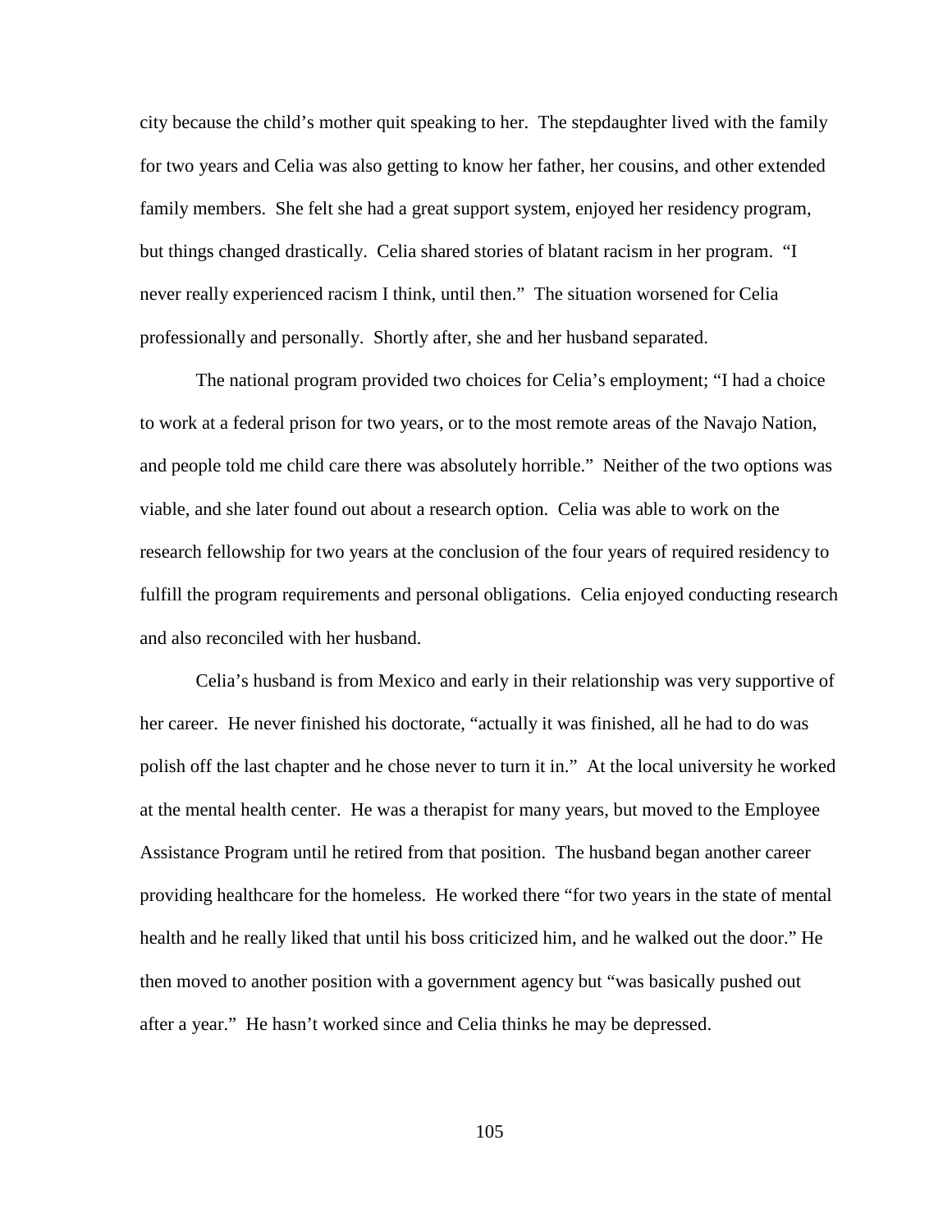city because the child's mother quit speaking to her. The stepdaughter lived with the family for two years and Celia was also getting to know her father, her cousins, and other extended family members. She felt she had a great support system, enjoyed her residency program, but things changed drastically. Celia shared stories of blatant racism in her program. "I never really experienced racism I think, until then." The situation worsened for Celia professionally and personally. Shortly after, she and her husband separated.

The national program provided two choices for Celia's employment; "I had a choice to work at a federal prison for two years, or to the most remote areas of the Navajo Nation, and people told me child care there was absolutely horrible." Neither of the two options was viable, and she later found out about a research option. Celia was able to work on the research fellowship for two years at the conclusion of the four years of required residency to fulfill the program requirements and personal obligations. Celia enjoyed conducting research and also reconciled with her husband.

Celia's husband is from Mexico and early in their relationship was very supportive of her career. He never finished his doctorate, "actually it was finished, all he had to do was polish off the last chapter and he chose never to turn it in." At the local university he worked at the mental health center. He was a therapist for many years, but moved to the Employee Assistance Program until he retired from that position. The husband began another career providing healthcare for the homeless. He worked there "for two years in the state of mental health and he really liked that until his boss criticized him, and he walked out the door." He then moved to another position with a government agency but "was basically pushed out after a year." He hasn't worked since and Celia thinks he may be depressed.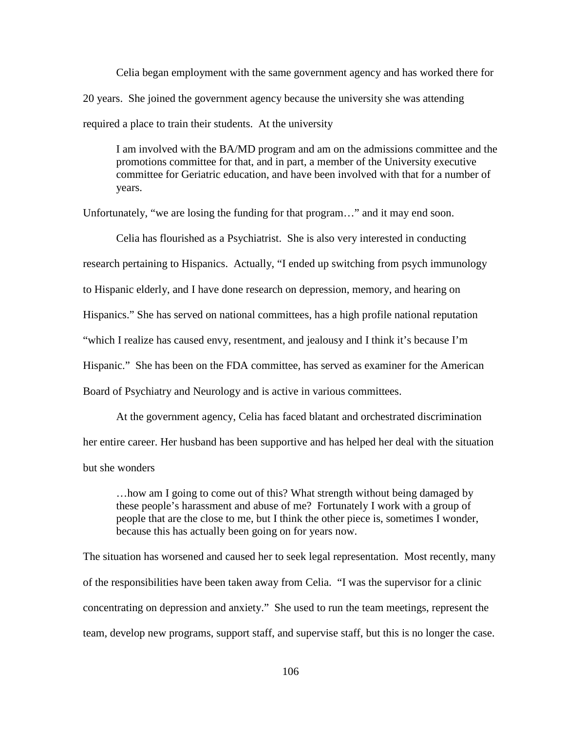Celia began employment with the same government agency and has worked there for 20 years. She joined the government agency because the university she was attending required a place to train their students. At the university

> I am involved with the BA/MD program and am on the admissions committee and the promotions committee for that, and in part, a member of the University executive committee for Geriatric education, and have been involved with that for a number of years.

Unfortunately, "we are losing the funding for that program…" and it may end soon.

Celia has flourished as a Psychiatrist. She is also very interested in conducting research pertaining to Hispanics. Actually, "I ended up switching from psych immunology to Hispanic elderly, and I have done research on depression, memory, and hearing on Hispanics." She has served on national committees, has a high profile national reputation "which I realize has caused envy, resentment, and jealousy and I think it's because I'm Hispanic." She has been on the FDA committee, has served as examiner for the American Board of Psychiatry and Neurology and is active in various committees.

At the government agency, Celia has faced blatant and orchestrated discrimination her entire career. Her husband has been supportive and has helped her deal with the situation but she wonders

> …how am I going to come out of this? What strength without being damaged by these people's harassment and abuse of me? Fortunately I work with a group of people that are the close to me, but I think the other piece is, sometimes I wonder, because this has actually been going on for years now.

The situation has worsened and caused her to seek legal representation. Most recently, many of the responsibilities have been taken away from Celia. "I was the supervisor for a clinic concentrating on depression and anxiety." She used to run the team meetings, represent the team, develop new programs, support staff, and supervise staff, but this is no longer the case.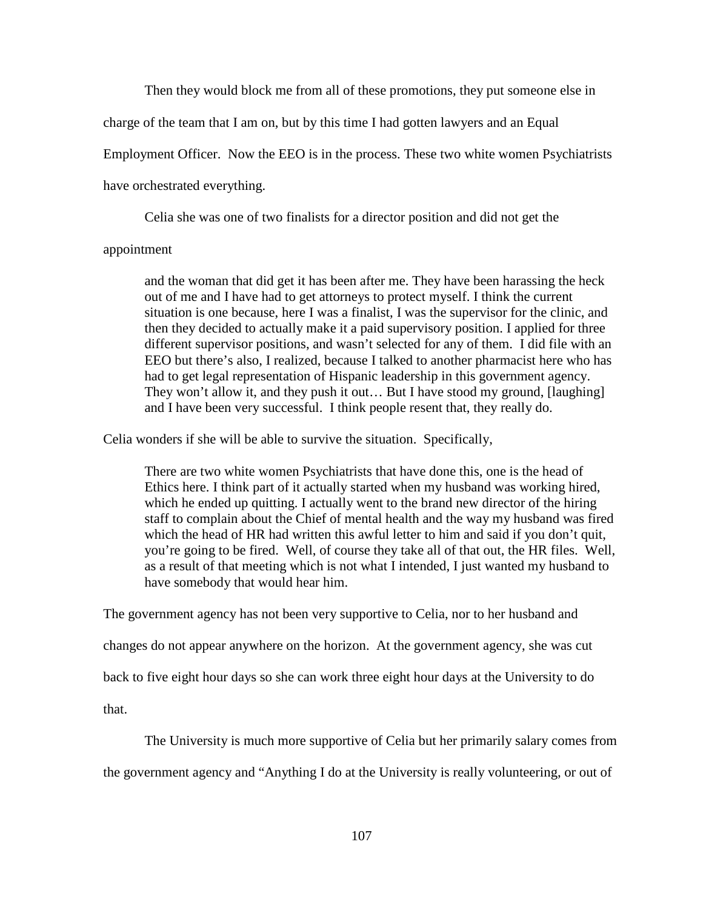Then they would block me from all of these promotions, they put someone else in charge of the team that I am on, but by this time I had gotten lawyers and an Equal Employment Officer. Now the EEO is in the process. These two white women Psychiatrists have orchestrated everything.

Celia she was one of two finalists for a director position and did not get the appointment

> and the woman that did get it has been after me. They have been harassing the heck out of me and I have had to get attorneys to protect myself. I think the current situation is one because, here I was a finalist, I was the supervisor for the clinic, and then they decided to actually make it a paid supervisory position. I applied for three different supervisor positions, and wasn't selected for any of them. I did file with an EEO but there's also, I realized, because I talked to another pharmacist here who has had to get legal representation of Hispanic leadership in this government agency. They won't allow it, and they push it out… But I have stood my ground, [laughing] and I have been very successful. I think people resent that, they really do.

Celia wonders if she will be able to survive the situation. Specifically,

> There are two white women Psychiatrists that have done this, one is the head of Ethics here. I think part of it actually started when my husband was working hired, which he ended up quitting. I actually went to the brand new director of the hiring staff to complain about the Chief of mental health and the way my husband was fired which the head of HR had written this awful letter to him and said if you don't quit, you're going to be fired. Well, of course they take all of that out, the HR files. Well, as a result of that meeting which is not what I intended, I just wanted my husband to have somebody that would hear him.

The government agency has not been very supportive to Celia, nor to her husband and changes do not appear anywhere on the horizon. At the government agency, she was cut back to five eight hour days so she can work three eight hour days at the University to do that.

The University is much more supportive of Celia but her primarily salary comes from the government agency and "Anything I do at the University is really volunteering, or out of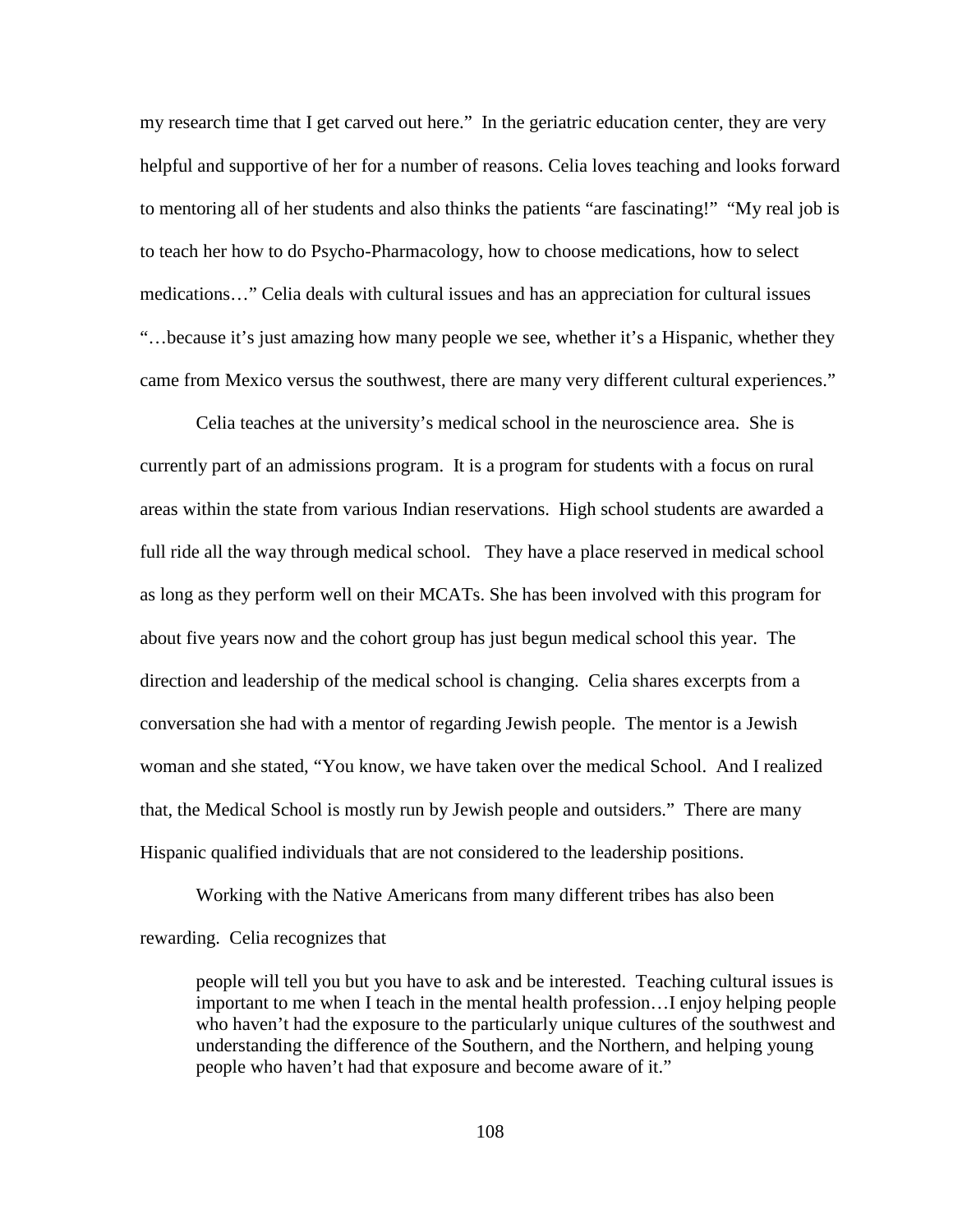my research time that I get carved out here." In the geriatric education center, they are very helpful and supportive of her for a number of reasons. Celia loves teaching and looks forward to mentoring all of her students and also thinks the patients "are fascinating!" "My real job is to teach her how to do Psycho-Pharmacology, how to choose medications, how to select medications…" Celia deals with cultural issues and has an appreciation for cultural issues "…because it's just amazing how many people we see, whether it's a Hispanic, whether they came from Mexico versus the southwest, there are many very different cultural experiences."

Celia teaches at the university's medical school in the neuroscience area. She is currently part of an admissions program. It is a program for students with a focus on rural areas within the state from various Indian reservations. High school students are awarded a full ride all the way through medical school. They have a place reserved in medical school as long as they perform well on their MCATs. She has been involved with this program for about five years now and the cohort group has just begun medical school this year. The direction and leadership of the medical school is changing. Celia shares excerpts from a conversation she had with a mentor of regarding Jewish people. The mentor is a Jewish woman and she stated, "You know, we have taken over the medical School. And I realized that, the Medical School is mostly run by Jewish people and outsiders." There are many Hispanic qualified individuals that are not considered to the leadership positions.

Working with the Native Americans from many different tribes has also been rewarding. Celia recognizes that

> people will tell you but you have to ask and be interested. Teaching cultural issues is important to me when I teach in the mental health profession…I enjoy helping people who haven't had the exposure to the particularly unique cultures of the southwest and understanding the difference of the Southern, and the Northern, and helping young people who haven't had that exposure and become aware of it."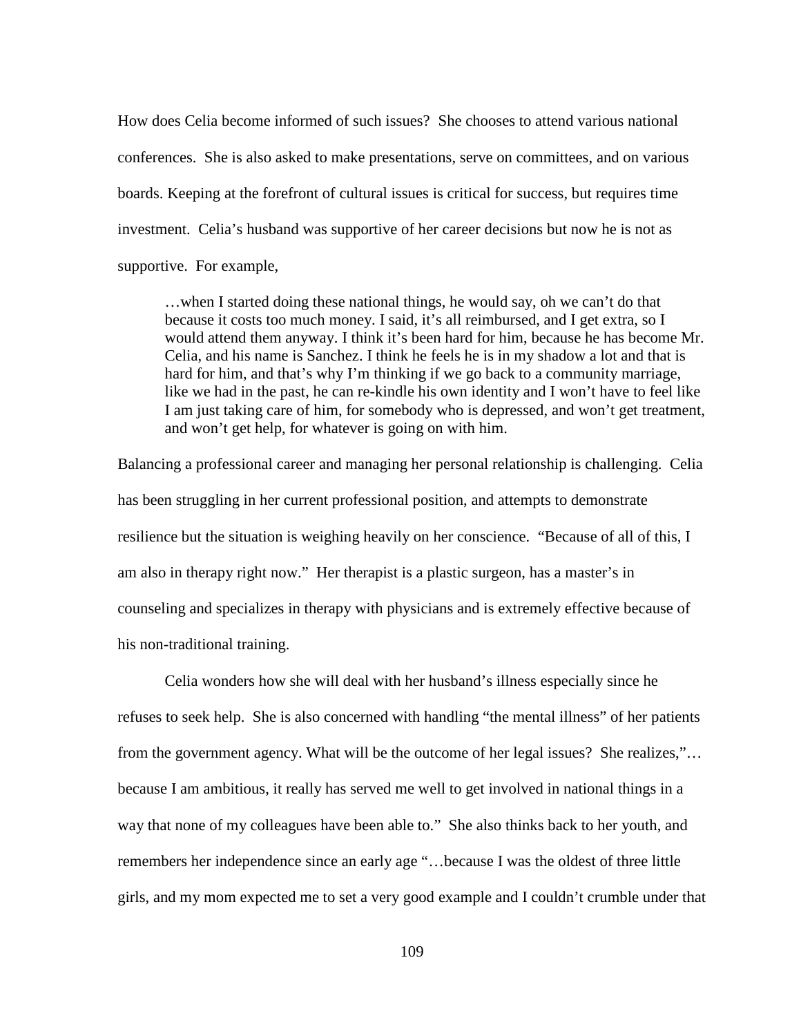How does Celia become informed of such issues? She chooses to attend various national conferences. She is also asked to make presentations, serve on committees, and on various boards. Keeping at the forefront of cultural issues is critical for success, but requires time investment. Celia's husband was supportive of her career decisions but now he is not as supportive. For example,

> …when I started doing these national things, he would say, oh we can't do that because it costs too much money. I said, it's all reimbursed, and I get extra, so I would attend them anyway. I think it's been hard for him, because he has become Mr. Celia, and his name is Sanchez. I think he feels he is in my shadow a lot and that is hard for him, and that's why I'm thinking if we go back to a community marriage, like we had in the past, he can re-kindle his own identity and I won't have to feel like I am just taking care of him, for somebody who is depressed, and won't get treatment, and won't get help, for whatever is going on with him.

Balancing a professional career and managing her personal relationship is challenging. Celia has been struggling in her current professional position, and attempts to demonstrate resilience but the situation is weighing heavily on her conscience. "Because of all of this, I am also in therapy right now." Her therapist is a plastic surgeon, has a master's in counseling and specializes in therapy with physicians and is extremely effective because of his non-traditional training.

Celia wonders how she will deal with her husband's illness especially since he refuses to seek help. She is also concerned with handling "the mental illness" of her patients from the government agency. What will be the outcome of her legal issues? She realizes,"… because I am ambitious, it really has served me well to get involved in national things in a way that none of my colleagues have been able to." She also thinks back to her youth, and remembers her independence since an early age "…because I was the oldest of three little girls, and my mom expected me to set a very good example and I couldn't crumble under that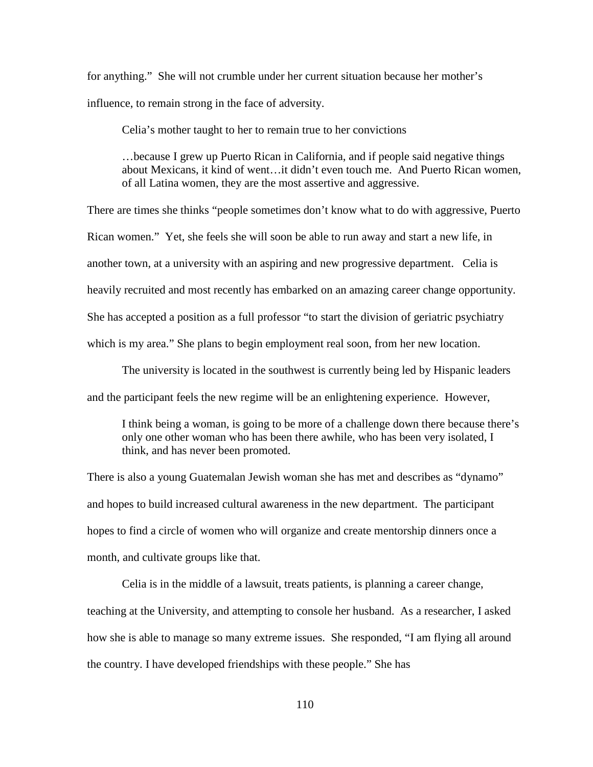for anything." She will not crumble under her current situation because her mother's influence, to remain strong in the face of adversity.

Celia's mother taught to her to remain true to her convictions

> …because I grew up Puerto Rican in California, and if people said negative things about Mexicans, it kind of went…it didn't even touch me. And Puerto Rican women, of all Latina women, they are the most assertive and aggressive.

There are times she thinks "people sometimes don't know what to do with aggressive, Puerto Rican women." Yet, she feels she will soon be able to run away and start a new life, in another town, at a university with an aspiring and new progressive department. Celia is heavily recruited and most recently has embarked on an amazing career change opportunity. She has accepted a position as a full professor "to start the division of geriatric psychiatry which is my area." She plans to begin employment real soon, from her new location.

The university is located in the southwest is currently being led by Hispanic leaders and the participant feels the new regime will be an enlightening experience. However,

> I think being a woman, is going to be more of a challenge down there because there's only one other woman who has been there awhile, who has been very isolated, I think, and has never been promoted.

There is also a young Guatemalan Jewish woman she has met and describes as "dynamo" and hopes to build increased cultural awareness in the new department. The participant hopes to find a circle of women who will organize and create mentorship dinners once a month, and cultivate groups like that.

Celia is in the middle of a lawsuit, treats patients, is planning a career change, teaching at the University, and attempting to console her husband. As a researcher, I asked how she is able to manage so many extreme issues. She responded, "I am flying all around the country. I have developed friendships with these people." She has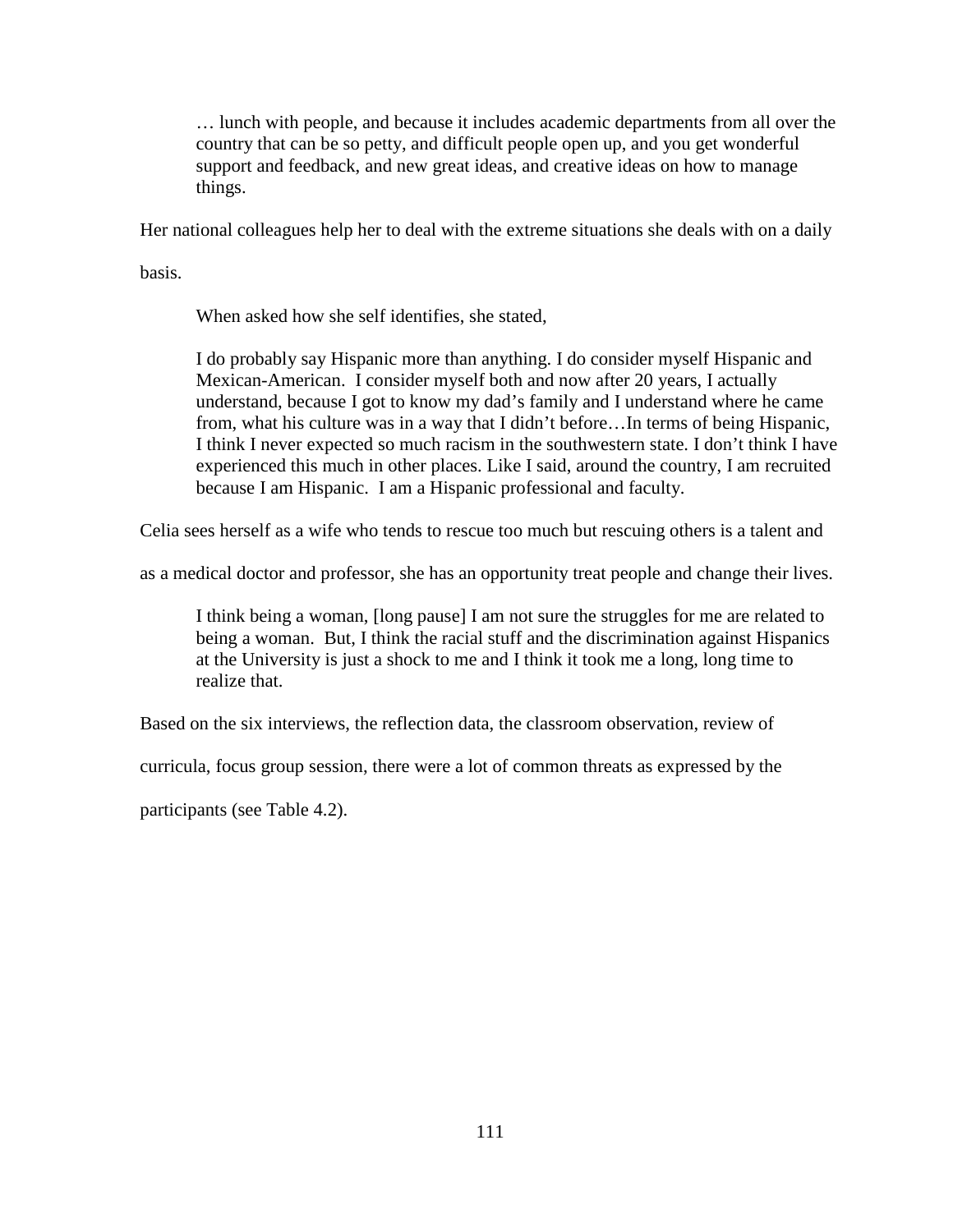> … lunch with people, and because it includes academic departments from all over the country that can be so petty, and difficult people open up, and you get wonderful support and feedback, and new great ideas, and creative ideas on how to manage things.

Her national colleagues help her to deal with the extreme situations she deals with on a daily basis.

When asked how she self identifies, she stated,

> I do probably say Hispanic more than anything. I do consider myself Hispanic and Mexican-American. I consider myself both and now after 20 years, I actually understand, because I got to know my dad's family and I understand where he came from, what his culture was in a way that I didn't before…In terms of being Hispanic, I think I never expected so much racism in the southwestern state. I don't think I have experienced this much in other places. Like I said, around the country, I am recruited because I am Hispanic. I am a Hispanic professional and faculty.

Celia sees herself as a wife who tends to rescue too much but rescuing others is a talent and as a medical doctor and professor, she has an opportunity treat people and change their lives.

> I think being a woman, [long pause] I am not sure the struggles for me are related to being a woman. But, I think the racial stuff and the discrimination against Hispanics at the University is just a shock to me and I think it took me a long, long time to realize that.

Based on the six interviews, the reflection data, the classroom observation, review of curricula, focus group session, there were a lot of common threats as expressed by the participants (see Table 4.2).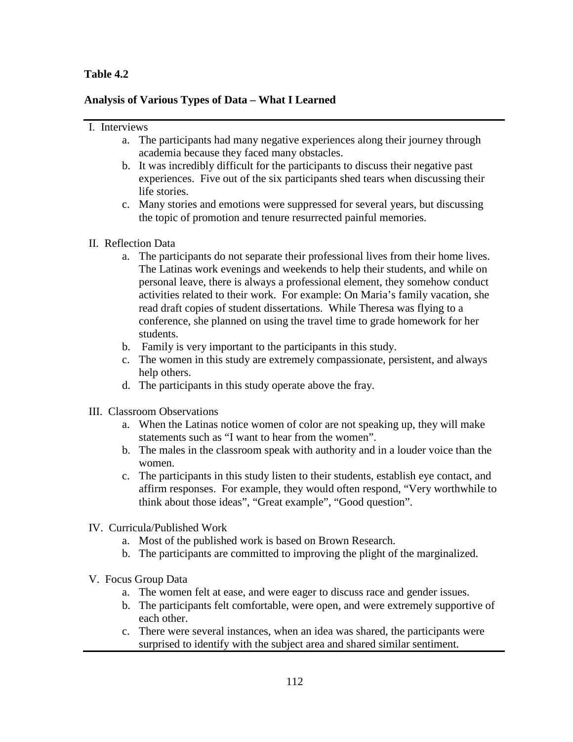**Table 4.2**

**Analysis of Various Types of Data – What I Learned**

I. Interviews

a. The participants had many negative experiences along their journey through academia because they faced many obstacles.

b. It was incredibly difficult for the participants to discuss their negative past experiences. Five out of the six participants shed tears when discussing their life stories.

c. Many stories and emotions were suppressed for several years, but discussing the topic of promotion and tenure resurrected painful memories.

II. Reflection Data

a. The participants do not separate their professional lives from their home lives. The Latinas work evenings and weekends to help their students, and while on personal leave, there is always a professional element, they somehow conduct activities related to their work. For example: On Maria's family vacation, she read draft copies of student dissertations. While Theresa was flying to a conference, she planned on using the travel time to grade homework for her students.

b. Family is very important to the participants in this study.

c. The women in this study are extremely compassionate, persistent, and always help others.

d. The participants in this study operate above the fray.

III. Classroom Observations

a. When the Latinas notice women of color are not speaking up, they will make statements such as "I want to hear from the women".

b. The males in the classroom speak with authority and in a louder voice than the women.

c. The participants in this study listen to their students, establish eye contact, and affirm responses. For example, they would often respond, "Very worthwhile to think about those ideas", "Great example", "Good question".

IV. Curricula/Published Work

a. Most of the published work is based on Brown Research.

b. The participants are committed to improving the plight of the marginalized.

V. Focus Group Data

a. The women felt at ease, and were eager to discuss race and gender issues.

b. The participants felt comfortable, were open, and were extremely supportive of each other.

c. There were several instances, when an idea was shared, the participants were surprised to identify with the subject area and shared similar sentiment.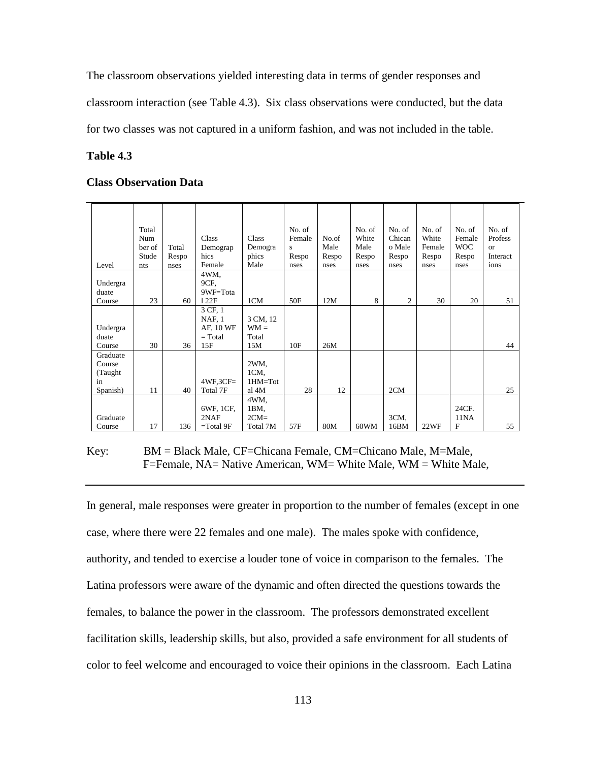The classroom observations yielded interesting data in terms of gender responses and classroom interaction (see Table 4.3). Six class observations were conducted, but the data for two classes was not captured in a uniform fashion, and was not included in the table.

**Table 4.3**

**Class Observation Data**

| Level | Total Number of Students | Total Responses | Class Demographics Female | Class Demographics Male | No. of Females Responses | No.of Male Responses | No. of White Male Responses | No. of Chicano Male Responses | No. of White Female Responses | No. of Female WOC Responses | No. of Professor Interactions |
|---|---|---|---|---|---|---|---|---|---|---|---|
| Undergraduate Course | 23 | 60 | 4WM, 9CF, 9WF=Total 22F | 1CM | 50F | 12M | 8 | 2 | 30 | 20 | 51 |
| Undergraduate Course | 30 | 36 | 3 CF, 1 NAF, 1 AF, 10 WF = Total 15F | 3 CM, 12 WM = Total 15M | 10F | 26M | | | | | 44 |
| Graduate Course (Taught in Spanish) | 11 | 40 | 4WF,3CF= Total 7F | 2WM, 1CM, 1HM=Total 4M | 28 | 12 | | 2CM | | | 25 |
| Graduate Course | 17 | 136 | 6WF, 1CF, 2NAF =Total 9F | 4WM, 1BM, 2CM= Total 7M | 57F | 80M | 60WM | 3CM, 16BM | 22WF | 24CF. 11NAF | 55 |

Key: BM = Black Male, CF=Chicana Female, CM=Chicano Male, M=Male, F=Female, NA= Native American, WM= White Male, WM = White Male,

In general, male responses were greater in proportion to the number of females (except in one case, where there were 22 females and one male). The males spoke with confidence, authority, and tended to exercise a louder tone of voice in comparison to the females. The Latina professors were aware of the dynamic and often directed the questions towards the females, to balance the power in the classroom. The professors demonstrated excellent facilitation skills, leadership skills, but also, provided a safe environment for all students of color to feel welcome and encouraged to voice their opinions in the classroom. Each Latina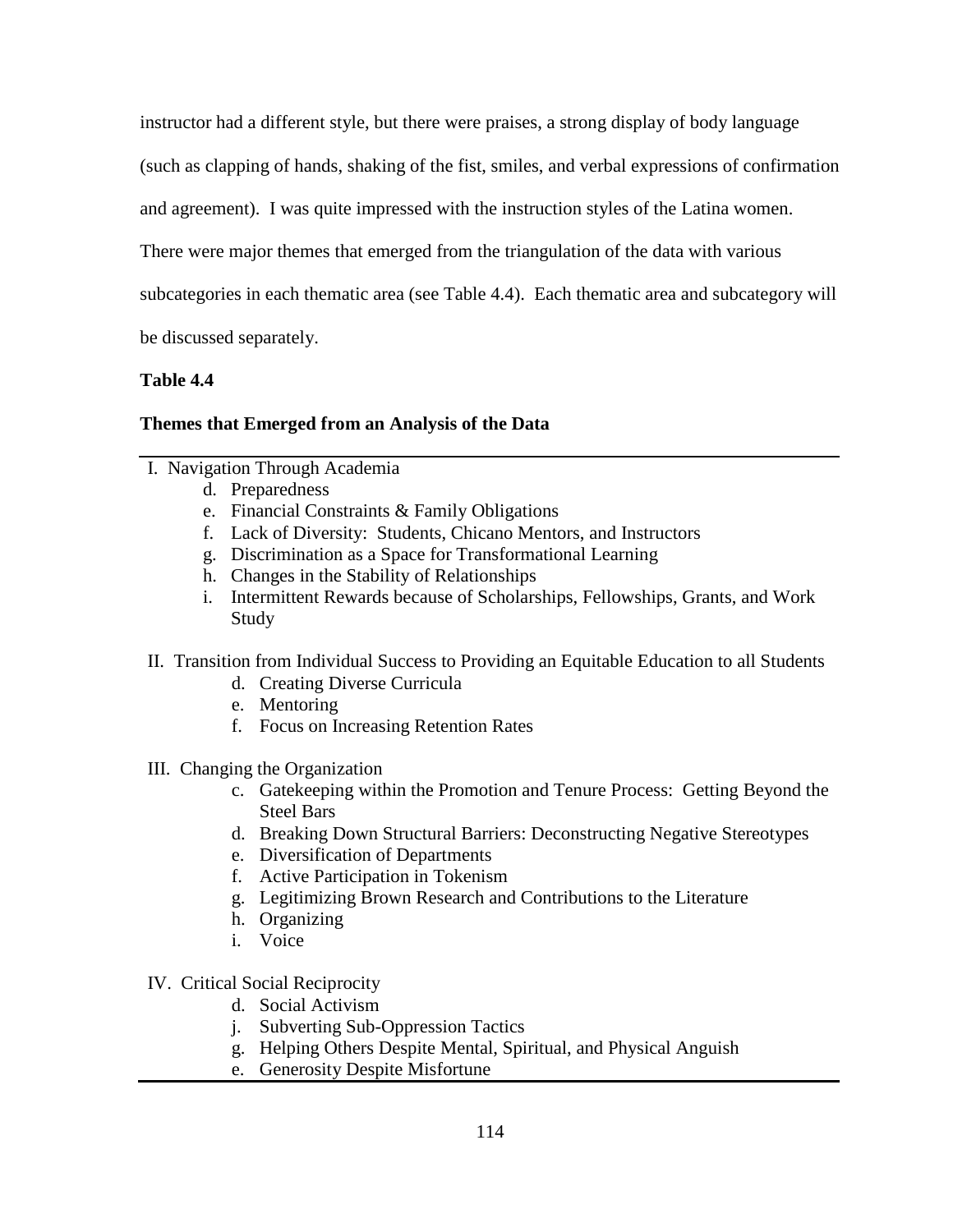instructor had a different style, but there were praises, a strong display of body language (such as clapping of hands, shaking of the fist, smiles, and verbal expressions of confirmation and agreement). I was quite impressed with the instruction styles of the Latina women. There were major themes that emerged from the triangulation of the data with various subcategories in each thematic area (see Table 4.4). Each thematic area and subcategory will be discussed separately.

**Table 4.4**

**Themes that Emerged from an Analysis of the Data**

I. Navigation Through Academia

d. Preparedness
e. Financial Constraints & Family Obligations
f. Lack of Diversity: Students, Chicano Mentors, and Instructors
g. Discrimination as a Space for Transformational Learning
h. Changes in the Stability of Relationships
i. Intermittent Rewards because of Scholarships, Fellowships, Grants, and Work Study

II. Transition from Individual Success to Providing an Equitable Education to all Students

d. Creating Diverse Curricula
e. Mentoring
f. Focus on Increasing Retention Rates

III. Changing the Organization

c. Gatekeeping within the Promotion and Tenure Process: Getting Beyond the Steel Bars
d. Breaking Down Structural Barriers: Deconstructing Negative Stereotypes
e. Diversification of Departments
f. Active Participation in Tokenism
g. Legitimizing Brown Research and Contributions to the Literature
h. Organizing
i. Voice

IV. Critical Social Reciprocity

d. Social Activism
j. Subverting Sub-Oppression Tactics
g. Helping Others Despite Mental, Spiritual, and Physical Anguish
e. Generosity Despite Misfortune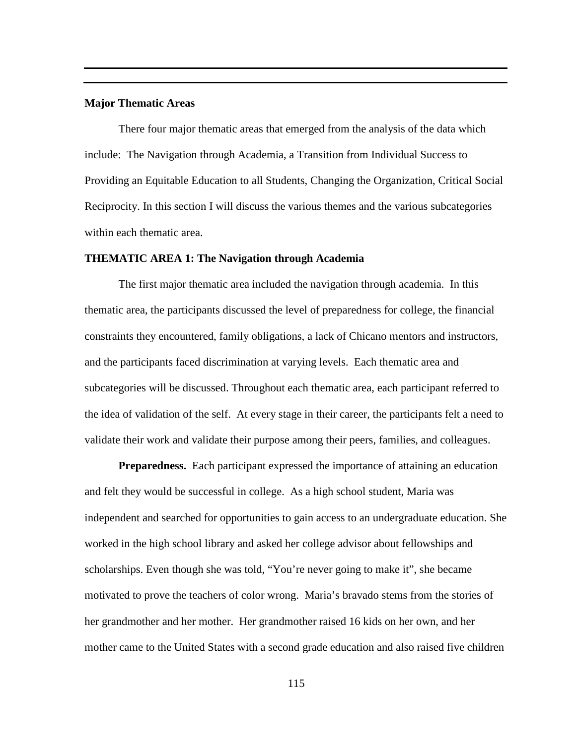**Major Thematic Areas**

There four major thematic areas that emerged from the analysis of the data which include: The Navigation through Academia, a Transition from Individual Success to Providing an Equitable Education to all Students, Changing the Organization, Critical Social Reciprocity. In this section I will discuss the various themes and the various subcategories within each thematic area.

**THEMATIC AREA 1: The Navigation through Academia**

The first major thematic area included the navigation through academia. In this thematic area, the participants discussed the level of preparedness for college, the financial constraints they encountered, family obligations, a lack of Chicano mentors and instructors, and the participants faced discrimination at varying levels. Each thematic area and subcategories will be discussed. Throughout each thematic area, each participant referred to the idea of validation of the self. At every stage in their career, the participants felt a need to validate their work and validate their purpose among their peers, families, and colleagues.

**Preparedness.** Each participant expressed the importance of attaining an education and felt they would be successful in college. As a high school student, Maria was independent and searched for opportunities to gain access to an undergraduate education. She worked in the high school library and asked her college advisor about fellowships and scholarships. Even though she was told, "You're never going to make it", she became motivated to prove the teachers of color wrong. Maria's bravado stems from the stories of her grandmother and her mother. Her grandmother raised 16 kids on her own, and her mother came to the United States with a second grade education and also raised five children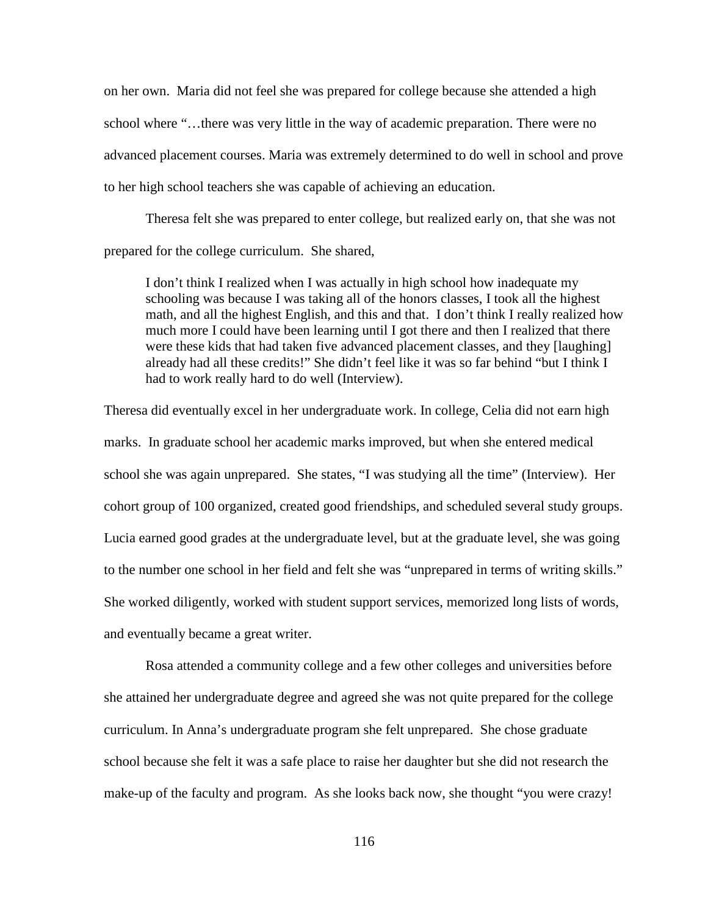on her own. Maria did not feel she was prepared for college because she attended a high school where "…there was very little in the way of academic preparation. There were no advanced placement courses. Maria was extremely determined to do well in school and prove to her high school teachers she was capable of achieving an education.

Theresa felt she was prepared to enter college, but realized early on, that she was not prepared for the college curriculum. She shared,

> I don't think I realized when I was actually in high school how inadequate my schooling was because I was taking all of the honors classes, I took all the highest math, and all the highest English, and this and that. I don't think I really realized how much more I could have been learning until I got there and then I realized that there were these kids that had taken five advanced placement classes, and they [laughing] already had all these credits!" She didn't feel like it was so far behind "but I think I had to work really hard to do well (Interview).

Theresa did eventually excel in her undergraduate work. In college, Celia did not earn high marks. In graduate school her academic marks improved, but when she entered medical school she was again unprepared. She states, "I was studying all the time" (Interview). Her cohort group of 100 organized, created good friendships, and scheduled several study groups. Lucia earned good grades at the undergraduate level, but at the graduate level, she was going to the number one school in her field and felt she was "unprepared in terms of writing skills." She worked diligently, worked with student support services, memorized long lists of words, and eventually became a great writer.

Rosa attended a community college and a few other colleges and universities before she attained her undergraduate degree and agreed she was not quite prepared for the college curriculum. In Anna's undergraduate program she felt unprepared. She chose graduate school because she felt it was a safe place to raise her daughter but she did not research the make-up of the faculty and program. As she looks back now, she thought "you were crazy!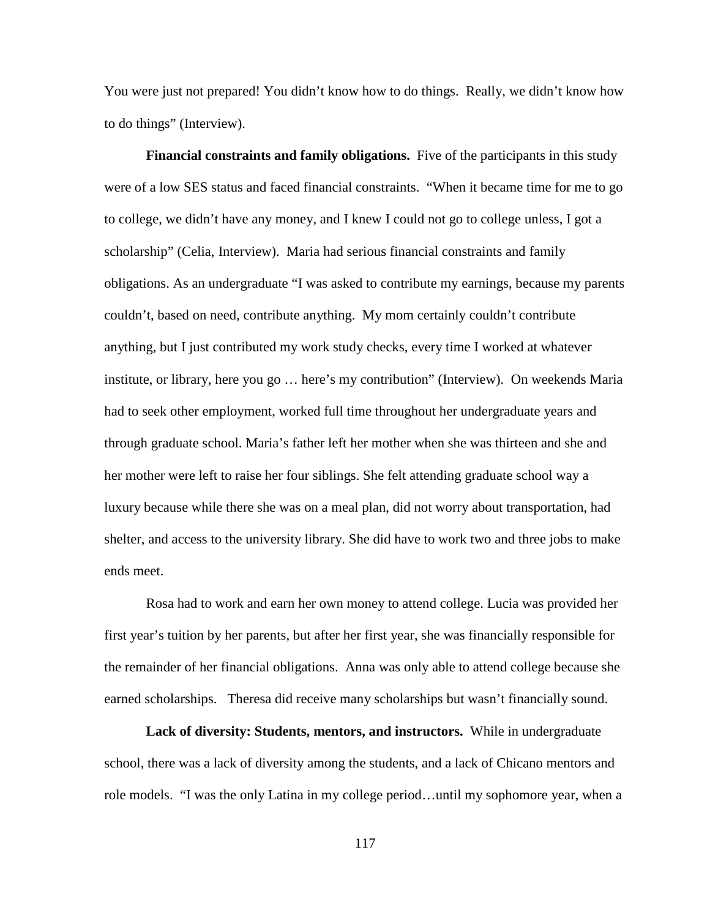You were just not prepared! You didn't know how to do things. Really, we didn't know how to do things" (Interview).

**Financial constraints and family obligations.** Five of the participants in this study were of a low SES status and faced financial constraints. "When it became time for me to go to college, we didn't have any money, and I knew I could not go to college unless, I got a scholarship" (Celia, Interview). Maria had serious financial constraints and family obligations. As an undergraduate "I was asked to contribute my earnings, because my parents couldn't, based on need, contribute anything. My mom certainly couldn't contribute anything, but I just contributed my work study checks, every time I worked at whatever institute, or library, here you go … here's my contribution" (Interview). On weekends Maria had to seek other employment, worked full time throughout her undergraduate years and through graduate school. Maria's father left her mother when she was thirteen and she and her mother were left to raise her four siblings. She felt attending graduate school way a luxury because while there she was on a meal plan, did not worry about transportation, had shelter, and access to the university library. She did have to work two and three jobs to make ends meet.

Rosa had to work and earn her own money to attend college. Lucia was provided her first year's tuition by her parents, but after her first year, she was financially responsible for the remainder of her financial obligations. Anna was only able to attend college because she earned scholarships. Theresa did receive many scholarships but wasn't financially sound.

**Lack of diversity: Students, mentors, and instructors.** While in undergraduate school, there was a lack of diversity among the students, and a lack of Chicano mentors and role models. "I was the only Latina in my college period…until my sophomore year, when a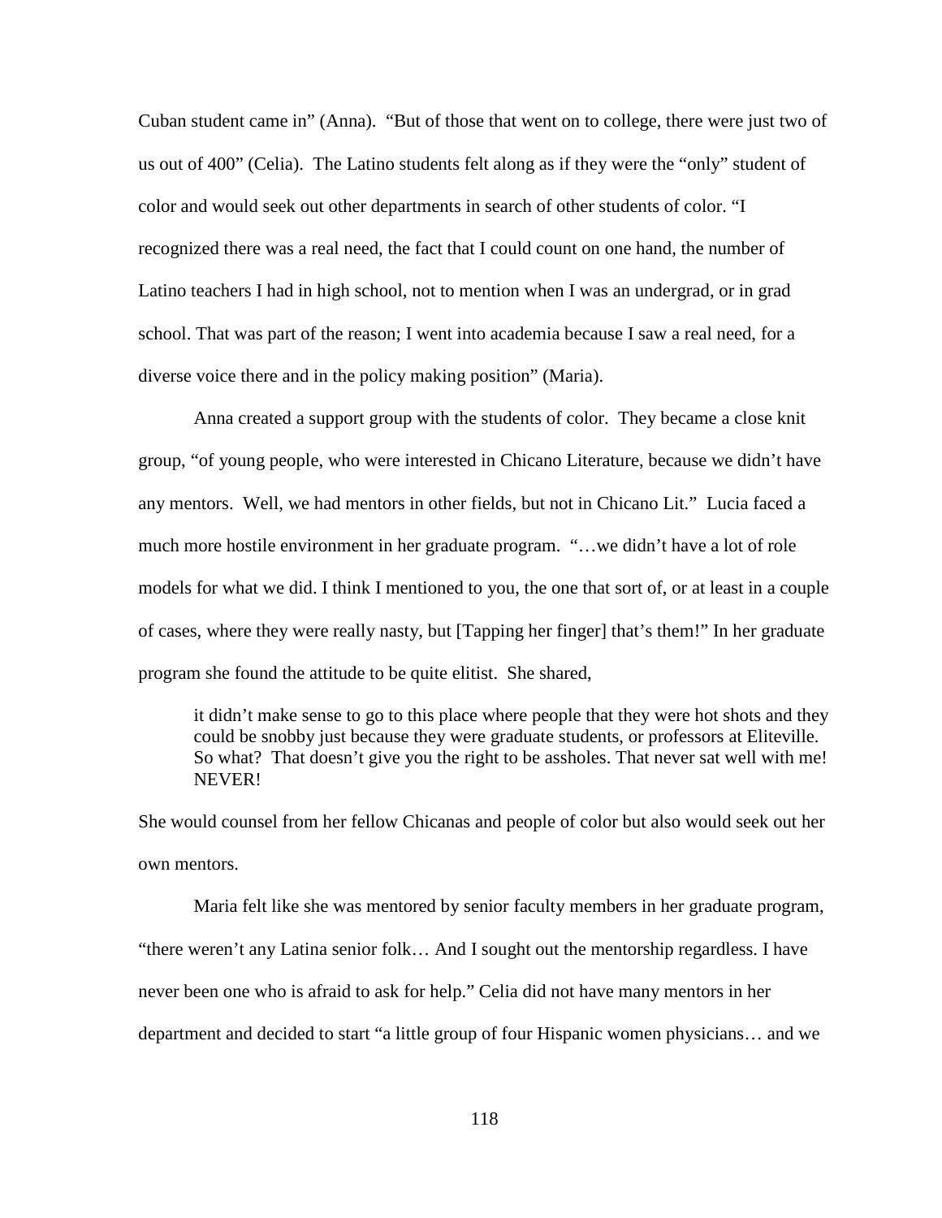Cuban student came in" (Anna). "But of those that went on to college, there were just two of us out of 400" (Celia). The Latino students felt along as if they were the "only" student of color and would seek out other departments in search of other students of color. "I recognized there was a real need, the fact that I could count on one hand, the number of Latino teachers I had in high school, not to mention when I was an undergrad, or in grad school. That was part of the reason; I went into academia because I saw a real need, for a diverse voice there and in the policy making position" (Maria).

Anna created a support group with the students of color. They became a close knit group, "of young people, who were interested in Chicano Literature, because we didn't have any mentors. Well, we had mentors in other fields, but not in Chicano Lit." Lucia faced a much more hostile environment in her graduate program. "…we didn't have a lot of role models for what we did. I think I mentioned to you, the one that sort of, or at least in a couple of cases, where they were really nasty, but [Tapping her finger] that's them!" In her graduate program she found the attitude to be quite elitist. She shared,

> it didn't make sense to go to this place where people that they were hot shots and they could be snobby just because they were graduate students, or professors at Eliteville. So what? That doesn't give you the right to be assholes. That never sat well with me! NEVER!

She would counsel from her fellow Chicanas and people of color but also would seek out her own mentors.

Maria felt like she was mentored by senior faculty members in her graduate program, "there weren't any Latina senior folk… And I sought out the mentorship regardless. I have never been one who is afraid to ask for help." Celia did not have many mentors in her department and decided to start "a little group of four Hispanic women physicians… and we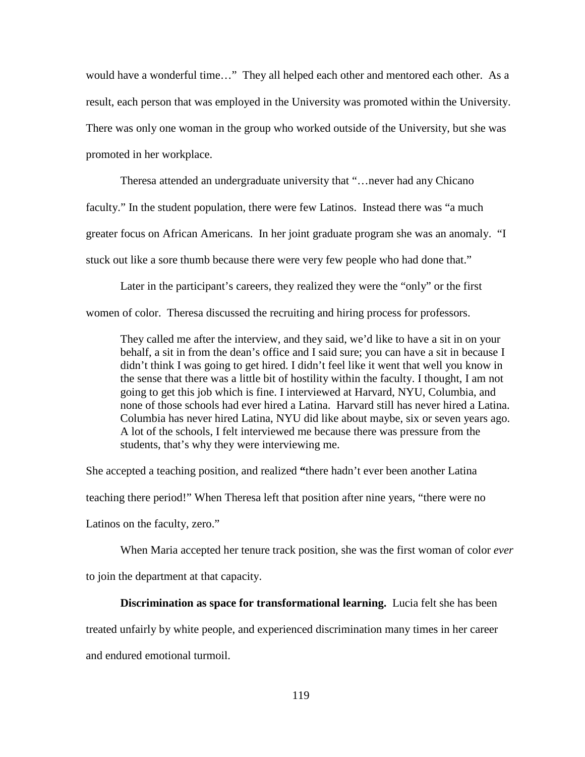would have a wonderful time…" They all helped each other and mentored each other. As a result, each person that was employed in the University was promoted within the University. There was only one woman in the group who worked outside of the University, but she was promoted in her workplace.

Theresa attended an undergraduate university that "…never had any Chicano faculty." In the student population, there were few Latinos. Instead there was "a much greater focus on African Americans. In her joint graduate program she was an anomaly. "I stuck out like a sore thumb because there were very few people who had done that."

Later in the participant's careers, they realized they were the "only" or the first women of color. Theresa discussed the recruiting and hiring process for professors.

> They called me after the interview, and they said, we'd like to have a sit in on your behalf, a sit in from the dean's office and I said sure; you can have a sit in because I didn't think I was going to get hired. I didn't feel like it went that well you know in the sense that there was a little bit of hostility within the faculty. I thought, I am not going to get this job which is fine. I interviewed at Harvard, NYU, Columbia, and none of those schools had ever hired a Latina. Harvard still has never hired a Latina. Columbia has never hired Latina, NYU did like about maybe, six or seven years ago. A lot of the schools, I felt interviewed me because there was pressure from the students, that's why they were interviewing me.

She accepted a teaching position, and realized **"**there hadn't ever been another Latina teaching there period!" When Theresa left that position after nine years, "there were no Latinos on the faculty, zero."

When Maria accepted her tenure track position, she was the first woman of color *ever* to join the department at that capacity.

**Discrimination as space for transformational learning.** Lucia felt she has been treated unfairly by white people, and experienced discrimination many times in her career and endured emotional turmoil.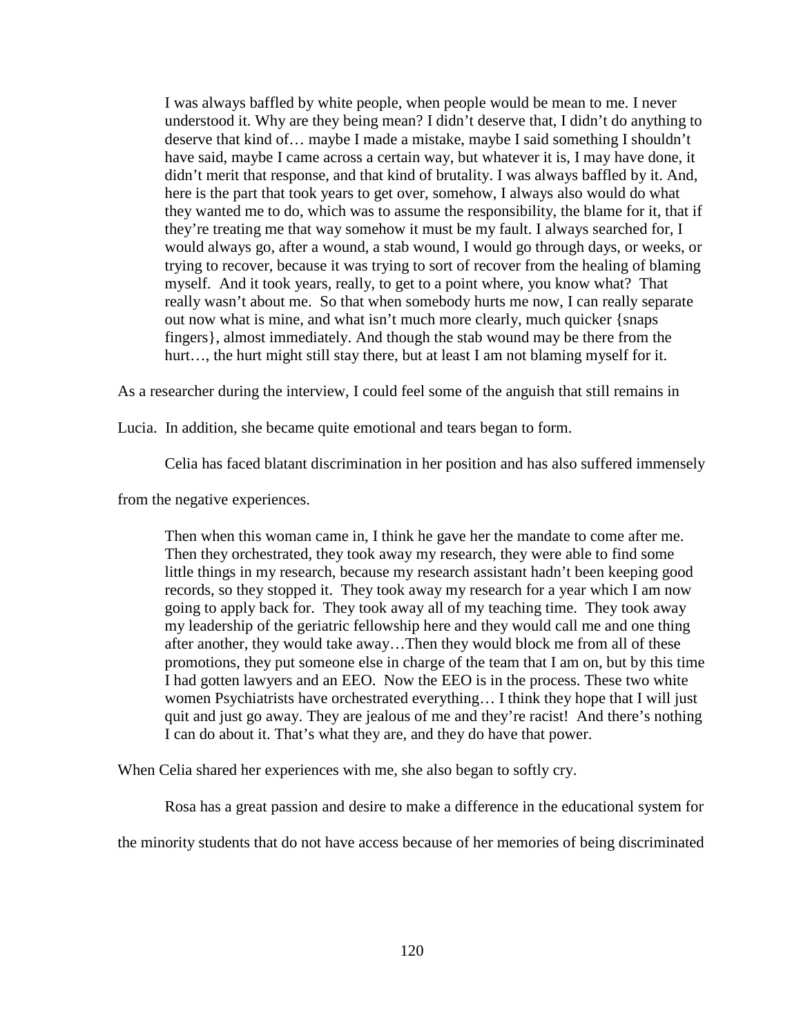> I was always baffled by white people, when people would be mean to me. I never understood it. Why are they being mean? I didn't deserve that, I didn't do anything to deserve that kind of… maybe I made a mistake, maybe I said something I shouldn't have said, maybe I came across a certain way, but whatever it is, I may have done, it didn't merit that response, and that kind of brutality. I was always baffled by it. And, here is the part that took years to get over, somehow, I always also would do what they wanted me to do, which was to assume the responsibility, the blame for it, that if they're treating me that way somehow it must be my fault. I always searched for, I would always go, after a wound, a stab wound, I would go through days, or weeks, or trying to recover, because it was trying to sort of recover from the healing of blaming myself. And it took years, really, to get to a point where, you know what? That really wasn't about me. So that when somebody hurts me now, I can really separate out now what is mine, and what isn't much more clearly, much quicker {snaps fingers}, almost immediately. And though the stab wound may be there from the hurt…, the hurt might still stay there, but at least I am not blaming myself for it.

As a researcher during the interview, I could feel some of the anguish that still remains in Lucia. In addition, she became quite emotional and tears began to form.

Celia has faced blatant discrimination in her position and has also suffered immensely from the negative experiences.

> Then when this woman came in, I think he gave her the mandate to come after me. Then they orchestrated, they took away my research, they were able to find some little things in my research, because my research assistant hadn't been keeping good records, so they stopped it. They took away my research for a year which I am now going to apply back for. They took away all of my teaching time. They took away my leadership of the geriatric fellowship here and they would call me and one thing after another, they would take away…Then they would block me from all of these promotions, they put someone else in charge of the team that I am on, but by this time I had gotten lawyers and an EEO. Now the EEO is in the process. These two white women Psychiatrists have orchestrated everything… I think they hope that I will just quit and just go away. They are jealous of me and they're racist! And there's nothing I can do about it. That's what they are, and they do have that power.

When Celia shared her experiences with me, she also began to softly cry.

Rosa has a great passion and desire to make a difference in the educational system for the minority students that do not have access because of her memories of being discriminated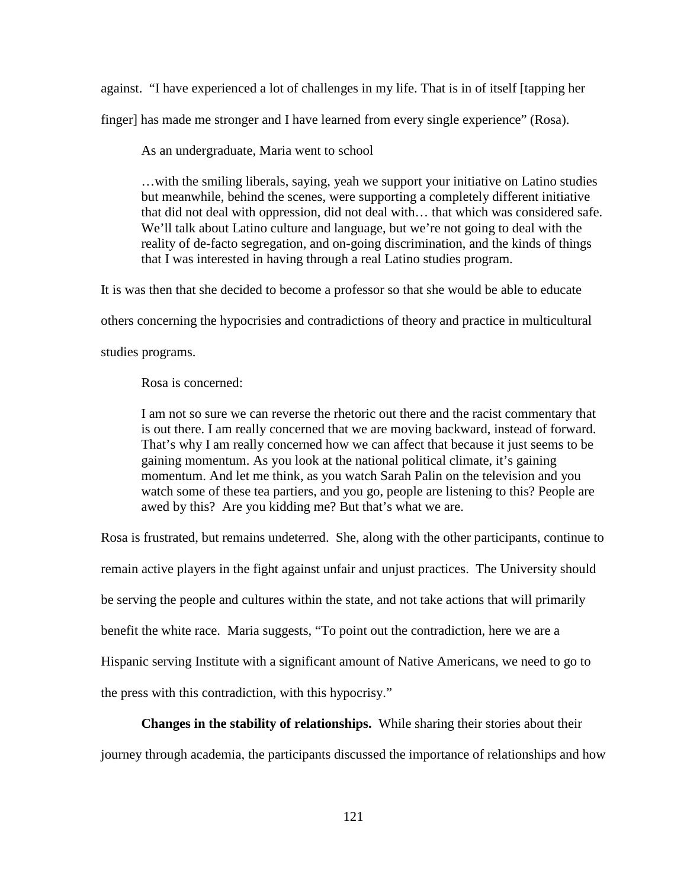against. "I have experienced a lot of challenges in my life. That is in of itself [tapping her finger] has made me stronger and I have learned from every single experience" (Rosa).

As an undergraduate, Maria went to school

> …with the smiling liberals, saying, yeah we support your initiative on Latino studies but meanwhile, behind the scenes, were supporting a completely different initiative that did not deal with oppression, did not deal with… that which was considered safe. We'll talk about Latino culture and language, but we're not going to deal with the reality of de-facto segregation, and on-going discrimination, and the kinds of things that I was interested in having through a real Latino studies program.

It is was then that she decided to become a professor so that she would be able to educate others concerning the hypocrisies and contradictions of theory and practice in multicultural studies programs.

Rosa is concerned:

> I am not so sure we can reverse the rhetoric out there and the racist commentary that is out there. I am really concerned that we are moving backward, instead of forward. That's why I am really concerned how we can affect that because it just seems to be gaining momentum. As you look at the national political climate, it's gaining momentum. And let me think, as you watch Sarah Palin on the television and you watch some of these tea partiers, and you go, people are listening to this? People are awed by this? Are you kidding me? But that's what we are.

Rosa is frustrated, but remains undeterred. She, along with the other participants, continue to remain active players in the fight against unfair and unjust practices. The University should be serving the people and cultures within the state, and not take actions that will primarily benefit the white race. Maria suggests, "To point out the contradiction, here we are a Hispanic serving Institute with a significant amount of Native Americans, we need to go to the press with this contradiction, with this hypocrisy."

**Changes in the stability of relationships.** While sharing their stories about their journey through academia, the participants discussed the importance of relationships and how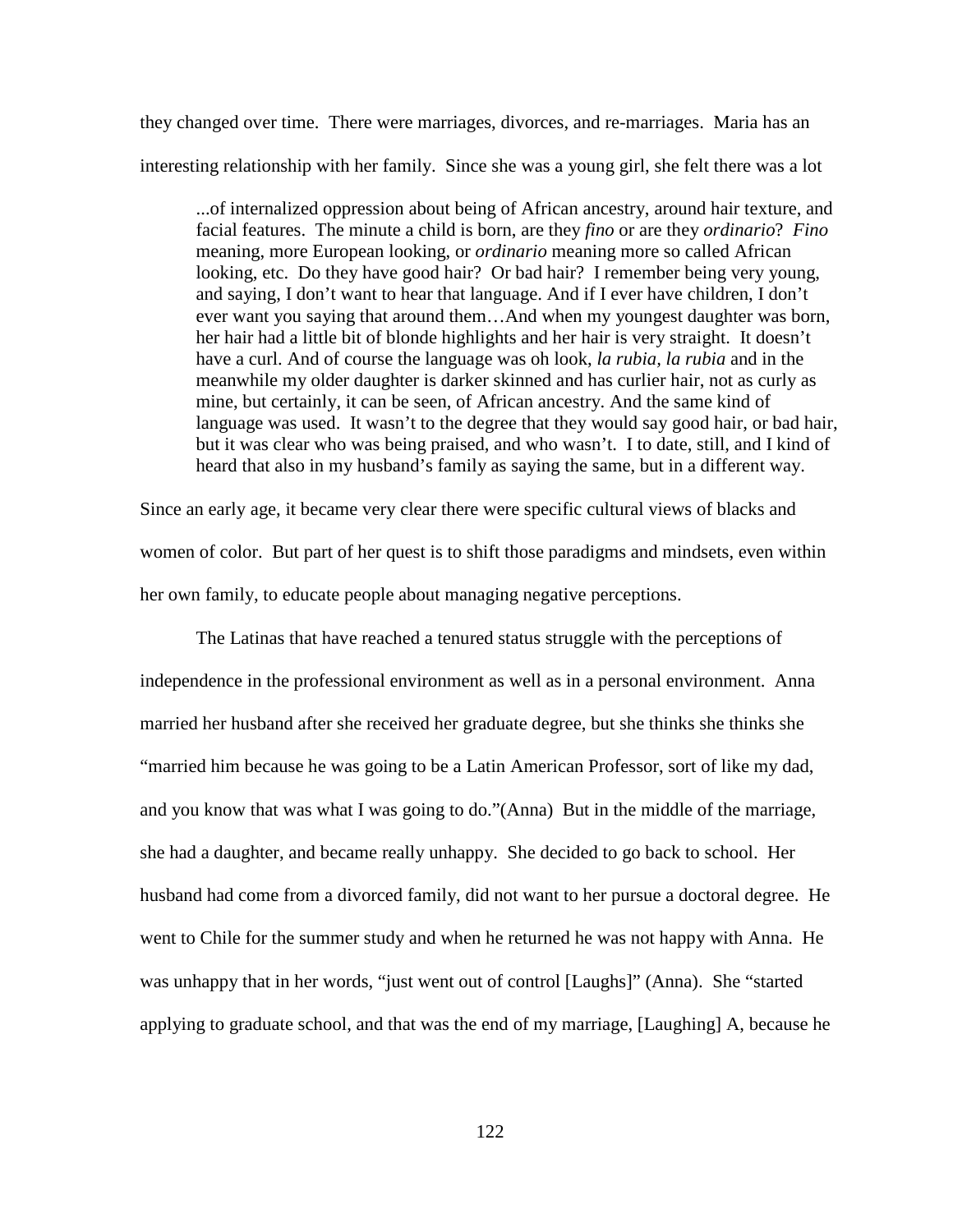they changed over time. There were marriages, divorces, and re-marriages. Maria has an interesting relationship with her family. Since she was a young girl, she felt there was a lot

> ...of internalized oppression about being of African ancestry, around hair texture, and facial features. The minute a child is born, are they *fino* or are they *ordinario*? *Fino* meaning, more European looking, or *ordinario* meaning more so called African looking, etc. Do they have good hair? Or bad hair? I remember being very young, and saying, I don't want to hear that language. And if I ever have children, I don't ever want you saying that around them…And when my youngest daughter was born, her hair had a little bit of blonde highlights and her hair is very straight. It doesn't have a curl. And of course the language was oh look, *la rubia, la rubia* and in the meanwhile my older daughter is darker skinned and has curlier hair, not as curly as mine, but certainly, it can be seen, of African ancestry. And the same kind of language was used. It wasn't to the degree that they would say good hair, or bad hair, but it was clear who was being praised, and who wasn't. I to date, still, and I kind of heard that also in my husband's family as saying the same, but in a different way.

Since an early age, it became very clear there were specific cultural views of blacks and women of color. But part of her quest is to shift those paradigms and mindsets, even within her own family, to educate people about managing negative perceptions.

The Latinas that have reached a tenured status struggle with the perceptions of independence in the professional environment as well as in a personal environment. Anna married her husband after she received her graduate degree, but she thinks she thinks she "married him because he was going to be a Latin American Professor, sort of like my dad, and you know that was what I was going to do."(Anna) But in the middle of the marriage, she had a daughter, and became really unhappy. She decided to go back to school. Her husband had come from a divorced family, did not want to her pursue a doctoral degree. He went to Chile for the summer study and when he returned he was not happy with Anna. He was unhappy that in her words, "just went out of control [Laughs]" (Anna). She "started applying to graduate school, and that was the end of my marriage, [Laughing] A, because he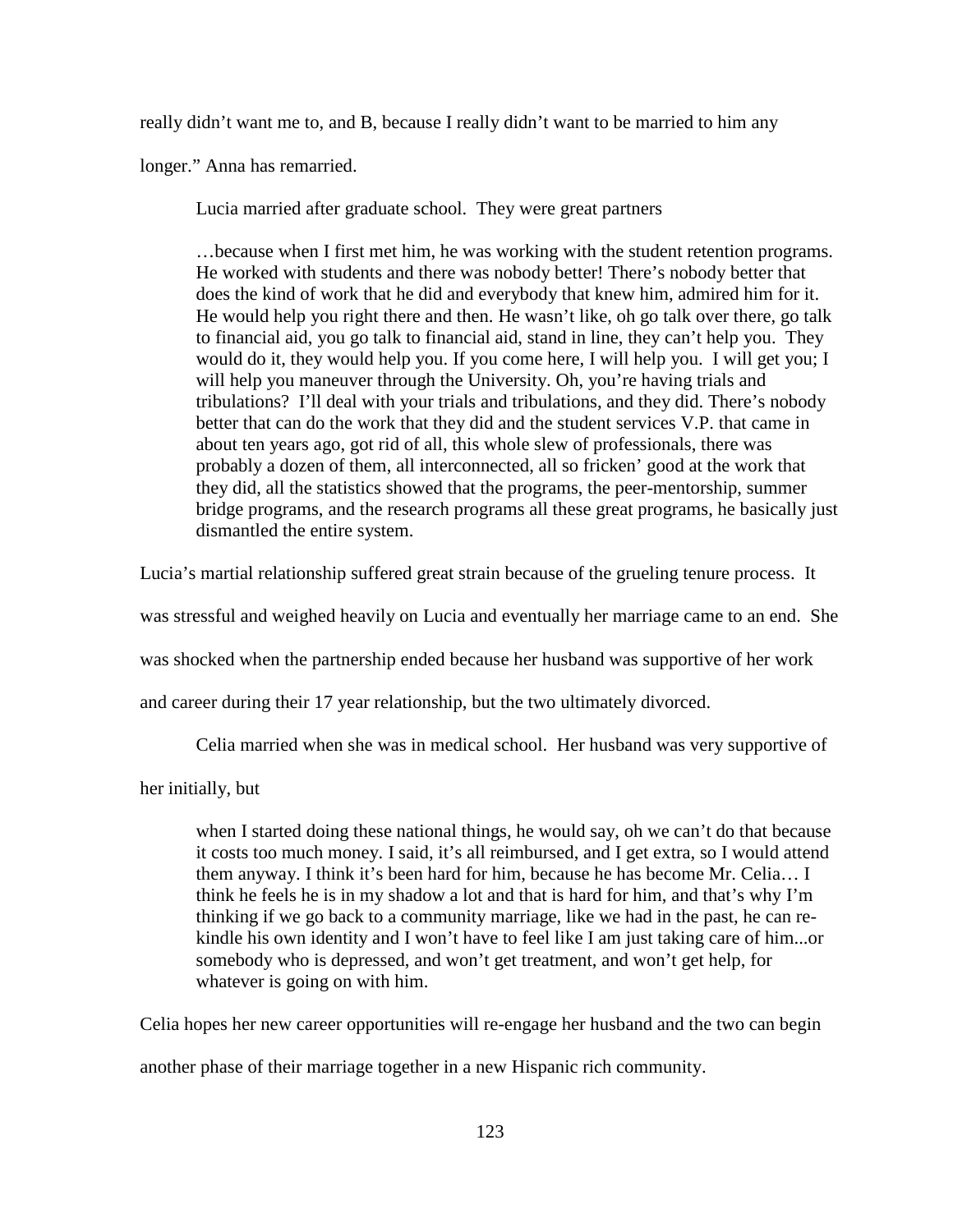really didn’t want me to, and B, because I really didn’t want to be married to him any longer.” Anna has remarried.

Lucia married after graduate school. They were great partners

> …because when I first met him, he was working with the student retention programs. He worked with students and there was nobody better! There’s nobody better that does the kind of work that he did and everybody that knew him, admired him for it. He would help you right there and then. He wasn’t like, oh go talk over there, go talk to financial aid, you go talk to financial aid, stand in line, they can’t help you. They would do it, they would help you. If you come here, I will help you. I will get you; I will help you maneuver through the University. Oh, you’re having trials and tribulations? I’ll deal with your trials and tribulations, and they did. There’s nobody better that can do the work that they did and the student services V.P. that came in about ten years ago, got rid of all, this whole slew of professionals, there was probably a dozen of them, all interconnected, all so fricken’ good at the work that they did, all the statistics showed that the programs, the peer-mentorship, summer bridge programs, and the research programs all these great programs, he basically just dismantled the entire system.

Lucia’s martial relationship suffered great strain because of the grueling tenure process. It was stressful and weighed heavily on Lucia and eventually her marriage came to an end. She was shocked when the partnership ended because her husband was supportive of her work and career during their 17 year relationship, but the two ultimately divorced.

Celia married when she was in medical school. Her husband was very supportive of her initially, but

> when I started doing these national things, he would say, oh we can’t do that because it costs too much money. I said, it’s all reimbursed, and I get extra, so I would attend them anyway. I think it’s been hard for him, because he has become Mr. Celia… I think he feels he is in my shadow a lot and that is hard for him, and that’s why I’m thinking if we go back to a community marriage, like we had in the past, he can re-kindle his own identity and I won’t have to feel like I am just taking care of him...or somebody who is depressed, and won’t get treatment, and won’t get help, for whatever is going on with him.

Celia hopes her new career opportunities will re-engage her husband and the two can begin another phase of their marriage together in a new Hispanic rich community.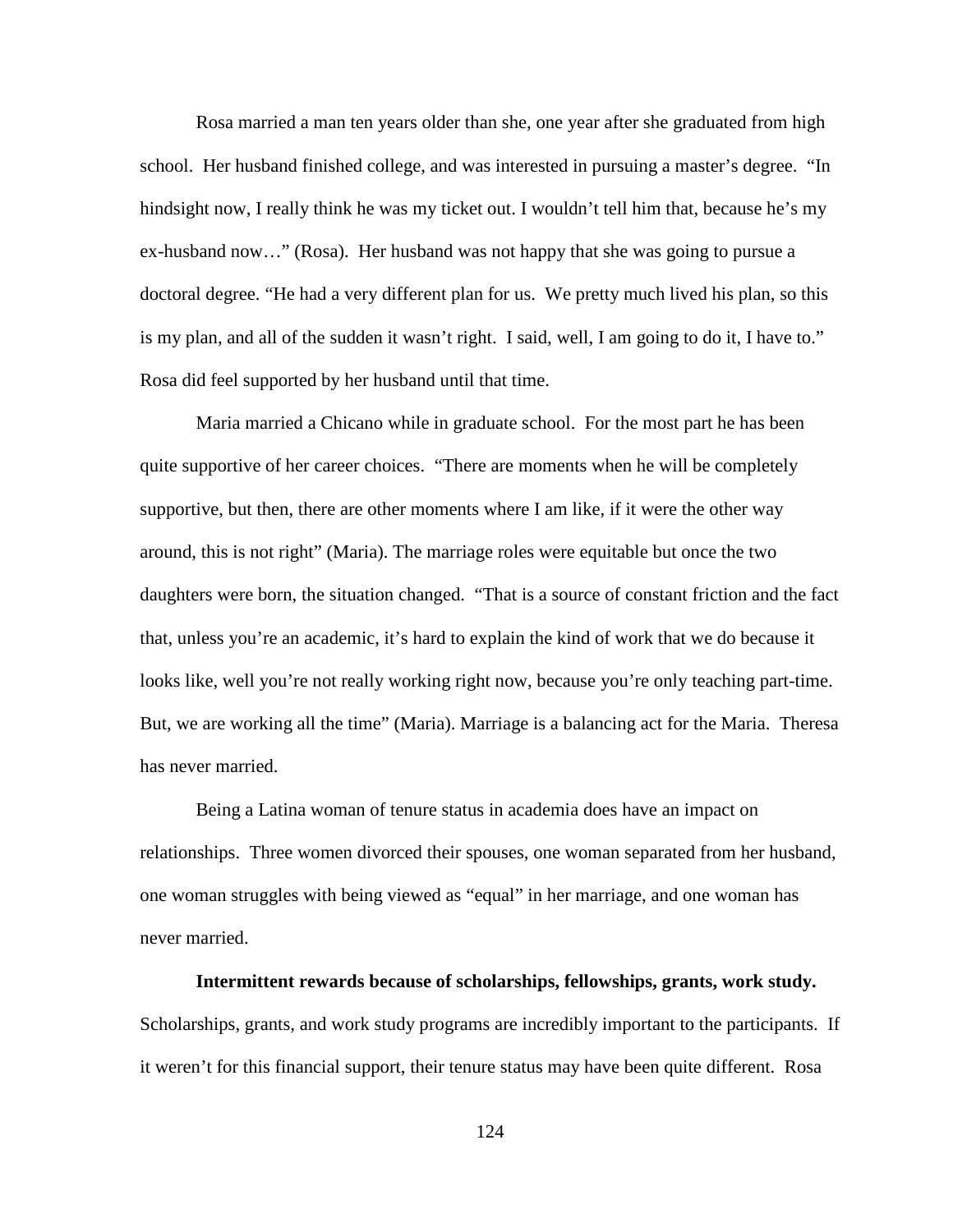Rosa married a man ten years older than she, one year after she graduated from high school. Her husband finished college, and was interested in pursuing a master's degree. "In hindsight now, I really think he was my ticket out. I wouldn't tell him that, because he's my ex-husband now…" (Rosa). Her husband was not happy that she was going to pursue a doctoral degree. "He had a very different plan for us. We pretty much lived his plan, so this is my plan, and all of the sudden it wasn't right. I said, well, I am going to do it, I have to." Rosa did feel supported by her husband until that time.

Maria married a Chicano while in graduate school. For the most part he has been quite supportive of her career choices. "There are moments when he will be completely supportive, but then, there are other moments where I am like, if it were the other way around, this is not right" (Maria). The marriage roles were equitable but once the two daughters were born, the situation changed. "That is a source of constant friction and the fact that, unless you're an academic, it's hard to explain the kind of work that we do because it looks like, well you're not really working right now, because you're only teaching part-time. But, we are working all the time" (Maria). Marriage is a balancing act for the Maria. Theresa has never married.

Being a Latina woman of tenure status in academia does have an impact on relationships. Three women divorced their spouses, one woman separated from her husband, one woman struggles with being viewed as "equal" in her marriage, and one woman has never married.

**Intermittent rewards because of scholarships, fellowships, grants, work study.** Scholarships, grants, and work study programs are incredibly important to the participants. If it weren't for this financial support, their tenure status may have been quite different. Rosa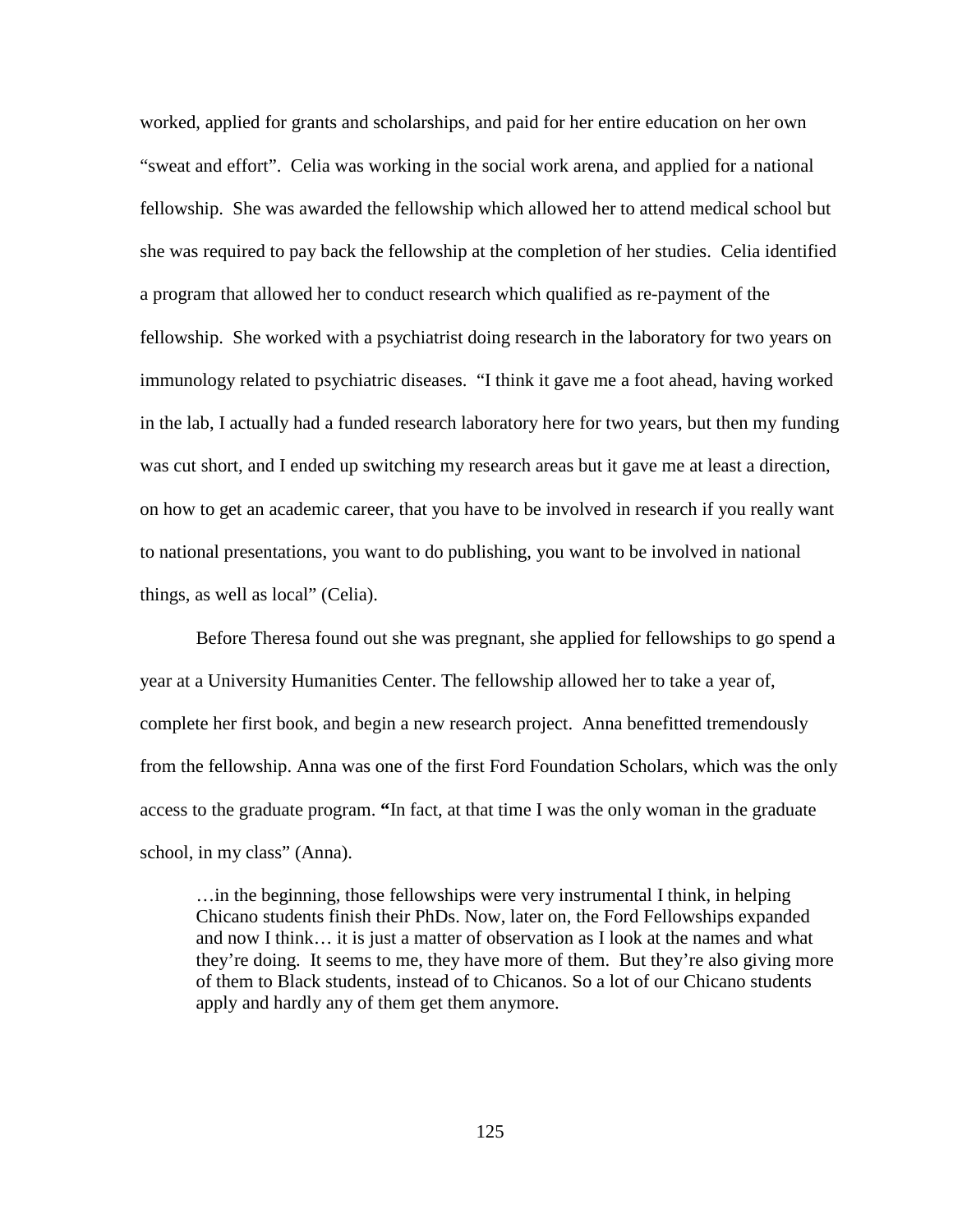worked, applied for grants and scholarships, and paid for her entire education on her own "sweat and effort". Celia was working in the social work arena, and applied for a national fellowship. She was awarded the fellowship which allowed her to attend medical school but she was required to pay back the fellowship at the completion of her studies. Celia identified a program that allowed her to conduct research which qualified as re-payment of the fellowship. She worked with a psychiatrist doing research in the laboratory for two years on immunology related to psychiatric diseases. "I think it gave me a foot ahead, having worked in the lab, I actually had a funded research laboratory here for two years, but then my funding was cut short, and I ended up switching my research areas but it gave me at least a direction, on how to get an academic career, that you have to be involved in research if you really want to national presentations, you want to do publishing, you want to be involved in national things, as well as local" (Celia).

Before Theresa found out she was pregnant, she applied for fellowships to go spend a year at a University Humanities Center. The fellowship allowed her to take a year of, complete her first book, and begin a new research project. Anna benefitted tremendously from the fellowship. Anna was one of the first Ford Foundation Scholars, which was the only access to the graduate program. **"**In fact, at that time I was the only woman in the graduate school, in my class" (Anna).

> …in the beginning, those fellowships were very instrumental I think, in helping Chicano students finish their PhDs. Now, later on, the Ford Fellowships expanded and now I think… it is just a matter of observation as I look at the names and what they're doing. It seems to me, they have more of them. But they're also giving more of them to Black students, instead of to Chicanos. So a lot of our Chicano students apply and hardly any of them get them anymore.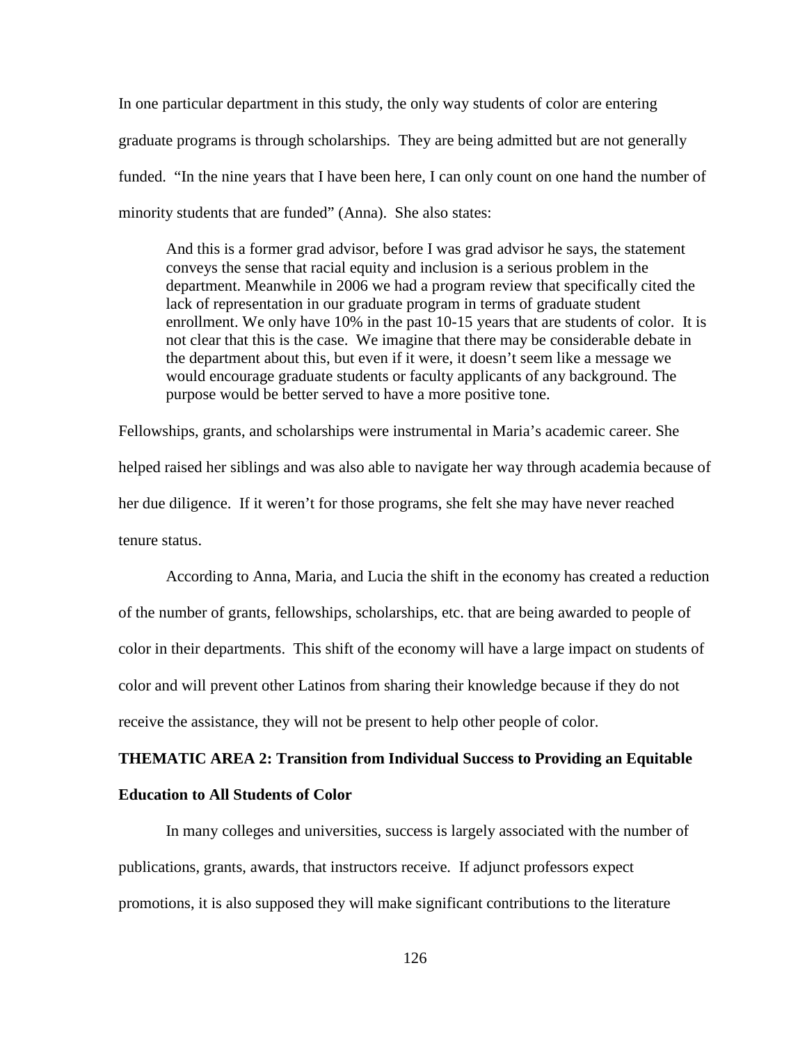In one particular department in this study, the only way students of color are entering graduate programs is through scholarships. They are being admitted but are not generally funded. "In the nine years that I have been here, I can only count on one hand the number of minority students that are funded" (Anna). She also states:

> And this is a former grad advisor, before I was grad advisor he says, the statement conveys the sense that racial equity and inclusion is a serious problem in the department. Meanwhile in 2006 we had a program review that specifically cited the lack of representation in our graduate program in terms of graduate student enrollment. We only have 10% in the past 10-15 years that are students of color. It is not clear that this is the case. We imagine that there may be considerable debate in the department about this, but even if it were, it doesn't seem like a message we would encourage graduate students or faculty applicants of any background. The purpose would be better served to have a more positive tone.

Fellowships, grants, and scholarships were instrumental in Maria's academic career. She helped raised her siblings and was also able to navigate her way through academia because of her due diligence. If it weren't for those programs, she felt she may have never reached tenure status.

According to Anna, Maria, and Lucia the shift in the economy has created a reduction of the number of grants, fellowships, scholarships, etc. that are being awarded to people of color in their departments. This shift of the economy will have a large impact on students of color and will prevent other Latinos from sharing their knowledge because if they do not receive the assistance, they will not be present to help other people of color.

**THEMATIC AREA 2: Transition from Individual Success to Providing an Equitable Education to All Students of Color**

In many colleges and universities, success is largely associated with the number of publications, grants, awards, that instructors receive. If adjunct professors expect promotions, it is also supposed they will make significant contributions to the literature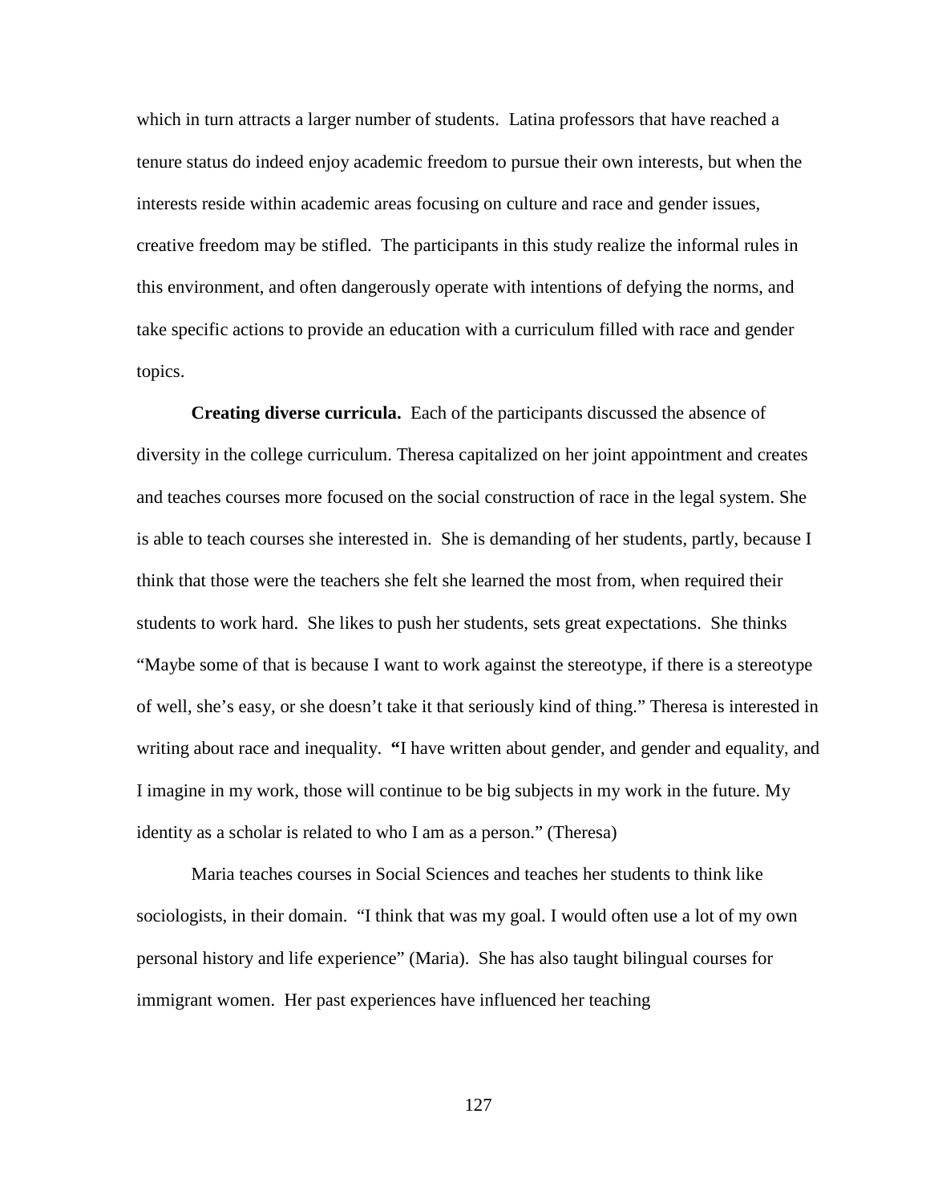which in turn attracts a larger number of students. Latina professors that have reached a tenure status do indeed enjoy academic freedom to pursue their own interests, but when the interests reside within academic areas focusing on culture and race and gender issues, creative freedom may be stifled. The participants in this study realize the informal rules in this environment, and often dangerously operate with intentions of defying the norms, and take specific actions to provide an education with a curriculum filled with race and gender topics.

**Creating diverse curricula.** Each of the participants discussed the absence of diversity in the college curriculum. Theresa capitalized on her joint appointment and creates and teaches courses more focused on the social construction of race in the legal system. She is able to teach courses she interested in. She is demanding of her students, partly, because I think that those were the teachers she felt she learned the most from, when required their students to work hard. She likes to push her students, sets great expectations. She thinks "Maybe some of that is because I want to work against the stereotype, if there is a stereotype of well, she's easy, or she doesn't take it that seriously kind of thing." Theresa is interested in writing about race and inequality. **"**I have written about gender, and gender and equality, and I imagine in my work, those will continue to be big subjects in my work in the future. My identity as a scholar is related to who I am as a person." (Theresa)

Maria teaches courses in Social Sciences and teaches her students to think like sociologists, in their domain. "I think that was my goal. I would often use a lot of my own personal history and life experience" (Maria). She has also taught bilingual courses for immigrant women. Her past experiences have influenced her teaching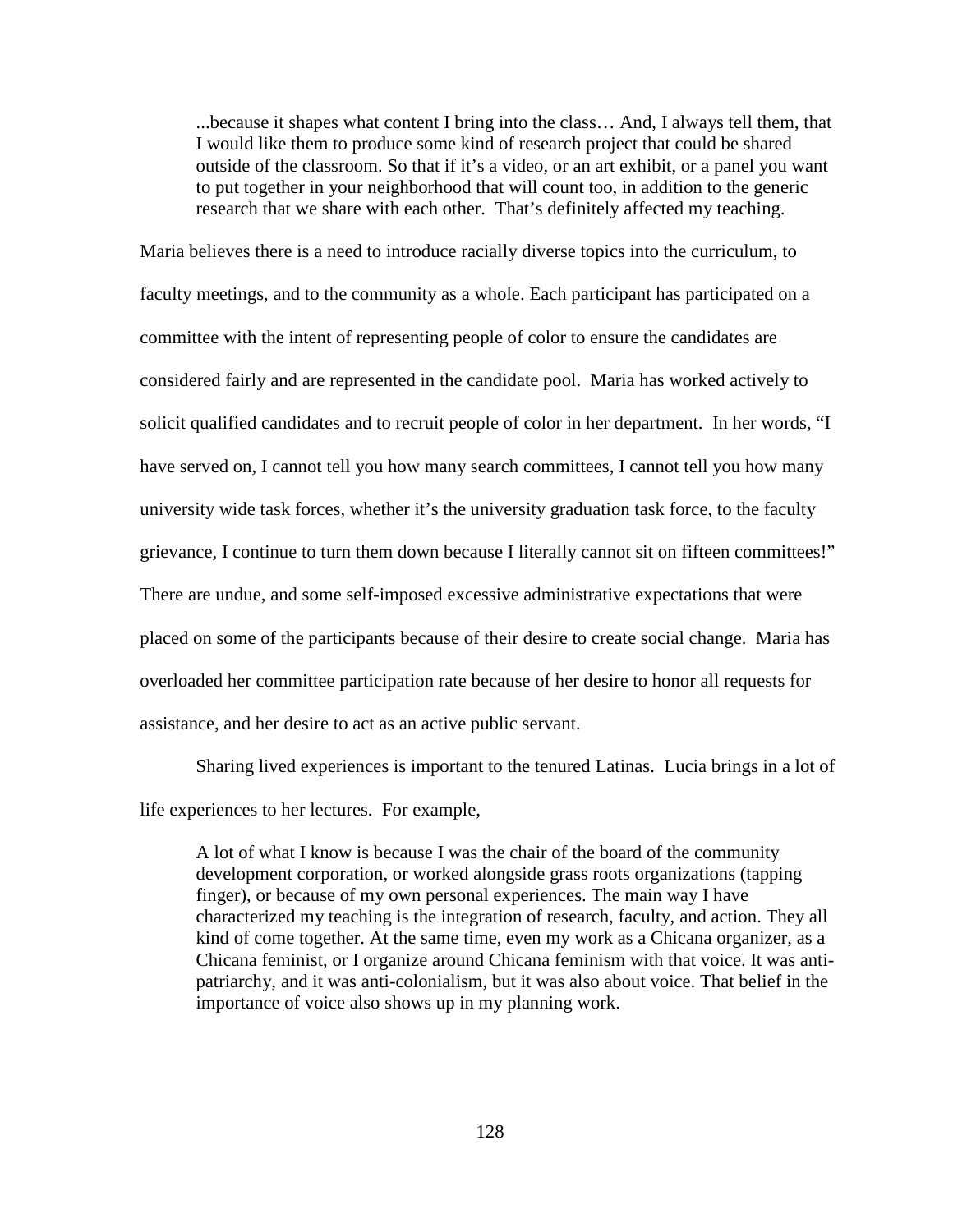> ...because it shapes what content I bring into the class… And, I always tell them, that I would like them to produce some kind of research project that could be shared outside of the classroom. So that if it's a video, or an art exhibit, or a panel you want to put together in your neighborhood that will count too, in addition to the generic research that we share with each other. That's definitely affected my teaching.

Maria believes there is a need to introduce racially diverse topics into the curriculum, to faculty meetings, and to the community as a whole. Each participant has participated on a committee with the intent of representing people of color to ensure the candidates are considered fairly and are represented in the candidate pool. Maria has worked actively to solicit qualified candidates and to recruit people of color in her department. In her words, "I have served on, I cannot tell you how many search committees, I cannot tell you how many university wide task forces, whether it's the university graduation task force, to the faculty grievance, I continue to turn them down because I literally cannot sit on fifteen committees!" There are undue, and some self-imposed excessive administrative expectations that were placed on some of the participants because of their desire to create social change. Maria has overloaded her committee participation rate because of her desire to honor all requests for assistance, and her desire to act as an active public servant.

Sharing lived experiences is important to the tenured Latinas. Lucia brings in a lot of life experiences to her lectures. For example,

> A lot of what I know is because I was the chair of the board of the community development corporation, or worked alongside grass roots organizations (tapping finger), or because of my own personal experiences. The main way I have characterized my teaching is the integration of research, faculty, and action. They all kind of come together. At the same time, even my work as a Chicana organizer, as a Chicana feminist, or I organize around Chicana feminism with that voice. It was anti-patriarchy, and it was anti-colonialism, but it was also about voice. That belief in the importance of voice also shows up in my planning work.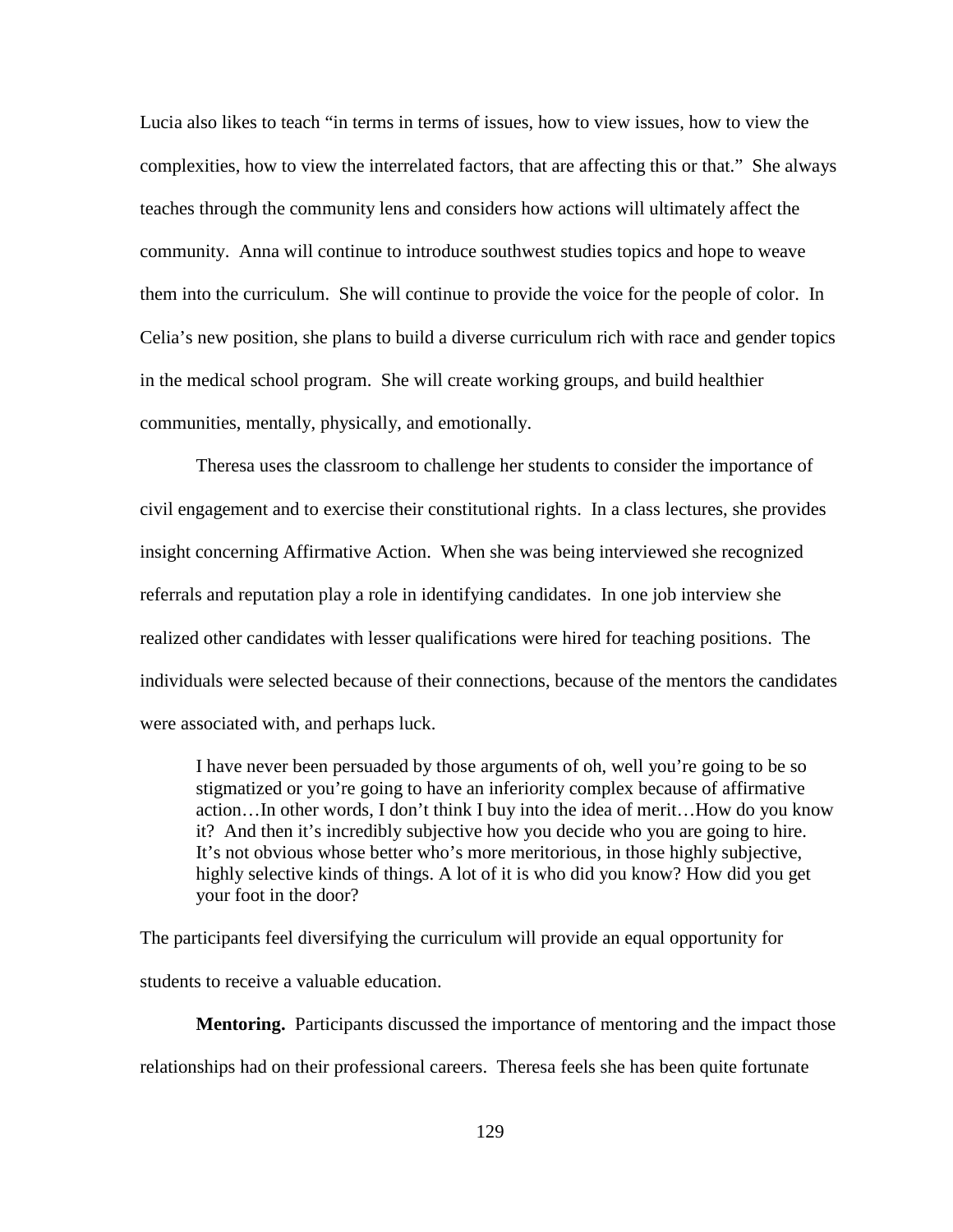Lucia also likes to teach "in terms in terms of issues, how to view issues, how to view the complexities, how to view the interrelated factors, that are affecting this or that." She always teaches through the community lens and considers how actions will ultimately affect the community. Anna will continue to introduce southwest studies topics and hope to weave them into the curriculum. She will continue to provide the voice for the people of color. In Celia's new position, she plans to build a diverse curriculum rich with race and gender topics in the medical school program. She will create working groups, and build healthier communities, mentally, physically, and emotionally.

Theresa uses the classroom to challenge her students to consider the importance of civil engagement and to exercise their constitutional rights. In a class lectures, she provides insight concerning Affirmative Action. When she was being interviewed she recognized referrals and reputation play a role in identifying candidates. In one job interview she realized other candidates with lesser qualifications were hired for teaching positions. The individuals were selected because of their connections, because of the mentors the candidates were associated with, and perhaps luck.

> I have never been persuaded by those arguments of oh, well you're going to be so stigmatized or you're going to have an inferiority complex because of affirmative action…In other words, I don't think I buy into the idea of merit…How do you know it? And then it's incredibly subjective how you decide who you are going to hire. It's not obvious whose better who's more meritorious, in those highly subjective, highly selective kinds of things. A lot of it is who did you know? How did you get your foot in the door?

The participants feel diversifying the curriculum will provide an equal opportunity for students to receive a valuable education.

**Mentoring.** Participants discussed the importance of mentoring and the impact those relationships had on their professional careers. Theresa feels she has been quite fortunate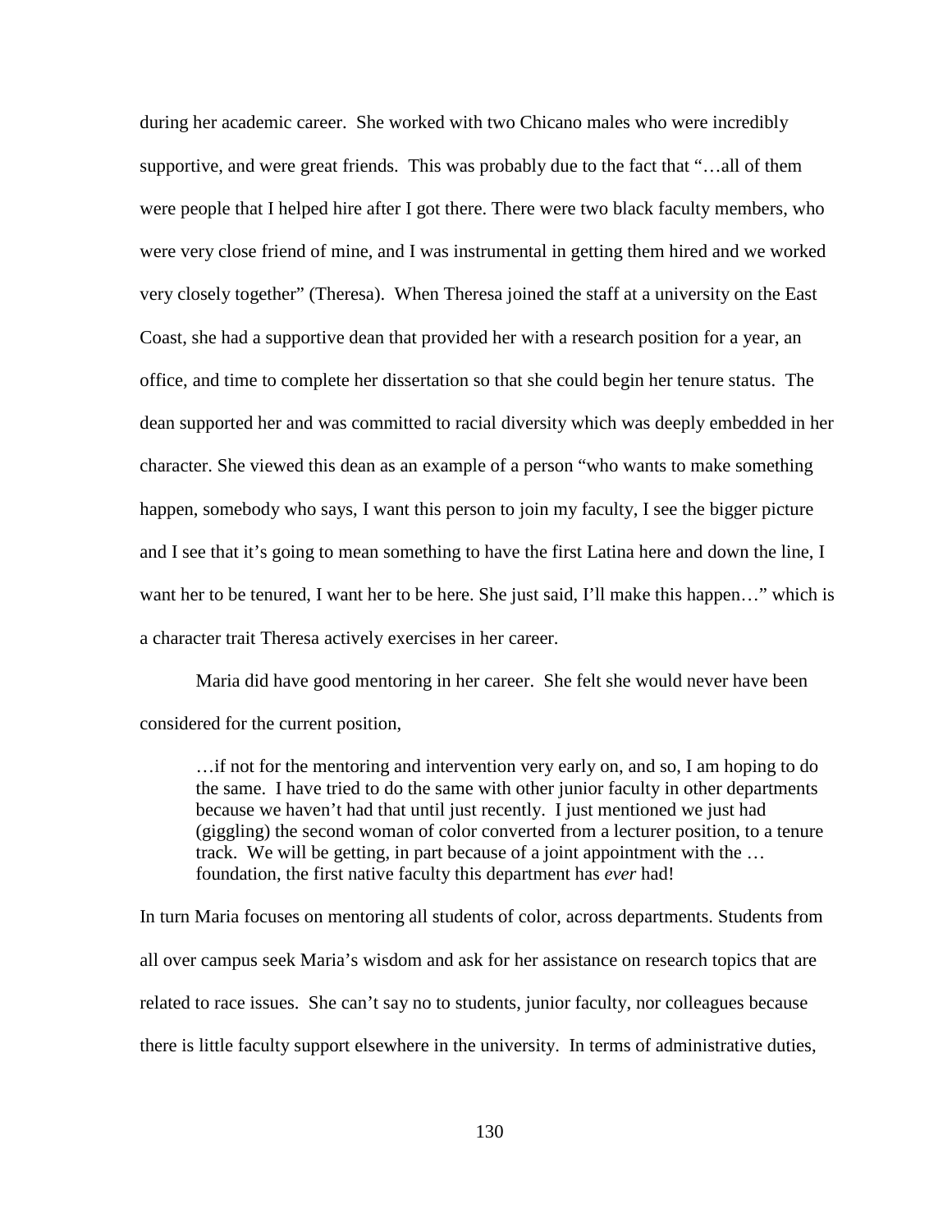during her academic career. She worked with two Chicano males who were incredibly supportive, and were great friends. This was probably due to the fact that "…all of them were people that I helped hire after I got there. There were two black faculty members, who were very close friend of mine, and I was instrumental in getting them hired and we worked very closely together" (Theresa). When Theresa joined the staff at a university on the East Coast, she had a supportive dean that provided her with a research position for a year, an office, and time to complete her dissertation so that she could begin her tenure status. The dean supported her and was committed to racial diversity which was deeply embedded in her character. She viewed this dean as an example of a person "who wants to make something happen, somebody who says, I want this person to join my faculty, I see the bigger picture and I see that it's going to mean something to have the first Latina here and down the line, I want her to be tenured, I want her to be here. She just said, I'll make this happen…" which is a character trait Theresa actively exercises in her career.

Maria did have good mentoring in her career. She felt she would never have been considered for the current position,

> …if not for the mentoring and intervention very early on, and so, I am hoping to do the same. I have tried to do the same with other junior faculty in other departments because we haven't had that until just recently. I just mentioned we just had (giggling) the second woman of color converted from a lecturer position, to a tenure track. We will be getting, in part because of a joint appointment with the … foundation, the first native faculty this department has *ever* had!

In turn Maria focuses on mentoring all students of color, across departments. Students from all over campus seek Maria's wisdom and ask for her assistance on research topics that are related to race issues. She can't say no to students, junior faculty, nor colleagues because there is little faculty support elsewhere in the university. In terms of administrative duties,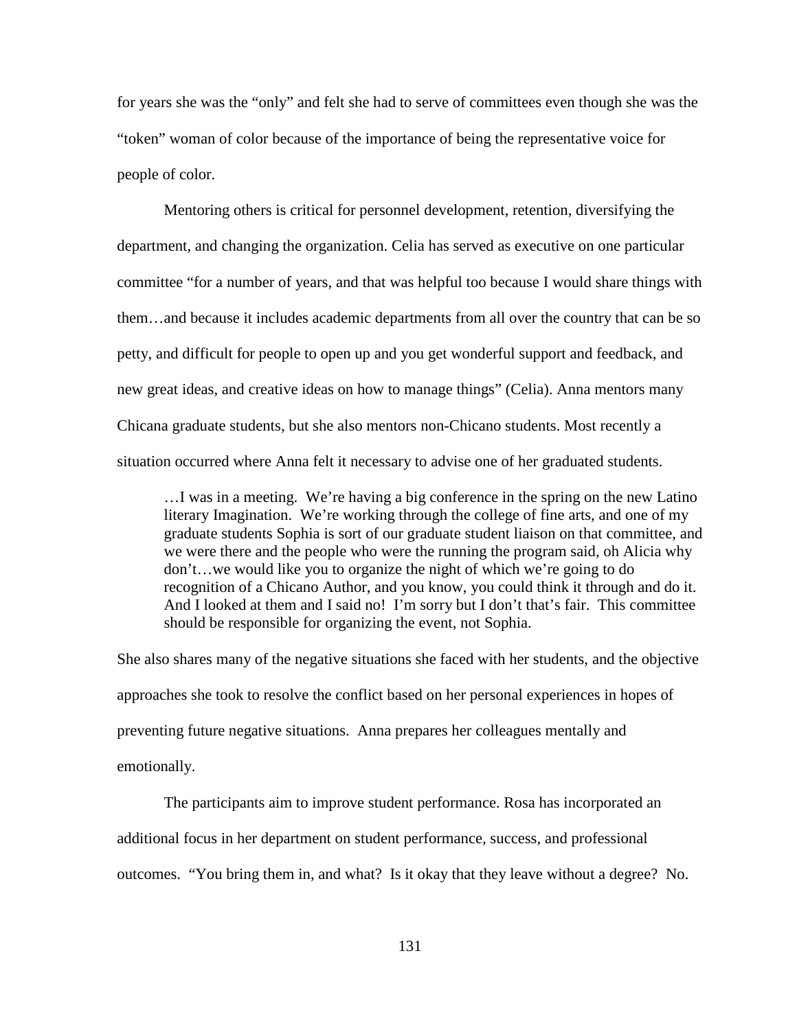for years she was the "only" and felt she had to serve of committees even though she was the "token" woman of color because of the importance of being the representative voice for people of color.

Mentoring others is critical for personnel development, retention, diversifying the department, and changing the organization. Celia has served as executive on one particular committee "for a number of years, and that was helpful too because I would share things with them…and because it includes academic departments from all over the country that can be so petty, and difficult for people to open up and you get wonderful support and feedback, and new great ideas, and creative ideas on how to manage things" (Celia). Anna mentors many Chicana graduate students, but she also mentors non-Chicano students. Most recently a situation occurred where Anna felt it necessary to advise one of her graduated students.

> …I was in a meeting. We're having a big conference in the spring on the new Latino literary Imagination. We're working through the college of fine arts, and one of my graduate students Sophia is sort of our graduate student liaison on that committee, and we were there and the people who were the running the program said, oh Alicia why don't…we would like you to organize the night of which we're going to do recognition of a Chicano Author, and you know, you could think it through and do it. And I looked at them and I said no! I'm sorry but I don't that's fair. This committee should be responsible for organizing the event, not Sophia.

She also shares many of the negative situations she faced with her students, and the objective approaches she took to resolve the conflict based on her personal experiences in hopes of preventing future negative situations. Anna prepares her colleagues mentally and emotionally.

The participants aim to improve student performance. Rosa has incorporated an additional focus in her department on student performance, success, and professional outcomes. "You bring them in, and what? Is it okay that they leave without a degree? No.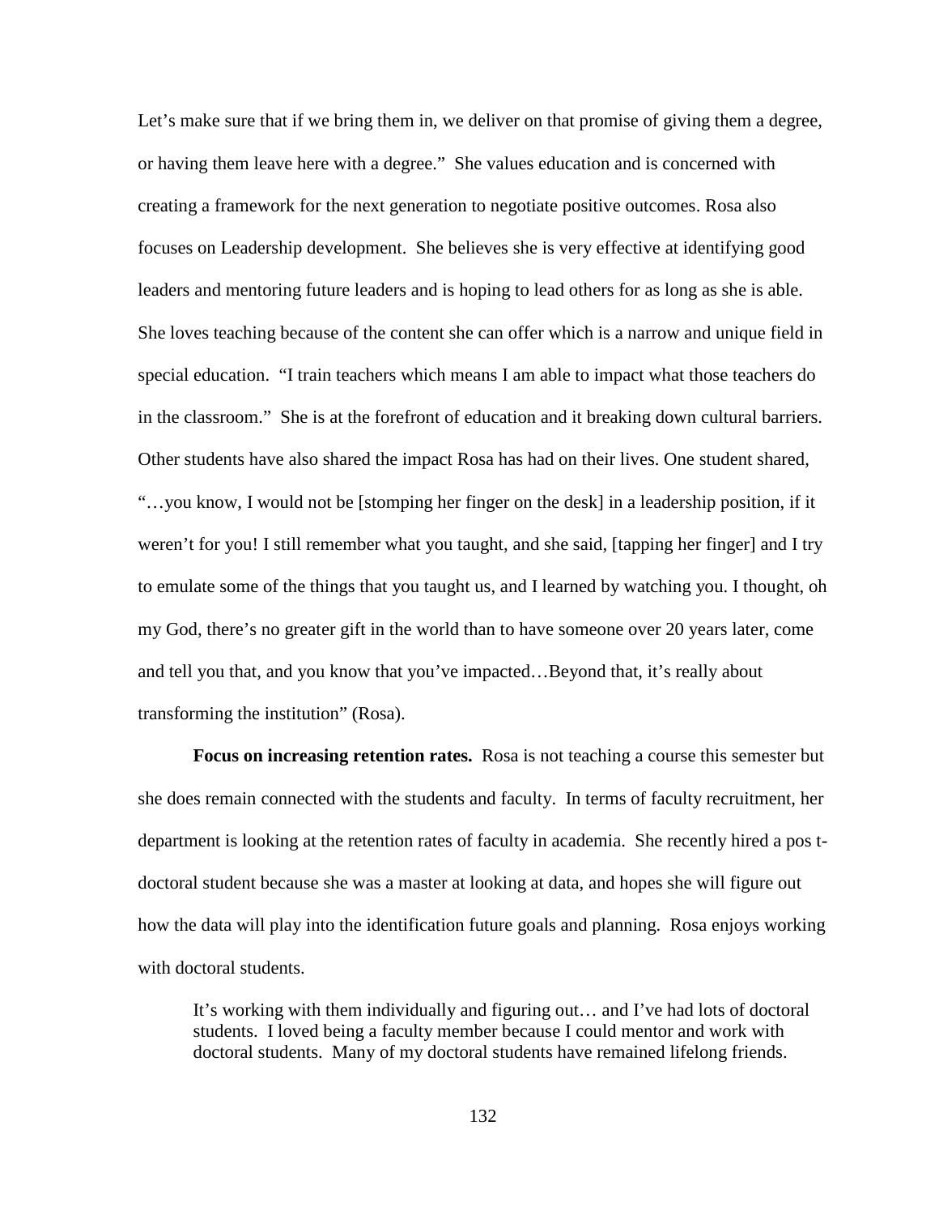Let's make sure that if we bring them in, we deliver on that promise of giving them a degree, or having them leave here with a degree." She values education and is concerned with creating a framework for the next generation to negotiate positive outcomes. Rosa also focuses on Leadership development. She believes she is very effective at identifying good leaders and mentoring future leaders and is hoping to lead others for as long as she is able. She loves teaching because of the content she can offer which is a narrow and unique field in special education. "I train teachers which means I am able to impact what those teachers do in the classroom." She is at the forefront of education and it breaking down cultural barriers. Other students have also shared the impact Rosa has had on their lives. One student shared, "…you know, I would not be [stomping her finger on the desk] in a leadership position, if it weren't for you! I still remember what you taught, and she said, [tapping her finger] and I try to emulate some of the things that you taught us, and I learned by watching you. I thought, oh my God, there's no greater gift in the world than to have someone over 20 years later, come and tell you that, and you know that you've impacted…Beyond that, it's really about transforming the institution" (Rosa).

**Focus on increasing retention rates.** Rosa is not teaching a course this semester but she does remain connected with the students and faculty. In terms of faculty recruitment, her department is looking at the retention rates of faculty in academia. She recently hired a pos t-doctoral student because she was a master at looking at data, and hopes she will figure out how the data will play into the identification future goals and planning. Rosa enjoys working with doctoral students.

> It's working with them individually and figuring out… and I've had lots of doctoral students. I loved being a faculty member because I could mentor and work with doctoral students. Many of my doctoral students have remained lifelong friends.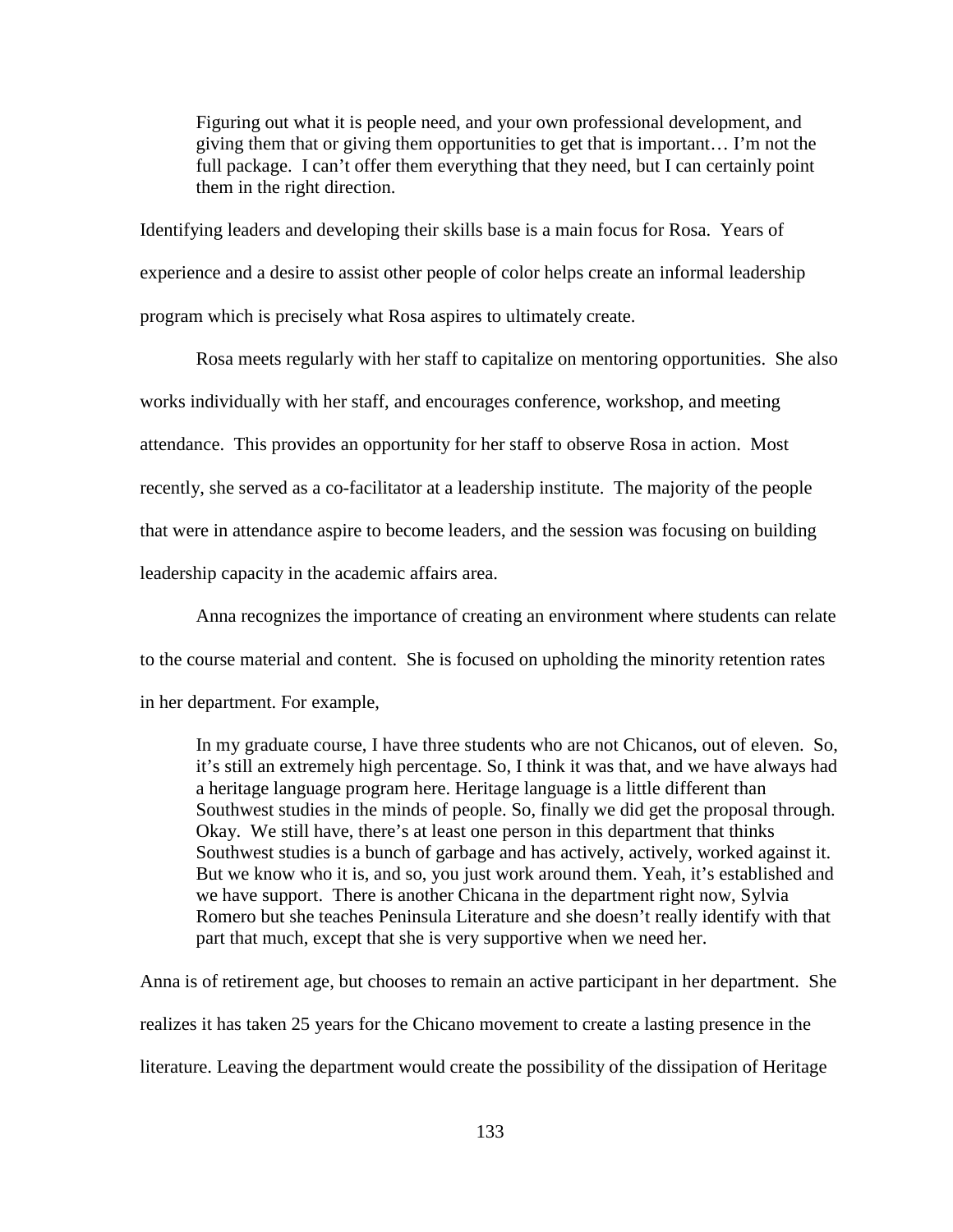> Figuring out what it is people need, and your own professional development, and giving them that or giving them opportunities to get that is important… I'm not the full package. I can't offer them everything that they need, but I can certainly point them in the right direction.

Identifying leaders and developing their skills base is a main focus for Rosa. Years of experience and a desire to assist other people of color helps create an informal leadership program which is precisely what Rosa aspires to ultimately create.

Rosa meets regularly with her staff to capitalize on mentoring opportunities. She also works individually with her staff, and encourages conference, workshop, and meeting attendance. This provides an opportunity for her staff to observe Rosa in action. Most recently, she served as a co-facilitator at a leadership institute. The majority of the people that were in attendance aspire to become leaders, and the session was focusing on building leadership capacity in the academic affairs area.

Anna recognizes the importance of creating an environment where students can relate to the course material and content. She is focused on upholding the minority retention rates in her department. For example,

> In my graduate course, I have three students who are not Chicanos, out of eleven. So, it's still an extremely high percentage. So, I think it was that, and we have always had a heritage language program here. Heritage language is a little different than Southwest studies in the minds of people. So, finally we did get the proposal through. Okay. We still have, there's at least one person in this department that thinks Southwest studies is a bunch of garbage and has actively, actively, worked against it. But we know who it is, and so, you just work around them. Yeah, it's established and we have support. There is another Chicana in the department right now, Sylvia Romero but she teaches Peninsula Literature and she doesn't really identify with that part that much, except that she is very supportive when we need her.

Anna is of retirement age, but chooses to remain an active participant in her department. She realizes it has taken 25 years for the Chicano movement to create a lasting presence in the literature. Leaving the department would create the possibility of the dissipation of Heritage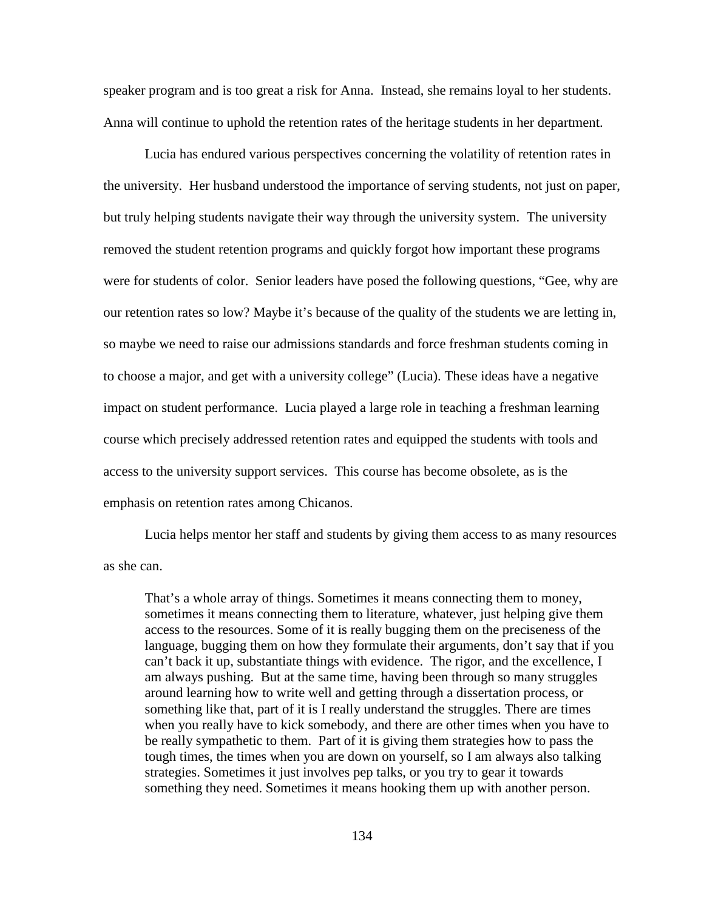speaker program and is too great a risk for Anna. Instead, she remains loyal to her students. Anna will continue to uphold the retention rates of the heritage students in her department.

Lucia has endured various perspectives concerning the volatility of retention rates in the university. Her husband understood the importance of serving students, not just on paper, but truly helping students navigate their way through the university system. The university removed the student retention programs and quickly forgot how important these programs were for students of color. Senior leaders have posed the following questions, "Gee, why are our retention rates so low? Maybe it's because of the quality of the students we are letting in, so maybe we need to raise our admissions standards and force freshman students coming in to choose a major, and get with a university college" (Lucia). These ideas have a negative impact on student performance. Lucia played a large role in teaching a freshman learning course which precisely addressed retention rates and equipped the students with tools and access to the university support services. This course has become obsolete, as is the emphasis on retention rates among Chicanos.

Lucia helps mentor her staff and students by giving them access to as many resources as she can.

> That's a whole array of things. Sometimes it means connecting them to money, sometimes it means connecting them to literature, whatever, just helping give them access to the resources. Some of it is really bugging them on the preciseness of the language, bugging them on how they formulate their arguments, don't say that if you can't back it up, substantiate things with evidence. The rigor, and the excellence, I am always pushing. But at the same time, having been through so many struggles around learning how to write well and getting through a dissertation process, or something like that, part of it is I really understand the struggles. There are times when you really have to kick somebody, and there are other times when you have to be really sympathetic to them. Part of it is giving them strategies how to pass the tough times, the times when you are down on yourself, so I am always also talking strategies. Sometimes it just involves pep talks, or you try to gear it towards something they need. Sometimes it means hooking them up with another person.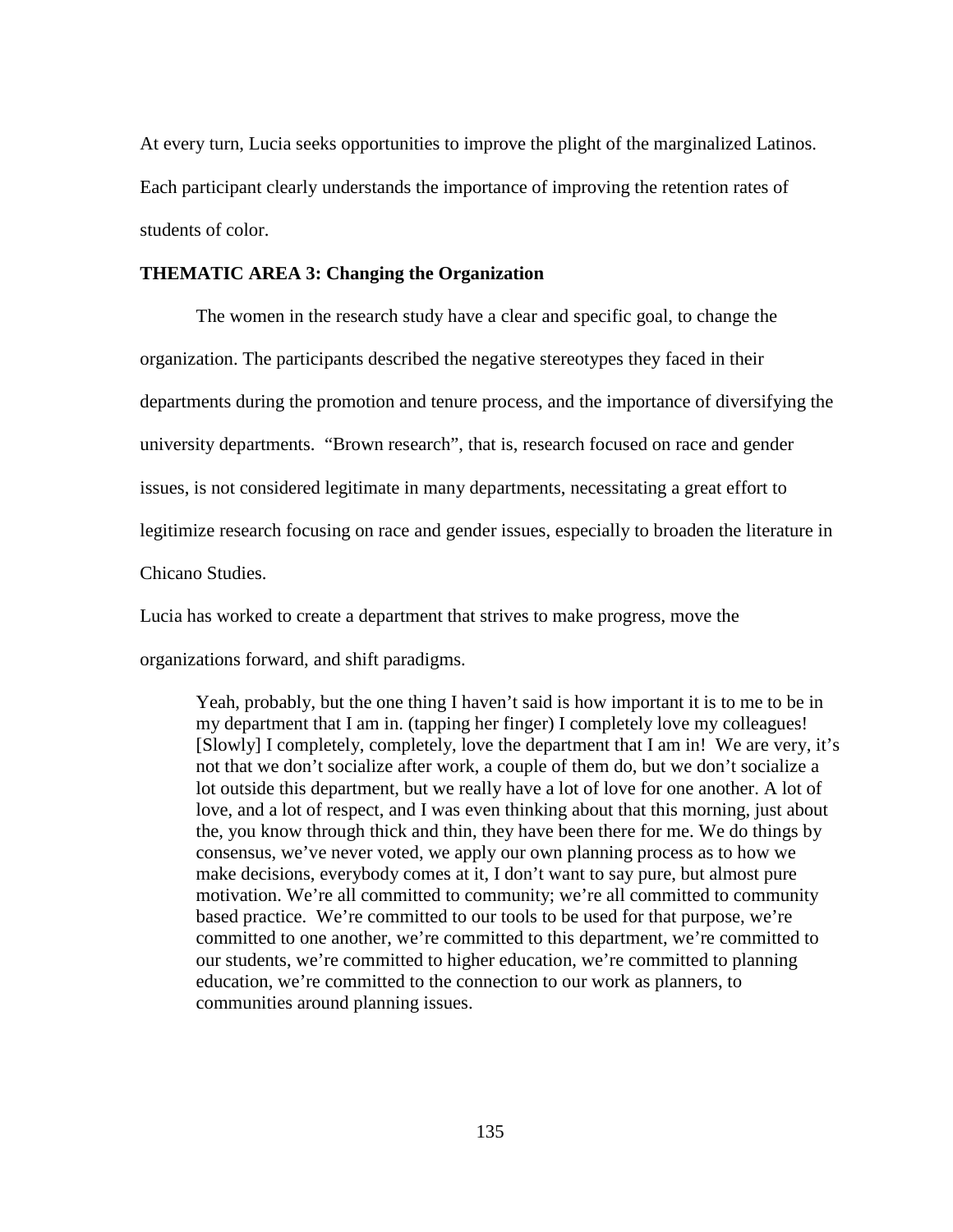At every turn, Lucia seeks opportunities to improve the plight of the marginalized Latinos. Each participant clearly understands the importance of improving the retention rates of students of color.

**THEMATIC AREA 3: Changing the Organization**

The women in the research study have a clear and specific goal, to change the organization. The participants described the negative stereotypes they faced in their departments during the promotion and tenure process, and the importance of diversifying the university departments. "Brown research", that is, research focused on race and gender issues, is not considered legitimate in many departments, necessitating a great effort to legitimize research focusing on race and gender issues, especially to broaden the literature in Chicano Studies.

Lucia has worked to create a department that strives to make progress, move the organizations forward, and shift paradigms.

> Yeah, probably, but the one thing I haven't said is how important it is to me to be in my department that I am in. (tapping her finger) I completely love my colleagues! [Slowly] I completely, completely, love the department that I am in! We are very, it's not that we don't socialize after work, a couple of them do, but we don't socialize a lot outside this department, but we really have a lot of love for one another. A lot of love, and a lot of respect, and I was even thinking about that this morning, just about the, you know through thick and thin, they have been there for me. We do things by consensus, we've never voted, we apply our own planning process as to how we make decisions, everybody comes at it, I don't want to say pure, but almost pure motivation. We're all committed to community; we're all committed to community based practice. We're committed to our tools to be used for that purpose, we're committed to one another, we're committed to this department, we're committed to our students, we're committed to higher education, we're committed to planning education, we're committed to the connection to our work as planners, to communities around planning issues.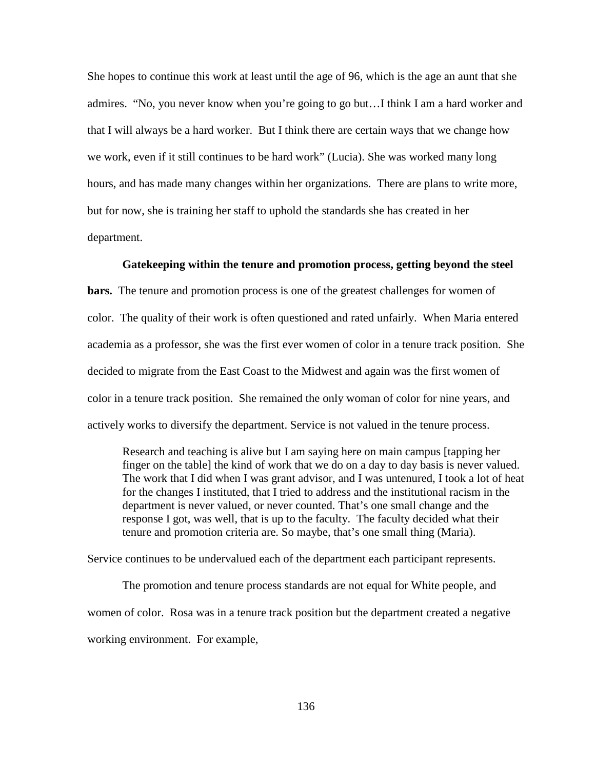She hopes to continue this work at least until the age of 96, which is the age an aunt that she admires. "No, you never know when you're going to go but…I think I am a hard worker and that I will always be a hard worker. But I think there are certain ways that we change how we work, even if it still continues to be hard work" (Lucia). She was worked many long hours, and has made many changes within her organizations. There are plans to write more, but for now, she is training her staff to uphold the standards she has created in her department.

**Gatekeeping within the tenure and promotion process, getting beyond the steel bars.** The tenure and promotion process is one of the greatest challenges for women of color. The quality of their work is often questioned and rated unfairly. When Maria entered academia as a professor, she was the first ever women of color in a tenure track position. She decided to migrate from the East Coast to the Midwest and again was the first women of color in a tenure track position. She remained the only woman of color for nine years, and actively works to diversify the department. Service is not valued in the tenure process.

> Research and teaching is alive but I am saying here on main campus [tapping her finger on the table] the kind of work that we do on a day to day basis is never valued. The work that I did when I was grant advisor, and I was untenured, I took a lot of heat for the changes I instituted, that I tried to address and the institutional racism in the department is never valued, or never counted. That's one small change and the response I got, was well, that is up to the faculty. The faculty decided what their tenure and promotion criteria are. So maybe, that's one small thing (Maria).

Service continues to be undervalued each of the department each participant represents.

The promotion and tenure process standards are not equal for White people, and women of color. Rosa was in a tenure track position but the department created a negative working environment. For example,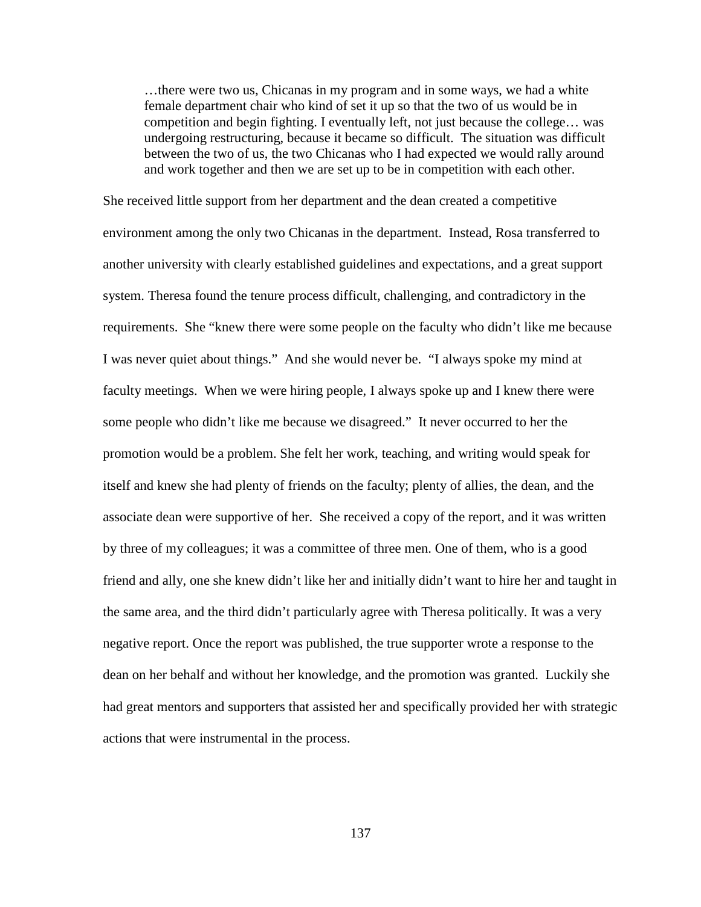> …there were two us, Chicanas in my program and in some ways, we had a white female department chair who kind of set it up so that the two of us would be in competition and begin fighting. I eventually left, not just because the college… was undergoing restructuring, because it became so difficult. The situation was difficult between the two of us, the two Chicanas who I had expected we would rally around and work together and then we are set up to be in competition with each other.

She received little support from her department and the dean created a competitive environment among the only two Chicanas in the department. Instead, Rosa transferred to another university with clearly established guidelines and expectations, and a great support system. Theresa found the tenure process difficult, challenging, and contradictory in the requirements. She "knew there were some people on the faculty who didn't like me because I was never quiet about things." And she would never be. "I always spoke my mind at faculty meetings. When we were hiring people, I always spoke up and I knew there were some people who didn't like me because we disagreed." It never occurred to her the promotion would be a problem. She felt her work, teaching, and writing would speak for itself and knew she had plenty of friends on the faculty; plenty of allies, the dean, and the associate dean were supportive of her. She received a copy of the report, and it was written by three of my colleagues; it was a committee of three men. One of them, who is a good friend and ally, one she knew didn't like her and initially didn't want to hire her and taught in the same area, and the third didn't particularly agree with Theresa politically. It was a very negative report. Once the report was published, the true supporter wrote a response to the dean on her behalf and without her knowledge, and the promotion was granted. Luckily she had great mentors and supporters that assisted her and specifically provided her with strategic actions that were instrumental in the process.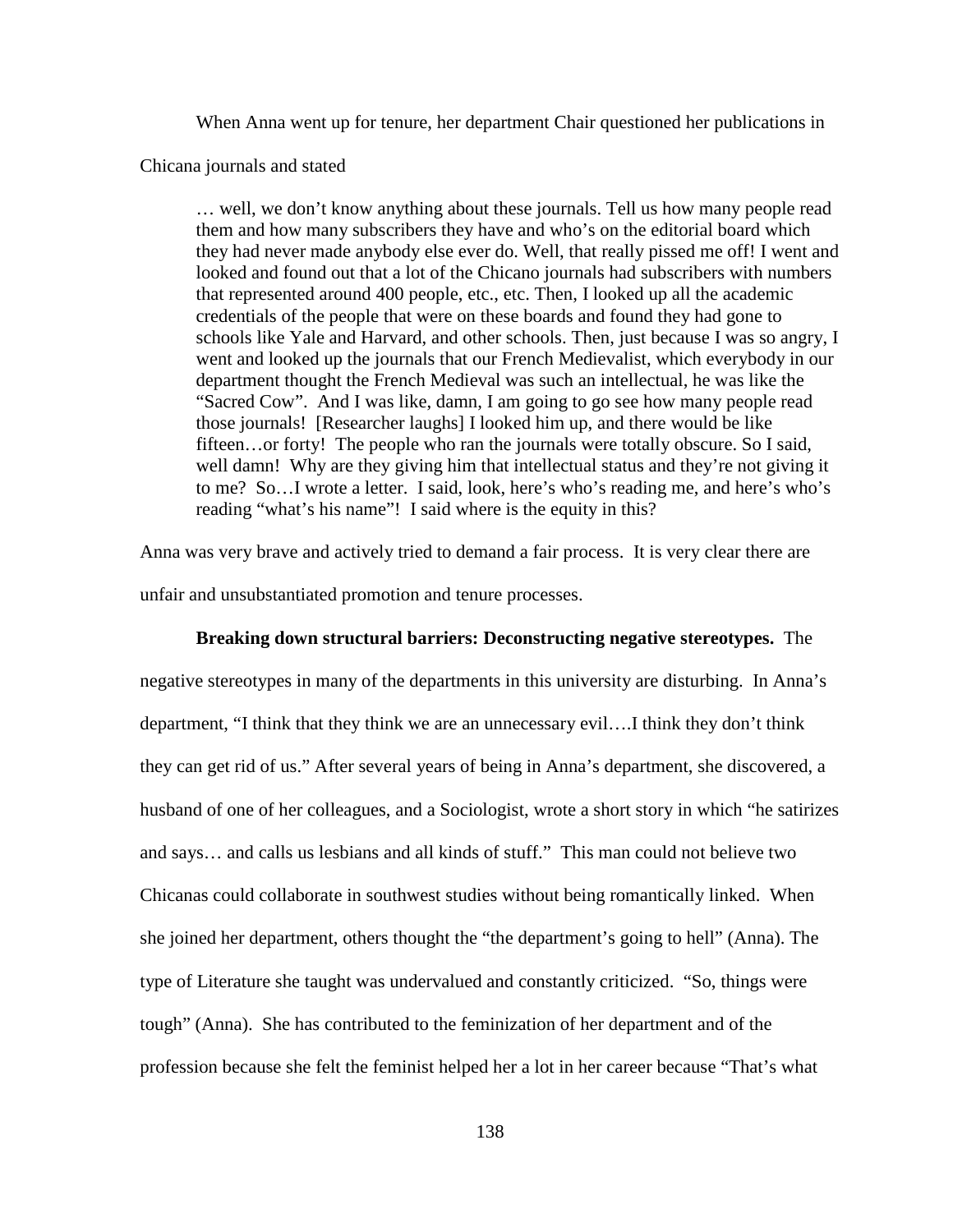When Anna went up for tenure, her department Chair questioned her publications in Chicana journals and stated

> … well, we don't know anything about these journals. Tell us how many people read them and how many subscribers they have and who's on the editorial board which they had never made anybody else ever do. Well, that really pissed me off! I went and looked and found out that a lot of the Chicano journals had subscribers with numbers that represented around 400 people, etc., etc. Then, I looked up all the academic credentials of the people that were on these boards and found they had gone to schools like Yale and Harvard, and other schools. Then, just because I was so angry, I went and looked up the journals that our French Medievalist, which everybody in our department thought the French Medieval was such an intellectual, he was like the "Sacred Cow". And I was like, damn, I am going to go see how many people read those journals! [Researcher laughs] I looked him up, and there would be like fifteen…or forty! The people who ran the journals were totally obscure. So I said, well damn! Why are they giving him that intellectual status and they're not giving it to me? So…I wrote a letter. I said, look, here's who's reading me, and here's who's reading "what's his name"! I said where is the equity in this?

Anna was very brave and actively tried to demand a fair process. It is very clear there are unfair and unsubstantiated promotion and tenure processes.

**Breaking down structural barriers: Deconstructing negative stereotypes.** The negative stereotypes in many of the departments in this university are disturbing. In Anna's department, "I think that they think we are an unnecessary evil….I think they don't think they can get rid of us." After several years of being in Anna's department, she discovered, a husband of one of her colleagues, and a Sociologist, wrote a short story in which "he satirizes and says… and calls us lesbians and all kinds of stuff." This man could not believe two Chicanas could collaborate in southwest studies without being romantically linked. When she joined her department, others thought the "the department's going to hell" (Anna). The type of Literature she taught was undervalued and constantly criticized. "So, things were tough" (Anna). She has contributed to the feminization of her department and of the profession because she felt the feminist helped her a lot in her career because "That's what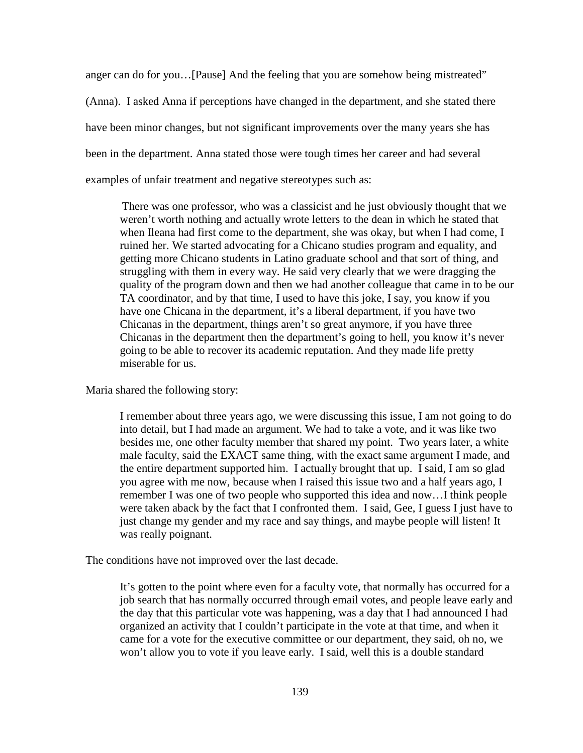anger can do for you…[Pause] And the feeling that you are somehow being mistreated" (Anna). I asked Anna if perceptions have changed in the department, and she stated there have been minor changes, but not significant improvements over the many years she has been in the department. Anna stated those were tough times her career and had several examples of unfair treatment and negative stereotypes such as:

> There was one professor, who was a classicist and he just obviously thought that we weren't worth nothing and actually wrote letters to the dean in which he stated that when Ileana had first come to the department, she was okay, but when I had come, I ruined her. We started advocating for a Chicano studies program and equality, and getting more Chicano students in Latino graduate school and that sort of thing, and struggling with them in every way. He said very clearly that we were dragging the quality of the program down and then we had another colleague that came in to be our TA coordinator, and by that time, I used to have this joke, I say, you know if you have one Chicana in the department, it's a liberal department, if you have two Chicanas in the department, things aren't so great anymore, if you have three Chicanas in the department then the department's going to hell, you know it's never going to be able to recover its academic reputation. And they made life pretty miserable for us.

Maria shared the following story:

> I remember about three years ago, we were discussing this issue, I am not going to do into detail, but I had made an argument. We had to take a vote, and it was like two besides me, one other faculty member that shared my point. Two years later, a white male faculty, said the EXACT same thing, with the exact same argument I made, and the entire department supported him. I actually brought that up. I said, I am so glad you agree with me now, because when I raised this issue two and a half years ago, I remember I was one of two people who supported this idea and now…I think people were taken aback by the fact that I confronted them. I said, Gee, I guess I just have to just change my gender and my race and say things, and maybe people will listen! It was really poignant.

The conditions have not improved over the last decade.

> It's gotten to the point where even for a faculty vote, that normally has occurred for a job search that has normally occurred through email votes, and people leave early and the day that this particular vote was happening, was a day that I had announced I had organized an activity that I couldn't participate in the vote at that time, and when it came for a vote for the executive committee or our department, they said, oh no, we won't allow you to vote if you leave early. I said, well this is a double standard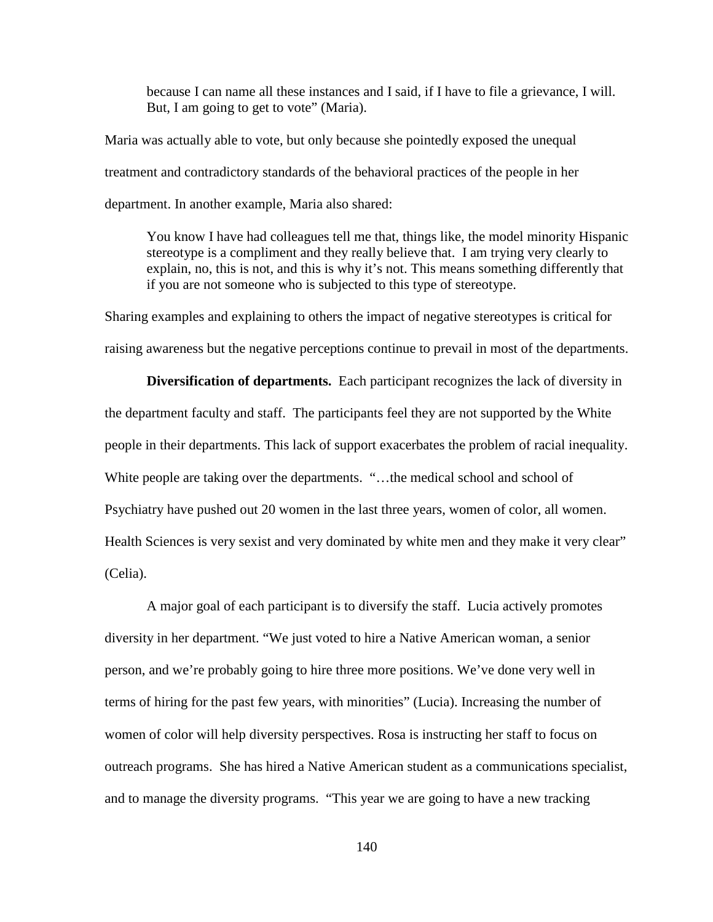> because I can name all these instances and I said, if I have to file a grievance, I will. But, I am going to get to vote" (Maria).

Maria was actually able to vote, but only because she pointedly exposed the unequal treatment and contradictory standards of the behavioral practices of the people in her department. In another example, Maria also shared:

> You know I have had colleagues tell me that, things like, the model minority Hispanic stereotype is a compliment and they really believe that. I am trying very clearly to explain, no, this is not, and this is why it's not. This means something differently that if you are not someone who is subjected to this type of stereotype.

Sharing examples and explaining to others the impact of negative stereotypes is critical for raising awareness but the negative perceptions continue to prevail in most of the departments.

**Diversification of departments.** Each participant recognizes the lack of diversity in the department faculty and staff. The participants feel they are not supported by the White people in their departments. This lack of support exacerbates the problem of racial inequality. White people are taking over the departments. "…the medical school and school of Psychiatry have pushed out 20 women in the last three years, women of color, all women. Health Sciences is very sexist and very dominated by white men and they make it very clear" (Celia).

A major goal of each participant is to diversify the staff. Lucia actively promotes diversity in her department. "We just voted to hire a Native American woman, a senior person, and we're probably going to hire three more positions. We've done very well in terms of hiring for the past few years, with minorities" (Lucia). Increasing the number of women of color will help diversity perspectives. Rosa is instructing her staff to focus on outreach programs. She has hired a Native American student as a communications specialist, and to manage the diversity programs. "This year we are going to have a new tracking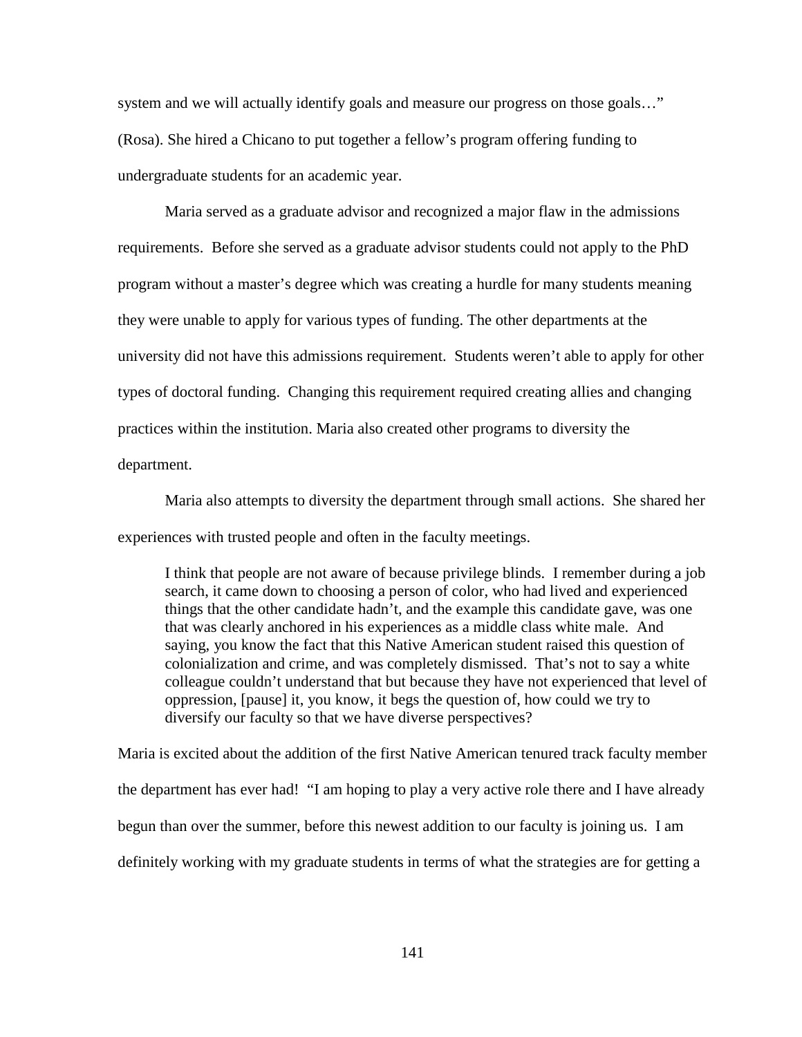system and we will actually identify goals and measure our progress on those goals…" (Rosa). She hired a Chicano to put together a fellow's program offering funding to undergraduate students for an academic year.

Maria served as a graduate advisor and recognized a major flaw in the admissions requirements. Before she served as a graduate advisor students could not apply to the PhD program without a master's degree which was creating a hurdle for many students meaning they were unable to apply for various types of funding. The other departments at the university did not have this admissions requirement. Students weren't able to apply for other types of doctoral funding. Changing this requirement required creating allies and changing practices within the institution. Maria also created other programs to diversity the department.

Maria also attempts to diversity the department through small actions. She shared her experiences with trusted people and often in the faculty meetings.

> I think that people are not aware of because privilege blinds. I remember during a job search, it came down to choosing a person of color, who had lived and experienced things that the other candidate hadn't, and the example this candidate gave, was one that was clearly anchored in his experiences as a middle class white male. And saying, you know the fact that this Native American student raised this question of colonialization and crime, and was completely dismissed. That's not to say a white colleague couldn't understand that but because they have not experienced that level of oppression, [pause] it, you know, it begs the question of, how could we try to diversify our faculty so that we have diverse perspectives?

Maria is excited about the addition of the first Native American tenured track faculty member the department has ever had! "I am hoping to play a very active role there and I have already begun than over the summer, before this newest addition to our faculty is joining us. I am definitely working with my graduate students in terms of what the strategies are for getting a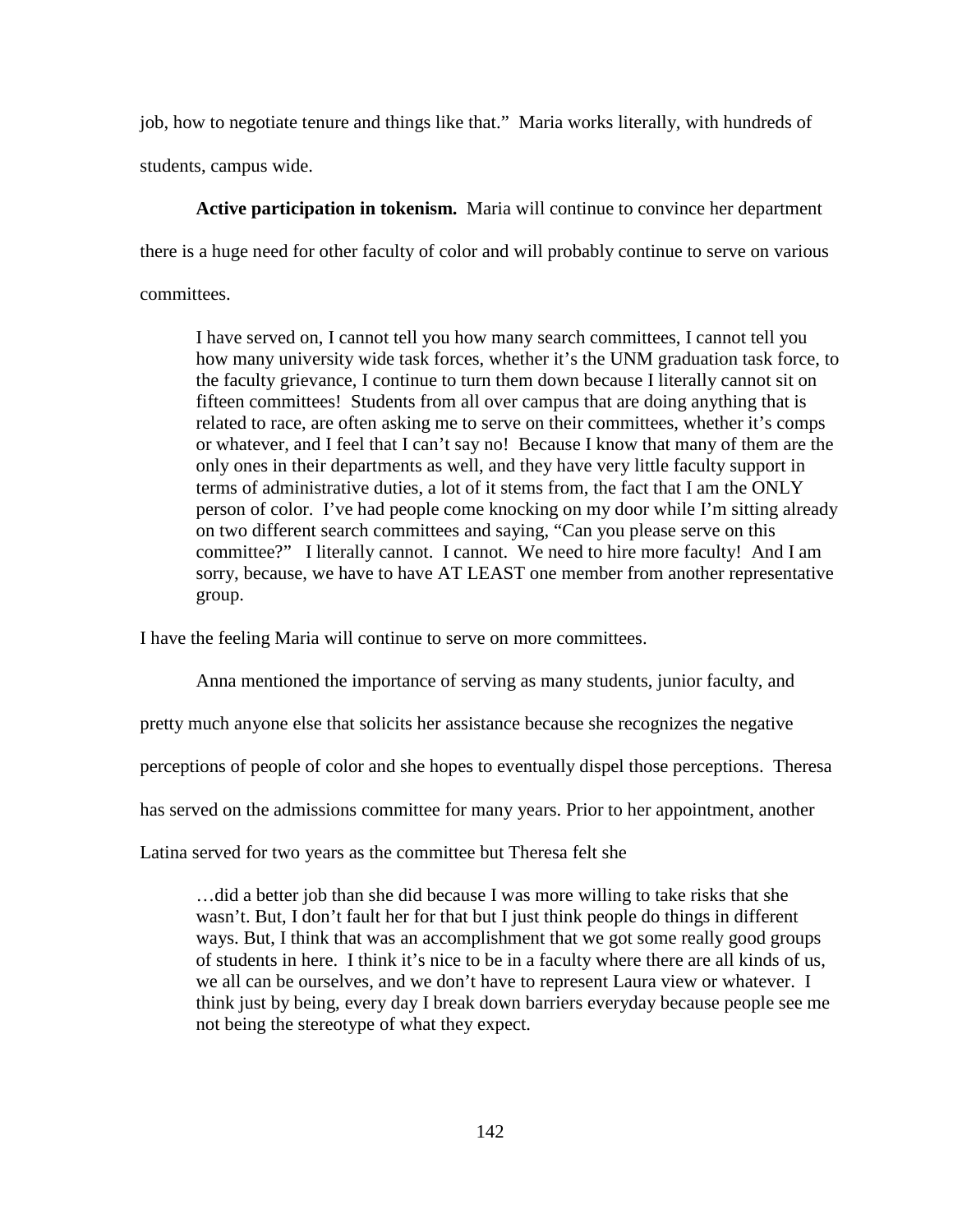job, how to negotiate tenure and things like that." Maria works literally, with hundreds of students, campus wide.

**Active participation in tokenism.** Maria will continue to convince her department there is a huge need for other faculty of color and will probably continue to serve on various committees.

> I have served on, I cannot tell you how many search committees, I cannot tell you how many university wide task forces, whether it's the UNM graduation task force, to the faculty grievance, I continue to turn them down because I literally cannot sit on fifteen committees! Students from all over campus that are doing anything that is related to race, are often asking me to serve on their committees, whether it's comps or whatever, and I feel that I can't say no! Because I know that many of them are the only ones in their departments as well, and they have very little faculty support in terms of administrative duties, a lot of it stems from, the fact that I am the ONLY person of color. I've had people come knocking on my door while I'm sitting already on two different search committees and saying, "Can you please serve on this committee?" I literally cannot. I cannot. We need to hire more faculty! And I am sorry, because, we have to have AT LEAST one member from another representative group.

I have the feeling Maria will continue to serve on more committees.

Anna mentioned the importance of serving as many students, junior faculty, and pretty much anyone else that solicits her assistance because she recognizes the negative perceptions of people of color and she hopes to eventually dispel those perceptions. Theresa has served on the admissions committee for many years. Prior to her appointment, another Latina served for two years as the committee but Theresa felt she

> …did a better job than she did because I was more willing to take risks that she wasn't. But, I don't fault her for that but I just think people do things in different ways. But, I think that was an accomplishment that we got some really good groups of students in here. I think it's nice to be in a faculty where there are all kinds of us, we all can be ourselves, and we don't have to represent Laura view or whatever. I think just by being, every day I break down barriers everyday because people see me not being the stereotype of what they expect.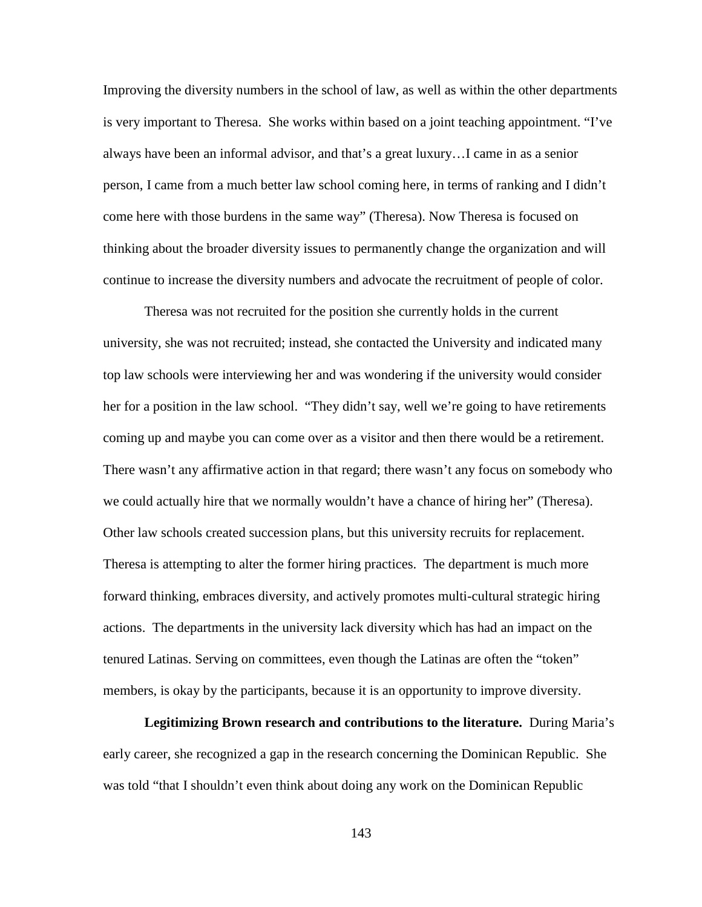Improving the diversity numbers in the school of law, as well as within the other departments is very important to Theresa. She works within based on a joint teaching appointment. "I've always have been an informal advisor, and that's a great luxury…I came in as a senior person, I came from a much better law school coming here, in terms of ranking and I didn't come here with those burdens in the same way" (Theresa). Now Theresa is focused on thinking about the broader diversity issues to permanently change the organization and will continue to increase the diversity numbers and advocate the recruitment of people of color.

Theresa was not recruited for the position she currently holds in the current university, she was not recruited; instead, she contacted the University and indicated many top law schools were interviewing her and was wondering if the university would consider her for a position in the law school. "They didn't say, well we're going to have retirements coming up and maybe you can come over as a visitor and then there would be a retirement. There wasn't any affirmative action in that regard; there wasn't any focus on somebody who we could actually hire that we normally wouldn't have a chance of hiring her" (Theresa). Other law schools created succession plans, but this university recruits for replacement. Theresa is attempting to alter the former hiring practices. The department is much more forward thinking, embraces diversity, and actively promotes multi-cultural strategic hiring actions. The departments in the university lack diversity which has had an impact on the tenured Latinas. Serving on committees, even though the Latinas are often the "token" members, is okay by the participants, because it is an opportunity to improve diversity.

**Legitimizing Brown research and contributions to the literature.** During Maria's early career, she recognized a gap in the research concerning the Dominican Republic. She was told "that I shouldn't even think about doing any work on the Dominican Republic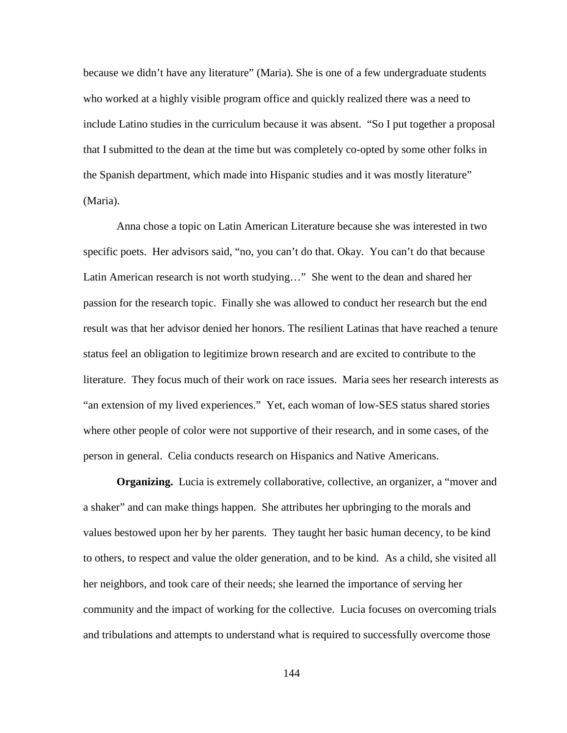because we didn't have any literature" (Maria). She is one of a few undergraduate students who worked at a highly visible program office and quickly realized there was a need to include Latino studies in the curriculum because it was absent. "So I put together a proposal that I submitted to the dean at the time but was completely co-opted by some other folks in the Spanish department, which made into Hispanic studies and it was mostly literature" (Maria).

Anna chose a topic on Latin American Literature because she was interested in two specific poets. Her advisors said, "no, you can't do that. Okay. You can't do that because Latin American research is not worth studying…" She went to the dean and shared her passion for the research topic. Finally she was allowed to conduct her research but the end result was that her advisor denied her honors. The resilient Latinas that have reached a tenure status feel an obligation to legitimize brown research and are excited to contribute to the literature. They focus much of their work on race issues. Maria sees her research interests as "an extension of my lived experiences." Yet, each woman of low-SES status shared stories where other people of color were not supportive of their research, and in some cases, of the person in general. Celia conducts research on Hispanics and Native Americans.

**Organizing.** Lucia is extremely collaborative, collective, an organizer, a "mover and a shaker" and can make things happen. She attributes her upbringing to the morals and values bestowed upon her by her parents. They taught her basic human decency, to be kind to others, to respect and value the older generation, and to be kind. As a child, she visited all her neighbors, and took care of their needs; she learned the importance of serving her community and the impact of working for the collective. Lucia focuses on overcoming trials and tribulations and attempts to understand what is required to successfully overcome those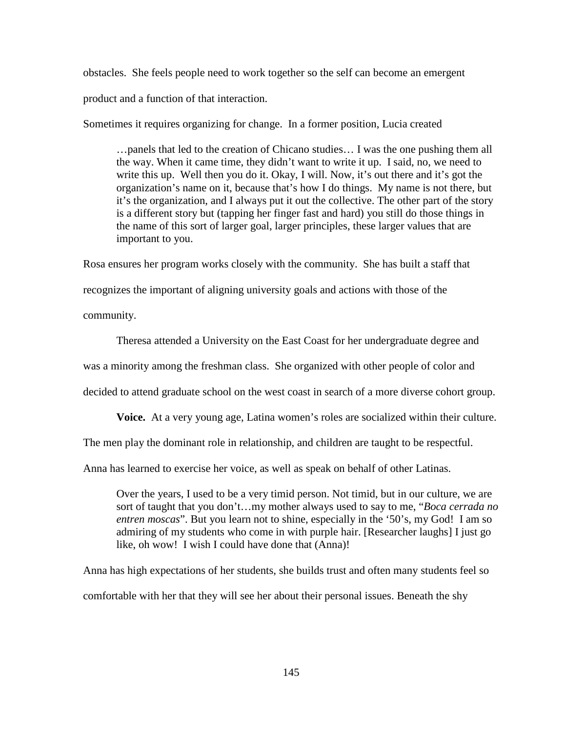obstacles. She feels people need to work together so the self can become an emergent product and a function of that interaction.

Sometimes it requires organizing for change. In a former position, Lucia created

> …panels that led to the creation of Chicano studies… I was the one pushing them all the way. When it came time, they didn't want to write it up. I said, no, we need to write this up. Well then you do it. Okay, I will. Now, it's out there and it's got the organization's name on it, because that's how I do things. My name is not there, but it's the organization, and I always put it out the collective. The other part of the story is a different story but (tapping her finger fast and hard) you still do those things in the name of this sort of larger goal, larger principles, these larger values that are important to you.

Rosa ensures her program works closely with the community. She has built a staff that recognizes the important of aligning university goals and actions with those of the community.

Theresa attended a University on the East Coast for her undergraduate degree and was a minority among the freshman class. She organized with other people of color and decided to attend graduate school on the west coast in search of a more diverse cohort group.

**Voice.** At a very young age, Latina women's roles are socialized within their culture. The men play the dominant role in relationship, and children are taught to be respectful. Anna has learned to exercise her voice, as well as speak on behalf of other Latinas.

> Over the years, I used to be a very timid person. Not timid, but in our culture, we are sort of taught that you don't…my mother always used to say to me, "*Boca cerrada no entren moscas*". But you learn not to shine, especially in the '50's, my God! I am so admiring of my students who come in with purple hair. [Researcher laughs] I just go like, oh wow! I wish I could have done that (Anna)!

Anna has high expectations of her students, she builds trust and often many students feel so comfortable with her that they will see her about their personal issues. Beneath the shy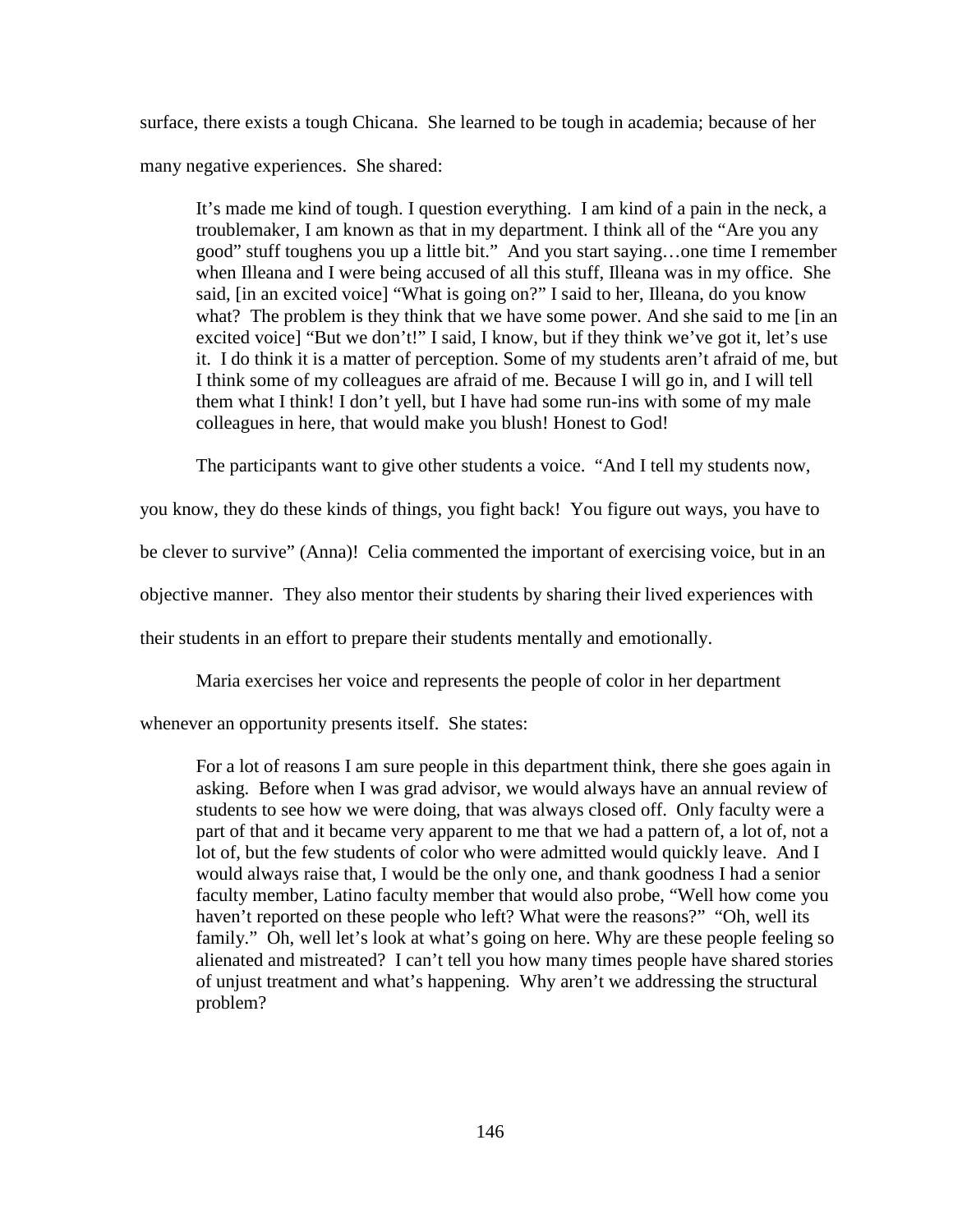surface, there exists a tough Chicana. She learned to be tough in academia; because of her many negative experiences. She shared:

> It's made me kind of tough. I question everything. I am kind of a pain in the neck, a troublemaker, I am known as that in my department. I think all of the "Are you any good" stuff toughens you up a little bit." And you start saying…one time I remember when Illeana and I were being accused of all this stuff, Illeana was in my office. She said, [in an excited voice] "What is going on?" I said to her, Illeana, do you know what? The problem is they think that we have some power. And she said to me [in an excited voice] "But we don't!" I said, I know, but if they think we've got it, let's use it. I do think it is a matter of perception. Some of my students aren't afraid of me, but I think some of my colleagues are afraid of me. Because I will go in, and I will tell them what I think! I don't yell, but I have had some run-ins with some of my male colleagues in here, that would make you blush! Honest to God!

The participants want to give other students a voice. "And I tell my students now, you know, they do these kinds of things, you fight back! You figure out ways, you have to be clever to survive" (Anna)! Celia commented the important of exercising voice, but in an objective manner. They also mentor their students by sharing their lived experiences with their students in an effort to prepare their students mentally and emotionally.

Maria exercises her voice and represents the people of color in her department whenever an opportunity presents itself. She states:

> For a lot of reasons I am sure people in this department think, there she goes again in asking. Before when I was grad advisor, we would always have an annual review of students to see how we were doing, that was always closed off. Only faculty were a part of that and it became very apparent to me that we had a pattern of, a lot of, not a lot of, but the few students of color who were admitted would quickly leave. And I would always raise that, I would be the only one, and thank goodness I had a senior faculty member, Latino faculty member that would also probe, "Well how come you haven't reported on these people who left? What were the reasons?" "Oh, well its family." Oh, well let's look at what's going on here. Why are these people feeling so alienated and mistreated? I can't tell you how many times people have shared stories of unjust treatment and what's happening. Why aren't we addressing the structural problem?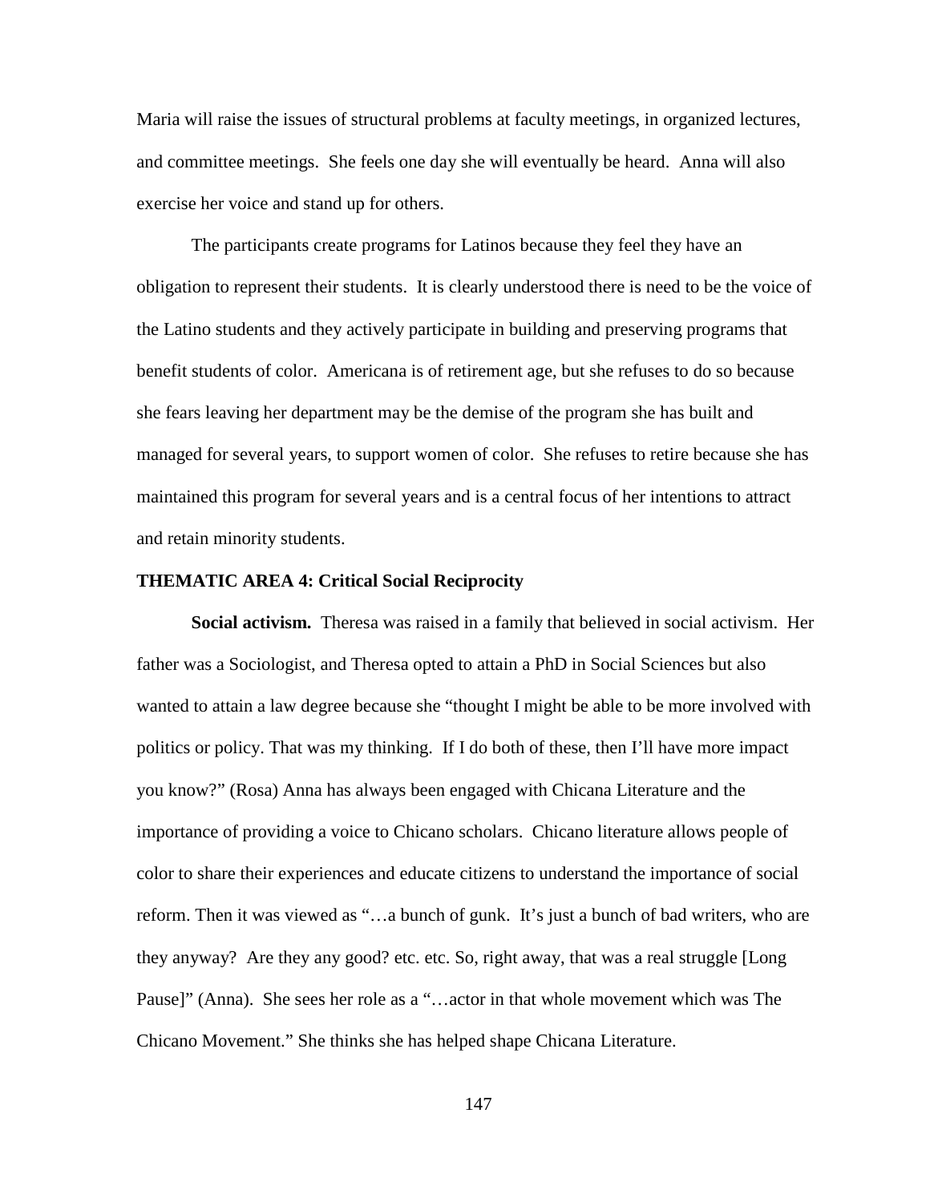Maria will raise the issues of structural problems at faculty meetings, in organized lectures, and committee meetings. She feels one day she will eventually be heard. Anna will also exercise her voice and stand up for others.

The participants create programs for Latinos because they feel they have an obligation to represent their students. It is clearly understood there is need to be the voice of the Latino students and they actively participate in building and preserving programs that benefit students of color. Americana is of retirement age, but she refuses to do so because she fears leaving her department may be the demise of the program she has built and managed for several years, to support women of color. She refuses to retire because she has maintained this program for several years and is a central focus of her intentions to attract and retain minority students.

### THEMATIC AREA 4: Critical Social Reciprocity

**Social activism.** Theresa was raised in a family that believed in social activism. Her father was a Sociologist, and Theresa opted to attain a PhD in Social Sciences but also wanted to attain a law degree because she "thought I might be able to be more involved with politics or policy. That was my thinking. If I do both of these, then I'll have more impact you know?" (Rosa) Anna has always been engaged with Chicana Literature and the importance of providing a voice to Chicano scholars. Chicano literature allows people of color to share their experiences and educate citizens to understand the importance of social reform. Then it was viewed as "…a bunch of gunk. It's just a bunch of bad writers, who are they anyway? Are they any good? etc. etc. So, right away, that was a real struggle [Long Pause]" (Anna). She sees her role as a "…actor in that whole movement which was The Chicano Movement." She thinks she has helped shape Chicana Literature.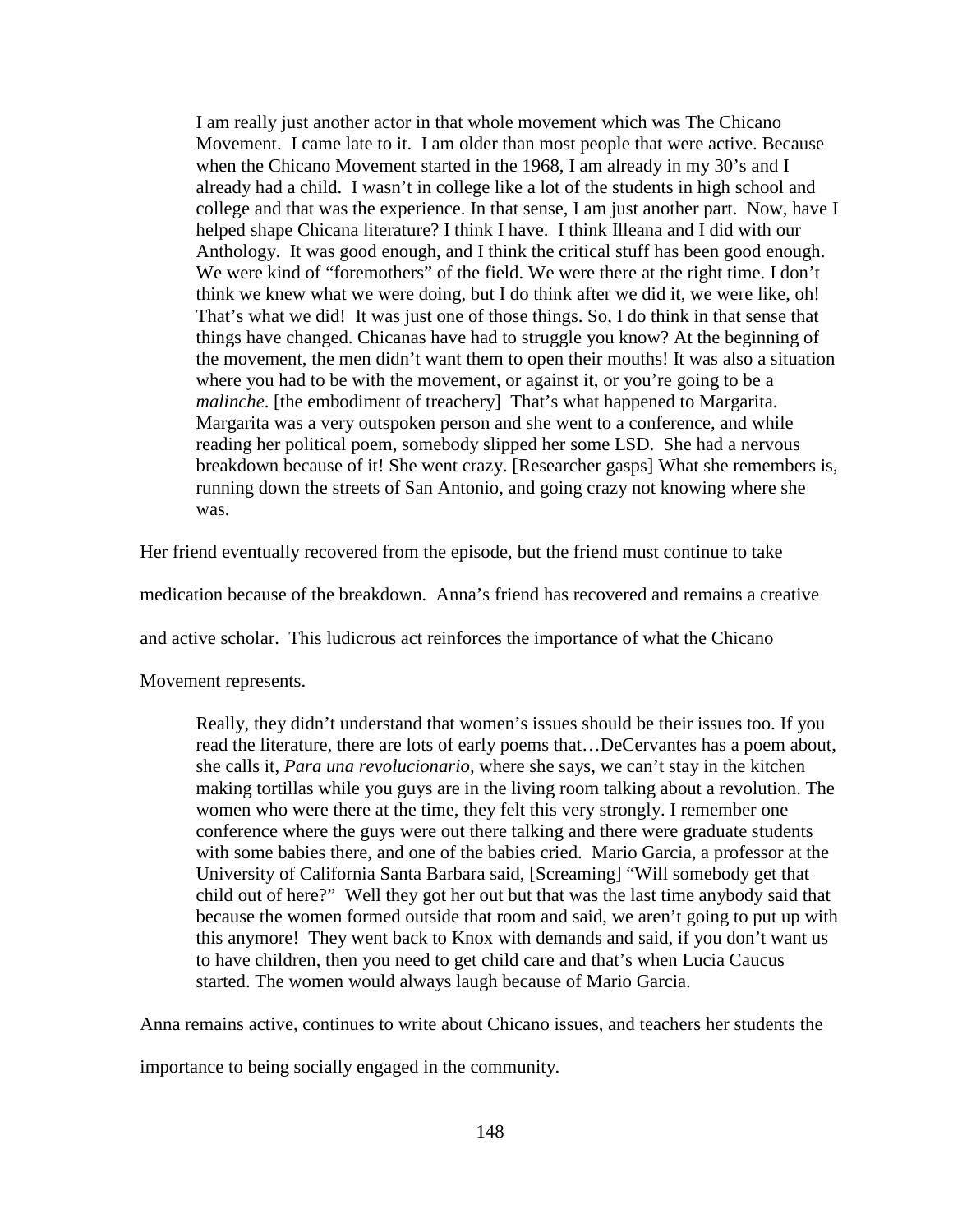> I am really just another actor in that whole movement which was The Chicano Movement. I came late to it. I am older than most people that were active. Because when the Chicano Movement started in the 1968, I am already in my 30's and I already had a child. I wasn't in college like a lot of the students in high school and college and that was the experience. In that sense, I am just another part. Now, have I helped shape Chicana literature? I think I have. I think Illeana and I did with our Anthology. It was good enough, and I think the critical stuff has been good enough. We were kind of "foremothers" of the field. We were there at the right time. I don't think we knew what we were doing, but I do think after we did it, we were like, oh! That's what we did! It was just one of those things. So, I do think in that sense that things have changed. Chicanas have had to struggle you know? At the beginning of the movement, the men didn't want them to open their mouths! It was also a situation where you had to be with the movement, or against it, or you're going to be a *malinche*. [the embodiment of treachery] That's what happened to Margarita. Margarita was a very outspoken person and she went to a conference, and while reading her political poem, somebody slipped her some LSD. She had a nervous breakdown because of it! She went crazy. [Researcher gasps] What she remembers is, running down the streets of San Antonio, and going crazy not knowing where she was.

Her friend eventually recovered from the episode, but the friend must continue to take medication because of the breakdown. Anna's friend has recovered and remains a creative and active scholar. This ludicrous act reinforces the importance of what the Chicano Movement represents.

> Really, they didn't understand that women's issues should be their issues too. If you read the literature, there are lots of early poems that…DeCervantes has a poem about, she calls it, *Para una revolucionario*, where she says, we can't stay in the kitchen making tortillas while you guys are in the living room talking about a revolution. The women who were there at the time, they felt this very strongly. I remember one conference where the guys were out there talking and there were graduate students with some babies there, and one of the babies cried. Mario Garcia, a professor at the University of California Santa Barbara said, [Screaming] "Will somebody get that child out of here?" Well they got her out but that was the last time anybody said that because the women formed outside that room and said, we aren't going to put up with this anymore! They went back to Knox with demands and said, if you don't want us to have children, then you need to get child care and that's when Lucia Caucus started. The women would always laugh because of Mario Garcia.

Anna remains active, continues to write about Chicano issues, and teachers her students the importance to being socially engaged in the community.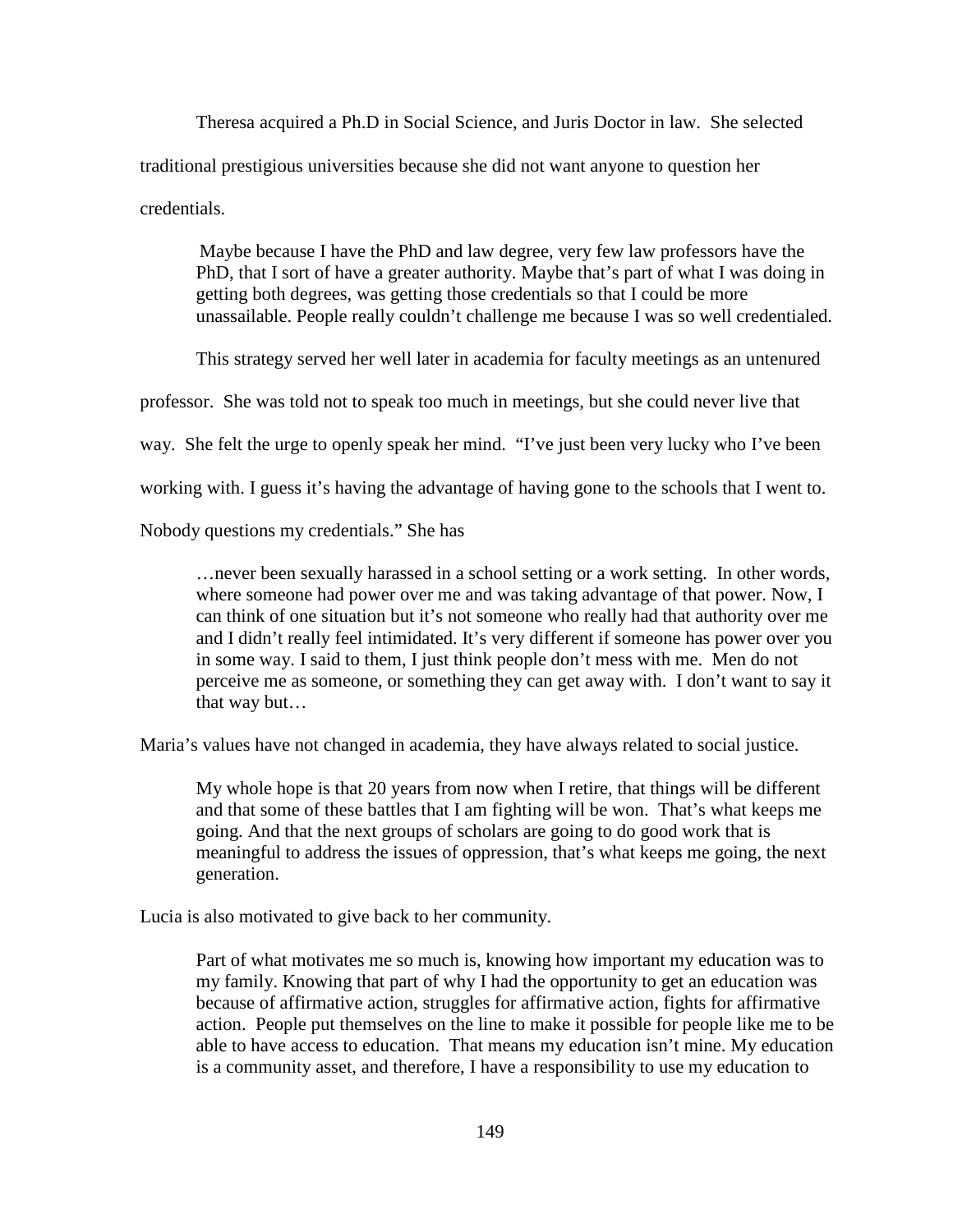Theresa acquired a Ph.D in Social Science, and Juris Doctor in law. She selected traditional prestigious universities because she did not want anyone to question her credentials.

> Maybe because I have the PhD and law degree, very few law professors have the PhD, that I sort of have a greater authority. Maybe that's part of what I was doing in getting both degrees, was getting those credentials so that I could be more unassailable. People really couldn't challenge me because I was so well credentialed.

This strategy served her well later in academia for faculty meetings as an untenured professor. She was told not to speak too much in meetings, but she could never live that way. She felt the urge to openly speak her mind. "I've just been very lucky who I've been working with. I guess it's having the advantage of having gone to the schools that I went to. Nobody questions my credentials." She has

> …never been sexually harassed in a school setting or a work setting. In other words, where someone had power over me and was taking advantage of that power. Now, I can think of one situation but it's not someone who really had that authority over me and I didn't really feel intimidated. It's very different if someone has power over you in some way. I said to them, I just think people don't mess with me. Men do not perceive me as someone, or something they can get away with. I don't want to say it that way but…

Maria's values have not changed in academia, they have always related to social justice.

> My whole hope is that 20 years from now when I retire, that things will be different and that some of these battles that I am fighting will be won. That's what keeps me going. And that the next groups of scholars are going to do good work that is meaningful to address the issues of oppression, that's what keeps me going, the next generation.

Lucia is also motivated to give back to her community.

> Part of what motivates me so much is, knowing how important my education was to my family. Knowing that part of why I had the opportunity to get an education was because of affirmative action, struggles for affirmative action, fights for affirmative action. People put themselves on the line to make it possible for people like me to be able to have access to education. That means my education isn't mine. My education is a community asset, and therefore, I have a responsibility to use my education to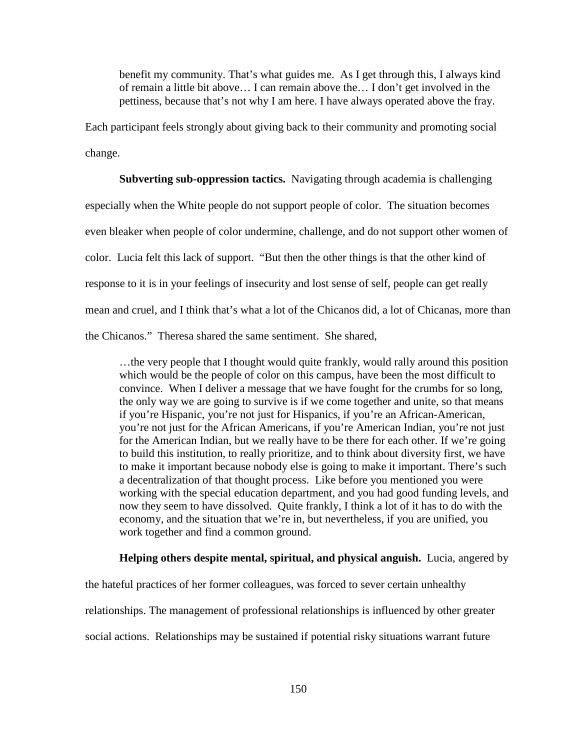> benefit my community. That's what guides me. As I get through this, I always kind of remain a little bit above… I can remain above the… I don't get involved in the pettiness, because that's not why I am here. I have always operated above the fray.

Each participant feels strongly about giving back to their community and promoting social change.

**Subverting sub-oppression tactics.** Navigating through academia is challenging especially when the White people do not support people of color. The situation becomes even bleaker when people of color undermine, challenge, and do not support other women of color. Lucia felt this lack of support. "But then the other things is that the other kind of response to it is in your feelings of insecurity and lost sense of self, people can get really mean and cruel, and I think that's what a lot of the Chicanos did, a lot of Chicanas, more than the Chicanos." Theresa shared the same sentiment. She shared,

> …the very people that I thought would quite frankly, would rally around this position which would be the people of color on this campus, have been the most difficult to convince. When I deliver a message that we have fought for the crumbs for so long, the only way we are going to survive is if we come together and unite, so that means if you're Hispanic, you're not just for Hispanics, if you're an African-American, you're not just for the African Americans, if you're American Indian, you're not just for the American Indian, but we really have to be there for each other. If we're going to build this institution, to really prioritize, and to think about diversity first, we have to make it important because nobody else is going to make it important. There's such a decentralization of that thought process. Like before you mentioned you were working with the special education department, and you had good funding levels, and now they seem to have dissolved. Quite frankly, I think a lot of it has to do with the economy, and the situation that we're in, but nevertheless, if you are unified, you work together and find a common ground.

**Helping others despite mental, spiritual, and physical anguish.** Lucia, angered by the hateful practices of her former colleagues, was forced to sever certain unhealthy relationships. The management of professional relationships is influenced by other greater social actions. Relationships may be sustained if potential risky situations warrant future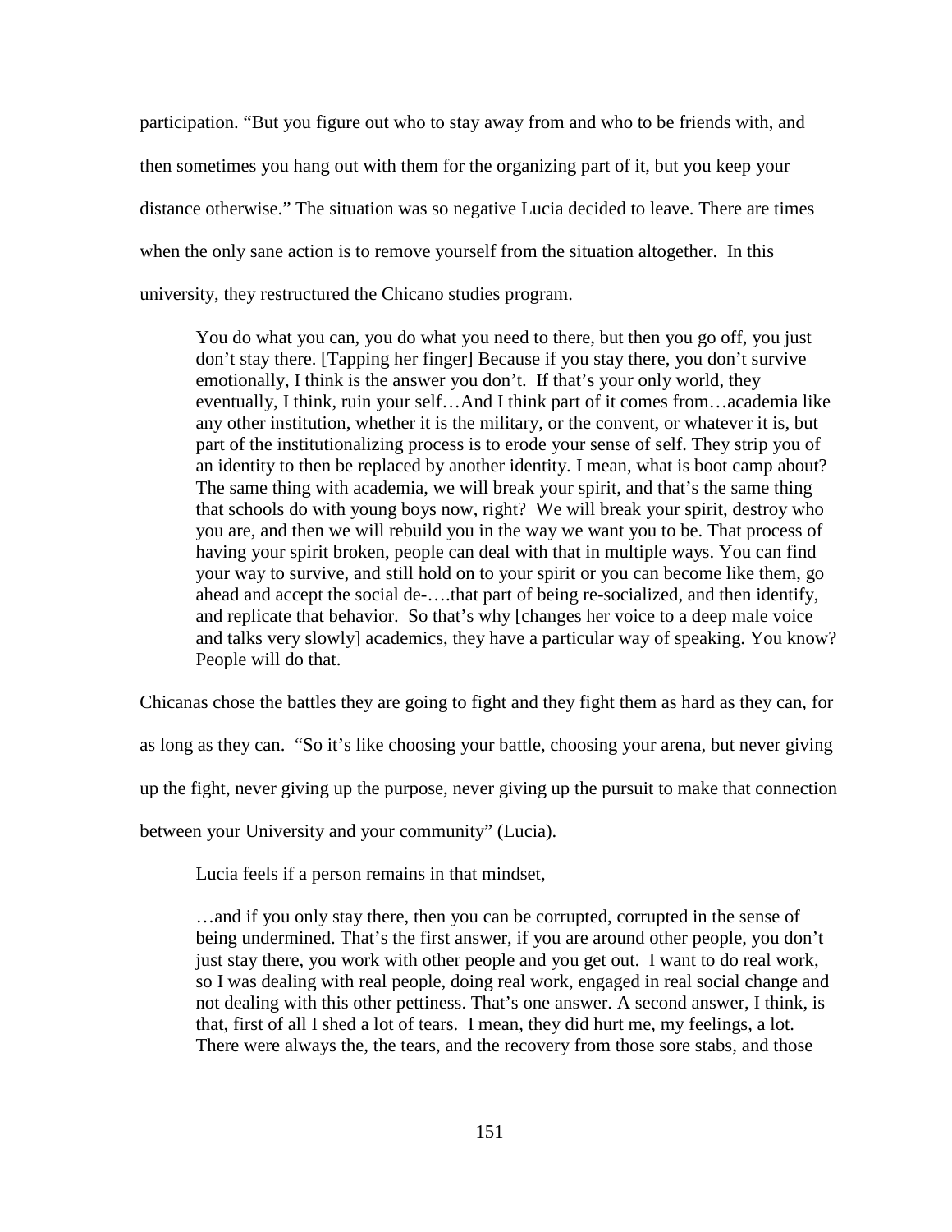participation. "But you figure out who to stay away from and who to be friends with, and then sometimes you hang out with them for the organizing part of it, but you keep your distance otherwise." The situation was so negative Lucia decided to leave. There are times when the only sane action is to remove yourself from the situation altogether. In this university, they restructured the Chicano studies program.

> You do what you can, you do what you need to there, but then you go off, you just don't stay there. [Tapping her finger] Because if you stay there, you don't survive emotionally, I think is the answer you don't. If that's your only world, they eventually, I think, ruin your self…And I think part of it comes from…academia like any other institution, whether it is the military, or the convent, or whatever it is, but part of the institutionalizing process is to erode your sense of self. They strip you of an identity to then be replaced by another identity. I mean, what is boot camp about? The same thing with academia, we will break your spirit, and that's the same thing that schools do with young boys now, right? We will break your spirit, destroy who you are, and then we will rebuild you in the way we want you to be. That process of having your spirit broken, people can deal with that in multiple ways. You can find your way to survive, and still hold on to your spirit or you can become like them, go ahead and accept the social de-….that part of being re-socialized, and then identify, and replicate that behavior. So that's why [changes her voice to a deep male voice and talks very slowly] academics, they have a particular way of speaking. You know? People will do that.

Chicanas chose the battles they are going to fight and they fight them as hard as they can, for as long as they can. "So it's like choosing your battle, choosing your arena, but never giving up the fight, never giving up the purpose, never giving up the pursuit to make that connection between your University and your community" (Lucia).

Lucia feels if a person remains in that mindset,

> …and if you only stay there, then you can be corrupted, corrupted in the sense of being undermined. That's the first answer, if you are around other people, you don't just stay there, you work with other people and you get out. I want to do real work, so I was dealing with real people, doing real work, engaged in real social change and not dealing with this other pettiness. That's one answer. A second answer, I think, is that, first of all I shed a lot of tears. I mean, they did hurt me, my feelings, a lot. There were always the, the tears, and the recovery from those sore stabs, and those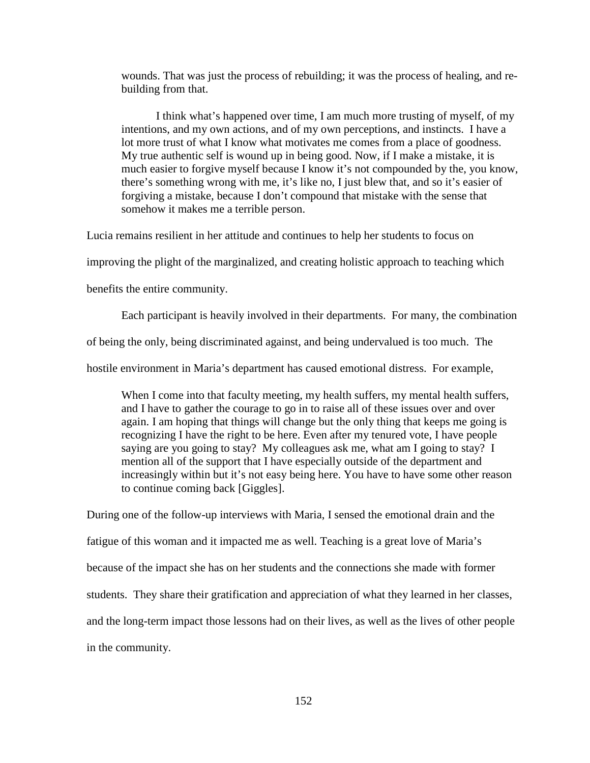> wounds. That was just the process of rebuilding; it was the process of healing, and re-building from that.
>
> I think what's happened over time, I am much more trusting of myself, of my intentions, and my own actions, and of my own perceptions, and instincts. I have a lot more trust of what I know what motivates me comes from a place of goodness. My true authentic self is wound up in being good. Now, if I make a mistake, it is much easier to forgive myself because I know it's not compounded by the, you know, there's something wrong with me, it's like no, I just blew that, and so it's easier of forgiving a mistake, because I don't compound that mistake with the sense that somehow it makes me a terrible person.

Lucia remains resilient in her attitude and continues to help her students to focus on improving the plight of the marginalized, and creating holistic approach to teaching which benefits the entire community.

Each participant is heavily involved in their departments. For many, the combination of being the only, being discriminated against, and being undervalued is too much. The hostile environment in Maria's department has caused emotional distress. For example,

> When I come into that faculty meeting, my health suffers, my mental health suffers, and I have to gather the courage to go in to raise all of these issues over and over again. I am hoping that things will change but the only thing that keeps me going is recognizing I have the right to be here. Even after my tenured vote, I have people saying are you going to stay? My colleagues ask me, what am I going to stay? I mention all of the support that I have especially outside of the department and increasingly within but it's not easy being here. You have to have some other reason to continue coming back [Giggles].

During one of the follow-up interviews with Maria, I sensed the emotional drain and the fatigue of this woman and it impacted me as well. Teaching is a great love of Maria's because of the impact she has on her students and the connections she made with former students. They share their gratification and appreciation of what they learned in her classes, and the long-term impact those lessons had on their lives, as well as the lives of other people in the community.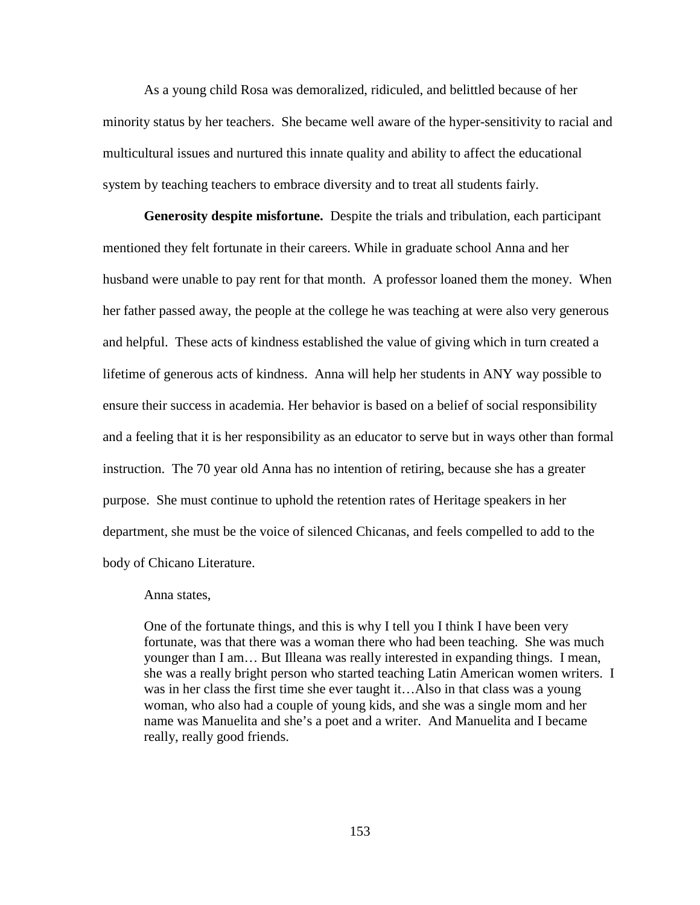As a young child Rosa was demoralized, ridiculed, and belittled because of her minority status by her teachers. She became well aware of the hyper-sensitivity to racial and multicultural issues and nurtured this innate quality and ability to affect the educational system by teaching teachers to embrace diversity and to treat all students fairly.

**Generosity despite misfortune.** Despite the trials and tribulation, each participant mentioned they felt fortunate in their careers. While in graduate school Anna and her husband were unable to pay rent for that month. A professor loaned them the money. When her father passed away, the people at the college he was teaching at were also very generous and helpful. These acts of kindness established the value of giving which in turn created a lifetime of generous acts of kindness. Anna will help her students in ANY way possible to ensure their success in academia. Her behavior is based on a belief of social responsibility and a feeling that it is her responsibility as an educator to serve but in ways other than formal instruction. The 70 year old Anna has no intention of retiring, because she has a greater purpose. She must continue to uphold the retention rates of Heritage speakers in her department, she must be the voice of silenced Chicanas, and feels compelled to add to the body of Chicano Literature.

Anna states,

> One of the fortunate things, and this is why I tell you I think I have been very fortunate, was that there was a woman there who had been teaching. She was much younger than I am… But Illeana was really interested in expanding things. I mean, she was a really bright person who started teaching Latin American women writers. I was in her class the first time she ever taught it…Also in that class was a young woman, who also had a couple of young kids, and she was a single mom and her name was Manuelita and she's a poet and a writer. And Manuelita and I became really, really good friends.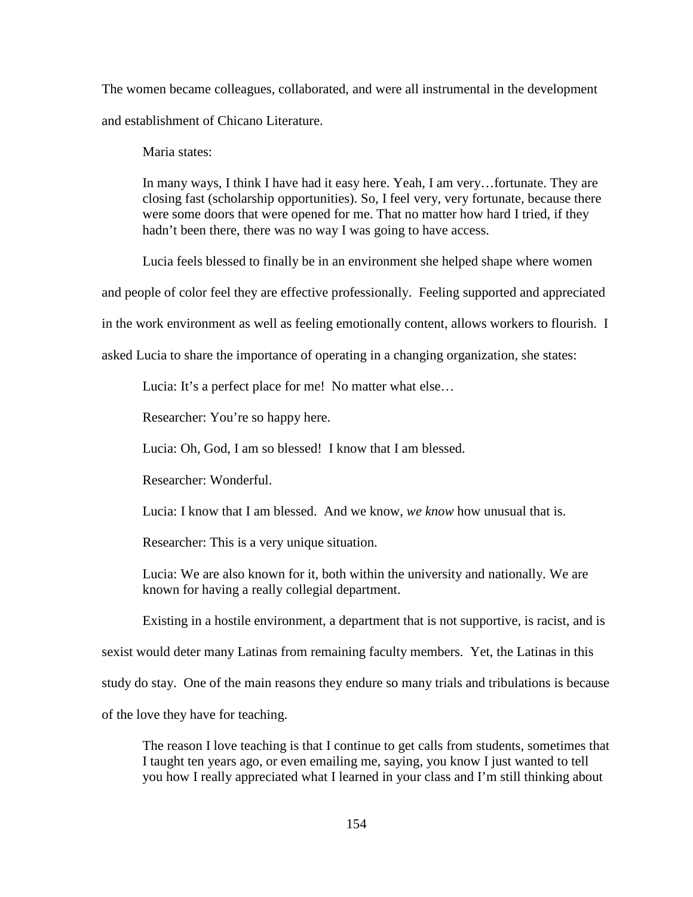The women became colleagues, collaborated, and were all instrumental in the development and establishment of Chicano Literature.

Maria states:

> In many ways, I think I have had it easy here. Yeah, I am very…fortunate. They are closing fast (scholarship opportunities). So, I feel very, very fortunate, because there were some doors that were opened for me. That no matter how hard I tried, if they hadn't been there, there was no way I was going to have access.

Lucia feels blessed to finally be in an environment she helped shape where women and people of color feel they are effective professionally. Feeling supported and appreciated in the work environment as well as feeling emotionally content, allows workers to flourish. I asked Lucia to share the importance of operating in a changing organization, she states:

> Lucia: It's a perfect place for me! No matter what else…
>
> Researcher: You're so happy here.
>
> Lucia: Oh, God, I am so blessed! I know that I am blessed.
>
> Researcher: Wonderful.
>
> Lucia: I know that I am blessed. And we know, *we know* how unusual that is.
>
> Researcher: This is a very unique situation.
>
> Lucia: We are also known for it, both within the university and nationally. We are known for having a really collegial department.

Existing in a hostile environment, a department that is not supportive, is racist, and is sexist would deter many Latinas from remaining faculty members. Yet, the Latinas in this study do stay. One of the main reasons they endure so many trials and tribulations is because of the love they have for teaching.

> The reason I love teaching is that I continue to get calls from students, sometimes that I taught ten years ago, or even emailing me, saying, you know I just wanted to tell you how I really appreciated what I learned in your class and I'm still thinking about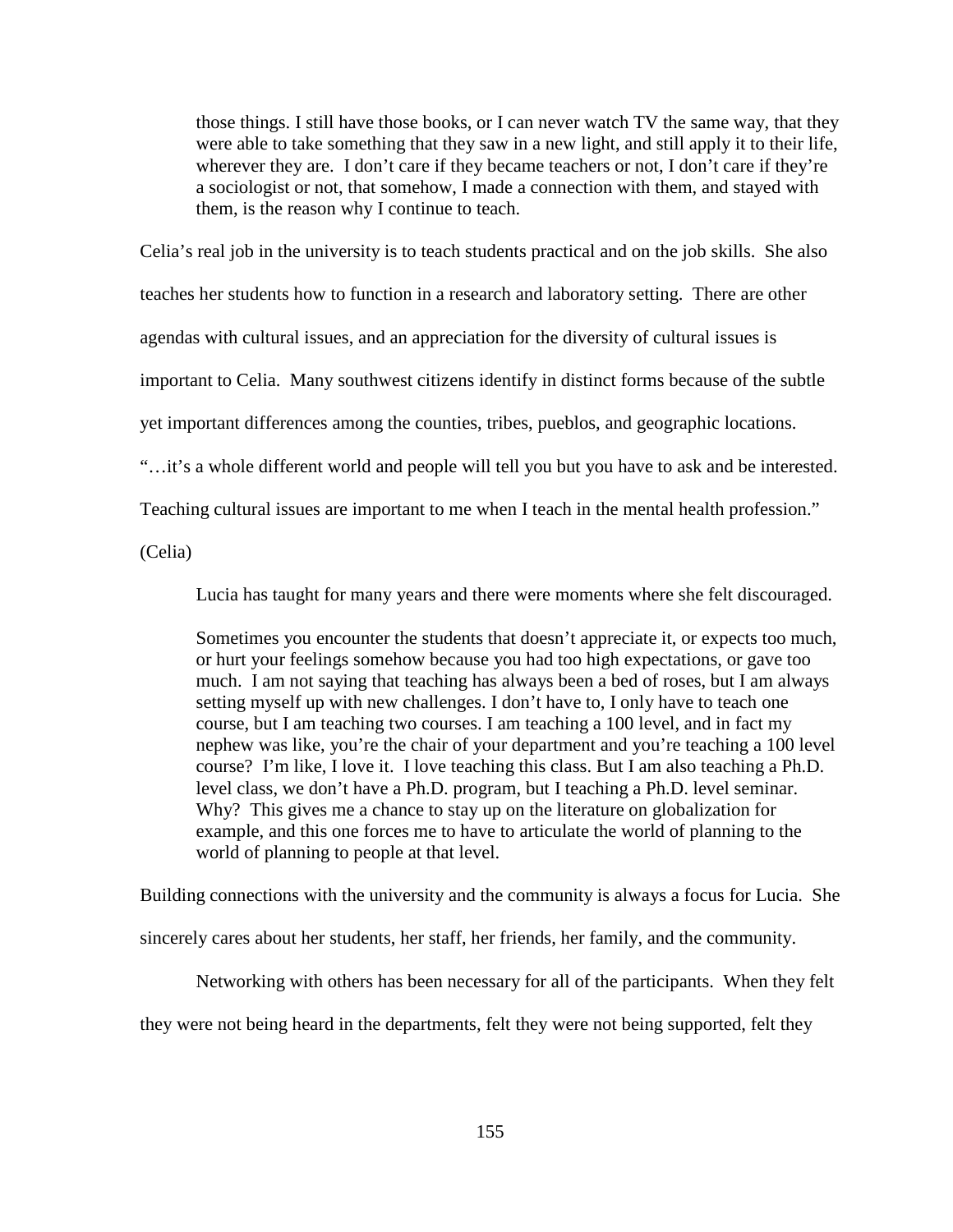> those things. I still have those books, or I can never watch TV the same way, that they were able to take something that they saw in a new light, and still apply it to their life, wherever they are. I don't care if they became teachers or not, I don't care if they're a sociologist or not, that somehow, I made a connection with them, and stayed with them, is the reason why I continue to teach.

Celia's real job in the university is to teach students practical and on the job skills. She also teaches her students how to function in a research and laboratory setting. There are other agendas with cultural issues, and an appreciation for the diversity of cultural issues is important to Celia. Many southwest citizens identify in distinct forms because of the subtle yet important differences among the counties, tribes, pueblos, and geographic locations. "…it's a whole different world and people will tell you but you have to ask and be interested. Teaching cultural issues are important to me when I teach in the mental health profession." (Celia)

Lucia has taught for many years and there were moments where she felt discouraged.

> Sometimes you encounter the students that doesn't appreciate it, or expects too much, or hurt your feelings somehow because you had too high expectations, or gave too much. I am not saying that teaching has always been a bed of roses, but I am always setting myself up with new challenges. I don't have to, I only have to teach one course, but I am teaching two courses. I am teaching a 100 level, and in fact my nephew was like, you're the chair of your department and you're teaching a 100 level course? I'm like, I love it. I love teaching this class. But I am also teaching a Ph.D. level class, we don't have a Ph.D. program, but I teaching a Ph.D. level seminar. Why? This gives me a chance to stay up on the literature on globalization for example, and this one forces me to have to articulate the world of planning to the world of planning to people at that level.

Building connections with the university and the community is always a focus for Lucia. She sincerely cares about her students, her staff, her friends, her family, and the community.

Networking with others has been necessary for all of the participants. When they felt they were not being heard in the departments, felt they were not being supported, felt they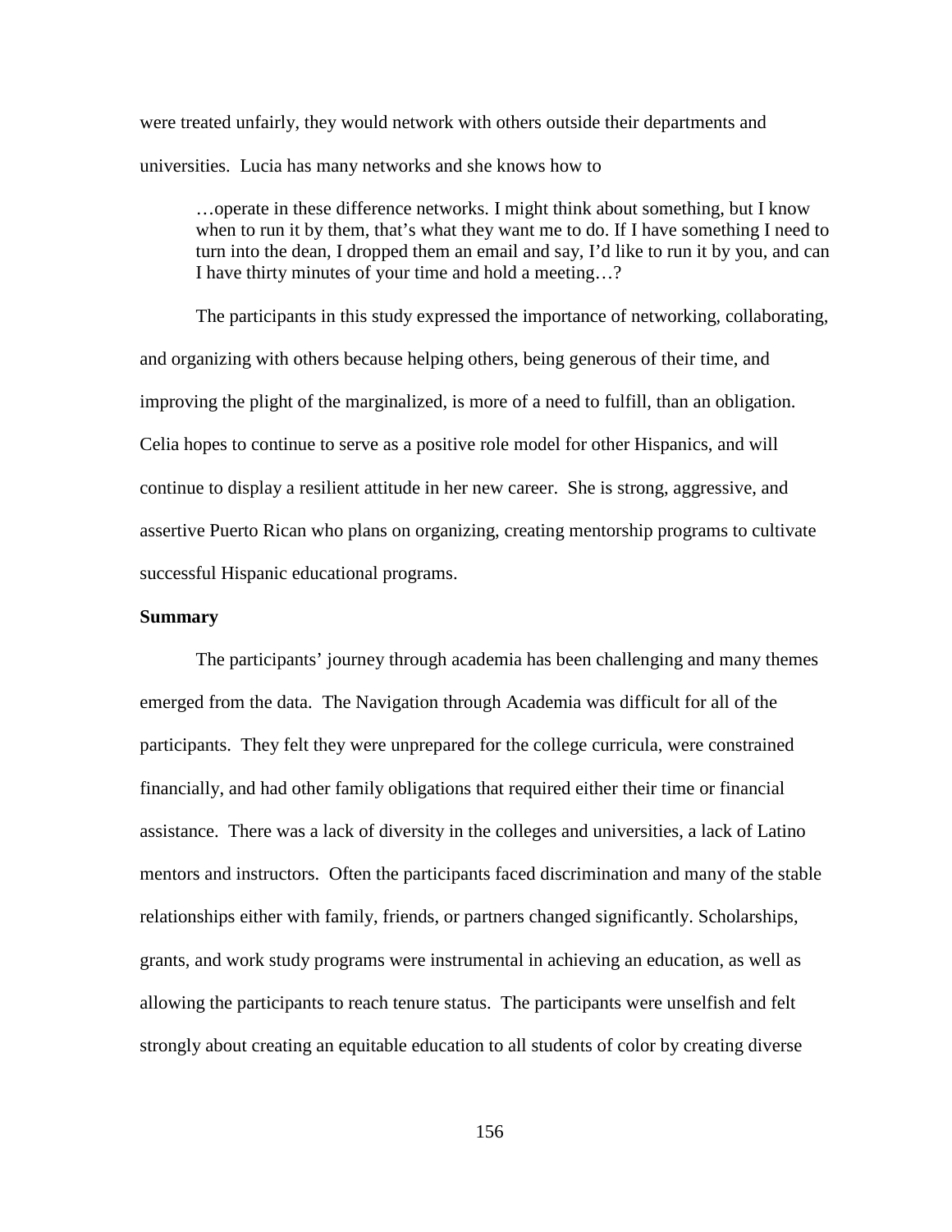were treated unfairly, they would network with others outside their departments and universities. Lucia has many networks and she knows how to

> …operate in these difference networks. I might think about something, but I know when to run it by them, that's what they want me to do. If I have something I need to turn into the dean, I dropped them an email and say, I'd like to run it by you, and can I have thirty minutes of your time and hold a meeting…?

The participants in this study expressed the importance of networking, collaborating, and organizing with others because helping others, being generous of their time, and improving the plight of the marginalized, is more of a need to fulfill, than an obligation. Celia hopes to continue to serve as a positive role model for other Hispanics, and will continue to display a resilient attitude in her new career. She is strong, aggressive, and assertive Puerto Rican who plans on organizing, creating mentorship programs to cultivate successful Hispanic educational programs.

**Summary**

The participants' journey through academia has been challenging and many themes emerged from the data. The Navigation through Academia was difficult for all of the participants. They felt they were unprepared for the college curricula, were constrained financially, and had other family obligations that required either their time or financial assistance. There was a lack of diversity in the colleges and universities, a lack of Latino mentors and instructors. Often the participants faced discrimination and many of the stable relationships either with family, friends, or partners changed significantly. Scholarships, grants, and work study programs were instrumental in achieving an education, as well as allowing the participants to reach tenure status. The participants were unselfish and felt strongly about creating an equitable education to all students of color by creating diverse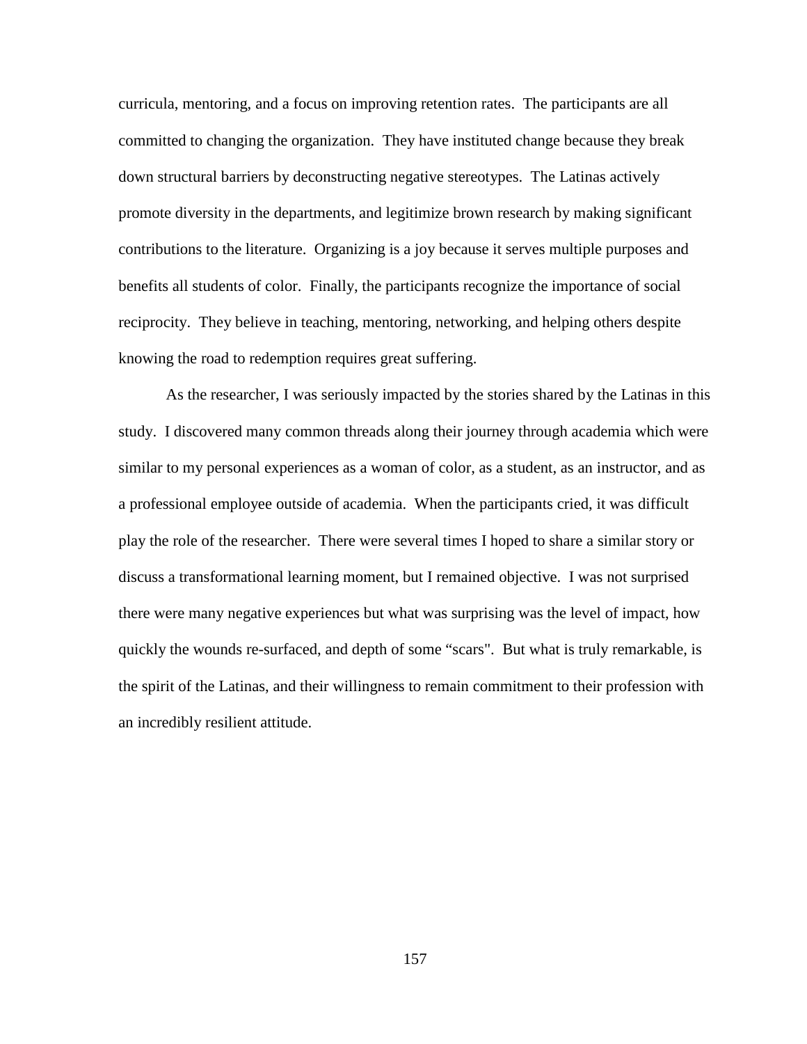curricula, mentoring, and a focus on improving retention rates. The participants are all committed to changing the organization. They have instituted change because they break down structural barriers by deconstructing negative stereotypes. The Latinas actively promote diversity in the departments, and legitimize brown research by making significant contributions to the literature. Organizing is a joy because it serves multiple purposes and benefits all students of color. Finally, the participants recognize the importance of social reciprocity. They believe in teaching, mentoring, networking, and helping others despite knowing the road to redemption requires great suffering.

As the researcher, I was seriously impacted by the stories shared by the Latinas in this study. I discovered many common threads along their journey through academia which were similar to my personal experiences as a woman of color, as a student, as an instructor, and as a professional employee outside of academia. When the participants cried, it was difficult play the role of the researcher. There were several times I hoped to share a similar story or discuss a transformational learning moment, but I remained objective. I was not surprised there were many negative experiences but what was surprising was the level of impact, how quickly the wounds re-surfaced, and depth of some “scars". But what is truly remarkable, is the spirit of the Latinas, and their willingness to remain commitment to their profession with an incredibly resilient attitude.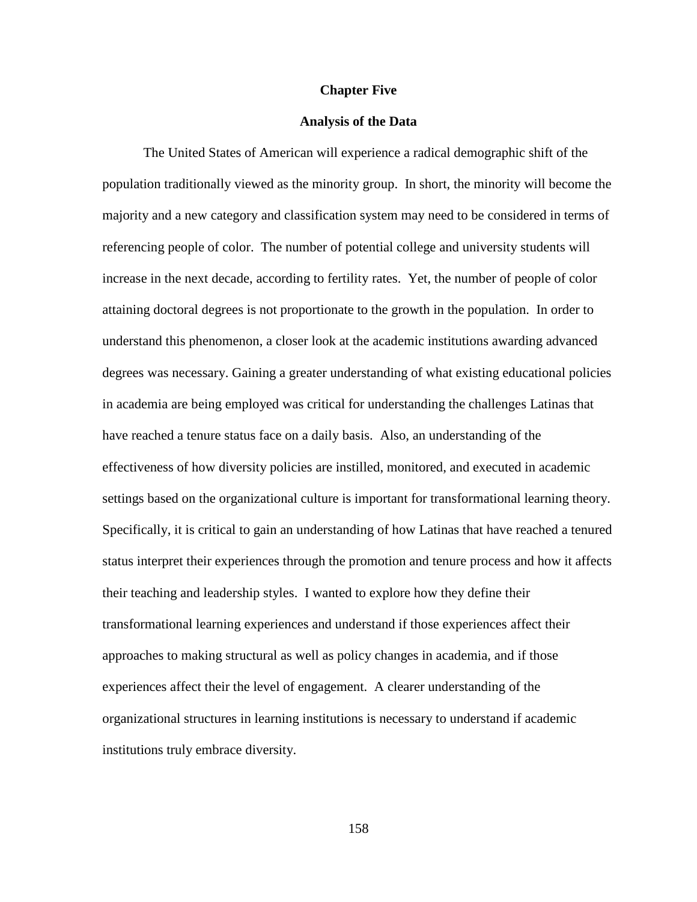# Chapter Five

## Analysis of the Data

The United States of American will experience a radical demographic shift of the population traditionally viewed as the minority group. In short, the minority will become the majority and a new category and classification system may need to be considered in terms of referencing people of color. The number of potential college and university students will increase in the next decade, according to fertility rates. Yet, the number of people of color attaining doctoral degrees is not proportionate to the growth in the population. In order to understand this phenomenon, a closer look at the academic institutions awarding advanced degrees was necessary. Gaining a greater understanding of what existing educational policies in academia are being employed was critical for understanding the challenges Latinas that have reached a tenure status face on a daily basis. Also, an understanding of the effectiveness of how diversity policies are instilled, monitored, and executed in academic settings based on the organizational culture is important for transformational learning theory. Specifically, it is critical to gain an understanding of how Latinas that have reached a tenured status interpret their experiences through the promotion and tenure process and how it affects their teaching and leadership styles. I wanted to explore how they define their transformational learning experiences and understand if those experiences affect their approaches to making structural as well as policy changes in academia, and if those experiences affect their the level of engagement. A clearer understanding of the organizational structures in learning institutions is necessary to understand if academic institutions truly embrace diversity.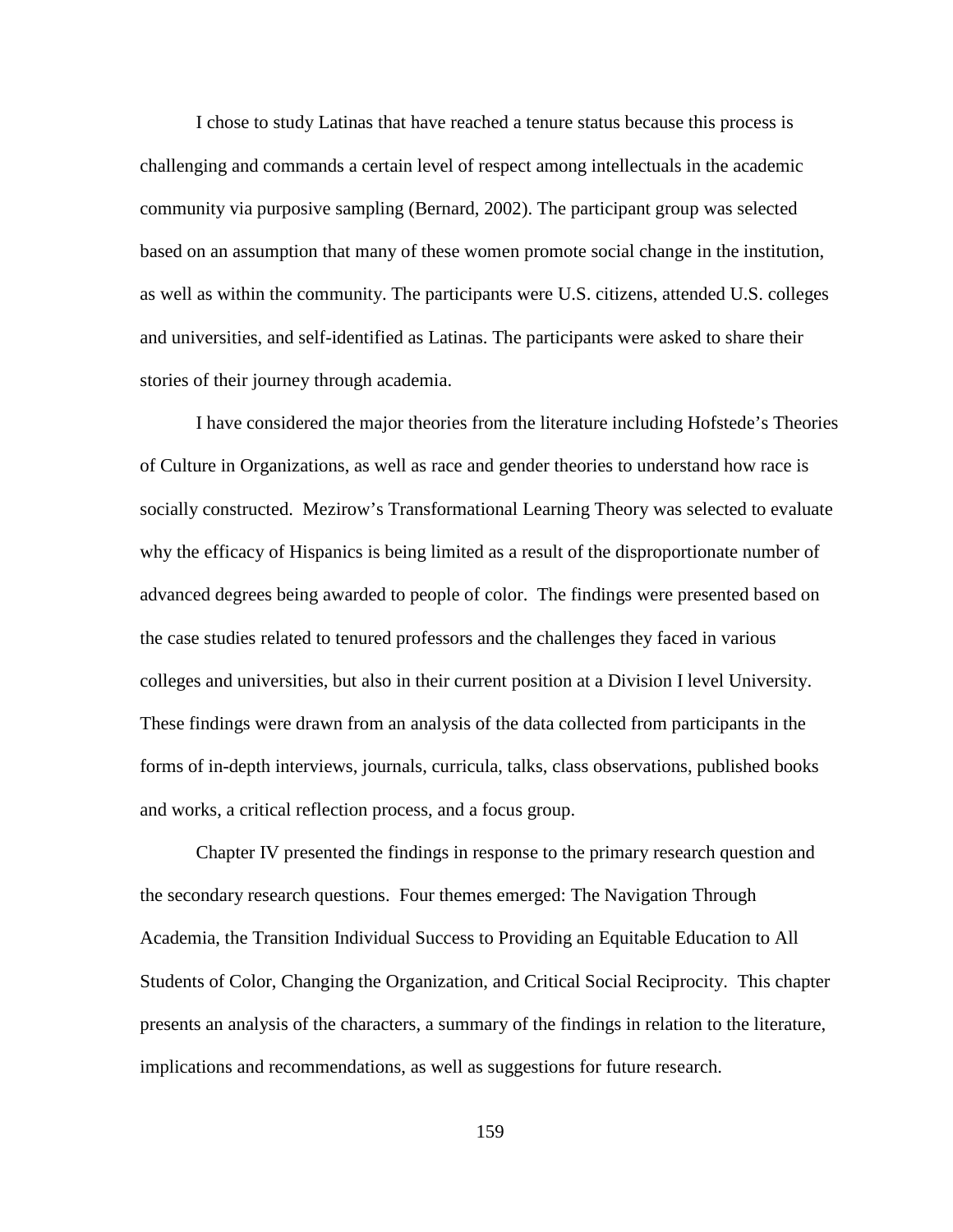I chose to study Latinas that have reached a tenure status because this process is challenging and commands a certain level of respect among intellectuals in the academic community via purposive sampling (Bernard, 2002). The participant group was selected based on an assumption that many of these women promote social change in the institution, as well as within the community. The participants were U.S. citizens, attended U.S. colleges and universities, and self-identified as Latinas. The participants were asked to share their stories of their journey through academia.

I have considered the major theories from the literature including Hofstede's Theories of Culture in Organizations, as well as race and gender theories to understand how race is socially constructed. Mezirow's Transformational Learning Theory was selected to evaluate why the efficacy of Hispanics is being limited as a result of the disproportionate number of advanced degrees being awarded to people of color. The findings were presented based on the case studies related to tenured professors and the challenges they faced in various colleges and universities, but also in their current position at a Division I level University. These findings were drawn from an analysis of the data collected from participants in the forms of in-depth interviews, journals, curricula, talks, class observations, published books and works, a critical reflection process, and a focus group.

Chapter IV presented the findings in response to the primary research question and the secondary research questions. Four themes emerged: The Navigation Through Academia, the Transition Individual Success to Providing an Equitable Education to All Students of Color, Changing the Organization, and Critical Social Reciprocity. This chapter presents an analysis of the characters, a summary of the findings in relation to the literature, implications and recommendations, as well as suggestions for future research.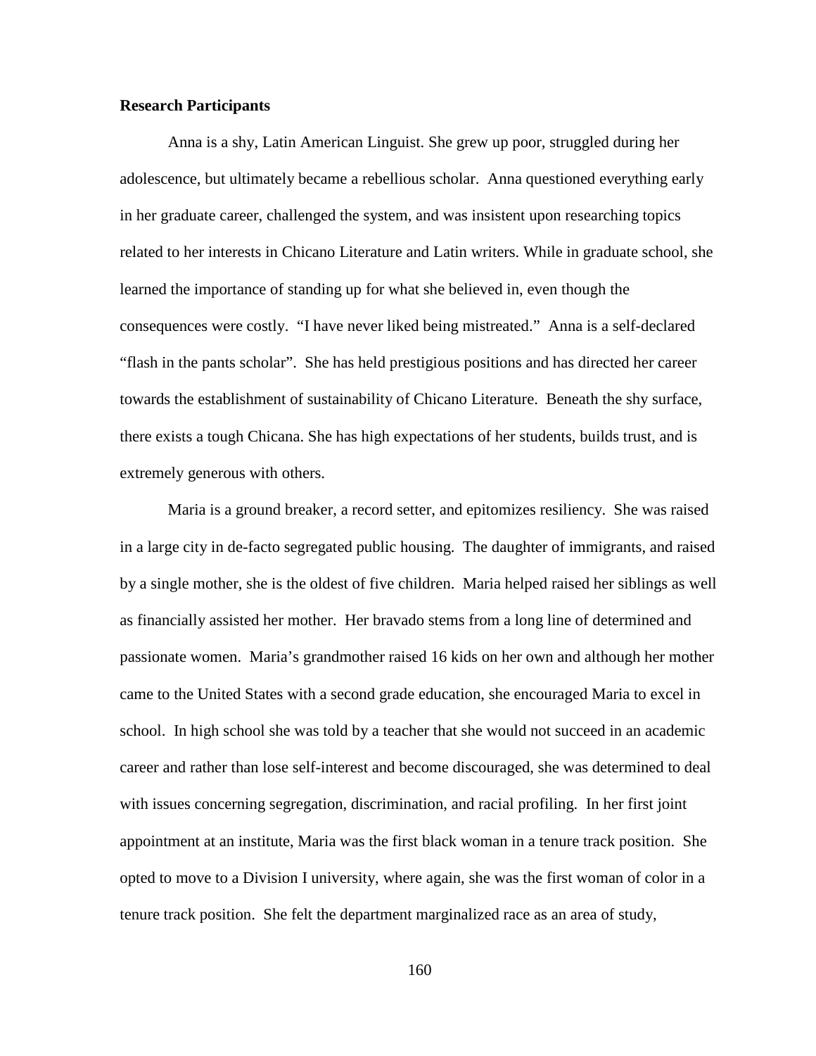**Research Participants**

Anna is a shy, Latin American Linguist. She grew up poor, struggled during her adolescence, but ultimately became a rebellious scholar. Anna questioned everything early in her graduate career, challenged the system, and was insistent upon researching topics related to her interests in Chicano Literature and Latin writers. While in graduate school, she learned the importance of standing up for what she believed in, even though the consequences were costly. "I have never liked being mistreated." Anna is a self-declared "flash in the pants scholar". She has held prestigious positions and has directed her career towards the establishment of sustainability of Chicano Literature. Beneath the shy surface, there exists a tough Chicana. She has high expectations of her students, builds trust, and is extremely generous with others.

Maria is a ground breaker, a record setter, and epitomizes resiliency. She was raised in a large city in de-facto segregated public housing. The daughter of immigrants, and raised by a single mother, she is the oldest of five children. Maria helped raised her siblings as well as financially assisted her mother. Her bravado stems from a long line of determined and passionate women. Maria's grandmother raised 16 kids on her own and although her mother came to the United States with a second grade education, she encouraged Maria to excel in school. In high school she was told by a teacher that she would not succeed in an academic career and rather than lose self-interest and become discouraged, she was determined to deal with issues concerning segregation, discrimination, and racial profiling. In her first joint appointment at an institute, Maria was the first black woman in a tenure track position. She opted to move to a Division I university, where again, she was the first woman of color in a tenure track position. She felt the department marginalized race as an area of study,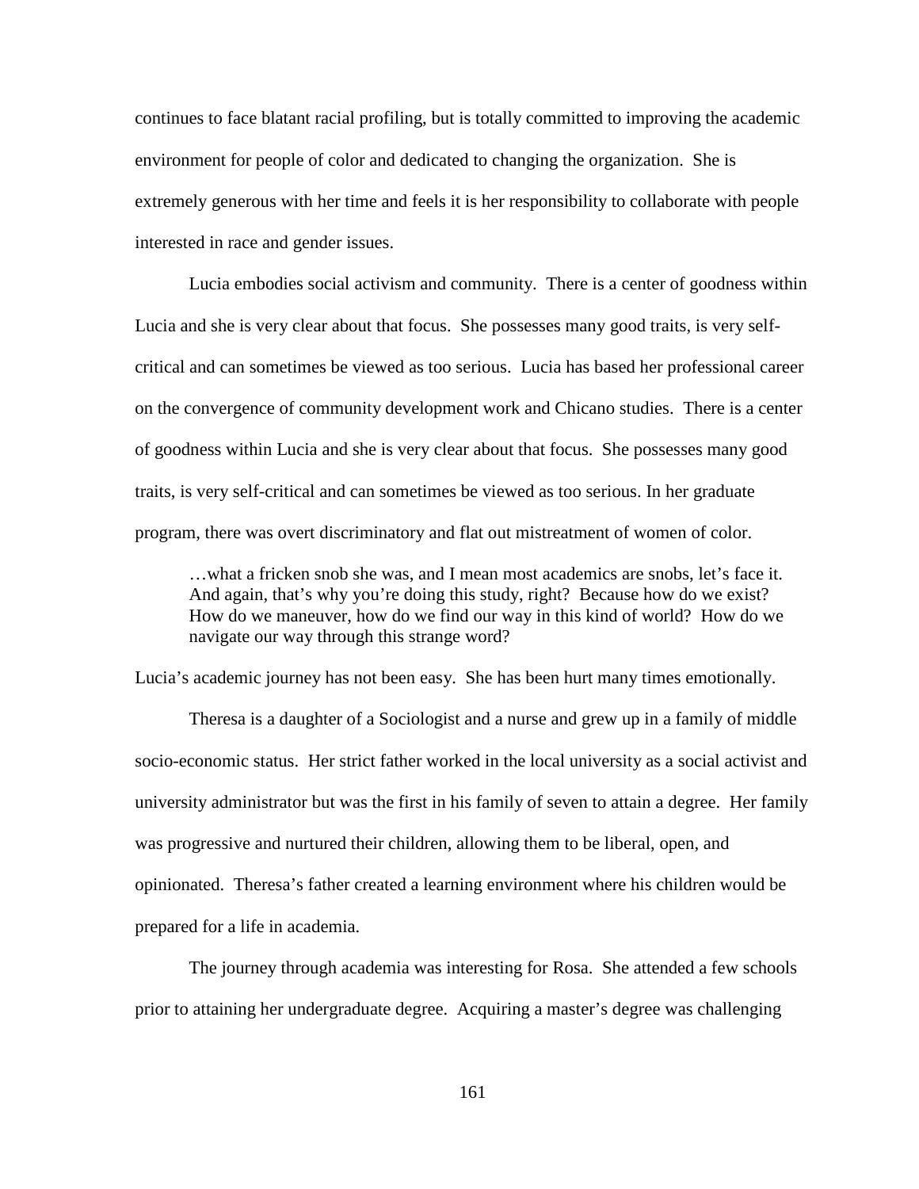continues to face blatant racial profiling, but is totally committed to improving the academic environment for people of color and dedicated to changing the organization. She is extremely generous with her time and feels it is her responsibility to collaborate with people interested in race and gender issues.

Lucia embodies social activism and community. There is a center of goodness within Lucia and she is very clear about that focus. She possesses many good traits, is very self-critical and can sometimes be viewed as too serious. Lucia has based her professional career on the convergence of community development work and Chicano studies. There is a center of goodness within Lucia and she is very clear about that focus. She possesses many good traits, is very self-critical and can sometimes be viewed as too serious. In her graduate program, there was overt discriminatory and flat out mistreatment of women of color.

> …what a fricken snob she was, and I mean most academics are snobs, let's face it. And again, that's why you're doing this study, right? Because how do we exist? How do we maneuver, how do we find our way in this kind of world? How do we navigate our way through this strange word?

Lucia's academic journey has not been easy. She has been hurt many times emotionally.

Theresa is a daughter of a Sociologist and a nurse and grew up in a family of middle socio-economic status. Her strict father worked in the local university as a social activist and university administrator but was the first in his family of seven to attain a degree. Her family was progressive and nurtured their children, allowing them to be liberal, open, and opinionated. Theresa's father created a learning environment where his children would be prepared for a life in academia.

The journey through academia was interesting for Rosa. She attended a few schools prior to attaining her undergraduate degree. Acquiring a master's degree was challenging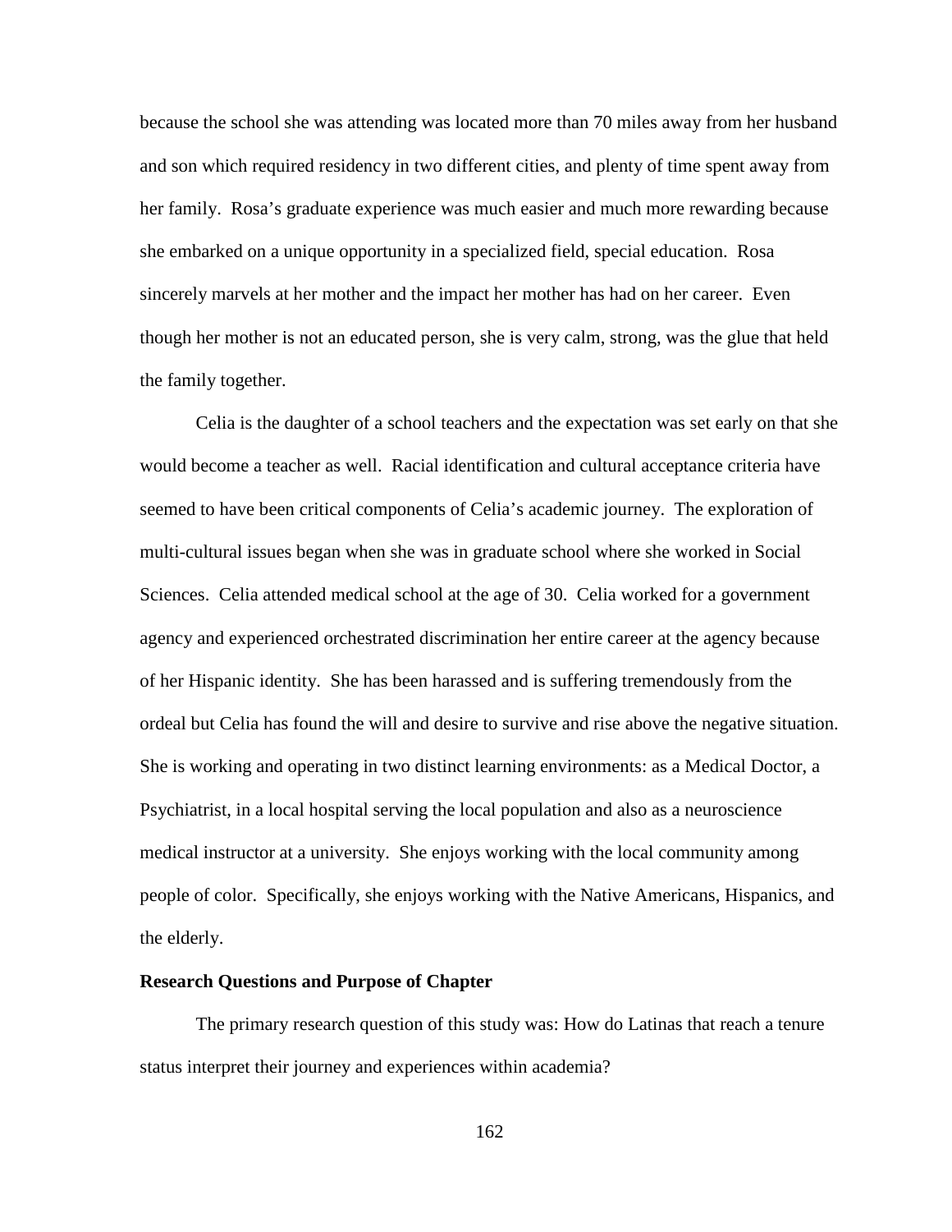because the school she was attending was located more than 70 miles away from her husband and son which required residency in two different cities, and plenty of time spent away from her family. Rosa's graduate experience was much easier and much more rewarding because she embarked on a unique opportunity in a specialized field, special education. Rosa sincerely marvels at her mother and the impact her mother has had on her career. Even though her mother is not an educated person, she is very calm, strong, was the glue that held the family together.

Celia is the daughter of a school teachers and the expectation was set early on that she would become a teacher as well. Racial identification and cultural acceptance criteria have seemed to have been critical components of Celia's academic journey. The exploration of multi-cultural issues began when she was in graduate school where she worked in Social Sciences. Celia attended medical school at the age of 30. Celia worked for a government agency and experienced orchestrated discrimination her entire career at the agency because of her Hispanic identity. She has been harassed and is suffering tremendously from the ordeal but Celia has found the will and desire to survive and rise above the negative situation. She is working and operating in two distinct learning environments: as a Medical Doctor, a Psychiatrist, in a local hospital serving the local population and also as a neuroscience medical instructor at a university. She enjoys working with the local community among people of color. Specifically, she enjoys working with the Native Americans, Hispanics, and the elderly.

**Research Questions and Purpose of Chapter**

The primary research question of this study was: How do Latinas that reach a tenure status interpret their journey and experiences within academia?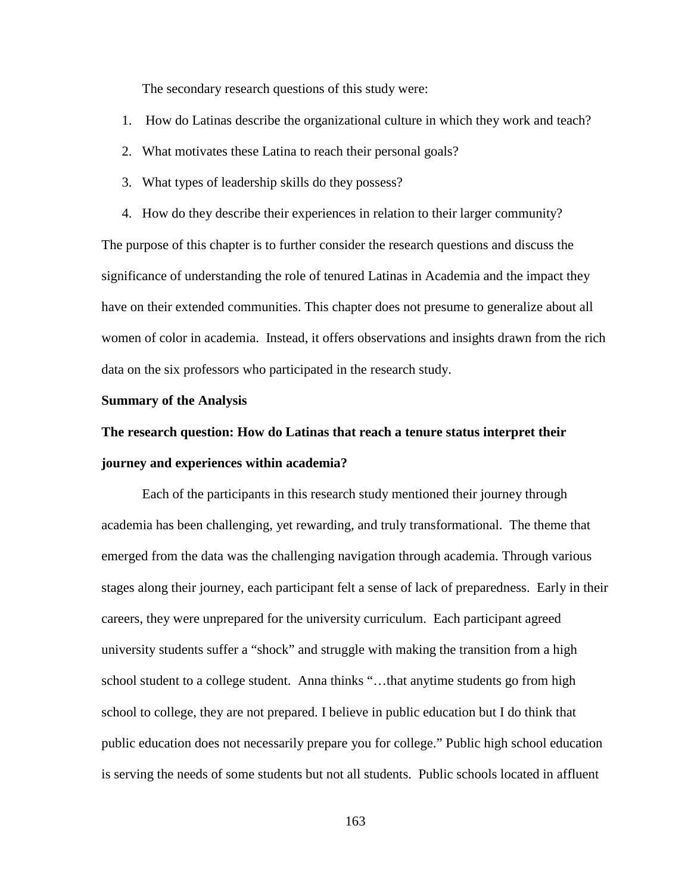The secondary research questions of this study were:

1. How do Latinas describe the organizational culture in which they work and teach?
2. What motivates these Latina to reach their personal goals?
3. What types of leadership skills do they possess?
4. How do they describe their experiences in relation to their larger community?

The purpose of this chapter is to further consider the research questions and discuss the significance of understanding the role of tenured Latinas in Academia and the impact they have on their extended communities. This chapter does not presume to generalize about all women of color in academia. Instead, it offers observations and insights drawn from the rich data on the six professors who participated in the research study.

**Summary of the Analysis**

**The research question: How do Latinas that reach a tenure status interpret their journey and experiences within academia?**

Each of the participants in this research study mentioned their journey through academia has been challenging, yet rewarding, and truly transformational. The theme that emerged from the data was the challenging navigation through academia. Through various stages along their journey, each participant felt a sense of lack of preparedness. Early in their careers, they were unprepared for the university curriculum. Each participant agreed university students suffer a "shock" and struggle with making the transition from a high school student to a college student. Anna thinks "…that anytime students go from high school to college, they are not prepared. I believe in public education but I do think that public education does not necessarily prepare you for college." Public high school education is serving the needs of some students but not all students. Public schools located in affluent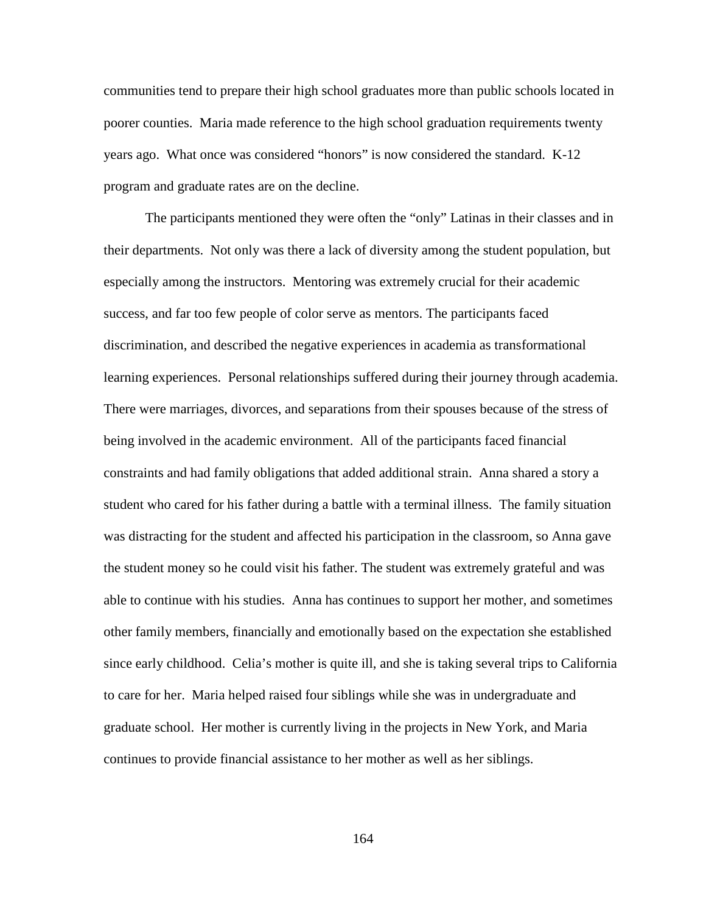communities tend to prepare their high school graduates more than public schools located in poorer counties. Maria made reference to the high school graduation requirements twenty years ago. What once was considered "honors" is now considered the standard. K-12 program and graduate rates are on the decline.

The participants mentioned they were often the "only" Latinas in their classes and in their departments. Not only was there a lack of diversity among the student population, but especially among the instructors. Mentoring was extremely crucial for their academic success, and far too few people of color serve as mentors. The participants faced discrimination, and described the negative experiences in academia as transformational learning experiences. Personal relationships suffered during their journey through academia. There were marriages, divorces, and separations from their spouses because of the stress of being involved in the academic environment. All of the participants faced financial constraints and had family obligations that added additional strain. Anna shared a story a student who cared for his father during a battle with a terminal illness. The family situation was distracting for the student and affected his participation in the classroom, so Anna gave the student money so he could visit his father. The student was extremely grateful and was able to continue with his studies. Anna has continues to support her mother, and sometimes other family members, financially and emotionally based on the expectation she established since early childhood. Celia's mother is quite ill, and she is taking several trips to California to care for her. Maria helped raised four siblings while she was in undergraduate and graduate school. Her mother is currently living in the projects in New York, and Maria continues to provide financial assistance to her mother as well as her siblings.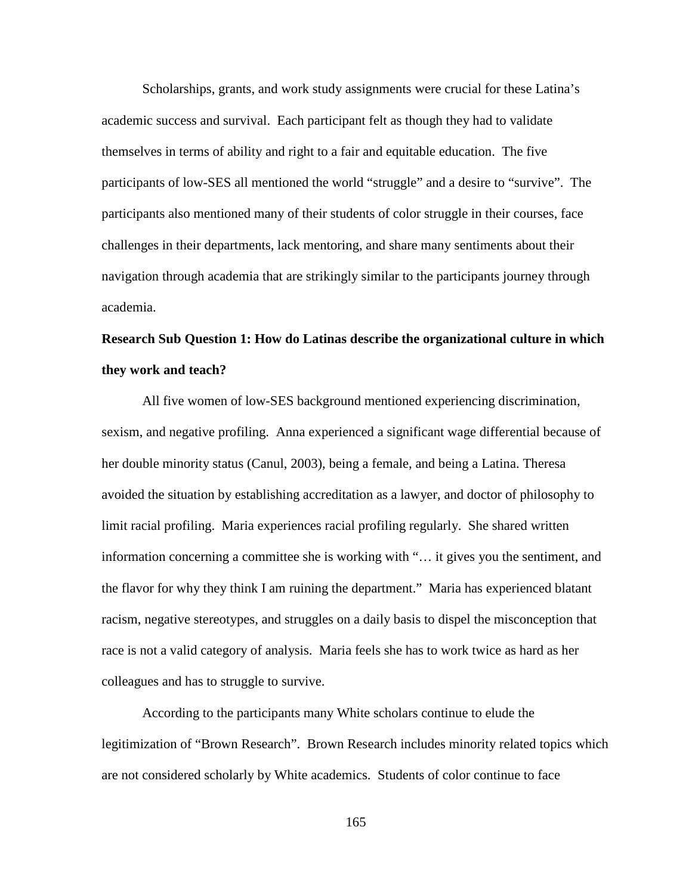Scholarships, grants, and work study assignments were crucial for these Latina's academic success and survival. Each participant felt as though they had to validate themselves in terms of ability and right to a fair and equitable education. The five participants of low-SES all mentioned the world "struggle" and a desire to "survive". The participants also mentioned many of their students of color struggle in their courses, face challenges in their departments, lack mentoring, and share many sentiments about their navigation through academia that are strikingly similar to the participants journey through academia.

**Research Sub Question 1: How do Latinas describe the organizational culture in which they work and teach?**

All five women of low-SES background mentioned experiencing discrimination, sexism, and negative profiling. Anna experienced a significant wage differential because of her double minority status (Canul, 2003), being a female, and being a Latina. Theresa avoided the situation by establishing accreditation as a lawyer, and doctor of philosophy to limit racial profiling. Maria experiences racial profiling regularly. She shared written information concerning a committee she is working with "… it gives you the sentiment, and the flavor for why they think I am ruining the department." Maria has experienced blatant racism, negative stereotypes, and struggles on a daily basis to dispel the misconception that race is not a valid category of analysis. Maria feels she has to work twice as hard as her colleagues and has to struggle to survive.

According to the participants many White scholars continue to elude the legitimization of "Brown Research". Brown Research includes minority related topics which are not considered scholarly by White academics. Students of color continue to face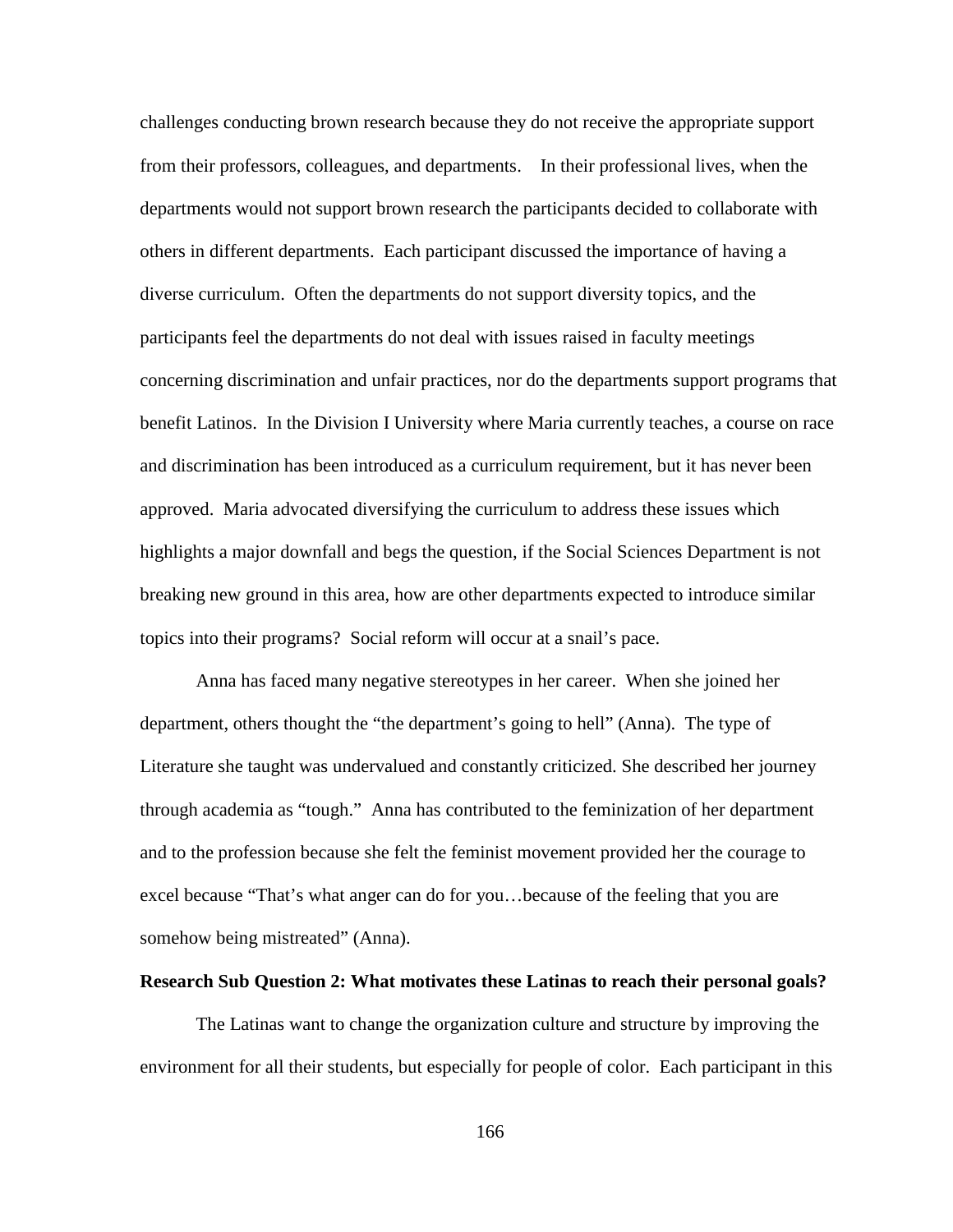challenges conducting brown research because they do not receive the appropriate support from their professors, colleagues, and departments. In their professional lives, when the departments would not support brown research the participants decided to collaborate with others in different departments. Each participant discussed the importance of having a diverse curriculum. Often the departments do not support diversity topics, and the participants feel the departments do not deal with issues raised in faculty meetings concerning discrimination and unfair practices, nor do the departments support programs that benefit Latinos. In the Division I University where Maria currently teaches, a course on race and discrimination has been introduced as a curriculum requirement, but it has never been approved. Maria advocated diversifying the curriculum to address these issues which highlights a major downfall and begs the question, if the Social Sciences Department is not breaking new ground in this area, how are other departments expected to introduce similar topics into their programs? Social reform will occur at a snail's pace.

Anna has faced many negative stereotypes in her career. When she joined her department, others thought the "the department's going to hell" (Anna). The type of Literature she taught was undervalued and constantly criticized. She described her journey through academia as "tough." Anna has contributed to the feminization of her department and to the profession because she felt the feminist movement provided her the courage to excel because "That's what anger can do for you…because of the feeling that you are somehow being mistreated" (Anna).

**Research Sub Question 2: What motivates these Latinas to reach their personal goals?**

The Latinas want to change the organization culture and structure by improving the environment for all their students, but especially for people of color. Each participant in this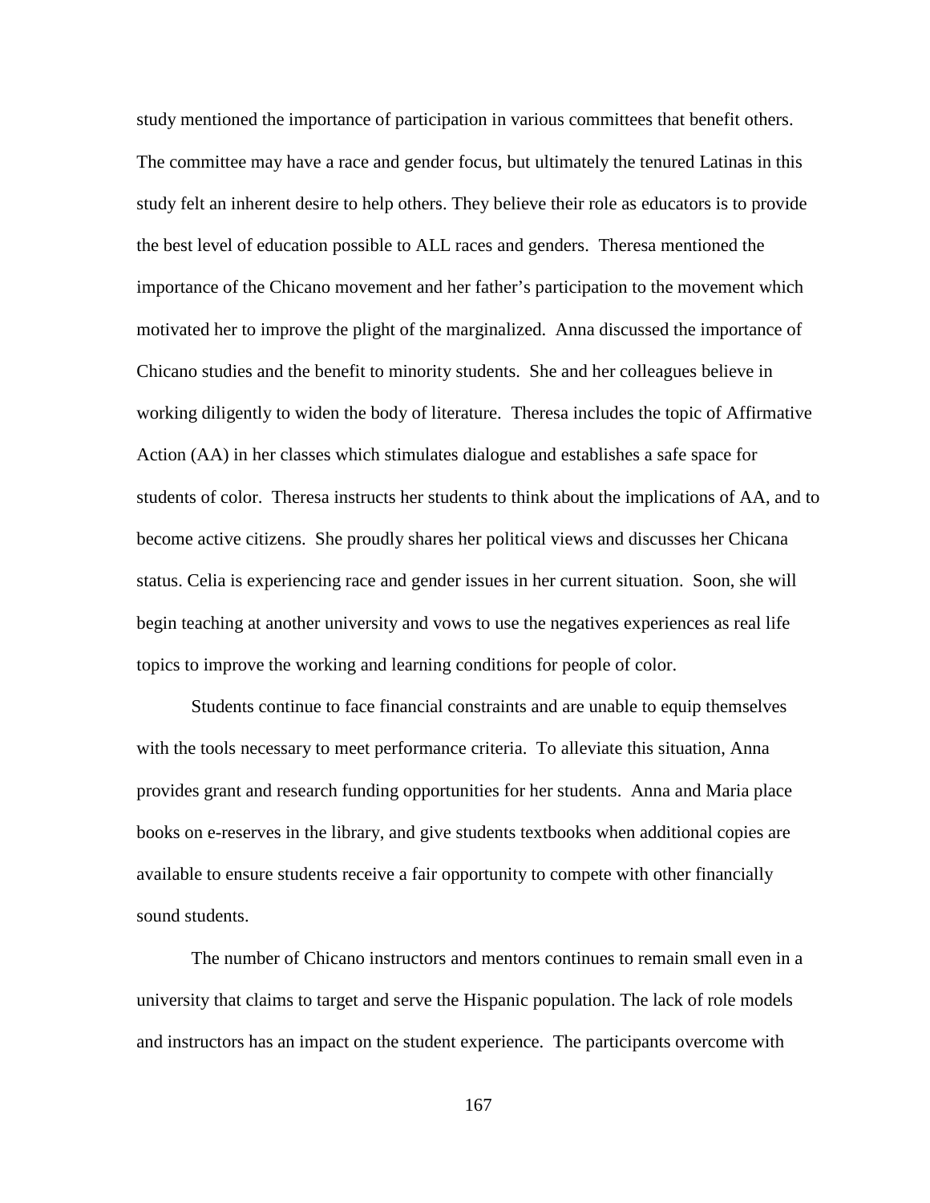study mentioned the importance of participation in various committees that benefit others. The committee may have a race and gender focus, but ultimately the tenured Latinas in this study felt an inherent desire to help others. They believe their role as educators is to provide the best level of education possible to ALL races and genders. Theresa mentioned the importance of the Chicano movement and her father's participation to the movement which motivated her to improve the plight of the marginalized. Anna discussed the importance of Chicano studies and the benefit to minority students. She and her colleagues believe in working diligently to widen the body of literature. Theresa includes the topic of Affirmative Action (AA) in her classes which stimulates dialogue and establishes a safe space for students of color. Theresa instructs her students to think about the implications of AA, and to become active citizens. She proudly shares her political views and discusses her Chicana status. Celia is experiencing race and gender issues in her current situation. Soon, she will begin teaching at another university and vows to use the negatives experiences as real life topics to improve the working and learning conditions for people of color.

Students continue to face financial constraints and are unable to equip themselves with the tools necessary to meet performance criteria. To alleviate this situation, Anna provides grant and research funding opportunities for her students. Anna and Maria place books on e-reserves in the library, and give students textbooks when additional copies are available to ensure students receive a fair opportunity to compete with other financially sound students.

The number of Chicano instructors and mentors continues to remain small even in a university that claims to target and serve the Hispanic population. The lack of role models and instructors has an impact on the student experience. The participants overcome with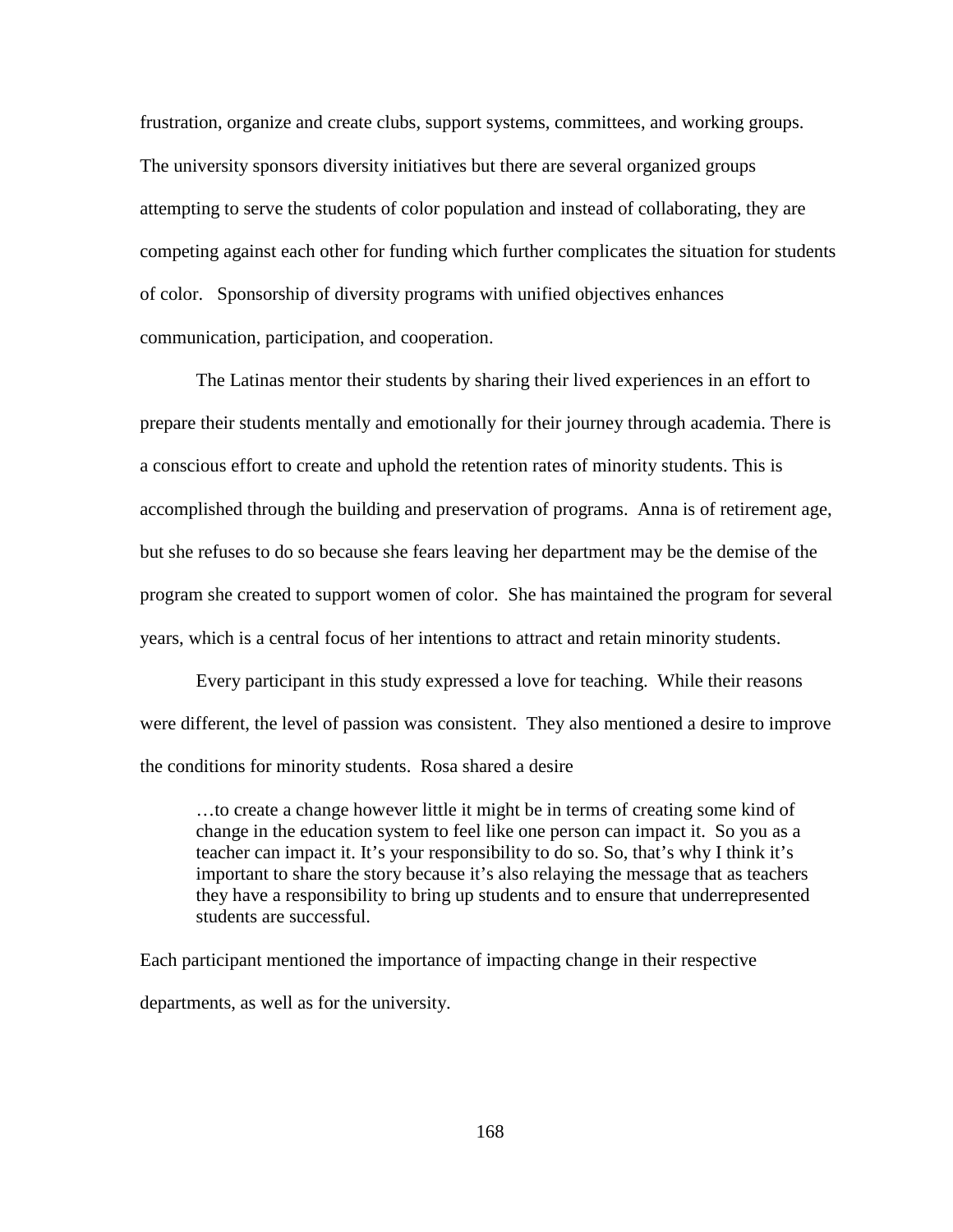frustration, organize and create clubs, support systems, committees, and working groups. The university sponsors diversity initiatives but there are several organized groups attempting to serve the students of color population and instead of collaborating, they are competing against each other for funding which further complicates the situation for students of color. Sponsorship of diversity programs with unified objectives enhances communication, participation, and cooperation.

The Latinas mentor their students by sharing their lived experiences in an effort to prepare their students mentally and emotionally for their journey through academia. There is a conscious effort to create and uphold the retention rates of minority students. This is accomplished through the building and preservation of programs. Anna is of retirement age, but she refuses to do so because she fears leaving her department may be the demise of the program she created to support women of color. She has maintained the program for several years, which is a central focus of her intentions to attract and retain minority students.

Every participant in this study expressed a love for teaching. While their reasons were different, the level of passion was consistent. They also mentioned a desire to improve the conditions for minority students. Rosa shared a desire

> …to create a change however little it might be in terms of creating some kind of change in the education system to feel like one person can impact it. So you as a teacher can impact it. It's your responsibility to do so. So, that's why I think it's important to share the story because it's also relaying the message that as teachers they have a responsibility to bring up students and to ensure that underrepresented students are successful.

Each participant mentioned the importance of impacting change in their respective departments, as well as for the university.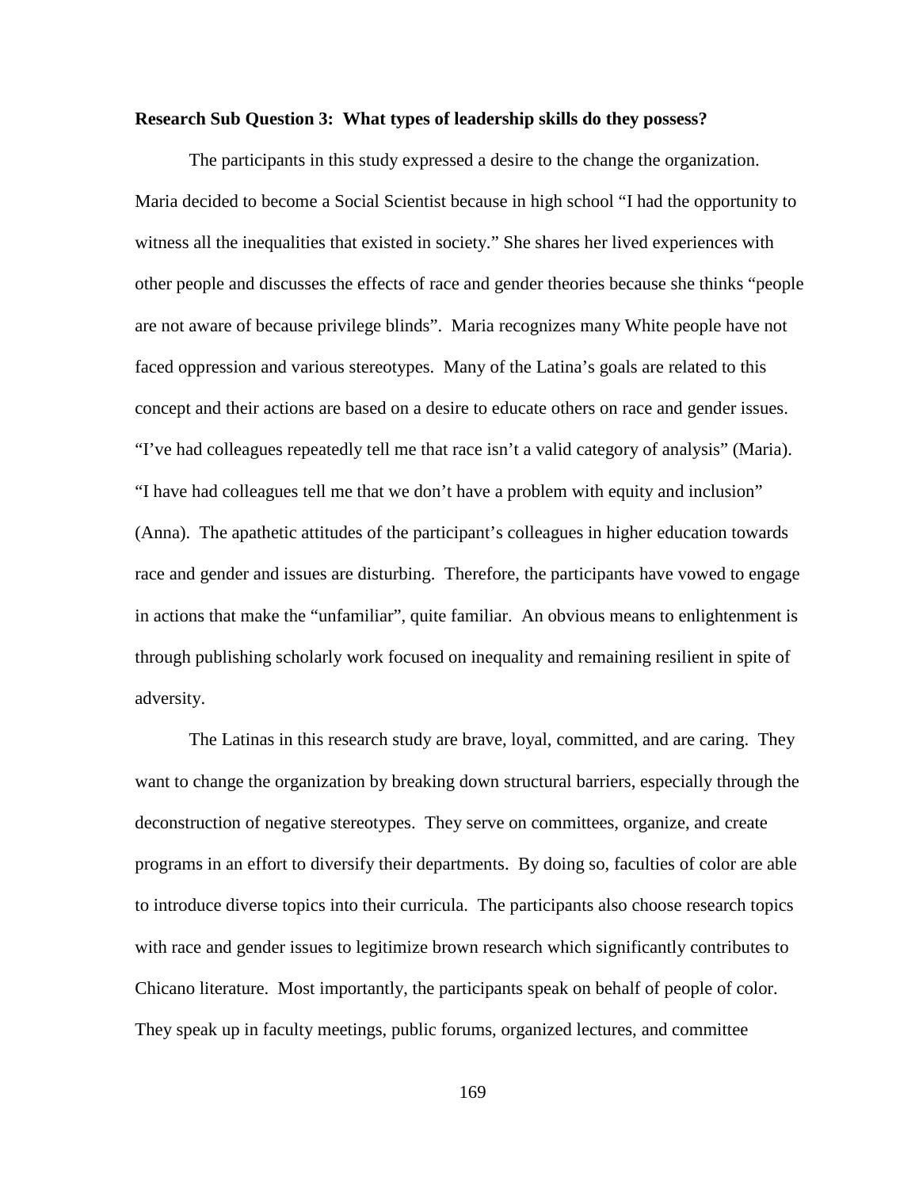**Research Sub Question 3: What types of leadership skills do they possess?**

The participants in this study expressed a desire to the change the organization. Maria decided to become a Social Scientist because in high school “I had the opportunity to witness all the inequalities that existed in society.” She shares her lived experiences with other people and discusses the effects of race and gender theories because she thinks “people are not aware of because privilege blinds”. Maria recognizes many White people have not faced oppression and various stereotypes. Many of the Latina’s goals are related to this concept and their actions are based on a desire to educate others on race and gender issues. “I’ve had colleagues repeatedly tell me that race isn’t a valid category of analysis” (Maria). “I have had colleagues tell me that we don’t have a problem with equity and inclusion” (Anna). The apathetic attitudes of the participant’s colleagues in higher education towards race and gender and issues are disturbing. Therefore, the participants have vowed to engage in actions that make the “unfamiliar”, quite familiar. An obvious means to enlightenment is through publishing scholarly work focused on inequality and remaining resilient in spite of adversity.

The Latinas in this research study are brave, loyal, committed, and are caring. They want to change the organization by breaking down structural barriers, especially through the deconstruction of negative stereotypes. They serve on committees, organize, and create programs in an effort to diversify their departments. By doing so, faculties of color are able to introduce diverse topics into their curricula. The participants also choose research topics with race and gender issues to legitimize brown research which significantly contributes to Chicano literature. Most importantly, the participants speak on behalf of people of color. They speak up in faculty meetings, public forums, organized lectures, and committee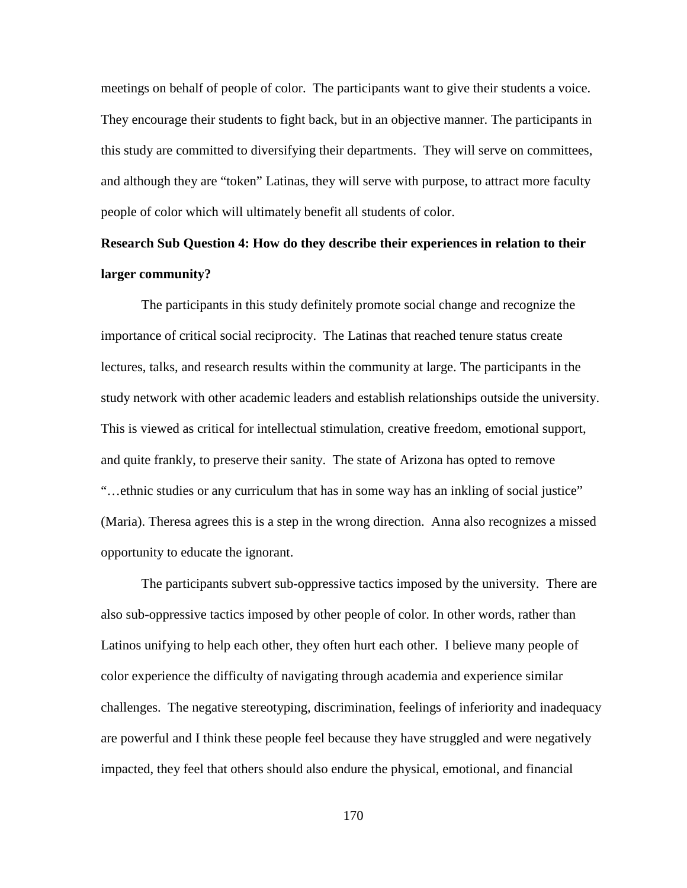meetings on behalf of people of color. The participants want to give their students a voice. They encourage their students to fight back, but in an objective manner. The participants in this study are committed to diversifying their departments. They will serve on committees, and although they are "token" Latinas, they will serve with purpose, to attract more faculty people of color which will ultimately benefit all students of color.

**Research Sub Question 4: How do they describe their experiences in relation to their larger community?**

The participants in this study definitely promote social change and recognize the importance of critical social reciprocity. The Latinas that reached tenure status create lectures, talks, and research results within the community at large. The participants in the study network with other academic leaders and establish relationships outside the university. This is viewed as critical for intellectual stimulation, creative freedom, emotional support, and quite frankly, to preserve their sanity. The state of Arizona has opted to remove "…ethnic studies or any curriculum that has in some way has an inkling of social justice" (Maria). Theresa agrees this is a step in the wrong direction. Anna also recognizes a missed opportunity to educate the ignorant.

The participants subvert sub-oppressive tactics imposed by the university. There are also sub-oppressive tactics imposed by other people of color. In other words, rather than Latinos unifying to help each other, they often hurt each other. I believe many people of color experience the difficulty of navigating through academia and experience similar challenges. The negative stereotyping, discrimination, feelings of inferiority and inadequacy are powerful and I think these people feel because they have struggled and were negatively impacted, they feel that others should also endure the physical, emotional, and financial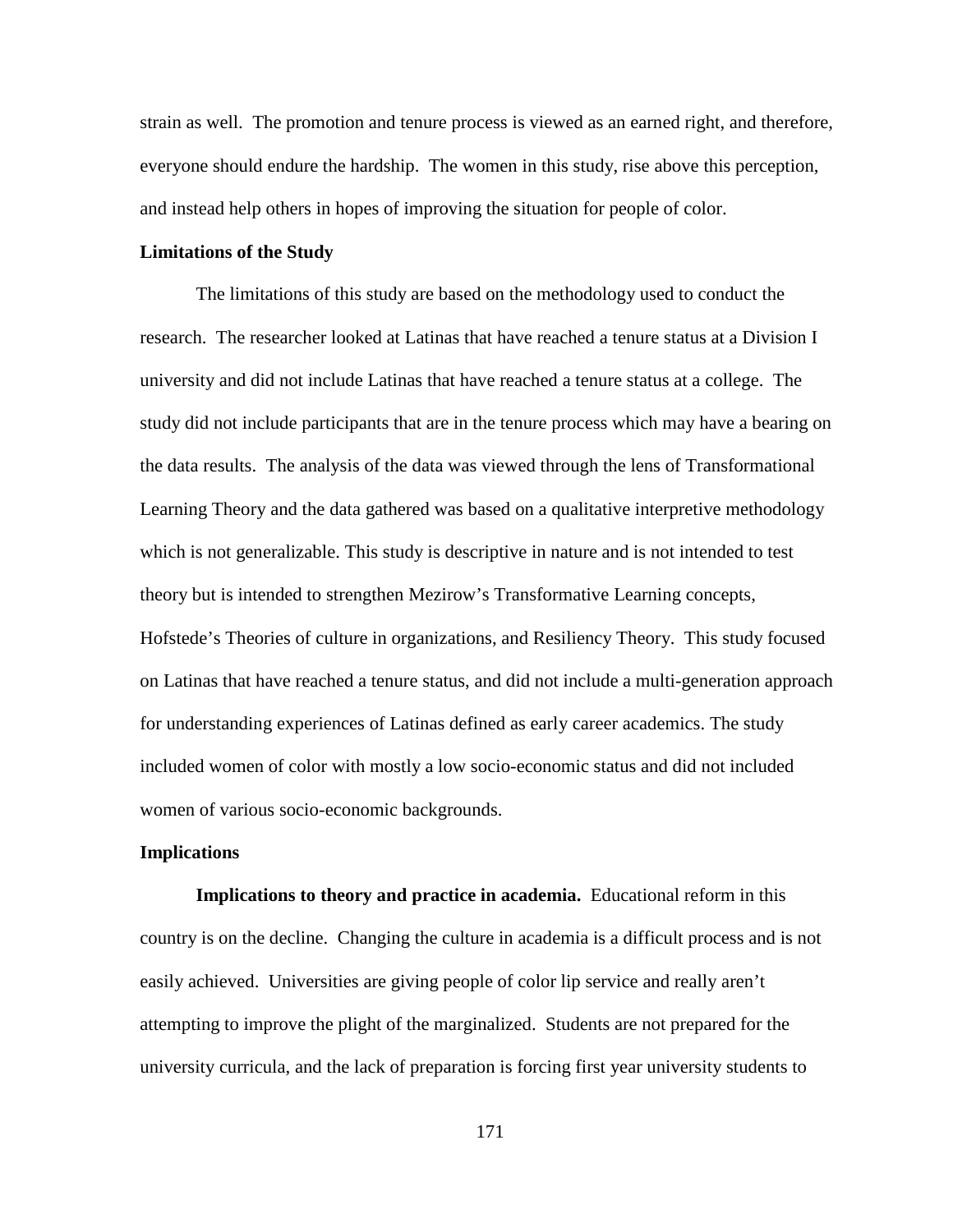strain as well. The promotion and tenure process is viewed as an earned right, and therefore, everyone should endure the hardship. The women in this study, rise above this perception, and instead help others in hopes of improving the situation for people of color.

### Limitations of the Study

The limitations of this study are based on the methodology used to conduct the research. The researcher looked at Latinas that have reached a tenure status at a Division I university and did not include Latinas that have reached a tenure status at a college. The study did not include participants that are in the tenure process which may have a bearing on the data results. The analysis of the data was viewed through the lens of Transformational Learning Theory and the data gathered was based on a qualitative interpretive methodology which is not generalizable. This study is descriptive in nature and is not intended to test theory but is intended to strengthen Mezirow's Transformative Learning concepts, Hofstede's Theories of culture in organizations, and Resiliency Theory. This study focused on Latinas that have reached a tenure status, and did not include a multi-generation approach for understanding experiences of Latinas defined as early career academics. The study included women of color with mostly a low socio-economic status and did not included women of various socio-economic backgrounds.

### Implications

**Implications to theory and practice in academia.** Educational reform in this country is on the decline. Changing the culture in academia is a difficult process and is not easily achieved. Universities are giving people of color lip service and really aren't attempting to improve the plight of the marginalized. Students are not prepared for the university curricula, and the lack of preparation is forcing first year university students to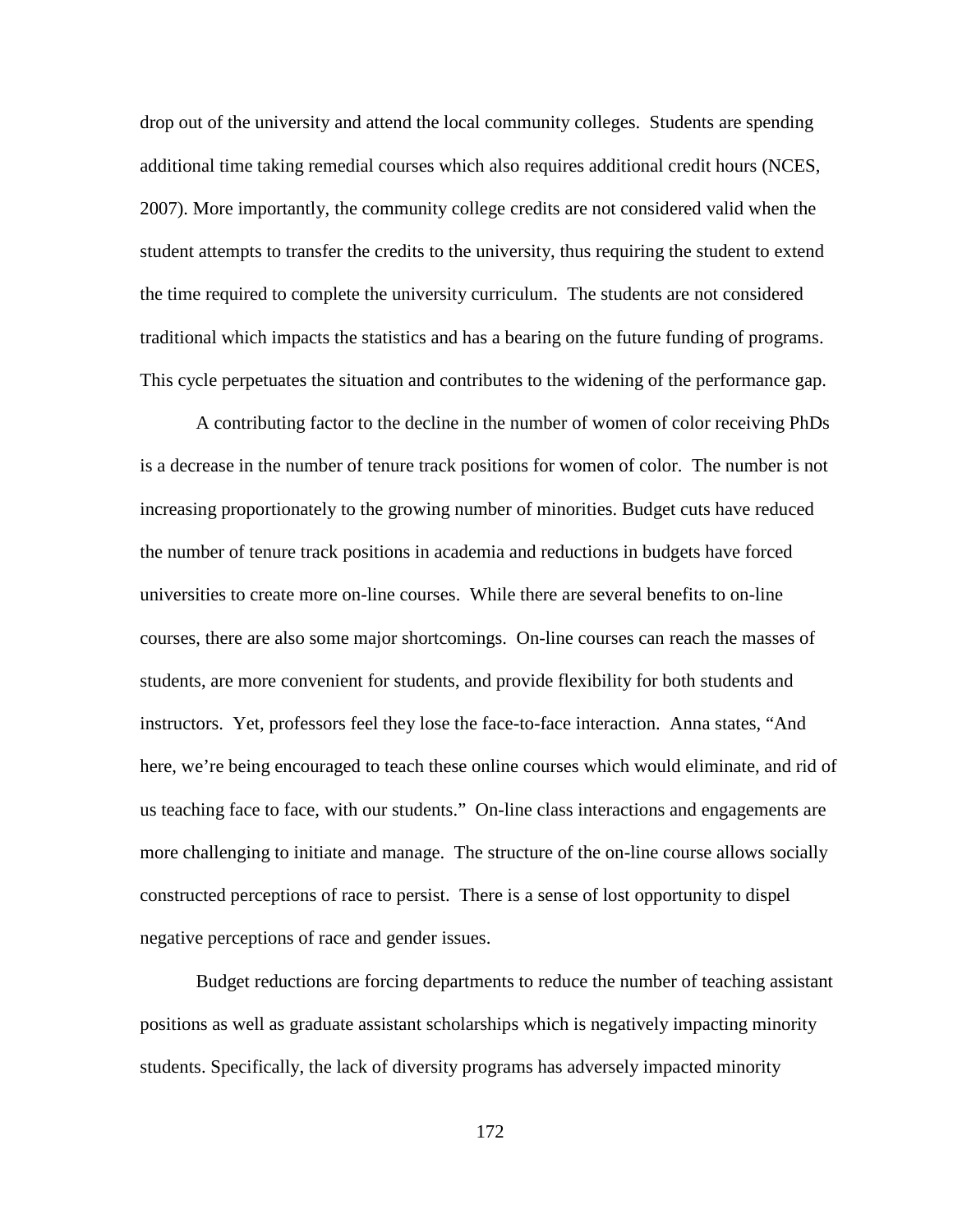drop out of the university and attend the local community colleges. Students are spending additional time taking remedial courses which also requires additional credit hours (NCES, 2007). More importantly, the community college credits are not considered valid when the student attempts to transfer the credits to the university, thus requiring the student to extend the time required to complete the university curriculum. The students are not considered traditional which impacts the statistics and has a bearing on the future funding of programs. This cycle perpetuates the situation and contributes to the widening of the performance gap.

A contributing factor to the decline in the number of women of color receiving PhDs is a decrease in the number of tenure track positions for women of color. The number is not increasing proportionately to the growing number of minorities. Budget cuts have reduced the number of tenure track positions in academia and reductions in budgets have forced universities to create more on-line courses. While there are several benefits to on-line courses, there are also some major shortcomings. On-line courses can reach the masses of students, are more convenient for students, and provide flexibility for both students and instructors. Yet, professors feel they lose the face-to-face interaction. Anna states, "And here, we're being encouraged to teach these online courses which would eliminate, and rid of us teaching face to face, with our students." On-line class interactions and engagements are more challenging to initiate and manage. The structure of the on-line course allows socially constructed perceptions of race to persist. There is a sense of lost opportunity to dispel negative perceptions of race and gender issues.

Budget reductions are forcing departments to reduce the number of teaching assistant positions as well as graduate assistant scholarships which is negatively impacting minority students. Specifically, the lack of diversity programs has adversely impacted minority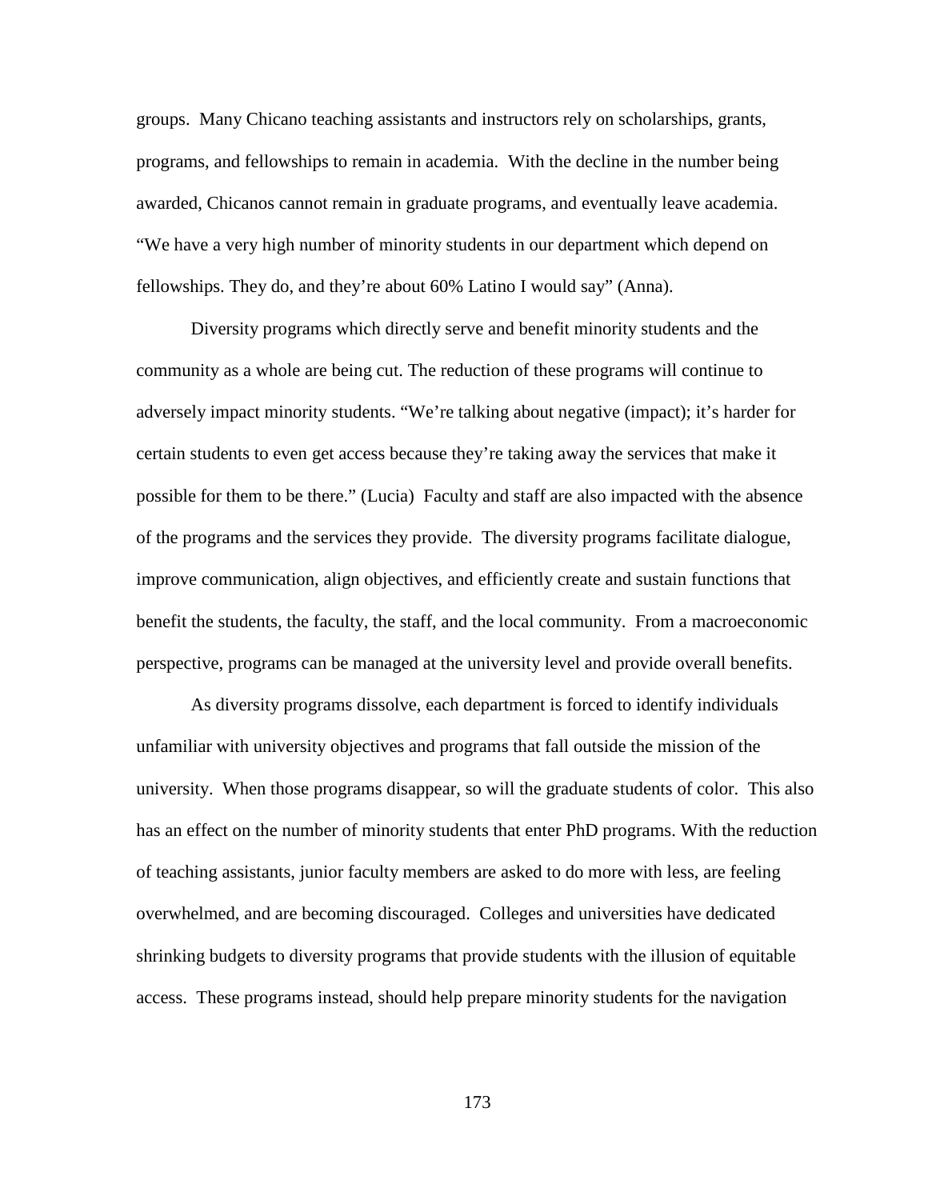groups. Many Chicano teaching assistants and instructors rely on scholarships, grants, programs, and fellowships to remain in academia. With the decline in the number being awarded, Chicanos cannot remain in graduate programs, and eventually leave academia. "We have a very high number of minority students in our department which depend on fellowships. They do, and they're about 60% Latino I would say" (Anna).

Diversity programs which directly serve and benefit minority students and the community as a whole are being cut. The reduction of these programs will continue to adversely impact minority students. "We're talking about negative (impact); it's harder for certain students to even get access because they're taking away the services that make it possible for them to be there." (Lucia) Faculty and staff are also impacted with the absence of the programs and the services they provide. The diversity programs facilitate dialogue, improve communication, align objectives, and efficiently create and sustain functions that benefit the students, the faculty, the staff, and the local community. From a macroeconomic perspective, programs can be managed at the university level and provide overall benefits.

As diversity programs dissolve, each department is forced to identify individuals unfamiliar with university objectives and programs that fall outside the mission of the university. When those programs disappear, so will the graduate students of color. This also has an effect on the number of minority students that enter PhD programs. With the reduction of teaching assistants, junior faculty members are asked to do more with less, are feeling overwhelmed, and are becoming discouraged. Colleges and universities have dedicated shrinking budgets to diversity programs that provide students with the illusion of equitable access. These programs instead, should help prepare minority students for the navigation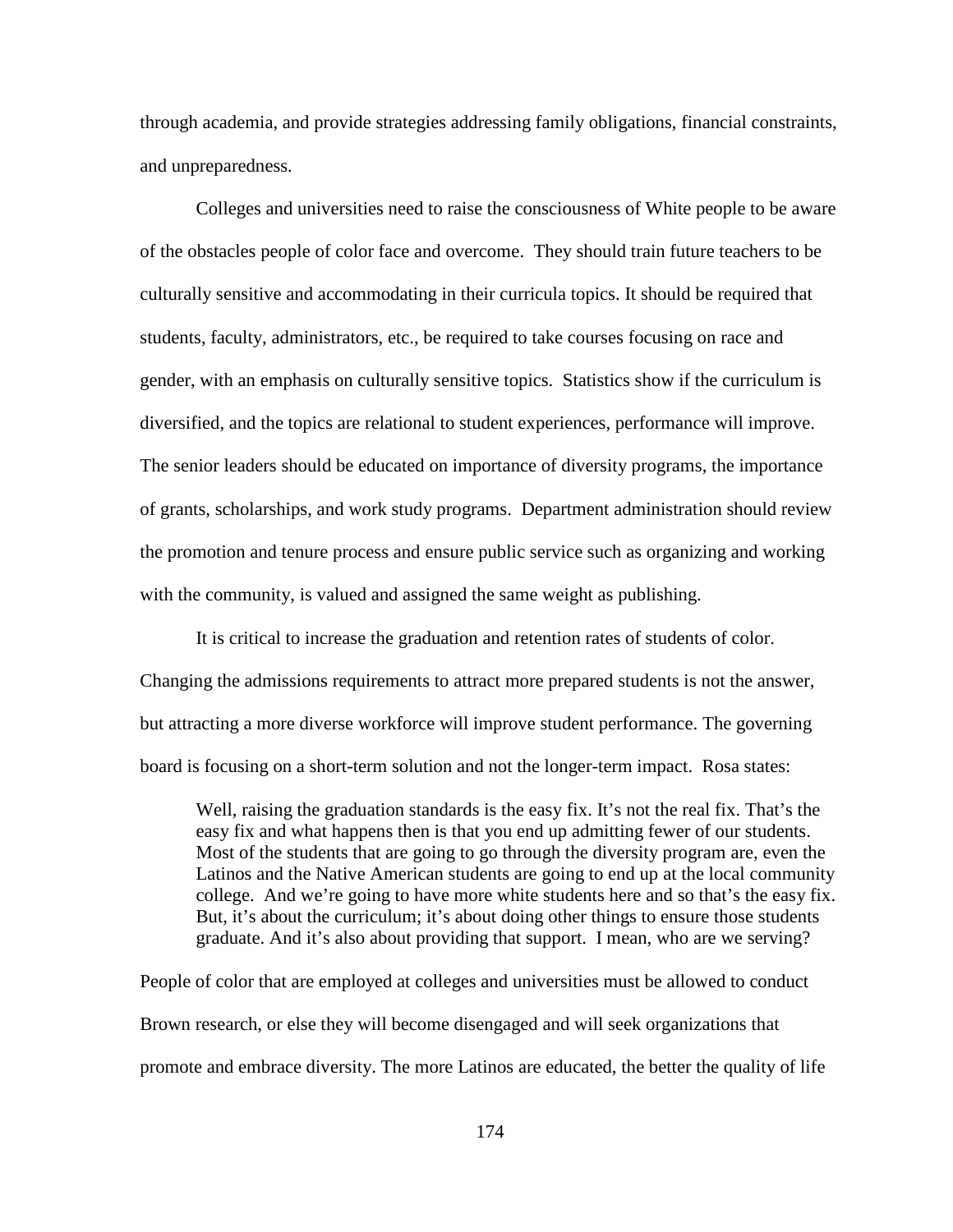through academia, and provide strategies addressing family obligations, financial constraints, and unpreparedness.

Colleges and universities need to raise the consciousness of White people to be aware of the obstacles people of color face and overcome. They should train future teachers to be culturally sensitive and accommodating in their curricula topics. It should be required that students, faculty, administrators, etc., be required to take courses focusing on race and gender, with an emphasis on culturally sensitive topics. Statistics show if the curriculum is diversified, and the topics are relational to student experiences, performance will improve. The senior leaders should be educated on importance of diversity programs, the importance of grants, scholarships, and work study programs. Department administration should review the promotion and tenure process and ensure public service such as organizing and working with the community, is valued and assigned the same weight as publishing.

It is critical to increase the graduation and retention rates of students of color. Changing the admissions requirements to attract more prepared students is not the answer, but attracting a more diverse workforce will improve student performance. The governing board is focusing on a short-term solution and not the longer-term impact. Rosa states:

> Well, raising the graduation standards is the easy fix. It's not the real fix. That's the easy fix and what happens then is that you end up admitting fewer of our students. Most of the students that are going to go through the diversity program are, even the Latinos and the Native American students are going to end up at the local community college. And we're going to have more white students here and so that's the easy fix. But, it's about the curriculum; it's about doing other things to ensure those students graduate. And it's also about providing that support. I mean, who are we serving?

People of color that are employed at colleges and universities must be allowed to conduct Brown research, or else they will become disengaged and will seek organizations that promote and embrace diversity. The more Latinos are educated, the better the quality of life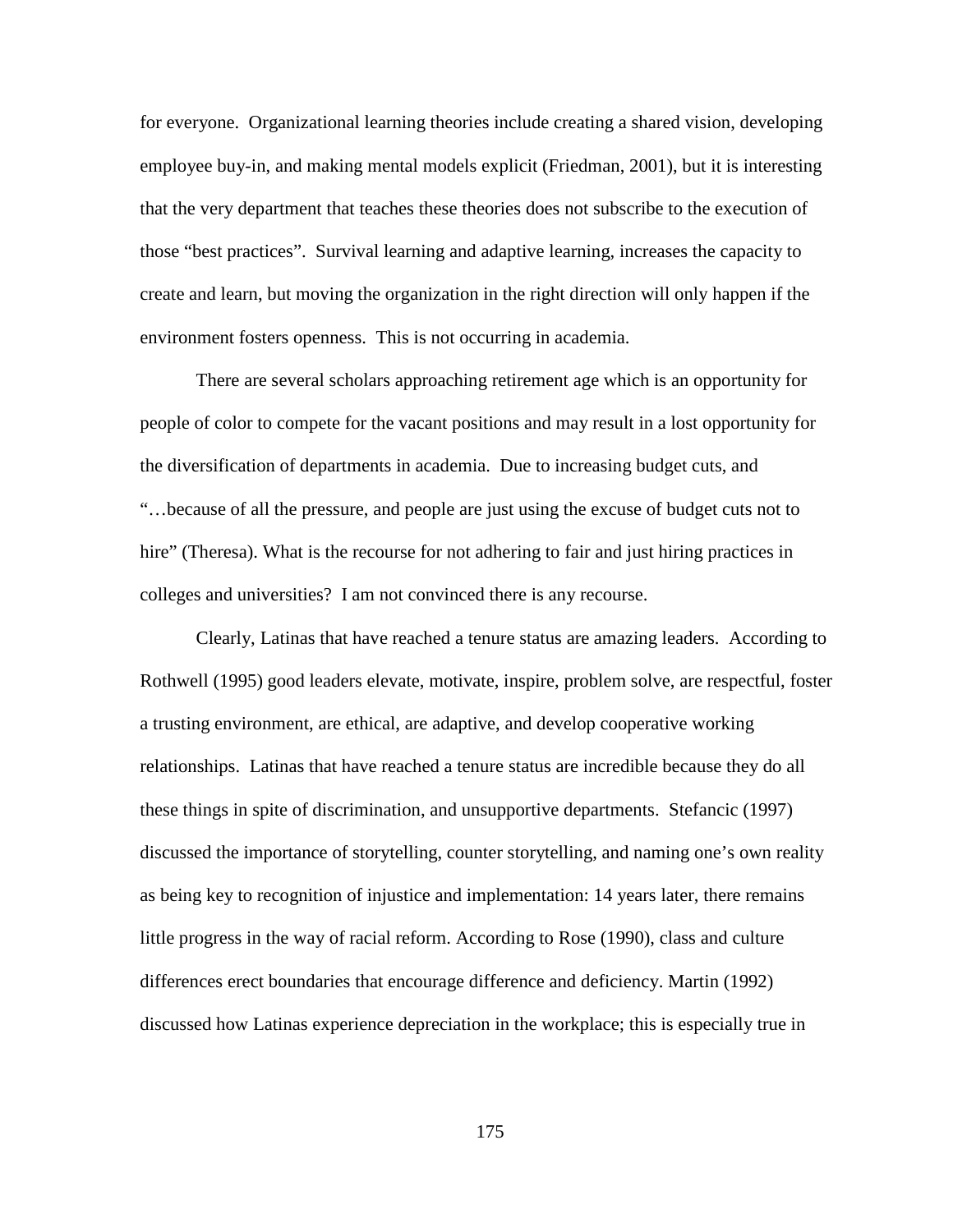for everyone. Organizational learning theories include creating a shared vision, developing employee buy-in, and making mental models explicit (Friedman, 2001), but it is interesting that the very department that teaches these theories does not subscribe to the execution of those "best practices". Survival learning and adaptive learning, increases the capacity to create and learn, but moving the organization in the right direction will only happen if the environment fosters openness. This is not occurring in academia.

There are several scholars approaching retirement age which is an opportunity for people of color to compete for the vacant positions and may result in a lost opportunity for the diversification of departments in academia. Due to increasing budget cuts, and "…because of all the pressure, and people are just using the excuse of budget cuts not to hire" (Theresa). What is the recourse for not adhering to fair and just hiring practices in colleges and universities? I am not convinced there is any recourse.

Clearly, Latinas that have reached a tenure status are amazing leaders. According to Rothwell (1995) good leaders elevate, motivate, inspire, problem solve, are respectful, foster a trusting environment, are ethical, are adaptive, and develop cooperative working relationships. Latinas that have reached a tenure status are incredible because they do all these things in spite of discrimination, and unsupportive departments. Stefancic (1997) discussed the importance of storytelling, counter storytelling, and naming one's own reality as being key to recognition of injustice and implementation: 14 years later, there remains little progress in the way of racial reform. According to Rose (1990), class and culture differences erect boundaries that encourage difference and deficiency. Martin (1992) discussed how Latinas experience depreciation in the workplace; this is especially true in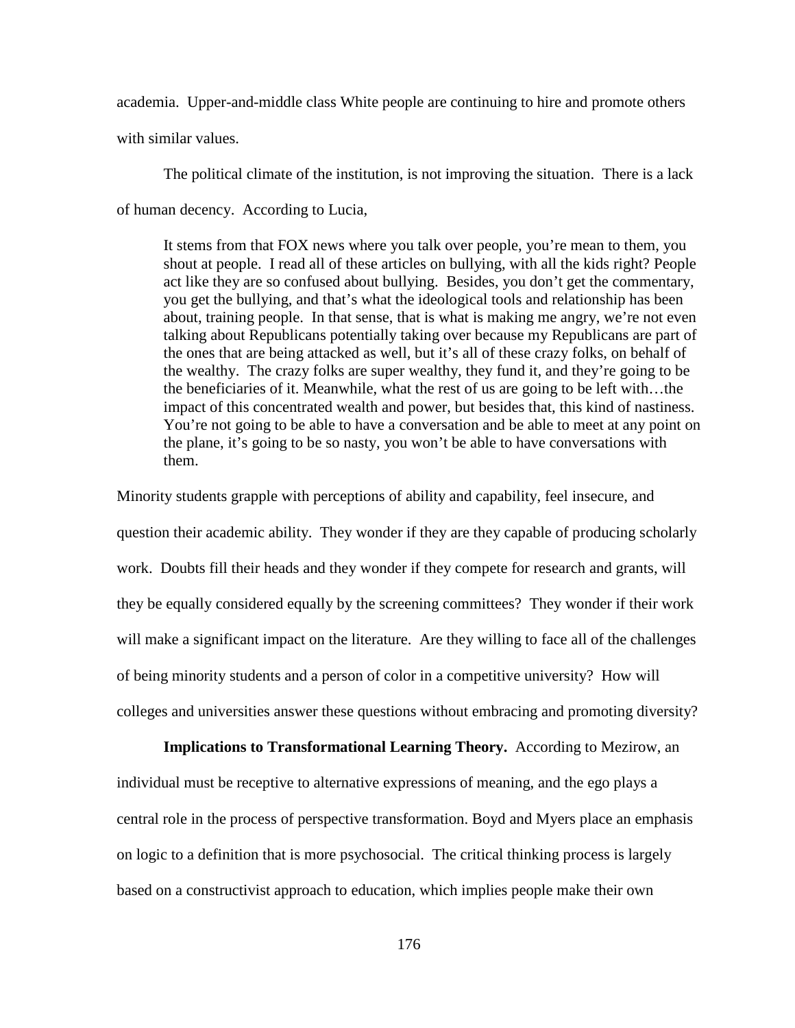academia. Upper-and-middle class White people are continuing to hire and promote others with similar values.

The political climate of the institution, is not improving the situation. There is a lack of human decency. According to Lucia,

> It stems from that FOX news where you talk over people, you're mean to them, you shout at people. I read all of these articles on bullying, with all the kids right? People act like they are so confused about bullying. Besides, you don't get the commentary, you get the bullying, and that's what the ideological tools and relationship has been about, training people. In that sense, that is what is making me angry, we're not even talking about Republicans potentially taking over because my Republicans are part of the ones that are being attacked as well, but it's all of these crazy folks, on behalf of the wealthy. The crazy folks are super wealthy, they fund it, and they're going to be the beneficiaries of it. Meanwhile, what the rest of us are going to be left with…the impact of this concentrated wealth and power, but besides that, this kind of nastiness. You're not going to be able to have a conversation and be able to meet at any point on the plane, it's going to be so nasty, you won't be able to have conversations with them.

Minority students grapple with perceptions of ability and capability, feel insecure, and question their academic ability. They wonder if they are they capable of producing scholarly work. Doubts fill their heads and they wonder if they compete for research and grants, will they be equally considered equally by the screening committees? They wonder if their work will make a significant impact on the literature. Are they willing to face all of the challenges of being minority students and a person of color in a competitive university? How will colleges and universities answer these questions without embracing and promoting diversity?

**Implications to Transformational Learning Theory.** According to Mezirow, an individual must be receptive to alternative expressions of meaning, and the ego plays a central role in the process of perspective transformation. Boyd and Myers place an emphasis on logic to a definition that is more psychosocial. The critical thinking process is largely based on a constructivist approach to education, which implies people make their own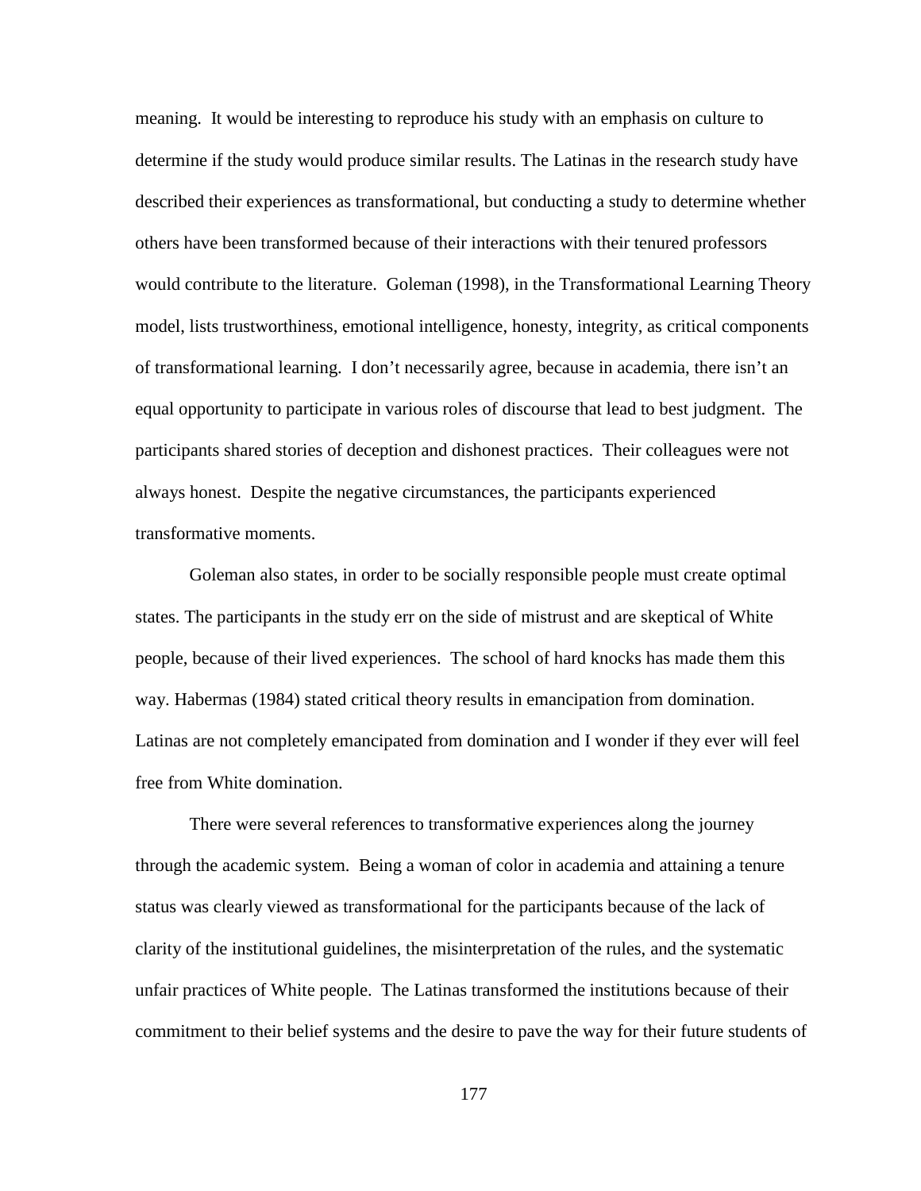meaning. It would be interesting to reproduce his study with an emphasis on culture to determine if the study would produce similar results. The Latinas in the research study have described their experiences as transformational, but conducting a study to determine whether others have been transformed because of their interactions with their tenured professors would contribute to the literature. Goleman (1998), in the Transformational Learning Theory model, lists trustworthiness, emotional intelligence, honesty, integrity, as critical components of transformational learning. I don't necessarily agree, because in academia, there isn't an equal opportunity to participate in various roles of discourse that lead to best judgment. The participants shared stories of deception and dishonest practices. Their colleagues were not always honest. Despite the negative circumstances, the participants experienced transformative moments.

Goleman also states, in order to be socially responsible people must create optimal states. The participants in the study err on the side of mistrust and are skeptical of White people, because of their lived experiences. The school of hard knocks has made them this way. Habermas (1984) stated critical theory results in emancipation from domination. Latinas are not completely emancipated from domination and I wonder if they ever will feel free from White domination.

There were several references to transformative experiences along the journey through the academic system. Being a woman of color in academia and attaining a tenure status was clearly viewed as transformational for the participants because of the lack of clarity of the institutional guidelines, the misinterpretation of the rules, and the systematic unfair practices of White people. The Latinas transformed the institutions because of their commitment to their belief systems and the desire to pave the way for their future students of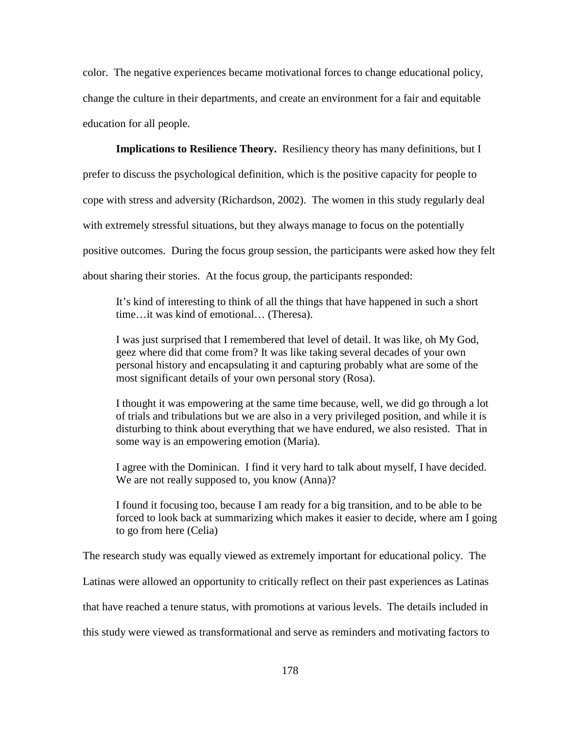color. The negative experiences became motivational forces to change educational policy, change the culture in their departments, and create an environment for a fair and equitable education for all people.

**Implications to Resilience Theory.** Resiliency theory has many definitions, but I prefer to discuss the psychological definition, which is the positive capacity for people to cope with stress and adversity (Richardson, 2002). The women in this study regularly deal with extremely stressful situations, but they always manage to focus on the potentially positive outcomes. During the focus group session, the participants were asked how they felt about sharing their stories. At the focus group, the participants responded:

> It's kind of interesting to think of all the things that have happened in such a short time…it was kind of emotional… (Theresa).
>
> I was just surprised that I remembered that level of detail. It was like, oh My God, geez where did that come from? It was like taking several decades of your own personal history and encapsulating it and capturing probably what are some of the most significant details of your own personal story (Rosa).
>
> I thought it was empowering at the same time because, well, we did go through a lot of trials and tribulations but we are also in a very privileged position, and while it is disturbing to think about everything that we have endured, we also resisted. That in some way is an empowering emotion (Maria).
>
> I agree with the Dominican. I find it very hard to talk about myself, I have decided. We are not really supposed to, you know (Anna)?
>
> I found it focusing too, because I am ready for a big transition, and to be able to be forced to look back at summarizing which makes it easier to decide, where am I going to go from here (Celia)

The research study was equally viewed as extremely important for educational policy. The Latinas were allowed an opportunity to critically reflect on their past experiences as Latinas that have reached a tenure status, with promotions at various levels. The details included in this study were viewed as transformational and serve as reminders and motivating factors to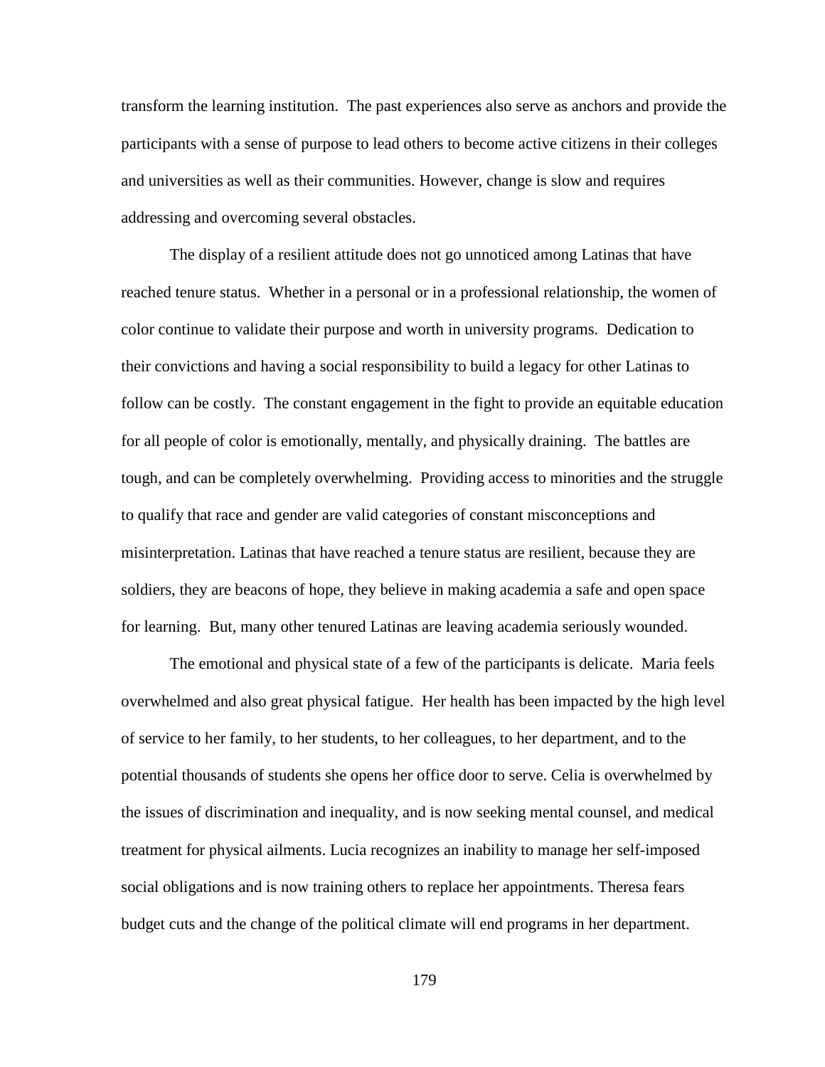transform the learning institution. The past experiences also serve as anchors and provide the participants with a sense of purpose to lead others to become active citizens in their colleges and universities as well as their communities. However, change is slow and requires addressing and overcoming several obstacles.

The display of a resilient attitude does not go unnoticed among Latinas that have reached tenure status. Whether in a personal or in a professional relationship, the women of color continue to validate their purpose and worth in university programs. Dedication to their convictions and having a social responsibility to build a legacy for other Latinas to follow can be costly. The constant engagement in the fight to provide an equitable education for all people of color is emotionally, mentally, and physically draining. The battles are tough, and can be completely overwhelming. Providing access to minorities and the struggle to qualify that race and gender are valid categories of constant misconceptions and misinterpretation. Latinas that have reached a tenure status are resilient, because they are soldiers, they are beacons of hope, they believe in making academia a safe and open space for learning. But, many other tenured Latinas are leaving academia seriously wounded.

The emotional and physical state of a few of the participants is delicate. Maria feels overwhelmed and also great physical fatigue. Her health has been impacted by the high level of service to her family, to her students, to her colleagues, to her department, and to the potential thousands of students she opens her office door to serve. Celia is overwhelmed by the issues of discrimination and inequality, and is now seeking mental counsel, and medical treatment for physical ailments. Lucia recognizes an inability to manage her self-imposed social obligations and is now training others to replace her appointments. Theresa fears budget cuts and the change of the political climate will end programs in her department.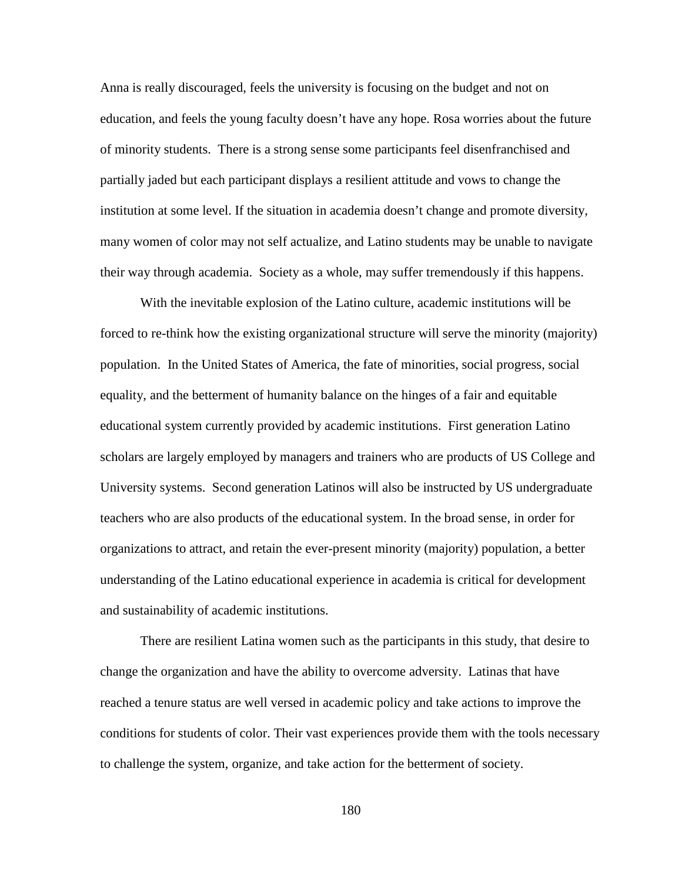Anna is really discouraged, feels the university is focusing on the budget and not on education, and feels the young faculty doesn't have any hope. Rosa worries about the future of minority students. There is a strong sense some participants feel disenfranchised and partially jaded but each participant displays a resilient attitude and vows to change the institution at some level. If the situation in academia doesn't change and promote diversity, many women of color may not self actualize, and Latino students may be unable to navigate their way through academia. Society as a whole, may suffer tremendously if this happens.

With the inevitable explosion of the Latino culture, academic institutions will be forced to re-think how the existing organizational structure will serve the minority (majority) population. In the United States of America, the fate of minorities, social progress, social equality, and the betterment of humanity balance on the hinges of a fair and equitable educational system currently provided by academic institutions. First generation Latino scholars are largely employed by managers and trainers who are products of US College and University systems. Second generation Latinos will also be instructed by US undergraduate teachers who are also products of the educational system. In the broad sense, in order for organizations to attract, and retain the ever-present minority (majority) population, a better understanding of the Latino educational experience in academia is critical for development and sustainability of academic institutions.

There are resilient Latina women such as the participants in this study, that desire to change the organization and have the ability to overcome adversity. Latinas that have reached a tenure status are well versed in academic policy and take actions to improve the conditions for students of color. Their vast experiences provide them with the tools necessary to challenge the system, organize, and take action for the betterment of society.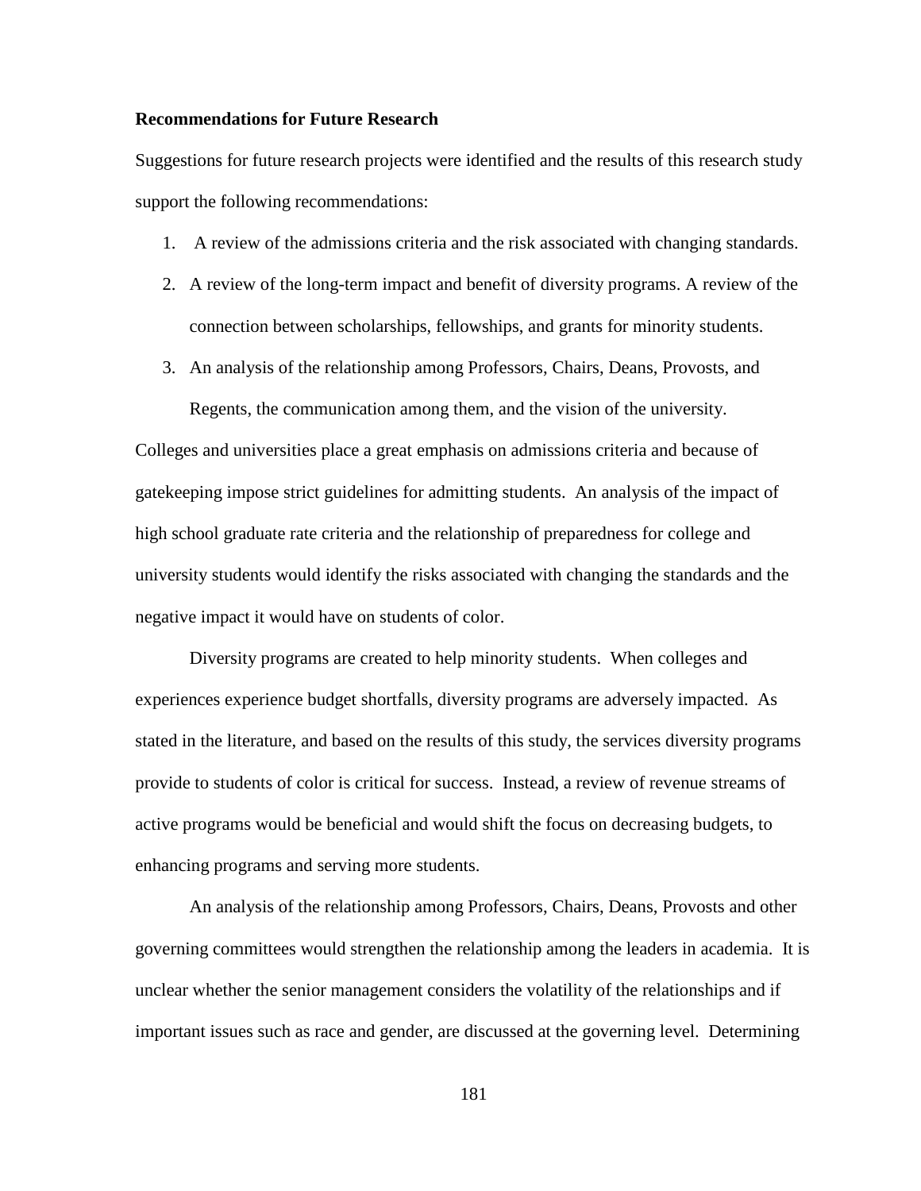**Recommendations for Future Research**

Suggestions for future research projects were identified and the results of this research study support the following recommendations:

1. A review of the admissions criteria and the risk associated with changing standards.
2. A review of the long-term impact and benefit of diversity programs. A review of the connection between scholarships, fellowships, and grants for minority students.
3. An analysis of the relationship among Professors, Chairs, Deans, Provosts, and Regents, the communication among them, and the vision of the university.

Colleges and universities place a great emphasis on admissions criteria and because of gatekeeping impose strict guidelines for admitting students. An analysis of the impact of high school graduate rate criteria and the relationship of preparedness for college and university students would identify the risks associated with changing the standards and the negative impact it would have on students of color.

Diversity programs are created to help minority students. When colleges and experiences experience budget shortfalls, diversity programs are adversely impacted. As stated in the literature, and based on the results of this study, the services diversity programs provide to students of color is critical for success. Instead, a review of revenue streams of active programs would be beneficial and would shift the focus on decreasing budgets, to enhancing programs and serving more students.

An analysis of the relationship among Professors, Chairs, Deans, Provosts and other governing committees would strengthen the relationship among the leaders in academia. It is unclear whether the senior management considers the volatility of the relationships and if important issues such as race and gender, are discussed at the governing level. Determining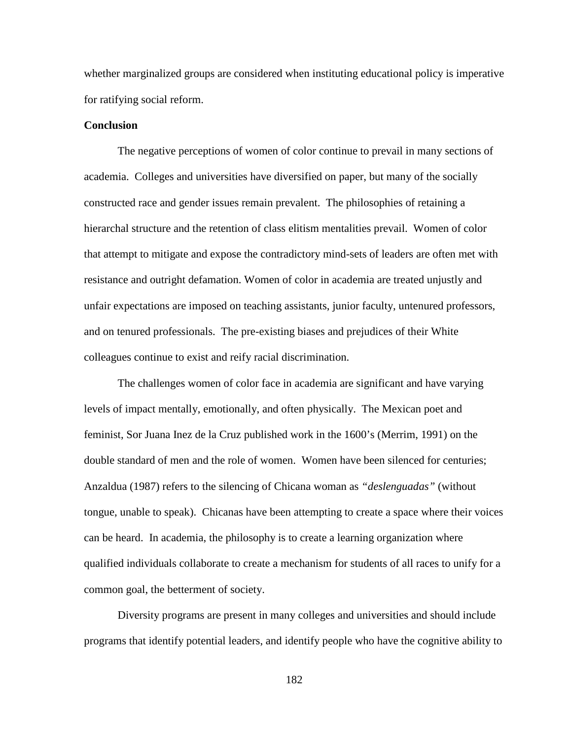whether marginalized groups are considered when instituting educational policy is imperative for ratifying social reform.

**Conclusion**

The negative perceptions of women of color continue to prevail in many sections of academia. Colleges and universities have diversified on paper, but many of the socially constructed race and gender issues remain prevalent. The philosophies of retaining a hierarchal structure and the retention of class elitism mentalities prevail. Women of color that attempt to mitigate and expose the contradictory mind-sets of leaders are often met with resistance and outright defamation. Women of color in academia are treated unjustly and unfair expectations are imposed on teaching assistants, junior faculty, untenured professors, and on tenured professionals. The pre-existing biases and prejudices of their White colleagues continue to exist and reify racial discrimination.

The challenges women of color face in academia are significant and have varying levels of impact mentally, emotionally, and often physically. The Mexican poet and feminist, Sor Juana Inez de la Cruz published work in the 1600's (Merrim, 1991) on the double standard of men and the role of women. Women have been silenced for centuries; Anzaldua (1987) refers to the silencing of Chicana woman as *"deslenguadas"* (without tongue, unable to speak). Chicanas have been attempting to create a space where their voices can be heard. In academia, the philosophy is to create a learning organization where qualified individuals collaborate to create a mechanism for students of all races to unify for a common goal, the betterment of society.

Diversity programs are present in many colleges and universities and should include programs that identify potential leaders, and identify people who have the cognitive ability to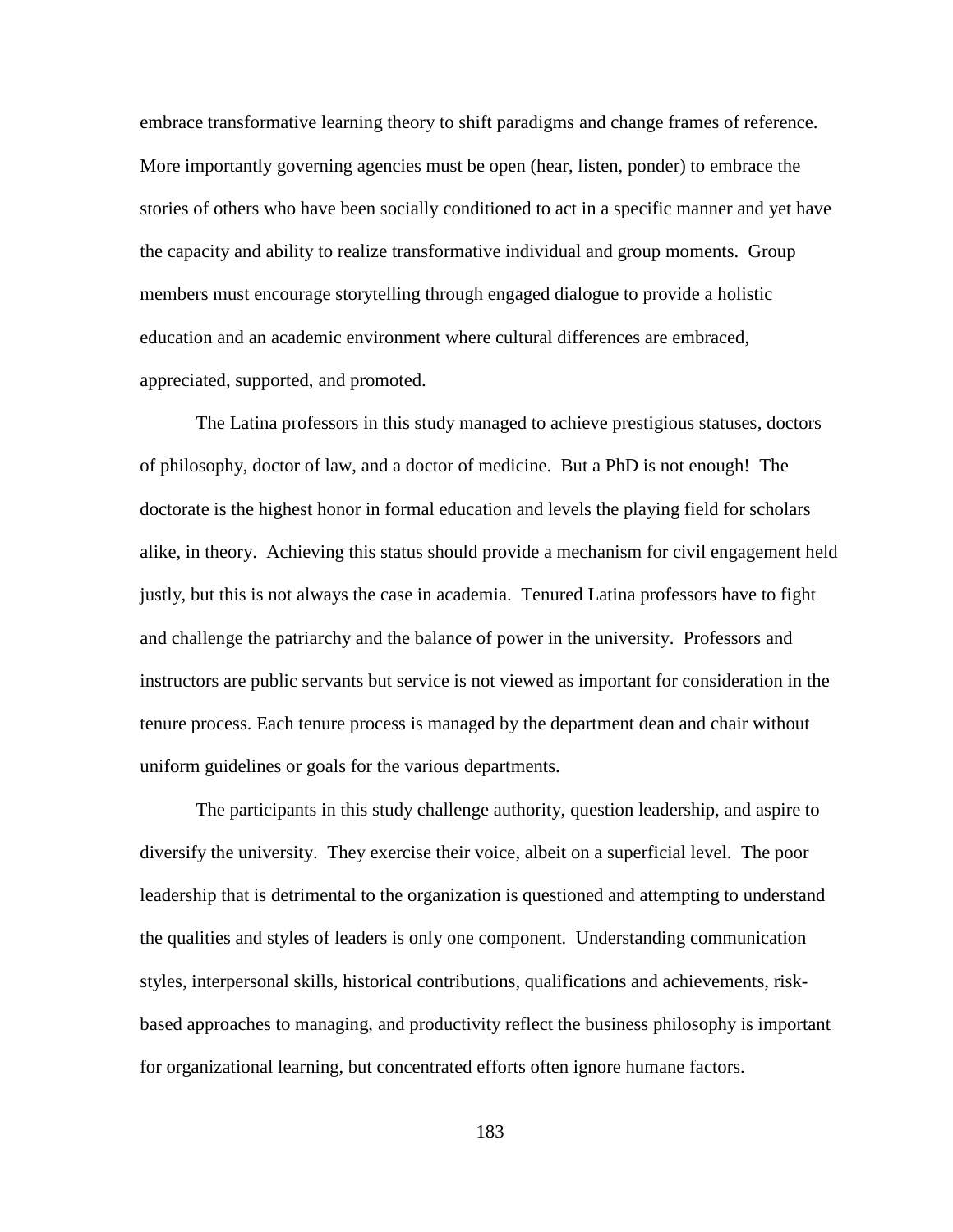embrace transformative learning theory to shift paradigms and change frames of reference. More importantly governing agencies must be open (hear, listen, ponder) to embrace the stories of others who have been socially conditioned to act in a specific manner and yet have the capacity and ability to realize transformative individual and group moments. Group members must encourage storytelling through engaged dialogue to provide a holistic education and an academic environment where cultural differences are embraced, appreciated, supported, and promoted.

The Latina professors in this study managed to achieve prestigious statuses, doctors of philosophy, doctor of law, and a doctor of medicine. But a PhD is not enough! The doctorate is the highest honor in formal education and levels the playing field for scholars alike, in theory. Achieving this status should provide a mechanism for civil engagement held justly, but this is not always the case in academia. Tenured Latina professors have to fight and challenge the patriarchy and the balance of power in the university. Professors and instructors are public servants but service is not viewed as important for consideration in the tenure process. Each tenure process is managed by the department dean and chair without uniform guidelines or goals for the various departments.

The participants in this study challenge authority, question leadership, and aspire to diversify the university. They exercise their voice, albeit on a superficial level. The poor leadership that is detrimental to the organization is questioned and attempting to understand the qualities and styles of leaders is only one component. Understanding communication styles, interpersonal skills, historical contributions, qualifications and achievements, risk-based approaches to managing, and productivity reflect the business philosophy is important for organizational learning, but concentrated efforts often ignore humane factors.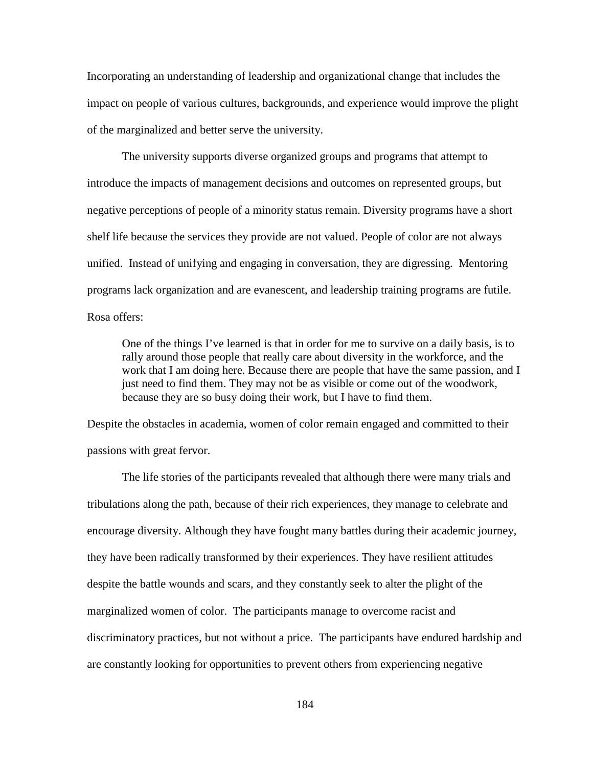Incorporating an understanding of leadership and organizational change that includes the impact on people of various cultures, backgrounds, and experience would improve the plight of the marginalized and better serve the university.

The university supports diverse organized groups and programs that attempt to introduce the impacts of management decisions and outcomes on represented groups, but negative perceptions of people of a minority status remain. Diversity programs have a short shelf life because the services they provide are not valued. People of color are not always unified. Instead of unifying and engaging in conversation, they are digressing. Mentoring programs lack organization and are evanescent, and leadership training programs are futile. Rosa offers:

> One of the things I've learned is that in order for me to survive on a daily basis, is to rally around those people that really care about diversity in the workforce, and the work that I am doing here. Because there are people that have the same passion, and I just need to find them. They may not be as visible or come out of the woodwork, because they are so busy doing their work, but I have to find them.

Despite the obstacles in academia, women of color remain engaged and committed to their passions with great fervor.

The life stories of the participants revealed that although there were many trials and tribulations along the path, because of their rich experiences, they manage to celebrate and encourage diversity. Although they have fought many battles during their academic journey, they have been radically transformed by their experiences. They have resilient attitudes despite the battle wounds and scars, and they constantly seek to alter the plight of the marginalized women of color. The participants manage to overcome racist and discriminatory practices, but not without a price. The participants have endured hardship and are constantly looking for opportunities to prevent others from experiencing negative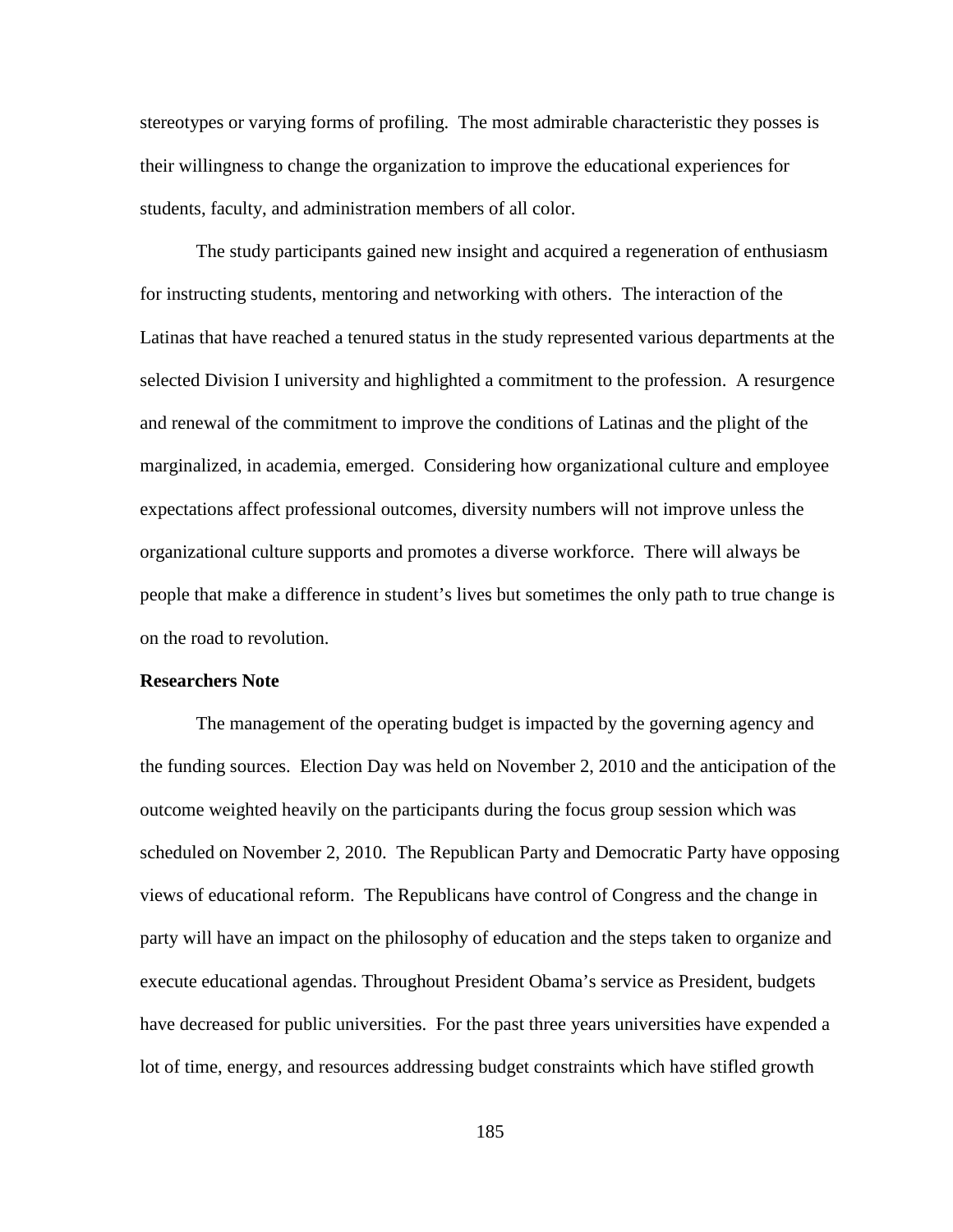stereotypes or varying forms of profiling. The most admirable characteristic they posses is their willingness to change the organization to improve the educational experiences for students, faculty, and administration members of all color.

The study participants gained new insight and acquired a regeneration of enthusiasm for instructing students, mentoring and networking with others. The interaction of the Latinas that have reached a tenured status in the study represented various departments at the selected Division I university and highlighted a commitment to the profession. A resurgence and renewal of the commitment to improve the conditions of Latinas and the plight of the marginalized, in academia, emerged. Considering how organizational culture and employee expectations affect professional outcomes, diversity numbers will not improve unless the organizational culture supports and promotes a diverse workforce. There will always be people that make a difference in student's lives but sometimes the only path to true change is on the road to revolution.

**Researchers Note**

The management of the operating budget is impacted by the governing agency and the funding sources. Election Day was held on November 2, 2010 and the anticipation of the outcome weighted heavily on the participants during the focus group session which was scheduled on November 2, 2010. The Republican Party and Democratic Party have opposing views of educational reform. The Republicans have control of Congress and the change in party will have an impact on the philosophy of education and the steps taken to organize and execute educational agendas. Throughout President Obama's service as President, budgets have decreased for public universities. For the past three years universities have expended a lot of time, energy, and resources addressing budget constraints which have stifled growth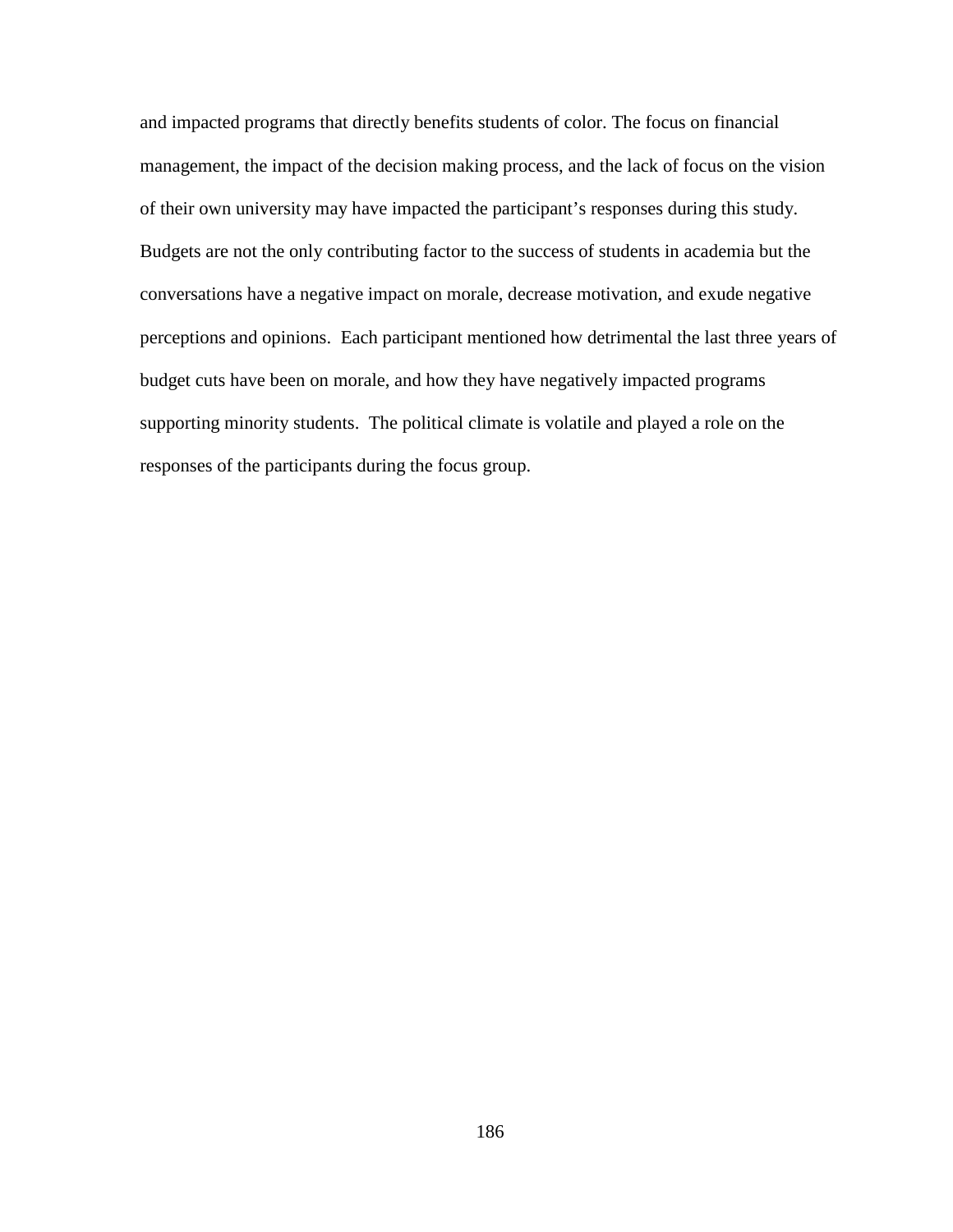and impacted programs that directly benefits students of color. The focus on financial management, the impact of the decision making process, and the lack of focus on the vision of their own university may have impacted the participant's responses during this study. Budgets are not the only contributing factor to the success of students in academia but the conversations have a negative impact on morale, decrease motivation, and exude negative perceptions and opinions. Each participant mentioned how detrimental the last three years of budget cuts have been on morale, and how they have negatively impacted programs supporting minority students. The political climate is volatile and played a role on the responses of the participants during the focus group.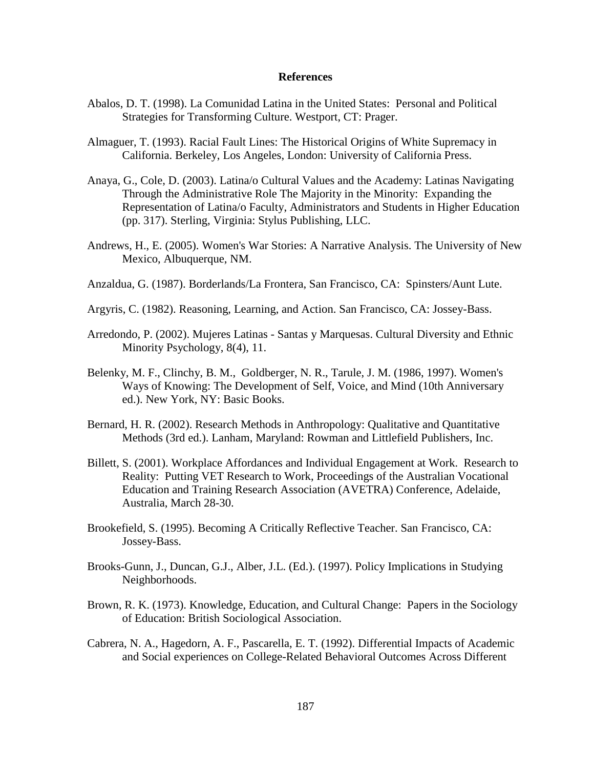# References

Abalos, D. T. (1998). La Comunidad Latina in the United States: Personal and Political Strategies for Transforming Culture. Westport, CT: Prager.

Almaguer, T. (1993). Racial Fault Lines: The Historical Origins of White Supremacy in California. Berkeley, Los Angeles, London: University of California Press.

Anaya, G., Cole, D. (2003). Latina/o Cultural Values and the Academy: Latinas Navigating Through the Administrative Role The Majority in the Minority: Expanding the Representation of Latina/o Faculty, Administrators and Students in Higher Education (pp. 317). Sterling, Virginia: Stylus Publishing, LLC.

Andrews, H., E. (2005). Women's War Stories: A Narrative Analysis. The University of New Mexico, Albuquerque, NM.

Anzaldua, G. (1987). Borderlands/La Frontera, San Francisco, CA: Spinsters/Aunt Lute.

Argyris, C. (1982). Reasoning, Learning, and Action. San Francisco, CA: Jossey-Bass.

Arredondo, P. (2002). Mujeres Latinas - Santas y Marquesas. Cultural Diversity and Ethnic Minority Psychology, 8(4), 11.

Belenky, M. F., Clinchy, B. M., Goldberger, N. R., Tarule, J. M. (1986, 1997). Women's Ways of Knowing: The Development of Self, Voice, and Mind (10th Anniversary ed.). New York, NY: Basic Books.

Bernard, H. R. (2002). Research Methods in Anthropology: Qualitative and Quantitative Methods (3rd ed.). Lanham, Maryland: Rowman and Littlefield Publishers, Inc.

Billett, S. (2001). Workplace Affordances and Individual Engagement at Work. Research to Reality: Putting VET Research to Work, Proceedings of the Australian Vocational Education and Training Research Association (AVETRA) Conference, Adelaide, Australia, March 28-30.

Brookefield, S. (1995). Becoming A Critically Reflective Teacher. San Francisco, CA: Jossey-Bass.

Brooks-Gunn, J., Duncan, G.J., Alber, J.L. (Ed.). (1997). Policy Implications in Studying Neighborhoods.

Brown, R. K. (1973). Knowledge, Education, and Cultural Change: Papers in the Sociology of Education: British Sociological Association.

Cabrera, N. A., Hagedorn, A. F., Pascarella, E. T. (1992). Differential Impacts of Academic and Social experiences on College-Related Behavioral Outcomes Across Different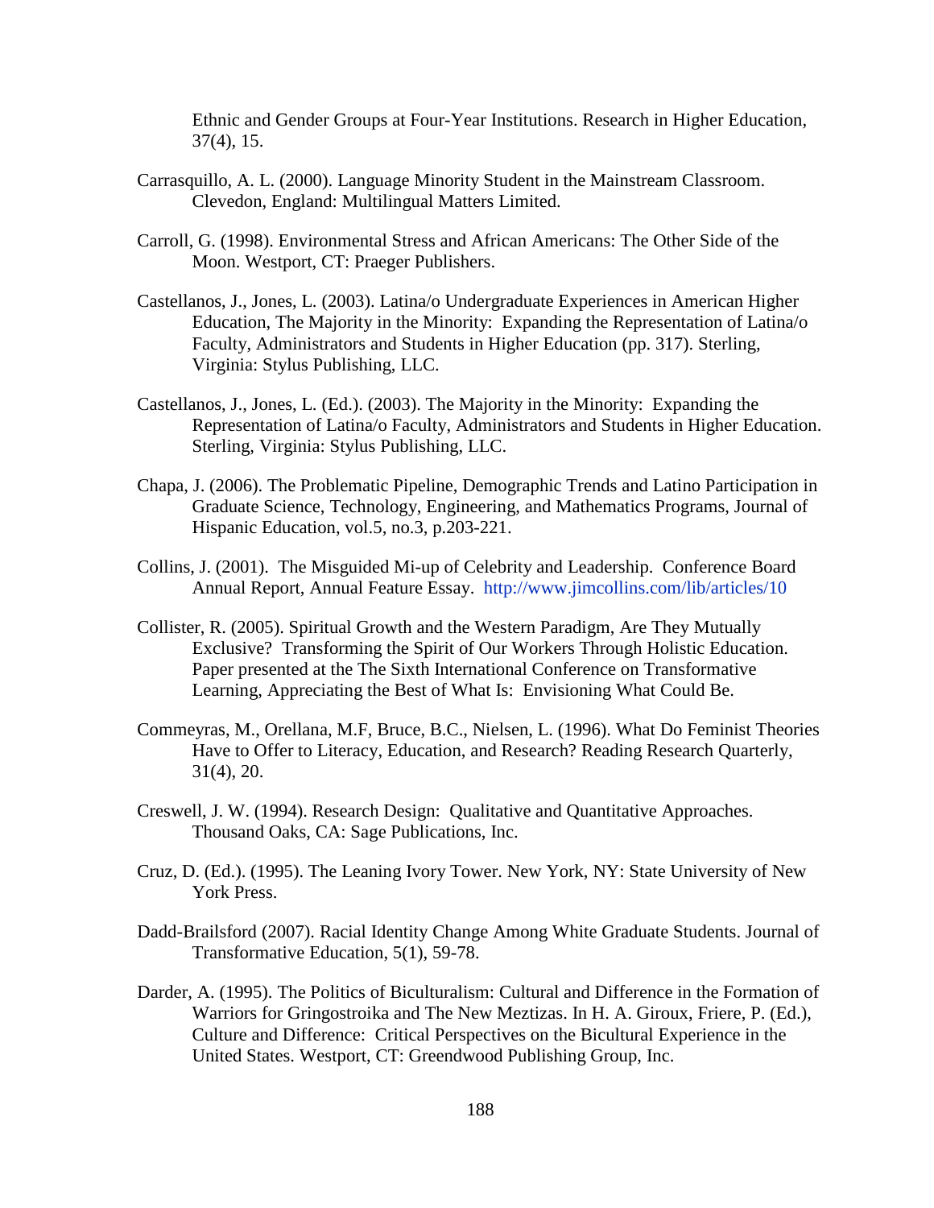Ethnic and Gender Groups at Four-Year Institutions. Research in Higher Education, 37(4), 15.

Carrasquillo, A. L. (2000). Language Minority Student in the Mainstream Classroom. Clevedon, England: Multilingual Matters Limited.

Carroll, G. (1998). Environmental Stress and African Americans: The Other Side of the Moon. Westport, CT: Praeger Publishers.

Castellanos, J., Jones, L. (2003). Latina/o Undergraduate Experiences in American Higher Education, The Majority in the Minority: Expanding the Representation of Latina/o Faculty, Administrators and Students in Higher Education (pp. 317). Sterling, Virginia: Stylus Publishing, LLC.

Castellanos, J., Jones, L. (Ed.). (2003). The Majority in the Minority: Expanding the Representation of Latina/o Faculty, Administrators and Students in Higher Education. Sterling, Virginia: Stylus Publishing, LLC.

Chapa, J. (2006). The Problematic Pipeline, Demographic Trends and Latino Participation in Graduate Science, Technology, Engineering, and Mathematics Programs, Journal of Hispanic Education, vol.5, no.3, p.203-221.

Collins, J. (2001). The Misguided Mi-up of Celebrity and Leadership. Conference Board Annual Report, Annual Feature Essay. http://www.jimcollins.com/lib/articles/10

Collister, R. (2005). Spiritual Growth and the Western Paradigm, Are They Mutually Exclusive? Transforming the Spirit of Our Workers Through Holistic Education. Paper presented at the The Sixth International Conference on Transformative Learning, Appreciating the Best of What Is: Envisioning What Could Be.

Commeyras, M., Orellana, M.F, Bruce, B.C., Nielsen, L. (1996). What Do Feminist Theories Have to Offer to Literacy, Education, and Research? Reading Research Quarterly, 31(4), 20.

Creswell, J. W. (1994). Research Design: Qualitative and Quantitative Approaches. Thousand Oaks, CA: Sage Publications, Inc.

Cruz, D. (Ed.). (1995). The Leaning Ivory Tower. New York, NY: State University of New York Press.

Dadd-Brailsford (2007). Racial Identity Change Among White Graduate Students. Journal of Transformative Education, 5(1), 59-78.

Darder, A. (1995). The Politics of Biculturalism: Cultural and Difference in the Formation of Warriors for Gringostroika and The New Meztizas. In H. A. Giroux, Friere, P. (Ed.), Culture and Difference: Critical Perspectives on the Bicultural Experience in the United States. Westport, CT: Greendwood Publishing Group, Inc.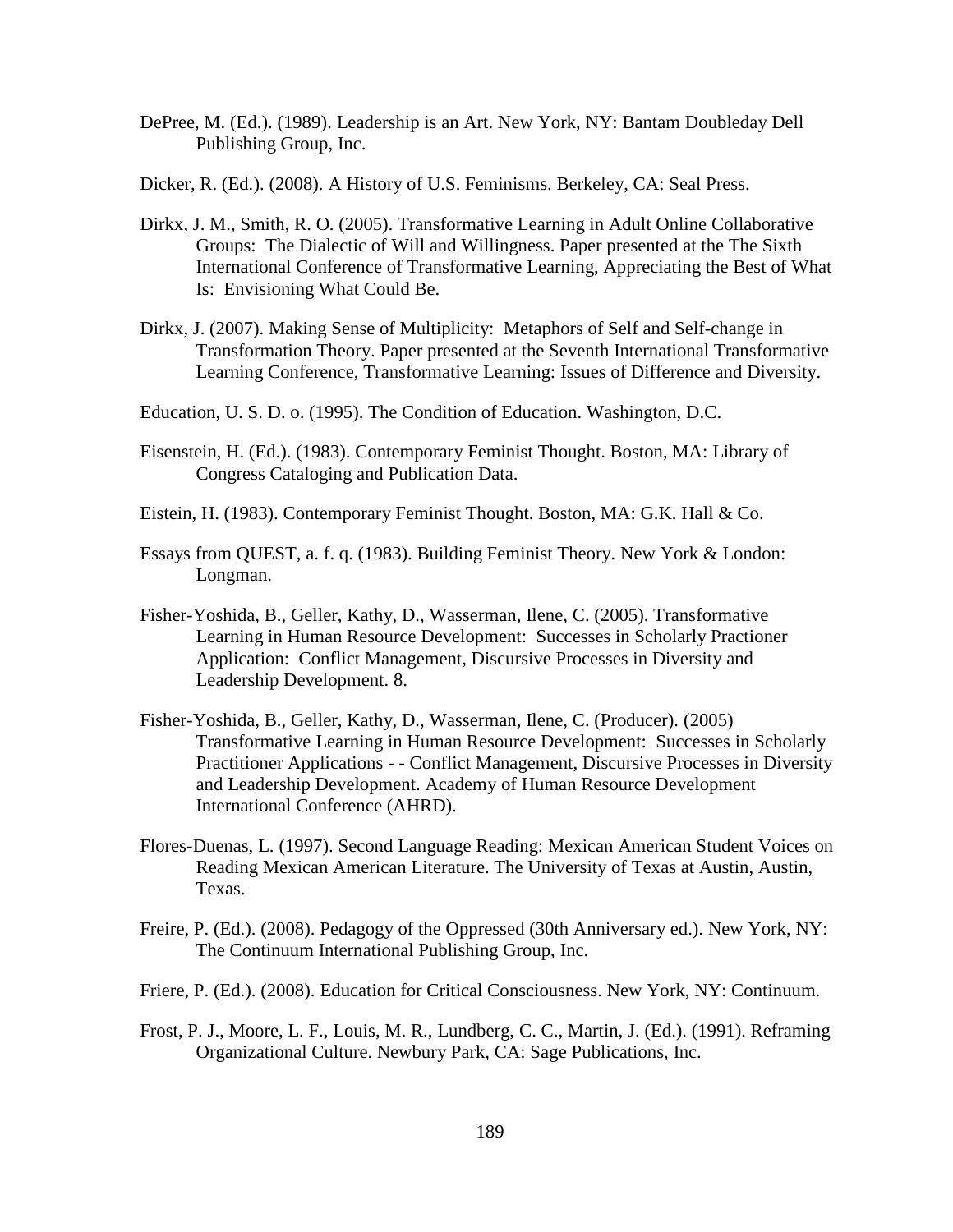DePree, M. (Ed.). (1989). Leadership is an Art. New York, NY: Bantam Doubleday Dell Publishing Group, Inc.

Dicker, R. (Ed.). (2008). A History of U.S. Feminisms. Berkeley, CA: Seal Press.

Dirkx, J. M., Smith, R. O. (2005). Transformative Learning in Adult Online Collaborative Groups: The Dialectic of Will and Willingness. Paper presented at the The Sixth International Conference of Transformative Learning, Appreciating the Best of What Is: Envisioning What Could Be.

Dirkx, J. (2007). Making Sense of Multiplicity: Metaphors of Self and Self-change in Transformation Theory. Paper presented at the Seventh International Transformative Learning Conference, Transformative Learning: Issues of Difference and Diversity.

Education, U. S. D. o. (1995). The Condition of Education. Washington, D.C.

Eisenstein, H. (Ed.). (1983). Contemporary Feminist Thought. Boston, MA: Library of Congress Cataloging and Publication Data.

Eistein, H. (1983). Contemporary Feminist Thought. Boston, MA: G.K. Hall & Co.

Essays from QUEST, a. f. q. (1983). Building Feminist Theory. New York & London: Longman.

Fisher-Yoshida, B., Geller, Kathy, D., Wasserman, Ilene, C. (2005). Transformative Learning in Human Resource Development: Successes in Scholarly Practioner Application: Conflict Management, Discursive Processes in Diversity and Leadership Development. 8.

Fisher-Yoshida, B., Geller, Kathy, D., Wasserman, Ilene, C. (Producer). (2005) Transformative Learning in Human Resource Development: Successes in Scholarly Practitioner Applications - - Conflict Management, Discursive Processes in Diversity and Leadership Development. Academy of Human Resource Development International Conference (AHRD).

Flores-Duenas, L. (1997). Second Language Reading: Mexican American Student Voices on Reading Mexican American Literature. The University of Texas at Austin, Austin, Texas.

Freire, P. (Ed.). (2008). Pedagogy of the Oppressed (30th Anniversary ed.). New York, NY: The Continuum International Publishing Group, Inc.

Friere, P. (Ed.). (2008). Education for Critical Consciousness. New York, NY: Continuum.

Frost, P. J., Moore, L. F., Louis, M. R., Lundberg, C. C., Martin, J. (Ed.). (1991). Reframing Organizational Culture. Newbury Park, CA: Sage Publications, Inc.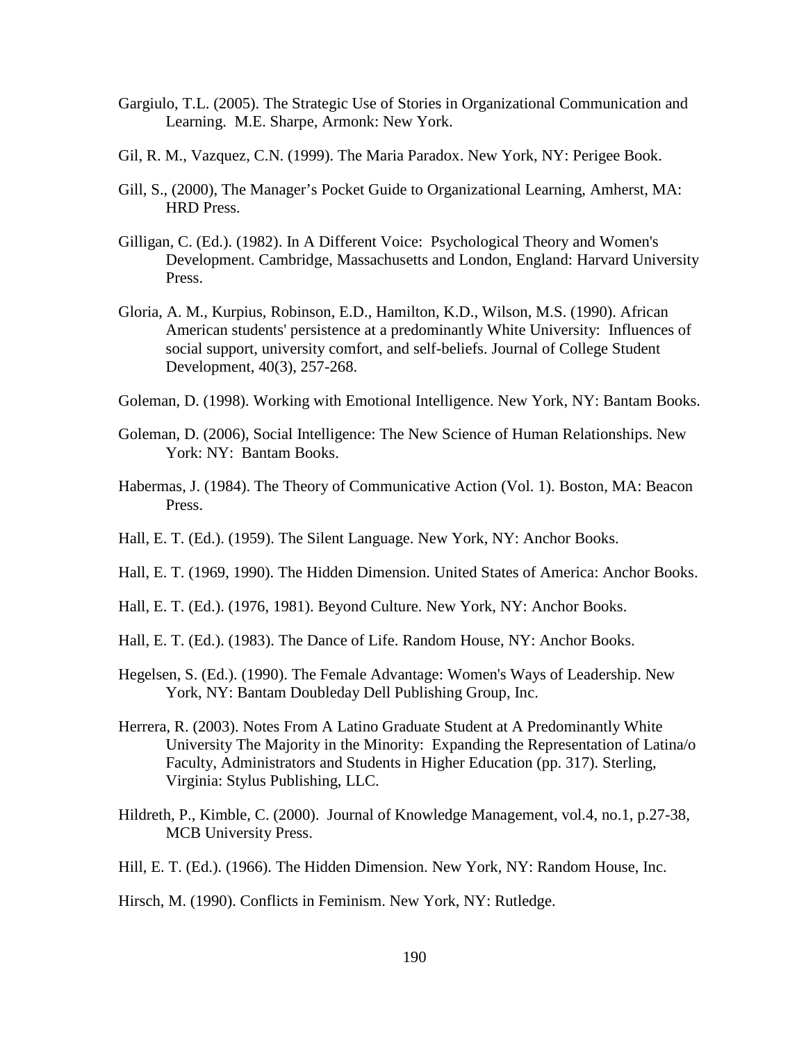Gargiulo, T.L. (2005). The Strategic Use of Stories in Organizational Communication and Learning. M.E. Sharpe, Armonk: New York.

Gil, R. M., Vazquez, C.N. (1999). The Maria Paradox. New York, NY: Perigee Book.

Gill, S., (2000), The Manager's Pocket Guide to Organizational Learning, Amherst, MA: HRD Press.

Gilligan, C. (Ed.). (1982). In A Different Voice: Psychological Theory and Women's Development. Cambridge, Massachusetts and London, England: Harvard University Press.

Gloria, A. M., Kurpius, Robinson, E.D., Hamilton, K.D., Wilson, M.S. (1990). African American students' persistence at a predominantly White University: Influences of social support, university comfort, and self-beliefs. Journal of College Student Development, 40(3), 257-268.

Goleman, D. (1998). Working with Emotional Intelligence. New York, NY: Bantam Books.

Goleman, D. (2006), Social Intelligence: The New Science of Human Relationships. New York: NY: Bantam Books.

Habermas, J. (1984). The Theory of Communicative Action (Vol. 1). Boston, MA: Beacon Press.

Hall, E. T. (Ed.). (1959). The Silent Language. New York, NY: Anchor Books.

Hall, E. T. (1969, 1990). The Hidden Dimension. United States of America: Anchor Books.

Hall, E. T. (Ed.). (1976, 1981). Beyond Culture. New York, NY: Anchor Books.

Hall, E. T. (Ed.). (1983). The Dance of Life. Random House, NY: Anchor Books.

Hegelsen, S. (Ed.). (1990). The Female Advantage: Women's Ways of Leadership. New York, NY: Bantam Doubleday Dell Publishing Group, Inc.

Herrera, R. (2003). Notes From A Latino Graduate Student at A Predominantly White University The Majority in the Minority: Expanding the Representation of Latina/o Faculty, Administrators and Students in Higher Education (pp. 317). Sterling, Virginia: Stylus Publishing, LLC.

Hildreth, P., Kimble, C. (2000). Journal of Knowledge Management, vol.4, no.1, p.27-38, MCB University Press.

Hill, E. T. (Ed.). (1966). The Hidden Dimension. New York, NY: Random House, Inc.

Hirsch, M. (1990). Conflicts in Feminism. New York, NY: Rutledge.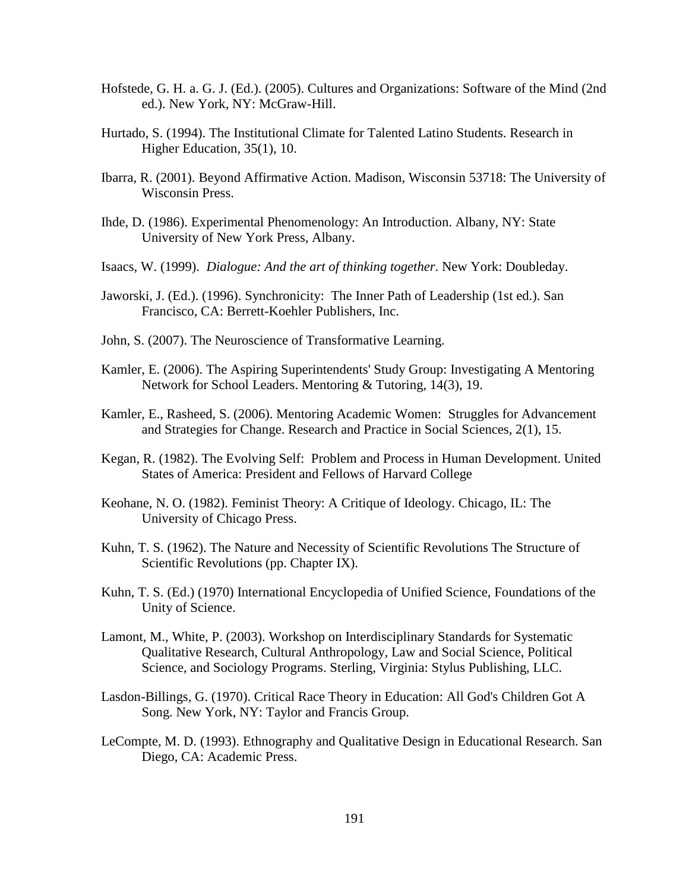Hofstede, G. H. a. G. J. (Ed.). (2005). Cultures and Organizations: Software of the Mind (2nd ed.). New York, NY: McGraw-Hill.

Hurtado, S. (1994). The Institutional Climate for Talented Latino Students. Research in Higher Education, 35(1), 10.

Ibarra, R. (2001). Beyond Affirmative Action. Madison, Wisconsin 53718: The University of Wisconsin Press.

Ihde, D. (1986). Experimental Phenomenology: An Introduction. Albany, NY: State University of New York Press, Albany.

Isaacs, W. (1999). *Dialogue: And the art of thinking together*. New York: Doubleday.

Jaworski, J. (Ed.). (1996). Synchronicity: The Inner Path of Leadership (1st ed.). San Francisco, CA: Berrett-Koehler Publishers, Inc.

John, S. (2007). The Neuroscience of Transformative Learning.

Kamler, E. (2006). The Aspiring Superintendents' Study Group: Investigating A Mentoring Network for School Leaders. Mentoring & Tutoring, 14(3), 19.

Kamler, E., Rasheed, S. (2006). Mentoring Academic Women: Struggles for Advancement and Strategies for Change. Research and Practice in Social Sciences, 2(1), 15.

Kegan, R. (1982). The Evolving Self: Problem and Process in Human Development. United States of America: President and Fellows of Harvard College

Keohane, N. O. (1982). Feminist Theory: A Critique of Ideology. Chicago, IL: The University of Chicago Press.

Kuhn, T. S. (1962). The Nature and Necessity of Scientific Revolutions The Structure of Scientific Revolutions (pp. Chapter IX).

Kuhn, T. S. (Ed.) (1970) International Encyclopedia of Unified Science, Foundations of the Unity of Science.

Lamont, M., White, P. (2003). Workshop on Interdisciplinary Standards for Systematic Qualitative Research, Cultural Anthropology, Law and Social Science, Political Science, and Sociology Programs. Sterling, Virginia: Stylus Publishing, LLC.

Lasdon-Billings, G. (1970). Critical Race Theory in Education: All God's Children Got A Song. New York, NY: Taylor and Francis Group.

LeCompte, M. D. (1993). Ethnography and Qualitative Design in Educational Research. San Diego, CA: Academic Press.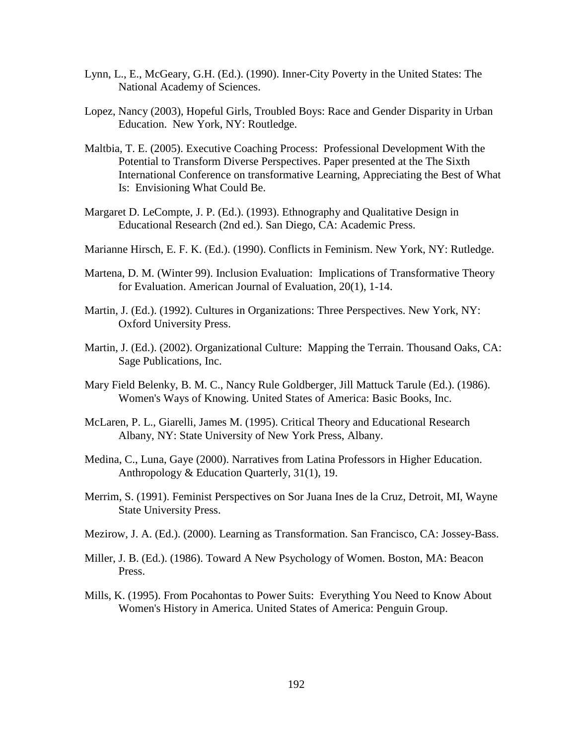Lynn, L., E., McGeary, G.H. (Ed.). (1990). Inner-City Poverty in the United States: The National Academy of Sciences.

Lopez, Nancy (2003), Hopeful Girls, Troubled Boys: Race and Gender Disparity in Urban Education. New York, NY: Routledge.

Maltbia, T. E. (2005). Executive Coaching Process: Professional Development With the Potential to Transform Diverse Perspectives. Paper presented at the The Sixth International Conference on transformative Learning, Appreciating the Best of What Is: Envisioning What Could Be.

Margaret D. LeCompte, J. P. (Ed.). (1993). Ethnography and Qualitative Design in Educational Research (2nd ed.). San Diego, CA: Academic Press.

Marianne Hirsch, E. F. K. (Ed.). (1990). Conflicts in Feminism. New York, NY: Rutledge.

Martena, D. M. (Winter 99). Inclusion Evaluation: Implications of Transformative Theory for Evaluation. American Journal of Evaluation, 20(1), 1-14.

Martin, J. (Ed.). (1992). Cultures in Organizations: Three Perspectives. New York, NY: Oxford University Press.

Martin, J. (Ed.). (2002). Organizational Culture: Mapping the Terrain. Thousand Oaks, CA: Sage Publications, Inc.

Mary Field Belenky, B. M. C., Nancy Rule Goldberger, Jill Mattuck Tarule (Ed.). (1986). Women's Ways of Knowing. United States of America: Basic Books, Inc.

McLaren, P. L., Giarelli, James M. (1995). Critical Theory and Educational Research Albany, NY: State University of New York Press, Albany.

Medina, C., Luna, Gaye (2000). Narratives from Latina Professors in Higher Education. Anthropology & Education Quarterly, 31(1), 19.

Merrim, S. (1991). Feminist Perspectives on Sor Juana Ines de la Cruz, Detroit, MI, Wayne State University Press.

Mezirow, J. A. (Ed.). (2000). Learning as Transformation. San Francisco, CA: Jossey-Bass.

Miller, J. B. (Ed.). (1986). Toward A New Psychology of Women. Boston, MA: Beacon Press.

Mills, K. (1995). From Pocahontas to Power Suits: Everything You Need to Know About Women's History in America. United States of America: Penguin Group.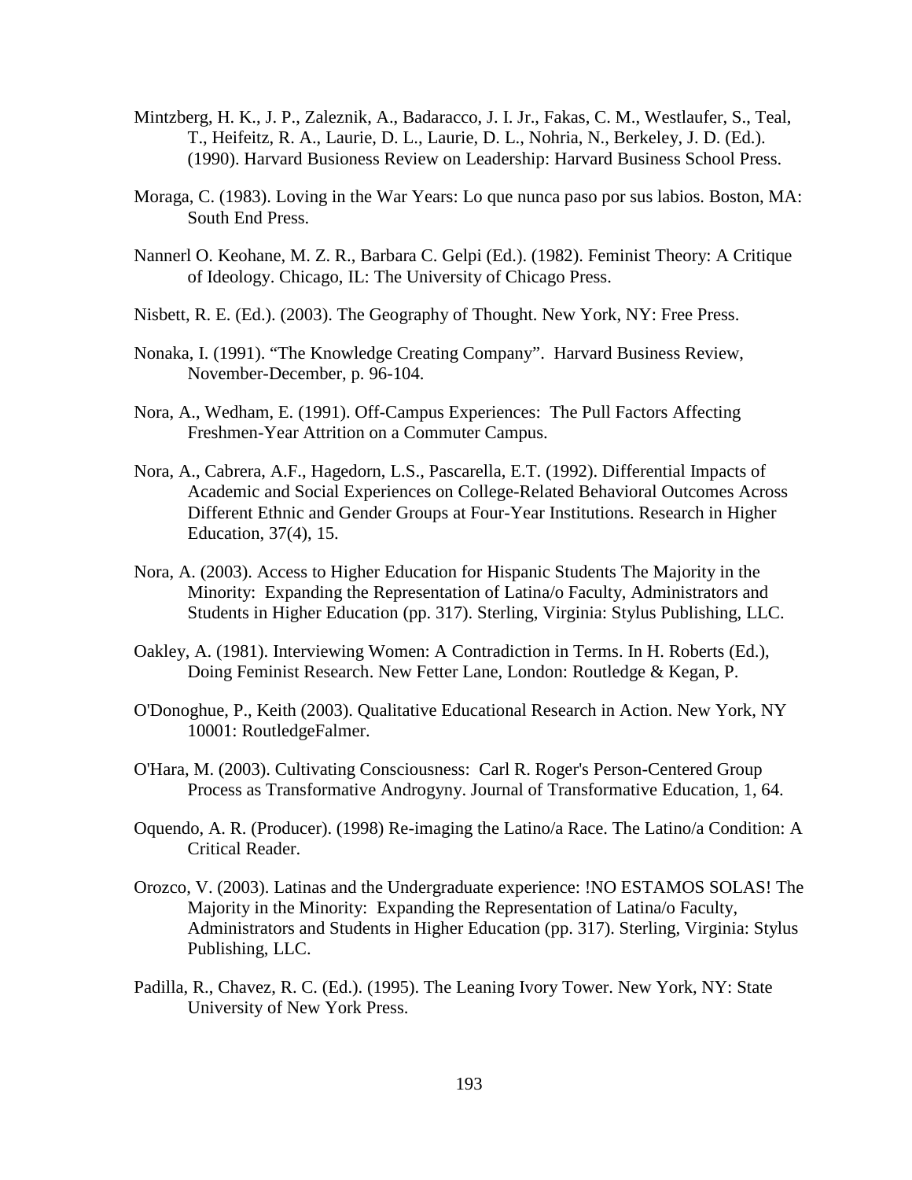Mintzberg, H. K., J. P., Zaleznik, A., Badaracco, J. I. Jr., Fakas, C. M., Westlaufer, S., Teal, T., Heifeitz, R. A., Laurie, D. L., Laurie, D. L., Nohria, N., Berkeley, J. D. (Ed.). (1990). Harvard Busioness Review on Leadership: Harvard Business School Press.

Moraga, C. (1983). Loving in the War Years: Lo que nunca paso por sus labios. Boston, MA: South End Press.

Nannerl O. Keohane, M. Z. R., Barbara C. Gelpi (Ed.). (1982). Feminist Theory: A Critique of Ideology. Chicago, IL: The University of Chicago Press.

Nisbett, R. E. (Ed.). (2003). The Geography of Thought. New York, NY: Free Press.

Nonaka, I. (1991). "The Knowledge Creating Company". Harvard Business Review, November-December, p. 96-104.

Nora, A., Wedham, E. (1991). Off-Campus Experiences: The Pull Factors Affecting Freshmen-Year Attrition on a Commuter Campus.

Nora, A., Cabrera, A.F., Hagedorn, L.S., Pascarella, E.T. (1992). Differential Impacts of Academic and Social Experiences on College-Related Behavioral Outcomes Across Different Ethnic and Gender Groups at Four-Year Institutions. Research in Higher Education, 37(4), 15.

Nora, A. (2003). Access to Higher Education for Hispanic Students The Majority in the Minority: Expanding the Representation of Latina/o Faculty, Administrators and Students in Higher Education (pp. 317). Sterling, Virginia: Stylus Publishing, LLC.

Oakley, A. (1981). Interviewing Women: A Contradiction in Terms. In H. Roberts (Ed.), Doing Feminist Research. New Fetter Lane, London: Routledge & Kegan, P.

O'Donoghue, P., Keith (2003). Qualitative Educational Research in Action. New York, NY 10001: RoutledgeFalmer.

O'Hara, M. (2003). Cultivating Consciousness: Carl R. Roger's Person-Centered Group Process as Transformative Androgyny. Journal of Transformative Education, 1, 64.

Oquendo, A. R. (Producer). (1998) Re-imaging the Latino/a Race. The Latino/a Condition: A Critical Reader.

Orozco, V. (2003). Latinas and the Undergraduate experience: !NO ESTAMOS SOLAS! The Majority in the Minority: Expanding the Representation of Latina/o Faculty, Administrators and Students in Higher Education (pp. 317). Sterling, Virginia: Stylus Publishing, LLC.

Padilla, R., Chavez, R. C. (Ed.). (1995). The Leaning Ivory Tower. New York, NY: State University of New York Press.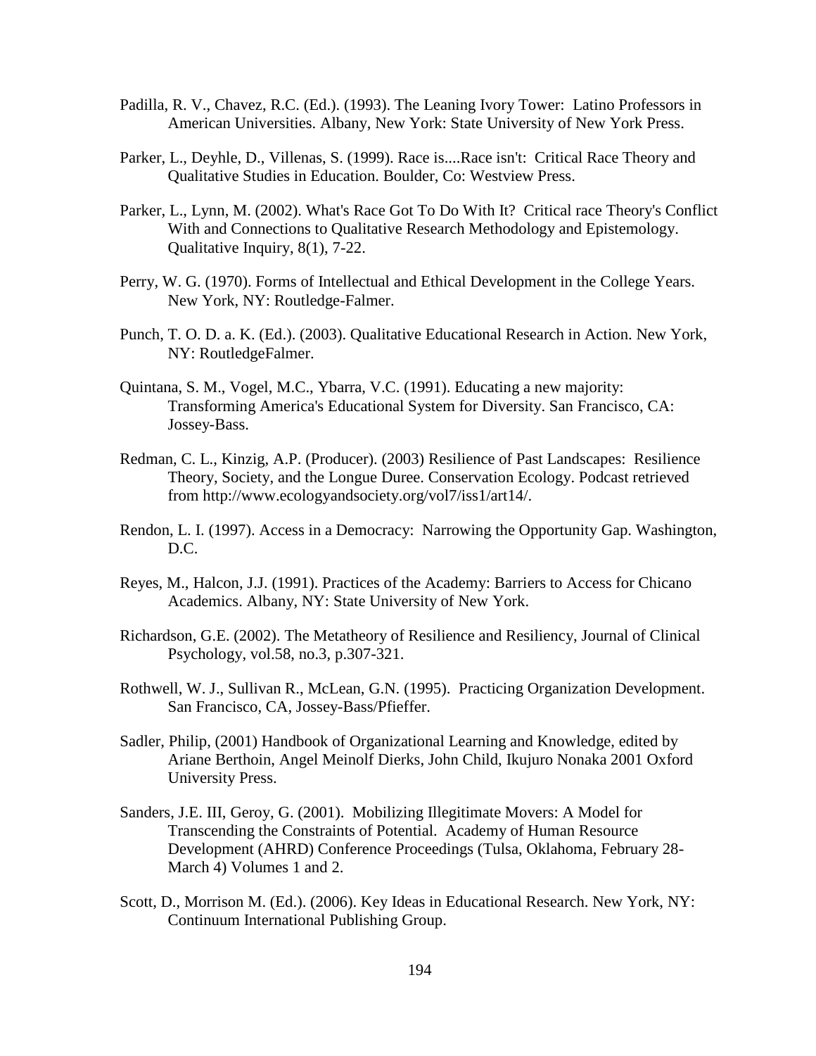Padilla, R. V., Chavez, R.C. (Ed.). (1993). The Leaning Ivory Tower: Latino Professors in American Universities. Albany, New York: State University of New York Press.

Parker, L., Deyhle, D., Villenas, S. (1999). Race is....Race isn't: Critical Race Theory and Qualitative Studies in Education. Boulder, Co: Westview Press.

Parker, L., Lynn, M. (2002). What's Race Got To Do With It? Critical race Theory's Conflict With and Connections to Qualitative Research Methodology and Epistemology. Qualitative Inquiry, 8(1), 7-22.

Perry, W. G. (1970). Forms of Intellectual and Ethical Development in the College Years. New York, NY: Routledge-Falmer.

Punch, T. O. D. a. K. (Ed.). (2003). Qualitative Educational Research in Action. New York, NY: RoutledgeFalmer.

Quintana, S. M., Vogel, M.C., Ybarra, V.C. (1991). Educating a new majority: Transforming America's Educational System for Diversity. San Francisco, CA: Jossey-Bass.

Redman, C. L., Kinzig, A.P. (Producer). (2003) Resilience of Past Landscapes: Resilience Theory, Society, and the Longue Duree. Conservation Ecology. Podcast retrieved from http://www.ecologyandsociety.org/vol7/iss1/art14/.

Rendon, L. I. (1997). Access in a Democracy: Narrowing the Opportunity Gap. Washington, D.C.

Reyes, M., Halcon, J.J. (1991). Practices of the Academy: Barriers to Access for Chicano Academics. Albany, NY: State University of New York.

Richardson, G.E. (2002). The Metatheory of Resilience and Resiliency, Journal of Clinical Psychology, vol.58, no.3, p.307-321.

Rothwell, W. J., Sullivan R., McLean, G.N. (1995). Practicing Organization Development. San Francisco, CA, Jossey-Bass/Pfieffer.

Sadler, Philip, (2001) Handbook of Organizational Learning and Knowledge, edited by Ariane Berthoin, Angel Meinolf Dierks, John Child, Ikujuro Nonaka 2001 Oxford University Press.

Sanders, J.E. III, Geroy, G. (2001). Mobilizing Illegitimate Movers: A Model for Transcending the Constraints of Potential. Academy of Human Resource Development (AHRD) Conference Proceedings (Tulsa, Oklahoma, February 28-March 4) Volumes 1 and 2.

Scott, D., Morrison M. (Ed.). (2006). Key Ideas in Educational Research. New York, NY: Continuum International Publishing Group.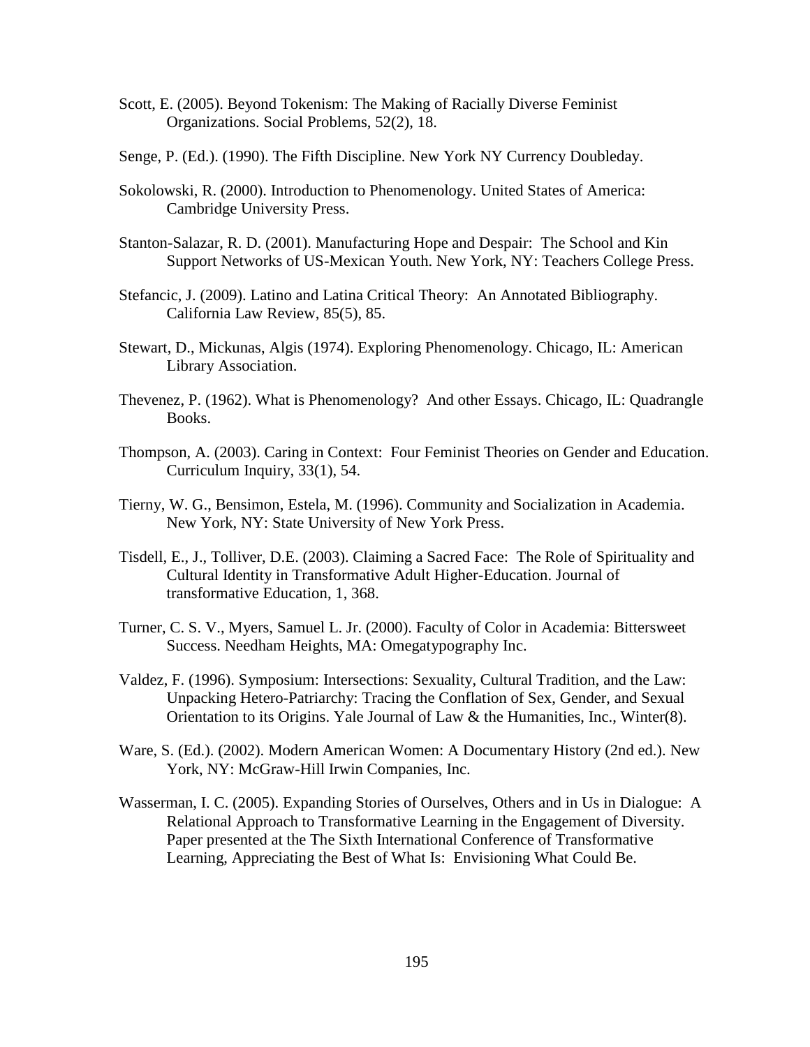Scott, E. (2005). Beyond Tokenism: The Making of Racially Diverse Feminist Organizations. Social Problems, 52(2), 18.

Senge, P. (Ed.). (1990). The Fifth Discipline. New York NY Currency Doubleday.

Sokolowski, R. (2000). Introduction to Phenomenology. United States of America: Cambridge University Press.

Stanton-Salazar, R. D. (2001). Manufacturing Hope and Despair: The School and Kin Support Networks of US-Mexican Youth. New York, NY: Teachers College Press.

Stefancic, J. (2009). Latino and Latina Critical Theory: An Annotated Bibliography. California Law Review, 85(5), 85.

Stewart, D., Mickunas, Algis (1974). Exploring Phenomenology. Chicago, IL: American Library Association.

Thevenez, P. (1962). What is Phenomenology? And other Essays. Chicago, IL: Quadrangle Books.

Thompson, A. (2003). Caring in Context: Four Feminist Theories on Gender and Education. Curriculum Inquiry, 33(1), 54.

Tierny, W. G., Bensimon, Estela, M. (1996). Community and Socialization in Academia. New York, NY: State University of New York Press.

Tisdell, E., J., Tolliver, D.E. (2003). Claiming a Sacred Face: The Role of Spirituality and Cultural Identity in Transformative Adult Higher-Education. Journal of transformative Education, 1, 368.

Turner, C. S. V., Myers, Samuel L. Jr. (2000). Faculty of Color in Academia: Bittersweet Success. Needham Heights, MA: Omegatypography Inc.

Valdez, F. (1996). Symposium: Intersections: Sexuality, Cultural Tradition, and the Law: Unpacking Hetero-Patriarchy: Tracing the Conflation of Sex, Gender, and Sexual Orientation to its Origins. Yale Journal of Law & the Humanities, Inc., Winter(8).

Ware, S. (Ed.). (2002). Modern American Women: A Documentary History (2nd ed.). New York, NY: McGraw-Hill Irwin Companies, Inc.

Wasserman, I. C. (2005). Expanding Stories of Ourselves, Others and in Us in Dialogue: A Relational Approach to Transformative Learning in the Engagement of Diversity. Paper presented at the The Sixth International Conference of Transformative Learning, Appreciating the Best of What Is: Envisioning What Could Be.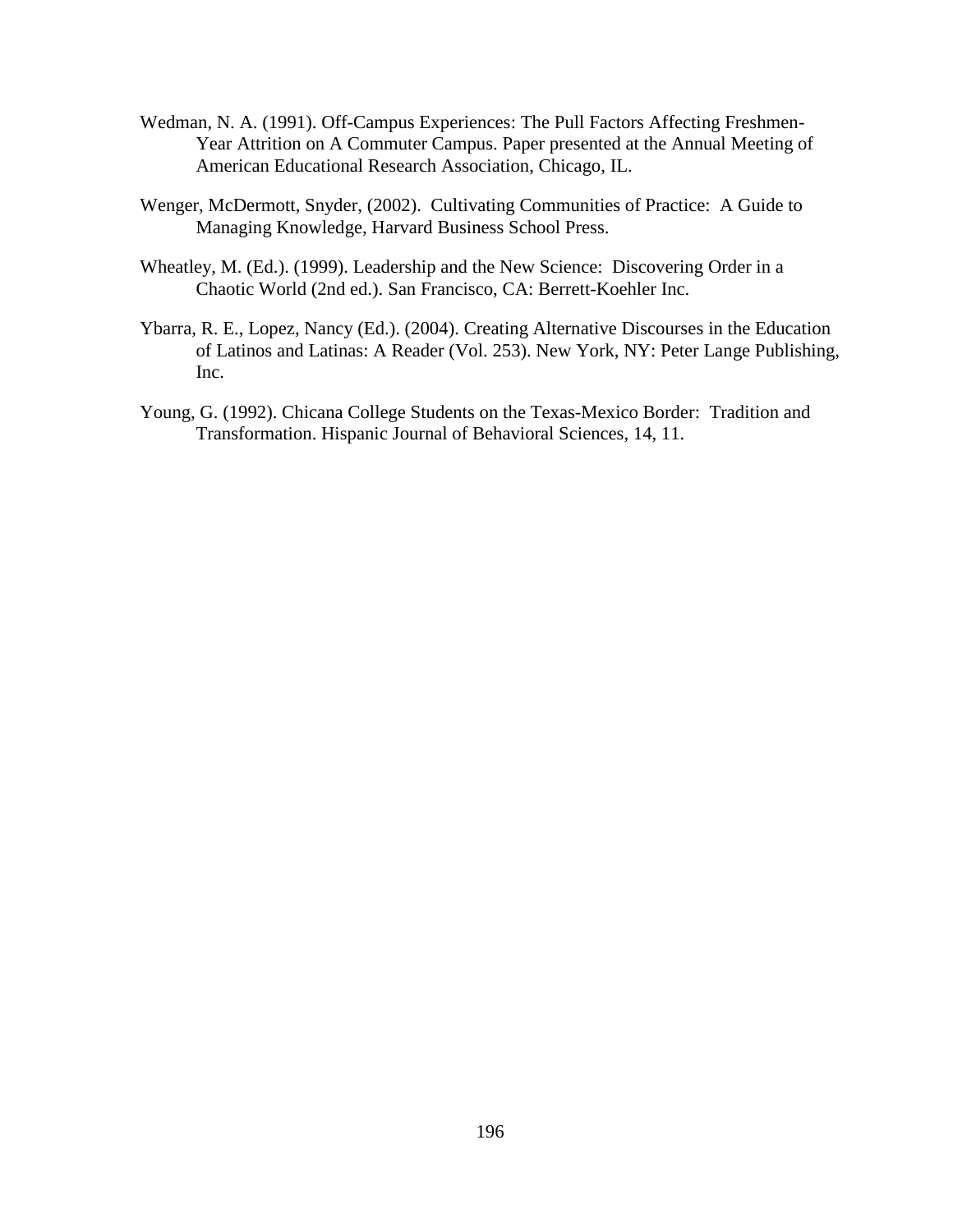Wedman, N. A. (1991). Off-Campus Experiences: The Pull Factors Affecting Freshmen-Year Attrition on A Commuter Campus. Paper presented at the Annual Meeting of American Educational Research Association, Chicago, IL.

Wenger, McDermott, Snyder, (2002). Cultivating Communities of Practice: A Guide to Managing Knowledge, Harvard Business School Press.

Wheatley, M. (Ed.). (1999). Leadership and the New Science: Discovering Order in a Chaotic World (2nd ed.). San Francisco, CA: Berrett-Koehler Inc.

Ybarra, R. E., Lopez, Nancy (Ed.). (2004). Creating Alternative Discourses in the Education of Latinos and Latinas: A Reader (Vol. 253). New York, NY: Peter Lange Publishing, Inc.

Young, G. (1992). Chicana College Students on the Texas-Mexico Border: Tradition and Transformation. Hispanic Journal of Behavioral Sciences, 14, 11.